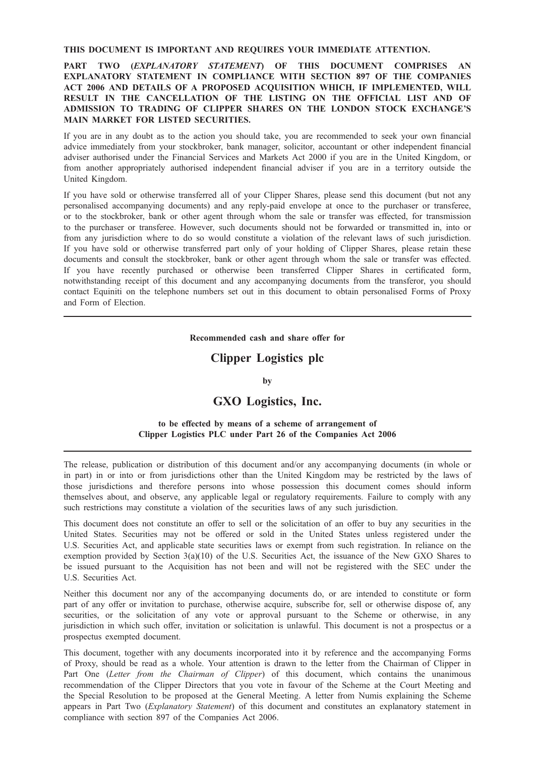**THIS DOCUMENT IS IMPORTANT AND REQUIRES YOUR IMMEDIATE ATTENTION.**

**PART TWO (*EXPLANATORY STATEMENT*) OF THIS DOCUMENT COMPRISES AN EXPLANATORY STATEMENT IN COMPLIANCE WITH SECTION 897 OF THE COMPANIES ACT 2006 AND DETAILS OF A PROPOSED ACQUISITION WHICH, IF IMPLEMENTED, WILL RESULT IN THE CANCELLATION OF THE LISTING ON THE OFFICIAL LIST AND OF ADMISSION TO TRADING OF CLIPPER SHARES ON THE LONDON STOCK EXCHANGE'S MAIN MARKET FOR LISTED SECURITIES.**

If you are in any doubt as to the action you should take, you are recommended to seek your own financial advice immediately from your stockbroker, bank manager, solicitor, accountant or other independent financial adviser authorised under the Financial Services and Markets Act 2000 if you are in the United Kingdom, or from another appropriately authorised independent financial adviser if you are in a territory outside the United Kingdom.

If you have sold or otherwise transferred all of your Clipper Shares, please send this document (but not any personalised accompanying documents) and any reply-paid envelope at once to the purchaser or transferee, or to the stockbroker, bank or other agent through whom the sale or transfer was effected, for transmission to the purchaser or transferee. However, such documents should not be forwarded or transmitted in, into or from any jurisdiction where to do so would constitute a violation of the relevant laws of such jurisdiction. If you have sold or otherwise transferred part only of your holding of Clipper Shares, please retain these documents and consult the stockbroker, bank or other agent through whom the sale or transfer was effected. If you have recently purchased or otherwise been transferred Clipper Shares in certificated form, notwithstanding receipt of this document and any accompanying documents from the transferor, you should contact Equiniti on the telephone numbers set out in this document to obtain personalised Forms of Proxy and Form of Election.

---

**Recommended cash and share offer for**

# Clipper Logistics plc

**by**

# GXO Logistics, Inc.

**to be effected by means of a scheme of arrangement of Clipper Logistics PLC under Part 26 of the Companies Act 2006**

---

The release, publication or distribution of this document and/or any accompanying documents (in whole or in part) in or into or from jurisdictions other than the United Kingdom may be restricted by the laws of those jurisdictions and therefore persons into whose possession this document comes should inform themselves about, and observe, any applicable legal or regulatory requirements. Failure to comply with any such restrictions may constitute a violation of the securities laws of any such jurisdiction.

This document does not constitute an offer to sell or the solicitation of an offer to buy any securities in the United States. Securities may not be offered or sold in the United States unless registered under the U.S. Securities Act, and applicable state securities laws or exempt from such registration. In reliance on the exemption provided by Section 3(a)(10) of the U.S. Securities Act, the issuance of the New GXO Shares to be issued pursuant to the Acquisition has not been and will not be registered with the SEC under the U.S. Securities Act.

Neither this document nor any of the accompanying documents do, or are intended to constitute or form part of any offer or invitation to purchase, otherwise acquire, subscribe for, sell or otherwise dispose of, any securities, or the solicitation of any vote or approval pursuant to the Scheme or otherwise, in any jurisdiction in which such offer, invitation or solicitation is unlawful. This document is not a prospectus or a prospectus exempted document.

This document, together with any documents incorporated into it by reference and the accompanying Forms of Proxy, should be read as a whole. Your attention is drawn to the letter from the Chairman of Clipper in Part One (*Letter from the Chairman of Clipper*) of this document, which contains the unanimous recommendation of the Clipper Directors that you vote in favour of the Scheme at the Court Meeting and the Special Resolution to be proposed at the General Meeting. A letter from Numis explaining the Scheme appears in Part Two (*Explanatory Statement*) of this document and constitutes an explanatory statement in compliance with section 897 of the Companies Act 2006.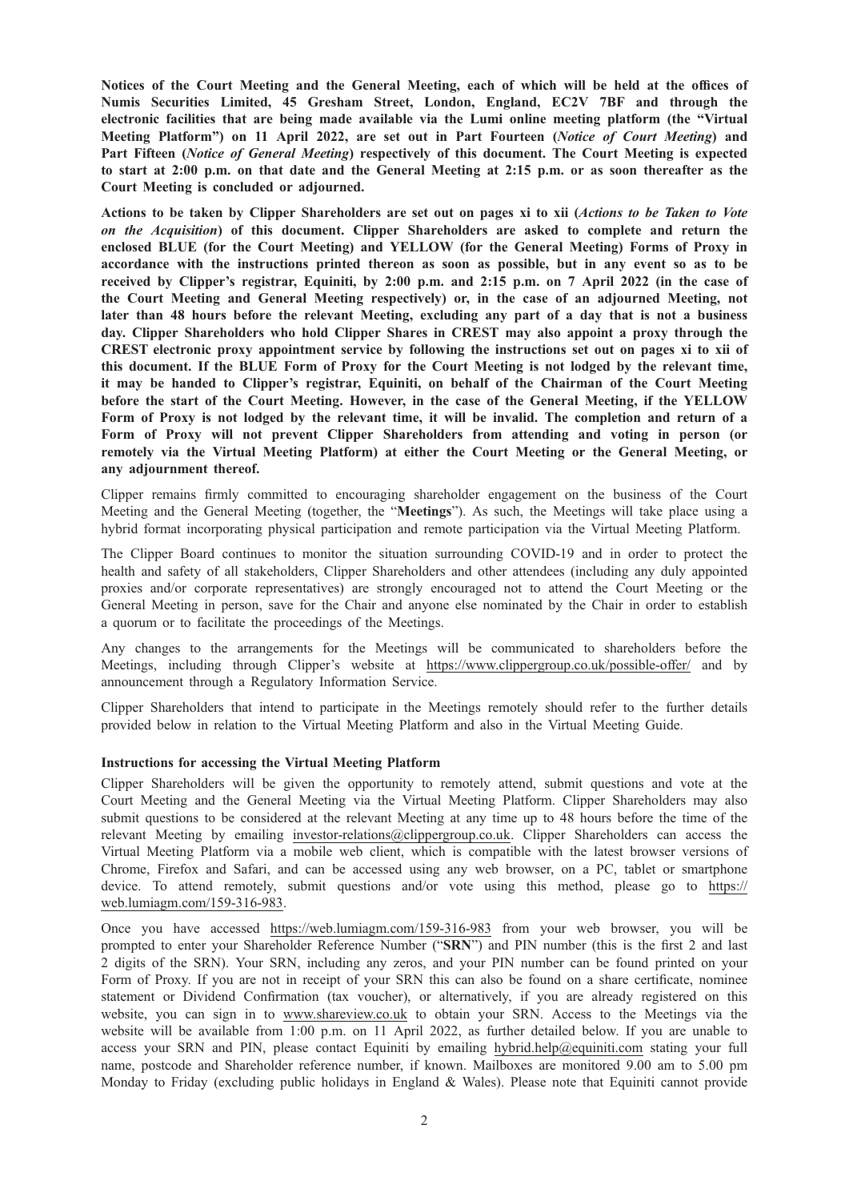**Notices of the Court Meeting and the General Meeting, each of which will be held at the offices of Numis Securities Limited, 45 Gresham Street, London, England, EC2V 7BF and through the electronic facilities that are being made available via the Lumi online meeting platform (the "Virtual Meeting Platform") on 11 April 2022, are set out in Part Fourteen (*Notice of Court Meeting*) and Part Fifteen (*Notice of General Meeting*) respectively of this document. The Court Meeting is expected to start at 2:00 p.m. on that date and the General Meeting at 2:15 p.m. or as soon thereafter as the Court Meeting is concluded or adjourned.**

**Actions to be taken by Clipper Shareholders are set out on pages xi to xii (*Actions to be Taken to Vote on the Acquisition*) of this document. Clipper Shareholders are asked to complete and return the enclosed BLUE (for the Court Meeting) and YELLOW (for the General Meeting) Forms of Proxy in accordance with the instructions printed thereon as soon as possible, but in any event so as to be received by Clipper's registrar, Equiniti, by 2:00 p.m. and 2:15 p.m. on 7 April 2022 (in the case of the Court Meeting and General Meeting respectively) or, in the case of an adjourned Meeting, not later than 48 hours before the relevant Meeting, excluding any part of a day that is not a business day. Clipper Shareholders who hold Clipper Shares in CREST may also appoint a proxy through the CREST electronic proxy appointment service by following the instructions set out on pages xi to xii of this document. If the BLUE Form of Proxy for the Court Meeting is not lodged by the relevant time, it may be handed to Clipper's registrar, Equiniti, on behalf of the Chairman of the Court Meeting before the start of the Court Meeting. However, in the case of the General Meeting, if the YELLOW Form of Proxy is not lodged by the relevant time, it will be invalid. The completion and return of a Form of Proxy will not prevent Clipper Shareholders from attending and voting in person (or remotely via the Virtual Meeting Platform) at either the Court Meeting or the General Meeting, or any adjournment thereof.**

Clipper remains firmly committed to encouraging shareholder engagement on the business of the Court Meeting and the General Meeting (together, the "**Meetings**"). As such, the Meetings will take place using a hybrid format incorporating physical participation and remote participation via the Virtual Meeting Platform.

The Clipper Board continues to monitor the situation surrounding COVID-19 and in order to protect the health and safety of all stakeholders, Clipper Shareholders and other attendees (including any duly appointed proxies and/or corporate representatives) are strongly encouraged not to attend the Court Meeting or the General Meeting in person, save for the Chair and anyone else nominated by the Chair in order to establish a quorum or to facilitate the proceedings of the Meetings.

Any changes to the arrangements for the Meetings will be communicated to shareholders before the Meetings, including through Clipper's website at https://www.clippergroup.co.uk/possible-offer/ and by announcement through a Regulatory Information Service.

Clipper Shareholders that intend to participate in the Meetings remotely should refer to the further details provided below in relation to the Virtual Meeting Platform and also in the Virtual Meeting Guide.

**Instructions for accessing the Virtual Meeting Platform**

Clipper Shareholders will be given the opportunity to remotely attend, submit questions and vote at the Court Meeting and the General Meeting via the Virtual Meeting Platform. Clipper Shareholders may also submit questions to be considered at the relevant Meeting at any time up to 48 hours before the time of the relevant Meeting by emailing investor-relations@clippergroup.co.uk. Clipper Shareholders can access the Virtual Meeting Platform via a mobile web client, which is compatible with the latest browser versions of Chrome, Firefox and Safari, and can be accessed using any web browser, on a PC, tablet or smartphone device. To attend remotely, submit questions and/or vote using this method, please go to https://web.lumiagm.com/159-316-983.

Once you have accessed https://web.lumiagm.com/159-316-983 from your web browser, you will be prompted to enter your Shareholder Reference Number ("**SRN**") and PIN number (this is the first 2 and last 2 digits of the SRN). Your SRN, including any zeros, and your PIN number can be found printed on your Form of Proxy. If you are not in receipt of your SRN this can also be found on a share certificate, nominee statement or Dividend Confirmation (tax voucher), or alternatively, if you are already registered on this website, you can sign in to www.shareview.co.uk to obtain your SRN. Access to the Meetings via the website will be available from 1:00 p.m. on 11 April 2022, as further detailed below. If you are unable to access your SRN and PIN, please contact Equiniti by emailing hybrid.help@equiniti.com stating your full name, postcode and Shareholder reference number, if known. Mailboxes are monitored 9.00 am to 5.00 pm Monday to Friday (excluding public holidays in England & Wales). Please note that Equiniti cannot provide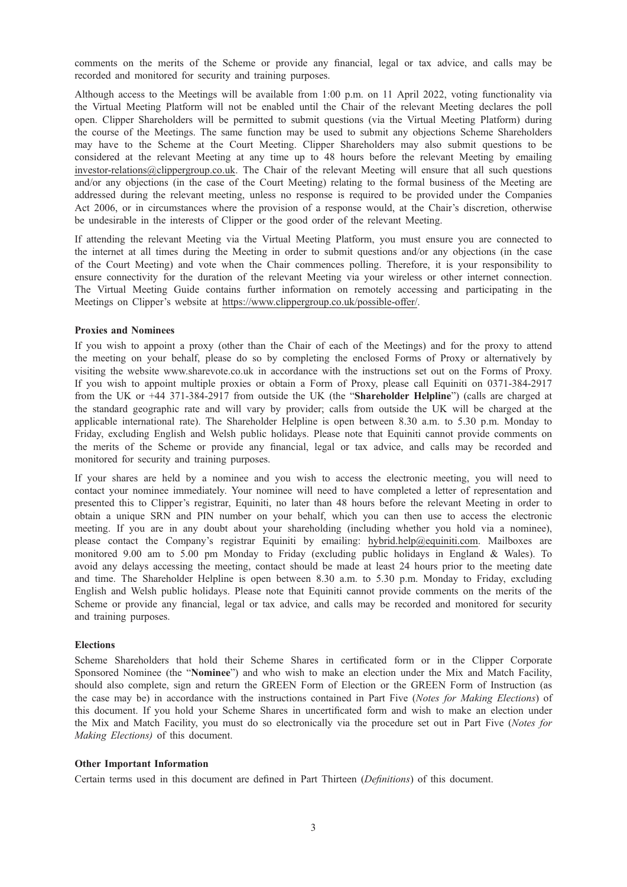comments on the merits of the Scheme or provide any financial, legal or tax advice, and calls may be recorded and monitored for security and training purposes.

Although access to the Meetings will be available from 1:00 p.m. on 11 April 2022, voting functionality via the Virtual Meeting Platform will not be enabled until the Chair of the relevant Meeting declares the poll open. Clipper Shareholders will be permitted to submit questions (via the Virtual Meeting Platform) during the course of the Meetings. The same function may be used to submit any objections Scheme Shareholders may have to the Scheme at the Court Meeting. Clipper Shareholders may also submit questions to be considered at the relevant Meeting at any time up to 48 hours before the relevant Meeting by emailing investor-relations@clippergroup.co.uk. The Chair of the relevant Meeting will ensure that all such questions and/or any objections (in the case of the Court Meeting) relating to the formal business of the Meeting are addressed during the relevant meeting, unless no response is required to be provided under the Companies Act 2006, or in circumstances where the provision of a response would, at the Chair's discretion, otherwise be undesirable in the interests of Clipper or the good order of the relevant Meeting.

If attending the relevant Meeting via the Virtual Meeting Platform, you must ensure you are connected to the internet at all times during the Meeting in order to submit questions and/or any objections (in the case of the Court Meeting) and vote when the Chair commences polling. Therefore, it is your responsibility to ensure connectivity for the duration of the relevant Meeting via your wireless or other internet connection. The Virtual Meeting Guide contains further information on remotely accessing and participating in the Meetings on Clipper's website at https://www.clippergroup.co.uk/possible-offer/.

**Proxies and Nominees**

If you wish to appoint a proxy (other than the Chair of each of the Meetings) and for the proxy to attend the meeting on your behalf, please do so by completing the enclosed Forms of Proxy or alternatively by visiting the website www.sharevote.co.uk in accordance with the instructions set out on the Forms of Proxy. If you wish to appoint multiple proxies or obtain a Form of Proxy, please call Equiniti on 0371-384-2917 from the UK or +44 371-384-2917 from outside the UK (the "**Shareholder Helpline**") (calls are charged at the standard geographic rate and will vary by provider; calls from outside the UK will be charged at the applicable international rate). The Shareholder Helpline is open between 8.30 a.m. to 5.30 p.m. Monday to Friday, excluding English and Welsh public holidays. Please note that Equiniti cannot provide comments on the merits of the Scheme or provide any financial, legal or tax advice, and calls may be recorded and monitored for security and training purposes.

If your shares are held by a nominee and you wish to access the electronic meeting, you will need to contact your nominee immediately. Your nominee will need to have completed a letter of representation and presented this to Clipper's registrar, Equiniti, no later than 48 hours before the relevant Meeting in order to obtain a unique SRN and PIN number on your behalf, which you can then use to access the electronic meeting. If you are in any doubt about your shareholding (including whether you hold via a nominee), please contact the Company's registrar Equiniti by emailing: hybrid.help@equiniti.com. Mailboxes are monitored 9.00 am to 5.00 pm Monday to Friday (excluding public holidays in England & Wales). To avoid any delays accessing the meeting, contact should be made at least 24 hours prior to the meeting date and time. The Shareholder Helpline is open between 8.30 a.m. to 5.30 p.m. Monday to Friday, excluding English and Welsh public holidays. Please note that Equiniti cannot provide comments on the merits of the Scheme or provide any financial, legal or tax advice, and calls may be recorded and monitored for security and training purposes.

**Elections**

Scheme Shareholders that hold their Scheme Shares in certificated form or in the Clipper Corporate Sponsored Nominee (the "**Nominee**") and who wish to make an election under the Mix and Match Facility, should also complete, sign and return the GREEN Form of Election or the GREEN Form of Instruction (as the case may be) in accordance with the instructions contained in Part Five (*Notes for Making Elections*) of this document. If you hold your Scheme Shares in uncertificated form and wish to make an election under the Mix and Match Facility, you must do so electronically via the procedure set out in Part Five (*Notes for Making Elections)* of this document.

**Other Important Information**

Certain terms used in this document are defined in Part Thirteen (*Definitions*) of this document.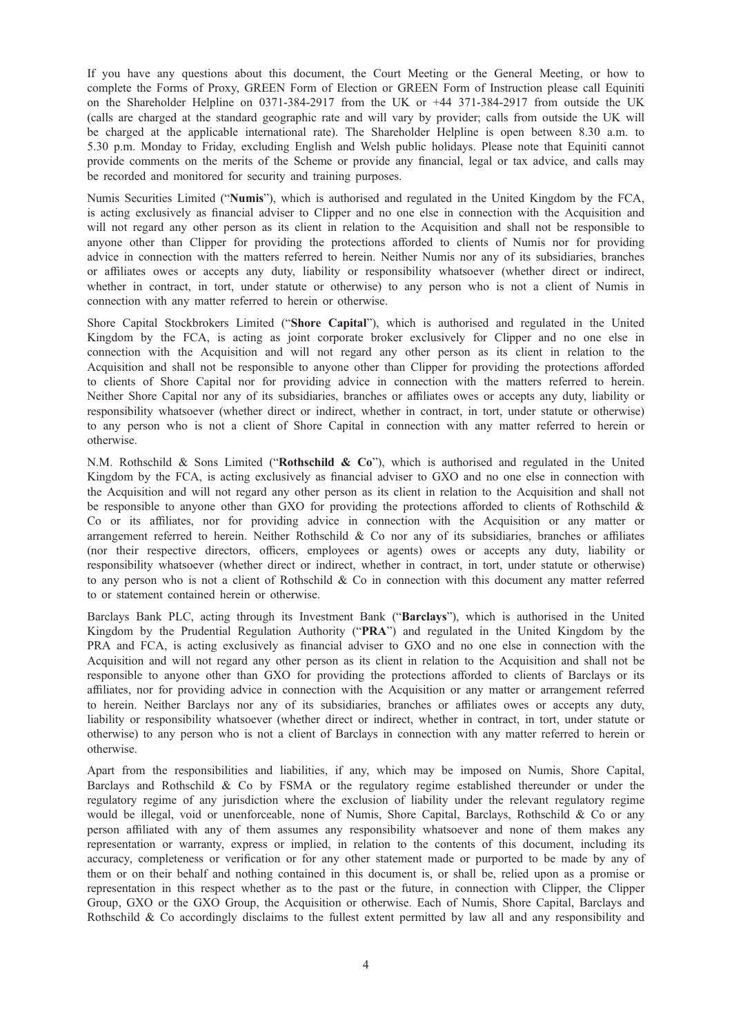If you have any questions about this document, the Court Meeting or the General Meeting, or how to complete the Forms of Proxy, GREEN Form of Election or GREEN Form of Instruction please call Equiniti on the Shareholder Helpline on 0371-384-2917 from the UK or +44 371-384-2917 from outside the UK (calls are charged at the standard geographic rate and will vary by provider; calls from outside the UK will be charged at the applicable international rate). The Shareholder Helpline is open between 8.30 a.m. to 5.30 p.m. Monday to Friday, excluding English and Welsh public holidays. Please note that Equiniti cannot provide comments on the merits of the Scheme or provide any financial, legal or tax advice, and calls may be recorded and monitored for security and training purposes.

Numis Securities Limited ("**Numis**"), which is authorised and regulated in the United Kingdom by the FCA, is acting exclusively as financial adviser to Clipper and no one else in connection with the Acquisition and will not regard any other person as its client in relation to the Acquisition and shall not be responsible to anyone other than Clipper for providing the protections afforded to clients of Numis nor for providing advice in connection with the matters referred to herein. Neither Numis nor any of its subsidiaries, branches or affiliates owes or accepts any duty, liability or responsibility whatsoever (whether direct or indirect, whether in contract, in tort, under statute or otherwise) to any person who is not a client of Numis in connection with any matter referred to herein or otherwise.

Shore Capital Stockbrokers Limited ("**Shore Capital**"), which is authorised and regulated in the United Kingdom by the FCA, is acting as joint corporate broker exclusively for Clipper and no one else in connection with the Acquisition and will not regard any other person as its client in relation to the Acquisition and shall not be responsible to anyone other than Clipper for providing the protections afforded to clients of Shore Capital nor for providing advice in connection with the matters referred to herein. Neither Shore Capital nor any of its subsidiaries, branches or affiliates owes or accepts any duty, liability or responsibility whatsoever (whether direct or indirect, whether in contract, in tort, under statute or otherwise) to any person who is not a client of Shore Capital in connection with any matter referred to herein or otherwise.

N.M. Rothschild & Sons Limited ("**Rothschild & Co**"), which is authorised and regulated in the United Kingdom by the FCA, is acting exclusively as financial adviser to GXO and no one else in connection with the Acquisition and will not regard any other person as its client in relation to the Acquisition and shall not be responsible to anyone other than GXO for providing the protections afforded to clients of Rothschild & Co or its affiliates, nor for providing advice in connection with the Acquisition or any matter or arrangement referred to herein. Neither Rothschild & Co nor any of its subsidiaries, branches or affiliates (nor their respective directors, officers, employees or agents) owes or accepts any duty, liability or responsibility whatsoever (whether direct or indirect, whether in contract, in tort, under statute or otherwise) to any person who is not a client of Rothschild & Co in connection with this document any matter referred to or statement contained herein or otherwise.

Barclays Bank PLC, acting through its Investment Bank ("**Barclays**"), which is authorised in the United Kingdom by the Prudential Regulation Authority ("**PRA**") and regulated in the United Kingdom by the PRA and FCA, is acting exclusively as financial adviser to GXO and no one else in connection with the Acquisition and will not regard any other person as its client in relation to the Acquisition and shall not be responsible to anyone other than GXO for providing the protections afforded to clients of Barclays or its affiliates, nor for providing advice in connection with the Acquisition or any matter or arrangement referred to herein. Neither Barclays nor any of its subsidiaries, branches or affiliates owes or accepts any duty, liability or responsibility whatsoever (whether direct or indirect, whether in contract, in tort, under statute or otherwise) to any person who is not a client of Barclays in connection with any matter referred to herein or otherwise.

Apart from the responsibilities and liabilities, if any, which may be imposed on Numis, Shore Capital, Barclays and Rothschild & Co by FSMA or the regulatory regime established thereunder or under the regulatory regime of any jurisdiction where the exclusion of liability under the relevant regulatory regime would be illegal, void or unenforceable, none of Numis, Shore Capital, Barclays, Rothschild & Co or any person affiliated with any of them assumes any responsibility whatsoever and none of them makes any representation or warranty, express or implied, in relation to the contents of this document, including its accuracy, completeness or verification or for any other statement made or purported to be made by any of them or on their behalf and nothing contained in this document is, or shall be, relied upon as a promise or representation in this respect whether as to the past or the future, in connection with Clipper, the Clipper Group, GXO or the GXO Group, the Acquisition or otherwise. Each of Numis, Shore Capital, Barclays and Rothschild & Co accordingly disclaims to the fullest extent permitted by law all and any responsibility and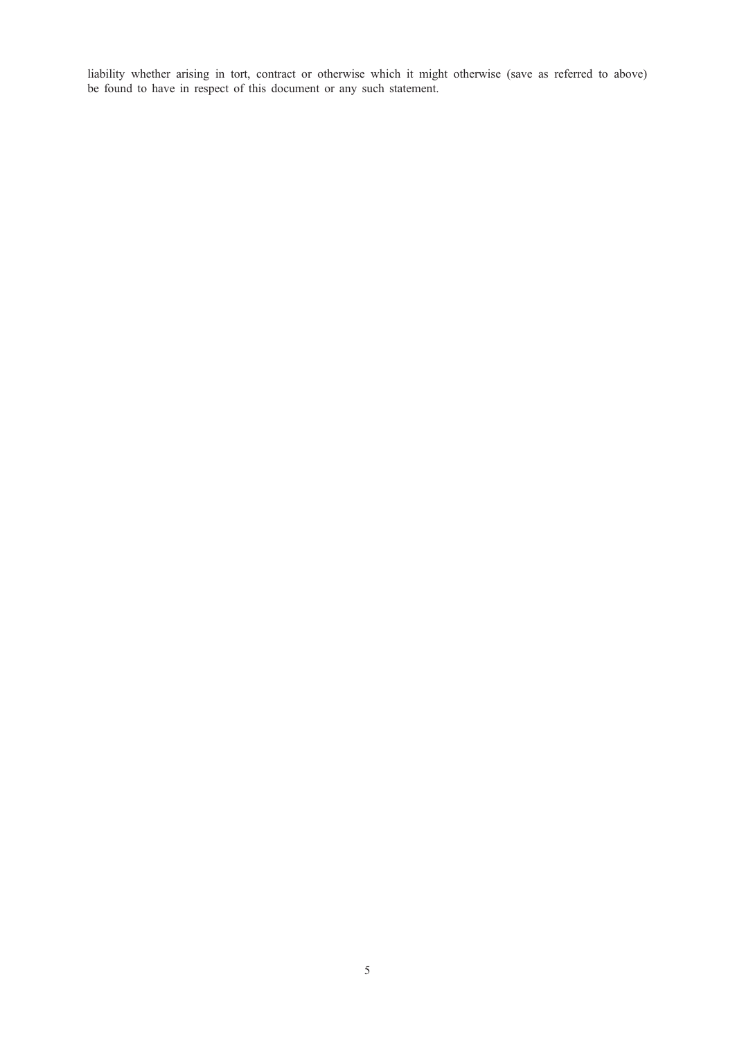liability whether arising in tort, contract or otherwise which it might otherwise (save as referred to above) be found to have in respect of this document or any such statement.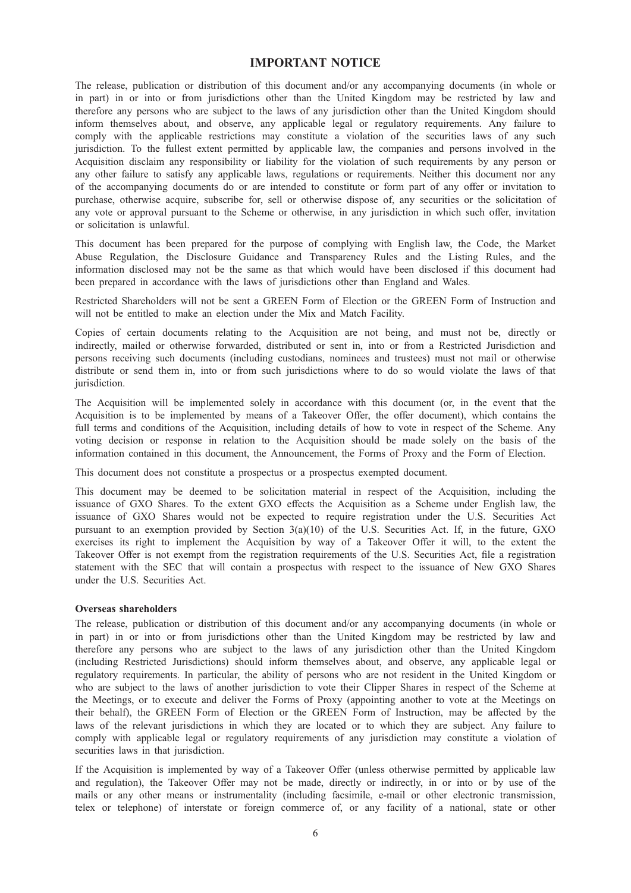# IMPORTANT NOTICE

The release, publication or distribution of this document and/or any accompanying documents (in whole or in part) in or into or from jurisdictions other than the United Kingdom may be restricted by law and therefore any persons who are subject to the laws of any jurisdiction other than the United Kingdom should inform themselves about, and observe, any applicable legal or regulatory requirements. Any failure to comply with the applicable restrictions may constitute a violation of the securities laws of any such jurisdiction. To the fullest extent permitted by applicable law, the companies and persons involved in the Acquisition disclaim any responsibility or liability for the violation of such requirements by any person or any other failure to satisfy any applicable laws, regulations or requirements. Neither this document nor any of the accompanying documents do or are intended to constitute or form part of any offer or invitation to purchase, otherwise acquire, subscribe for, sell or otherwise dispose of, any securities or the solicitation of any vote or approval pursuant to the Scheme or otherwise, in any jurisdiction in which such offer, invitation or solicitation is unlawful.

This document has been prepared for the purpose of complying with English law, the Code, the Market Abuse Regulation, the Disclosure Guidance and Transparency Rules and the Listing Rules, and the information disclosed may not be the same as that which would have been disclosed if this document had been prepared in accordance with the laws of jurisdictions other than England and Wales.

Restricted Shareholders will not be sent a GREEN Form of Election or the GREEN Form of Instruction and will not be entitled to make an election under the Mix and Match Facility.

Copies of certain documents relating to the Acquisition are not being, and must not be, directly or indirectly, mailed or otherwise forwarded, distributed or sent in, into or from a Restricted Jurisdiction and persons receiving such documents (including custodians, nominees and trustees) must not mail or otherwise distribute or send them in, into or from such jurisdictions where to do so would violate the laws of that jurisdiction.

The Acquisition will be implemented solely in accordance with this document (or, in the event that the Acquisition is to be implemented by means of a Takeover Offer, the offer document), which contains the full terms and conditions of the Acquisition, including details of how to vote in respect of the Scheme. Any voting decision or response in relation to the Acquisition should be made solely on the basis of the information contained in this document, the Announcement, the Forms of Proxy and the Form of Election.

This document does not constitute a prospectus or a prospectus exempted document.

This document may be deemed to be solicitation material in respect of the Acquisition, including the issuance of GXO Shares. To the extent GXO effects the Acquisition as a Scheme under English law, the issuance of GXO Shares would not be expected to require registration under the U.S. Securities Act pursuant to an exemption provided by Section 3(a)(10) of the U.S. Securities Act. If, in the future, GXO exercises its right to implement the Acquisition by way of a Takeover Offer it will, to the extent the Takeover Offer is not exempt from the registration requirements of the U.S. Securities Act, file a registration statement with the SEC that will contain a prospectus with respect to the issuance of New GXO Shares under the U.S. Securities Act.

**Overseas shareholders**

The release, publication or distribution of this document and/or any accompanying documents (in whole or in part) in or into or from jurisdictions other than the United Kingdom may be restricted by law and therefore any persons who are subject to the laws of any jurisdiction other than the United Kingdom (including Restricted Jurisdictions) should inform themselves about, and observe, any applicable legal or regulatory requirements. In particular, the ability of persons who are not resident in the United Kingdom or who are subject to the laws of another jurisdiction to vote their Clipper Shares in respect of the Scheme at the Meetings, or to execute and deliver the Forms of Proxy (appointing another to vote at the Meetings on their behalf), the GREEN Form of Election or the GREEN Form of Instruction, may be affected by the laws of the relevant jurisdictions in which they are located or to which they are subject. Any failure to comply with applicable legal or regulatory requirements of any jurisdiction may constitute a violation of securities laws in that jurisdiction.

If the Acquisition is implemented by way of a Takeover Offer (unless otherwise permitted by applicable law and regulation), the Takeover Offer may not be made, directly or indirectly, in or into or by use of the mails or any other means or instrumentality (including facsimile, e-mail or other electronic transmission, telex or telephone) of interstate or foreign commerce of, or any facility of a national, state or other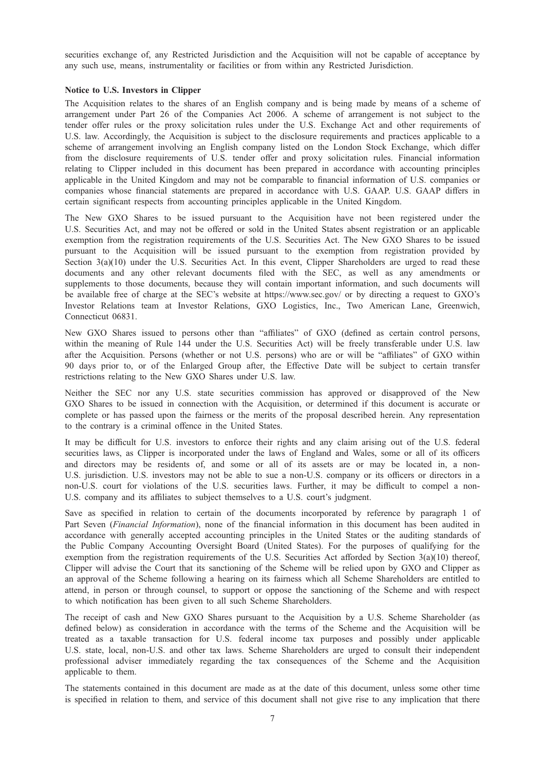securities exchange of, any Restricted Jurisdiction and the Acquisition will not be capable of acceptance by any such use, means, instrumentality or facilities or from within any Restricted Jurisdiction.

**Notice to U.S. Investors in Clipper**

The Acquisition relates to the shares of an English company and is being made by means of a scheme of arrangement under Part 26 of the Companies Act 2006. A scheme of arrangement is not subject to the tender offer rules or the proxy solicitation rules under the U.S. Exchange Act and other requirements of U.S. law. Accordingly, the Acquisition is subject to the disclosure requirements and practices applicable to a scheme of arrangement involving an English company listed on the London Stock Exchange, which differ from the disclosure requirements of U.S. tender offer and proxy solicitation rules. Financial information relating to Clipper included in this document has been prepared in accordance with accounting principles applicable in the United Kingdom and may not be comparable to financial information of U.S. companies or companies whose financial statements are prepared in accordance with U.S. GAAP. U.S. GAAP differs in certain significant respects from accounting principles applicable in the United Kingdom.

The New GXO Shares to be issued pursuant to the Acquisition have not been registered under the U.S. Securities Act, and may not be offered or sold in the United States absent registration or an applicable exemption from the registration requirements of the U.S. Securities Act. The New GXO Shares to be issued pursuant to the Acquisition will be issued pursuant to the exemption from registration provided by Section 3(a)(10) under the U.S. Securities Act. In this event, Clipper Shareholders are urged to read these documents and any other relevant documents filed with the SEC, as well as any amendments or supplements to those documents, because they will contain important information, and such documents will be available free of charge at the SEC's website at https://www.sec.gov/ or by directing a request to GXO's Investor Relations team at Investor Relations, GXO Logistics, Inc., Two American Lane, Greenwich, Connecticut 06831.

New GXO Shares issued to persons other than "affiliates" of GXO (defined as certain control persons, within the meaning of Rule 144 under the U.S. Securities Act) will be freely transferable under U.S. law after the Acquisition. Persons (whether or not U.S. persons) who are or will be "affiliates" of GXO within 90 days prior to, or of the Enlarged Group after, the Effective Date will be subject to certain transfer restrictions relating to the New GXO Shares under U.S. law.

Neither the SEC nor any U.S. state securities commission has approved or disapproved of the New GXO Shares to be issued in connection with the Acquisition, or determined if this document is accurate or complete or has passed upon the fairness or the merits of the proposal described herein. Any representation to the contrary is a criminal offence in the United States.

It may be difficult for U.S. investors to enforce their rights and any claim arising out of the U.S. federal securities laws, as Clipper is incorporated under the laws of England and Wales, some or all of its officers and directors may be residents of, and some or all of its assets are or may be located in, a non-U.S. jurisdiction. U.S. investors may not be able to sue a non-U.S. company or its officers or directors in a non-U.S. court for violations of the U.S. securities laws. Further, it may be difficult to compel a non-U.S. company and its affiliates to subject themselves to a U.S. court's judgment.

Save as specified in relation to certain of the documents incorporated by reference by paragraph 1 of Part Seven (*Financial Information*), none of the financial information in this document has been audited in accordance with generally accepted accounting principles in the United States or the auditing standards of the Public Company Accounting Oversight Board (United States). For the purposes of qualifying for the exemption from the registration requirements of the U.S. Securities Act afforded by Section 3(a)(10) thereof, Clipper will advise the Court that its sanctioning of the Scheme will be relied upon by GXO and Clipper as an approval of the Scheme following a hearing on its fairness which all Scheme Shareholders are entitled to attend, in person or through counsel, to support or oppose the sanctioning of the Scheme and with respect to which notification has been given to all such Scheme Shareholders.

The receipt of cash and New GXO Shares pursuant to the Acquisition by a U.S. Scheme Shareholder (as defined below) as consideration in accordance with the terms of the Scheme and the Acquisition will be treated as a taxable transaction for U.S. federal income tax purposes and possibly under applicable U.S. state, local, non-U.S. and other tax laws. Scheme Shareholders are urged to consult their independent professional adviser immediately regarding the tax consequences of the Scheme and the Acquisition applicable to them.

The statements contained in this document are made as at the date of this document, unless some other time is specified in relation to them, and service of this document shall not give rise to any implication that there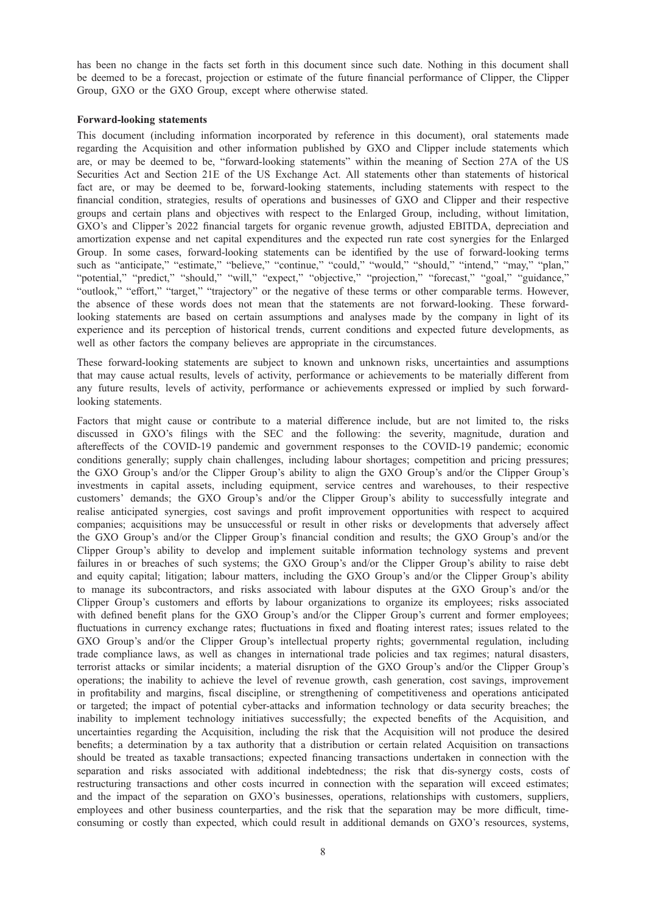has been no change in the facts set forth in this document since such date. Nothing in this document shall be deemed to be a forecast, projection or estimate of the future financial performance of Clipper, the Clipper Group, GXO or the GXO Group, except where otherwise stated.

**Forward-looking statements**

This document (including information incorporated by reference in this document), oral statements made regarding the Acquisition and other information published by GXO and Clipper include statements which are, or may be deemed to be, "forward-looking statements" within the meaning of Section 27A of the US Securities Act and Section 21E of the US Exchange Act. All statements other than statements of historical fact are, or may be deemed to be, forward-looking statements, including statements with respect to the financial condition, strategies, results of operations and businesses of GXO and Clipper and their respective groups and certain plans and objectives with respect to the Enlarged Group, including, without limitation, GXO's and Clipper's 2022 financial targets for organic revenue growth, adjusted EBITDA, depreciation and amortization expense and net capital expenditures and the expected run rate cost synergies for the Enlarged Group. In some cases, forward-looking statements can be identified by the use of forward-looking terms such as "anticipate," "estimate," "believe," "continue," "could," "would," "should," "intend," "may," "plan," "potential," "predict," "should," "will," "expect," "objective," "projection," "forecast," "goal," "guidance," "outlook," "effort," "target," "trajectory" or the negative of these terms or other comparable terms. However, the absence of these words does not mean that the statements are not forward-looking. These forward-looking statements are based on certain assumptions and analyses made by the company in light of its experience and its perception of historical trends, current conditions and expected future developments, as well as other factors the company believes are appropriate in the circumstances.

These forward-looking statements are subject to known and unknown risks, uncertainties and assumptions that may cause actual results, levels of activity, performance or achievements to be materially different from any future results, levels of activity, performance or achievements expressed or implied by such forward-looking statements.

Factors that might cause or contribute to a material difference include, but are not limited to, the risks discussed in GXO's filings with the SEC and the following: the severity, magnitude, duration and aftereffects of the COVID-19 pandemic and government responses to the COVID-19 pandemic; economic conditions generally; supply chain challenges, including labour shortages; competition and pricing pressures; the GXO Group's and/or the Clipper Group's ability to align the GXO Group's and/or the Clipper Group's investments in capital assets, including equipment, service centres and warehouses, to their respective customers' demands; the GXO Group's and/or the Clipper Group's ability to successfully integrate and realise anticipated synergies, cost savings and profit improvement opportunities with respect to acquired companies; acquisitions may be unsuccessful or result in other risks or developments that adversely affect the GXO Group's and/or the Clipper Group's financial condition and results; the GXO Group's and/or the Clipper Group's ability to develop and implement suitable information technology systems and prevent failures in or breaches of such systems; the GXO Group's and/or the Clipper Group's ability to raise debt and equity capital; litigation; labour matters, including the GXO Group's and/or the Clipper Group's ability to manage its subcontractors, and risks associated with labour disputes at the GXO Group's and/or the Clipper Group's customers and efforts by labour organizations to organize its employees; risks associated with defined benefit plans for the GXO Group's and/or the Clipper Group's current and former employees; fluctuations in currency exchange rates; fluctuations in fixed and floating interest rates; issues related to the GXO Group's and/or the Clipper Group's intellectual property rights; governmental regulation, including trade compliance laws, as well as changes in international trade policies and tax regimes; natural disasters, terrorist attacks or similar incidents; a material disruption of the GXO Group's and/or the Clipper Group's operations; the inability to achieve the level of revenue growth, cash generation, cost savings, improvement in profitability and margins, fiscal discipline, or strengthening of competitiveness and operations anticipated or targeted; the impact of potential cyber-attacks and information technology or data security breaches; the inability to implement technology initiatives successfully; the expected benefits of the Acquisition, and uncertainties regarding the Acquisition, including the risk that the Acquisition will not produce the desired benefits; a determination by a tax authority that a distribution or certain related Acquisition on transactions should be treated as taxable transactions; expected financing transactions undertaken in connection with the separation and risks associated with additional indebtedness; the risk that dis-synergy costs, costs of restructuring transactions and other costs incurred in connection with the separation will exceed estimates; and the impact of the separation on GXO's businesses, operations, relationships with customers, suppliers, employees and other business counterparties, and the risk that the separation may be more difficult, time-consuming or costly than expected, which could result in additional demands on GXO's resources, systems,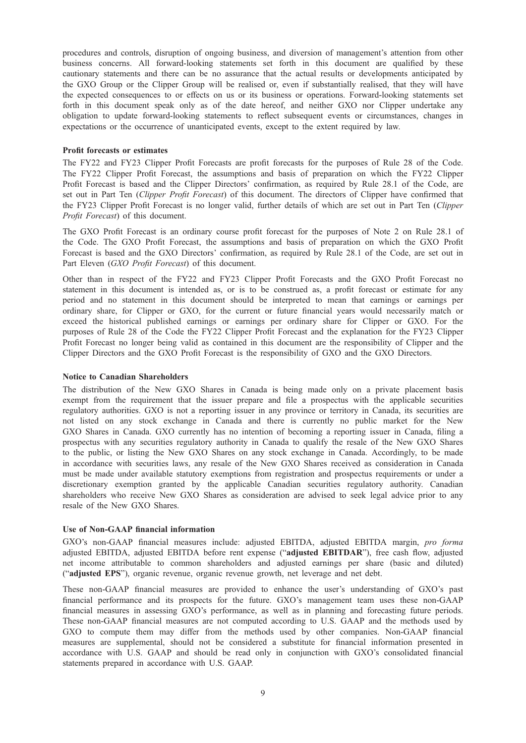procedures and controls, disruption of ongoing business, and diversion of management's attention from other business concerns. All forward-looking statements set forth in this document are qualified by these cautionary statements and there can be no assurance that the actual results or developments anticipated by the GXO Group or the Clipper Group will be realised or, even if substantially realised, that they will have the expected consequences to or effects on us or its business or operations. Forward-looking statements set forth in this document speak only as of the date hereof, and neither GXO nor Clipper undertake any obligation to update forward-looking statements to reflect subsequent events or circumstances, changes in expectations or the occurrence of unanticipated events, except to the extent required by law.

**Profit forecasts or estimates**

The FY22 and FY23 Clipper Profit Forecasts are profit forecasts for the purposes of Rule 28 of the Code. The FY22 Clipper Profit Forecast, the assumptions and basis of preparation on which the FY22 Clipper Profit Forecast is based and the Clipper Directors' confirmation, as required by Rule 28.1 of the Code, are set out in Part Ten (*Clipper Profit Forecast*) of this document. The directors of Clipper have confirmed that the FY23 Clipper Profit Forecast is no longer valid, further details of which are set out in Part Ten (*Clipper Profit Forecast*) of this document.

The GXO Profit Forecast is an ordinary course profit forecast for the purposes of Note 2 on Rule 28.1 of the Code. The GXO Profit Forecast, the assumptions and basis of preparation on which the GXO Profit Forecast is based and the GXO Directors' confirmation, as required by Rule 28.1 of the Code, are set out in Part Eleven (*GXO Profit Forecast*) of this document.

Other than in respect of the FY22 and FY23 Clipper Profit Forecasts and the GXO Profit Forecast no statement in this document is intended as, or is to be construed as, a profit forecast or estimate for any period and no statement in this document should be interpreted to mean that earnings or earnings per ordinary share, for Clipper or GXO, for the current or future financial years would necessarily match or exceed the historical published earnings or earnings per ordinary share for Clipper or GXO. For the purposes of Rule 28 of the Code the FY22 Clipper Profit Forecast and the explanation for the FY23 Clipper Profit Forecast no longer being valid as contained in this document are the responsibility of Clipper and the Clipper Directors and the GXO Profit Forecast is the responsibility of GXO and the GXO Directors.

**Notice to Canadian Shareholders**

The distribution of the New GXO Shares in Canada is being made only on a private placement basis exempt from the requirement that the issuer prepare and file a prospectus with the applicable securities regulatory authorities. GXO is not a reporting issuer in any province or territory in Canada, its securities are not listed on any stock exchange in Canada and there is currently no public market for the New GXO Shares in Canada. GXO currently has no intention of becoming a reporting issuer in Canada, filing a prospectus with any securities regulatory authority in Canada to qualify the resale of the New GXO Shares to the public, or listing the New GXO Shares on any stock exchange in Canada. Accordingly, to be made in accordance with securities laws, any resale of the New GXO Shares received as consideration in Canada must be made under available statutory exemptions from registration and prospectus requirements or under a discretionary exemption granted by the applicable Canadian securities regulatory authority. Canadian shareholders who receive New GXO Shares as consideration are advised to seek legal advice prior to any resale of the New GXO Shares.

**Use of Non-GAAP financial information**

GXO's non-GAAP financial measures include: adjusted EBITDA, adjusted EBITDA margin, *pro forma* adjusted EBITDA, adjusted EBITDA before rent expense ("**adjusted EBITDAR**"), free cash flow, adjusted net income attributable to common shareholders and adjusted earnings per share (basic and diluted) ("**adjusted EPS**"), organic revenue, organic revenue growth, net leverage and net debt.

These non-GAAP financial measures are provided to enhance the user's understanding of GXO's past financial performance and its prospects for the future. GXO's management team uses these non-GAAP financial measures in assessing GXO's performance, as well as in planning and forecasting future periods. These non-GAAP financial measures are not computed according to U.S. GAAP and the methods used by GXO to compute them may differ from the methods used by other companies. Non-GAAP financial measures are supplemental, should not be considered a substitute for financial information presented in accordance with U.S. GAAP and should be read only in conjunction with GXO's consolidated financial statements prepared in accordance with U.S. GAAP.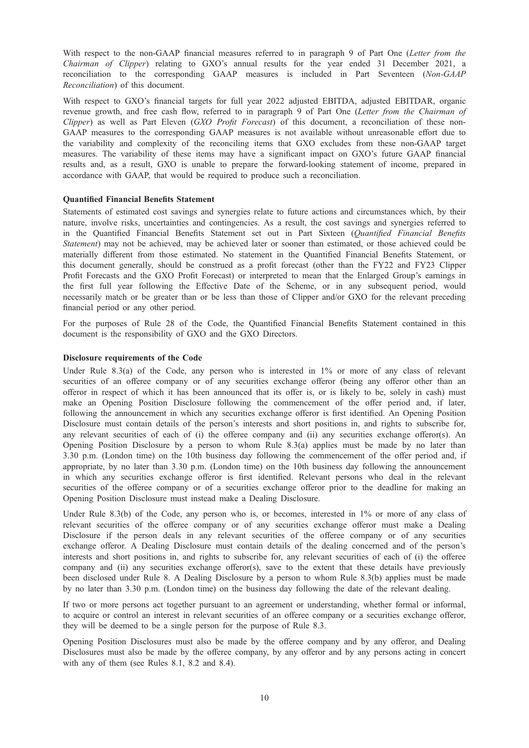With respect to the non-GAAP financial measures referred to in paragraph 9 of Part One (*Letter from the Chairman of Clipper*) relating to GXO's annual results for the year ended 31 December 2021, a reconciliation to the corresponding GAAP measures is included in Part Seventeen (*Non-GAAP Reconciliation*) of this document.

With respect to GXO's financial targets for full year 2022 adjusted EBITDA, adjusted EBITDAR, organic revenue growth, and free cash flow, referred to in paragraph 9 of Part One (*Letter from the Chairman of Clipper*) as well as Part Eleven (*GXO Profit Forecast*) of this document, a reconciliation of these non-GAAP measures to the corresponding GAAP measures is not available without unreasonable effort due to the variability and complexity of the reconciling items that GXO excludes from these non-GAAP target measures. The variability of these items may have a significant impact on GXO's future GAAP financial results and, as a result, GXO is unable to prepare the forward-looking statement of income, prepared in accordance with GAAP, that would be required to produce such a reconciliation.

**Quantified Financial Benefits Statement**

Statements of estimated cost savings and synergies relate to future actions and circumstances which, by their nature, involve risks, uncertainties and contingencies. As a result, the cost savings and synergies referred to in the Quantified Financial Benefits Statement set out in Part Sixteen (*Quantified Financial Benefits Statement*) may not be achieved, may be achieved later or sooner than estimated, or those achieved could be materially different from those estimated. No statement in the Quantified Financial Benefits Statement, or this document generally, should be construed as a profit forecast (other than the FY22 and FY23 Clipper Profit Forecasts and the GXO Profit Forecast) or interpreted to mean that the Enlarged Group's earnings in the first full year following the Effective Date of the Scheme, or in any subsequent period, would necessarily match or be greater than or be less than those of Clipper and/or GXO for the relevant preceding financial period or any other period.

For the purposes of Rule 28 of the Code, the Quantified Financial Benefits Statement contained in this document is the responsibility of GXO and the GXO Directors.

**Disclosure requirements of the Code**

Under Rule 8.3(a) of the Code, any person who is interested in 1% or more of any class of relevant securities of an offeree company or of any securities exchange offeror (being any offeror other than an offeror in respect of which it has been announced that its offer is, or is likely to be, solely in cash) must make an Opening Position Disclosure following the commencement of the offer period and, if later, following the announcement in which any securities exchange offeror is first identified. An Opening Position Disclosure must contain details of the person's interests and short positions in, and rights to subscribe for, any relevant securities of each of (i) the offeree company and (ii) any securities exchange offeror(s). An Opening Position Disclosure by a person to whom Rule 8.3(a) applies must be made by no later than 3.30 p.m. (London time) on the 10th business day following the commencement of the offer period and, if appropriate, by no later than 3.30 p.m. (London time) on the 10th business day following the announcement in which any securities exchange offeror is first identified. Relevant persons who deal in the relevant securities of the offeree company or of a securities exchange offeror prior to the deadline for making an Opening Position Disclosure must instead make a Dealing Disclosure.

Under Rule 8.3(b) of the Code, any person who is, or becomes, interested in 1% or more of any class of relevant securities of the offeree company or of any securities exchange offeror must make a Dealing Disclosure if the person deals in any relevant securities of the offeree company or of any securities exchange offeror. A Dealing Disclosure must contain details of the dealing concerned and of the person's interests and short positions in, and rights to subscribe for, any relevant securities of each of (i) the offeree company and (ii) any securities exchange offeror(s), save to the extent that these details have previously been disclosed under Rule 8. A Dealing Disclosure by a person to whom Rule 8.3(b) applies must be made by no later than 3.30 p.m. (London time) on the business day following the date of the relevant dealing.

If two or more persons act together pursuant to an agreement or understanding, whether formal or informal, to acquire or control an interest in relevant securities of an offeree company or a securities exchange offeror, they will be deemed to be a single person for the purpose of Rule 8.3.

Opening Position Disclosures must also be made by the offeree company and by any offeror, and Dealing Disclosures must also be made by the offeree company, by any offeror and by any persons acting in concert with any of them (see Rules 8.1, 8.2 and 8.4).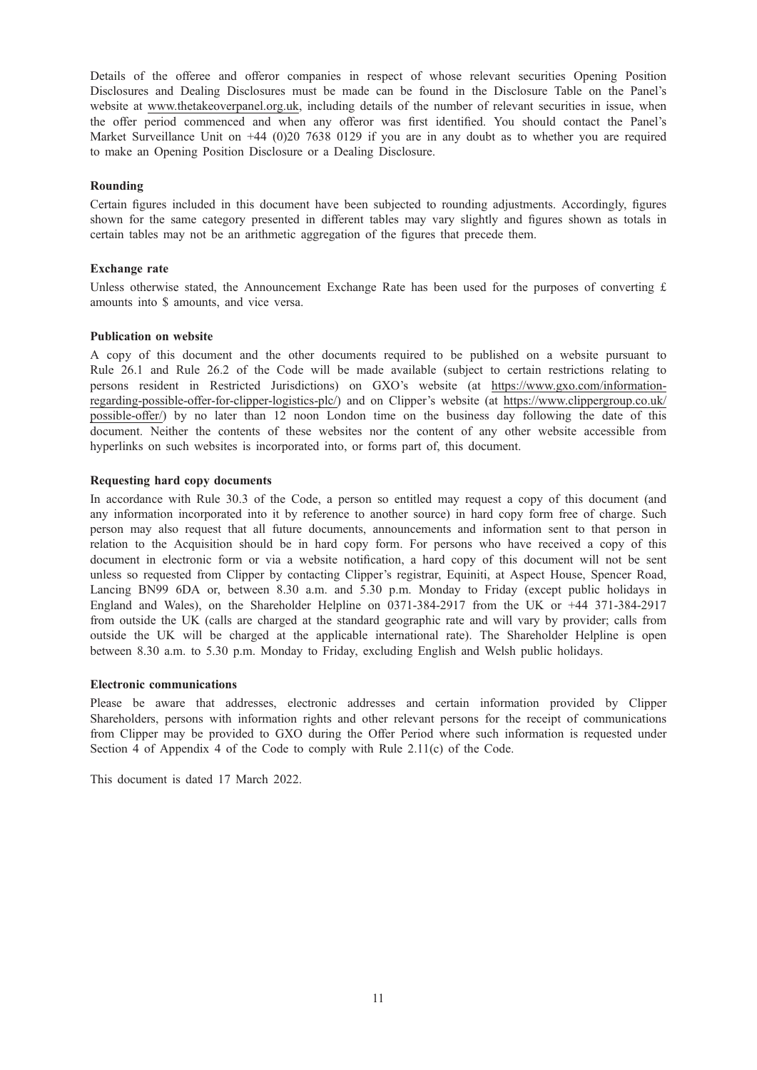Details of the offeree and offeror companies in respect of whose relevant securities Opening Position Disclosures and Dealing Disclosures must be made can be found in the Disclosure Table on the Panel's website at www.thetakeoverpanel.org.uk, including details of the number of relevant securities in issue, when the offer period commenced and when any offeror was first identified. You should contact the Panel's Market Surveillance Unit on +44 (0)20 7638 0129 if you are in any doubt as to whether you are required to make an Opening Position Disclosure or a Dealing Disclosure.

**Rounding**

Certain figures included in this document have been subjected to rounding adjustments. Accordingly, figures shown for the same category presented in different tables may vary slightly and figures shown as totals in certain tables may not be an arithmetic aggregation of the figures that precede them.

**Exchange rate**

Unless otherwise stated, the Announcement Exchange Rate has been used for the purposes of converting £ amounts into $ amounts, and vice versa.

**Publication on website**

A copy of this document and the other documents required to be published on a website pursuant to Rule 26.1 and Rule 26.2 of the Code will be made available (subject to certain restrictions relating to persons resident in Restricted Jurisdictions) on GXO's website (at https://www.gxo.com/information-regarding-possible-offer-for-clipper-logistics-plc/) and on Clipper's website (at https://www.clippergroup.co.uk/possible-offer/) by no later than 12 noon London time on the business day following the date of this document. Neither the contents of these websites nor the content of any other website accessible from hyperlinks on such websites is incorporated into, or forms part of, this document.

**Requesting hard copy documents**

In accordance with Rule 30.3 of the Code, a person so entitled may request a copy of this document (and any information incorporated into it by reference to another source) in hard copy form free of charge. Such person may also request that all future documents, announcements and information sent to that person in relation to the Acquisition should be in hard copy form. For persons who have received a copy of this document in electronic form or via a website notification, a hard copy of this document will not be sent unless so requested from Clipper by contacting Clipper's registrar, Equiniti, at Aspect House, Spencer Road, Lancing BN99 6DA or, between 8.30 a.m. and 5.30 p.m. Monday to Friday (except public holidays in England and Wales), on the Shareholder Helpline on 0371-384-2917 from the UK or +44 371-384-2917 from outside the UK (calls are charged at the standard geographic rate and will vary by provider; calls from outside the UK will be charged at the applicable international rate). The Shareholder Helpline is open between 8.30 a.m. to 5.30 p.m. Monday to Friday, excluding English and Welsh public holidays.

**Electronic communications**

Please be aware that addresses, electronic addresses and certain information provided by Clipper Shareholders, persons with information rights and other relevant persons for the receipt of communications from Clipper may be provided to GXO during the Offer Period where such information is requested under Section 4 of Appendix 4 of the Code to comply with Rule 2.11(c) of the Code.

This document is dated 17 March 2022.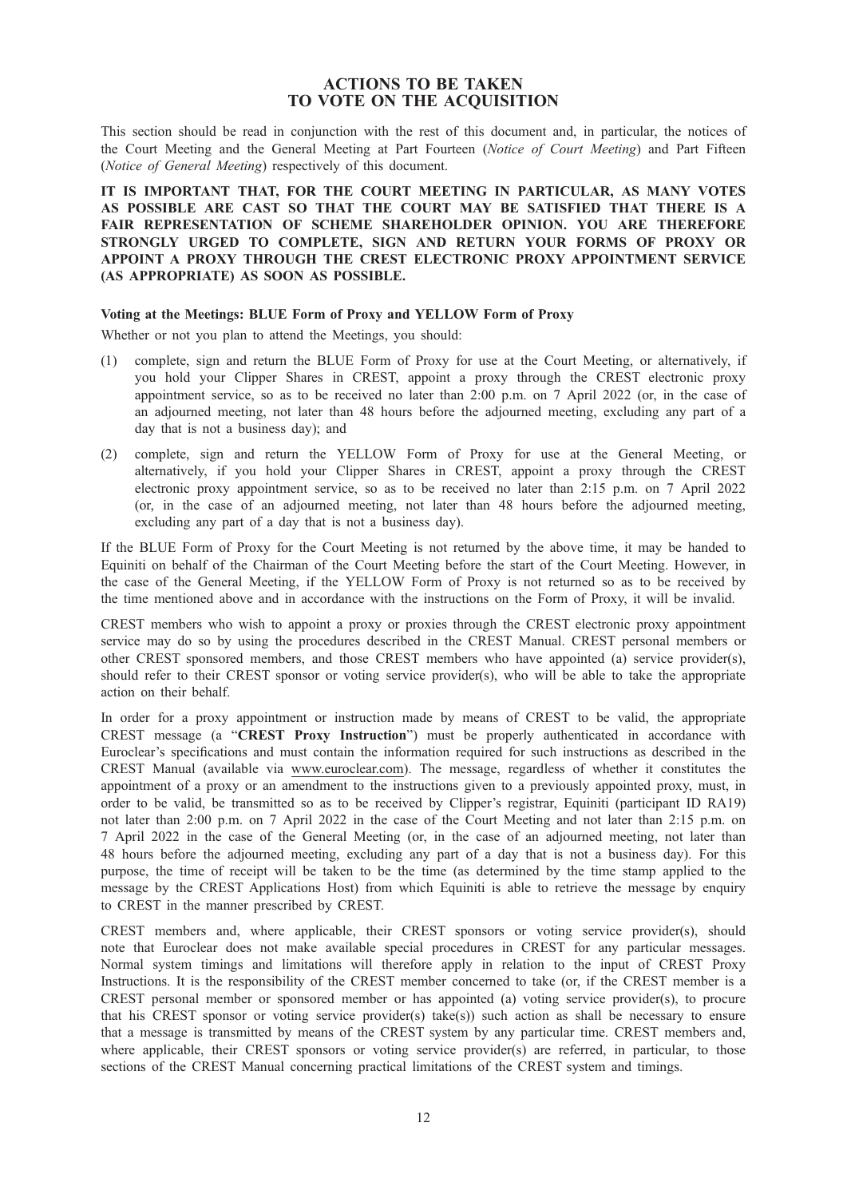# ACTIONS TO BE TAKEN TO VOTE ON THE ACQUISITION

This section should be read in conjunction with the rest of this document and, in particular, the notices of the Court Meeting and the General Meeting at Part Fourteen (*Notice of Court Meeting*) and Part Fifteen (*Notice of General Meeting*) respectively of this document.

**IT IS IMPORTANT THAT, FOR THE COURT MEETING IN PARTICULAR, AS MANY VOTES AS POSSIBLE ARE CAST SO THAT THE COURT MAY BE SATISFIED THAT THERE IS A FAIR REPRESENTATION OF SCHEME SHAREHOLDER OPINION. YOU ARE THEREFORE STRONGLY URGED TO COMPLETE, SIGN AND RETURN YOUR FORMS OF PROXY OR APPOINT A PROXY THROUGH THE CREST ELECTRONIC PROXY APPOINTMENT SERVICE (AS APPROPRIATE) AS SOON AS POSSIBLE.**

### Voting at the Meetings: BLUE Form of Proxy and YELLOW Form of Proxy

Whether or not you plan to attend the Meetings, you should:

(1) complete, sign and return the BLUE Form of Proxy for use at the Court Meeting, or alternatively, if you hold your Clipper Shares in CREST, appoint a proxy through the CREST electronic proxy appointment service, so as to be received no later than 2:00 p.m. on 7 April 2022 (or, in the case of an adjourned meeting, not later than 48 hours before the adjourned meeting, excluding any part of a day that is not a business day); and

(2) complete, sign and return the YELLOW Form of Proxy for use at the General Meeting, or alternatively, if you hold your Clipper Shares in CREST, appoint a proxy through the CREST electronic proxy appointment service, so as to be received no later than 2:15 p.m. on 7 April 2022 (or, in the case of an adjourned meeting, not later than 48 hours before the adjourned meeting, excluding any part of a day that is not a business day).

If the BLUE Form of Proxy for the Court Meeting is not returned by the above time, it may be handed to Equiniti on behalf of the Chairman of the Court Meeting before the start of the Court Meeting. However, in the case of the General Meeting, if the YELLOW Form of Proxy is not returned so as to be received by the time mentioned above and in accordance with the instructions on the Form of Proxy, it will be invalid.

CREST members who wish to appoint a proxy or proxies through the CREST electronic proxy appointment service may do so by using the procedures described in the CREST Manual. CREST personal members or other CREST sponsored members, and those CREST members who have appointed (a) service provider(s), should refer to their CREST sponsor or voting service provider(s), who will be able to take the appropriate action on their behalf.

In order for a proxy appointment or instruction made by means of CREST to be valid, the appropriate CREST message (a "**CREST Proxy Instruction**") must be properly authenticated in accordance with Euroclear's specifications and must contain the information required for such instructions as described in the CREST Manual (available via www.euroclear.com). The message, regardless of whether it constitutes the appointment of a proxy or an amendment to the instructions given to a previously appointed proxy, must, in order to be valid, be transmitted so as to be received by Clipper's registrar, Equiniti (participant ID RA19) not later than 2:00 p.m. on 7 April 2022 in the case of the Court Meeting and not later than 2:15 p.m. on 7 April 2022 in the case of the General Meeting (or, in the case of an adjourned meeting, not later than 48 hours before the adjourned meeting, excluding any part of a day that is not a business day). For this purpose, the time of receipt will be taken to be the time (as determined by the time stamp applied to the message by the CREST Applications Host) from which Equiniti is able to retrieve the message by enquiry to CREST in the manner prescribed by CREST.

CREST members and, where applicable, their CREST sponsors or voting service provider(s), should note that Euroclear does not make available special procedures in CREST for any particular messages. Normal system timings and limitations will therefore apply in relation to the input of CREST Proxy Instructions. It is the responsibility of the CREST member concerned to take (or, if the CREST member is a CREST personal member or sponsored member or has appointed (a) voting service provider(s), to procure that his CREST sponsor or voting service provider(s) take(s)) such action as shall be necessary to ensure that a message is transmitted by means of the CREST system by any particular time. CREST members and, where applicable, their CREST sponsors or voting service provider(s) are referred, in particular, to those sections of the CREST Manual concerning practical limitations of the CREST system and timings.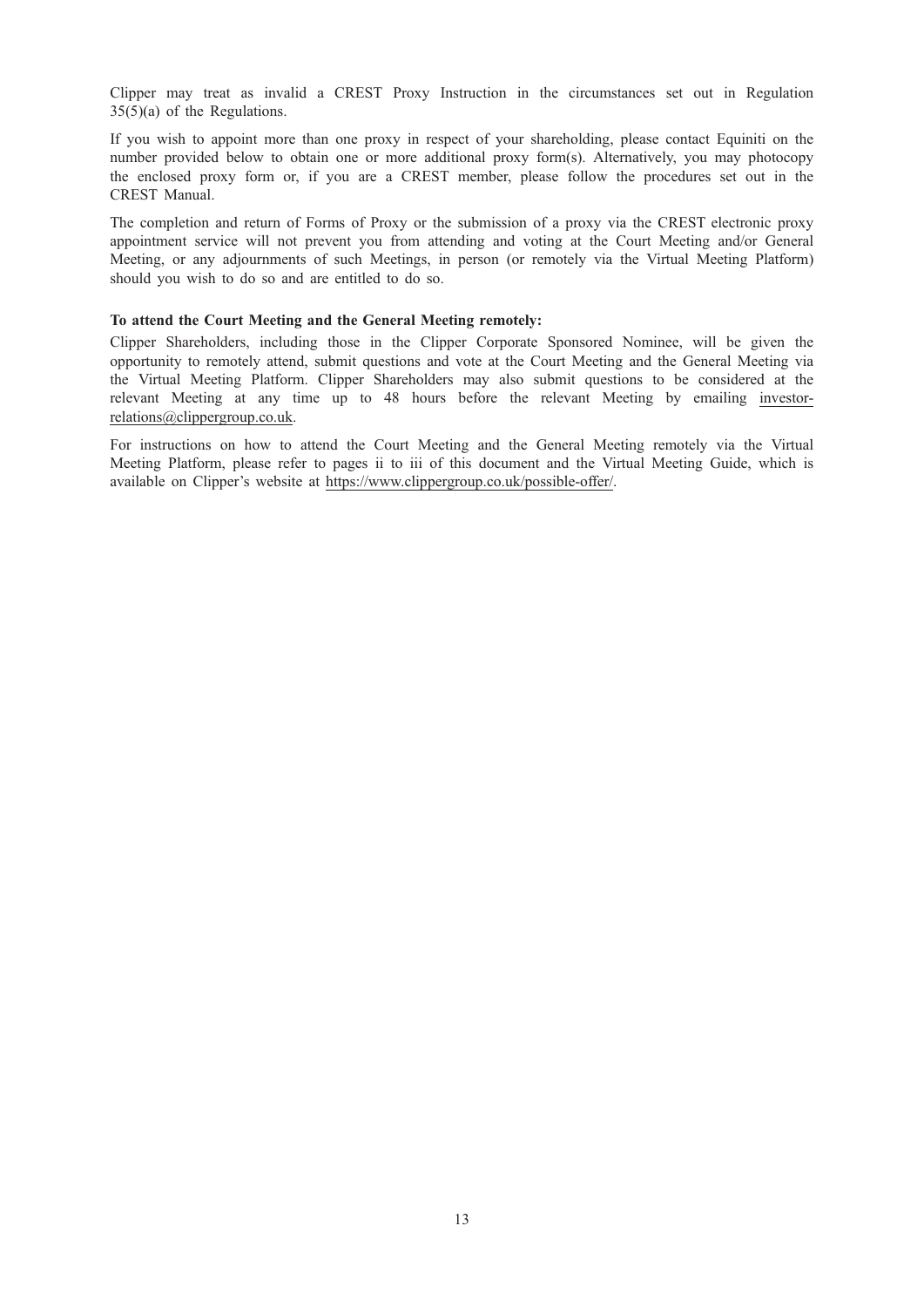Clipper may treat as invalid a CREST Proxy Instruction in the circumstances set out in Regulation 35(5)(a) of the Regulations.

If you wish to appoint more than one proxy in respect of your shareholding, please contact Equiniti on the number provided below to obtain one or more additional proxy form(s). Alternatively, you may photocopy the enclosed proxy form or, if you are a CREST member, please follow the procedures set out in the CREST Manual.

The completion and return of Forms of Proxy or the submission of a proxy via the CREST electronic proxy appointment service will not prevent you from attending and voting at the Court Meeting and/or General Meeting, or any adjournments of such Meetings, in person (or remotely via the Virtual Meeting Platform) should you wish to do so and are entitled to do so.

**To attend the Court Meeting and the General Meeting remotely:**

Clipper Shareholders, including those in the Clipper Corporate Sponsored Nominee, will be given the opportunity to remotely attend, submit questions and vote at the Court Meeting and the General Meeting via the Virtual Meeting Platform. Clipper Shareholders may also submit questions to be considered at the relevant Meeting at any time up to 48 hours before the relevant Meeting by emailing investor-relations@clippergroup.co.uk.

For instructions on how to attend the Court Meeting and the General Meeting remotely via the Virtual Meeting Platform, please refer to pages ii to iii of this document and the Virtual Meeting Guide, which is available on Clipper's website at https://www.clippergroup.co.uk/possible-offer/.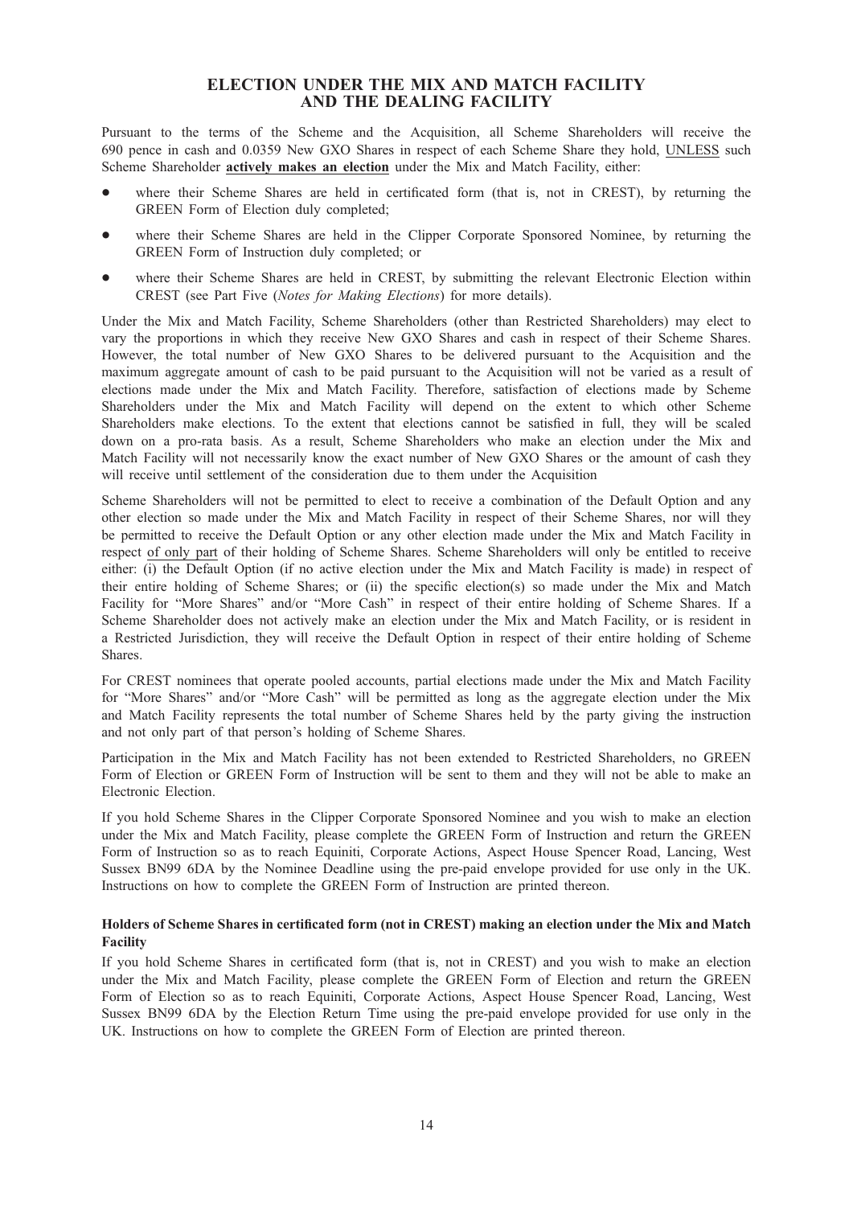# ELECTION UNDER THE MIX AND MATCH FACILITY AND THE DEALING FACILITY

Pursuant to the terms of the Scheme and the Acquisition, all Scheme Shareholders will receive the 690 pence in cash and 0.0359 New GXO Shares in respect of each Scheme Share they hold, UNLESS such Scheme Shareholder **actively makes an election** under the Mix and Match Facility, either:

- where their Scheme Shares are held in certificated form (that is, not in CREST), by returning the GREEN Form of Election duly completed;
- where their Scheme Shares are held in the Clipper Corporate Sponsored Nominee, by returning the GREEN Form of Instruction duly completed; or
- where their Scheme Shares are held in CREST, by submitting the relevant Electronic Election within CREST (see Part Five (*Notes for Making Elections*) for more details).

Under the Mix and Match Facility, Scheme Shareholders (other than Restricted Shareholders) may elect to vary the proportions in which they receive New GXO Shares and cash in respect of their Scheme Shares. However, the total number of New GXO Shares to be delivered pursuant to the Acquisition and the maximum aggregate amount of cash to be paid pursuant to the Acquisition will not be varied as a result of elections made under the Mix and Match Facility. Therefore, satisfaction of elections made by Scheme Shareholders under the Mix and Match Facility will depend on the extent to which other Scheme Shareholders make elections. To the extent that elections cannot be satisfied in full, they will be scaled down on a pro-rata basis. As a result, Scheme Shareholders who make an election under the Mix and Match Facility will not necessarily know the exact number of New GXO Shares or the amount of cash they will receive until settlement of the consideration due to them under the Acquisition

Scheme Shareholders will not be permitted to elect to receive a combination of the Default Option and any other election so made under the Mix and Match Facility in respect of their Scheme Shares, nor will they be permitted to receive the Default Option or any other election made under the Mix and Match Facility in respect of only part of their holding of Scheme Shares. Scheme Shareholders will only be entitled to receive either: (i) the Default Option (if no active election under the Mix and Match Facility is made) in respect of their entire holding of Scheme Shares; or (ii) the specific election(s) so made under the Mix and Match Facility for "More Shares" and/or "More Cash" in respect of their entire holding of Scheme Shares. If a Scheme Shareholder does not actively make an election under the Mix and Match Facility, or is resident in a Restricted Jurisdiction, they will receive the Default Option in respect of their entire holding of Scheme Shares.

For CREST nominees that operate pooled accounts, partial elections made under the Mix and Match Facility for "More Shares" and/or "More Cash" will be permitted as long as the aggregate election under the Mix and Match Facility represents the total number of Scheme Shares held by the party giving the instruction and not only part of that person's holding of Scheme Shares.

Participation in the Mix and Match Facility has not been extended to Restricted Shareholders, no GREEN Form of Election or GREEN Form of Instruction will be sent to them and they will not be able to make an Electronic Election.

If you hold Scheme Shares in the Clipper Corporate Sponsored Nominee and you wish to make an election under the Mix and Match Facility, please complete the GREEN Form of Instruction and return the GREEN Form of Instruction so as to reach Equiniti, Corporate Actions, Aspect House Spencer Road, Lancing, West Sussex BN99 6DA by the Nominee Deadline using the pre-paid envelope provided for use only in the UK. Instructions on how to complete the GREEN Form of Instruction are printed thereon.

**Holders of Scheme Shares in certificated form (not in CREST) making an election under the Mix and Match Facility**

If you hold Scheme Shares in certificated form (that is, not in CREST) and you wish to make an election under the Mix and Match Facility, please complete the GREEN Form of Election and return the GREEN Form of Election so as to reach Equiniti, Corporate Actions, Aspect House Spencer Road, Lancing, West Sussex BN99 6DA by the Election Return Time using the pre-paid envelope provided for use only in the UK. Instructions on how to complete the GREEN Form of Election are printed thereon.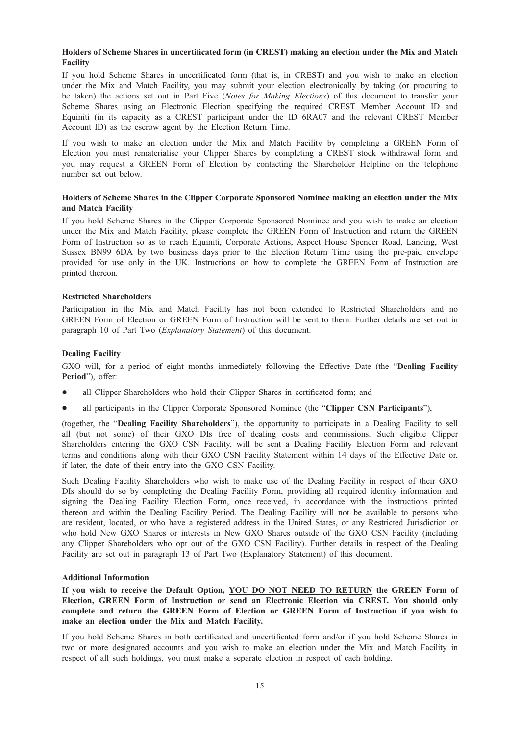**Holders of Scheme Shares in uncertificated form (in CREST) making an election under the Mix and Match Facility**

If you hold Scheme Shares in uncertificated form (that is, in CREST) and you wish to make an election under the Mix and Match Facility, you may submit your election electronically by taking (or procuring to be taken) the actions set out in Part Five (*Notes for Making Elections*) of this document to transfer your Scheme Shares using an Electronic Election specifying the required CREST Member Account ID and Equiniti (in its capacity as a CREST participant under the ID 6RA07 and the relevant CREST Member Account ID) as the escrow agent by the Election Return Time.

If you wish to make an election under the Mix and Match Facility by completing a GREEN Form of Election you must rematerialise your Clipper Shares by completing a CREST stock withdrawal form and you may request a GREEN Form of Election by contacting the Shareholder Helpline on the telephone number set out below.

**Holders of Scheme Shares in the Clipper Corporate Sponsored Nominee making an election under the Mix and Match Facility**

If you hold Scheme Shares in the Clipper Corporate Sponsored Nominee and you wish to make an election under the Mix and Match Facility, please complete the GREEN Form of Instruction and return the GREEN Form of Instruction so as to reach Equiniti, Corporate Actions, Aspect House Spencer Road, Lancing, West Sussex BN99 6DA by two business days prior to the Election Return Time using the pre-paid envelope provided for use only in the UK. Instructions on how to complete the GREEN Form of Instruction are printed thereon.

**Restricted Shareholders**

Participation in the Mix and Match Facility has not been extended to Restricted Shareholders and no GREEN Form of Election or GREEN Form of Instruction will be sent to them. Further details are set out in paragraph 10 of Part Two (*Explanatory Statement*) of this document.

**Dealing Facility**

GXO will, for a period of eight months immediately following the Effective Date (the "**Dealing Facility Period**"), offer:

- all Clipper Shareholders who hold their Clipper Shares in certificated form; and
- all participants in the Clipper Corporate Sponsored Nominee (the "**Clipper CSN Participants**"),

(together, the "**Dealing Facility Shareholders**"), the opportunity to participate in a Dealing Facility to sell all (but not some) of their GXO DIs free of dealing costs and commissions. Such eligible Clipper Shareholders entering the GXO CSN Facility, will be sent a Dealing Facility Election Form and relevant terms and conditions along with their GXO CSN Facility Statement within 14 days of the Effective Date or, if later, the date of their entry into the GXO CSN Facility.

Such Dealing Facility Shareholders who wish to make use of the Dealing Facility in respect of their GXO DIs should do so by completing the Dealing Facility Form, providing all required identity information and signing the Dealing Facility Election Form, once received, in accordance with the instructions printed thereon and within the Dealing Facility Period. The Dealing Facility will not be available to persons who are resident, located, or who have a registered address in the United States, or any Restricted Jurisdiction or who hold New GXO Shares or interests in New GXO Shares outside of the GXO CSN Facility (including any Clipper Shareholders who opt out of the GXO CSN Facility). Further details in respect of the Dealing Facility are set out in paragraph 13 of Part Two (Explanatory Statement) of this document.

**Additional Information**

**If you wish to receive the Default Option, YOU DO NOT NEED TO RETURN the GREEN Form of Election, GREEN Form of Instruction or send an Electronic Election via CREST. You should only complete and return the GREEN Form of Election or GREEN Form of Instruction if you wish to make an election under the Mix and Match Facility.**

If you hold Scheme Shares in both certificated and uncertificated form and/or if you hold Scheme Shares in two or more designated accounts and you wish to make an election under the Mix and Match Facility in respect of all such holdings, you must make a separate election in respect of each holding.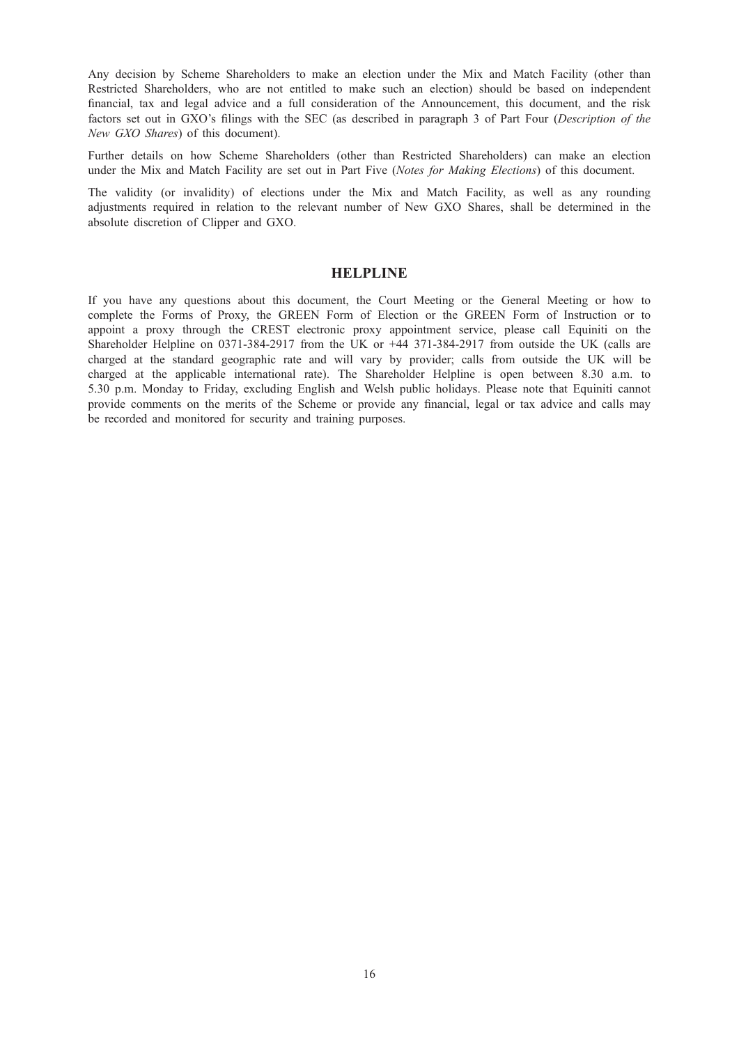Any decision by Scheme Shareholders to make an election under the Mix and Match Facility (other than Restricted Shareholders, who are not entitled to make such an election) should be based on independent financial, tax and legal advice and a full consideration of the Announcement, this document, and the risk factors set out in GXO's filings with the SEC (as described in paragraph 3 of Part Four (*Description of the New GXO Shares*) of this document).

Further details on how Scheme Shareholders (other than Restricted Shareholders) can make an election under the Mix and Match Facility are set out in Part Five (*Notes for Making Elections*) of this document.

The validity (or invalidity) of elections under the Mix and Match Facility, as well as any rounding adjustments required in relation to the relevant number of New GXO Shares, shall be determined in the absolute discretion of Clipper and GXO.

## HELPLINE

If you have any questions about this document, the Court Meeting or the General Meeting or how to complete the Forms of Proxy, the GREEN Form of Election or the GREEN Form of Instruction or to appoint a proxy through the CREST electronic proxy appointment service, please call Equiniti on the Shareholder Helpline on 0371-384-2917 from the UK or +44 371-384-2917 from outside the UK (calls are charged at the standard geographic rate and will vary by provider; calls from outside the UK will be charged at the applicable international rate). The Shareholder Helpline is open between 8.30 a.m. to 5.30 p.m. Monday to Friday, excluding English and Welsh public holidays. Please note that Equiniti cannot provide comments on the merits of the Scheme or provide any financial, legal or tax advice and calls may be recorded and monitored for security and training purposes.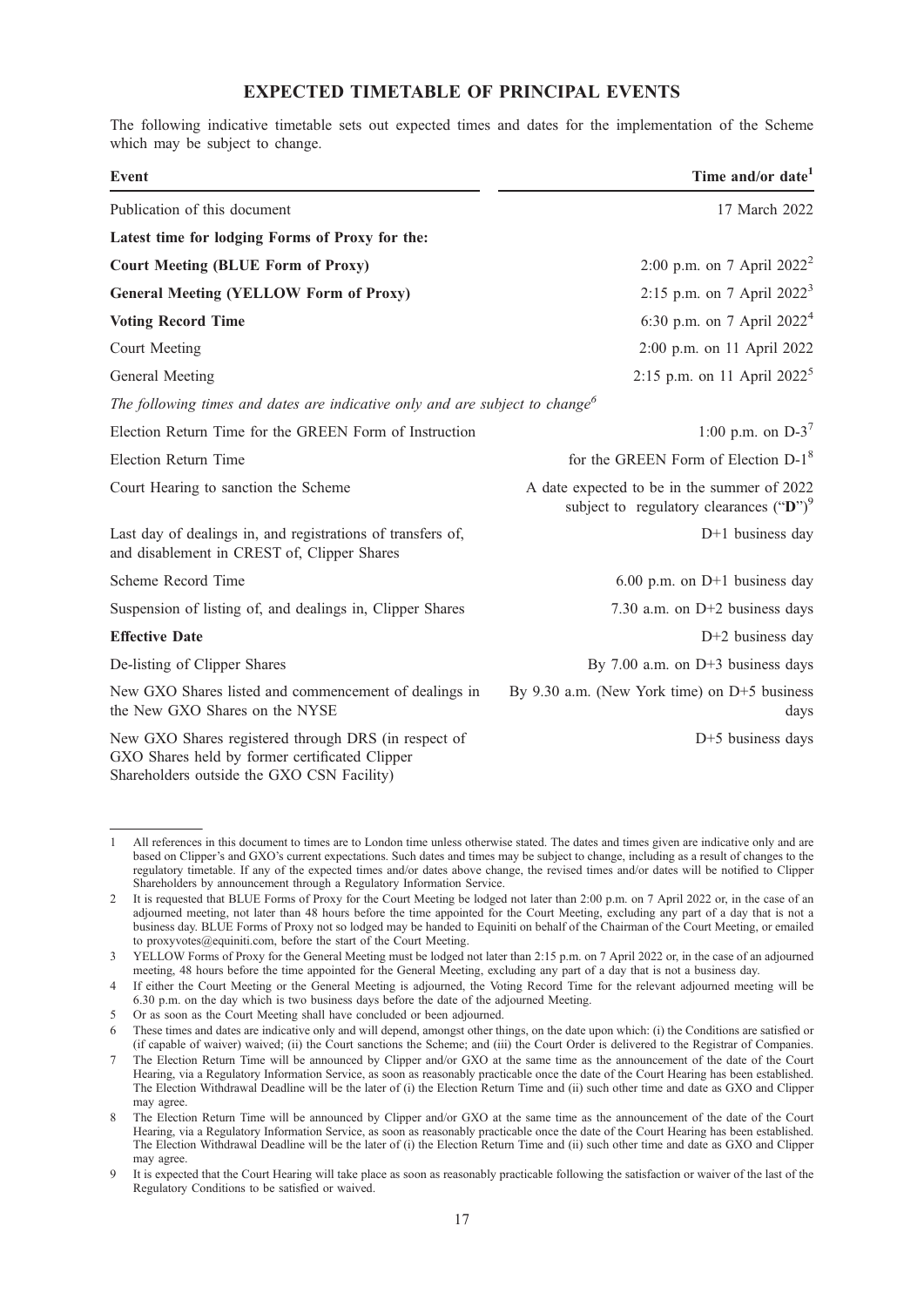# EXPECTED TIMETABLE OF PRINCIPAL EVENTS

The following indicative timetable sets out expected times and dates for the implementation of the Scheme which may be subject to change.

| Event | Time and/or date[1] |
|---|---|
| Publication of this document | 17 March 2022 |
| **Latest time for lodging Forms of Proxy for the:** | |
| **Court Meeting (BLUE Form of Proxy)** | 2:00 p.m. on 7 April 2022[2] |
| **General Meeting (YELLOW Form of Proxy)** | 2:15 p.m. on 7 April 2022[3] |
| **Voting Record Time** | 6:30 p.m. on 7 April 2022[4] |
| Court Meeting | 2:00 p.m. on 11 April 2022 |
| General Meeting | 2:15 p.m. on 11 April 2022[5] |
| *The following times and dates are indicative only and are subject to change*[6] | |
| Election Return Time for the GREEN Form of Instruction | 1:00 p.m. on D-3[7] |
| Election Return Time | for the GREEN Form of Election D-1[8] |
| Court Hearing to sanction the Scheme | A date expected to be in the summer of 2022 subject to regulatory clearances ("**D**")[9] |
| Last day of dealings in, and registrations of transfers of, and disablement in CREST of, Clipper Shares | D+1 business day |
| Scheme Record Time | 6.00 p.m. on D+1 business day |
| Suspension of listing of, and dealings in, Clipper Shares | 7.30 a.m. on D+2 business days |
| **Effective Date** | D+2 business day |
| De-listing of Clipper Shares | By 7.00 a.m. on D+3 business days |
| New GXO Shares listed and commencement of dealings in the New GXO Shares on the NYSE | By 9.30 a.m. (New York time) on D+5 business days |
| New GXO Shares registered through DRS (in respect of GXO Shares held by former certificated Clipper Shareholders outside the GXO CSN Facility) | D+5 business days |

1 All references in this document to times are to London time unless otherwise stated. The dates and times given are indicative only and are based on Clipper's and GXO's current expectations. Such dates and times may be subject to change, including as a result of changes to the regulatory timetable. If any of the expected times and/or dates above change, the revised times and/or dates will be notified to Clipper Shareholders by announcement through a Regulatory Information Service.

2 It is requested that BLUE Forms of Proxy for the Court Meeting be lodged not later than 2:00 p.m. on 7 April 2022 or, in the case of an adjourned meeting, not later than 48 hours before the time appointed for the Court Meeting, excluding any part of a day that is not a business day. BLUE Forms of Proxy not so lodged may be handed to Equiniti on behalf of the Chairman of the Court Meeting, or emailed to proxyvotes@equiniti.com, before the start of the Court Meeting.

3 YELLOW Forms of Proxy for the General Meeting must be lodged not later than 2:15 p.m. on 7 April 2022 or, in the case of an adjourned meeting, 48 hours before the time appointed for the General Meeting, excluding any part of a day that is not a business day.

4 If either the Court Meeting or the General Meeting is adjourned, the Voting Record Time for the relevant adjourned meeting will be 6.30 p.m. on the day which is two business days before the date of the adjourned Meeting.

5 Or as soon as the Court Meeting shall have concluded or been adjourned.

6 These times and dates are indicative only and will depend, amongst other things, on the date upon which: (i) the Conditions are satisfied or (if capable of waiver) waived; (ii) the Court sanctions the Scheme; and (iii) the Court Order is delivered to the Registrar of Companies.

7 The Election Return Time will be announced by Clipper and/or GXO at the same time as the announcement of the date of the Court Hearing, via a Regulatory Information Service, as soon as reasonably practicable once the date of the Court Hearing has been established. The Election Withdrawal Deadline will be the later of (i) the Election Return Time and (ii) such other time and date as GXO and Clipper may agree.

8 The Election Return Time will be announced by Clipper and/or GXO at the same time as the announcement of the date of the Court Hearing, via a Regulatory Information Service, as soon as reasonably practicable once the date of the Court Hearing has been established. The Election Withdrawal Deadline will be the later of (i) the Election Return Time and (ii) such other time and date as GXO and Clipper may agree.

9 It is expected that the Court Hearing will take place as soon as reasonably practicable following the satisfaction or waiver of the last of the Regulatory Conditions to be satisfied or waived.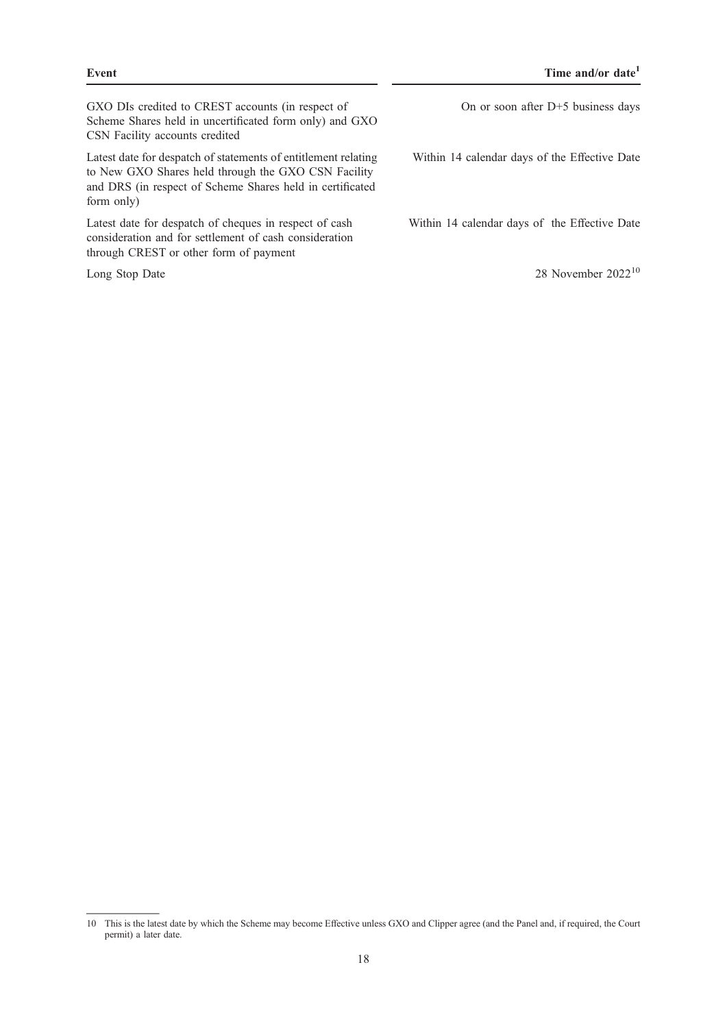| Event | Time and/or date[1] |
| --- | --- |
| GXO DIs credited to CREST accounts (in respect of Scheme Shares held in uncertificated form only) and GXO CSN Facility accounts credited | On or soon after D+5 business days |
| Latest date for despatch of statements of entitlement relating to New GXO Shares held through the GXO CSN Facility and DRS (in respect of Scheme Shares held in certificated form only) | Within 14 calendar days of the Effective Date |
| Latest date for despatch of cheques in respect of cash consideration and for settlement of cash consideration through CREST or other form of payment | Within 14 calendar days of the Effective Date |
| Long Stop Date | 28 November 2022[10] |

10 This is the latest date by which the Scheme may become Effective unless GXO and Clipper agree (and the Panel and, if required, the Court permit) a later date.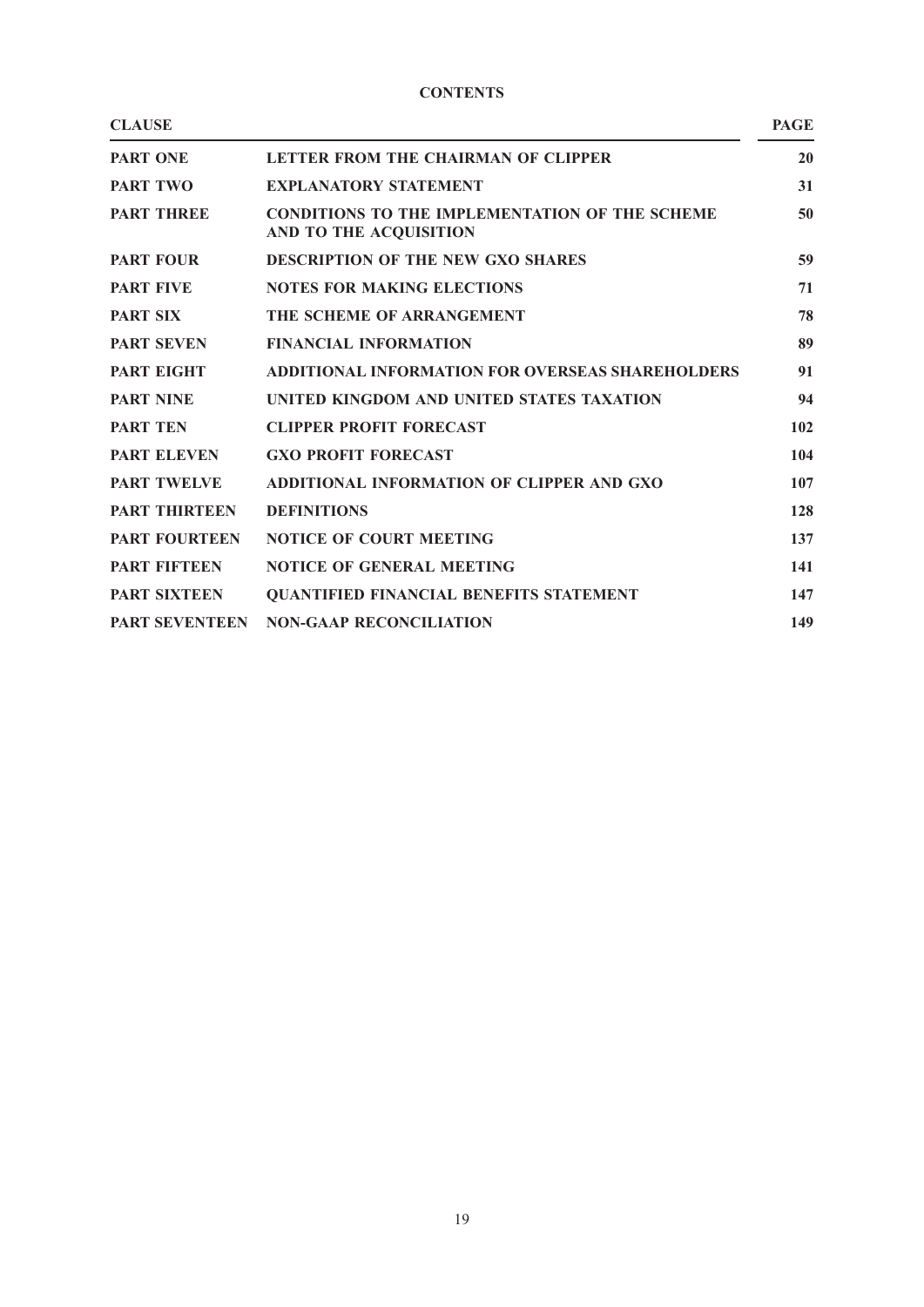# CONTENTS

| CLAUSE | | PAGE |
|---|---|---|
| **PART ONE** | **LETTER FROM THE CHAIRMAN OF CLIPPER** | **20** |
| **PART TWO** | **EXPLANATORY STATEMENT** | **31** |
| **PART THREE** | **CONDITIONS TO THE IMPLEMENTATION OF THE SCHEME AND TO THE ACQUISITION** | **50** |
| **PART FOUR** | **DESCRIPTION OF THE NEW GXO SHARES** | **59** |
| **PART FIVE** | **NOTES FOR MAKING ELECTIONS** | **71** |
| **PART SIX** | **THE SCHEME OF ARRANGEMENT** | **78** |
| **PART SEVEN** | **FINANCIAL INFORMATION** | **89** |
| **PART EIGHT** | **ADDITIONAL INFORMATION FOR OVERSEAS SHAREHOLDERS** | **91** |
| **PART NINE** | **UNITED KINGDOM AND UNITED STATES TAXATION** | **94** |
| **PART TEN** | **CLIPPER PROFIT FORECAST** | **102** |
| **PART ELEVEN** | **GXO PROFIT FORECAST** | **104** |
| **PART TWELVE** | **ADDITIONAL INFORMATION OF CLIPPER AND GXO** | **107** |
| **PART THIRTEEN** | **DEFINITIONS** | **128** |
| **PART FOURTEEN** | **NOTICE OF COURT MEETING** | **137** |
| **PART FIFTEEN** | **NOTICE OF GENERAL MEETING** | **141** |
| **PART SIXTEEN** | **QUANTIFIED FINANCIAL BENEFITS STATEMENT** | **147** |
| **PART SEVENTEEN** | **NON-GAAP RECONCILIATION** | **149** |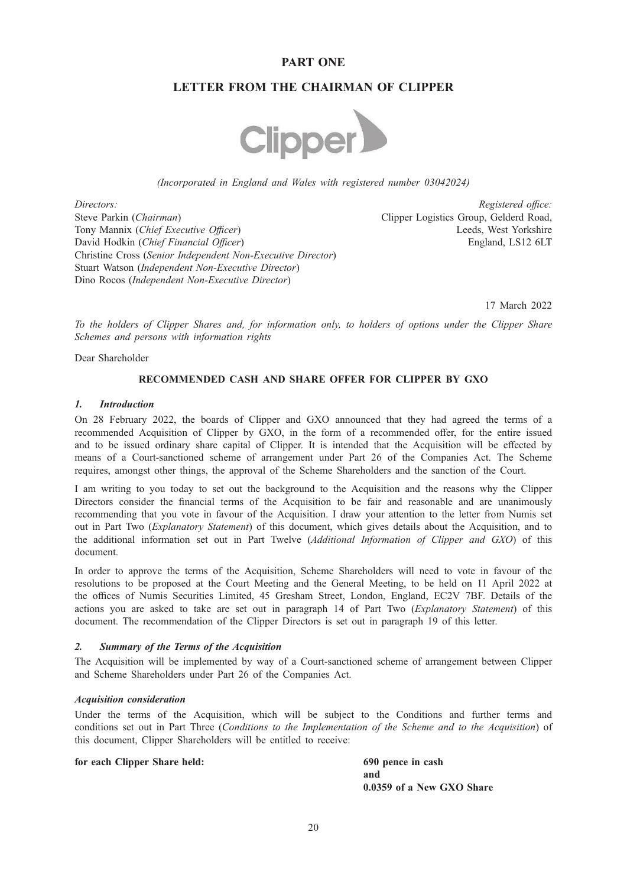# PART ONE

## LETTER FROM THE CHAIRMAN OF CLIPPER

Clipper

*(Incorporated in England and Wales with registered number 03042024)*

*Directors:*
Steve Parkin (*Chairman*)
Tony Mannix (*Chief Executive Officer*)
David Hodkin (*Chief Financial Officer*)
Christine Cross (*Senior Independent Non-Executive Director*)
Stuart Watson (*Independent Non-Executive Director*)
Dino Rocos (*Independent Non-Executive Director*)

*Registered office:*
Clipper Logistics Group, Gelderd Road,
Leeds, West Yorkshire
England, LS12 6LT

17 March 2022

*To the holders of Clipper Shares and, for information only, to holders of options under the Clipper Share Schemes and persons with information rights*

Dear Shareholder

**RECOMMENDED CASH AND SHARE OFFER FOR CLIPPER BY GXO**

### *1. Introduction*

On 28 February 2022, the boards of Clipper and GXO announced that they had agreed the terms of a recommended Acquisition of Clipper by GXO, in the form of a recommended offer, for the entire issued and to be issued ordinary share capital of Clipper. It is intended that the Acquisition will be effected by means of a Court-sanctioned scheme of arrangement under Part 26 of the Companies Act. The Scheme requires, amongst other things, the approval of the Scheme Shareholders and the sanction of the Court.

I am writing to you today to set out the background to the Acquisition and the reasons why the Clipper Directors consider the financial terms of the Acquisition to be fair and reasonable and are unanimously recommending that you vote in favour of the Acquisition. I draw your attention to the letter from Numis set out in Part Two (*Explanatory Statement*) of this document, which gives details about the Acquisition, and to the additional information set out in Part Twelve (*Additional Information of Clipper and GXO*) of this document.

In order to approve the terms of the Acquisition, Scheme Shareholders will need to vote in favour of the resolutions to be proposed at the Court Meeting and the General Meeting, to be held on 11 April 2022 at the offices of Numis Securities Limited, 45 Gresham Street, London, England, EC2V 7BF. Details of the actions you are asked to take are set out in paragraph 14 of Part Two (*Explanatory Statement*) of this document. The recommendation of the Clipper Directors is set out in paragraph 19 of this letter.

### *2. Summary of the Terms of the Acquisition*

The Acquisition will be implemented by way of a Court-sanctioned scheme of arrangement between Clipper and Scheme Shareholders under Part 26 of the Companies Act.

***Acquisition consideration***

Under the terms of the Acquisition, which will be subject to the Conditions and further terms and conditions set out in Part Three (*Conditions to the Implementation of the Scheme and to the Acquisition*) of this document, Clipper Shareholders will be entitled to receive:

**for each Clipper Share held:** **690 pence in cash**
**and**
**0.0359 of a New GXO Share**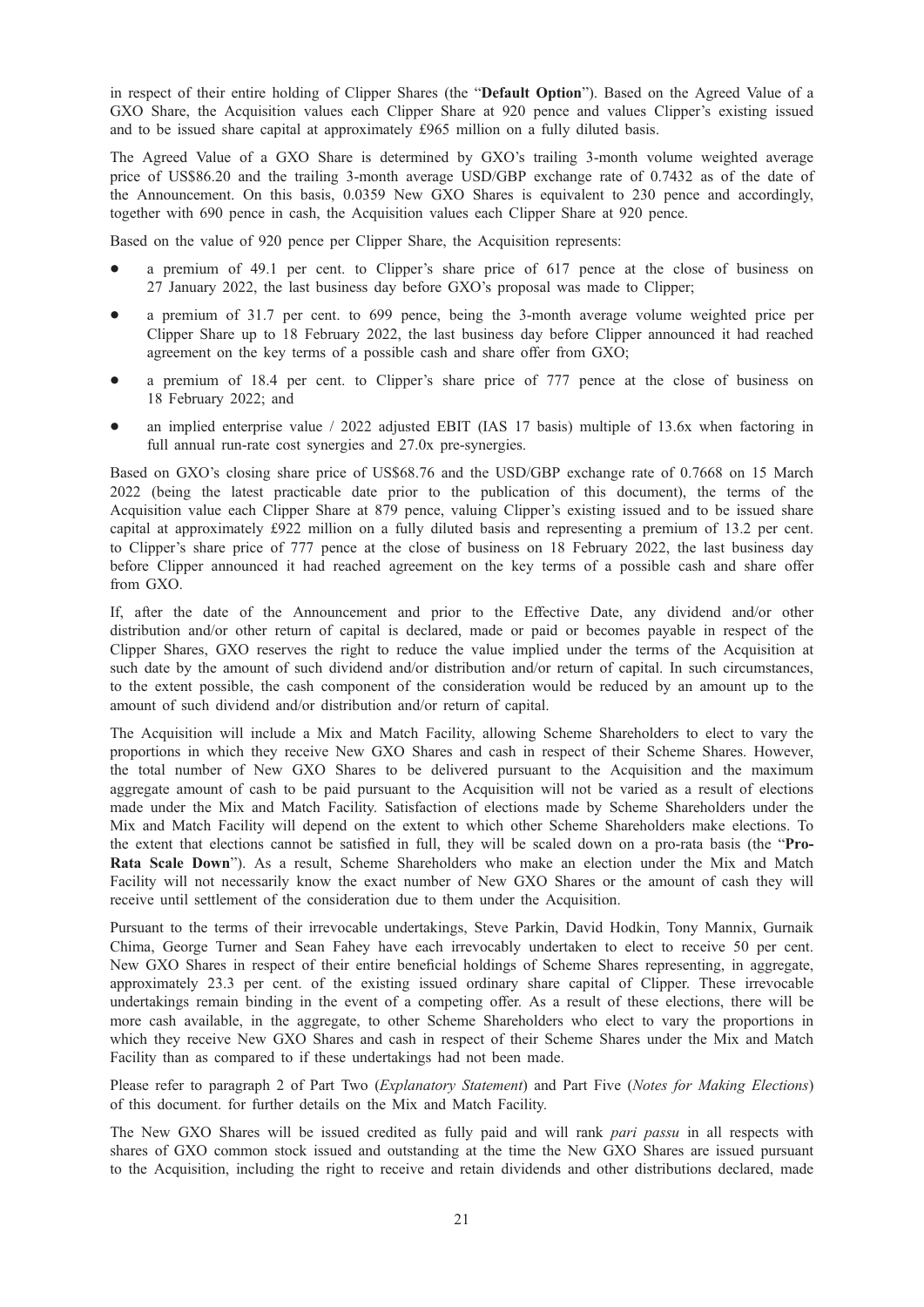in respect of their entire holding of Clipper Shares (the "**Default Option**"). Based on the Agreed Value of a GXO Share, the Acquisition values each Clipper Share at 920 pence and values Clipper's existing issued and to be issued share capital at approximately £965 million on a fully diluted basis.

The Agreed Value of a GXO Share is determined by GXO's trailing 3-month volume weighted average price of US$86.20 and the trailing 3-month average USD/GBP exchange rate of 0.7432 as of the date of the Announcement. On this basis, 0.0359 New GXO Shares is equivalent to 230 pence and accordingly, together with 690 pence in cash, the Acquisition values each Clipper Share at 920 pence.

Based on the value of 920 pence per Clipper Share, the Acquisition represents:

- a premium of 49.1 per cent. to Clipper's share price of 617 pence at the close of business on 27 January 2022, the last business day before GXO's proposal was made to Clipper;
- a premium of 31.7 per cent. to 699 pence, being the 3-month average volume weighted price per Clipper Share up to 18 February 2022, the last business day before Clipper announced it had reached agreement on the key terms of a possible cash and share offer from GXO;
- a premium of 18.4 per cent. to Clipper's share price of 777 pence at the close of business on 18 February 2022; and
- an implied enterprise value / 2022 adjusted EBIT (IAS 17 basis) multiple of 13.6x when factoring in full annual run-rate cost synergies and 27.0x pre-synergies.

Based on GXO's closing share price of US$68.76 and the USD/GBP exchange rate of 0.7668 on 15 March 2022 (being the latest practicable date prior to the publication of this document), the terms of the Acquisition value each Clipper Share at 879 pence, valuing Clipper's existing issued and to be issued share capital at approximately £922 million on a fully diluted basis and representing a premium of 13.2 per cent. to Clipper's share price of 777 pence at the close of business on 18 February 2022, the last business day before Clipper announced it had reached agreement on the key terms of a possible cash and share offer from GXO.

If, after the date of the Announcement and prior to the Effective Date, any dividend and/or other distribution and/or other return of capital is declared, made or paid or becomes payable in respect of the Clipper Shares, GXO reserves the right to reduce the value implied under the terms of the Acquisition at such date by the amount of such dividend and/or distribution and/or return of capital. In such circumstances, to the extent possible, the cash component of the consideration would be reduced by an amount up to the amount of such dividend and/or distribution and/or return of capital.

The Acquisition will include a Mix and Match Facility, allowing Scheme Shareholders to elect to vary the proportions in which they receive New GXO Shares and cash in respect of their Scheme Shares. However, the total number of New GXO Shares to be delivered pursuant to the Acquisition and the maximum aggregate amount of cash to be paid pursuant to the Acquisition will not be varied as a result of elections made under the Mix and Match Facility. Satisfaction of elections made by Scheme Shareholders under the Mix and Match Facility will depend on the extent to which other Scheme Shareholders make elections. To the extent that elections cannot be satisfied in full, they will be scaled down on a pro-rata basis (the "**Pro-Rata Scale Down**"). As a result, Scheme Shareholders who make an election under the Mix and Match Facility will not necessarily know the exact number of New GXO Shares or the amount of cash they will receive until settlement of the consideration due to them under the Acquisition.

Pursuant to the terms of their irrevocable undertakings, Steve Parkin, David Hodkin, Tony Mannix, Gurnaik Chima, George Turner and Sean Fahey have each irrevocably undertaken to elect to receive 50 per cent. New GXO Shares in respect of their entire beneficial holdings of Scheme Shares representing, in aggregate, approximately 23.3 per cent. of the existing issued ordinary share capital of Clipper. These irrevocable undertakings remain binding in the event of a competing offer. As a result of these elections, there will be more cash available, in the aggregate, to other Scheme Shareholders who elect to vary the proportions in which they receive New GXO Shares and cash in respect of their Scheme Shares under the Mix and Match Facility than as compared to if these undertakings had not been made.

Please refer to paragraph 2 of Part Two (*Explanatory Statement*) and Part Five (*Notes for Making Elections*) of this document. for further details on the Mix and Match Facility.

The New GXO Shares will be issued credited as fully paid and will rank *pari passu* in all respects with shares of GXO common stock issued and outstanding at the time the New GXO Shares are issued pursuant to the Acquisition, including the right to receive and retain dividends and other distributions declared, made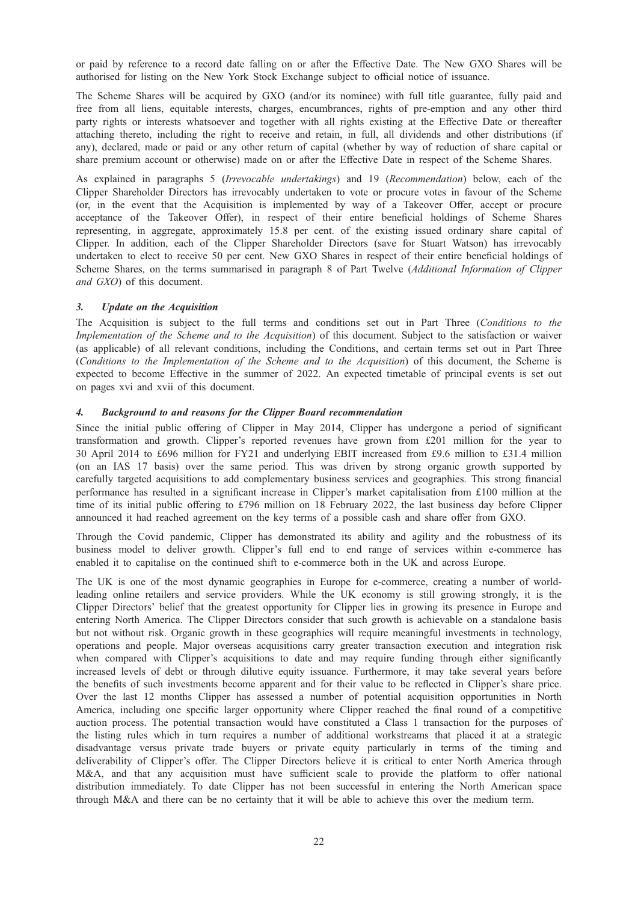or paid by reference to a record date falling on or after the Effective Date. The New GXO Shares will be authorised for listing on the New York Stock Exchange subject to official notice of issuance.

The Scheme Shares will be acquired by GXO (and/or its nominee) with full title guarantee, fully paid and free from all liens, equitable interests, charges, encumbrances, rights of pre-emption and any other third party rights or interests whatsoever and together with all rights existing at the Effective Date or thereafter attaching thereto, including the right to receive and retain, in full, all dividends and other distributions (if any), declared, made or paid or any other return of capital (whether by way of reduction of share capital or share premium account or otherwise) made on or after the Effective Date in respect of the Scheme Shares.

As explained in paragraphs 5 (*Irrevocable undertakings*) and 19 (*Recommendation*) below, each of the Clipper Shareholder Directors has irrevocably undertaken to vote or procure votes in favour of the Scheme (or, in the event that the Acquisition is implemented by way of a Takeover Offer, accept or procure acceptance of the Takeover Offer), in respect of their entire beneficial holdings of Scheme Shares representing, in aggregate, approximately 15.8 per cent. of the existing issued ordinary share capital of Clipper. In addition, each of the Clipper Shareholder Directors (save for Stuart Watson) has irrevocably undertaken to elect to receive 50 per cent. New GXO Shares in respect of their entire beneficial holdings of Scheme Shares, on the terms summarised in paragraph 8 of Part Twelve (*Additional Information of Clipper and GXO*) of this document.

### *3. Update on the Acquisition*

The Acquisition is subject to the full terms and conditions set out in Part Three (*Conditions to the Implementation of the Scheme and to the Acquisition*) of this document. Subject to the satisfaction or waiver (as applicable) of all relevant conditions, including the Conditions, and certain terms set out in Part Three (*Conditions to the Implementation of the Scheme and to the Acquisition*) of this document, the Scheme is expected to become Effective in the summer of 2022. An expected timetable of principal events is set out on pages xvi and xvii of this document.

### *4. Background to and reasons for the Clipper Board recommendation*

Since the initial public offering of Clipper in May 2014, Clipper has undergone a period of significant transformation and growth. Clipper's reported revenues have grown from £201 million for the year to 30 April 2014 to £696 million for FY21 and underlying EBIT increased from £9.6 million to £31.4 million (on an IAS 17 basis) over the same period. This was driven by strong organic growth supported by carefully targeted acquisitions to add complementary business services and geographies. This strong financial performance has resulted in a significant increase in Clipper's market capitalisation from £100 million at the time of its initial public offering to £796 million on 18 February 2022, the last business day before Clipper announced it had reached agreement on the key terms of a possible cash and share offer from GXO.

Through the Covid pandemic, Clipper has demonstrated its ability and agility and the robustness of its business model to deliver growth. Clipper's full end to end range of services within e-commerce has enabled it to capitalise on the continued shift to e-commerce both in the UK and across Europe.

The UK is one of the most dynamic geographies in Europe for e-commerce, creating a number of world-leading online retailers and service providers. While the UK economy is still growing strongly, it is the Clipper Directors' belief that the greatest opportunity for Clipper lies in growing its presence in Europe and entering North America. The Clipper Directors consider that such growth is achievable on a standalone basis but not without risk. Organic growth in these geographies will require meaningful investments in technology, operations and people. Major overseas acquisitions carry greater transaction execution and integration risk when compared with Clipper's acquisitions to date and may require funding through either significantly increased levels of debt or through dilutive equity issuance. Furthermore, it may take several years before the benefits of such investments become apparent and for their value to be reflected in Clipper's share price. Over the last 12 months Clipper has assessed a number of potential acquisition opportunities in North America, including one specific larger opportunity where Clipper reached the final round of a competitive auction process. The potential transaction would have constituted a Class 1 transaction for the purposes of the listing rules which in turn requires a number of additional workstreams that placed it at a strategic disadvantage versus private trade buyers or private equity particularly in terms of the timing and deliverability of Clipper's offer. The Clipper Directors believe it is critical to enter North America through M&A, and that any acquisition must have sufficient scale to provide the platform to offer national distribution immediately. To date Clipper has not been successful in entering the North American space through M&A and there can be no certainty that it will be able to achieve this over the medium term.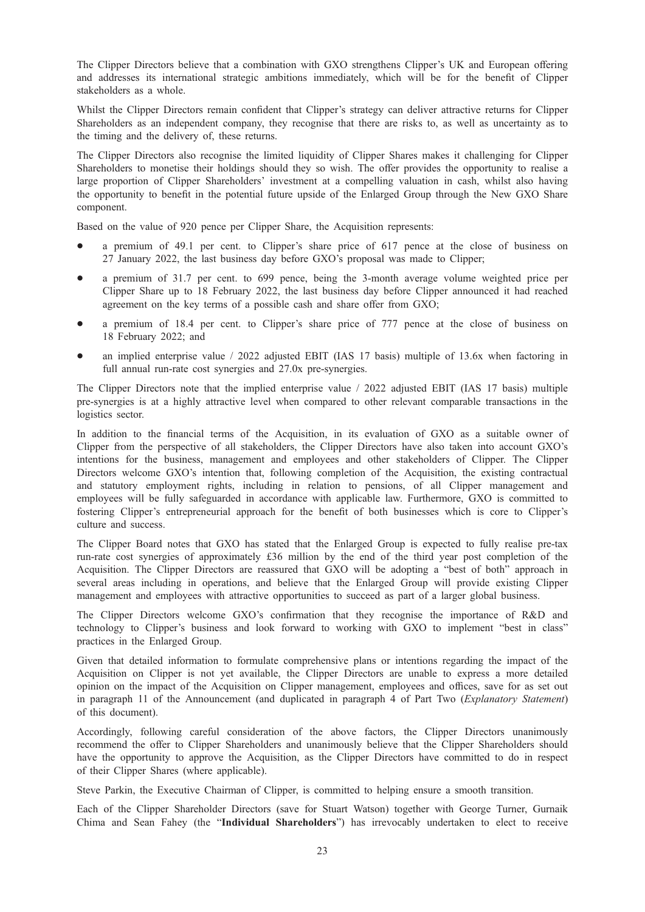The Clipper Directors believe that a combination with GXO strengthens Clipper's UK and European offering and addresses its international strategic ambitions immediately, which will be for the benefit of Clipper stakeholders as a whole.

Whilst the Clipper Directors remain confident that Clipper's strategy can deliver attractive returns for Clipper Shareholders as an independent company, they recognise that there are risks to, as well as uncertainty as to the timing and the delivery of, these returns.

The Clipper Directors also recognise the limited liquidity of Clipper Shares makes it challenging for Clipper Shareholders to monetise their holdings should they so wish. The offer provides the opportunity to realise a large proportion of Clipper Shareholders' investment at a compelling valuation in cash, whilst also having the opportunity to benefit in the potential future upside of the Enlarged Group through the New GXO Share component.

Based on the value of 920 pence per Clipper Share, the Acquisition represents:

- a premium of 49.1 per cent. to Clipper's share price of 617 pence at the close of business on 27 January 2022, the last business day before GXO's proposal was made to Clipper;
- a premium of 31.7 per cent. to 699 pence, being the 3-month average volume weighted price per Clipper Share up to 18 February 2022, the last business day before Clipper announced it had reached agreement on the key terms of a possible cash and share offer from GXO;
- a premium of 18.4 per cent. to Clipper's share price of 777 pence at the close of business on 18 February 2022; and
- an implied enterprise value / 2022 adjusted EBIT (IAS 17 basis) multiple of 13.6x when factoring in full annual run-rate cost synergies and 27.0x pre-synergies.

The Clipper Directors note that the implied enterprise value / 2022 adjusted EBIT (IAS 17 basis) multiple pre-synergies is at a highly attractive level when compared to other relevant comparable transactions in the logistics sector.

In addition to the financial terms of the Acquisition, in its evaluation of GXO as a suitable owner of Clipper from the perspective of all stakeholders, the Clipper Directors have also taken into account GXO's intentions for the business, management and employees and other stakeholders of Clipper. The Clipper Directors welcome GXO's intention that, following completion of the Acquisition, the existing contractual and statutory employment rights, including in relation to pensions, of all Clipper management and employees will be fully safeguarded in accordance with applicable law. Furthermore, GXO is committed to fostering Clipper's entrepreneurial approach for the benefit of both businesses which is core to Clipper's culture and success.

The Clipper Board notes that GXO has stated that the Enlarged Group is expected to fully realise pre-tax run-rate cost synergies of approximately £36 million by the end of the third year post completion of the Acquisition. The Clipper Directors are reassured that GXO will be adopting a "best of both" approach in several areas including in operations, and believe that the Enlarged Group will provide existing Clipper management and employees with attractive opportunities to succeed as part of a larger global business.

The Clipper Directors welcome GXO's confirmation that they recognise the importance of R&D and technology to Clipper's business and look forward to working with GXO to implement "best in class" practices in the Enlarged Group.

Given that detailed information to formulate comprehensive plans or intentions regarding the impact of the Acquisition on Clipper is not yet available, the Clipper Directors are unable to express a more detailed opinion on the impact of the Acquisition on Clipper management, employees and offices, save for as set out in paragraph 11 of the Announcement (and duplicated in paragraph 4 of Part Two (*Explanatory Statement*) of this document).

Accordingly, following careful consideration of the above factors, the Clipper Directors unanimously recommend the offer to Clipper Shareholders and unanimously believe that the Clipper Shareholders should have the opportunity to approve the Acquisition, as the Clipper Directors have committed to do in respect of their Clipper Shares (where applicable).

Steve Parkin, the Executive Chairman of Clipper, is committed to helping ensure a smooth transition.

Each of the Clipper Shareholder Directors (save for Stuart Watson) together with George Turner, Gurnaik Chima and Sean Fahey (the "**Individual Shareholders**") has irrevocably undertaken to elect to receive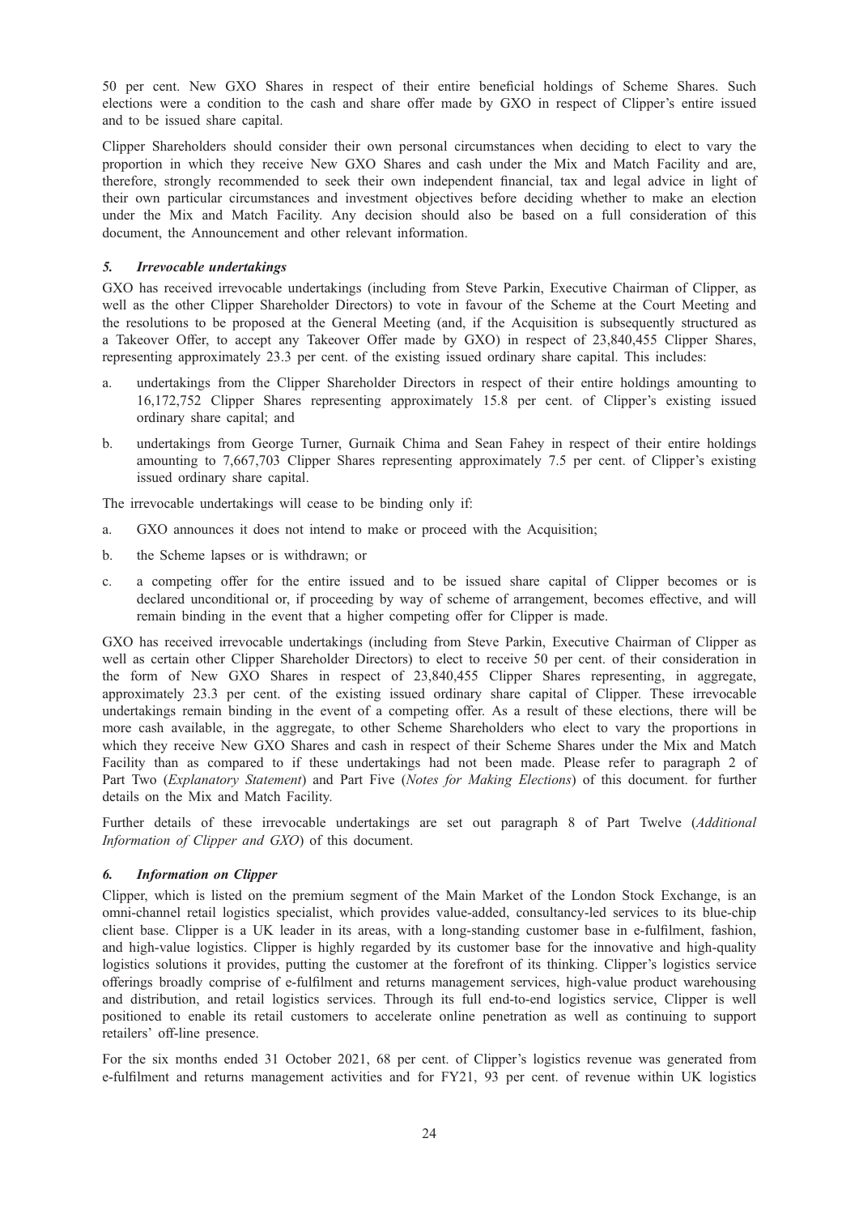50 per cent. New GXO Shares in respect of their entire beneficial holdings of Scheme Shares. Such elections were a condition to the cash and share offer made by GXO in respect of Clipper's entire issued and to be issued share capital.

Clipper Shareholders should consider their own personal circumstances when deciding to elect to vary the proportion in which they receive New GXO Shares and cash under the Mix and Match Facility and are, therefore, strongly recommended to seek their own independent financial, tax and legal advice in light of their own particular circumstances and investment objectives before deciding whether to make an election under the Mix and Match Facility. Any decision should also be based on a full consideration of this document, the Announcement and other relevant information.

### *5. Irrevocable undertakings*

GXO has received irrevocable undertakings (including from Steve Parkin, Executive Chairman of Clipper, as well as the other Clipper Shareholder Directors) to vote in favour of the Scheme at the Court Meeting and the resolutions to be proposed at the General Meeting (and, if the Acquisition is subsequently structured as a Takeover Offer, to accept any Takeover Offer made by GXO) in respect of 23,840,455 Clipper Shares, representing approximately 23.3 per cent. of the existing issued ordinary share capital. This includes:

a. undertakings from the Clipper Shareholder Directors in respect of their entire holdings amounting to 16,172,752 Clipper Shares representing approximately 15.8 per cent. of Clipper's existing issued ordinary share capital; and

b. undertakings from George Turner, Gurnaik Chima and Sean Fahey in respect of their entire holdings amounting to 7,667,703 Clipper Shares representing approximately 7.5 per cent. of Clipper's existing issued ordinary share capital.

The irrevocable undertakings will cease to be binding only if:

a. GXO announces it does not intend to make or proceed with the Acquisition;

b. the Scheme lapses or is withdrawn; or

c. a competing offer for the entire issued and to be issued share capital of Clipper becomes or is declared unconditional or, if proceeding by way of scheme of arrangement, becomes effective, and will remain binding in the event that a higher competing offer for Clipper is made.

GXO has received irrevocable undertakings (including from Steve Parkin, Executive Chairman of Clipper as well as certain other Clipper Shareholder Directors) to elect to receive 50 per cent. of their consideration in the form of New GXO Shares in respect of 23,840,455 Clipper Shares representing, in aggregate, approximately 23.3 per cent. of the existing issued ordinary share capital of Clipper. These irrevocable undertakings remain binding in the event of a competing offer. As a result of these elections, there will be more cash available, in the aggregate, to other Scheme Shareholders who elect to vary the proportions in which they receive New GXO Shares and cash in respect of their Scheme Shares under the Mix and Match Facility than as compared to if these undertakings had not been made. Please refer to paragraph 2 of Part Two (*Explanatory Statement*) and Part Five (*Notes for Making Elections*) of this document. for further details on the Mix and Match Facility.

Further details of these irrevocable undertakings are set out paragraph 8 of Part Twelve (*Additional Information of Clipper and GXO*) of this document.

### *6. Information on Clipper*

Clipper, which is listed on the premium segment of the Main Market of the London Stock Exchange, is an omni-channel retail logistics specialist, which provides value-added, consultancy-led services to its blue-chip client base. Clipper is a UK leader in its areas, with a long-standing customer base in e-fulfilment, fashion, and high-value logistics. Clipper is highly regarded by its customer base for the innovative and high-quality logistics solutions it provides, putting the customer at the forefront of its thinking. Clipper's logistics service offerings broadly comprise of e-fulfilment and returns management services, high-value product warehousing and distribution, and retail logistics services. Through its full end-to-end logistics service, Clipper is well positioned to enable its retail customers to accelerate online penetration as well as continuing to support retailers' off-line presence.

For the six months ended 31 October 2021, 68 per cent. of Clipper's logistics revenue was generated from e-fulfilment and returns management activities and for FY21, 93 per cent. of revenue within UK logistics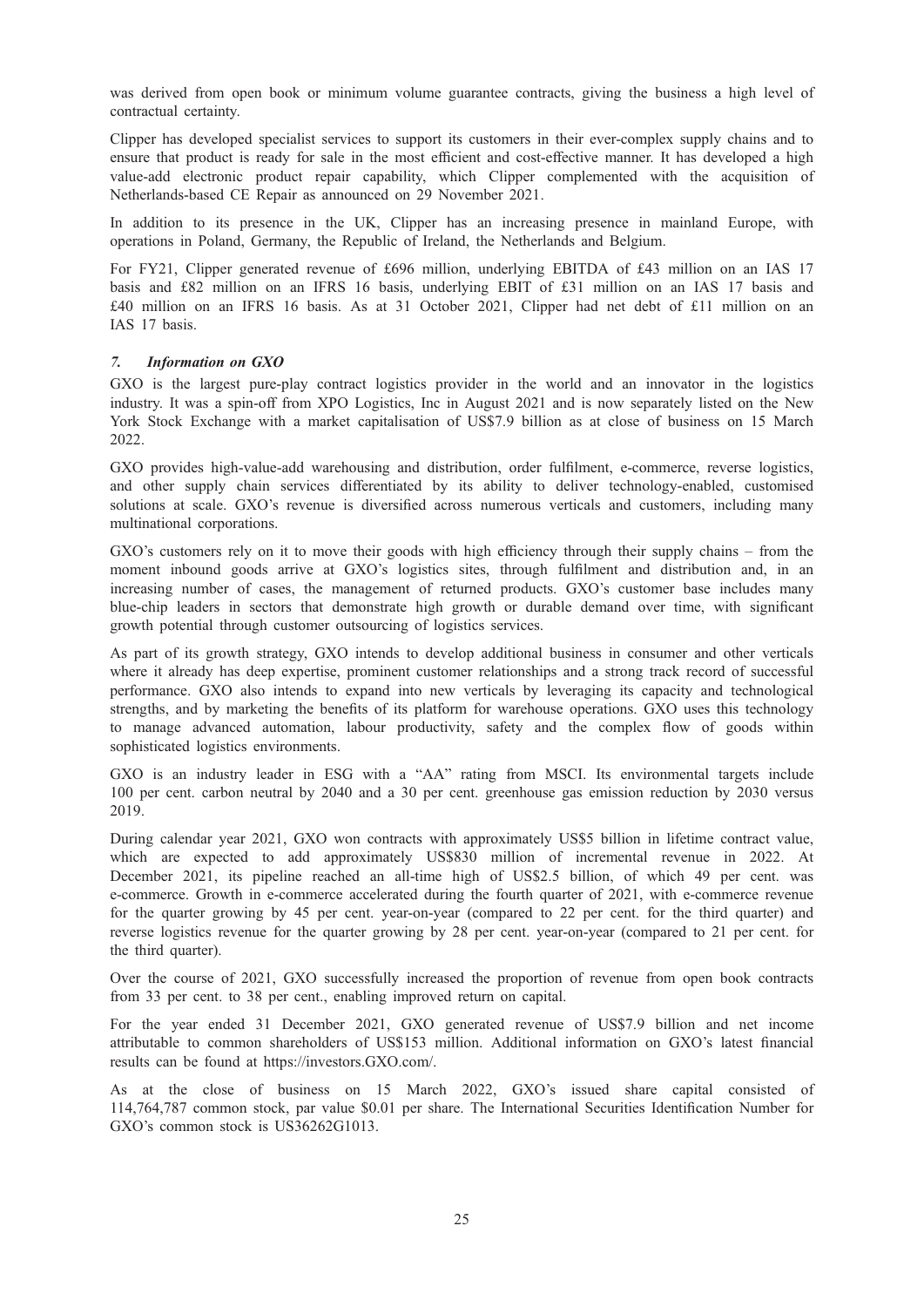was derived from open book or minimum volume guarantee contracts, giving the business a high level of contractual certainty.

Clipper has developed specialist services to support its customers in their ever-complex supply chains and to ensure that product is ready for sale in the most efficient and cost-effective manner. It has developed a high value-add electronic product repair capability, which Clipper complemented with the acquisition of Netherlands-based CE Repair as announced on 29 November 2021.

In addition to its presence in the UK, Clipper has an increasing presence in mainland Europe, with operations in Poland, Germany, the Republic of Ireland, the Netherlands and Belgium.

For FY21, Clipper generated revenue of £696 million, underlying EBITDA of £43 million on an IAS 17 basis and £82 million on an IFRS 16 basis, underlying EBIT of £31 million on an IAS 17 basis and £40 million on an IFRS 16 basis. As at 31 October 2021, Clipper had net debt of £11 million on an IAS 17 basis.

### *7. Information on GXO*

GXO is the largest pure-play contract logistics provider in the world and an innovator in the logistics industry. It was a spin-off from XPO Logistics, Inc in August 2021 and is now separately listed on the New York Stock Exchange with a market capitalisation of US$7.9 billion as at close of business on 15 March 2022.

GXO provides high-value-add warehousing and distribution, order fulfilment, e-commerce, reverse logistics, and other supply chain services differentiated by its ability to deliver technology-enabled, customised solutions at scale. GXO's revenue is diversified across numerous verticals and customers, including many multinational corporations.

GXO's customers rely on it to move their goods with high efficiency through their supply chains – from the moment inbound goods arrive at GXO's logistics sites, through fulfilment and distribution and, in an increasing number of cases, the management of returned products. GXO's customer base includes many blue-chip leaders in sectors that demonstrate high growth or durable demand over time, with significant growth potential through customer outsourcing of logistics services.

As part of its growth strategy, GXO intends to develop additional business in consumer and other verticals where it already has deep expertise, prominent customer relationships and a strong track record of successful performance. GXO also intends to expand into new verticals by leveraging its capacity and technological strengths, and by marketing the benefits of its platform for warehouse operations. GXO uses this technology to manage advanced automation, labour productivity, safety and the complex flow of goods within sophisticated logistics environments.

GXO is an industry leader in ESG with a "AA" rating from MSCI. Its environmental targets include 100 per cent. carbon neutral by 2040 and a 30 per cent. greenhouse gas emission reduction by 2030 versus 2019.

During calendar year 2021, GXO won contracts with approximately US$5 billion in lifetime contract value, which are expected to add approximately US$830 million of incremental revenue in 2022. At December 2021, its pipeline reached an all-time high of US$2.5 billion, of which 49 per cent. was e-commerce. Growth in e-commerce accelerated during the fourth quarter of 2021, with e-commerce revenue for the quarter growing by 45 per cent. year-on-year (compared to 22 per cent. for the third quarter) and reverse logistics revenue for the quarter growing by 28 per cent. year-on-year (compared to 21 per cent. for the third quarter).

Over the course of 2021, GXO successfully increased the proportion of revenue from open book contracts from 33 per cent. to 38 per cent., enabling improved return on capital.

For the year ended 31 December 2021, GXO generated revenue of US$7.9 billion and net income attributable to common shareholders of US$153 million. Additional information on GXO's latest financial results can be found at https://investors.GXO.com/.

As at the close of business on 15 March 2022, GXO's issued share capital consisted of 114,764,787 common stock, par value $0.01 per share. The International Securities Identification Number for GXO's common stock is US36262G1013.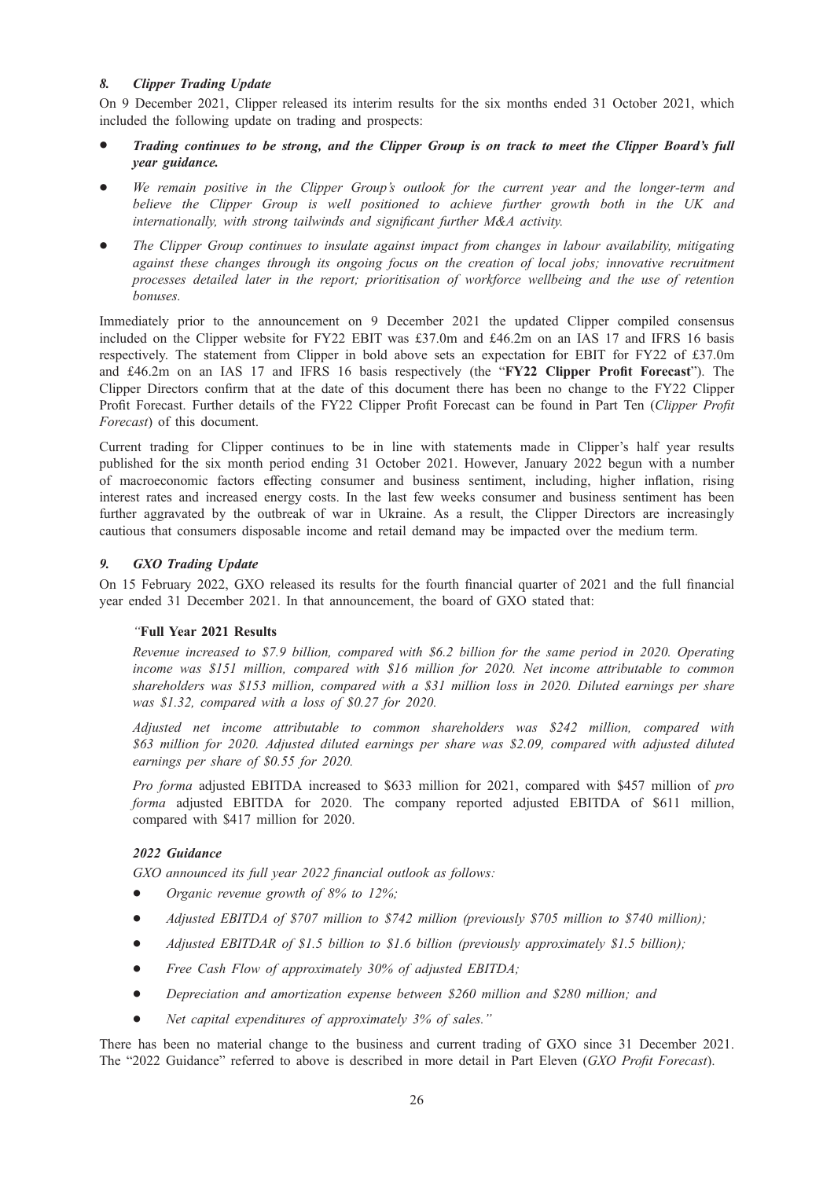### *8. Clipper Trading Update*

On 9 December 2021, Clipper released its interim results for the six months ended 31 October 2021, which included the following update on trading and prospects:

- ***Trading continues to be strong, and the Clipper Group is on track to meet the Clipper Board's full year guidance.***
- *We remain positive in the Clipper Group's outlook for the current year and the longer-term and believe the Clipper Group is well positioned to achieve further growth both in the UK and internationally, with strong tailwinds and significant further M&A activity.*
- *The Clipper Group continues to insulate against impact from changes in labour availability, mitigating against these changes through its ongoing focus on the creation of local jobs; innovative recruitment processes detailed later in the report; prioritisation of workforce wellbeing and the use of retention bonuses.*

Immediately prior to the announcement on 9 December 2021 the updated Clipper compiled consensus included on the Clipper website for FY22 EBIT was £37.0m and £46.2m on an IAS 17 and IFRS 16 basis respectively. The statement from Clipper in bold above sets an expectation for EBIT for FY22 of £37.0m and £46.2m on an IAS 17 and IFRS 16 basis respectively (the "**FY22 Clipper Profit Forecast**"). The Clipper Directors confirm that at the date of this document there has been no change to the FY22 Clipper Profit Forecast. Further details of the FY22 Clipper Profit Forecast can be found in Part Ten (*Clipper Profit Forecast*) of this document.

Current trading for Clipper continues to be in line with statements made in Clipper's half year results published for the six month period ending 31 October 2021. However, January 2022 begun with a number of macroeconomic factors effecting consumer and business sentiment, including, higher inflation, rising interest rates and increased energy costs. In the last few weeks consumer and business sentiment has been further aggravated by the outbreak of war in Ukraine. As a result, the Clipper Directors are increasingly cautious that consumers disposable income and retail demand may be impacted over the medium term.

### *9. GXO Trading Update*

On 15 February 2022, GXO released its results for the fourth financial quarter of 2021 and the full financial year ended 31 December 2021. In that announcement, the board of GXO stated that:

*"***Full Year 2021 Results**

*Revenue increased to $7.9 billion, compared with $6.2 billion for the same period in 2020. Operating income was $151 million, compared with $16 million for 2020. Net income attributable to common shareholders was $153 million, compared with a $31 million loss in 2020. Diluted earnings per share was $1.32, compared with a loss of $0.27 for 2020.*

*Adjusted net income attributable to common shareholders was $242 million, compared with $63 million for 2020. Adjusted diluted earnings per share was $2.09, compared with adjusted diluted earnings per share of $0.55 for 2020.*

*Pro forma* adjusted EBITDA increased to $633 million for 2021, compared with $457 million of *pro forma* adjusted EBITDA for 2020. The company reported adjusted EBITDA of $611 million, compared with $417 million for 2020.

***2022 Guidance***

*GXO announced its full year 2022 financial outlook as follows:*

- *Organic revenue growth of 8% to 12%;*
- *Adjusted EBITDA of $707 million to $742 million (previously $705 million to $740 million);*
- *Adjusted EBITDAR of $1.5 billion to $1.6 billion (previously approximately $1.5 billion);*
- *Free Cash Flow of approximately 30% of adjusted EBITDA;*
- *Depreciation and amortization expense between $260 million and $280 million; and*
- *Net capital expenditures of approximately 3% of sales."*

There has been no material change to the business and current trading of GXO since 31 December 2021. The "2022 Guidance" referred to above is described in more detail in Part Eleven (*GXO Profit Forecast*).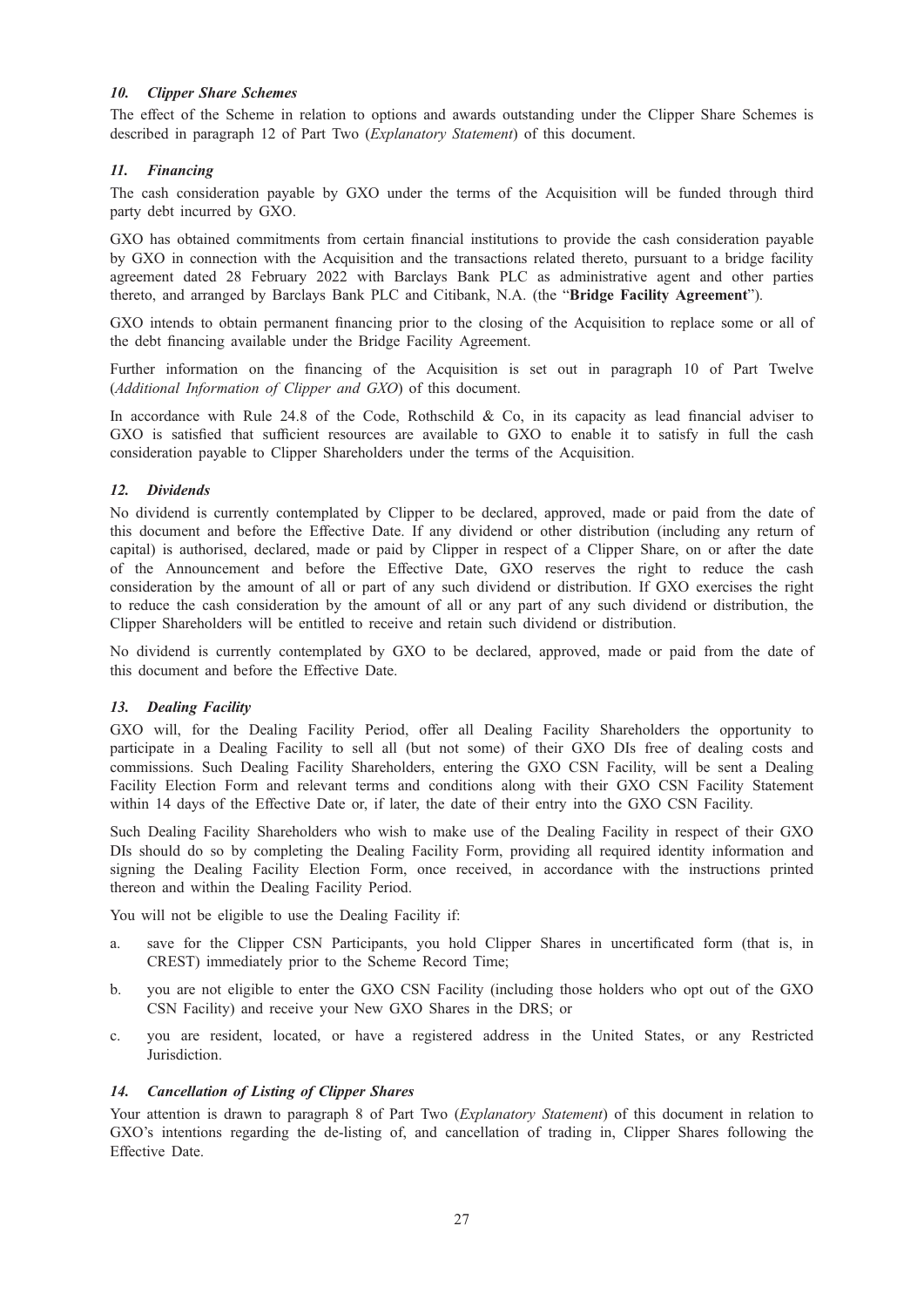### *10. Clipper Share Schemes*

The effect of the Scheme in relation to options and awards outstanding under the Clipper Share Schemes is described in paragraph 12 of Part Two (*Explanatory Statement*) of this document.

### *11. Financing*

The cash consideration payable by GXO under the terms of the Acquisition will be funded through third party debt incurred by GXO.

GXO has obtained commitments from certain financial institutions to provide the cash consideration payable by GXO in connection with the Acquisition and the transactions related thereto, pursuant to a bridge facility agreement dated 28 February 2022 with Barclays Bank PLC as administrative agent and other parties thereto, and arranged by Barclays Bank PLC and Citibank, N.A. (the "**Bridge Facility Agreement**").

GXO intends to obtain permanent financing prior to the closing of the Acquisition to replace some or all of the debt financing available under the Bridge Facility Agreement.

Further information on the financing of the Acquisition is set out in paragraph 10 of Part Twelve (*Additional Information of Clipper and GXO*) of this document.

In accordance with Rule 24.8 of the Code, Rothschild & Co, in its capacity as lead financial adviser to GXO is satisfied that sufficient resources are available to GXO to enable it to satisfy in full the cash consideration payable to Clipper Shareholders under the terms of the Acquisition.

### *12. Dividends*

No dividend is currently contemplated by Clipper to be declared, approved, made or paid from the date of this document and before the Effective Date. If any dividend or other distribution (including any return of capital) is authorised, declared, made or paid by Clipper in respect of a Clipper Share, on or after the date of the Announcement and before the Effective Date, GXO reserves the right to reduce the cash consideration by the amount of all or part of any such dividend or distribution. If GXO exercises the right to reduce the cash consideration by the amount of all or any part of any such dividend or distribution, the Clipper Shareholders will be entitled to receive and retain such dividend or distribution.

No dividend is currently contemplated by GXO to be declared, approved, made or paid from the date of this document and before the Effective Date.

### *13. Dealing Facility*

GXO will, for the Dealing Facility Period, offer all Dealing Facility Shareholders the opportunity to participate in a Dealing Facility to sell all (but not some) of their GXO DIs free of dealing costs and commissions. Such Dealing Facility Shareholders, entering the GXO CSN Facility, will be sent a Dealing Facility Election Form and relevant terms and conditions along with their GXO CSN Facility Statement within 14 days of the Effective Date or, if later, the date of their entry into the GXO CSN Facility.

Such Dealing Facility Shareholders who wish to make use of the Dealing Facility in respect of their GXO DIs should do so by completing the Dealing Facility Form, providing all required identity information and signing the Dealing Facility Election Form, once received, in accordance with the instructions printed thereon and within the Dealing Facility Period.

You will not be eligible to use the Dealing Facility if:

a. save for the Clipper CSN Participants, you hold Clipper Shares in uncertificated form (that is, in CREST) immediately prior to the Scheme Record Time;

b. you are not eligible to enter the GXO CSN Facility (including those holders who opt out of the GXO CSN Facility) and receive your New GXO Shares in the DRS; or

c. you are resident, located, or have a registered address in the United States, or any Restricted Jurisdiction.

### *14. Cancellation of Listing of Clipper Shares*

Your attention is drawn to paragraph 8 of Part Two (*Explanatory Statement*) of this document in relation to GXO's intentions regarding the de-listing of, and cancellation of trading in, Clipper Shares following the Effective Date.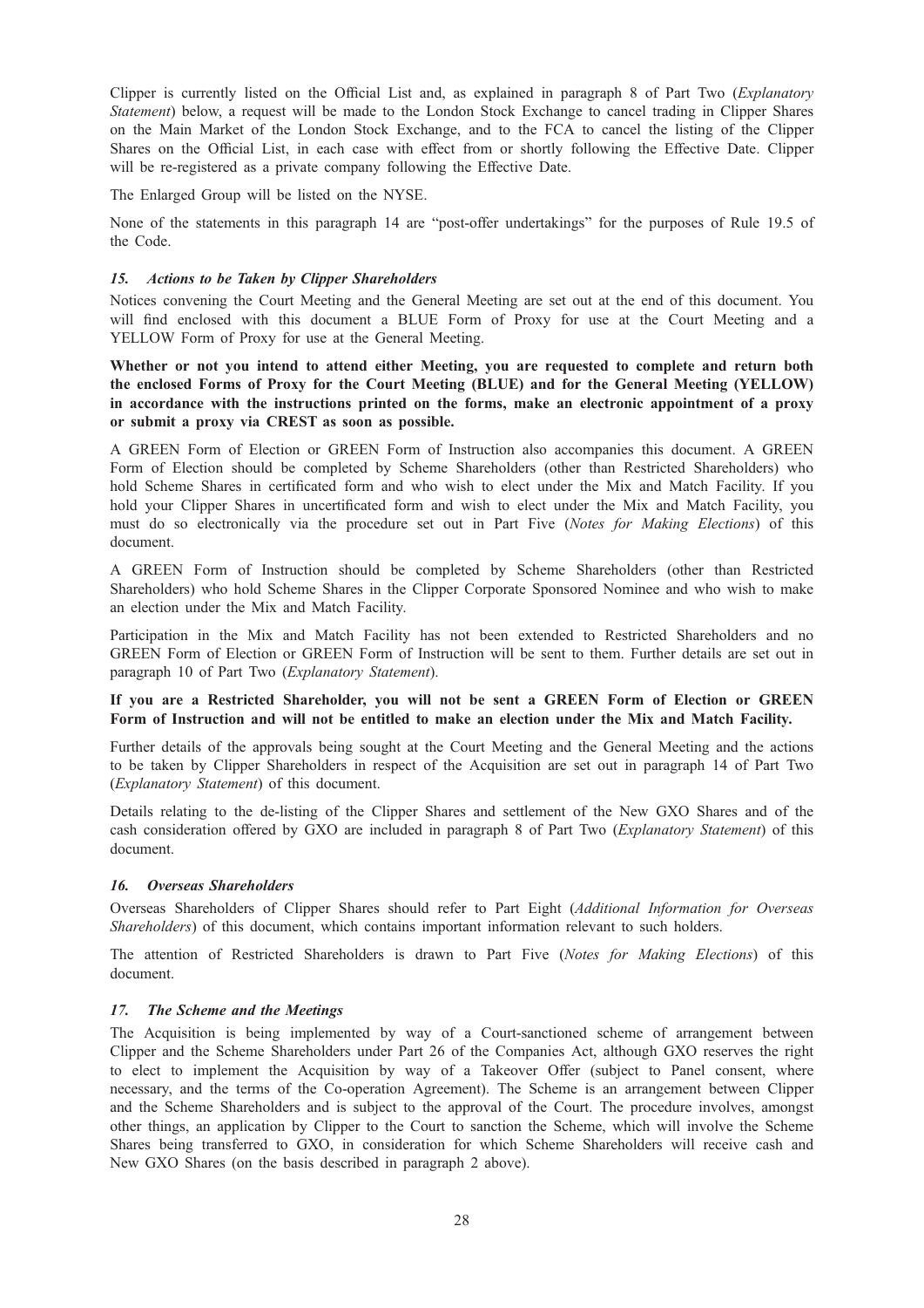Clipper is currently listed on the Official List and, as explained in paragraph 8 of Part Two (*Explanatory Statement*) below, a request will be made to the London Stock Exchange to cancel trading in Clipper Shares on the Main Market of the London Stock Exchange, and to the FCA to cancel the listing of the Clipper Shares on the Official List, in each case with effect from or shortly following the Effective Date. Clipper will be re-registered as a private company following the Effective Date.

The Enlarged Group will be listed on the NYSE.

None of the statements in this paragraph 14 are "post-offer undertakings" for the purposes of Rule 19.5 of the Code.

### *15. Actions to be Taken by Clipper Shareholders*

Notices convening the Court Meeting and the General Meeting are set out at the end of this document. You will find enclosed with this document a BLUE Form of Proxy for use at the Court Meeting and a YELLOW Form of Proxy for use at the General Meeting.

**Whether or not you intend to attend either Meeting, you are requested to complete and return both the enclosed Forms of Proxy for the Court Meeting (BLUE) and for the General Meeting (YELLOW) in accordance with the instructions printed on the forms, make an electronic appointment of a proxy or submit a proxy via CREST as soon as possible.**

A GREEN Form of Election or GREEN Form of Instruction also accompanies this document. A GREEN Form of Election should be completed by Scheme Shareholders (other than Restricted Shareholders) who hold Scheme Shares in certificated form and who wish to elect under the Mix and Match Facility. If you hold your Clipper Shares in uncertificated form and wish to elect under the Mix and Match Facility, you must do so electronically via the procedure set out in Part Five (*Notes for Making Elections*) of this document.

A GREEN Form of Instruction should be completed by Scheme Shareholders (other than Restricted Shareholders) who hold Scheme Shares in the Clipper Corporate Sponsored Nominee and who wish to make an election under the Mix and Match Facility.

Participation in the Mix and Match Facility has not been extended to Restricted Shareholders and no GREEN Form of Election or GREEN Form of Instruction will be sent to them. Further details are set out in paragraph 10 of Part Two (*Explanatory Statement*).

**If you are a Restricted Shareholder, you will not be sent a GREEN Form of Election or GREEN Form of Instruction and will not be entitled to make an election under the Mix and Match Facility.**

Further details of the approvals being sought at the Court Meeting and the General Meeting and the actions to be taken by Clipper Shareholders in respect of the Acquisition are set out in paragraph 14 of Part Two (*Explanatory Statement*) of this document.

Details relating to the de-listing of the Clipper Shares and settlement of the New GXO Shares and of the cash consideration offered by GXO are included in paragraph 8 of Part Two (*Explanatory Statement*) of this document.

### *16. Overseas Shareholders*

Overseas Shareholders of Clipper Shares should refer to Part Eight (*Additional Information for Overseas Shareholders*) of this document, which contains important information relevant to such holders.

The attention of Restricted Shareholders is drawn to Part Five (*Notes for Making Elections*) of this document.

### *17. The Scheme and the Meetings*

The Acquisition is being implemented by way of a Court-sanctioned scheme of arrangement between Clipper and the Scheme Shareholders under Part 26 of the Companies Act, although GXO reserves the right to elect to implement the Acquisition by way of a Takeover Offer (subject to Panel consent, where necessary, and the terms of the Co-operation Agreement). The Scheme is an arrangement between Clipper and the Scheme Shareholders and is subject to the approval of the Court. The procedure involves, amongst other things, an application by Clipper to the Court to sanction the Scheme, which will involve the Scheme Shares being transferred to GXO, in consideration for which Scheme Shareholders will receive cash and New GXO Shares (on the basis described in paragraph 2 above).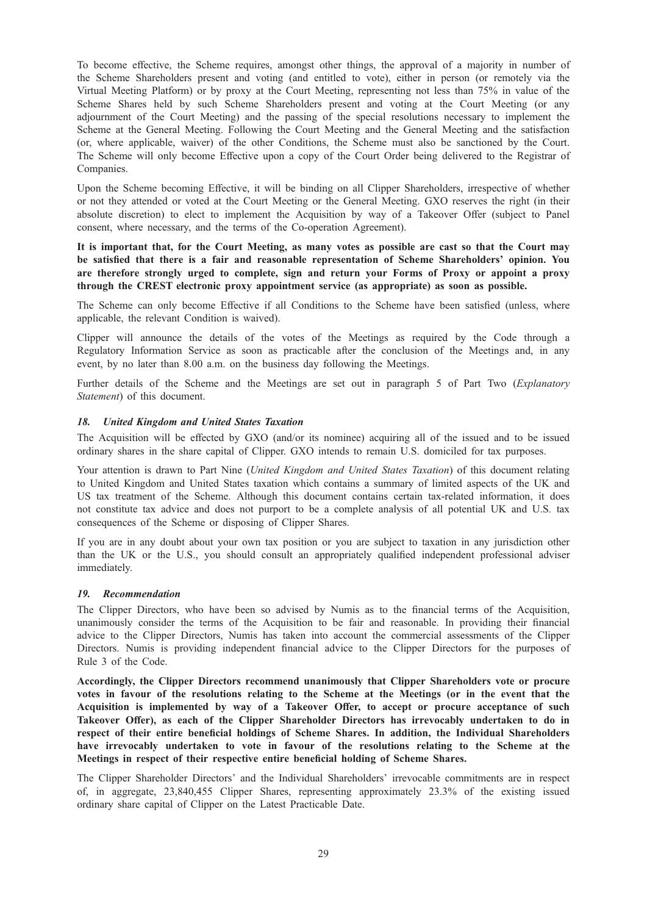To become effective, the Scheme requires, amongst other things, the approval of a majority in number of the Scheme Shareholders present and voting (and entitled to vote), either in person (or remotely via the Virtual Meeting Platform) or by proxy at the Court Meeting, representing not less than 75% in value of the Scheme Shares held by such Scheme Shareholders present and voting at the Court Meeting (or any adjournment of the Court Meeting) and the passing of the special resolutions necessary to implement the Scheme at the General Meeting. Following the Court Meeting and the General Meeting and the satisfaction (or, where applicable, waiver) of the other Conditions, the Scheme must also be sanctioned by the Court. The Scheme will only become Effective upon a copy of the Court Order being delivered to the Registrar of Companies.

Upon the Scheme becoming Effective, it will be binding on all Clipper Shareholders, irrespective of whether or not they attended or voted at the Court Meeting or the General Meeting. GXO reserves the right (in their absolute discretion) to elect to implement the Acquisition by way of a Takeover Offer (subject to Panel consent, where necessary, and the terms of the Co-operation Agreement).

**It is important that, for the Court Meeting, as many votes as possible are cast so that the Court may be satisfied that there is a fair and reasonable representation of Scheme Shareholders' opinion. You are therefore strongly urged to complete, sign and return your Forms of Proxy or appoint a proxy through the CREST electronic proxy appointment service (as appropriate) as soon as possible.**

The Scheme can only become Effective if all Conditions to the Scheme have been satisfied (unless, where applicable, the relevant Condition is waived).

Clipper will announce the details of the votes of the Meetings as required by the Code through a Regulatory Information Service as soon as practicable after the conclusion of the Meetings and, in any event, by no later than 8.00 a.m. on the business day following the Meetings.

Further details of the Scheme and the Meetings are set out in paragraph 5 of Part Two (*Explanatory Statement*) of this document.

### *18. United Kingdom and United States Taxation*

The Acquisition will be effected by GXO (and/or its nominee) acquiring all of the issued and to be issued ordinary shares in the share capital of Clipper. GXO intends to remain U.S. domiciled for tax purposes.

Your attention is drawn to Part Nine (*United Kingdom and United States Taxation*) of this document relating to United Kingdom and United States taxation which contains a summary of limited aspects of the UK and US tax treatment of the Scheme. Although this document contains certain tax-related information, it does not constitute tax advice and does not purport to be a complete analysis of all potential UK and U.S. tax consequences of the Scheme or disposing of Clipper Shares.

If you are in any doubt about your own tax position or you are subject to taxation in any jurisdiction other than the UK or the U.S., you should consult an appropriately qualified independent professional adviser immediately.

### *19. Recommendation*

The Clipper Directors, who have been so advised by Numis as to the financial terms of the Acquisition, unanimously consider the terms of the Acquisition to be fair and reasonable. In providing their financial advice to the Clipper Directors, Numis has taken into account the commercial assessments of the Clipper Directors. Numis is providing independent financial advice to the Clipper Directors for the purposes of Rule 3 of the Code.

**Accordingly, the Clipper Directors recommend unanimously that Clipper Shareholders vote or procure votes in favour of the resolutions relating to the Scheme at the Meetings (or in the event that the Acquisition is implemented by way of a Takeover Offer, to accept or procure acceptance of such Takeover Offer), as each of the Clipper Shareholder Directors has irrevocably undertaken to do in respect of their entire beneficial holdings of Scheme Shares. In addition, the Individual Shareholders have irrevocably undertaken to vote in favour of the resolutions relating to the Scheme at the Meetings in respect of their respective entire beneficial holding of Scheme Shares.**

The Clipper Shareholder Directors' and the Individual Shareholders' irrevocable commitments are in respect of, in aggregate, 23,840,455 Clipper Shares, representing approximately 23.3% of the existing issued ordinary share capital of Clipper on the Latest Practicable Date.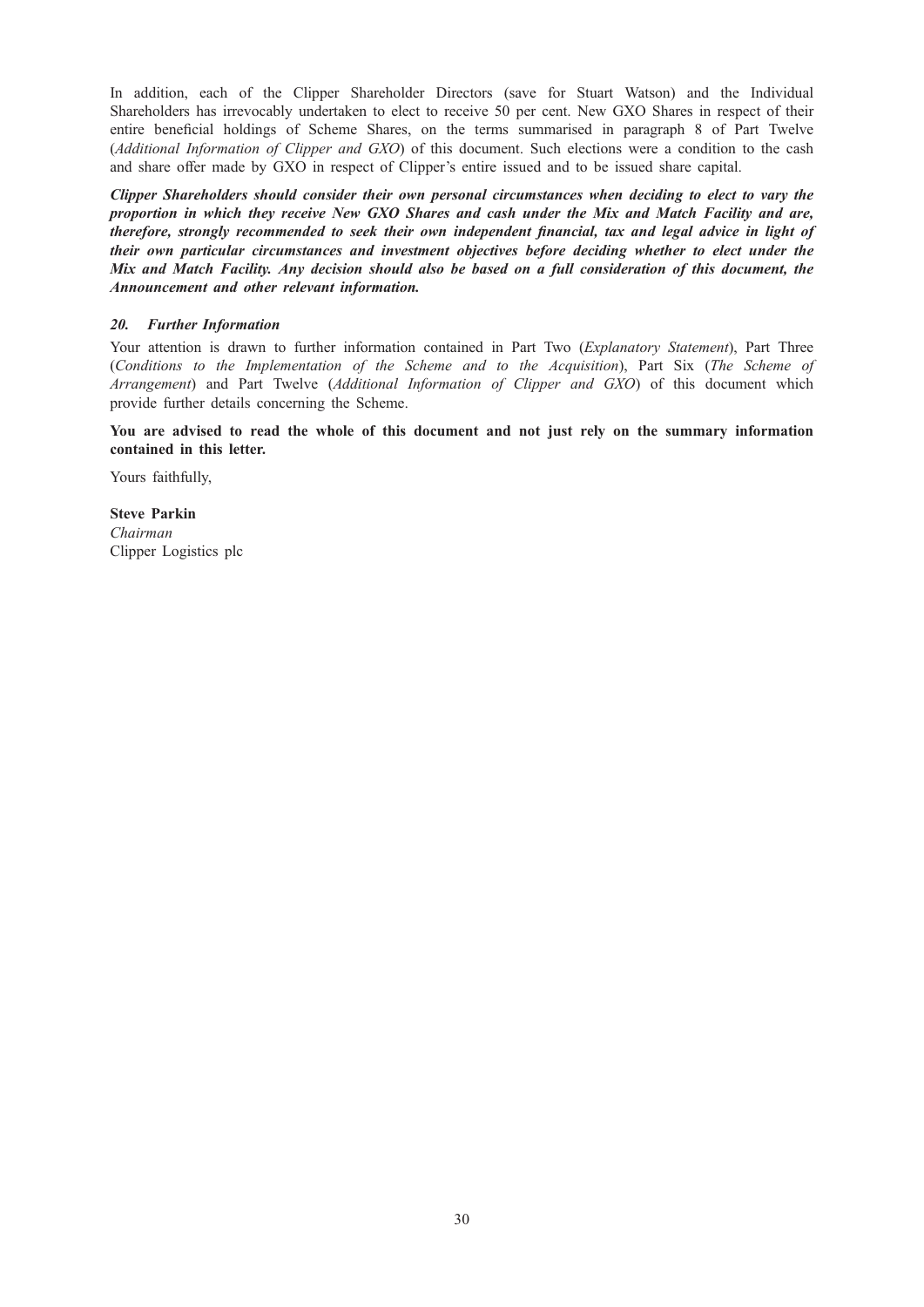In addition, each of the Clipper Shareholder Directors (save for Stuart Watson) and the Individual Shareholders has irrevocably undertaken to elect to receive 50 per cent. New GXO Shares in respect of their entire beneficial holdings of Scheme Shares, on the terms summarised in paragraph 8 of Part Twelve (*Additional Information of Clipper and GXO*) of this document. Such elections were a condition to the cash and share offer made by GXO in respect of Clipper's entire issued and to be issued share capital.

***Clipper Shareholders should consider their own personal circumstances when deciding to elect to vary the proportion in which they receive New GXO Shares and cash under the Mix and Match Facility and are, therefore, strongly recommended to seek their own independent financial, tax and legal advice in light of their own particular circumstances and investment objectives before deciding whether to elect under the Mix and Match Facility. Any decision should also be based on a full consideration of this document, the Announcement and other relevant information.***

### *20. Further Information*

Your attention is drawn to further information contained in Part Two (*Explanatory Statement*), Part Three (*Conditions to the Implementation of the Scheme and to the Acquisition*), Part Six (*The Scheme of Arrangement*) and Part Twelve (*Additional Information of Clipper and GXO*) of this document which provide further details concerning the Scheme.

**You are advised to read the whole of this document and not just rely on the summary information contained in this letter.**

Yours faithfully,

**Steve Parkin**
*Chairman*
Clipper Logistics plc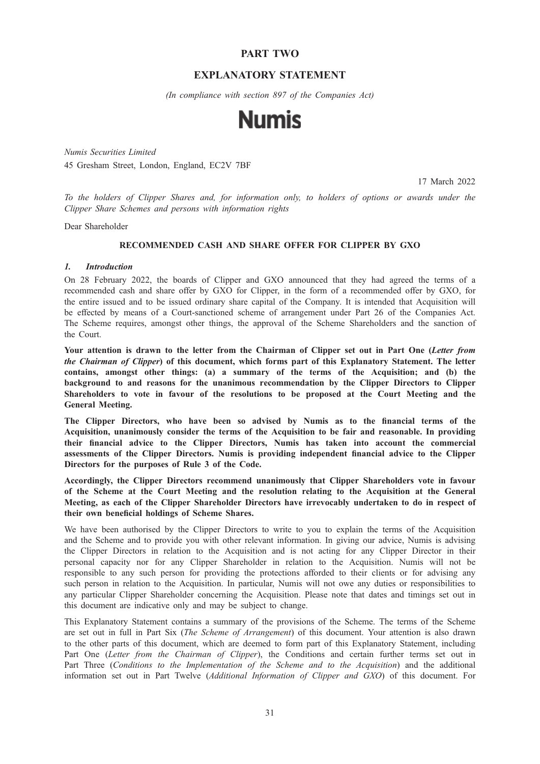# PART TWO

## EXPLANATORY STATEMENT

*(In compliance with section 897 of the Companies Act)*

**Numis**

*Numis Securities Limited*
45 Gresham Street, London, England, EC2V 7BF

17 March 2022

*To the holders of Clipper Shares and, for information only, to holders of options or awards under the Clipper Share Schemes and persons with information rights*

Dear Shareholder

**RECOMMENDED CASH AND SHARE OFFER FOR CLIPPER BY GXO**

### *1. Introduction*

On 28 February 2022, the boards of Clipper and GXO announced that they had agreed the terms of a recommended cash and share offer by GXO for Clipper, in the form of a recommended offer by GXO, for the entire issued and to be issued ordinary share capital of the Company. It is intended that Acquisition will be effected by means of a Court-sanctioned scheme of arrangement under Part 26 of the Companies Act. The Scheme requires, amongst other things, the approval of the Scheme Shareholders and the sanction of the Court.

**Your attention is drawn to the letter from the Chairman of Clipper set out in Part One (*Letter from the Chairman of Clipper*) of this document, which forms part of this Explanatory Statement. The letter contains, amongst other things: (a) a summary of the terms of the Acquisition; and (b) the background to and reasons for the unanimous recommendation by the Clipper Directors to Clipper Shareholders to vote in favour of the resolutions to be proposed at the Court Meeting and the General Meeting.**

**The Clipper Directors, who have been so advised by Numis as to the financial terms of the Acquisition, unanimously consider the terms of the Acquisition to be fair and reasonable. In providing their financial advice to the Clipper Directors, Numis has taken into account the commercial assessments of the Clipper Directors. Numis is providing independent financial advice to the Clipper Directors for the purposes of Rule 3 of the Code.**

**Accordingly, the Clipper Directors recommend unanimously that Clipper Shareholders vote in favour of the Scheme at the Court Meeting and the resolution relating to the Acquisition at the General Meeting, as each of the Clipper Shareholder Directors have irrevocably undertaken to do in respect of their own beneficial holdings of Scheme Shares.**

We have been authorised by the Clipper Directors to write to you to explain the terms of the Acquisition and the Scheme and to provide you with other relevant information. In giving our advice, Numis is advising the Clipper Directors in relation to the Acquisition and is not acting for any Clipper Director in their personal capacity nor for any Clipper Shareholder in relation to the Acquisition. Numis will not be responsible to any such person for providing the protections afforded to their clients or for advising any such person in relation to the Acquisition. In particular, Numis will not owe any duties or responsibilities to any particular Clipper Shareholder concerning the Acquisition. Please note that dates and timings set out in this document are indicative only and may be subject to change.

This Explanatory Statement contains a summary of the provisions of the Scheme. The terms of the Scheme are set out in full in Part Six (*The Scheme of Arrangement*) of this document. Your attention is also drawn to the other parts of this document, which are deemed to form part of this Explanatory Statement, including Part One (*Letter from the Chairman of Clipper*), the Conditions and certain further terms set out in Part Three (*Conditions to the Implementation of the Scheme and to the Acquisition*) and the additional information set out in Part Twelve (*Additional Information of Clipper and GXO*) of this document. For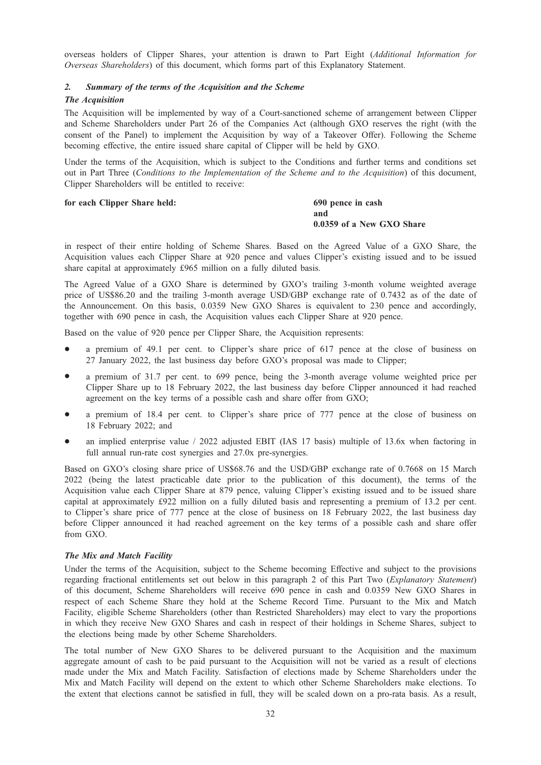overseas holders of Clipper Shares, your attention is drawn to Part Eight (*Additional Information for Overseas Shareholders*) of this document, which forms part of this Explanatory Statement.

### *2. Summary of the terms of the Acquisition and the Scheme*

***The Acquisition***

The Acquisition will be implemented by way of a Court-sanctioned scheme of arrangement between Clipper and Scheme Shareholders under Part 26 of the Companies Act (although GXO reserves the right (with the consent of the Panel) to implement the Acquisition by way of a Takeover Offer). Following the Scheme becoming effective, the entire issued share capital of Clipper will be held by GXO.

Under the terms of the Acquisition, which is subject to the Conditions and further terms and conditions set out in Part Three (*Conditions to the Implementation of the Scheme and to the Acquisition*) of this document, Clipper Shareholders will be entitled to receive:

**for each Clipper Share held:** **690 pence in cash**
**and**
**0.0359 of a New GXO Share**

in respect of their entire holding of Scheme Shares. Based on the Agreed Value of a GXO Share, the Acquisition values each Clipper Share at 920 pence and values Clipper's existing issued and to be issued share capital at approximately £965 million on a fully diluted basis.

The Agreed Value of a GXO Share is determined by GXO's trailing 3-month volume weighted average price of US$86.20 and the trailing 3-month average USD/GBP exchange rate of 0.7432 as of the date of the Announcement. On this basis, 0.0359 New GXO Shares is equivalent to 230 pence and accordingly, together with 690 pence in cash, the Acquisition values each Clipper Share at 920 pence.

Based on the value of 920 pence per Clipper Share, the Acquisition represents:

- a premium of 49.1 per cent. to Clipper's share price of 617 pence at the close of business on 27 January 2022, the last business day before GXO's proposal was made to Clipper;
- a premium of 31.7 per cent. to 699 pence, being the 3-month average volume weighted price per Clipper Share up to 18 February 2022, the last business day before Clipper announced it had reached agreement on the key terms of a possible cash and share offer from GXO;
- a premium of 18.4 per cent. to Clipper's share price of 777 pence at the close of business on 18 February 2022; and
- an implied enterprise value / 2022 adjusted EBIT (IAS 17 basis) multiple of 13.6x when factoring in full annual run-rate cost synergies and 27.0x pre-synergies.

Based on GXO's closing share price of US$68.76 and the USD/GBP exchange rate of 0.7668 on 15 March 2022 (being the latest practicable date prior to the publication of this document), the terms of the Acquisition value each Clipper Share at 879 pence, valuing Clipper's existing issued and to be issued share capital at approximately £922 million on a fully diluted basis and representing a premium of 13.2 per cent. to Clipper's share price of 777 pence at the close of business on 18 February 2022, the last business day before Clipper announced it had reached agreement on the key terms of a possible cash and share offer from GXO.

***The Mix and Match Facility***

Under the terms of the Acquisition, subject to the Scheme becoming Effective and subject to the provisions regarding fractional entitlements set out below in this paragraph 2 of this Part Two (*Explanatory Statement*) of this document, Scheme Shareholders will receive 690 pence in cash and 0.0359 New GXO Shares in respect of each Scheme Share they hold at the Scheme Record Time. Pursuant to the Mix and Match Facility, eligible Scheme Shareholders (other than Restricted Shareholders) may elect to vary the proportions in which they receive New GXO Shares and cash in respect of their holdings in Scheme Shares, subject to the elections being made by other Scheme Shareholders.

The total number of New GXO Shares to be delivered pursuant to the Acquisition and the maximum aggregate amount of cash to be paid pursuant to the Acquisition will not be varied as a result of elections made under the Mix and Match Facility. Satisfaction of elections made by Scheme Shareholders under the Mix and Match Facility will depend on the extent to which other Scheme Shareholders make elections. To the extent that elections cannot be satisfied in full, they will be scaled down on a pro-rata basis. As a result,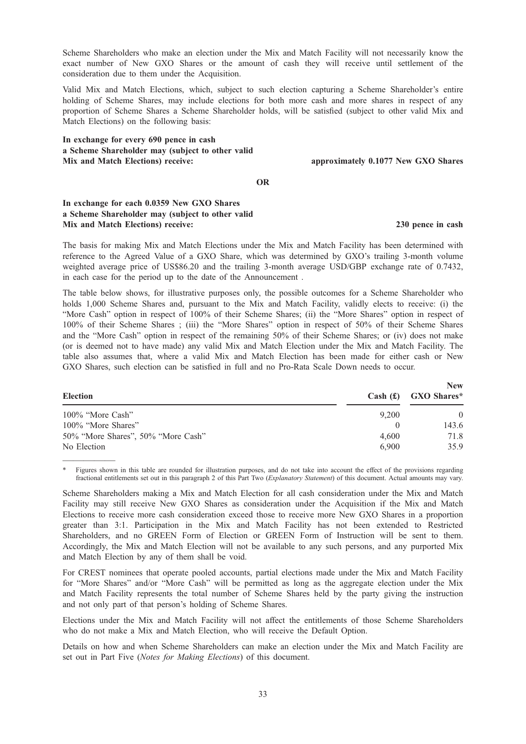Scheme Shareholders who make an election under the Mix and Match Facility will not necessarily know the exact number of New GXO Shares or the amount of cash they will receive until settlement of the consideration due to them under the Acquisition.

Valid Mix and Match Elections, which, subject to such election capturing a Scheme Shareholder's entire holding of Scheme Shares, may include elections for both more cash and more shares in respect of any proportion of Scheme Shares a Scheme Shareholder holds, will be satisfied (subject to other valid Mix and Match Elections) on the following basis:

**In exchange for every 690 pence in cash a Scheme Shareholder may (subject to other valid Mix and Match Elections) receive:** **approximately 0.1077 New GXO Shares**

**OR**

**In exchange for each 0.0359 New GXO Shares a Scheme Shareholder may (subject to other valid Mix and Match Elections) receive:** **230 pence in cash**

The basis for making Mix and Match Elections under the Mix and Match Facility has been determined with reference to the Agreed Value of a GXO Share, which was determined by GXO's trailing 3-month volume weighted average price of US$86.20 and the trailing 3-month average USD/GBP exchange rate of 0.7432, in each case for the period up to the date of the Announcement .

The table below shows, for illustrative purposes only, the possible outcomes for a Scheme Shareholder who holds 1,000 Scheme Shares and, pursuant to the Mix and Match Facility, validly elects to receive: (i) the "More Cash" option in respect of 100% of their Scheme Shares; (ii) the "More Shares" option in respect of 100% of their Scheme Shares ; (iii) the "More Shares" option in respect of 50% of their Scheme Shares and the "More Cash" option in respect of the remaining 50% of their Scheme Shares; or (iv) does not make (or is deemed not to have made) any valid Mix and Match Election under the Mix and Match Facility. The table also assumes that, where a valid Mix and Match Election has been made for either cash or New GXO Shares, such election can be satisfied in full and no Pro-Rata Scale Down needs to occur.

| Election | Cash (£) | New GXO Shares* |
|---|---|---|
| 100% "More Cash" | 9,200 | 0 |
| 100% "More Shares" | 0 | 143.6 |
| 50% "More Shares", 50% "More Cash" | 4,600 | 71.8 |
| No Election | 6,900 | 35.9 |

\* Figures shown in this table are rounded for illustration purposes, and do not take into account the effect of the provisions regarding fractional entitlements set out in this paragraph 2 of this Part Two (*Explanatory Statement*) of this document. Actual amounts may vary.

Scheme Shareholders making a Mix and Match Election for all cash consideration under the Mix and Match Facility may still receive New GXO Shares as consideration under the Acquisition if the Mix and Match Elections to receive more cash consideration exceed those to receive more New GXO Shares in a proportion greater than 3:1. Participation in the Mix and Match Facility has not been extended to Restricted Shareholders, and no GREEN Form of Election or GREEN Form of Instruction will be sent to them. Accordingly, the Mix and Match Election will not be available to any such persons, and any purported Mix and Match Election by any of them shall be void.

For CREST nominees that operate pooled accounts, partial elections made under the Mix and Match Facility for "More Shares" and/or "More Cash" will be permitted as long as the aggregate election under the Mix and Match Facility represents the total number of Scheme Shares held by the party giving the instruction and not only part of that person's holding of Scheme Shares.

Elections under the Mix and Match Facility will not affect the entitlements of those Scheme Shareholders who do not make a Mix and Match Election, who will receive the Default Option.

Details on how and when Scheme Shareholders can make an election under the Mix and Match Facility are set out in Part Five (*Notes for Making Elections*) of this document.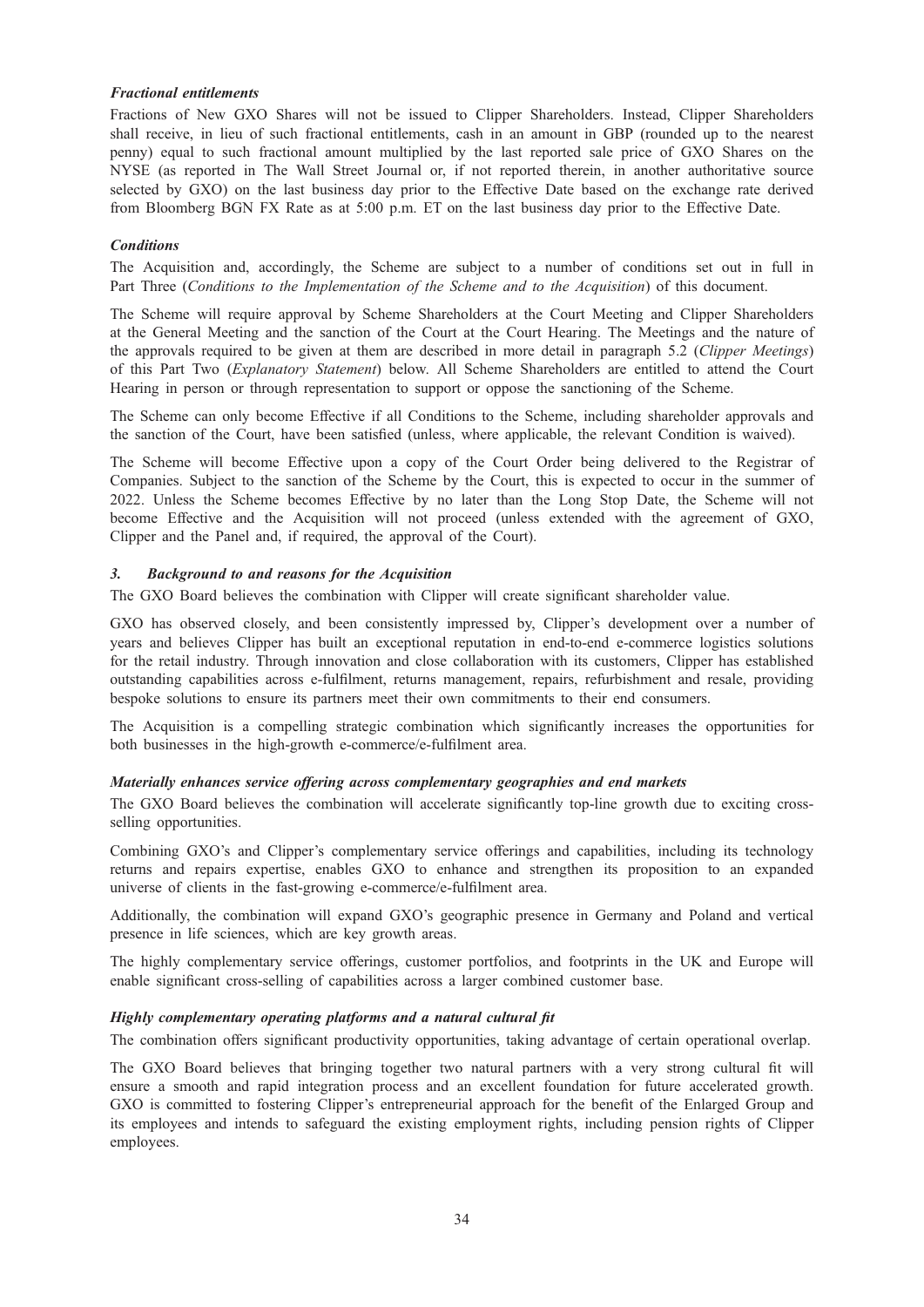***Fractional entitlements***

Fractions of New GXO Shares will not be issued to Clipper Shareholders. Instead, Clipper Shareholders shall receive, in lieu of such fractional entitlements, cash in an amount in GBP (rounded up to the nearest penny) equal to such fractional amount multiplied by the last reported sale price of GXO Shares on the NYSE (as reported in The Wall Street Journal or, if not reported therein, in another authoritative source selected by GXO) on the last business day prior to the Effective Date based on the exchange rate derived from Bloomberg BGN FX Rate as at 5:00 p.m. ET on the last business day prior to the Effective Date.

***Conditions***

The Acquisition and, accordingly, the Scheme are subject to a number of conditions set out in full in Part Three (*Conditions to the Implementation of the Scheme and to the Acquisition*) of this document.

The Scheme will require approval by Scheme Shareholders at the Court Meeting and Clipper Shareholders at the General Meeting and the sanction of the Court at the Court Hearing. The Meetings and the nature of the approvals required to be given at them are described in more detail in paragraph 5.2 (*Clipper Meetings*) of this Part Two (*Explanatory Statement*) below. All Scheme Shareholders are entitled to attend the Court Hearing in person or through representation to support or oppose the sanctioning of the Scheme.

The Scheme can only become Effective if all Conditions to the Scheme, including shareholder approvals and the sanction of the Court, have been satisfied (unless, where applicable, the relevant Condition is waived).

The Scheme will become Effective upon a copy of the Court Order being delivered to the Registrar of Companies. Subject to the sanction of the Scheme by the Court, this is expected to occur in the summer of 2022. Unless the Scheme becomes Effective by no later than the Long Stop Date, the Scheme will not become Effective and the Acquisition will not proceed (unless extended with the agreement of GXO, Clipper and the Panel and, if required, the approval of the Court).

### *3. Background to and reasons for the Acquisition*

The GXO Board believes the combination with Clipper will create significant shareholder value.

GXO has observed closely, and been consistently impressed by, Clipper's development over a number of years and believes Clipper has built an exceptional reputation in end-to-end e-commerce logistics solutions for the retail industry. Through innovation and close collaboration with its customers, Clipper has established outstanding capabilities across e-fulfilment, returns management, repairs, refurbishment and resale, providing bespoke solutions to ensure its partners meet their own commitments to their end consumers.

The Acquisition is a compelling strategic combination which significantly increases the opportunities for both businesses in the high-growth e-commerce/e-fulfilment area.

***Materially enhances service offering across complementary geographies and end markets***

The GXO Board believes the combination will accelerate significantly top-line growth due to exciting cross-selling opportunities.

Combining GXO's and Clipper's complementary service offerings and capabilities, including its technology returns and repairs expertise, enables GXO to enhance and strengthen its proposition to an expanded universe of clients in the fast-growing e-commerce/e-fulfilment area.

Additionally, the combination will expand GXO's geographic presence in Germany and Poland and vertical presence in life sciences, which are key growth areas.

The highly complementary service offerings, customer portfolios, and footprints in the UK and Europe will enable significant cross-selling of capabilities across a larger combined customer base.

***Highly complementary operating platforms and a natural cultural fit***

The combination offers significant productivity opportunities, taking advantage of certain operational overlap.

The GXO Board believes that bringing together two natural partners with a very strong cultural fit will ensure a smooth and rapid integration process and an excellent foundation for future accelerated growth. GXO is committed to fostering Clipper's entrepreneurial approach for the benefit of the Enlarged Group and its employees and intends to safeguard the existing employment rights, including pension rights of Clipper employees.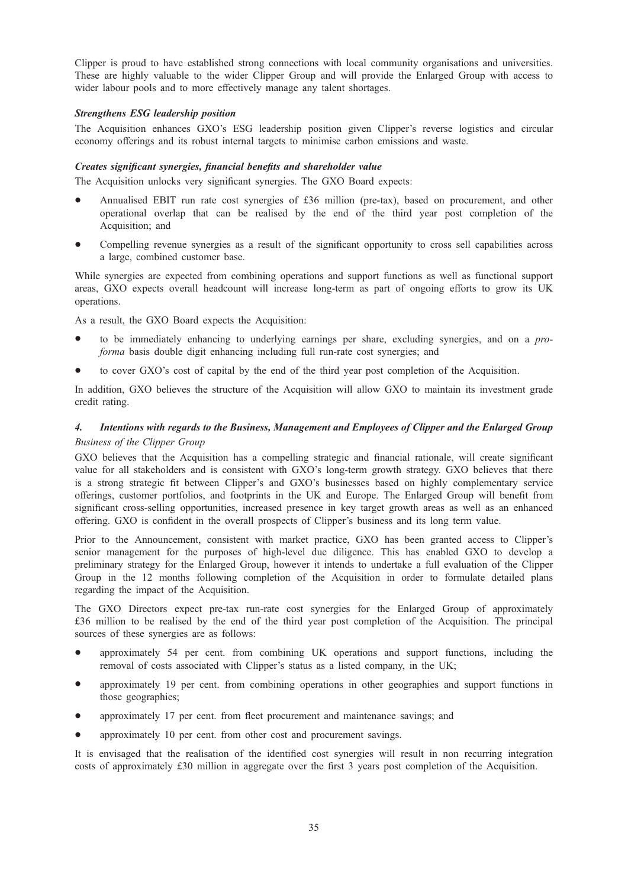Clipper is proud to have established strong connections with local community organisations and universities. These are highly valuable to the wider Clipper Group and will provide the Enlarged Group with access to wider labour pools and to more effectively manage any talent shortages.

***Strengthens ESG leadership position***

The Acquisition enhances GXO's ESG leadership position given Clipper's reverse logistics and circular economy offerings and its robust internal targets to minimise carbon emissions and waste.

***Creates significant synergies, financial benefits and shareholder value***

The Acquisition unlocks very significant synergies. The GXO Board expects:

- Annualised EBIT run rate cost synergies of £36 million (pre-tax), based on procurement, and other operational overlap that can be realised by the end of the third year post completion of the Acquisition; and
- Compelling revenue synergies as a result of the significant opportunity to cross sell capabilities across a large, combined customer base.

While synergies are expected from combining operations and support functions as well as functional support areas, GXO expects overall headcount will increase long-term as part of ongoing efforts to grow its UK operations.

As a result, the GXO Board expects the Acquisition:

- to be immediately enhancing to underlying earnings per share, excluding synergies, and on a *pro-forma* basis double digit enhancing including full run-rate cost synergies; and
- to cover GXO's cost of capital by the end of the third year post completion of the Acquisition.

In addition, GXO believes the structure of the Acquisition will allow GXO to maintain its investment grade credit rating.

### *4. Intentions with regards to the Business, Management and Employees of Clipper and the Enlarged Group*

*Business of the Clipper Group*

GXO believes that the Acquisition has a compelling strategic and financial rationale, will create significant value for all stakeholders and is consistent with GXO's long-term growth strategy. GXO believes that there is a strong strategic fit between Clipper's and GXO's businesses based on highly complementary service offerings, customer portfolios, and footprints in the UK and Europe. The Enlarged Group will benefit from significant cross-selling opportunities, increased presence in key target growth areas as well as an enhanced offering. GXO is confident in the overall prospects of Clipper's business and its long term value.

Prior to the Announcement, consistent with market practice, GXO has been granted access to Clipper's senior management for the purposes of high-level due diligence. This has enabled GXO to develop a preliminary strategy for the Enlarged Group, however it intends to undertake a full evaluation of the Clipper Group in the 12 months following completion of the Acquisition in order to formulate detailed plans regarding the impact of the Acquisition.

The GXO Directors expect pre-tax run-rate cost synergies for the Enlarged Group of approximately £36 million to be realised by the end of the third year post completion of the Acquisition. The principal sources of these synergies are as follows:

- approximately 54 per cent. from combining UK operations and support functions, including the removal of costs associated with Clipper's status as a listed company, in the UK;
- approximately 19 per cent. from combining operations in other geographies and support functions in those geographies;
- approximately 17 per cent. from fleet procurement and maintenance savings; and
- approximately 10 per cent. from other cost and procurement savings.

It is envisaged that the realisation of the identified cost synergies will result in non recurring integration costs of approximately £30 million in aggregate over the first 3 years post completion of the Acquisition.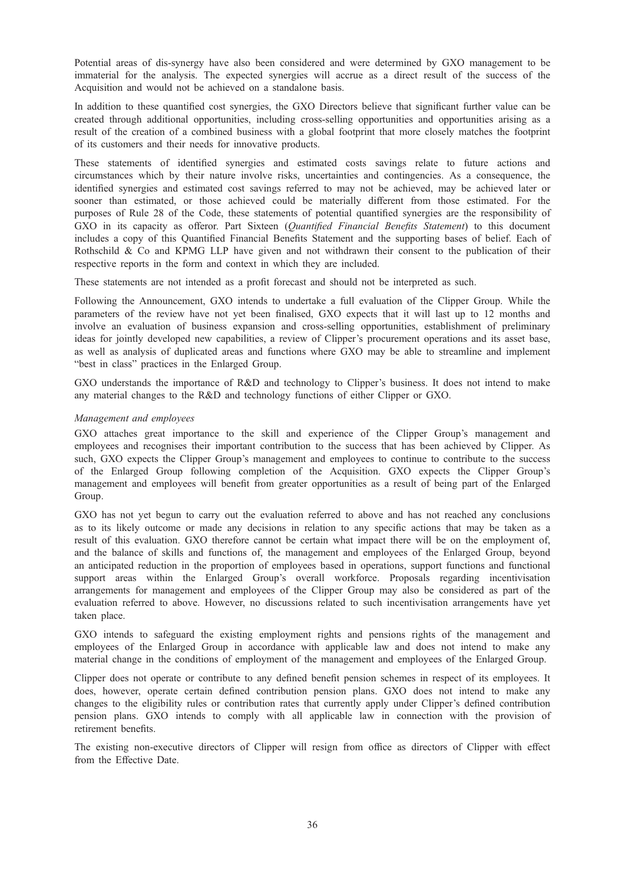Potential areas of dis-synergy have also been considered and were determined by GXO management to be immaterial for the analysis. The expected synergies will accrue as a direct result of the success of the Acquisition and would not be achieved on a standalone basis.

In addition to these quantified cost synergies, the GXO Directors believe that significant further value can be created through additional opportunities, including cross-selling opportunities and opportunities arising as a result of the creation of a combined business with a global footprint that more closely matches the footprint of its customers and their needs for innovative products.

These statements of identified synergies and estimated costs savings relate to future actions and circumstances which by their nature involve risks, uncertainties and contingencies. As a consequence, the identified synergies and estimated cost savings referred to may not be achieved, may be achieved later or sooner than estimated, or those achieved could be materially different from those estimated. For the purposes of Rule 28 of the Code, these statements of potential quantified synergies are the responsibility of GXO in its capacity as offeror. Part Sixteen (*Quantified Financial Benefits Statement*) to this document includes a copy of this Quantified Financial Benefits Statement and the supporting bases of belief. Each of Rothschild & Co and KPMG LLP have given and not withdrawn their consent to the publication of their respective reports in the form and context in which they are included.

These statements are not intended as a profit forecast and should not be interpreted as such.

Following the Announcement, GXO intends to undertake a full evaluation of the Clipper Group. While the parameters of the review have not yet been finalised, GXO expects that it will last up to 12 months and involve an evaluation of business expansion and cross-selling opportunities, establishment of preliminary ideas for jointly developed new capabilities, a review of Clipper's procurement operations and its asset base, as well as analysis of duplicated areas and functions where GXO may be able to streamline and implement "best in class" practices in the Enlarged Group.

GXO understands the importance of R&D and technology to Clipper's business. It does not intend to make any material changes to the R&D and technology functions of either Clipper or GXO.

*Management and employees*

GXO attaches great importance to the skill and experience of the Clipper Group's management and employees and recognises their important contribution to the success that has been achieved by Clipper. As such, GXO expects the Clipper Group's management and employees to continue to contribute to the success of the Enlarged Group following completion of the Acquisition. GXO expects the Clipper Group's management and employees will benefit from greater opportunities as a result of being part of the Enlarged Group.

GXO has not yet begun to carry out the evaluation referred to above and has not reached any conclusions as to its likely outcome or made any decisions in relation to any specific actions that may be taken as a result of this evaluation. GXO therefore cannot be certain what impact there will be on the employment of, and the balance of skills and functions of, the management and employees of the Enlarged Group, beyond an anticipated reduction in the proportion of employees based in operations, support functions and functional support areas within the Enlarged Group's overall workforce. Proposals regarding incentivisation arrangements for management and employees of the Clipper Group may also be considered as part of the evaluation referred to above. However, no discussions related to such incentivisation arrangements have yet taken place.

GXO intends to safeguard the existing employment rights and pensions rights of the management and employees of the Enlarged Group in accordance with applicable law and does not intend to make any material change in the conditions of employment of the management and employees of the Enlarged Group.

Clipper does not operate or contribute to any defined benefit pension schemes in respect of its employees. It does, however, operate certain defined contribution pension plans. GXO does not intend to make any changes to the eligibility rules or contribution rates that currently apply under Clipper's defined contribution pension plans. GXO intends to comply with all applicable law in connection with the provision of retirement benefits.

The existing non-executive directors of Clipper will resign from office as directors of Clipper with effect from the Effective Date.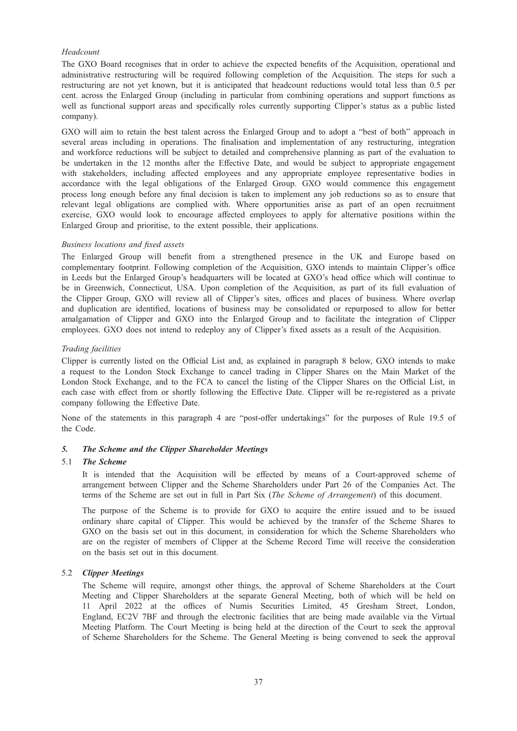*Headcount*

The GXO Board recognises that in order to achieve the expected benefits of the Acquisition, operational and administrative restructuring will be required following completion of the Acquisition. The steps for such a restructuring are not yet known, but it is anticipated that headcount reductions would total less than 0.5 per cent. across the Enlarged Group (including in particular from combining operations and support functions as well as functional support areas and specifically roles currently supporting Clipper's status as a public listed company).

GXO will aim to retain the best talent across the Enlarged Group and to adopt a "best of both" approach in several areas including in operations. The finalisation and implementation of any restructuring, integration and workforce reductions will be subject to detailed and comprehensive planning as part of the evaluation to be undertaken in the 12 months after the Effective Date, and would be subject to appropriate engagement with stakeholders, including affected employees and any appropriate employee representative bodies in accordance with the legal obligations of the Enlarged Group. GXO would commence this engagement process long enough before any final decision is taken to implement any job reductions so as to ensure that relevant legal obligations are complied with. Where opportunities arise as part of an open recruitment exercise, GXO would look to encourage affected employees to apply for alternative positions within the Enlarged Group and prioritise, to the extent possible, their applications.

*Business locations and fixed assets*

The Enlarged Group will benefit from a strengthened presence in the UK and Europe based on complementary footprint. Following completion of the Acquisition, GXO intends to maintain Clipper's office in Leeds but the Enlarged Group's headquarters will be located at GXO's head office which will continue to be in Greenwich, Connecticut, USA. Upon completion of the Acquisition, as part of its full evaluation of the Clipper Group, GXO will review all of Clipper's sites, offices and places of business. Where overlap and duplication are identified, locations of business may be consolidated or repurposed to allow for better amalgamation of Clipper and GXO into the Enlarged Group and to facilitate the integration of Clipper employees. GXO does not intend to redeploy any of Clipper's fixed assets as a result of the Acquisition.

*Trading facilities*

Clipper is currently listed on the Official List and, as explained in paragraph 8 below, GXO intends to make a request to the London Stock Exchange to cancel trading in Clipper Shares on the Main Market of the London Stock Exchange, and to the FCA to cancel the listing of the Clipper Shares on the Official List, in each case with effect from or shortly following the Effective Date. Clipper will be re-registered as a private company following the Effective Date.

None of the statements in this paragraph 4 are "post-offer undertakings" for the purposes of Rule 19.5 of the Code.

### *5. The Scheme and the Clipper Shareholder Meetings*

#### 5.1 *The Scheme*

It is intended that the Acquisition will be effected by means of a Court-approved scheme of arrangement between Clipper and the Scheme Shareholders under Part 26 of the Companies Act. The terms of the Scheme are set out in full in Part Six (*The Scheme of Arrangement*) of this document.

The purpose of the Scheme is to provide for GXO to acquire the entire issued and to be issued ordinary share capital of Clipper. This would be achieved by the transfer of the Scheme Shares to GXO on the basis set out in this document, in consideration for which the Scheme Shareholders who are on the register of members of Clipper at the Scheme Record Time will receive the consideration on the basis set out in this document.

#### 5.2 *Clipper Meetings*

The Scheme will require, amongst other things, the approval of Scheme Shareholders at the Court Meeting and Clipper Shareholders at the separate General Meeting, both of which will be held on 11 April 2022 at the offices of Numis Securities Limited, 45 Gresham Street, London, England, EC2V 7BF and through the electronic facilities that are being made available via the Virtual Meeting Platform. The Court Meeting is being held at the direction of the Court to seek the approval of Scheme Shareholders for the Scheme. The General Meeting is being convened to seek the approval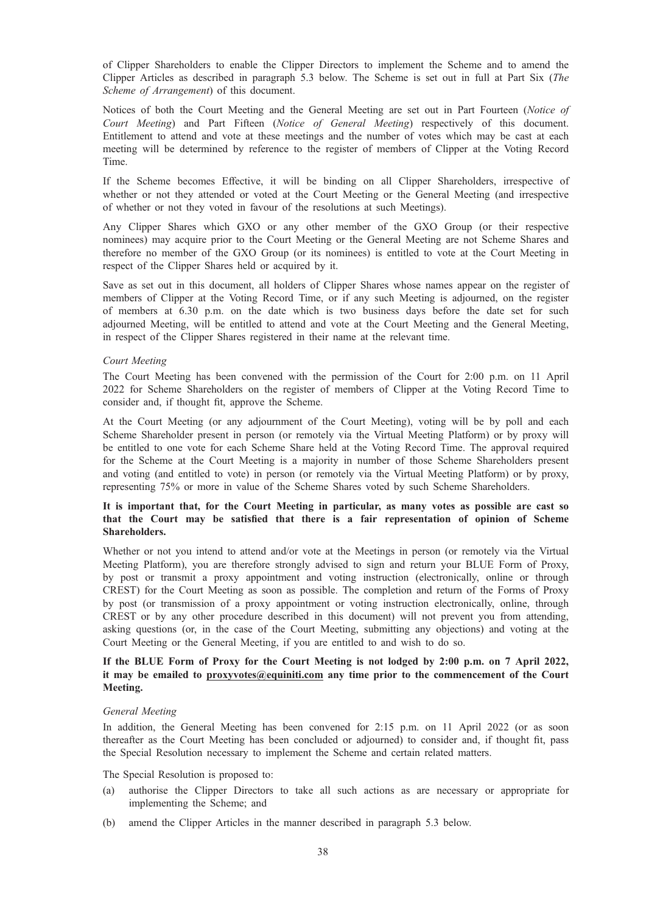of Clipper Shareholders to enable the Clipper Directors to implement the Scheme and to amend the Clipper Articles as described in paragraph 5.3 below. The Scheme is set out in full at Part Six (*The Scheme of Arrangement*) of this document.

Notices of both the Court Meeting and the General Meeting are set out in Part Fourteen (*Notice of Court Meeting*) and Part Fifteen (*Notice of General Meeting*) respectively of this document. Entitlement to attend and vote at these meetings and the number of votes which may be cast at each meeting will be determined by reference to the register of members of Clipper at the Voting Record Time.

If the Scheme becomes Effective, it will be binding on all Clipper Shareholders, irrespective of whether or not they attended or voted at the Court Meeting or the General Meeting (and irrespective of whether or not they voted in favour of the resolutions at such Meetings).

Any Clipper Shares which GXO or any other member of the GXO Group (or their respective nominees) may acquire prior to the Court Meeting or the General Meeting are not Scheme Shares and therefore no member of the GXO Group (or its nominees) is entitled to vote at the Court Meeting in respect of the Clipper Shares held or acquired by it.

Save as set out in this document, all holders of Clipper Shares whose names appear on the register of members of Clipper at the Voting Record Time, or if any such Meeting is adjourned, on the register of members at 6.30 p.m. on the date which is two business days before the date set for such adjourned Meeting, will be entitled to attend and vote at the Court Meeting and the General Meeting, in respect of the Clipper Shares registered in their name at the relevant time.

*Court Meeting*

The Court Meeting has been convened with the permission of the Court for 2:00 p.m. on 11 April 2022 for Scheme Shareholders on the register of members of Clipper at the Voting Record Time to consider and, if thought fit, approve the Scheme.

At the Court Meeting (or any adjournment of the Court Meeting), voting will be by poll and each Scheme Shareholder present in person (or remotely via the Virtual Meeting Platform) or by proxy will be entitled to one vote for each Scheme Share held at the Voting Record Time. The approval required for the Scheme at the Court Meeting is a majority in number of those Scheme Shareholders present and voting (and entitled to vote) in person (or remotely via the Virtual Meeting Platform) or by proxy, representing 75% or more in value of the Scheme Shares voted by such Scheme Shareholders.

**It is important that, for the Court Meeting in particular, as many votes as possible are cast so that the Court may be satisfied that there is a fair representation of opinion of Scheme Shareholders.**

Whether or not you intend to attend and/or vote at the Meetings in person (or remotely via the Virtual Meeting Platform), you are therefore strongly advised to sign and return your BLUE Form of Proxy, by post or transmit a proxy appointment and voting instruction (electronically, online or through CREST) for the Court Meeting as soon as possible. The completion and return of the Forms of Proxy by post (or transmission of a proxy appointment or voting instruction electronically, online, through CREST or by any other procedure described in this document) will not prevent you from attending, asking questions (or, in the case of the Court Meeting, submitting any objections) and voting at the Court Meeting or the General Meeting, if you are entitled to and wish to do so.

**If the BLUE Form of Proxy for the Court Meeting is not lodged by 2:00 p.m. on 7 April 2022, it may be emailed to proxyvotes@equiniti.com any time prior to the commencement of the Court Meeting.**

*General Meeting*

In addition, the General Meeting has been convened for 2:15 p.m. on 11 April 2022 (or as soon thereafter as the Court Meeting has been concluded or adjourned) to consider and, if thought fit, pass the Special Resolution necessary to implement the Scheme and certain related matters.

The Special Resolution is proposed to:

(a) authorise the Clipper Directors to take all such actions as are necessary or appropriate for implementing the Scheme; and

(b) amend the Clipper Articles in the manner described in paragraph 5.3 below.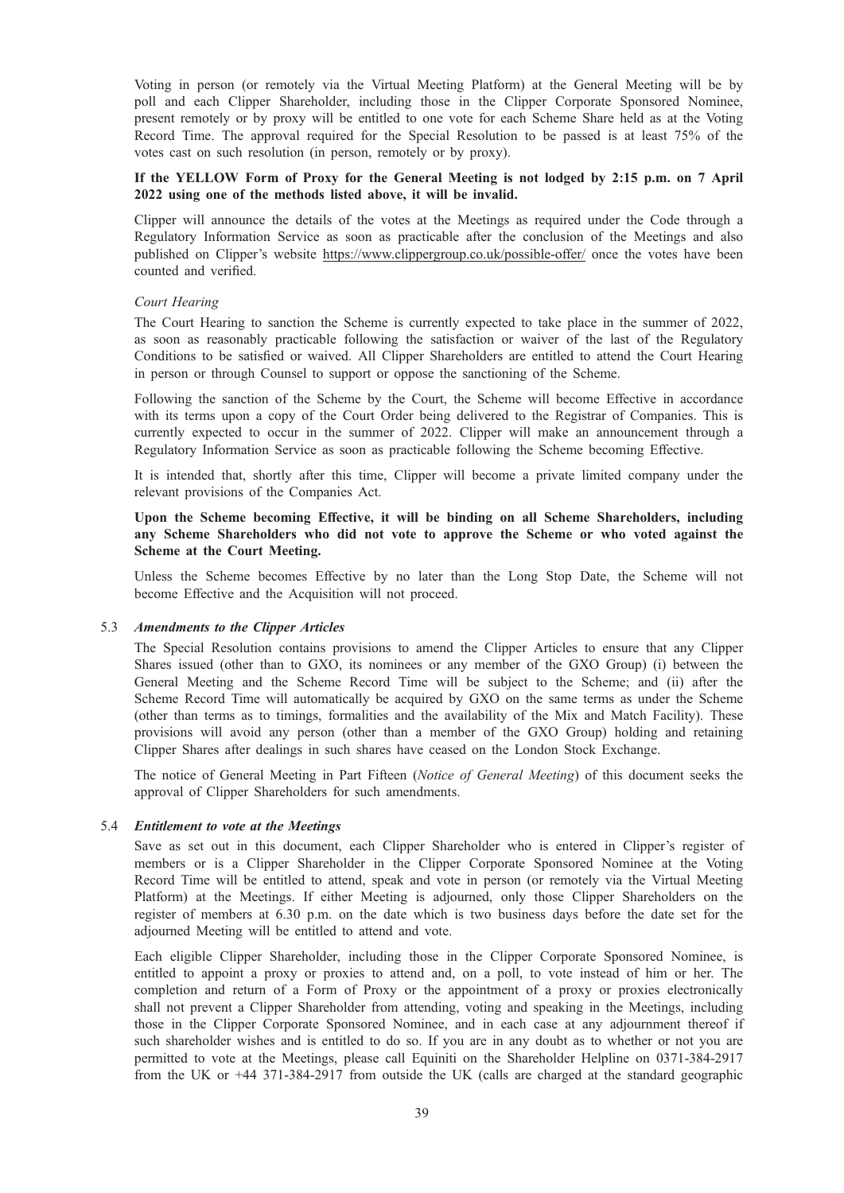Voting in person (or remotely via the Virtual Meeting Platform) at the General Meeting will be by poll and each Clipper Shareholder, including those in the Clipper Corporate Sponsored Nominee, present remotely or by proxy will be entitled to one vote for each Scheme Share held as at the Voting Record Time. The approval required for the Special Resolution to be passed is at least 75% of the votes cast on such resolution (in person, remotely or by proxy).

**If the YELLOW Form of Proxy for the General Meeting is not lodged by 2:15 p.m. on 7 April 2022 using one of the methods listed above, it will be invalid.**

Clipper will announce the details of the votes at the Meetings as required under the Code through a Regulatory Information Service as soon as practicable after the conclusion of the Meetings and also published on Clipper's website https://www.clippergroup.co.uk/possible-offer/ once the votes have been counted and verified.

*Court Hearing*

The Court Hearing to sanction the Scheme is currently expected to take place in the summer of 2022, as soon as reasonably practicable following the satisfaction or waiver of the last of the Regulatory Conditions to be satisfied or waived. All Clipper Shareholders are entitled to attend the Court Hearing in person or through Counsel to support or oppose the sanctioning of the Scheme.

Following the sanction of the Scheme by the Court, the Scheme will become Effective in accordance with its terms upon a copy of the Court Order being delivered to the Registrar of Companies. This is currently expected to occur in the summer of 2022. Clipper will make an announcement through a Regulatory Information Service as soon as practicable following the Scheme becoming Effective.

It is intended that, shortly after this time, Clipper will become a private limited company under the relevant provisions of the Companies Act.

**Upon the Scheme becoming Effective, it will be binding on all Scheme Shareholders, including any Scheme Shareholders who did not vote to approve the Scheme or who voted against the Scheme at the Court Meeting.**

Unless the Scheme becomes Effective by no later than the Long Stop Date, the Scheme will not become Effective and the Acquisition will not proceed.

5.3 ***Amendments to the Clipper Articles***

The Special Resolution contains provisions to amend the Clipper Articles to ensure that any Clipper Shares issued (other than to GXO, its nominees or any member of the GXO Group) (i) between the General Meeting and the Scheme Record Time will be subject to the Scheme; and (ii) after the Scheme Record Time will automatically be acquired by GXO on the same terms as under the Scheme (other than terms as to timings, formalities and the availability of the Mix and Match Facility). These provisions will avoid any person (other than a member of the GXO Group) holding and retaining Clipper Shares after dealings in such shares have ceased on the London Stock Exchange.

The notice of General Meeting in Part Fifteen (*Notice of General Meeting*) of this document seeks the approval of Clipper Shareholders for such amendments.

5.4 ***Entitlement to vote at the Meetings***

Save as set out in this document, each Clipper Shareholder who is entered in Clipper's register of members or is a Clipper Shareholder in the Clipper Corporate Sponsored Nominee at the Voting Record Time will be entitled to attend, speak and vote in person (or remotely via the Virtual Meeting Platform) at the Meetings. If either Meeting is adjourned, only those Clipper Shareholders on the register of members at 6.30 p.m. on the date which is two business days before the date set for the adjourned Meeting will be entitled to attend and vote.

Each eligible Clipper Shareholder, including those in the Clipper Corporate Sponsored Nominee, is entitled to appoint a proxy or proxies to attend and, on a poll, to vote instead of him or her. The completion and return of a Form of Proxy or the appointment of a proxy or proxies electronically shall not prevent a Clipper Shareholder from attending, voting and speaking in the Meetings, including those in the Clipper Corporate Sponsored Nominee, and in each case at any adjournment thereof if such shareholder wishes and is entitled to do so. If you are in any doubt as to whether or not you are permitted to vote at the Meetings, please call Equiniti on the Shareholder Helpline on 0371-384-2917 from the UK or +44 371-384-2917 from outside the UK (calls are charged at the standard geographic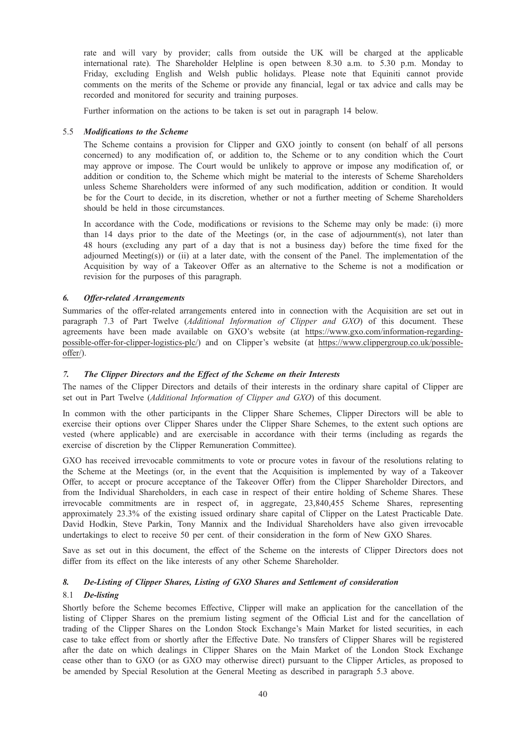rate and will vary by provider; calls from outside the UK will be charged at the applicable international rate). The Shareholder Helpline is open between 8.30 a.m. to 5.30 p.m. Monday to Friday, excluding English and Welsh public holidays. Please note that Equiniti cannot provide comments on the merits of the Scheme or provide any financial, legal or tax advice and calls may be recorded and monitored for security and training purposes.

Further information on the actions to be taken is set out in paragraph 14 below.

### 5.5 *Modifications to the Scheme*

The Scheme contains a provision for Clipper and GXO jointly to consent (on behalf of all persons concerned) to any modification of, or addition to, the Scheme or to any condition which the Court may approve or impose. The Court would be unlikely to approve or impose any modification of, or addition or condition to, the Scheme which might be material to the interests of Scheme Shareholders unless Scheme Shareholders were informed of any such modification, addition or condition. It would be for the Court to decide, in its discretion, whether or not a further meeting of Scheme Shareholders should be held in those circumstances.

In accordance with the Code, modifications or revisions to the Scheme may only be made: (i) more than 14 days prior to the date of the Meetings (or, in the case of adjournment(s), not later than 48 hours (excluding any part of a day that is not a business day) before the time fixed for the adjourned Meeting(s)) or (ii) at a later date, with the consent of the Panel. The implementation of the Acquisition by way of a Takeover Offer as an alternative to the Scheme is not a modification or revision for the purposes of this paragraph.

## *6. Offer-related Arrangements*

Summaries of the offer-related arrangements entered into in connection with the Acquisition are set out in paragraph 7.3 of Part Twelve (*Additional Information of Clipper and GXO*) of this document. These agreements have been made available on GXO's website (at https://www.gxo.com/information-regarding-possible-offer-for-clipper-logistics-plc/) and on Clipper's website (at https://www.clippergroup.co.uk/possible-offer/).

## *7. The Clipper Directors and the Effect of the Scheme on their Interests*

The names of the Clipper Directors and details of their interests in the ordinary share capital of Clipper are set out in Part Twelve (*Additional Information of Clipper and GXO*) of this document.

In common with the other participants in the Clipper Share Schemes, Clipper Directors will be able to exercise their options over Clipper Shares under the Clipper Share Schemes, to the extent such options are vested (where applicable) and are exercisable in accordance with their terms (including as regards the exercise of discretion by the Clipper Remuneration Committee).

GXO has received irrevocable commitments to vote or procure votes in favour of the resolutions relating to the Scheme at the Meetings (or, in the event that the Acquisition is implemented by way of a Takeover Offer, to accept or procure acceptance of the Takeover Offer) from the Clipper Shareholder Directors, and from the Individual Shareholders, in each case in respect of their entire holding of Scheme Shares. These irrevocable commitments are in respect of, in aggregate, 23,840,455 Scheme Shares, representing approximately 23.3% of the existing issued ordinary share capital of Clipper on the Latest Practicable Date. David Hodkin, Steve Parkin, Tony Mannix and the Individual Shareholders have also given irrevocable undertakings to elect to receive 50 per cent. of their consideration in the form of New GXO Shares.

Save as set out in this document, the effect of the Scheme on the interests of Clipper Directors does not differ from its effect on the like interests of any other Scheme Shareholder.

## *8. De-Listing of Clipper Shares, Listing of GXO Shares and Settlement of consideration*

### 8.1 *De-listing*

Shortly before the Scheme becomes Effective, Clipper will make an application for the cancellation of the listing of Clipper Shares on the premium listing segment of the Official List and for the cancellation of trading of the Clipper Shares on the London Stock Exchange's Main Market for listed securities, in each case to take effect from or shortly after the Effective Date. No transfers of Clipper Shares will be registered after the date on which dealings in Clipper Shares on the Main Market of the London Stock Exchange cease other than to GXO (or as GXO may otherwise direct) pursuant to the Clipper Articles, as proposed to be amended by Special Resolution at the General Meeting as described in paragraph 5.3 above.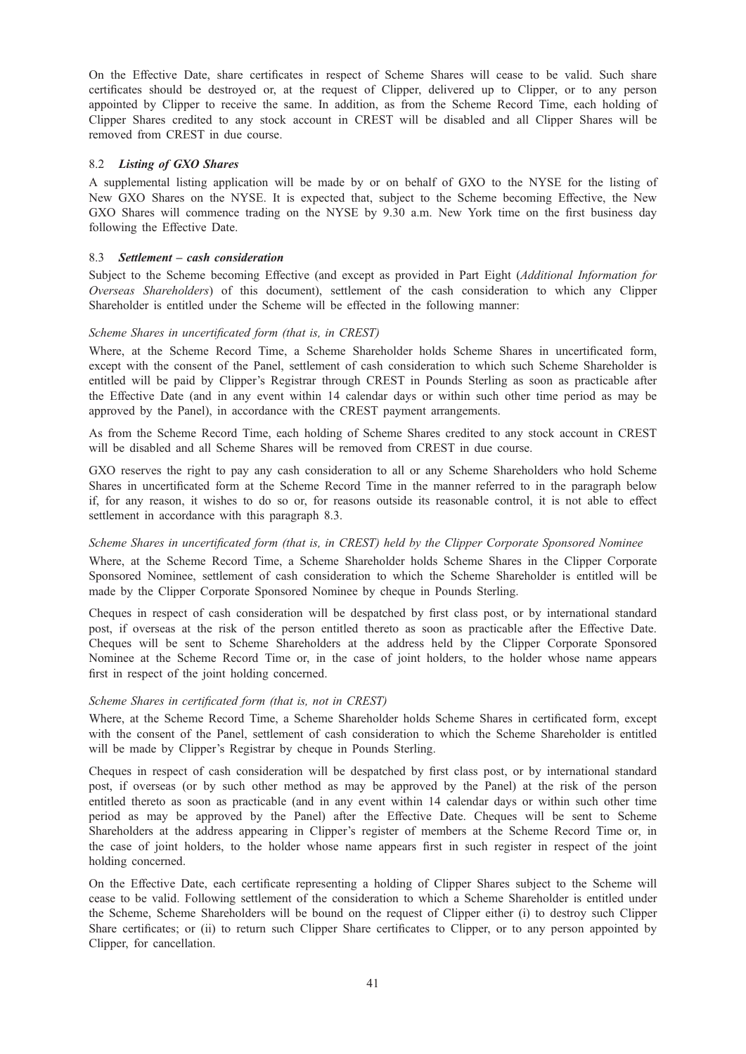On the Effective Date, share certificates in respect of Scheme Shares will cease to be valid. Such share certificates should be destroyed or, at the request of Clipper, delivered up to Clipper, or to any person appointed by Clipper to receive the same. In addition, as from the Scheme Record Time, each holding of Clipper Shares credited to any stock account in CREST will be disabled and all Clipper Shares will be removed from CREST in due course.

### 8.2 *Listing of GXO Shares*

A supplemental listing application will be made by or on behalf of GXO to the NYSE for the listing of New GXO Shares on the NYSE. It is expected that, subject to the Scheme becoming Effective, the New GXO Shares will commence trading on the NYSE by 9.30 a.m. New York time on the first business day following the Effective Date.

### 8.3 *Settlement – cash consideration*

Subject to the Scheme becoming Effective (and except as provided in Part Eight (*Additional Information for Overseas Shareholders*) of this document), settlement of the cash consideration to which any Clipper Shareholder is entitled under the Scheme will be effected in the following manner:

*Scheme Shares in uncertificated form (that is, in CREST)*

Where, at the Scheme Record Time, a Scheme Shareholder holds Scheme Shares in uncertificated form, except with the consent of the Panel, settlement of cash consideration to which such Scheme Shareholder is entitled will be paid by Clipper's Registrar through CREST in Pounds Sterling as soon as practicable after the Effective Date (and in any event within 14 calendar days or within such other time period as may be approved by the Panel), in accordance with the CREST payment arrangements.

As from the Scheme Record Time, each holding of Scheme Shares credited to any stock account in CREST will be disabled and all Scheme Shares will be removed from CREST in due course.

GXO reserves the right to pay any cash consideration to all or any Scheme Shareholders who hold Scheme Shares in uncertificated form at the Scheme Record Time in the manner referred to in the paragraph below if, for any reason, it wishes to do so or, for reasons outside its reasonable control, it is not able to effect settlement in accordance with this paragraph 8.3.

*Scheme Shares in uncertificated form (that is, in CREST) held by the Clipper Corporate Sponsored Nominee*

Where, at the Scheme Record Time, a Scheme Shareholder holds Scheme Shares in the Clipper Corporate Sponsored Nominee, settlement of cash consideration to which the Scheme Shareholder is entitled will be made by the Clipper Corporate Sponsored Nominee by cheque in Pounds Sterling.

Cheques in respect of cash consideration will be despatched by first class post, or by international standard post, if overseas at the risk of the person entitled thereto as soon as practicable after the Effective Date. Cheques will be sent to Scheme Shareholders at the address held by the Clipper Corporate Sponsored Nominee at the Scheme Record Time or, in the case of joint holders, to the holder whose name appears first in respect of the joint holding concerned.

*Scheme Shares in certificated form (that is, not in CREST)*

Where, at the Scheme Record Time, a Scheme Shareholder holds Scheme Shares in certificated form, except with the consent of the Panel, settlement of cash consideration to which the Scheme Shareholder is entitled will be made by Clipper's Registrar by cheque in Pounds Sterling.

Cheques in respect of cash consideration will be despatched by first class post, or by international standard post, if overseas (or by such other method as may be approved by the Panel) at the risk of the person entitled thereto as soon as practicable (and in any event within 14 calendar days or within such other time period as may be approved by the Panel) after the Effective Date. Cheques will be sent to Scheme Shareholders at the address appearing in Clipper's register of members at the Scheme Record Time or, in the case of joint holders, to the holder whose name appears first in such register in respect of the joint holding concerned.

On the Effective Date, each certificate representing a holding of Clipper Shares subject to the Scheme will cease to be valid. Following settlement of the consideration to which a Scheme Shareholder is entitled under the Scheme, Scheme Shareholders will be bound on the request of Clipper either (i) to destroy such Clipper Share certificates; or (ii) to return such Clipper Share certificates to Clipper, or to any person appointed by Clipper, for cancellation.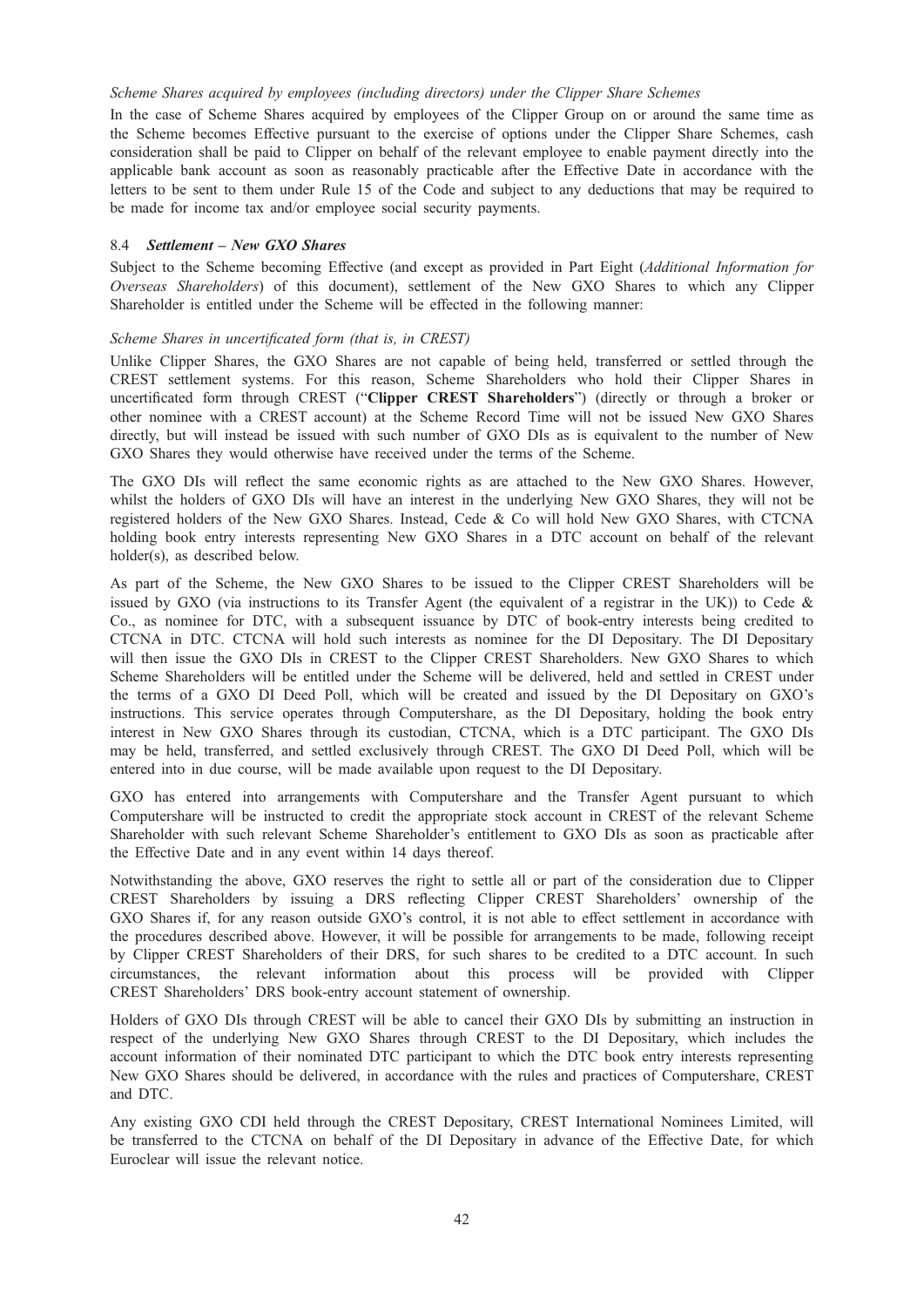*Scheme Shares acquired by employees (including directors) under the Clipper Share Schemes*

In the case of Scheme Shares acquired by employees of the Clipper Group on or around the same time as the Scheme becomes Effective pursuant to the exercise of options under the Clipper Share Schemes, cash consideration shall be paid to Clipper on behalf of the relevant employee to enable payment directly into the applicable bank account as soon as reasonably practicable after the Effective Date in accordance with the letters to be sent to them under Rule 15 of the Code and subject to any deductions that may be required to be made for income tax and/or employee social security payments.

### 8.4 *Settlement – New GXO Shares*

Subject to the Scheme becoming Effective (and except as provided in Part Eight (*Additional Information for Overseas Shareholders*) of this document), settlement of the New GXO Shares to which any Clipper Shareholder is entitled under the Scheme will be effected in the following manner:

*Scheme Shares in uncertificated form (that is, in CREST)*

Unlike Clipper Shares, the GXO Shares are not capable of being held, transferred or settled through the CREST settlement systems. For this reason, Scheme Shareholders who hold their Clipper Shares in uncertificated form through CREST ("**Clipper CREST Shareholders**") (directly or through a broker or other nominee with a CREST account) at the Scheme Record Time will not be issued New GXO Shares directly, but will instead be issued with such number of GXO DIs as is equivalent to the number of New GXO Shares they would otherwise have received under the terms of the Scheme.

The GXO DIs will reflect the same economic rights as are attached to the New GXO Shares. However, whilst the holders of GXO DIs will have an interest in the underlying New GXO Shares, they will not be registered holders of the New GXO Shares. Instead, Cede & Co will hold New GXO Shares, with CTCNA holding book entry interests representing New GXO Shares in a DTC account on behalf of the relevant holder(s), as described below.

As part of the Scheme, the New GXO Shares to be issued to the Clipper CREST Shareholders will be issued by GXO (via instructions to its Transfer Agent (the equivalent of a registrar in the UK)) to Cede & Co., as nominee for DTC, with a subsequent issuance by DTC of book-entry interests being credited to CTCNA in DTC. CTCNA will hold such interests as nominee for the DI Depositary. The DI Depositary will then issue the GXO DIs in CREST to the Clipper CREST Shareholders. New GXO Shares to which Scheme Shareholders will be entitled under the Scheme will be delivered, held and settled in CREST under the terms of a GXO DI Deed Poll, which will be created and issued by the DI Depositary on GXO's instructions. This service operates through Computershare, as the DI Depositary, holding the book entry interest in New GXO Shares through its custodian, CTCNA, which is a DTC participant. The GXO DIs may be held, transferred, and settled exclusively through CREST. The GXO DI Deed Poll, which will be entered into in due course, will be made available upon request to the DI Depositary.

GXO has entered into arrangements with Computershare and the Transfer Agent pursuant to which Computershare will be instructed to credit the appropriate stock account in CREST of the relevant Scheme Shareholder with such relevant Scheme Shareholder's entitlement to GXO DIs as soon as practicable after the Effective Date and in any event within 14 days thereof.

Notwithstanding the above, GXO reserves the right to settle all or part of the consideration due to Clipper CREST Shareholders by issuing a DRS reflecting Clipper CREST Shareholders' ownership of the GXO Shares if, for any reason outside GXO's control, it is not able to effect settlement in accordance with the procedures described above. However, it will be possible for arrangements to be made, following receipt by Clipper CREST Shareholders of their DRS, for such shares to be credited to a DTC account. In such circumstances, the relevant information about this process will be provided with Clipper CREST Shareholders' DRS book-entry account statement of ownership.

Holders of GXO DIs through CREST will be able to cancel their GXO DIs by submitting an instruction in respect of the underlying New GXO Shares through CREST to the DI Depositary, which includes the account information of their nominated DTC participant to which the DTC book entry interests representing New GXO Shares should be delivered, in accordance with the rules and practices of Computershare, CREST and DTC.

Any existing GXO CDI held through the CREST Depositary, CREST International Nominees Limited, will be transferred to the CTCNA on behalf of the DI Depositary in advance of the Effective Date, for which Euroclear will issue the relevant notice.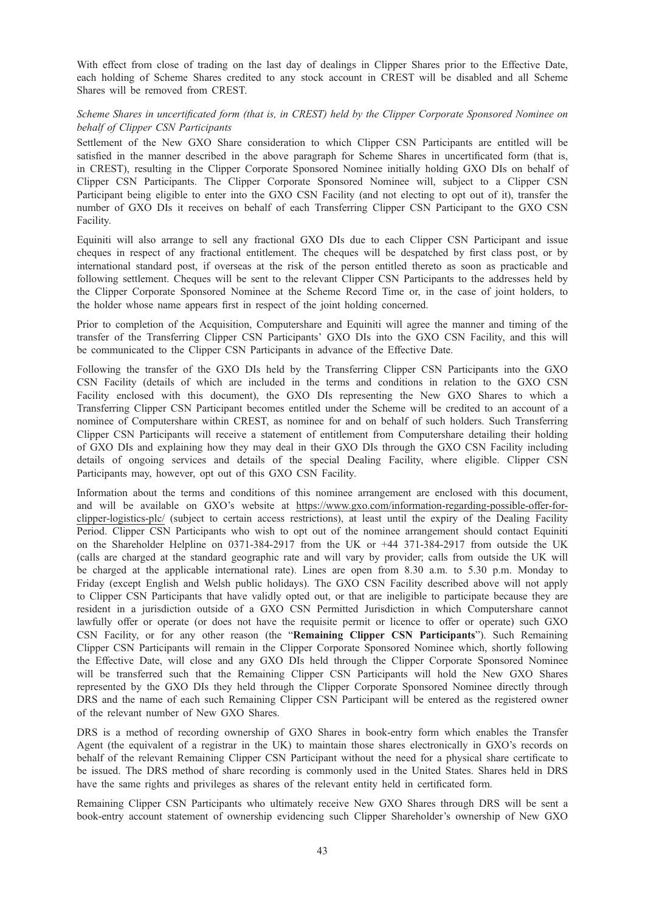With effect from close of trading on the last day of dealings in Clipper Shares prior to the Effective Date, each holding of Scheme Shares credited to any stock account in CREST will be disabled and all Scheme Shares will be removed from CREST.

*Scheme Shares in uncertificated form (that is, in CREST) held by the Clipper Corporate Sponsored Nominee on behalf of Clipper CSN Participants*

Settlement of the New GXO Share consideration to which Clipper CSN Participants are entitled will be satisfied in the manner described in the above paragraph for Scheme Shares in uncertificated form (that is, in CREST), resulting in the Clipper Corporate Sponsored Nominee initially holding GXO DIs on behalf of Clipper CSN Participants. The Clipper Corporate Sponsored Nominee will, subject to a Clipper CSN Participant being eligible to enter into the GXO CSN Facility (and not electing to opt out of it), transfer the number of GXO DIs it receives on behalf of each Transferring Clipper CSN Participant to the GXO CSN Facility.

Equiniti will also arrange to sell any fractional GXO DIs due to each Clipper CSN Participant and issue cheques in respect of any fractional entitlement. The cheques will be despatched by first class post, or by international standard post, if overseas at the risk of the person entitled thereto as soon as practicable and following settlement. Cheques will be sent to the relevant Clipper CSN Participants to the addresses held by the Clipper Corporate Sponsored Nominee at the Scheme Record Time or, in the case of joint holders, to the holder whose name appears first in respect of the joint holding concerned.

Prior to completion of the Acquisition, Computershare and Equiniti will agree the manner and timing of the transfer of the Transferring Clipper CSN Participants' GXO DIs into the GXO CSN Facility, and this will be communicated to the Clipper CSN Participants in advance of the Effective Date.

Following the transfer of the GXO DIs held by the Transferring Clipper CSN Participants into the GXO CSN Facility (details of which are included in the terms and conditions in relation to the GXO CSN Facility enclosed with this document), the GXO DIs representing the New GXO Shares to which a Transferring Clipper CSN Participant becomes entitled under the Scheme will be credited to an account of a nominee of Computershare within CREST, as nominee for and on behalf of such holders. Such Transferring Clipper CSN Participants will receive a statement of entitlement from Computershare detailing their holding of GXO DIs and explaining how they may deal in their GXO DIs through the GXO CSN Facility including details of ongoing services and details of the special Dealing Facility, where eligible. Clipper CSN Participants may, however, opt out of this GXO CSN Facility.

Information about the terms and conditions of this nominee arrangement are enclosed with this document, and will be available on GXO's website at https://www.gxo.com/information-regarding-possible-offer-for-clipper-logistics-plc/ (subject to certain access restrictions), at least until the expiry of the Dealing Facility Period. Clipper CSN Participants who wish to opt out of the nominee arrangement should contact Equiniti on the Shareholder Helpline on 0371-384-2917 from the UK or +44 371-384-2917 from outside the UK (calls are charged at the standard geographic rate and will vary by provider; calls from outside the UK will be charged at the applicable international rate). Lines are open from 8.30 a.m. to 5.30 p.m. Monday to Friday (except English and Welsh public holidays). The GXO CSN Facility described above will not apply to Clipper CSN Participants that have validly opted out, or that are ineligible to participate because they are resident in a jurisdiction outside of a GXO CSN Permitted Jurisdiction in which Computershare cannot lawfully offer or operate (or does not have the requisite permit or licence to offer or operate) such GXO CSN Facility, or for any other reason (the "**Remaining Clipper CSN Participants**"). Such Remaining Clipper CSN Participants will remain in the Clipper Corporate Sponsored Nominee which, shortly following the Effective Date, will close and any GXO DIs held through the Clipper Corporate Sponsored Nominee will be transferred such that the Remaining Clipper CSN Participants will hold the New GXO Shares represented by the GXO DIs they held through the Clipper Corporate Sponsored Nominee directly through DRS and the name of each such Remaining Clipper CSN Participant will be entered as the registered owner of the relevant number of New GXO Shares.

DRS is a method of recording ownership of GXO Shares in book-entry form which enables the Transfer Agent (the equivalent of a registrar in the UK) to maintain those shares electronically in GXO's records on behalf of the relevant Remaining Clipper CSN Participant without the need for a physical share certificate to be issued. The DRS method of share recording is commonly used in the United States. Shares held in DRS have the same rights and privileges as shares of the relevant entity held in certificated form.

Remaining Clipper CSN Participants who ultimately receive New GXO Shares through DRS will be sent a book-entry account statement of ownership evidencing such Clipper Shareholder's ownership of New GXO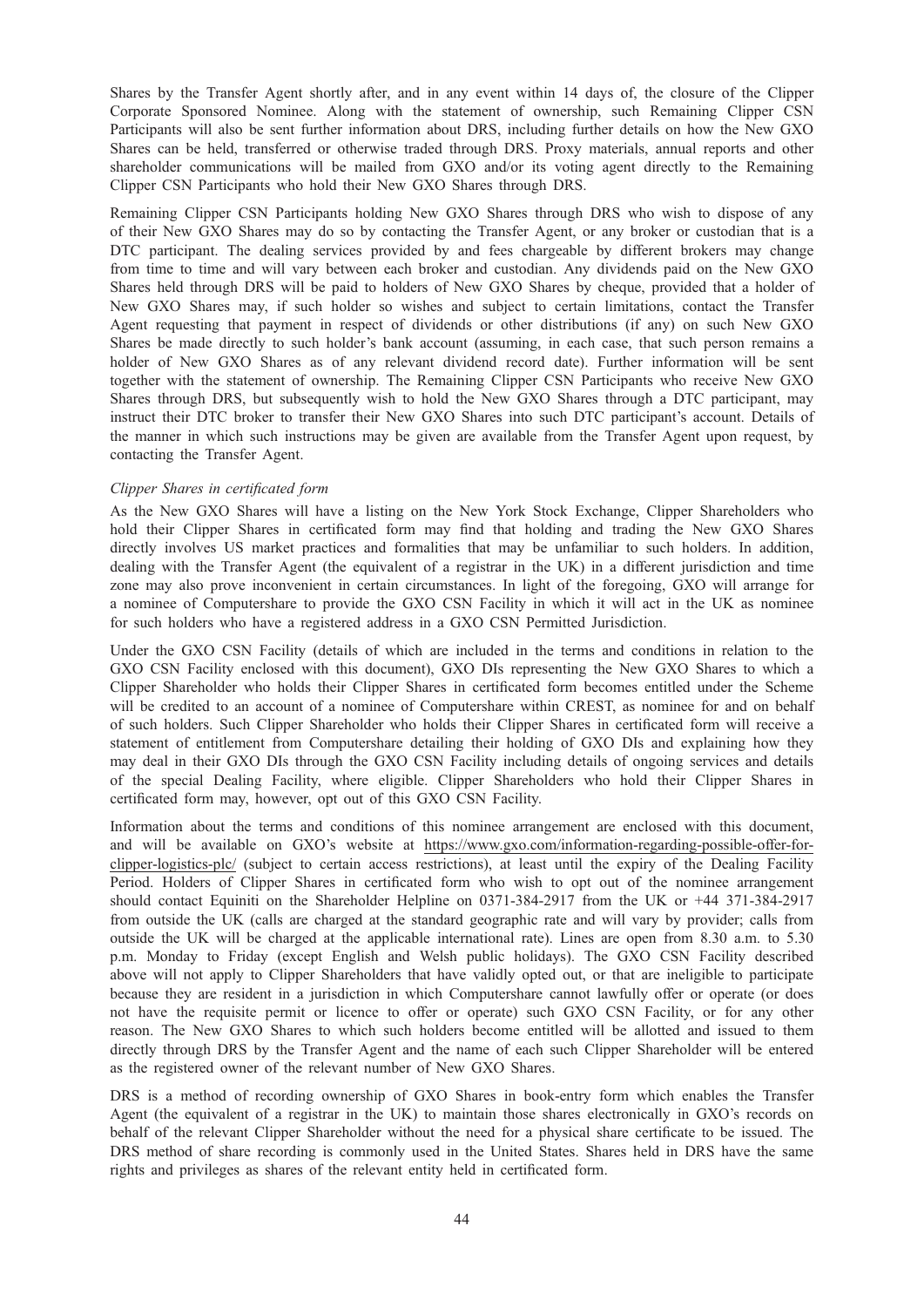Shares by the Transfer Agent shortly after, and in any event within 14 days of, the closure of the Clipper Corporate Sponsored Nominee. Along with the statement of ownership, such Remaining Clipper CSN Participants will also be sent further information about DRS, including further details on how the New GXO Shares can be held, transferred or otherwise traded through DRS. Proxy materials, annual reports and other shareholder communications will be mailed from GXO and/or its voting agent directly to the Remaining Clipper CSN Participants who hold their New GXO Shares through DRS.

Remaining Clipper CSN Participants holding New GXO Shares through DRS who wish to dispose of any of their New GXO Shares may do so by contacting the Transfer Agent, or any broker or custodian that is a DTC participant. The dealing services provided by and fees chargeable by different brokers may change from time to time and will vary between each broker and custodian. Any dividends paid on the New GXO Shares held through DRS will be paid to holders of New GXO Shares by cheque, provided that a holder of New GXO Shares may, if such holder so wishes and subject to certain limitations, contact the Transfer Agent requesting that payment in respect of dividends or other distributions (if any) on such New GXO Shares be made directly to such holder's bank account (assuming, in each case, that such person remains a holder of New GXO Shares as of any relevant dividend record date). Further information will be sent together with the statement of ownership. The Remaining Clipper CSN Participants who receive New GXO Shares through DRS, but subsequently wish to hold the New GXO Shares through a DTC participant, may instruct their DTC broker to transfer their New GXO Shares into such DTC participant's account. Details of the manner in which such instructions may be given are available from the Transfer Agent upon request, by contacting the Transfer Agent.

*Clipper Shares in certificated form*

As the New GXO Shares will have a listing on the New York Stock Exchange, Clipper Shareholders who hold their Clipper Shares in certificated form may find that holding and trading the New GXO Shares directly involves US market practices and formalities that may be unfamiliar to such holders. In addition, dealing with the Transfer Agent (the equivalent of a registrar in the UK) in a different jurisdiction and time zone may also prove inconvenient in certain circumstances. In light of the foregoing, GXO will arrange for a nominee of Computershare to provide the GXO CSN Facility in which it will act in the UK as nominee for such holders who have a registered address in a GXO CSN Permitted Jurisdiction.

Under the GXO CSN Facility (details of which are included in the terms and conditions in relation to the GXO CSN Facility enclosed with this document), GXO DIs representing the New GXO Shares to which a Clipper Shareholder who holds their Clipper Shares in certificated form becomes entitled under the Scheme will be credited to an account of a nominee of Computershare within CREST, as nominee for and on behalf of such holders. Such Clipper Shareholder who holds their Clipper Shares in certificated form will receive a statement of entitlement from Computershare detailing their holding of GXO DIs and explaining how they may deal in their GXO DIs through the GXO CSN Facility including details of ongoing services and details of the special Dealing Facility, where eligible. Clipper Shareholders who hold their Clipper Shares in certificated form may, however, opt out of this GXO CSN Facility.

Information about the terms and conditions of this nominee arrangement are enclosed with this document, and will be available on GXO's website at https://www.gxo.com/information-regarding-possible-offer-for-clipper-logistics-plc/ (subject to certain access restrictions), at least until the expiry of the Dealing Facility Period. Holders of Clipper Shares in certificated form who wish to opt out of the nominee arrangement should contact Equiniti on the Shareholder Helpline on 0371-384-2917 from the UK or +44 371-384-2917 from outside the UK (calls are charged at the standard geographic rate and will vary by provider; calls from outside the UK will be charged at the applicable international rate). Lines are open from 8.30 a.m. to 5.30 p.m. Monday to Friday (except English and Welsh public holidays). The GXO CSN Facility described above will not apply to Clipper Shareholders that have validly opted out, or that are ineligible to participate because they are resident in a jurisdiction in which Computershare cannot lawfully offer or operate (or does not have the requisite permit or licence to offer or operate) such GXO CSN Facility, or for any other reason. The New GXO Shares to which such holders become entitled will be allotted and issued to them directly through DRS by the Transfer Agent and the name of each such Clipper Shareholder will be entered as the registered owner of the relevant number of New GXO Shares.

DRS is a method of recording ownership of GXO Shares in book-entry form which enables the Transfer Agent (the equivalent of a registrar in the UK) to maintain those shares electronically in GXO's records on behalf of the relevant Clipper Shareholder without the need for a physical share certificate to be issued. The DRS method of share recording is commonly used in the United States. Shares held in DRS have the same rights and privileges as shares of the relevant entity held in certificated form.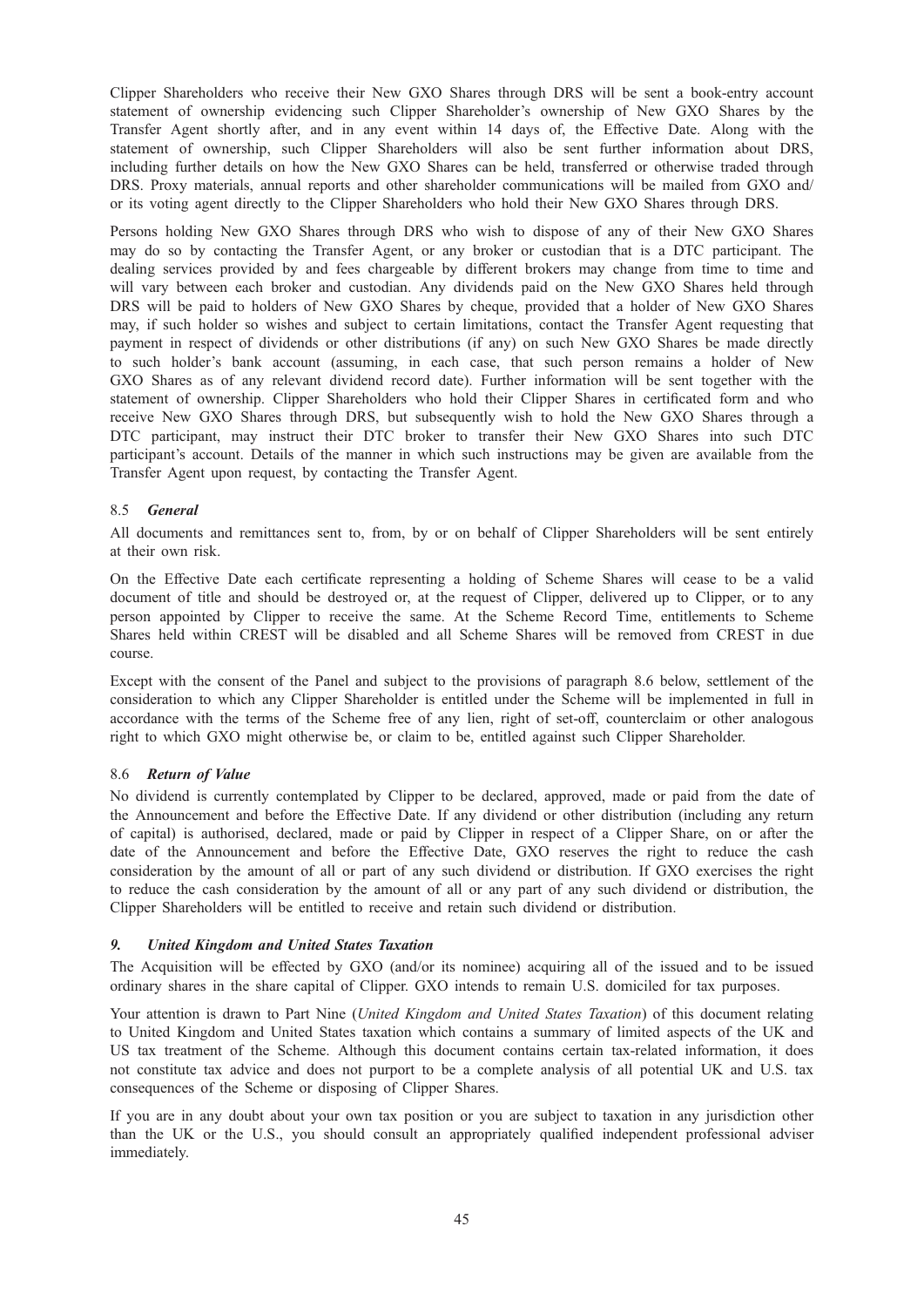Clipper Shareholders who receive their New GXO Shares through DRS will be sent a book-entry account statement of ownership evidencing such Clipper Shareholder's ownership of New GXO Shares by the Transfer Agent shortly after, and in any event within 14 days of, the Effective Date. Along with the statement of ownership, such Clipper Shareholders will also be sent further information about DRS, including further details on how the New GXO Shares can be held, transferred or otherwise traded through DRS. Proxy materials, annual reports and other shareholder communications will be mailed from GXO and/ or its voting agent directly to the Clipper Shareholders who hold their New GXO Shares through DRS.

Persons holding New GXO Shares through DRS who wish to dispose of any of their New GXO Shares may do so by contacting the Transfer Agent, or any broker or custodian that is a DTC participant. The dealing services provided by and fees chargeable by different brokers may change from time to time and will vary between each broker and custodian. Any dividends paid on the New GXO Shares held through DRS will be paid to holders of New GXO Shares by cheque, provided that a holder of New GXO Shares may, if such holder so wishes and subject to certain limitations, contact the Transfer Agent requesting that payment in respect of dividends or other distributions (if any) on such New GXO Shares be made directly to such holder's bank account (assuming, in each case, that such person remains a holder of New GXO Shares as of any relevant dividend record date). Further information will be sent together with the statement of ownership. Clipper Shareholders who hold their Clipper Shares in certificated form and who receive New GXO Shares through DRS, but subsequently wish to hold the New GXO Shares through a DTC participant, may instruct their DTC broker to transfer their New GXO Shares into such DTC participant's account. Details of the manner in which such instructions may be given are available from the Transfer Agent upon request, by contacting the Transfer Agent.

### 8.5 *General*

All documents and remittances sent to, from, by or on behalf of Clipper Shareholders will be sent entirely at their own risk.

On the Effective Date each certificate representing a holding of Scheme Shares will cease to be a valid document of title and should be destroyed or, at the request of Clipper, delivered up to Clipper, or to any person appointed by Clipper to receive the same. At the Scheme Record Time, entitlements to Scheme Shares held within CREST will be disabled and all Scheme Shares will be removed from CREST in due course.

Except with the consent of the Panel and subject to the provisions of paragraph 8.6 below, settlement of the consideration to which any Clipper Shareholder is entitled under the Scheme will be implemented in full in accordance with the terms of the Scheme free of any lien, right of set-off, counterclaim or other analogous right to which GXO might otherwise be, or claim to be, entitled against such Clipper Shareholder.

### 8.6 *Return of Value*

No dividend is currently contemplated by Clipper to be declared, approved, made or paid from the date of the Announcement and before the Effective Date. If any dividend or other distribution (including any return of capital) is authorised, declared, made or paid by Clipper in respect of a Clipper Share, on or after the date of the Announcement and before the Effective Date, GXO reserves the right to reduce the cash consideration by the amount of all or part of any such dividend or distribution. If GXO exercises the right to reduce the cash consideration by the amount of all or any part of any such dividend or distribution, the Clipper Shareholders will be entitled to receive and retain such dividend or distribution.

## *9. United Kingdom and United States Taxation*

The Acquisition will be effected by GXO (and/or its nominee) acquiring all of the issued and to be issued ordinary shares in the share capital of Clipper. GXO intends to remain U.S. domiciled for tax purposes.

Your attention is drawn to Part Nine (*United Kingdom and United States Taxation*) of this document relating to United Kingdom and United States taxation which contains a summary of limited aspects of the UK and US tax treatment of the Scheme. Although this document contains certain tax-related information, it does not constitute tax advice and does not purport to be a complete analysis of all potential UK and U.S. tax consequences of the Scheme or disposing of Clipper Shares.

If you are in any doubt about your own tax position or you are subject to taxation in any jurisdiction other than the UK or the U.S., you should consult an appropriately qualified independent professional adviser immediately.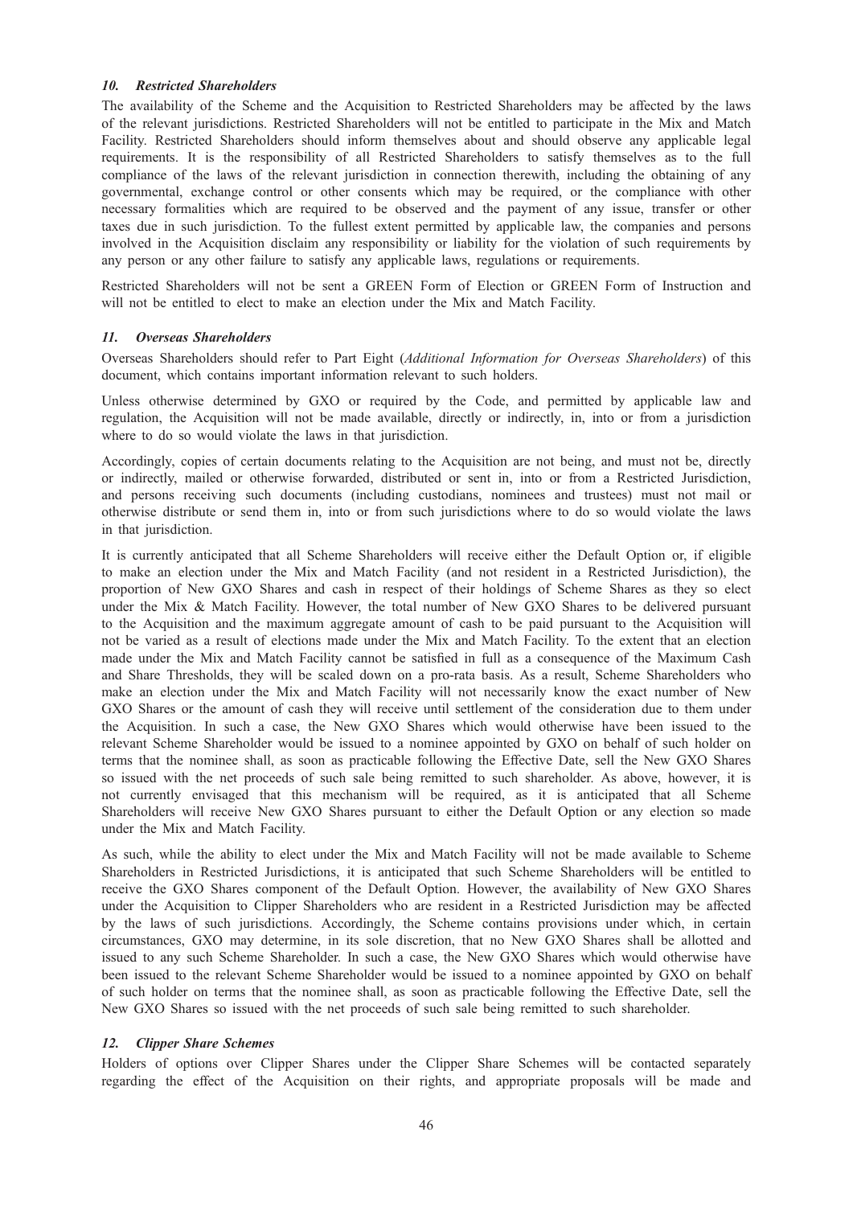### *10. Restricted Shareholders*

The availability of the Scheme and the Acquisition to Restricted Shareholders may be affected by the laws of the relevant jurisdictions. Restricted Shareholders will not be entitled to participate in the Mix and Match Facility. Restricted Shareholders should inform themselves about and should observe any applicable legal requirements. It is the responsibility of all Restricted Shareholders to satisfy themselves as to the full compliance of the laws of the relevant jurisdiction in connection therewith, including the obtaining of any governmental, exchange control or other consents which may be required, or the compliance with other necessary formalities which are required to be observed and the payment of any issue, transfer or other taxes due in such jurisdiction. To the fullest extent permitted by applicable law, the companies and persons involved in the Acquisition disclaim any responsibility or liability for the violation of such requirements by any person or any other failure to satisfy any applicable laws, regulations or requirements.

Restricted Shareholders will not be sent a GREEN Form of Election or GREEN Form of Instruction and will not be entitled to elect to make an election under the Mix and Match Facility.

### *11. Overseas Shareholders*

Overseas Shareholders should refer to Part Eight (*Additional Information for Overseas Shareholders*) of this document, which contains important information relevant to such holders.

Unless otherwise determined by GXO or required by the Code, and permitted by applicable law and regulation, the Acquisition will not be made available, directly or indirectly, in, into or from a jurisdiction where to do so would violate the laws in that jurisdiction.

Accordingly, copies of certain documents relating to the Acquisition are not being, and must not be, directly or indirectly, mailed or otherwise forwarded, distributed or sent in, into or from a Restricted Jurisdiction, and persons receiving such documents (including custodians, nominees and trustees) must not mail or otherwise distribute or send them in, into or from such jurisdictions where to do so would violate the laws in that jurisdiction.

It is currently anticipated that all Scheme Shareholders will receive either the Default Option or, if eligible to make an election under the Mix and Match Facility (and not resident in a Restricted Jurisdiction), the proportion of New GXO Shares and cash in respect of their holdings of Scheme Shares as they so elect under the Mix & Match Facility. However, the total number of New GXO Shares to be delivered pursuant to the Acquisition and the maximum aggregate amount of cash to be paid pursuant to the Acquisition will not be varied as a result of elections made under the Mix and Match Facility. To the extent that an election made under the Mix and Match Facility cannot be satisfied in full as a consequence of the Maximum Cash and Share Thresholds, they will be scaled down on a pro-rata basis. As a result, Scheme Shareholders who make an election under the Mix and Match Facility will not necessarily know the exact number of New GXO Shares or the amount of cash they will receive until settlement of the consideration due to them under the Acquisition. In such a case, the New GXO Shares which would otherwise have been issued to the relevant Scheme Shareholder would be issued to a nominee appointed by GXO on behalf of such holder on terms that the nominee shall, as soon as practicable following the Effective Date, sell the New GXO Shares so issued with the net proceeds of such sale being remitted to such shareholder. As above, however, it is not currently envisaged that this mechanism will be required, as it is anticipated that all Scheme Shareholders will receive New GXO Shares pursuant to either the Default Option or any election so made under the Mix and Match Facility.

As such, while the ability to elect under the Mix and Match Facility will not be made available to Scheme Shareholders in Restricted Jurisdictions, it is anticipated that such Scheme Shareholders will be entitled to receive the GXO Shares component of the Default Option. However, the availability of New GXO Shares under the Acquisition to Clipper Shareholders who are resident in a Restricted Jurisdiction may be affected by the laws of such jurisdictions. Accordingly, the Scheme contains provisions under which, in certain circumstances, GXO may determine, in its sole discretion, that no New GXO Shares shall be allotted and issued to any such Scheme Shareholder. In such a case, the New GXO Shares which would otherwise have been issued to the relevant Scheme Shareholder would be issued to a nominee appointed by GXO on behalf of such holder on terms that the nominee shall, as soon as practicable following the Effective Date, sell the New GXO Shares so issued with the net proceeds of such sale being remitted to such shareholder.

### *12. Clipper Share Schemes*

Holders of options over Clipper Shares under the Clipper Share Schemes will be contacted separately regarding the effect of the Acquisition on their rights, and appropriate proposals will be made and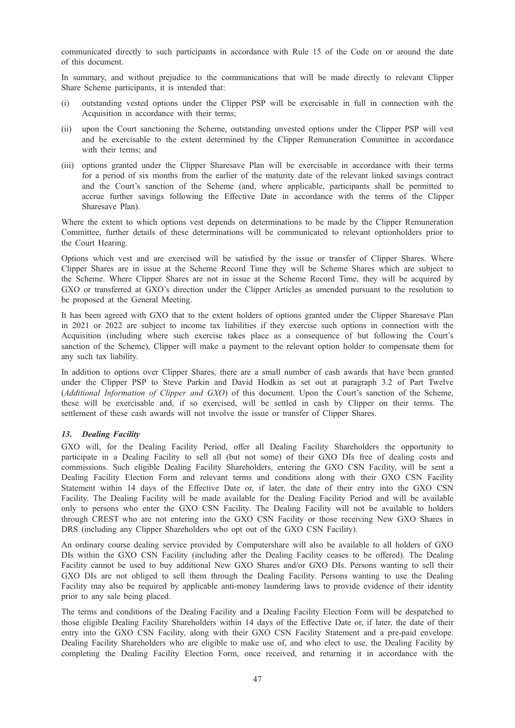communicated directly to such participants in accordance with Rule 15 of the Code on or around the date of this document.

In summary, and without prejudice to the communications that will be made directly to relevant Clipper Share Scheme participants, it is intended that:

(i) outstanding vested options under the Clipper PSP will be exercisable in full in connection with the Acquisition in accordance with their terms;

(ii) upon the Court sanctioning the Scheme, outstanding unvested options under the Clipper PSP will vest and be exercisable to the extent determined by the Clipper Remuneration Committee in accordance with their terms; and

(iii) options granted under the Clipper Sharesave Plan will be exercisable in accordance with their terms for a period of six months from the earlier of the maturity date of the relevant linked savings contract and the Court's sanction of the Scheme (and, where applicable, participants shall be permitted to accrue further savings following the Effective Date in accordance with the terms of the Clipper Sharesave Plan).

Where the extent to which options vest depends on determinations to be made by the Clipper Remuneration Committee, further details of these determinations will be communicated to relevant optionholders prior to the Court Hearing.

Options which vest and are exercised will be satisfied by the issue or transfer of Clipper Shares. Where Clipper Shares are in issue at the Scheme Record Time they will be Scheme Shares which are subject to the Scheme. Where Clipper Shares are not in issue at the Scheme Record Time, they will be acquired by GXO or transferred at GXO's direction under the Clipper Articles as amended pursuant to the resolution to be proposed at the General Meeting.

It has been agreed with GXO that to the extent holders of options granted under the Clipper Sharesave Plan in 2021 or 2022 are subject to income tax liabilities if they exercise such options in connection with the Acquisition (including where such exercise takes place as a consequence of but following the Court's sanction of the Scheme), Clipper will make a payment to the relevant option holder to compensate them for any such tax liability.

In addition to options over Clipper Shares, there are a small number of cash awards that have been granted under the Clipper PSP to Steve Parkin and David Hodkin as set out at paragraph 3.2 of Part Twelve (*Additional Information of Clipper and GXO*) of this document. Upon the Court's sanction of the Scheme, these will be exercisable and, if so exercised, will be settled in cash by Clipper on their terms. The settlement of these cash awards will not involve the issue or transfer of Clipper Shares.

### *13. Dealing Facility*

GXO will, for the Dealing Facility Period, offer all Dealing Facility Shareholders the opportunity to participate in a Dealing Facility to sell all (but not some) of their GXO DIs free of dealing costs and commissions. Such eligible Dealing Facility Shareholders, entering the GXO CSN Facility, will be sent a Dealing Facility Election Form and relevant terms and conditions along with their GXO CSN Facility Statement within 14 days of the Effective Date or, if later, the date of their entry into the GXO CSN Facility. The Dealing Facility will be made available for the Dealing Facility Period and will be available only to persons who enter the GXO CSN Facility. The Dealing Facility will not be available to holders through CREST who are not entering into the GXO CSN Facility or those receiving New GXO Shares in DRS (including any Clipper Shareholders who opt out of the GXO CSN Facility).

An ordinary course dealing service provided by Computershare will also be available to all holders of GXO DIs within the GXO CSN Facility (including after the Dealing Facility ceases to be offered). The Dealing Facility cannot be used to buy additional New GXO Shares and/or GXO DIs. Persons wanting to sell their GXO DIs are not obliged to sell them through the Dealing Facility. Persons wanting to use the Dealing Facility may also be required by applicable anti-money laundering laws to provide evidence of their identity prior to any sale being placed.

The terms and conditions of the Dealing Facility and a Dealing Facility Election Form will be despatched to those eligible Dealing Facility Shareholders within 14 days of the Effective Date or, if later, the date of their entry into the GXO CSN Facility, along with their GXO CSN Facility Statement and a pre-paid envelope. Dealing Facility Shareholders who are eligible to make use of, and who elect to use, the Dealing Facility by completing the Dealing Facility Election Form, once received, and returning it in accordance with the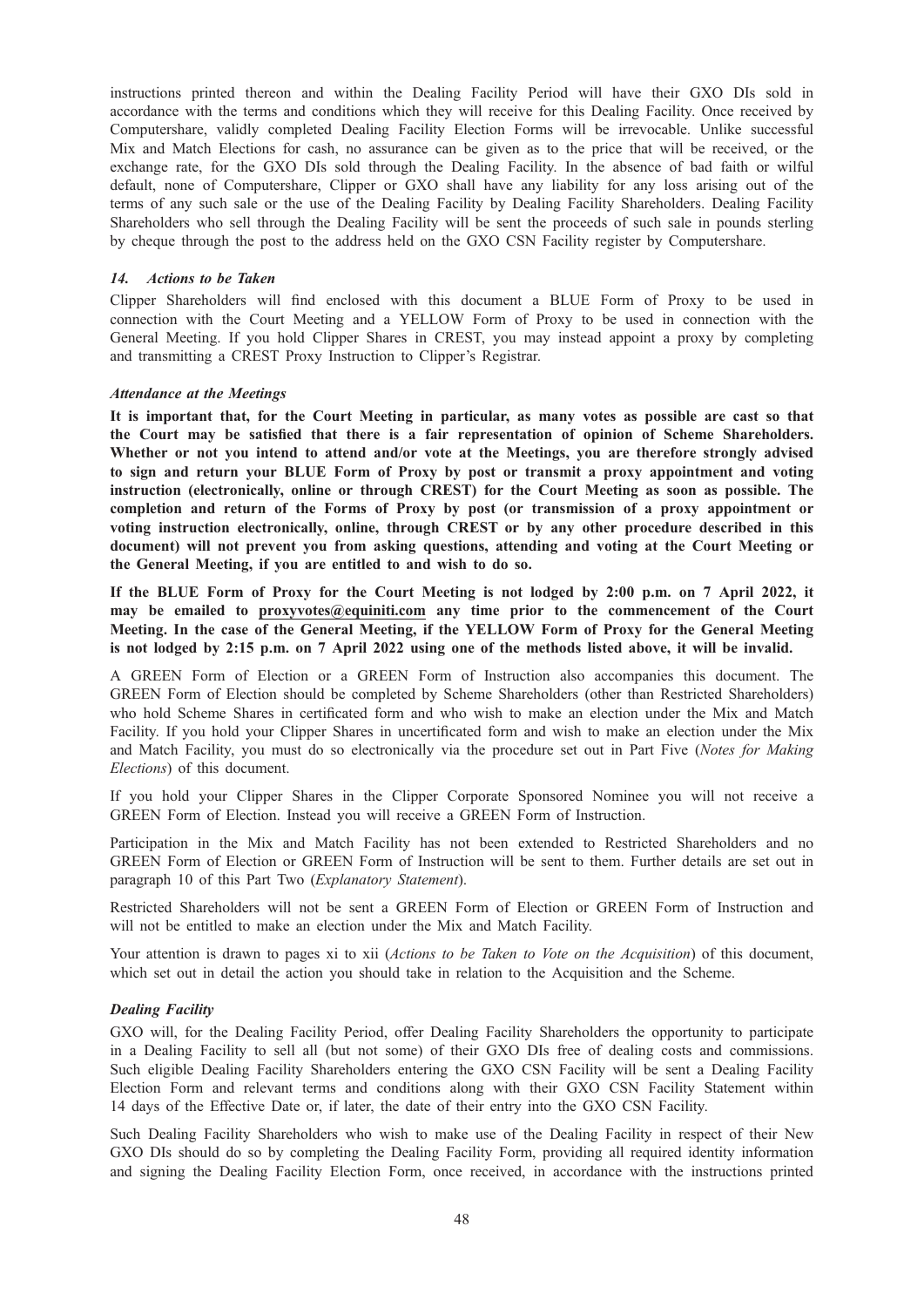instructions printed thereon and within the Dealing Facility Period will have their GXO DIs sold in accordance with the terms and conditions which they will receive for this Dealing Facility. Once received by Computershare, validly completed Dealing Facility Election Forms will be irrevocable. Unlike successful Mix and Match Elections for cash, no assurance can be given as to the price that will be received, or the exchange rate, for the GXO DIs sold through the Dealing Facility. In the absence of bad faith or wilful default, none of Computershare, Clipper or GXO shall have any liability for any loss arising out of the terms of any such sale or the use of the Dealing Facility by Dealing Facility Shareholders. Dealing Facility Shareholders who sell through the Dealing Facility will be sent the proceeds of such sale in pounds sterling by cheque through the post to the address held on the GXO CSN Facility register by Computershare.

### *14. Actions to be Taken*

Clipper Shareholders will find enclosed with this document a BLUE Form of Proxy to be used in connection with the Court Meeting and a YELLOW Form of Proxy to be used in connection with the General Meeting. If you hold Clipper Shares in CREST, you may instead appoint a proxy by completing and transmitting a CREST Proxy Instruction to Clipper's Registrar.

#### *Attendance at the Meetings*

**It is important that, for the Court Meeting in particular, as many votes as possible are cast so that the Court may be satisfied that there is a fair representation of opinion of Scheme Shareholders. Whether or not you intend to attend and/or vote at the Meetings, you are therefore strongly advised to sign and return your BLUE Form of Proxy by post or transmit a proxy appointment and voting instruction (electronically, online or through CREST) for the Court Meeting as soon as possible. The completion and return of the Forms of Proxy by post (or transmission of a proxy appointment or voting instruction electronically, online, through CREST or by any other procedure described in this document) will not prevent you from asking questions, attending and voting at the Court Meeting or the General Meeting, if you are entitled to and wish to do so.**

**If the BLUE Form of Proxy for the Court Meeting is not lodged by 2:00 p.m. on 7 April 2022, it may be emailed to proxyvotes@equiniti.com any time prior to the commencement of the Court Meeting. In the case of the General Meeting, if the YELLOW Form of Proxy for the General Meeting is not lodged by 2:15 p.m. on 7 April 2022 using one of the methods listed above, it will be invalid.**

A GREEN Form of Election or a GREEN Form of Instruction also accompanies this document. The GREEN Form of Election should be completed by Scheme Shareholders (other than Restricted Shareholders) who hold Scheme Shares in certificated form and who wish to make an election under the Mix and Match Facility. If you hold your Clipper Shares in uncertificated form and wish to make an election under the Mix and Match Facility, you must do so electronically via the procedure set out in Part Five (*Notes for Making Elections*) of this document.

If you hold your Clipper Shares in the Clipper Corporate Sponsored Nominee you will not receive a GREEN Form of Election. Instead you will receive a GREEN Form of Instruction.

Participation in the Mix and Match Facility has not been extended to Restricted Shareholders and no GREEN Form of Election or GREEN Form of Instruction will be sent to them. Further details are set out in paragraph 10 of this Part Two (*Explanatory Statement*).

Restricted Shareholders will not be sent a GREEN Form of Election or GREEN Form of Instruction and will not be entitled to make an election under the Mix and Match Facility.

Your attention is drawn to pages xi to xii (*Actions to be Taken to Vote on the Acquisition*) of this document, which set out in detail the action you should take in relation to the Acquisition and the Scheme.

#### ***Dealing Facility***

GXO will, for the Dealing Facility Period, offer Dealing Facility Shareholders the opportunity to participate in a Dealing Facility to sell all (but not some) of their GXO DIs free of dealing costs and commissions. Such eligible Dealing Facility Shareholders entering the GXO CSN Facility will be sent a Dealing Facility Election Form and relevant terms and conditions along with their GXO CSN Facility Statement within 14 days of the Effective Date or, if later, the date of their entry into the GXO CSN Facility.

Such Dealing Facility Shareholders who wish to make use of the Dealing Facility in respect of their New GXO DIs should do so by completing the Dealing Facility Form, providing all required identity information and signing the Dealing Facility Election Form, once received, in accordance with the instructions printed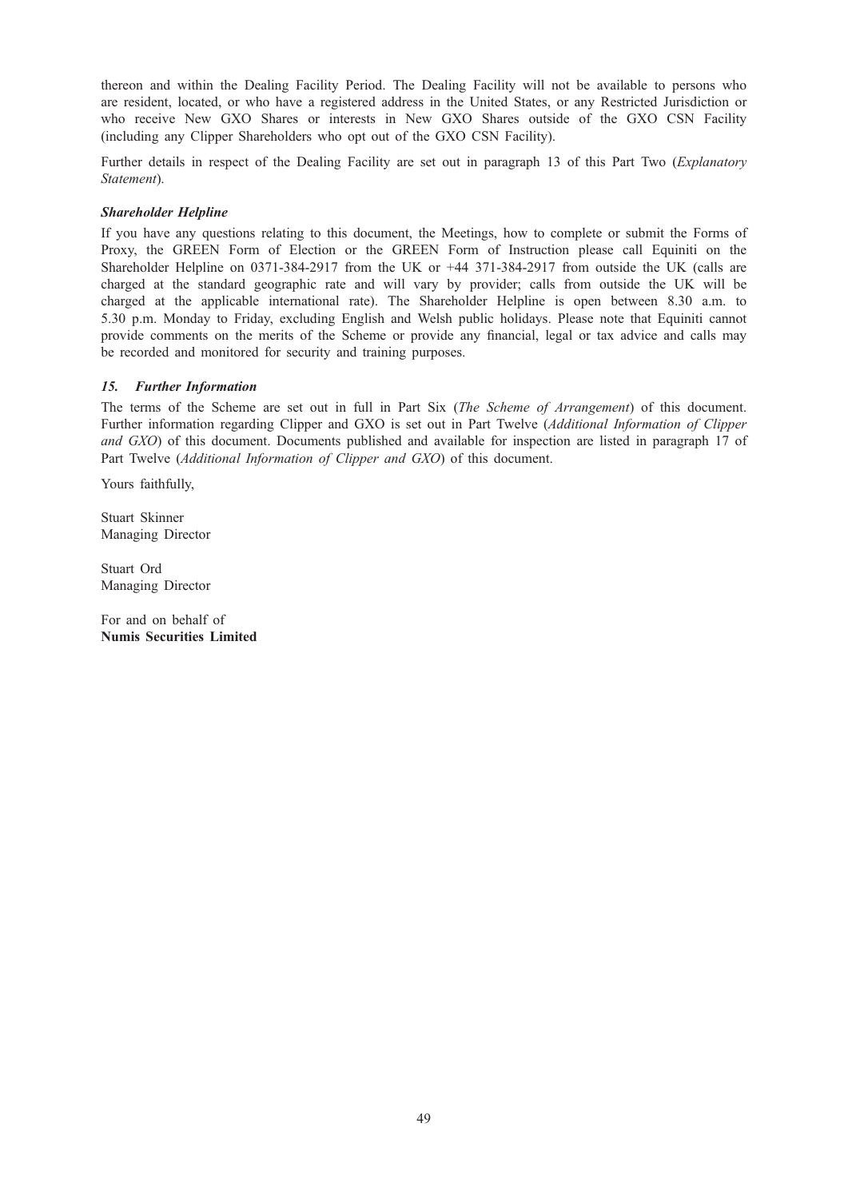thereon and within the Dealing Facility Period. The Dealing Facility will not be available to persons who are resident, located, or who have a registered address in the United States, or any Restricted Jurisdiction or who receive New GXO Shares or interests in New GXO Shares outside of the GXO CSN Facility (including any Clipper Shareholders who opt out of the GXO CSN Facility).

Further details in respect of the Dealing Facility are set out in paragraph 13 of this Part Two (*Explanatory Statement*).

***Shareholder Helpline***

If you have any questions relating to this document, the Meetings, how to complete or submit the Forms of Proxy, the GREEN Form of Election or the GREEN Form of Instruction please call Equiniti on the Shareholder Helpline on 0371-384-2917 from the UK or +44 371-384-2917 from outside the UK (calls are charged at the standard geographic rate and will vary by provider; calls from outside the UK will be charged at the applicable international rate). The Shareholder Helpline is open between 8.30 a.m. to 5.30 p.m. Monday to Friday, excluding English and Welsh public holidays. Please note that Equiniti cannot provide comments on the merits of the Scheme or provide any financial, legal or tax advice and calls may be recorded and monitored for security and training purposes.

### *15. Further Information*

The terms of the Scheme are set out in full in Part Six (*The Scheme of Arrangement*) of this document. Further information regarding Clipper and GXO is set out in Part Twelve (*Additional Information of Clipper and GXO*) of this document. Documents published and available for inspection are listed in paragraph 17 of Part Twelve (*Additional Information of Clipper and GXO*) of this document.

Yours faithfully,

Stuart Skinner
Managing Director

Stuart Ord
Managing Director

For and on behalf of
**Numis Securities Limited**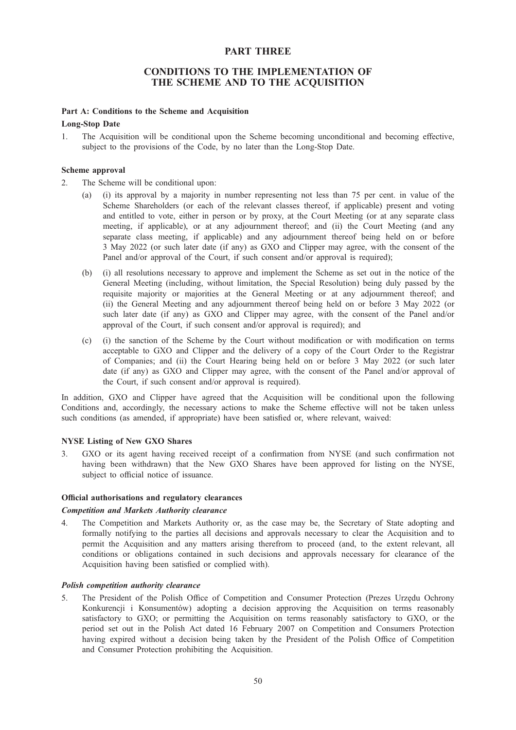# PART THREE

## CONDITIONS TO THE IMPLEMENTATION OF THE SCHEME AND TO THE ACQUISITION

### Part A: Conditions to the Scheme and Acquisition

**Long-Stop Date**

1. The Acquisition will be conditional upon the Scheme becoming unconditional and becoming effective, subject to the provisions of the Code, by no later than the Long-Stop Date.

**Scheme approval**

2. The Scheme will be conditional upon:

   (a) (i) its approval by a majority in number representing not less than 75 per cent. in value of the Scheme Shareholders (or each of the relevant classes thereof, if applicable) present and voting and entitled to vote, either in person or by proxy, at the Court Meeting (or at any separate class meeting, if applicable), or at any adjournment thereof; and (ii) the Court Meeting (and any separate class meeting, if applicable) and any adjournment thereof being held on or before 3 May 2022 (or such later date (if any) as GXO and Clipper may agree, with the consent of the Panel and/or approval of the Court, if such consent and/or approval is required);

   (b) (i) all resolutions necessary to approve and implement the Scheme as set out in the notice of the General Meeting (including, without limitation, the Special Resolution) being duly passed by the requisite majority or majorities at the General Meeting or at any adjournment thereof; and (ii) the General Meeting and any adjournment thereof being held on or before 3 May 2022 (or such later date (if any) as GXO and Clipper may agree, with the consent of the Panel and/or approval of the Court, if such consent and/or approval is required); and

   (c) (i) the sanction of the Scheme by the Court without modification or with modification on terms acceptable to GXO and Clipper and the delivery of a copy of the Court Order to the Registrar of Companies; and (ii) the Court Hearing being held on or before 3 May 2022 (or such later date (if any) as GXO and Clipper may agree, with the consent of the Panel and/or approval of the Court, if such consent and/or approval is required).

In addition, GXO and Clipper have agreed that the Acquisition will be conditional upon the following Conditions and, accordingly, the necessary actions to make the Scheme effective will not be taken unless such conditions (as amended, if appropriate) have been satisfied or, where relevant, waived:

**NYSE Listing of New GXO Shares**

3. GXO or its agent having received receipt of a confirmation from NYSE (and such confirmation not having been withdrawn) that the New GXO Shares have been approved for listing on the NYSE, subject to official notice of issuance.

**Official authorisations and regulatory clearances**

***Competition and Markets Authority clearance***

4. The Competition and Markets Authority or, as the case may be, the Secretary of State adopting and formally notifying to the parties all decisions and approvals necessary to clear the Acquisition and to permit the Acquisition and any matters arising therefrom to proceed (and, to the extent relevant, all conditions or obligations contained in such decisions and approvals necessary for clearance of the Acquisition having been satisfied or complied with).

***Polish competition authority clearance***

5. The President of the Polish Office of Competition and Consumer Protection (Prezes Urzędu Ochrony Konkurencji i Konsumentów) adopting a decision approving the Acquisition on terms reasonably satisfactory to GXO; or permitting the Acquisition on terms reasonably satisfactory to GXO, or the period set out in the Polish Act dated 16 February 2007 on Competition and Consumers Protection having expired without a decision being taken by the President of the Polish Office of Competition and Consumer Protection prohibiting the Acquisition.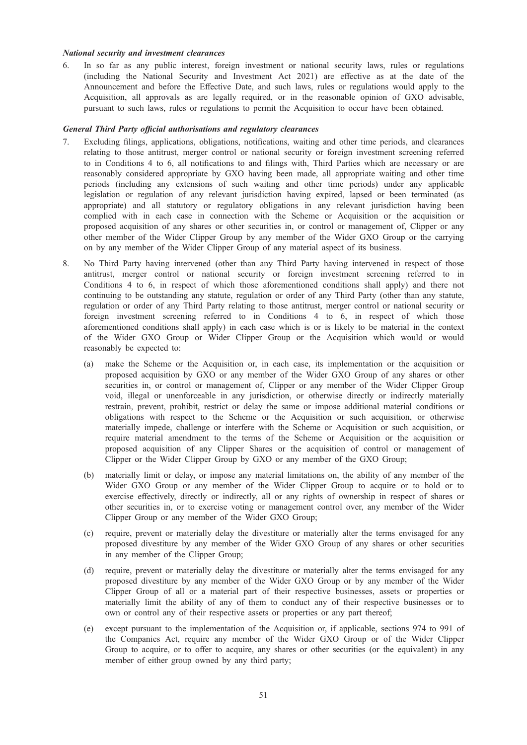***National security and investment clearances***

6. In so far as any public interest, foreign investment or national security laws, rules or regulations (including the National Security and Investment Act 2021) are effective as at the date of the Announcement and before the Effective Date, and such laws, rules or regulations would apply to the Acquisition, all approvals as are legally required, or in the reasonable opinion of GXO advisable, pursuant to such laws, rules or regulations to permit the Acquisition to occur have been obtained.

***General Third Party official authorisations and regulatory clearances***

7. Excluding filings, applications, obligations, notifications, waiting and other time periods, and clearances relating to those antitrust, merger control or national security or foreign investment screening referred to in Conditions 4 to 6, all notifications to and filings with, Third Parties which are necessary or are reasonably considered appropriate by GXO having been made, all appropriate waiting and other time periods (including any extensions of such waiting and other time periods) under any applicable legislation or regulation of any relevant jurisdiction having expired, lapsed or been terminated (as appropriate) and all statutory or regulatory obligations in any relevant jurisdiction having been complied with in each case in connection with the Scheme or Acquisition or the acquisition or proposed acquisition of any shares or other securities in, or control or management of, Clipper or any other member of the Wider Clipper Group by any member of the Wider GXO Group or the carrying on by any member of the Wider Clipper Group of any material aspect of its business.

8. No Third Party having intervened (other than any Third Party having intervened in respect of those antitrust, merger control or national security or foreign investment screening referred to in Conditions 4 to 6, in respect of which those aforementioned conditions shall apply) and there not continuing to be outstanding any statute, regulation or order of any Third Party (other than any statute, regulation or order of any Third Party relating to those antitrust, merger control or national security or foreign investment screening referred to in Conditions 4 to 6, in respect of which those aforementioned conditions shall apply) in each case which is or is likely to be material in the context of the Wider GXO Group or Wider Clipper Group or the Acquisition which would or would reasonably be expected to:

   (a) make the Scheme or the Acquisition or, in each case, its implementation or the acquisition or proposed acquisition by GXO or any member of the Wider GXO Group of any shares or other securities in, or control or management of, Clipper or any member of the Wider Clipper Group void, illegal or unenforceable in any jurisdiction, or otherwise directly or indirectly materially restrain, prevent, prohibit, restrict or delay the same or impose additional material conditions or obligations with respect to the Scheme or the Acquisition or such acquisition, or otherwise materially impede, challenge or interfere with the Scheme or Acquisition or such acquisition, or require material amendment to the terms of the Scheme or Acquisition or the acquisition or proposed acquisition of any Clipper Shares or the acquisition of control or management of Clipper or the Wider Clipper Group by GXO or any member of the GXO Group;

   (b) materially limit or delay, or impose any material limitations on, the ability of any member of the Wider GXO Group or any member of the Wider Clipper Group to acquire or to hold or to exercise effectively, directly or indirectly, all or any rights of ownership in respect of shares or other securities in, or to exercise voting or management control over, any member of the Wider Clipper Group or any member of the Wider GXO Group;

   (c) require, prevent or materially delay the divestiture or materially alter the terms envisaged for any proposed divestiture by any member of the Wider GXO Group of any shares or other securities in any member of the Clipper Group;

   (d) require, prevent or materially delay the divestiture or materially alter the terms envisaged for any proposed divestiture by any member of the Wider GXO Group or by any member of the Wider Clipper Group of all or a material part of their respective businesses, assets or properties or materially limit the ability of any of them to conduct any of their respective businesses or to own or control any of their respective assets or properties or any part thereof;

   (e) except pursuant to the implementation of the Acquisition or, if applicable, sections 974 to 991 of the Companies Act, require any member of the Wider GXO Group or of the Wider Clipper Group to acquire, or to offer to acquire, any shares or other securities (or the equivalent) in any member of either group owned by any third party;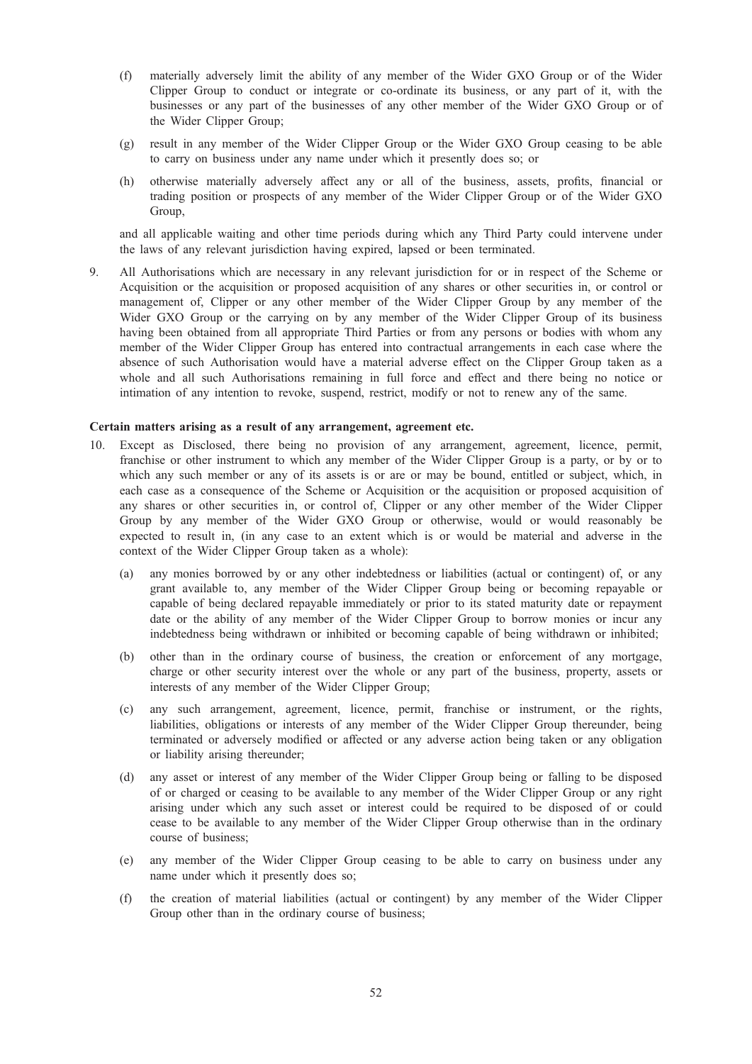(f) materially adversely limit the ability of any member of the Wider GXO Group or of the Wider Clipper Group to conduct or integrate or co-ordinate its business, or any part of it, with the businesses or any part of the businesses of any other member of the Wider GXO Group or of the Wider Clipper Group;

(g) result in any member of the Wider Clipper Group or the Wider GXO Group ceasing to be able to carry on business under any name under which it presently does so; or

(h) otherwise materially adversely affect any or all of the business, assets, profits, financial or trading position or prospects of any member of the Wider Clipper Group or of the Wider GXO Group,

and all applicable waiting and other time periods during which any Third Party could intervene under the laws of any relevant jurisdiction having expired, lapsed or been terminated.

9. All Authorisations which are necessary in any relevant jurisdiction for or in respect of the Scheme or Acquisition or the acquisition or proposed acquisition of any shares or other securities in, or control or management of, Clipper or any other member of the Wider Clipper Group by any member of the Wider GXO Group or the carrying on by any member of the Wider Clipper Group of its business having been obtained from all appropriate Third Parties or from any persons or bodies with whom any member of the Wider Clipper Group has entered into contractual arrangements in each case where the absence of such Authorisation would have a material adverse effect on the Clipper Group taken as a whole and all such Authorisations remaining in full force and effect and there being no notice or intimation of any intention to revoke, suspend, restrict, modify or not to renew any of the same.

**Certain matters arising as a result of any arrangement, agreement etc.**

10. Except as Disclosed, there being no provision of any arrangement, agreement, licence, permit, franchise or other instrument to which any member of the Wider Clipper Group is a party, or by or to which any such member or any of its assets is or are or may be bound, entitled or subject, which, in each case as a consequence of the Scheme or Acquisition or the acquisition or proposed acquisition of any shares or other securities in, or control of, Clipper or any other member of the Wider Clipper Group by any member of the Wider GXO Group or otherwise, would or would reasonably be expected to result in, (in any case to an extent which is or would be material and adverse in the context of the Wider Clipper Group taken as a whole):

(a) any monies borrowed by or any other indebtedness or liabilities (actual or contingent) of, or any grant available to, any member of the Wider Clipper Group being or becoming repayable or capable of being declared repayable immediately or prior to its stated maturity date or repayment date or the ability of any member of the Wider Clipper Group to borrow monies or incur any indebtedness being withdrawn or inhibited or becoming capable of being withdrawn or inhibited;

(b) other than in the ordinary course of business, the creation or enforcement of any mortgage, charge or other security interest over the whole or any part of the business, property, assets or interests of any member of the Wider Clipper Group;

(c) any such arrangement, agreement, licence, permit, franchise or instrument, or the rights, liabilities, obligations or interests of any member of the Wider Clipper Group thereunder, being terminated or adversely modified or affected or any adverse action being taken or any obligation or liability arising thereunder;

(d) any asset or interest of any member of the Wider Clipper Group being or falling to be disposed of or charged or ceasing to be available to any member of the Wider Clipper Group or any right arising under which any such asset or interest could be required to be disposed of or could cease to be available to any member of the Wider Clipper Group otherwise than in the ordinary course of business;

(e) any member of the Wider Clipper Group ceasing to be able to carry on business under any name under which it presently does so;

(f) the creation of material liabilities (actual or contingent) by any member of the Wider Clipper Group other than in the ordinary course of business;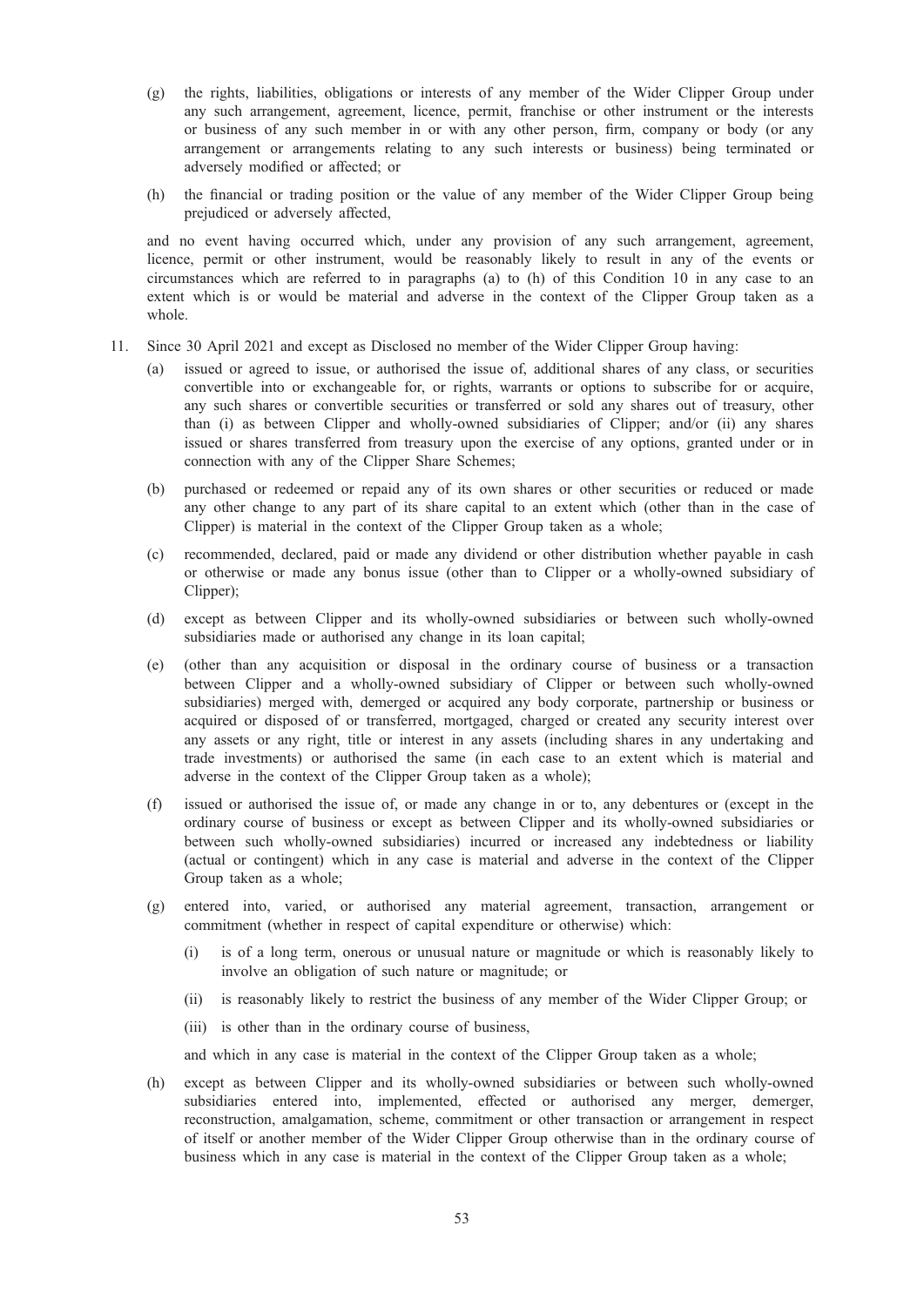(g) the rights, liabilities, obligations or interests of any member of the Wider Clipper Group under any such arrangement, agreement, licence, permit, franchise or other instrument or the interests or business of any such member in or with any other person, firm, company or body (or any arrangement or arrangements relating to any such interests or business) being terminated or adversely modified or affected; or

(h) the financial or trading position or the value of any member of the Wider Clipper Group being prejudiced or adversely affected,

and no event having occurred which, under any provision of any such arrangement, agreement, licence, permit or other instrument, would be reasonably likely to result in any of the events or circumstances which are referred to in paragraphs (a) to (h) of this Condition 10 in any case to an extent which is or would be material and adverse in the context of the Clipper Group taken as a whole.

11. Since 30 April 2021 and except as Disclosed no member of the Wider Clipper Group having:

(a) issued or agreed to issue, or authorised the issue of, additional shares of any class, or securities convertible into or exchangeable for, or rights, warrants or options to subscribe for or acquire, any such shares or convertible securities or transferred or sold any shares out of treasury, other than (i) as between Clipper and wholly-owned subsidiaries of Clipper; and/or (ii) any shares issued or shares transferred from treasury upon the exercise of any options, granted under or in connection with any of the Clipper Share Schemes;

(b) purchased or redeemed or repaid any of its own shares or other securities or reduced or made any other change to any part of its share capital to an extent which (other than in the case of Clipper) is material in the context of the Clipper Group taken as a whole;

(c) recommended, declared, paid or made any dividend or other distribution whether payable in cash or otherwise or made any bonus issue (other than to Clipper or a wholly-owned subsidiary of Clipper);

(d) except as between Clipper and its wholly-owned subsidiaries or between such wholly-owned subsidiaries made or authorised any change in its loan capital;

(e) (other than any acquisition or disposal in the ordinary course of business or a transaction between Clipper and a wholly-owned subsidiary of Clipper or between such wholly-owned subsidiaries) merged with, demerged or acquired any body corporate, partnership or business or acquired or disposed of or transferred, mortgaged, charged or created any security interest over any assets or any right, title or interest in any assets (including shares in any undertaking and trade investments) or authorised the same (in each case to an extent which is material and adverse in the context of the Clipper Group taken as a whole);

(f) issued or authorised the issue of, or made any change in or to, any debentures or (except in the ordinary course of business or except as between Clipper and its wholly-owned subsidiaries or between such wholly-owned subsidiaries) incurred or increased any indebtedness or liability (actual or contingent) which in any case is material and adverse in the context of the Clipper Group taken as a whole;

(g) entered into, varied, or authorised any material agreement, transaction, arrangement or commitment (whether in respect of capital expenditure or otherwise) which:

   (i) is of a long term, onerous or unusual nature or magnitude or which is reasonably likely to involve an obligation of such nature or magnitude; or

   (ii) is reasonably likely to restrict the business of any member of the Wider Clipper Group; or

   (iii) is other than in the ordinary course of business,

   and which in any case is material in the context of the Clipper Group taken as a whole;

(h) except as between Clipper and its wholly-owned subsidiaries or between such wholly-owned subsidiaries entered into, implemented, effected or authorised any merger, demerger, reconstruction, amalgamation, scheme, commitment or other transaction or arrangement in respect of itself or another member of the Wider Clipper Group otherwise than in the ordinary course of business which in any case is material in the context of the Clipper Group taken as a whole;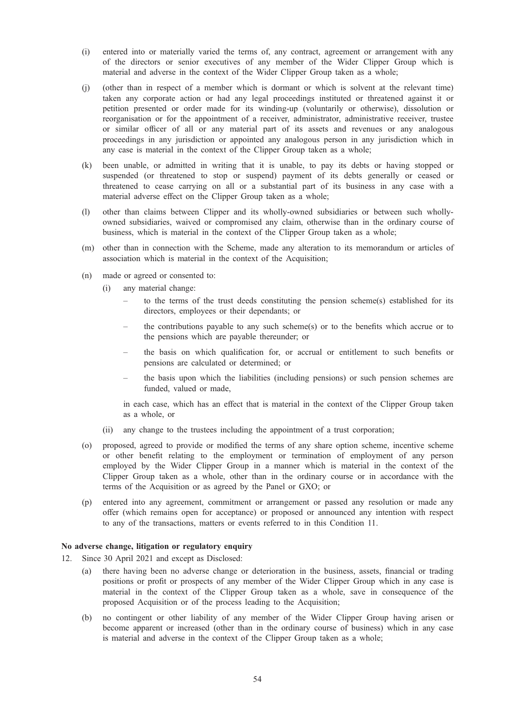(i) entered into or materially varied the terms of, any contract, agreement or arrangement with any of the directors or senior executives of any member of the Wider Clipper Group which is material and adverse in the context of the Wider Clipper Group taken as a whole;

(j) (other than in respect of a member which is dormant or which is solvent at the relevant time) taken any corporate action or had any legal proceedings instituted or threatened against it or petition presented or order made for its winding-up (voluntarily or otherwise), dissolution or reorganisation or for the appointment of a receiver, administrator, administrative receiver, trustee or similar officer of all or any material part of its assets and revenues or any analogous proceedings in any jurisdiction or appointed any analogous person in any jurisdiction which in any case is material in the context of the Clipper Group taken as a whole;

(k) been unable, or admitted in writing that it is unable, to pay its debts or having stopped or suspended (or threatened to stop or suspend) payment of its debts generally or ceased or threatened to cease carrying on all or a substantial part of its business in any case with a material adverse effect on the Clipper Group taken as a whole;

(l) other than claims between Clipper and its wholly-owned subsidiaries or between such wholly-owned subsidiaries, waived or compromised any claim, otherwise than in the ordinary course of business, which is material in the context of the Clipper Group taken as a whole;

(m) other than in connection with the Scheme, made any alteration to its memorandum or articles of association which is material in the context of the Acquisition;

(n) made or agreed or consented to:

  (i) any material change:

  – to the terms of the trust deeds constituting the pension scheme(s) established for its directors, employees or their dependants; or

  – the contributions payable to any such scheme(s) or to the benefits which accrue or to the pensions which are payable thereunder; or

  – the basis on which qualification for, or accrual or entitlement to such benefits or pensions are calculated or determined; or

  – the basis upon which the liabilities (including pensions) or such pension schemes are funded, valued or made,

  in each case, which has an effect that is material in the context of the Clipper Group taken as a whole, or

  (ii) any change to the trustees including the appointment of a trust corporation;

(o) proposed, agreed to provide or modified the terms of any share option scheme, incentive scheme or other benefit relating to the employment or termination of employment of any person employed by the Wider Clipper Group in a manner which is material in the context of the Clipper Group taken as a whole, other than in the ordinary course or in accordance with the terms of the Acquisition or as agreed by the Panel or GXO; or

(p) entered into any agreement, commitment or arrangement or passed any resolution or made any offer (which remains open for acceptance) or proposed or announced any intention with respect to any of the transactions, matters or events referred to in this Condition 11.

**No adverse change, litigation or regulatory enquiry**

12. Since 30 April 2021 and except as Disclosed:

(a) there having been no adverse change or deterioration in the business, assets, financial or trading positions or profit or prospects of any member of the Wider Clipper Group which in any case is material in the context of the Clipper Group taken as a whole, save in consequence of the proposed Acquisition or of the process leading to the Acquisition;

(b) no contingent or other liability of any member of the Wider Clipper Group having arisen or become apparent or increased (other than in the ordinary course of business) which in any case is material and adverse in the context of the Clipper Group taken as a whole;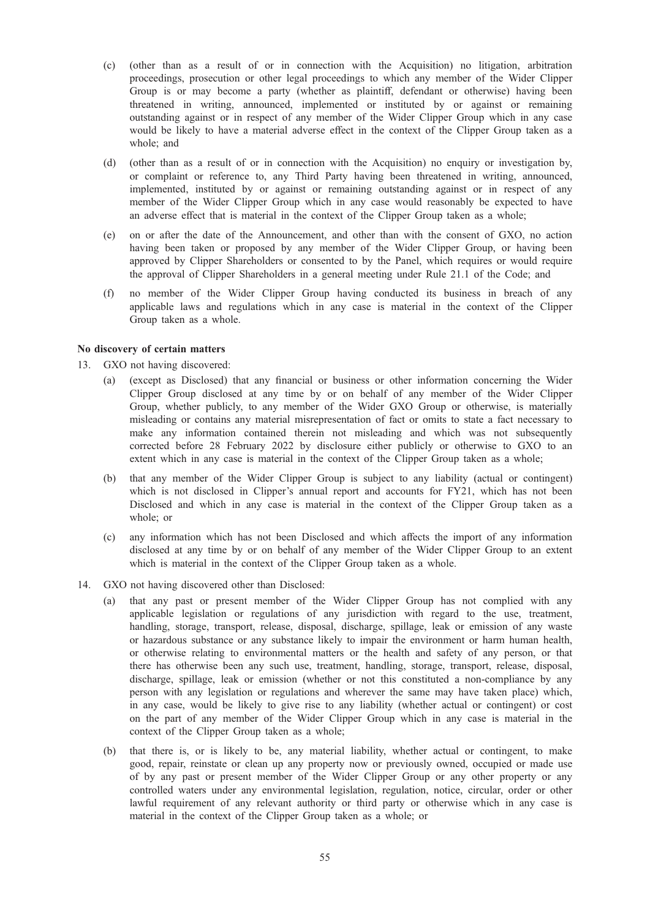(c) (other than as a result of or in connection with the Acquisition) no litigation, arbitration proceedings, prosecution or other legal proceedings to which any member of the Wider Clipper Group is or may become a party (whether as plaintiff, defendant or otherwise) having been threatened in writing, announced, implemented or instituted by or against or remaining outstanding against or in respect of any member of the Wider Clipper Group which in any case would be likely to have a material adverse effect in the context of the Clipper Group taken as a whole; and

(d) (other than as a result of or in connection with the Acquisition) no enquiry or investigation by, or complaint or reference to, any Third Party having been threatened in writing, announced, implemented, instituted by or against or remaining outstanding against or in respect of any member of the Wider Clipper Group which in any case would reasonably be expected to have an adverse effect that is material in the context of the Clipper Group taken as a whole;

(e) on or after the date of the Announcement, and other than with the consent of GXO, no action having been taken or proposed by any member of the Wider Clipper Group, or having been approved by Clipper Shareholders or consented to by the Panel, which requires or would require the approval of Clipper Shareholders in a general meeting under Rule 21.1 of the Code; and

(f) no member of the Wider Clipper Group having conducted its business in breach of any applicable laws and regulations which in any case is material in the context of the Clipper Group taken as a whole.

**No discovery of certain matters**

13. GXO not having discovered:

    (a) (except as Disclosed) that any financial or business or other information concerning the Wider Clipper Group disclosed at any time by or on behalf of any member of the Wider Clipper Group, whether publicly, to any member of the Wider GXO Group or otherwise, is materially misleading or contains any material misrepresentation of fact or omits to state a fact necessary to make any information contained therein not misleading and which was not subsequently corrected before 28 February 2022 by disclosure either publicly or otherwise to GXO to an extent which in any case is material in the context of the Clipper Group taken as a whole;

    (b) that any member of the Wider Clipper Group is subject to any liability (actual or contingent) which is not disclosed in Clipper's annual report and accounts for FY21, which has not been Disclosed and which in any case is material in the context of the Clipper Group taken as a whole; or

    (c) any information which has not been Disclosed and which affects the import of any information disclosed at any time by or on behalf of any member of the Wider Clipper Group to an extent which is material in the context of the Clipper Group taken as a whole.

14. GXO not having discovered other than Disclosed:

    (a) that any past or present member of the Wider Clipper Group has not complied with any applicable legislation or regulations of any jurisdiction with regard to the use, treatment, handling, storage, transport, release, disposal, discharge, spillage, leak or emission of any waste or hazardous substance or any substance likely to impair the environment or harm human health, or otherwise relating to environmental matters or the health and safety of any person, or that there has otherwise been any such use, treatment, handling, storage, transport, release, disposal, discharge, spillage, leak or emission (whether or not this constituted a non-compliance by any person with any legislation or regulations and wherever the same may have taken place) which, in any case, would be likely to give rise to any liability (whether actual or contingent) or cost on the part of any member of the Wider Clipper Group which in any case is material in the context of the Clipper Group taken as a whole;

    (b) that there is, or is likely to be, any material liability, whether actual or contingent, to make good, repair, reinstate or clean up any property now or previously owned, occupied or made use of by any past or present member of the Wider Clipper Group or any other property or any controlled waters under any environmental legislation, regulation, notice, circular, order or other lawful requirement of any relevant authority or third party or otherwise which in any case is material in the context of the Clipper Group taken as a whole; or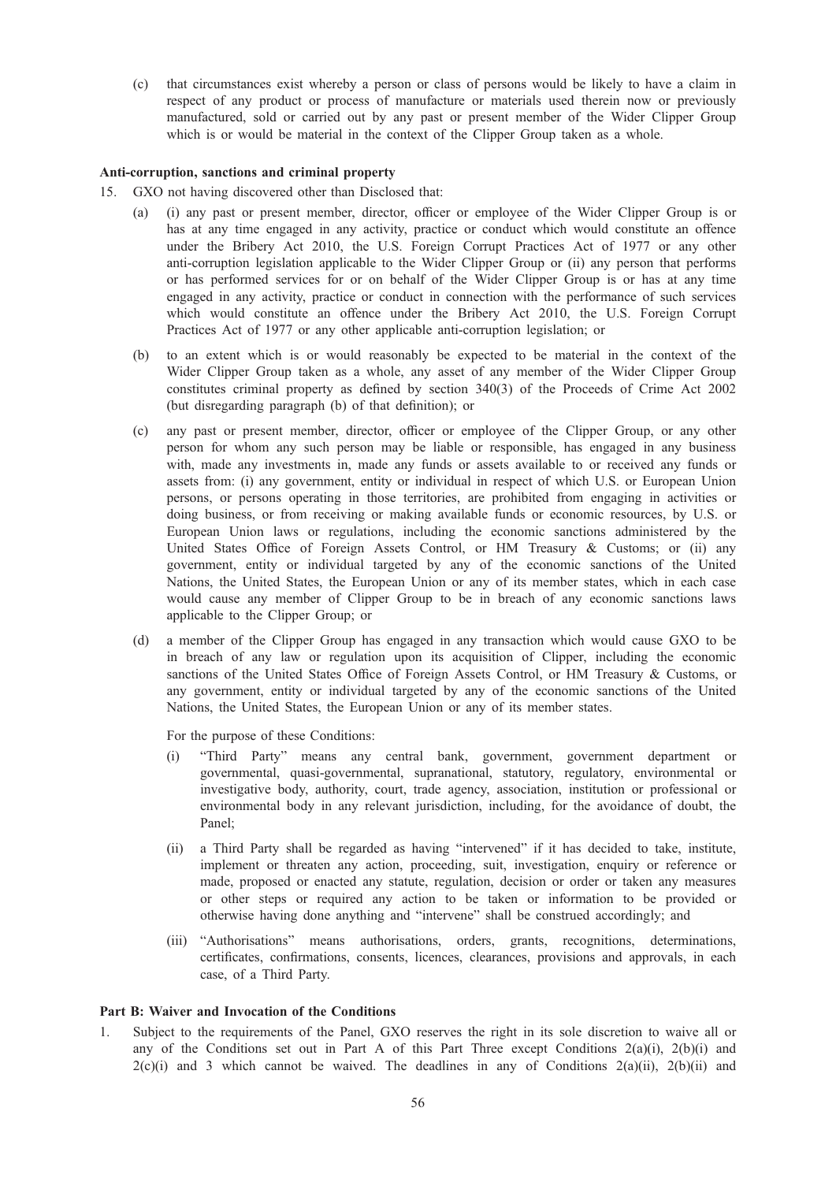(c) that circumstances exist whereby a person or class of persons would be likely to have a claim in respect of any product or process of manufacture or materials used therein now or previously manufactured, sold or carried out by any past or present member of the Wider Clipper Group which is or would be material in the context of the Clipper Group taken as a whole.

**Anti-corruption, sanctions and criminal property**

15. GXO not having discovered other than Disclosed that:

(a) (i) any past or present member, director, officer or employee of the Wider Clipper Group is or has at any time engaged in any activity, practice or conduct which would constitute an offence under the Bribery Act 2010, the U.S. Foreign Corrupt Practices Act of 1977 or any other anti-corruption legislation applicable to the Wider Clipper Group or (ii) any person that performs or has performed services for or on behalf of the Wider Clipper Group is or has at any time engaged in any activity, practice or conduct in connection with the performance of such services which would constitute an offence under the Bribery Act 2010, the U.S. Foreign Corrupt Practices Act of 1977 or any other applicable anti-corruption legislation; or

(b) to an extent which is or would reasonably be expected to be material in the context of the Wider Clipper Group taken as a whole, any asset of any member of the Wider Clipper Group constitutes criminal property as defined by section 340(3) of the Proceeds of Crime Act 2002 (but disregarding paragraph (b) of that definition); or

(c) any past or present member, director, officer or employee of the Clipper Group, or any other person for whom any such person may be liable or responsible, has engaged in any business with, made any investments in, made any funds or assets available to or received any funds or assets from: (i) any government, entity or individual in respect of which U.S. or European Union persons, or persons operating in those territories, are prohibited from engaging in activities or doing business, or from receiving or making available funds or economic resources, by U.S. or European Union laws or regulations, including the economic sanctions administered by the United States Office of Foreign Assets Control, or HM Treasury & Customs; or (ii) any government, entity or individual targeted by any of the economic sanctions of the United Nations, the United States, the European Union or any of its member states, which in each case would cause any member of Clipper Group to be in breach of any economic sanctions laws applicable to the Clipper Group; or

(d) a member of the Clipper Group has engaged in any transaction which would cause GXO to be in breach of any law or regulation upon its acquisition of Clipper, including the economic sanctions of the United States Office of Foreign Assets Control, or HM Treasury & Customs, or any government, entity or individual targeted by any of the economic sanctions of the United Nations, the United States, the European Union or any of its member states.

For the purpose of these Conditions:

(i) "Third Party" means any central bank, government, government department or governmental, quasi-governmental, supranational, statutory, regulatory, environmental or investigative body, authority, court, trade agency, association, institution or professional or environmental body in any relevant jurisdiction, including, for the avoidance of doubt, the Panel;

(ii) a Third Party shall be regarded as having "intervened" if it has decided to take, institute, implement or threaten any action, proceeding, suit, investigation, enquiry or reference or made, proposed or enacted any statute, regulation, decision or order or taken any measures or other steps or required any action to be taken or information to be provided or otherwise having done anything and "intervene" shall be construed accordingly; and

(iii) "Authorisations" means authorisations, orders, grants, recognitions, determinations, certificates, confirmations, consents, licences, clearances, provisions and approvals, in each case, of a Third Party.

**Part B: Waiver and Invocation of the Conditions**

1. Subject to the requirements of the Panel, GXO reserves the right in its sole discretion to waive all or any of the Conditions set out in Part A of this Part Three except Conditions 2(a)(i), 2(b)(i) and 2(c)(i) and 3 which cannot be waived. The deadlines in any of Conditions 2(a)(ii), 2(b)(ii) and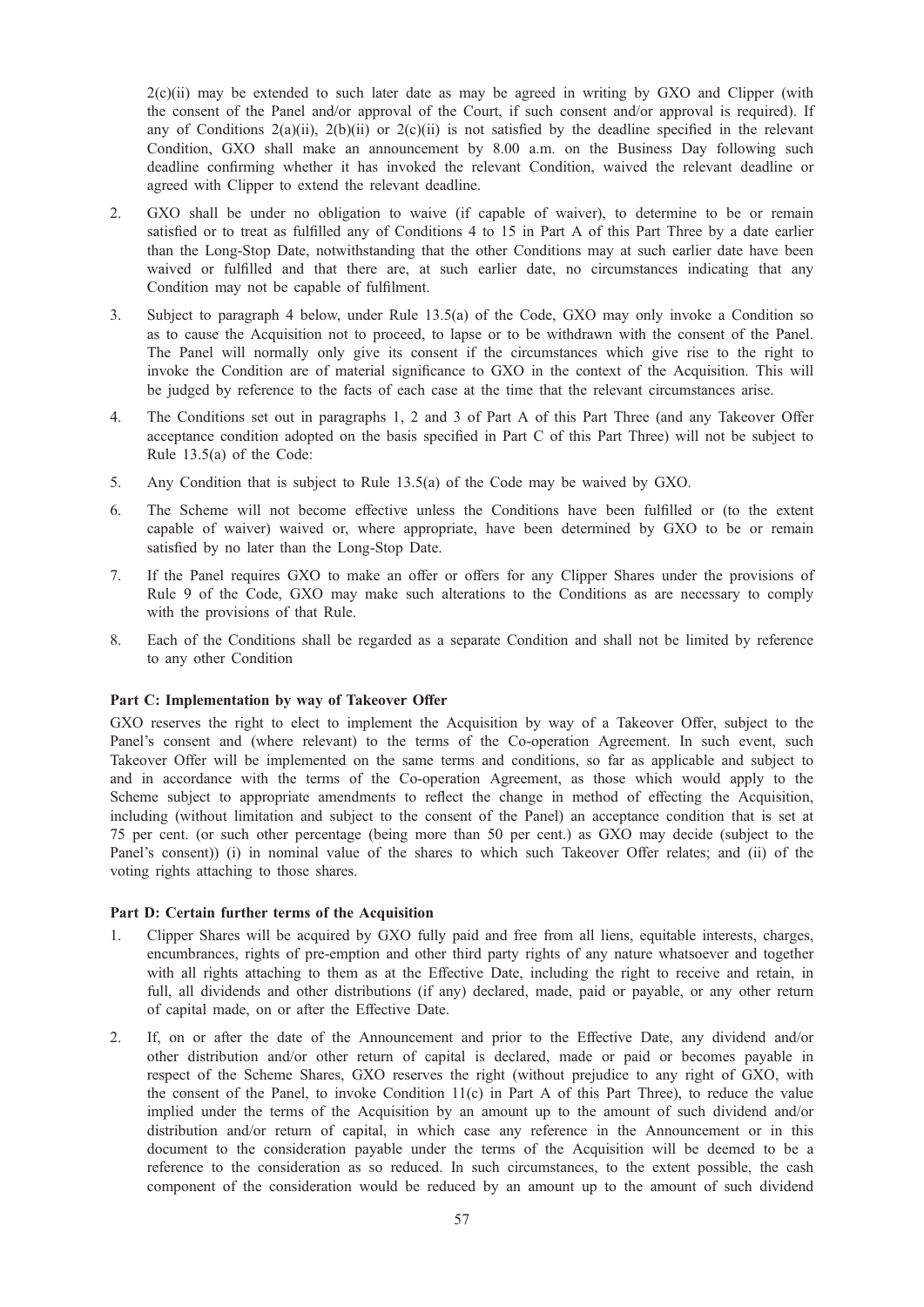2(c)(ii) may be extended to such later date as may be agreed in writing by GXO and Clipper (with the consent of the Panel and/or approval of the Court, if such consent and/or approval is required). If any of Conditions 2(a)(ii), 2(b)(ii) or 2(c)(ii) is not satisfied by the deadline specified in the relevant Condition, GXO shall make an announcement by 8.00 a.m. on the Business Day following such deadline confirming whether it has invoked the relevant Condition, waived the relevant deadline or agreed with Clipper to extend the relevant deadline.

2. GXO shall be under no obligation to waive (if capable of waiver), to determine to be or remain satisfied or to treat as fulfilled any of Conditions 4 to 15 in Part A of this Part Three by a date earlier than the Long-Stop Date, notwithstanding that the other Conditions may at such earlier date have been waived or fulfilled and that there are, at such earlier date, no circumstances indicating that any Condition may not be capable of fulfilment.

3. Subject to paragraph 4 below, under Rule 13.5(a) of the Code, GXO may only invoke a Condition so as to cause the Acquisition not to proceed, to lapse or to be withdrawn with the consent of the Panel. The Panel will normally only give its consent if the circumstances which give rise to the right to invoke the Condition are of material significance to GXO in the context of the Acquisition. This will be judged by reference to the facts of each case at the time that the relevant circumstances arise.

4. The Conditions set out in paragraphs 1, 2 and 3 of Part A of this Part Three (and any Takeover Offer acceptance condition adopted on the basis specified in Part C of this Part Three) will not be subject to Rule 13.5(a) of the Code:

5. Any Condition that is subject to Rule 13.5(a) of the Code may be waived by GXO.

6. The Scheme will not become effective unless the Conditions have been fulfilled or (to the extent capable of waiver) waived or, where appropriate, have been determined by GXO to be or remain satisfied by no later than the Long-Stop Date.

7. If the Panel requires GXO to make an offer or offers for any Clipper Shares under the provisions of Rule 9 of the Code, GXO may make such alterations to the Conditions as are necessary to comply with the provisions of that Rule.

8. Each of the Conditions shall be regarded as a separate Condition and shall not be limited by reference to any other Condition

**Part C: Implementation by way of Takeover Offer**

GXO reserves the right to elect to implement the Acquisition by way of a Takeover Offer, subject to the Panel's consent and (where relevant) to the terms of the Co-operation Agreement. In such event, such Takeover Offer will be implemented on the same terms and conditions, so far as applicable and subject to and in accordance with the terms of the Co-operation Agreement, as those which would apply to the Scheme subject to appropriate amendments to reflect the change in method of effecting the Acquisition, including (without limitation and subject to the consent of the Panel) an acceptance condition that is set at 75 per cent. (or such other percentage (being more than 50 per cent.) as GXO may decide (subject to the Panel's consent)) (i) in nominal value of the shares to which such Takeover Offer relates; and (ii) of the voting rights attaching to those shares.

**Part D: Certain further terms of the Acquisition**

1. Clipper Shares will be acquired by GXO fully paid and free from all liens, equitable interests, charges, encumbrances, rights of pre-emption and other third party rights of any nature whatsoever and together with all rights attaching to them as at the Effective Date, including the right to receive and retain, in full, all dividends and other distributions (if any) declared, made, paid or payable, or any other return of capital made, on or after the Effective Date.

2. If, on or after the date of the Announcement and prior to the Effective Date, any dividend and/or other distribution and/or other return of capital is declared, made or paid or becomes payable in respect of the Scheme Shares, GXO reserves the right (without prejudice to any right of GXO, with the consent of the Panel, to invoke Condition 11(c) in Part A of this Part Three), to reduce the value implied under the terms of the Acquisition by an amount up to the amount of such dividend and/or distribution and/or return of capital, in which case any reference in the Announcement or in this document to the consideration payable under the terms of the Acquisition will be deemed to be a reference to the consideration as so reduced. In such circumstances, to the extent possible, the cash component of the consideration would be reduced by an amount up to the amount of such dividend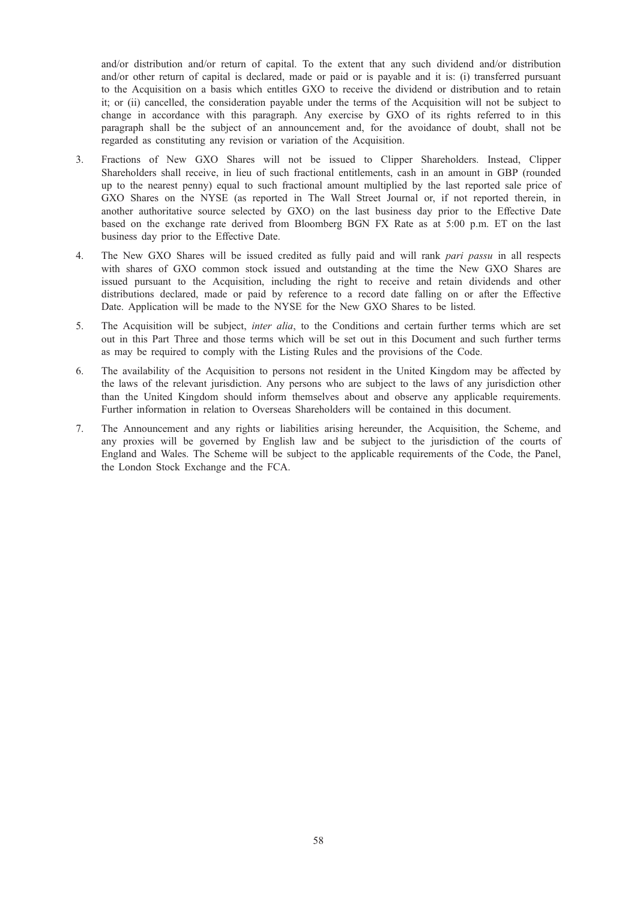and/or distribution and/or return of capital. To the extent that any such dividend and/or distribution and/or other return of capital is declared, made or paid or is payable and it is: (i) transferred pursuant to the Acquisition on a basis which entitles GXO to receive the dividend or distribution and to retain it; or (ii) cancelled, the consideration payable under the terms of the Acquisition will not be subject to change in accordance with this paragraph. Any exercise by GXO of its rights referred to in this paragraph shall be the subject of an announcement and, for the avoidance of doubt, shall not be regarded as constituting any revision or variation of the Acquisition.

3. Fractions of New GXO Shares will not be issued to Clipper Shareholders. Instead, Clipper Shareholders shall receive, in lieu of such fractional entitlements, cash in an amount in GBP (rounded up to the nearest penny) equal to such fractional amount multiplied by the last reported sale price of GXO Shares on the NYSE (as reported in The Wall Street Journal or, if not reported therein, in another authoritative source selected by GXO) on the last business day prior to the Effective Date based on the exchange rate derived from Bloomberg BGN FX Rate as at 5:00 p.m. ET on the last business day prior to the Effective Date.

4. The New GXO Shares will be issued credited as fully paid and will rank *pari passu* in all respects with shares of GXO common stock issued and outstanding at the time the New GXO Shares are issued pursuant to the Acquisition, including the right to receive and retain dividends and other distributions declared, made or paid by reference to a record date falling on or after the Effective Date. Application will be made to the NYSE for the New GXO Shares to be listed.

5. The Acquisition will be subject, *inter alia*, to the Conditions and certain further terms which are set out in this Part Three and those terms which will be set out in this Document and such further terms as may be required to comply with the Listing Rules and the provisions of the Code.

6. The availability of the Acquisition to persons not resident in the United Kingdom may be affected by the laws of the relevant jurisdiction. Any persons who are subject to the laws of any jurisdiction other than the United Kingdom should inform themselves about and observe any applicable requirements. Further information in relation to Overseas Shareholders will be contained in this document.

7. The Announcement and any rights or liabilities arising hereunder, the Acquisition, the Scheme, and any proxies will be governed by English law and be subject to the jurisdiction of the courts of England and Wales. The Scheme will be subject to the applicable requirements of the Code, the Panel, the London Stock Exchange and the FCA.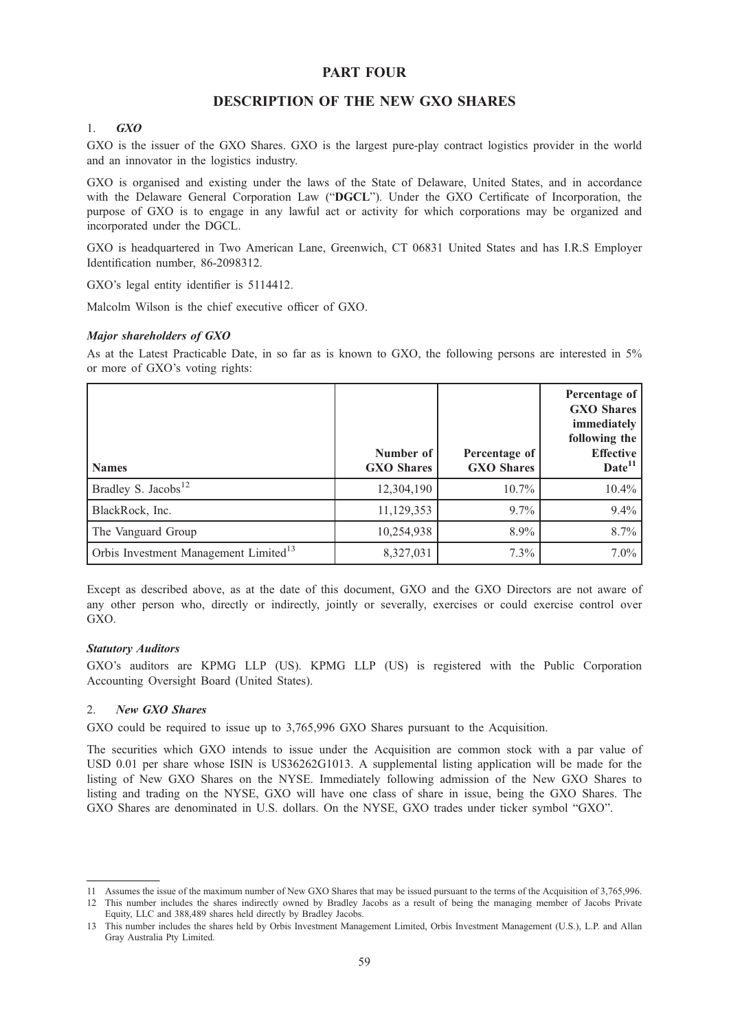# PART FOUR

## DESCRIPTION OF THE NEW GXO SHARES

### 1. *GXO*

GXO is the issuer of the GXO Shares. GXO is the largest pure-play contract logistics provider in the world and an innovator in the logistics industry.

GXO is organised and existing under the laws of the State of Delaware, United States, and in accordance with the Delaware General Corporation Law ("**DGCL**"). Under the GXO Certificate of Incorporation, the purpose of GXO is to engage in any lawful act or activity for which corporations may be organized and incorporated under the DGCL.

GXO is headquartered in Two American Lane, Greenwich, CT 06831 United States and has I.R.S Employer Identification number, 86-2098312.

GXO's legal entity identifier is 5114412.

Malcolm Wilson is the chief executive officer of GXO.

***Major shareholders of GXO***

As at the Latest Practicable Date, in so far as is known to GXO, the following persons are interested in 5% or more of GXO's voting rights:

| Names | Number of GXO Shares | Percentage of GXO Shares | Percentage of GXO Shares immediately following the Effective Date[11] |
|---|---|---|---|
| Bradley S. Jacobs[12] | 12,304,190 | 10.7% | 10.4% |
| BlackRock, Inc. | 11,129,353 | 9.7% | 9.4% |
| The Vanguard Group | 10,254,938 | 8.9% | 8.7% |
| Orbis Investment Management Limited[13] | 8,327,031 | 7.3% | 7.0% |

Except as described above, as at the date of this document, GXO and the GXO Directors are not aware of any other person who, directly or indirectly, jointly or severally, exercises or could exercise control over GXO.

***Statutory Auditors***

GXO's auditors are KPMG LLP (US). KPMG LLP (US) is registered with the Public Corporation Accounting Oversight Board (United States).

### 2. *New GXO Shares*

GXO could be required to issue up to 3,765,996 GXO Shares pursuant to the Acquisition.

The securities which GXO intends to issue under the Acquisition are common stock with a par value of USD 0.01 per share whose ISIN is US36262G1013. A supplemental listing application will be made for the listing of New GXO Shares on the NYSE. Immediately following admission of the New GXO Shares to listing and trading on the NYSE, GXO will have one class of share in issue, being the GXO Shares. The GXO Shares are denominated in U.S. dollars. On the NYSE, GXO trades under ticker symbol "GXO".

---

11 Assumes the issue of the maximum number of New GXO Shares that may be issued pursuant to the terms of the Acquisition of 3,765,996.

12 This number includes the shares indirectly owned by Bradley Jacobs as a result of being the managing member of Jacobs Private Equity, LLC and 388,489 shares held directly by Bradley Jacobs.

13 This number includes the shares held by Orbis Investment Management Limited, Orbis Investment Management (U.S.), L.P. and Allan Gray Australia Pty Limited.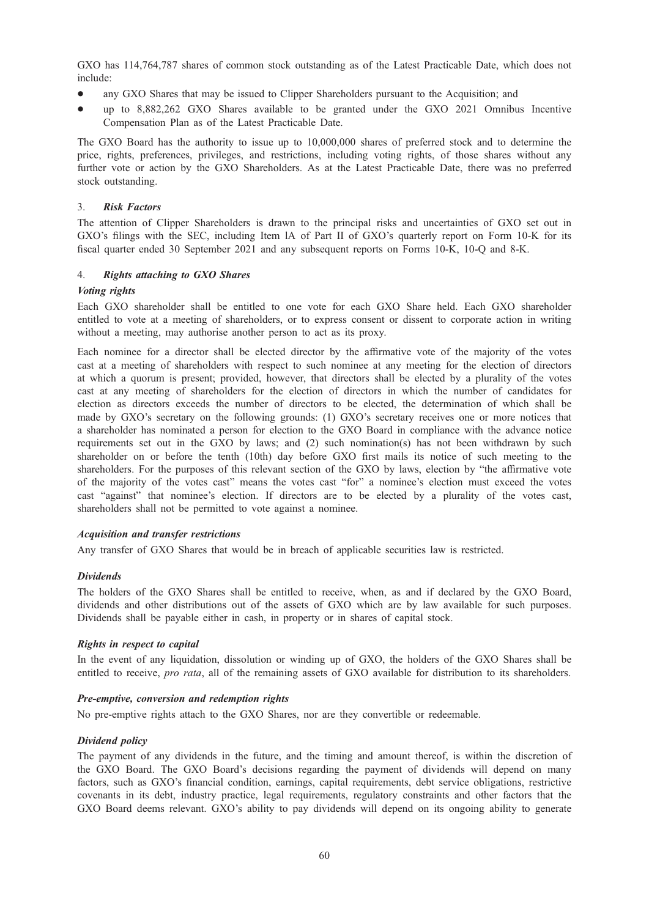GXO has 114,764,787 shares of common stock outstanding as of the Latest Practicable Date, which does not include:

- any GXO Shares that may be issued to Clipper Shareholders pursuant to the Acquisition; and
- up to 8,882,262 GXO Shares available to be granted under the GXO 2021 Omnibus Incentive Compensation Plan as of the Latest Practicable Date.

The GXO Board has the authority to issue up to 10,000,000 shares of preferred stock and to determine the price, rights, preferences, privileges, and restrictions, including voting rights, of those shares without any further vote or action by the GXO Shareholders. As at the Latest Practicable Date, there was no preferred stock outstanding.

### 3. *Risk Factors*

The attention of Clipper Shareholders is drawn to the principal risks and uncertainties of GXO set out in GXO's filings with the SEC, including Item lA of Part II of GXO's quarterly report on Form 10-K for its fiscal quarter ended 30 September 2021 and any subsequent reports on Forms 10-K, 10-Q and 8-K.

### 4. *Rights attaching to GXO Shares*

***Voting rights***

Each GXO shareholder shall be entitled to one vote for each GXO Share held. Each GXO shareholder entitled to vote at a meeting of shareholders, or to express consent or dissent to corporate action in writing without a meeting, may authorise another person to act as its proxy.

Each nominee for a director shall be elected director by the affirmative vote of the majority of the votes cast at a meeting of shareholders with respect to such nominee at any meeting for the election of directors at which a quorum is present; provided, however, that directors shall be elected by a plurality of the votes cast at any meeting of shareholders for the election of directors in which the number of candidates for election as directors exceeds the number of directors to be elected, the determination of which shall be made by GXO's secretary on the following grounds: (1) GXO's secretary receives one or more notices that a shareholder has nominated a person for election to the GXO Board in compliance with the advance notice requirements set out in the GXO by laws; and (2) such nomination(s) has not been withdrawn by such shareholder on or before the tenth (10th) day before GXO first mails its notice of such meeting to the shareholders. For the purposes of this relevant section of the GXO by laws, election by "the affirmative vote of the majority of the votes cast" means the votes cast "for" a nominee's election must exceed the votes cast "against" that nominee's election. If directors are to be elected by a plurality of the votes cast, shareholders shall not be permitted to vote against a nominee.

***Acquisition and transfer restrictions***

Any transfer of GXO Shares that would be in breach of applicable securities law is restricted.

***Dividends***

The holders of the GXO Shares shall be entitled to receive, when, as and if declared by the GXO Board, dividends and other distributions out of the assets of GXO which are by law available for such purposes. Dividends shall be payable either in cash, in property or in shares of capital stock.

***Rights in respect to capital***

In the event of any liquidation, dissolution or winding up of GXO, the holders of the GXO Shares shall be entitled to receive, *pro rata*, all of the remaining assets of GXO available for distribution to its shareholders.

***Pre-emptive, conversion and redemption rights***

No pre-emptive rights attach to the GXO Shares, nor are they convertible or redeemable.

***Dividend policy***

The payment of any dividends in the future, and the timing and amount thereof, is within the discretion of the GXO Board. The GXO Board's decisions regarding the payment of dividends will depend on many factors, such as GXO's financial condition, earnings, capital requirements, debt service obligations, restrictive covenants in its debt, industry practice, legal requirements, regulatory constraints and other factors that the GXO Board deems relevant. GXO's ability to pay dividends will depend on its ongoing ability to generate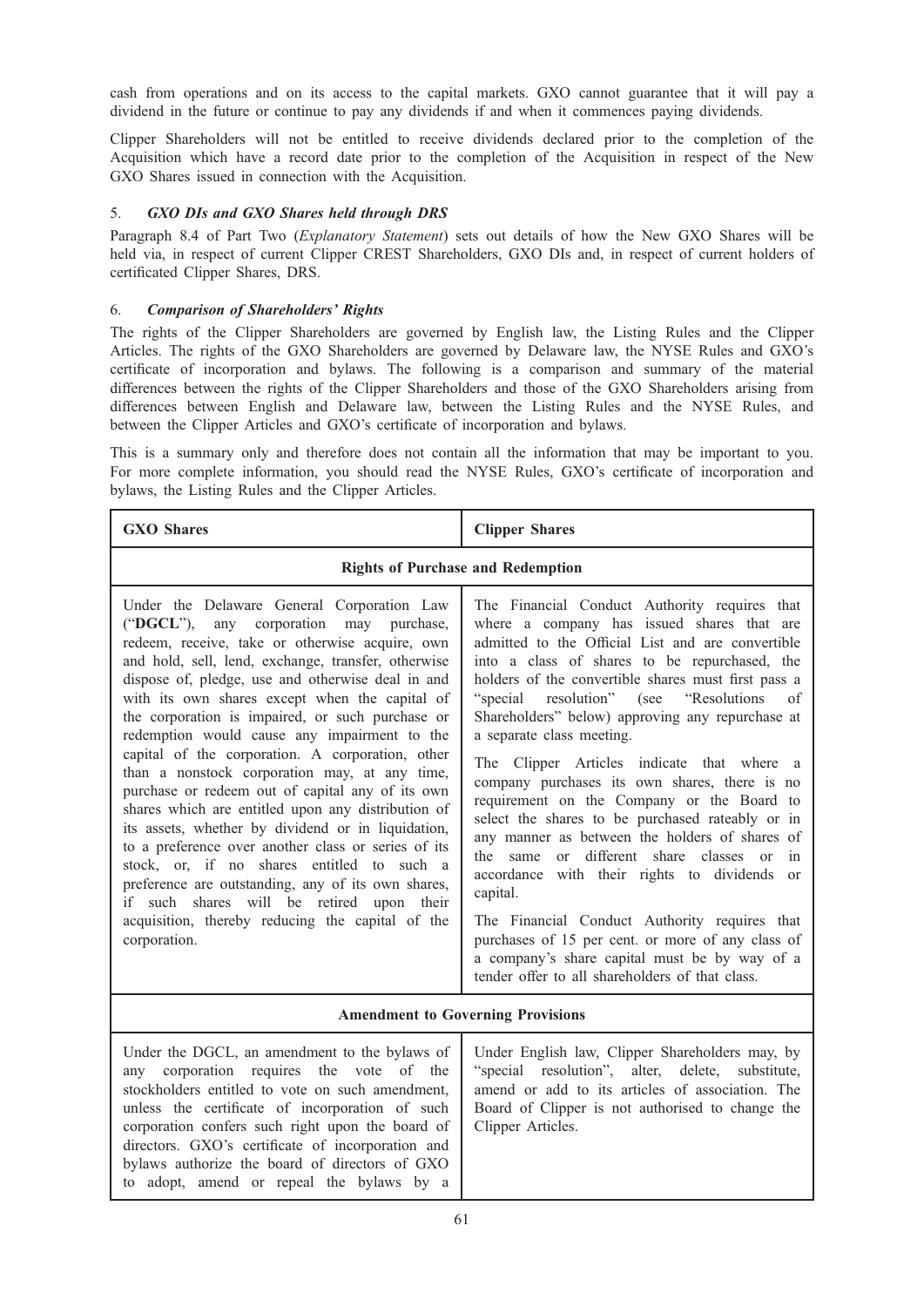cash from operations and on its access to the capital markets. GXO cannot guarantee that it will pay a dividend in the future or continue to pay any dividends if and when it commences paying dividends.

Clipper Shareholders will not be entitled to receive dividends declared prior to the completion of the Acquisition which have a record date prior to the completion of the Acquisition in respect of the New GXO Shares issued in connection with the Acquisition.

### 5. *GXO DIs and GXO Shares held through DRS*

Paragraph 8.4 of Part Two (*Explanatory Statement*) sets out details of how the New GXO Shares will be held via, in respect of current Clipper CREST Shareholders, GXO DIs and, in respect of current holders of certificated Clipper Shares, DRS.

### 6. *Comparison of Shareholders' Rights*

The rights of the Clipper Shareholders are governed by English law, the Listing Rules and the Clipper Articles. The rights of the GXO Shareholders are governed by Delaware law, the NYSE Rules and GXO's certificate of incorporation and bylaws. The following is a comparison and summary of the material differences between the rights of the Clipper Shareholders and those of the GXO Shareholders arising from differences between English and Delaware law, between the Listing Rules and the NYSE Rules, and between the Clipper Articles and GXO's certificate of incorporation and bylaws.

This is a summary only and therefore does not contain all the information that may be important to you. For more complete information, you should read the NYSE Rules, GXO's certificate of incorporation and bylaws, the Listing Rules and the Clipper Articles.

| **GXO Shares** | **Clipper Shares** |
|---|---|
| **Rights of Purchase and Redemption** | |
| Under the Delaware General Corporation Law ("**DGCL**"), any corporation may purchase, redeem, receive, take or otherwise acquire, own and hold, sell, lend, exchange, transfer, otherwise dispose of, pledge, use and otherwise deal in and with its own shares except when the capital of the corporation is impaired, or such purchase or redemption would cause any impairment to the capital of the corporation. A corporation, other than a nonstock corporation may, at any time, purchase or redeem out of capital any of its own shares which are entitled upon any distribution of its assets, whether by dividend or in liquidation, to a preference over another class or series of its stock, or, if no shares entitled to such a preference are outstanding, any of its own shares, if such shares will be retired upon their acquisition, thereby reducing the capital of the corporation. | The Financial Conduct Authority requires that where a company has issued shares that are admitted to the Official List and are convertible into a class of shares to be repurchased, the holders of the convertible shares must first pass a "special resolution" (see "Resolutions of Shareholders" below) approving any repurchase at a separate class meeting.<br><br>The Clipper Articles indicate that where a company purchases its own shares, there is no requirement on the Company or the Board to select the shares to be purchased rateably or in any manner as between the holders of shares of the same or different share classes or in accordance with their rights to dividends or capital.<br><br>The Financial Conduct Authority requires that purchases of 15 per cent. or more of any class of a company's share capital must be by way of a tender offer to all shareholders of that class. |
| **Amendment to Governing Provisions** | |
| Under the DGCL, an amendment to the bylaws of any corporation requires the vote of the stockholders entitled to vote on such amendment, unless the certificate of incorporation of such corporation confers such right upon the board of directors. GXO's certificate of incorporation and bylaws authorize the board of directors of GXO to adopt, amend or repeal the bylaws by a | Under English law, Clipper Shareholders may, by "special resolution", alter, delete, substitute, amend or add to its articles of association. The Board of Clipper is not authorised to change the Clipper Articles. |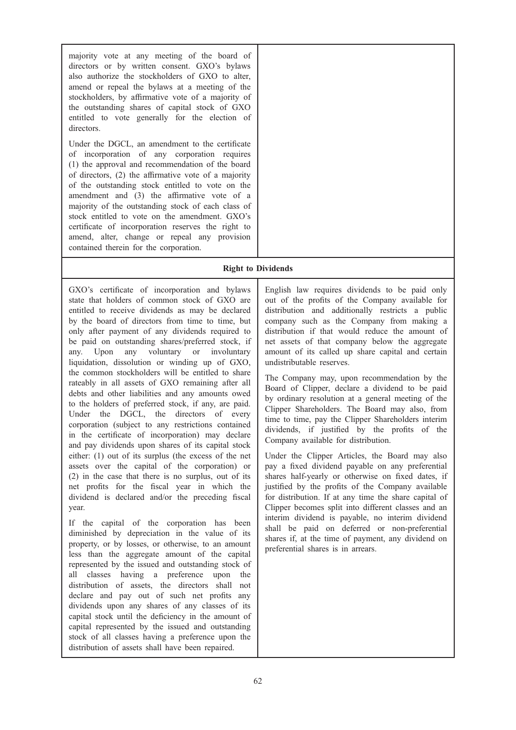| | |
|---|---|
| majority vote at any meeting of the board of directors or by written consent. GXO's bylaws also authorize the stockholders of GXO to alter, amend or repeal the bylaws at a meeting of the stockholders, by affirmative vote of a majority of the outstanding shares of capital stock of GXO entitled to vote generally for the election of directors.<br><br>Under the DGCL, an amendment to the certificate of incorporation of any corporation requires (1) the approval and recommendation of the board of directors, (2) the affirmative vote of a majority of the outstanding stock entitled to vote on the amendment and (3) the affirmative vote of a majority of the outstanding stock of each class of stock entitled to vote on the amendment. GXO's certificate of incorporation reserves the right to amend, alter, change or repeal any provision contained therein for the corporation. | |
| **Right to Dividends** | |
| GXO's certificate of incorporation and bylaws state that holders of common stock of GXO are entitled to receive dividends as may be declared by the board of directors from time to time, but only after payment of any dividends required to be paid on outstanding shares/preferred stock, if any. Upon any voluntary or involuntary liquidation, dissolution or winding up of GXO, the common stockholders will be entitled to share rateably in all assets of GXO remaining after all debts and other liabilities and any amounts owed to the holders of preferred stock, if any, are paid. Under the DGCL, the directors of every corporation (subject to any restrictions contained in the certificate of incorporation) may declare and pay dividends upon shares of its capital stock either: (1) out of its surplus (the excess of the net assets over the capital of the corporation) or (2) in the case that there is no surplus, out of its net profits for the fiscal year in which the dividend is declared and/or the preceding fiscal year.<br><br>If the capital of the corporation has been diminished by depreciation in the value of its property, or by losses, or otherwise, to an amount less than the aggregate amount of the capital represented by the issued and outstanding stock of all classes having a preference upon the distribution of assets, the directors shall not declare and pay out of such net profits any dividends upon any shares of any classes of its capital stock until the deficiency in the amount of capital represented by the issued and outstanding stock of all classes having a preference upon the distribution of assets shall have been repaired. | English law requires dividends to be paid only out of the profits of the Company available for distribution and additionally restricts a public company such as the Company from making a distribution if that would reduce the amount of net assets of that company below the aggregate amount of its called up share capital and certain undistributable reserves.<br><br>The Company may, upon recommendation by the Board of Clipper, declare a dividend to be paid by ordinary resolution at a general meeting of the Clipper Shareholders. The Board may also, from time to time, pay the Clipper Shareholders interim dividends, if justified by the profits of the Company available for distribution.<br><br>Under the Clipper Articles, the Board may also pay a fixed dividend payable on any preferential shares half-yearly or otherwise on fixed dates, if justified by the profits of the Company available for distribution. If at any time the share capital of Clipper becomes split into different classes and an interim dividend is payable, no interim dividend shall be paid on deferred or non-preferential shares if, at the time of payment, any dividend on preferential shares is in arrears. |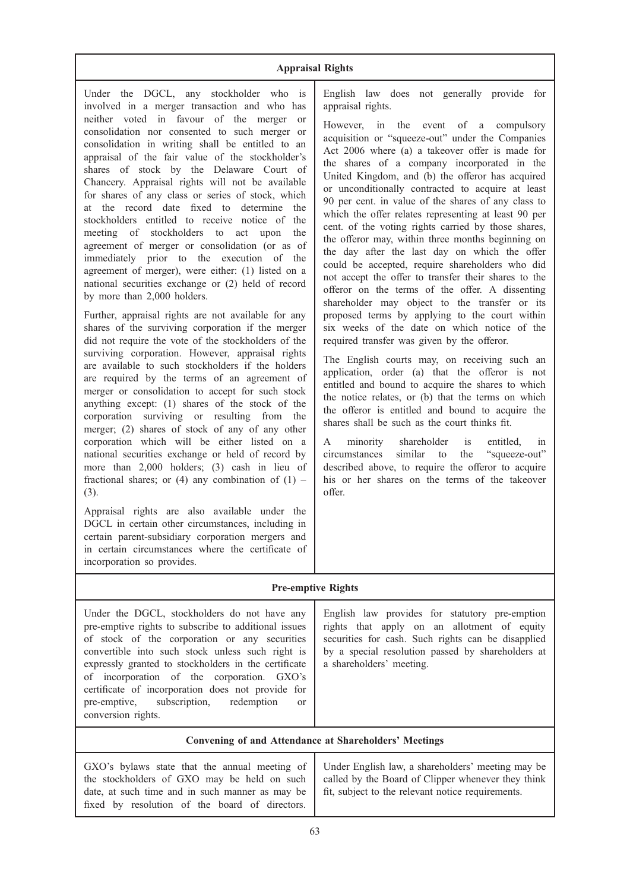| Appraisal Rights | |
|---|---|
| Under the DGCL, any stockholder who is involved in a merger transaction and who has neither voted in favour of the merger or consolidation nor consented to such merger or consolidation in writing shall be entitled to an appraisal of the fair value of the stockholder's shares of stock by the Delaware Court of Chancery. Appraisal rights will not be available for shares of any class or series of stock, which at the record date fixed to determine the stockholders entitled to receive notice of the meeting of stockholders to act upon the agreement of merger or consolidation (or as of immediately prior to the execution of the agreement of merger), were either: (1) listed on a national securities exchange or (2) held of record by more than 2,000 holders.<br><br>Further, appraisal rights are not available for any shares of the surviving corporation if the merger did not require the vote of the stockholders of the surviving corporation. However, appraisal rights are available to such stockholders if the holders are required by the terms of an agreement of merger or consolidation to accept for such stock anything except: (1) shares of the stock of the corporation surviving or resulting from the merger; (2) shares of stock of any of any other corporation which will be either listed on a national securities exchange or held of record by more than 2,000 holders; (3) cash in lieu of fractional shares; or (4) any combination of (1) – (3).<br><br>Appraisal rights are also available under the DGCL in certain other circumstances, including in certain parent-subsidiary corporation mergers and in certain circumstances where the certificate of incorporation so provides. | English law does not generally provide for appraisal rights.<br><br>However, in the event of a compulsory acquisition or "squeeze-out" under the Companies Act 2006 where (a) a takeover offer is made for the shares of a company incorporated in the United Kingdom, and (b) the offeror has acquired or unconditionally contracted to acquire at least 90 per cent. in value of the shares of any class to which the offer relates representing at least 90 per cent. of the voting rights carried by those shares, the offeror may, within three months beginning on the day after the last day on which the offer could be accepted, require shareholders who did not accept the offer to transfer their shares to the offeror on the terms of the offer. A dissenting shareholder may object to the transfer or its proposed terms by applying to the court within six weeks of the date on which notice of the required transfer was given by the offeror.<br><br>The English courts may, on receiving such an application, order (a) that the offeror is not entitled and bound to acquire the shares to which the notice relates, or (b) that the terms on which the offeror is entitled and bound to acquire the shares shall be such as the court thinks fit.<br><br>A minority shareholder is entitled, in circumstances similar to the "squeeze-out" described above, to require the offeror to acquire his or her shares on the terms of the takeover offer. |
| **Pre-emptive Rights** | |
| Under the DGCL, stockholders do not have any pre-emptive rights to subscribe to additional issues of stock of the corporation or any securities convertible into such stock unless such right is expressly granted to stockholders in the certificate of incorporation of the corporation. GXO's certificate of incorporation does not provide for pre-emptive, subscription, redemption or conversion rights. | English law provides for statutory pre-emption rights that apply on an allotment of equity securities for cash. Such rights can be disapplied by a special resolution passed by shareholders at a shareholders' meeting. |
| **Convening of and Attendance at Shareholders' Meetings** | |
| GXO's bylaws state that the annual meeting of the stockholders of GXO may be held on such date, at such time and in such manner as may be fixed by resolution of the board of directors. | Under English law, a shareholders' meeting may be called by the Board of Clipper whenever they think fit, subject to the relevant notice requirements. |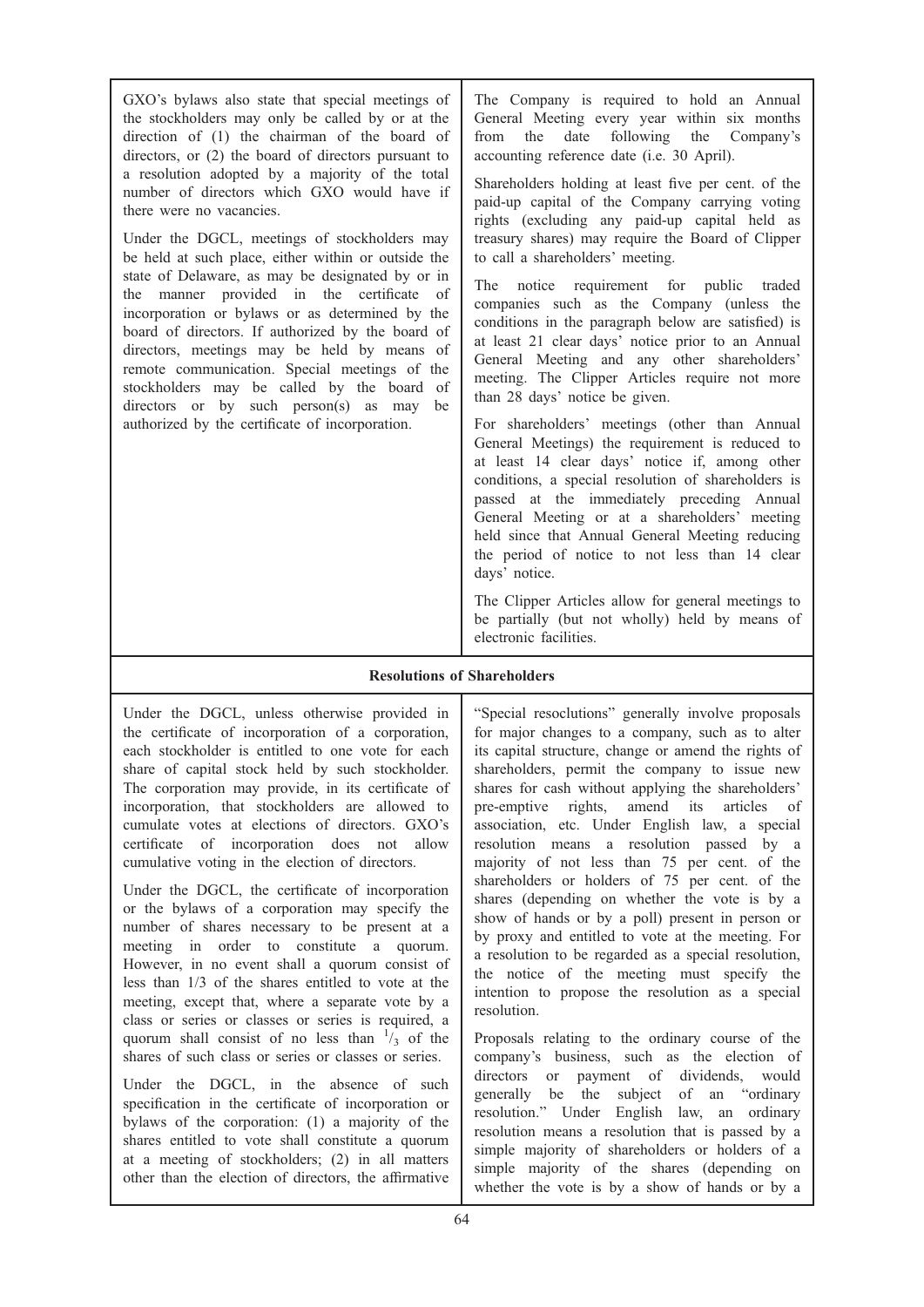| | |
|---|---|
| GXO's bylaws also state that special meetings of the stockholders may only be called by or at the direction of (1) the chairman of the board of directors, or (2) the board of directors pursuant to a resolution adopted by a majority of the total number of directors which GXO would have if there were no vacancies.<br><br>Under the DGCL, meetings of stockholders may be held at such place, either within or outside the state of Delaware, as may be designated by or in the manner provided in the certificate of incorporation or bylaws or as determined by the board of directors. If authorized by the board of directors, meetings may be held by means of remote communication. Special meetings of the stockholders may be called by the board of directors or by such person(s) as may be authorized by the certificate of incorporation. | The Company is required to hold an Annual General Meeting every year within six months from the date following the Company's accounting reference date (i.e. 30 April).<br><br>Shareholders holding at least five per cent. of the paid-up capital of the Company carrying voting rights (excluding any paid-up capital held as treasury shares) may require the Board of Clipper to call a shareholders' meeting.<br><br>The notice requirement for public traded companies such as the Company (unless the conditions in the paragraph below are satisfied) is at least 21 clear days' notice prior to an Annual General Meeting and any other shareholders' meeting. The Clipper Articles require not more than 28 days' notice be given.<br><br>For shareholders' meetings (other than Annual General Meetings) the requirement is reduced to at least 14 clear days' notice if, among other conditions, a special resolution of shareholders is passed at the immediately preceding Annual General Meeting or at a shareholders' meeting held since that Annual General Meeting reducing the period of notice to not less than 14 clear days' notice.<br><br>The Clipper Articles allow for general meetings to be partially (but not wholly) held by means of electronic facilities. |
| **Resolutions of Shareholders** | |
| Under the DGCL, unless otherwise provided in the certificate of incorporation of a corporation, each stockholder is entitled to one vote for each share of capital stock held by such stockholder. The corporation may provide, in its certificate of incorporation, that stockholders are allowed to cumulate votes at elections of directors. GXO's certificate of incorporation does not allow cumulative voting in the election of directors.<br><br>Under the DGCL, the certificate of incorporation or the bylaws of a corporation may specify the number of shares necessary to be present at a meeting in order to constitute a quorum. However, in no event shall a quorum consist of less than 1/3 of the shares entitled to vote at the meeting, except that, where a separate vote by a class or series or classes or series is required, a quorum shall consist of no less than $^{1}/_{3}$ of the shares of such class or series or classes or series.<br><br>Under the DGCL, in the absence of such specification in the certificate of incorporation or bylaws of the corporation: (1) a majority of the shares entitled to vote shall constitute a quorum at a meeting of stockholders; (2) in all matters other than the election of directors, the affirmative | "Special resoclutions" generally involve proposals for major changes to a company, such as to alter its capital structure, change or amend the rights of shareholders, permit the company to issue new shares for cash without applying the shareholders' pre-emptive rights, amend its articles of association, etc. Under English law, a special resolution means a resolution passed by a majority of not less than 75 per cent. of the shareholders or holders of 75 per cent. of the shares (depending on whether the vote is by a show of hands or by a poll) present in person or by proxy and entitled to vote at the meeting. For a resolution to be regarded as a special resolution, the notice of the meeting must specify the intention to propose the resolution as a special resolution.<br><br>Proposals relating to the ordinary course of the company's business, such as the election of directors or payment of dividends, would generally be the subject of an "ordinary resolution." Under English law, an ordinary resolution means a resolution that is passed by a simple majority of shareholders or holders of a simple majority of the shares (depending on whether the vote is by a show of hands or by a |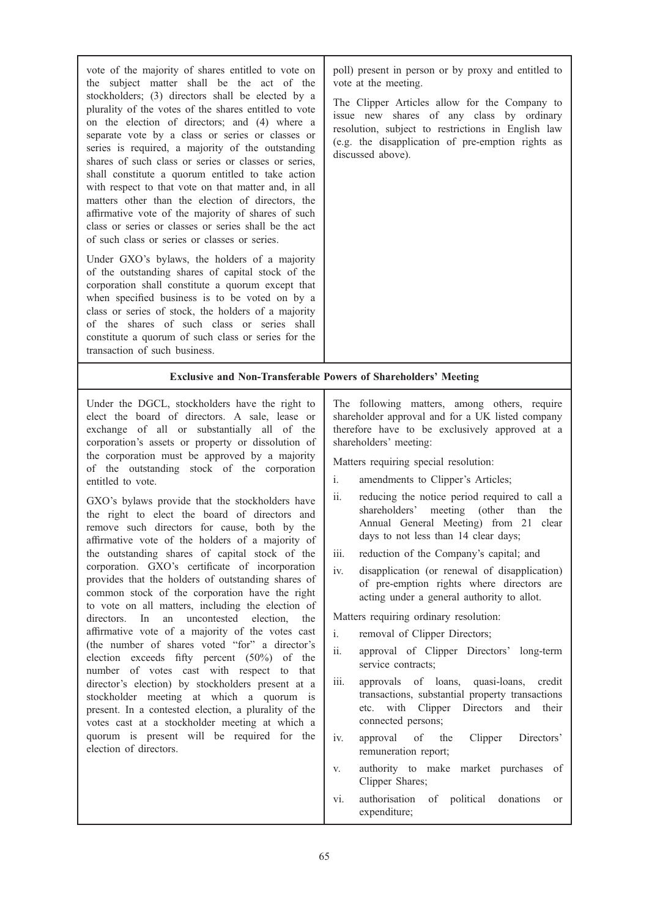| | |
|---|---|
| vote of the majority of shares entitled to vote on the subject matter shall be the act of the stockholders; (3) directors shall be elected by a plurality of the votes of the shares entitled to vote on the election of directors; and (4) where a separate vote by a class or series or classes or series is required, a majority of the outstanding shares of such class or series or classes or series, shall constitute a quorum entitled to take action with respect to that vote on that matter and, in all matters other than the election of directors, the affirmative vote of the majority of shares of such class or series or classes or series shall be the act of such class or series or classes or series.<br><br>Under GXO's bylaws, the holders of a majority of the outstanding shares of capital stock of the corporation shall constitute a quorum except that when specified business is to be voted on by a class or series of stock, the holders of a majority of the shares of such class or series shall constitute a quorum of such class or series for the transaction of such business. | poll) present in person or by proxy and entitled to vote at the meeting.<br><br>The Clipper Articles allow for the Company to issue new shares of any class by ordinary resolution, subject to restrictions in English law (e.g. the disapplication of pre-emption rights as discussed above). |
| **Exclusive and Non-Transferable Powers of Shareholders' Meeting** | |
| Under the DGCL, stockholders have the right to elect the board of directors. A sale, lease or exchange of all or substantially all of the corporation's assets or property or dissolution of the corporation must be approved by a majority of the outstanding stock of the corporation entitled to vote.<br><br>GXO's bylaws provide that the stockholders have the right to elect the board of directors and remove such directors for cause, both by the affirmative vote of the holders of a majority of the outstanding shares of capital stock of the corporation. GXO's certificate of incorporation provides that the holders of outstanding shares of common stock of the corporation have the right to vote on all matters, including the election of directors. In an uncontested election, the affirmative vote of a majority of the votes cast (the number of shares voted "for" a director's election exceeds fifty percent (50%) of the number of votes cast with respect to that director's election) by stockholders present at a stockholder meeting at which a quorum is present. In a contested election, a plurality of the votes cast at a stockholder meeting at which a quorum is present will be required for the election of directors. | The following matters, among others, require shareholder approval and for a UK listed company therefore have to be exclusively approved at a shareholders' meeting:<br><br>Matters requiring special resolution:<br><br>i. amendments to Clipper's Articles;<br>ii. reducing the notice period required to call a shareholders' meeting (other than the Annual General Meeting) from 21 clear days to not less than 14 clear days;<br>iii. reduction of the Company's capital; and<br>iv. disapplication (or renewal of disapplication) of pre-emption rights where directors are acting under a general authority to allot.<br><br>Matters requiring ordinary resolution:<br><br>i. removal of Clipper Directors;<br>ii. approval of Clipper Directors' long-term service contracts;<br>iii. approvals of loans, quasi-loans, credit transactions, substantial property transactions etc. with Clipper Directors and their connected persons;<br>iv. approval of the Clipper Directors' remuneration report;<br>v. authority to make market purchases of Clipper Shares;<br>vi. authorisation of political donations or expenditure; |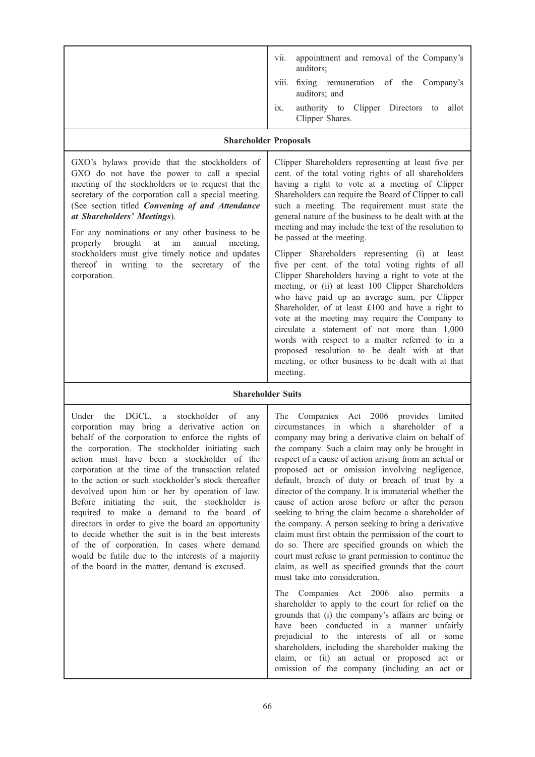| | |
|---|---|
| | vii. appointment and removal of the Company's auditors;<br>viii. fixing remuneration of the Company's auditors; and<br>ix. authority to Clipper Directors to allot Clipper Shares. |
| **Shareholder Proposals** | |
| GXO's bylaws provide that the stockholders of GXO do not have the power to call a special meeting of the stockholders or to request that the secretary of the corporation call a special meeting. (See section titled ***Convening of and Attendance at Shareholders' Meetings***).<br><br>For any nominations or any other business to be properly brought at an annual meeting, stockholders must give timely notice and updates thereof in writing to the secretary of the corporation. | Clipper Shareholders representing at least five per cent. of the total voting rights of all shareholders having a right to vote at a meeting of Clipper Shareholders can require the Board of Clipper to call such a meeting. The requirement must state the general nature of the business to be dealt with at the meeting and may include the text of the resolution to be passed at the meeting.<br><br>Clipper Shareholders representing (i) at least five per cent. of the total voting rights of all Clipper Shareholders having a right to vote at the meeting, or (ii) at least 100 Clipper Shareholders who have paid up an average sum, per Clipper Shareholder, of at least £100 and have a right to vote at the meeting may require the Company to circulate a statement of not more than 1,000 words with respect to a matter referred to in a proposed resolution to be dealt with at that meeting, or other business to be dealt with at that meeting. |
| **Shareholder Suits** | |
| Under the DGCL, a stockholder of any corporation may bring a derivative action on behalf of the corporation to enforce the rights of the corporation. The stockholder initiating such action must have been a stockholder of the corporation at the time of the transaction related to the action or such stockholder's stock thereafter devolved upon him or her by operation of law. Before initiating the suit, the stockholder is required to make a demand to the board of directors in order to give the board an opportunity to decide whether the suit is in the best interests of the of corporation. In cases where demand would be futile due to the interests of a majority of the board in the matter, demand is excused. | The Companies Act 2006 provides limited circumstances in which a shareholder of a company may bring a derivative claim on behalf of the company. Such a claim may only be brought in respect of a cause of action arising from an actual or proposed act or omission involving negligence, default, breach of duty or breach of trust by a director of the company. It is immaterial whether the cause of action arose before or after the person seeking to bring the claim became a shareholder of the company. A person seeking to bring a derivative claim must first obtain the permission of the court to do so. There are specified grounds on which the court must refuse to grant permission to continue the claim, as well as specified grounds that the court must take into consideration.<br><br>The Companies Act 2006 also permits a shareholder to apply to the court for relief on the grounds that (i) the company's affairs are being or have been conducted in a manner unfairly prejudicial to the interests of all or some shareholders, including the shareholder making the claim, or (ii) an actual or proposed act or omission of the company (including an act or |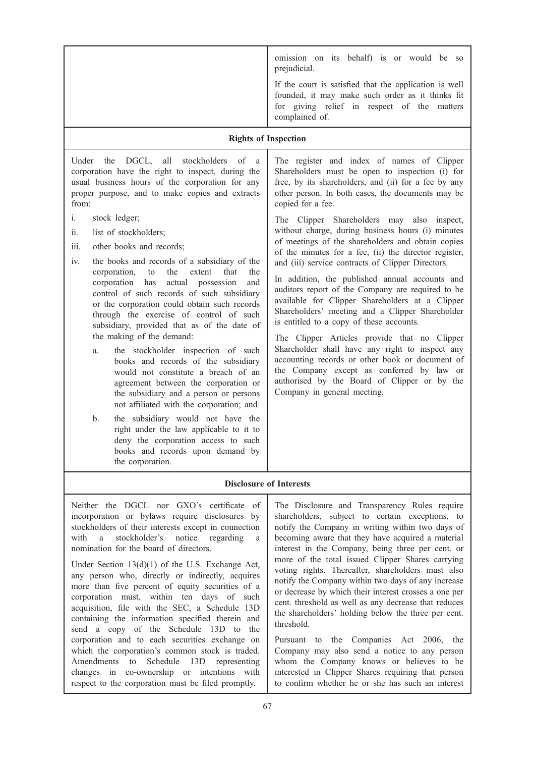| | |
|---|---|
| | omission on its behalf) is or would be so prejudicial.<br><br>If the court is satisfied that the application is well founded, it may make such order as it thinks fit for giving relief in respect of the matters complained of. |
| **Rights of Inspection** | |
| Under the DGCL, all stockholders of a corporation have the right to inspect, during the usual business hours of the corporation for any proper purpose, and to make copies and extracts from:<br><br>i. stock ledger;<br>ii. list of stockholders;<br>iii. other books and records;<br>iv. the books and records of a subsidiary of the corporation, to the extent that the corporation has actual possession and control of such records of such subsidiary or the corporation could obtain such records through the exercise of control of such subsidiary, provided that as of the date of the making of the demand:<br>a. the stockholder inspection of such books and records of the subsidiary would not constitute a breach of an agreement between the corporation or the subsidiary and a person or persons not affiliated with the corporation; and<br>b. the subsidiary would not have the right under the law applicable to it to deny the corporation access to such books and records upon demand by the corporation. | The register and index of names of Clipper Shareholders must be open to inspection (i) for free, by its shareholders, and (ii) for a fee by any other person. In both cases, the documents may be copied for a fee.<br><br>The Clipper Shareholders may also inspect, without charge, during business hours (i) minutes of meetings of the shareholders and obtain copies of the minutes for a fee, (ii) the director register, and (iii) service contracts of Clipper Directors.<br><br>In addition, the published annual accounts and auditors report of the Company are required to be available for Clipper Shareholders at a Clipper Shareholders' meeting and a Clipper Shareholder is entitled to a copy of these accounts.<br><br>The Clipper Articles provide that no Clipper Shareholder shall have any right to inspect any accounting records or other book or document of the Company except as conferred by law or authorised by the Board of Clipper or by the Company in general meeting. |
| **Disclosure of Interests** | |
| Neither the DGCL nor GXO's certificate of incorporation or bylaws require disclosures by stockholders of their interests except in connection with a stockholder's notice regarding a nomination for the board of directors.<br><br>Under Section 13(d)(1) of the U.S. Exchange Act, any person who, directly or indirectly, acquires more than five percent of equity securities of a corporation must, within ten days of such acquisition, file with the SEC, a Schedule 13D containing the information specified therein and send a copy of the Schedule 13D to the corporation and to each securities exchange on which the corporation's common stock is traded. Amendments to Schedule 13D representing changes in co-ownership or intentions with respect to the corporation must be filed promptly. | The Disclosure and Transparency Rules require shareholders, subject to certain exceptions, to notify the Company in writing within two days of becoming aware that they have acquired a material interest in the Company, being three per cent. or more of the total issued Clipper Shares carrying voting rights. Thereafter, shareholders must also notify the Company within two days of any increase or decrease by which their interest crosses a one per cent. threshold as well as any decrease that reduces the shareholders' holding below the three per cent. threshold.<br><br>Pursuant to the Companies Act 2006, the Company may also send a notice to any person whom the Company knows or believes to be interested in Clipper Shares requiring that person to confirm whether he or she has such an interest |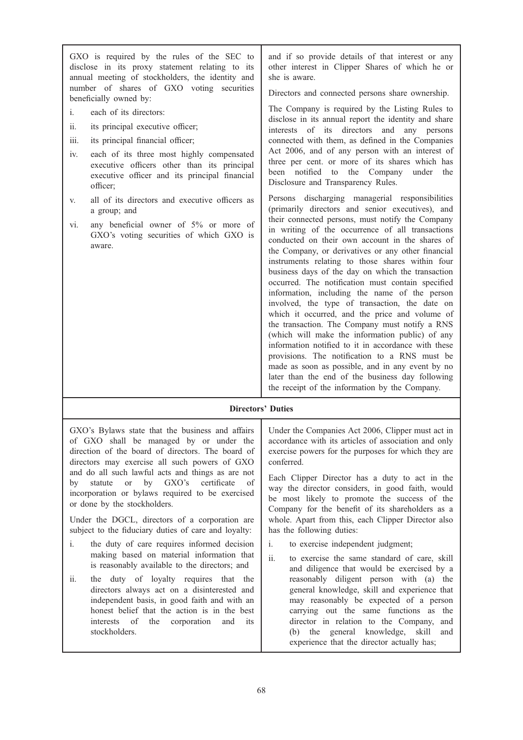| | |
|---|---|
| GXO is required by the rules of the SEC to disclose in its proxy statement relating to its annual meeting of stockholders, the identity and number of shares of GXO voting securities beneficially owned by:<br>i. each of its directors:<br>ii. its principal executive officer;<br>iii. its principal financial officer;<br>iv. each of its three most highly compensated executive officers other than its principal executive officer and its principal financial officer;<br>v. all of its directors and executive officers as a group; and<br>vi. any beneficial owner of 5% or more of GXO's voting securities of which GXO is aware. | and if so provide details of that interest or any other interest in Clipper Shares of which he or she is aware.<br>Directors and connected persons share ownership.<br>The Company is required by the Listing Rules to disclose in its annual report the identity and share interests of its directors and any persons connected with them, as defined in the Companies Act 2006, and of any person with an interest of three per cent. or more of its shares which has been notified to the Company under the Disclosure and Transparency Rules.<br>Persons discharging managerial responsibilities (primarily directors and senior executives), and their connected persons, must notify the Company in writing of the occurrence of all transactions conducted on their own account in the shares of the Company, or derivatives or any other financial instruments relating to those shares within four business days of the day on which the transaction occurred. The notification must contain specified information, including the name of the person involved, the type of transaction, the date on which it occurred, and the price and volume of the transaction. The Company must notify a RNS (which will make the information public) of any information notified to it in accordance with these provisions. The notification to a RNS must be made as soon as possible, and in any event by no later than the end of the business day following the receipt of the information by the Company. |
| **Directors' Duties** | |
| GXO's Bylaws state that the business and affairs of GXO shall be managed by or under the direction of the board of directors. The board of directors may exercise all such powers of GXO and do all such lawful acts and things as are not by statute or by GXO's certificate of incorporation or bylaws required to be exercised or done by the stockholders.<br>Under the DGCL, directors of a corporation are subject to the fiduciary duties of care and loyalty:<br>i. the duty of care requires informed decision making based on material information that is reasonably available to the directors; and<br>ii. the duty of loyalty requires that the directors always act on a disinterested and independent basis, in good faith and with an honest belief that the action is in the best interests of the corporation and its stockholders. | Under the Companies Act 2006, Clipper must act in accordance with its articles of association and only exercise powers for the purposes for which they are conferred.<br>Each Clipper Director has a duty to act in the way the director considers, in good faith, would be most likely to promote the success of the Company for the benefit of its shareholders as a whole. Apart from this, each Clipper Director also has the following duties:<br>i. to exercise independent judgment;<br>ii. to exercise the same standard of care, skill and diligence that would be exercised by a reasonably diligent person with (a) the general knowledge, skill and experience that may reasonably be expected of a person carrying out the same functions as the director in relation to the Company, and (b) the general knowledge, skill and experience that the director actually has; |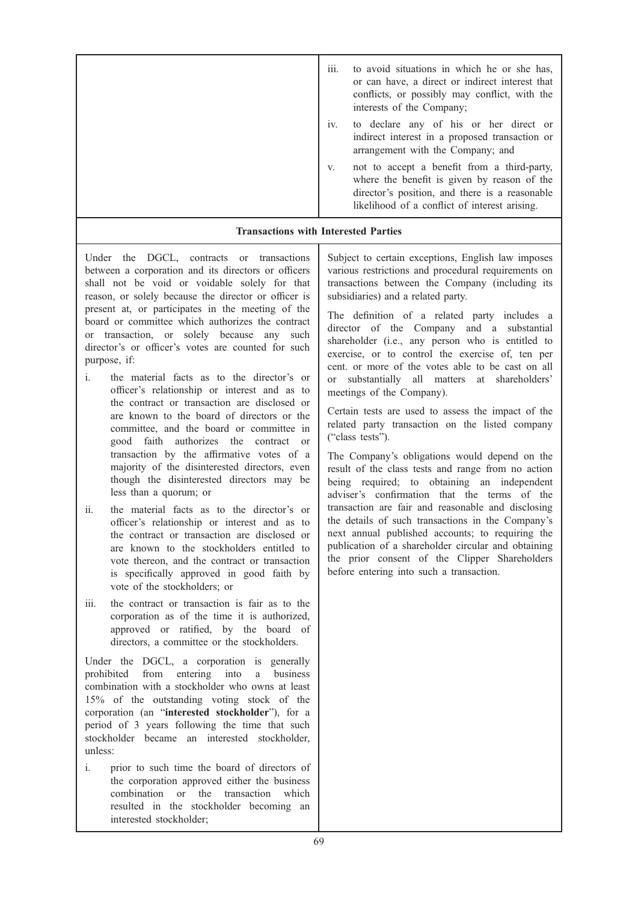| | |
|---|---|
| | iii. to avoid situations in which he or she has, or can have, a direct or indirect interest that conflicts, or possibly may conflict, with the interests of the Company;<br><br>iv. to declare any of his or her direct or indirect interest in a proposed transaction or arrangement with the Company; and<br><br>v. not to accept a benefit from a third-party, where the benefit is given by reason of the director's position, and there is a reasonable likelihood of a conflict of interest arising. |
| **Transactions with Interested Parties** | |
| Under the DGCL, contracts or transactions between a corporation and its directors or officers shall not be void or voidable solely for that reason, or solely because the director or officer is present at, or participates in the meeting of the board or committee which authorizes the contract or transaction, or solely because any such director's or officer's votes are counted for such purpose, if:<br><br>i. the material facts as to the director's or officer's relationship or interest and as to the contract or transaction are disclosed or are known to the board of directors or the committee, and the board or committee in good faith authorizes the contract or transaction by the affirmative votes of a majority of the disinterested directors, even though the disinterested directors may be less than a quorum; or<br><br>ii. the material facts as to the director's or officer's relationship or interest and as to the contract or transaction are disclosed or are known to the stockholders entitled to vote thereon, and the contract or transaction is specifically approved in good faith by vote of the stockholders; or<br><br>iii. the contract or transaction is fair as to the corporation as of the time it is authorized, approved or ratified, by the board of directors, a committee or the stockholders.<br><br>Under the DGCL, a corporation is generally prohibited from entering into a business combination with a stockholder who owns at least 15% of the outstanding voting stock of the corporation (an "**interested stockholder**"), for a period of 3 years following the time that such stockholder became an interested stockholder, unless:<br><br>i. prior to such time the board of directors of the corporation approved either the business combination or the transaction which resulted in the stockholder becoming an interested stockholder; | Subject to certain exceptions, English law imposes various restrictions and procedural requirements on transactions between the Company (including its subsidiaries) and a related party.<br><br>The definition of a related party includes a director of the Company and a substantial shareholder (i.e., any person who is entitled to exercise, or to control the exercise of, ten per cent. or more of the votes able to be cast on all or substantially all matters at shareholders' meetings of the Company).<br><br>Certain tests are used to assess the impact of the related party transaction on the listed company ("class tests").<br><br>The Company's obligations would depend on the result of the class tests and range from no action being required; to obtaining an independent adviser's confirmation that the terms of the transaction are fair and reasonable and disclosing the details of such transactions in the Company's next annual published accounts; to requiring the publication of a shareholder circular and obtaining the prior consent of the Clipper Shareholders before entering into such a transaction. |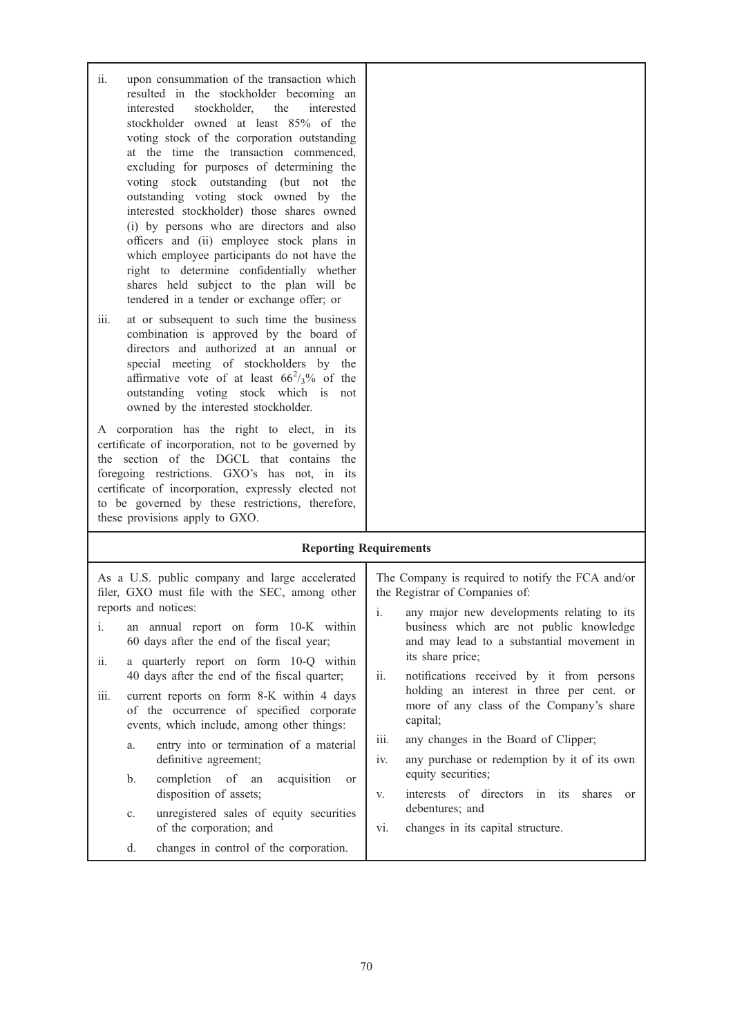| | |
|---|---|
| ii. upon consummation of the transaction which resulted in the stockholder becoming an interested stockholder, the interested stockholder owned at least 85% of the voting stock of the corporation outstanding at the time the transaction commenced, excluding for purposes of determining the voting stock outstanding (but not the outstanding voting stock owned by the interested stockholder) those shares owned (i) by persons who are directors and also officers and (ii) employee stock plans in which employee participants do not have the right to determine confidentially whether shares held subject to the plan will be tendered in a tender or exchange offer; or<br><br>iii. at or subsequent to such time the business combination is approved by the board of directors and authorized at an annual or special meeting of stockholders by the affirmative vote of at least $66^{2}/_{3}$% of the outstanding voting stock which is not owned by the interested stockholder.<br><br>A corporation has the right to elect, in its certificate of incorporation, not to be governed by the section of the DGCL that contains the foregoing restrictions. GXO's has not, in its certificate of incorporation, expressly elected not to be governed by these restrictions, therefore, these provisions apply to GXO. | |
| **Reporting Requirements** | |
| As a U.S. public company and large accelerated filer, GXO must file with the SEC, among other reports and notices:<br><br>i. an annual report on form 10-K within 60 days after the end of the fiscal year;<br><br>ii. a quarterly report on form 10-Q within 40 days after the end of the fiscal quarter;<br><br>iii. current reports on form 8-K within 4 days of the occurrence of specified corporate events, which include, among other things:<br><br>a. entry into or termination of a material definitive agreement;<br><br>b. completion of an acquisition or disposition of assets;<br><br>c. unregistered sales of equity securities of the corporation; and<br><br>d. changes in control of the corporation. | The Company is required to notify the FCA and/or the Registrar of Companies of:<br><br>i. any major new developments relating to its business which are not public knowledge and may lead to a substantial movement in its share price;<br><br>ii. notifications received by it from persons holding an interest in three per cent. or more of any class of the Company's share capital;<br><br>iii. any changes in the Board of Clipper;<br><br>iv. any purchase or redemption by it of its own equity securities;<br><br>v. interests of directors in its shares or debentures; and<br><br>vi. changes in its capital structure. |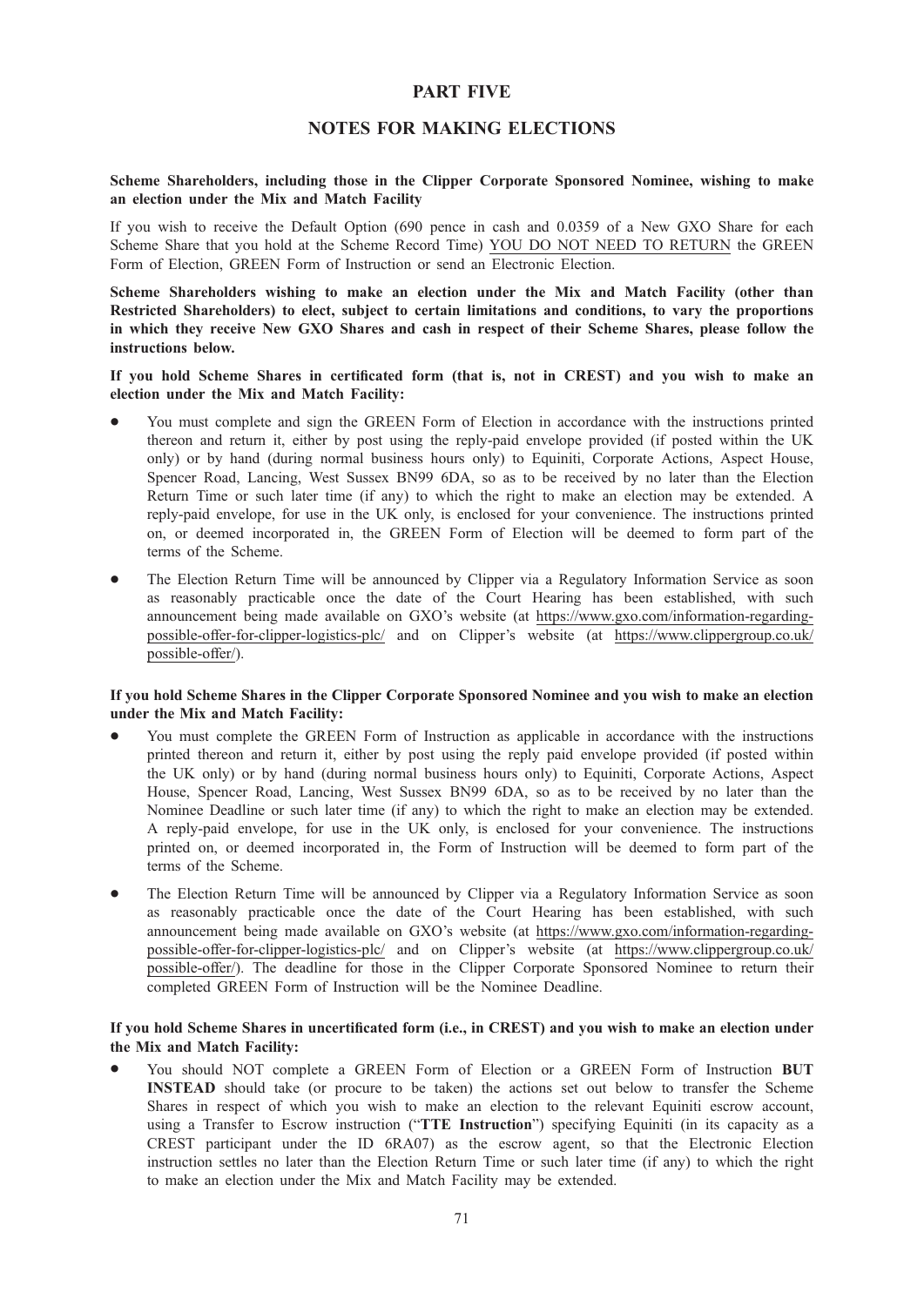# PART FIVE

## NOTES FOR MAKING ELECTIONS

**Scheme Shareholders, including those in the Clipper Corporate Sponsored Nominee, wishing to make an election under the Mix and Match Facility**

If you wish to receive the Default Option (690 pence in cash and 0.0359 of a New GXO Share for each Scheme Share that you hold at the Scheme Record Time) YOU DO NOT NEED TO RETURN the GREEN Form of Election, GREEN Form of Instruction or send an Electronic Election.

**Scheme Shareholders wishing to make an election under the Mix and Match Facility (other than Restricted Shareholders) to elect, subject to certain limitations and conditions, to vary the proportions in which they receive New GXO Shares and cash in respect of their Scheme Shares, please follow the instructions below.**

**If you hold Scheme Shares in certificated form (that is, not in CREST) and you wish to make an election under the Mix and Match Facility:**

- You must complete and sign the GREEN Form of Election in accordance with the instructions printed thereon and return it, either by post using the reply-paid envelope provided (if posted within the UK only) or by hand (during normal business hours only) to Equiniti, Corporate Actions, Aspect House, Spencer Road, Lancing, West Sussex BN99 6DA, so as to be received by no later than the Election Return Time or such later time (if any) to which the right to make an election may be extended. A reply-paid envelope, for use in the UK only, is enclosed for your convenience. The instructions printed on, or deemed incorporated in, the GREEN Form of Election will be deemed to form part of the terms of the Scheme.
- The Election Return Time will be announced by Clipper via a Regulatory Information Service as soon as reasonably practicable once the date of the Court Hearing has been established, with such announcement being made available on GXO's website (at https://www.gxo.com/information-regarding-possible-offer-for-clipper-logistics-plc/ and on Clipper's website (at https://www.clippergroup.co.uk/possible-offer/).

**If you hold Scheme Shares in the Clipper Corporate Sponsored Nominee and you wish to make an election under the Mix and Match Facility:**

- You must complete the GREEN Form of Instruction as applicable in accordance with the instructions printed thereon and return it, either by post using the reply paid envelope provided (if posted within the UK only) or by hand (during normal business hours only) to Equiniti, Corporate Actions, Aspect House, Spencer Road, Lancing, West Sussex BN99 6DA, so as to be received by no later than the Nominee Deadline or such later time (if any) to which the right to make an election may be extended. A reply-paid envelope, for use in the UK only, is enclosed for your convenience. The instructions printed on, or deemed incorporated in, the Form of Instruction will be deemed to form part of the terms of the Scheme.
- The Election Return Time will be announced by Clipper via a Regulatory Information Service as soon as reasonably practicable once the date of the Court Hearing has been established, with such announcement being made available on GXO's website (at https://www.gxo.com/information-regarding-possible-offer-for-clipper-logistics-plc/ and on Clipper's website (at https://www.clippergroup.co.uk/possible-offer/). The deadline for those in the Clipper Corporate Sponsored Nominee to return their completed GREEN Form of Instruction will be the Nominee Deadline.

**If you hold Scheme Shares in uncertificated form (i.e., in CREST) and you wish to make an election under the Mix and Match Facility:**

- You should NOT complete a GREEN Form of Election or a GREEN Form of Instruction **BUT INSTEAD** should take (or procure to be taken) the actions set out below to transfer the Scheme Shares in respect of which you wish to make an election to the relevant Equiniti escrow account, using a Transfer to Escrow instruction ("**TTE Instruction**") specifying Equiniti (in its capacity as a CREST participant under the ID 6RA07) as the escrow agent, so that the Electronic Election instruction settles no later than the Election Return Time or such later time (if any) to which the right to make an election under the Mix and Match Facility may be extended.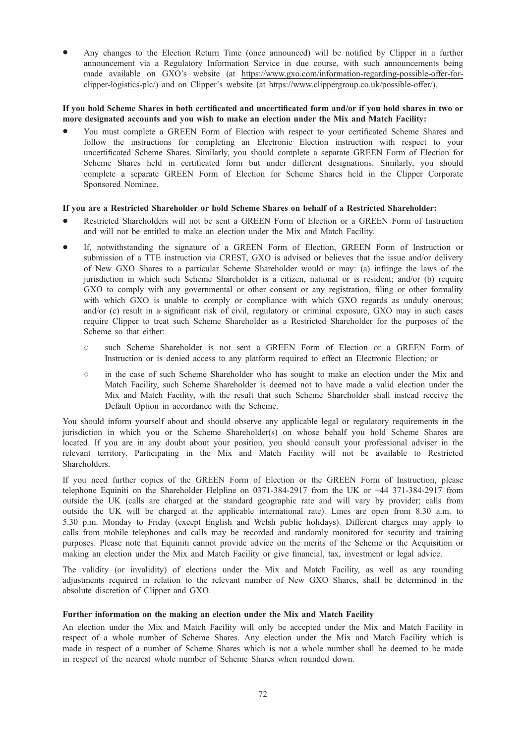- Any changes to the Election Return Time (once announced) will be notified by Clipper in a further announcement via a Regulatory Information Service in due course, with such announcements being made available on GXO's website (at https://www.gxo.com/information-regarding-possible-offer-for-clipper-logistics-plc/) and on Clipper's website (at https://www.clippergroup.co.uk/possible-offer/).

**If you hold Scheme Shares in both certificated and uncertificated form and/or if you hold shares in two or more designated accounts and you wish to make an election under the Mix and Match Facility:**

- You must complete a GREEN Form of Election with respect to your certificated Scheme Shares and follow the instructions for completing an Electronic Election instruction with respect to your uncertificated Scheme Shares. Similarly, you should complete a separate GREEN Form of Election for Scheme Shares held in certificated form but under different designations. Similarly, you should complete a separate GREEN Form of Election for Scheme Shares held in the Clipper Corporate Sponsored Nominee.

**If you are a Restricted Shareholder or hold Scheme Shares on behalf of a Restricted Shareholder:**

- Restricted Shareholders will not be sent a GREEN Form of Election or a GREEN Form of Instruction and will not be entitled to make an election under the Mix and Match Facility.
- If, notwithstanding the signature of a GREEN Form of Election, GREEN Form of Instruction or submission of a TTE instruction via CREST, GXO is advised or believes that the issue and/or delivery of New GXO Shares to a particular Scheme Shareholder would or may: (a) infringe the laws of the jurisdiction in which such Scheme Shareholder is a citizen, national or is resident; and/or (b) require GXO to comply with any governmental or other consent or any registration, filing or other formality with which GXO is unable to comply or compliance with which GXO regards as unduly onerous; and/or (c) result in a significant risk of civil, regulatory or criminal exposure, GXO may in such cases require Clipper to treat such Scheme Shareholder as a Restricted Shareholder for the purposes of the Scheme so that either:
  - such Scheme Shareholder is not sent a GREEN Form of Election or a GREEN Form of Instruction or is denied access to any platform required to effect an Electronic Election; or
  - in the case of such Scheme Shareholder who has sought to make an election under the Mix and Match Facility, such Scheme Shareholder is deemed not to have made a valid election under the Mix and Match Facility, with the result that such Scheme Shareholder shall instead receive the Default Option in accordance with the Scheme.

You should inform yourself about and should observe any applicable legal or regulatory requirements in the jurisdiction in which you or the Scheme Shareholder(s) on whose behalf you hold Scheme Shares are located. If you are in any doubt about your position, you should consult your professional adviser in the relevant territory. Participating in the Mix and Match Facility will not be available to Restricted Shareholders.

If you need further copies of the GREEN Form of Election or the GREEN Form of Instruction, please telephone Equiniti on the Shareholder Helpline on 0371-384-2917 from the UK or +44 371-384-2917 from outside the UK (calls are charged at the standard geographic rate and will vary by provider; calls from outside the UK will be charged at the applicable international rate). Lines are open from 8.30 a.m. to 5.30 p.m. Monday to Friday (except English and Welsh public holidays). Different charges may apply to calls from mobile telephones and calls may be recorded and randomly monitored for security and training purposes. Please note that Equiniti cannot provide advice on the merits of the Scheme or the Acquisition or making an election under the Mix and Match Facility or give financial, tax, investment or legal advice.

The validity (or invalidity) of elections under the Mix and Match Facility, as well as any rounding adjustments required in relation to the relevant number of New GXO Shares, shall be determined in the absolute discretion of Clipper and GXO.

**Further information on the making an election under the Mix and Match Facility**

An election under the Mix and Match Facility will only be accepted under the Mix and Match Facility in respect of a whole number of Scheme Shares. Any election under the Mix and Match Facility which is made in respect of a number of Scheme Shares which is not a whole number shall be deemed to be made in respect of the nearest whole number of Scheme Shares when rounded down.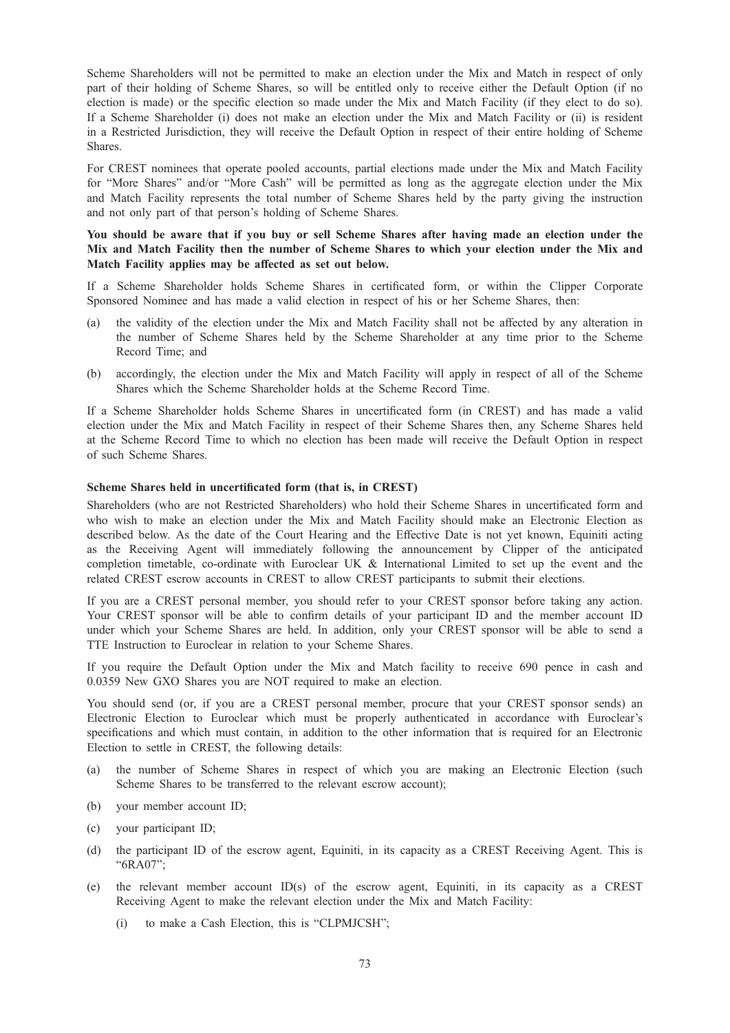Scheme Shareholders will not be permitted to make an election under the Mix and Match in respect of only part of their holding of Scheme Shares, so will be entitled only to receive either the Default Option (if no election is made) or the specific election so made under the Mix and Match Facility (if they elect to do so). If a Scheme Shareholder (i) does not make an election under the Mix and Match Facility or (ii) is resident in a Restricted Jurisdiction, they will receive the Default Option in respect of their entire holding of Scheme Shares.

For CREST nominees that operate pooled accounts, partial elections made under the Mix and Match Facility for "More Shares" and/or "More Cash" will be permitted as long as the aggregate election under the Mix and Match Facility represents the total number of Scheme Shares held by the party giving the instruction and not only part of that person's holding of Scheme Shares.

**You should be aware that if you buy or sell Scheme Shares after having made an election under the Mix and Match Facility then the number of Scheme Shares to which your election under the Mix and Match Facility applies may be affected as set out below.**

If a Scheme Shareholder holds Scheme Shares in certificated form, or within the Clipper Corporate Sponsored Nominee and has made a valid election in respect of his or her Scheme Shares, then:

(a) the validity of the election under the Mix and Match Facility shall not be affected by any alteration in the number of Scheme Shares held by the Scheme Shareholder at any time prior to the Scheme Record Time; and

(b) accordingly, the election under the Mix and Match Facility will apply in respect of all of the Scheme Shares which the Scheme Shareholder holds at the Scheme Record Time.

If a Scheme Shareholder holds Scheme Shares in uncertificated form (in CREST) and has made a valid election under the Mix and Match Facility in respect of their Scheme Shares then, any Scheme Shares held at the Scheme Record Time to which no election has been made will receive the Default Option in respect of such Scheme Shares.

**Scheme Shares held in uncertificated form (that is, in CREST)**

Shareholders (who are not Restricted Shareholders) who hold their Scheme Shares in uncertificated form and who wish to make an election under the Mix and Match Facility should make an Electronic Election as described below. As the date of the Court Hearing and the Effective Date is not yet known, Equiniti acting as the Receiving Agent will immediately following the announcement by Clipper of the anticipated completion timetable, co-ordinate with Euroclear UK & International Limited to set up the event and the related CREST escrow accounts in CREST to allow CREST participants to submit their elections.

If you are a CREST personal member, you should refer to your CREST sponsor before taking any action. Your CREST sponsor will be able to confirm details of your participant ID and the member account ID under which your Scheme Shares are held. In addition, only your CREST sponsor will be able to send a TTE Instruction to Euroclear in relation to your Scheme Shares.

If you require the Default Option under the Mix and Match facility to receive 690 pence in cash and 0.0359 New GXO Shares you are NOT required to make an election.

You should send (or, if you are a CREST personal member, procure that your CREST sponsor sends) an Electronic Election to Euroclear which must be properly authenticated in accordance with Euroclear's specifications and which must contain, in addition to the other information that is required for an Electronic Election to settle in CREST, the following details:

(a) the number of Scheme Shares in respect of which you are making an Electronic Election (such Scheme Shares to be transferred to the relevant escrow account);

(b) your member account ID;

(c) your participant ID;

(d) the participant ID of the escrow agent, Equiniti, in its capacity as a CREST Receiving Agent. This is "6RA07";

(e) the relevant member account ID(s) of the escrow agent, Equiniti, in its capacity as a CREST Receiving Agent to make the relevant election under the Mix and Match Facility:

   (i) to make a Cash Election, this is "CLPMJCSH";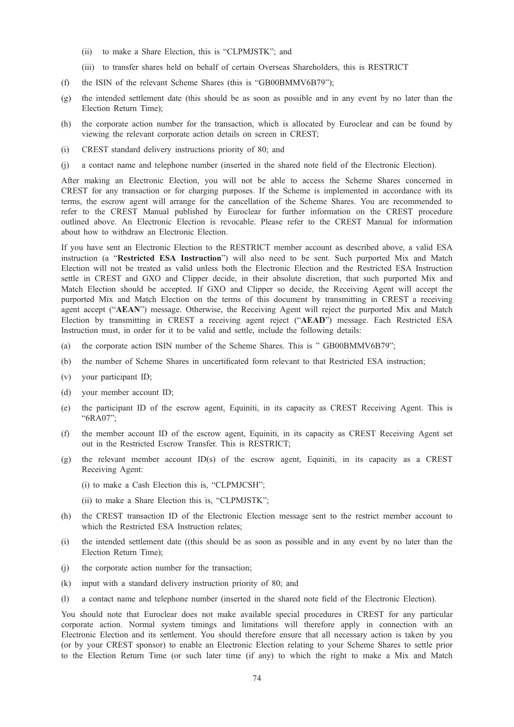(ii) to make a Share Election, this is "CLPMJSTK"; and

(iii) to transfer shares held on behalf of certain Overseas Shareholders, this is RESTRICT

(f) the ISIN of the relevant Scheme Shares (this is "GB00BMMV6B79");

(g) the intended settlement date (this should be as soon as possible and in any event by no later than the Election Return Time);

(h) the corporate action number for the transaction, which is allocated by Euroclear and can be found by viewing the relevant corporate action details on screen in CREST;

(i) CREST standard delivery instructions priority of 80; and

(j) a contact name and telephone number (inserted in the shared note field of the Electronic Election).

After making an Electronic Election, you will not be able to access the Scheme Shares concerned in CREST for any transaction or for charging purposes. If the Scheme is implemented in accordance with its terms, the escrow agent will arrange for the cancellation of the Scheme Shares. You are recommended to refer to the CREST Manual published by Euroclear for further information on the CREST procedure outlined above. An Electronic Election is revocable. Please refer to the CREST Manual for information about how to withdraw an Electronic Election.

If you have sent an Electronic Election to the RESTRICT member account as described above, a valid ESA instruction (a "**Restricted ESA Instruction**") will also need to be sent. Such purported Mix and Match Election will not be treated as valid unless both the Electronic Election and the Restricted ESA Instruction settle in CREST and GXO and Clipper decide, in their absolute discretion, that such purported Mix and Match Election should be accepted. If GXO and Clipper so decide, the Receiving Agent will accept the purported Mix and Match Election on the terms of this document by transmitting in CREST a receiving agent accept ("**AEAN**") message. Otherwise, the Receiving Agent will reject the purported Mix and Match Election by transmitting in CREST a receiving agent reject ("**AEAD**") message. Each Restricted ESA Instruction must, in order for it to be valid and settle, include the following details:

(a) the corporate action ISIN number of the Scheme Shares. This is " GB00BMMV6B79";

(b) the number of Scheme Shares in uncertificated form relevant to that Restricted ESA instruction;

(v) your participant ID;

(d) your member account ID;

(e) the participant ID of the escrow agent, Equiniti, in its capacity as CREST Receiving Agent. This is "6RA07";

(f) the member account ID of the escrow agent, Equiniti, in its capacity as CREST Receiving Agent set out in the Restricted Escrow Transfer. This is RESTRICT;

(g) the relevant member account ID(s) of the escrow agent, Equiniti, in its capacity as a CREST Receiving Agent:

(i) to make a Cash Election this is, "CLPMJCSH";

(ii) to make a Share Election this is, "CLPMJSTK";

(h) the CREST transaction ID of the Electronic Election message sent to the restrict member account to which the Restricted ESA Instruction relates;

(i) the intended settlement date ((this should be as soon as possible and in any event by no later than the Election Return Time);

(j) the corporate action number for the transaction;

(k) input with a standard delivery instruction priority of 80; and

(l) a contact name and telephone number (inserted in the shared note field of the Electronic Election).

You should note that Euroclear does not make available special procedures in CREST for any particular corporate action. Normal system timings and limitations will therefore apply in connection with an Electronic Election and its settlement. You should therefore ensure that all necessary action is taken by you (or by your CREST sponsor) to enable an Electronic Election relating to your Scheme Shares to settle prior to the Election Return Time (or such later time (if any) to which the right to make a Mix and Match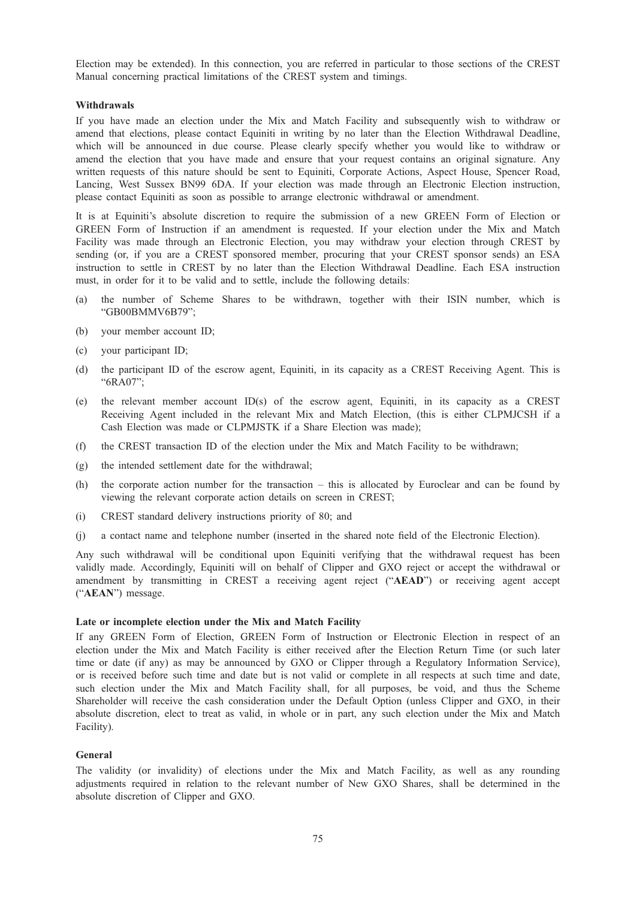Election may be extended). In this connection, you are referred in particular to those sections of the CREST Manual concerning practical limitations of the CREST system and timings.

**Withdrawals**

If you have made an election under the Mix and Match Facility and subsequently wish to withdraw or amend that elections, please contact Equiniti in writing by no later than the Election Withdrawal Deadline, which will be announced in due course. Please clearly specify whether you would like to withdraw or amend the election that you have made and ensure that your request contains an original signature. Any written requests of this nature should be sent to Equiniti, Corporate Actions, Aspect House, Spencer Road, Lancing, West Sussex BN99 6DA. If your election was made through an Electronic Election instruction, please contact Equiniti as soon as possible to arrange electronic withdrawal or amendment.

It is at Equiniti's absolute discretion to require the submission of a new GREEN Form of Election or GREEN Form of Instruction if an amendment is requested. If your election under the Mix and Match Facility was made through an Electronic Election, you may withdraw your election through CREST by sending (or, if you are a CREST sponsored member, procuring that your CREST sponsor sends) an ESA instruction to settle in CREST by no later than the Election Withdrawal Deadline. Each ESA instruction must, in order for it to be valid and to settle, include the following details:

(a) the number of Scheme Shares to be withdrawn, together with their ISIN number, which is "GB00BMMV6B79";

(b) your member account ID;

(c) your participant ID;

(d) the participant ID of the escrow agent, Equiniti, in its capacity as a CREST Receiving Agent. This is "6RA07";

(e) the relevant member account ID(s) of the escrow agent, Equiniti, in its capacity as a CREST Receiving Agent included in the relevant Mix and Match Election, (this is either CLPMJCSH if a Cash Election was made or CLPMJSTK if a Share Election was made);

(f) the CREST transaction ID of the election under the Mix and Match Facility to be withdrawn;

(g) the intended settlement date for the withdrawal;

(h) the corporate action number for the transaction – this is allocated by Euroclear and can be found by viewing the relevant corporate action details on screen in CREST;

(i) CREST standard delivery instructions priority of 80; and

(j) a contact name and telephone number (inserted in the shared note field of the Electronic Election).

Any such withdrawal will be conditional upon Equiniti verifying that the withdrawal request has been validly made. Accordingly, Equiniti will on behalf of Clipper and GXO reject or accept the withdrawal or amendment by transmitting in CREST a receiving agent reject ("**AEAD**") or receiving agent accept ("**AEAN**") message.

**Late or incomplete election under the Mix and Match Facility**

If any GREEN Form of Election, GREEN Form of Instruction or Electronic Election in respect of an election under the Mix and Match Facility is either received after the Election Return Time (or such later time or date (if any) as may be announced by GXO or Clipper through a Regulatory Information Service), or is received before such time and date but is not valid or complete in all respects at such time and date, such election under the Mix and Match Facility shall, for all purposes, be void, and thus the Scheme Shareholder will receive the cash consideration under the Default Option (unless Clipper and GXO, in their absolute discretion, elect to treat as valid, in whole or in part, any such election under the Mix and Match Facility).

**General**

The validity (or invalidity) of elections under the Mix and Match Facility, as well as any rounding adjustments required in relation to the relevant number of New GXO Shares, shall be determined in the absolute discretion of Clipper and GXO.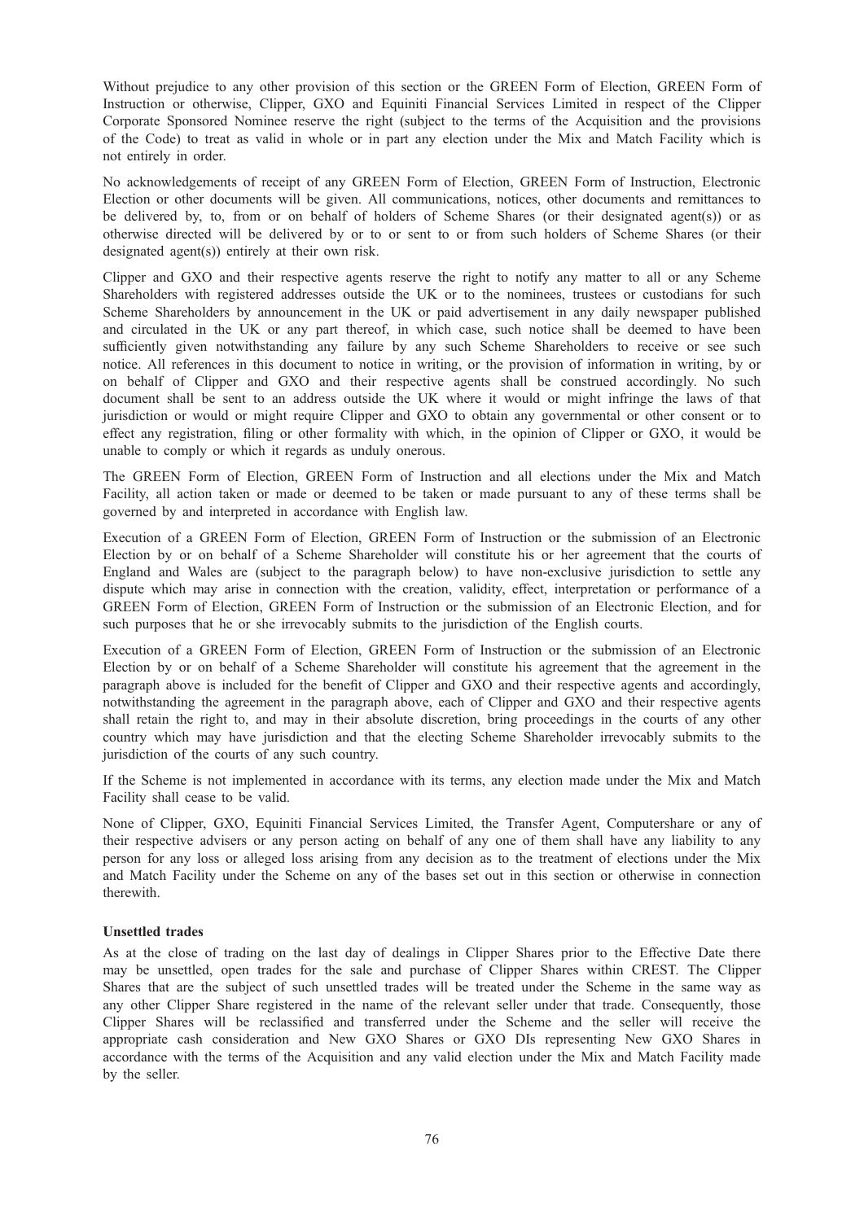Without prejudice to any other provision of this section or the GREEN Form of Election, GREEN Form of Instruction or otherwise, Clipper, GXO and Equiniti Financial Services Limited in respect of the Clipper Corporate Sponsored Nominee reserve the right (subject to the terms of the Acquisition and the provisions of the Code) to treat as valid in whole or in part any election under the Mix and Match Facility which is not entirely in order.

No acknowledgements of receipt of any GREEN Form of Election, GREEN Form of Instruction, Electronic Election or other documents will be given. All communications, notices, other documents and remittances to be delivered by, to, from or on behalf of holders of Scheme Shares (or their designated agent(s)) or as otherwise directed will be delivered by or to or sent to or from such holders of Scheme Shares (or their designated agent(s)) entirely at their own risk.

Clipper and GXO and their respective agents reserve the right to notify any matter to all or any Scheme Shareholders with registered addresses outside the UK or to the nominees, trustees or custodians for such Scheme Shareholders by announcement in the UK or paid advertisement in any daily newspaper published and circulated in the UK or any part thereof, in which case, such notice shall be deemed to have been sufficiently given notwithstanding any failure by any such Scheme Shareholders to receive or see such notice. All references in this document to notice in writing, or the provision of information in writing, by or on behalf of Clipper and GXO and their respective agents shall be construed accordingly. No such document shall be sent to an address outside the UK where it would or might infringe the laws of that jurisdiction or would or might require Clipper and GXO to obtain any governmental or other consent or to effect any registration, filing or other formality with which, in the opinion of Clipper or GXO, it would be unable to comply or which it regards as unduly onerous.

The GREEN Form of Election, GREEN Form of Instruction and all elections under the Mix and Match Facility, all action taken or made or deemed to be taken or made pursuant to any of these terms shall be governed by and interpreted in accordance with English law.

Execution of a GREEN Form of Election, GREEN Form of Instruction or the submission of an Electronic Election by or on behalf of a Scheme Shareholder will constitute his or her agreement that the courts of England and Wales are (subject to the paragraph below) to have non-exclusive jurisdiction to settle any dispute which may arise in connection with the creation, validity, effect, interpretation or performance of a GREEN Form of Election, GREEN Form of Instruction or the submission of an Electronic Election, and for such purposes that he or she irrevocably submits to the jurisdiction of the English courts.

Execution of a GREEN Form of Election, GREEN Form of Instruction or the submission of an Electronic Election by or on behalf of a Scheme Shareholder will constitute his agreement that the agreement in the paragraph above is included for the benefit of Clipper and GXO and their respective agents and accordingly, notwithstanding the agreement in the paragraph above, each of Clipper and GXO and their respective agents shall retain the right to, and may in their absolute discretion, bring proceedings in the courts of any other country which may have jurisdiction and that the electing Scheme Shareholder irrevocably submits to the jurisdiction of the courts of any such country.

If the Scheme is not implemented in accordance with its terms, any election made under the Mix and Match Facility shall cease to be valid.

None of Clipper, GXO, Equiniti Financial Services Limited, the Transfer Agent, Computershare or any of their respective advisers or any person acting on behalf of any one of them shall have any liability to any person for any loss or alleged loss arising from any decision as to the treatment of elections under the Mix and Match Facility under the Scheme on any of the bases set out in this section or otherwise in connection therewith.

**Unsettled trades**

As at the close of trading on the last day of dealings in Clipper Shares prior to the Effective Date there may be unsettled, open trades for the sale and purchase of Clipper Shares within CREST. The Clipper Shares that are the subject of such unsettled trades will be treated under the Scheme in the same way as any other Clipper Share registered in the name of the relevant seller under that trade. Consequently, those Clipper Shares will be reclassified and transferred under the Scheme and the seller will receive the appropriate cash consideration and New GXO Shares or GXO DIs representing New GXO Shares in accordance with the terms of the Acquisition and any valid election under the Mix and Match Facility made by the seller.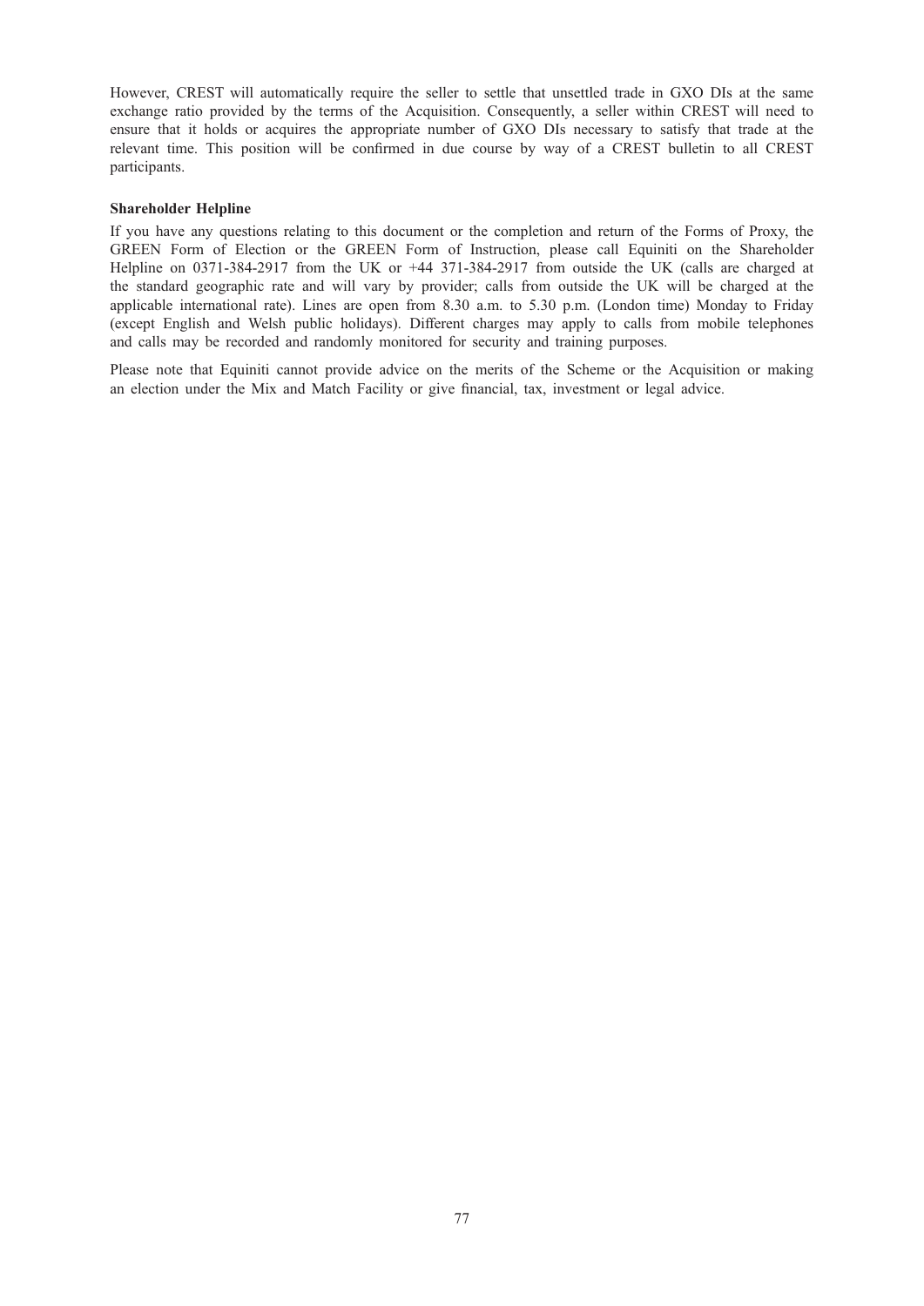However, CREST will automatically require the seller to settle that unsettled trade in GXO DIs at the same exchange ratio provided by the terms of the Acquisition. Consequently, a seller within CREST will need to ensure that it holds or acquires the appropriate number of GXO DIs necessary to satisfy that trade at the relevant time. This position will be confirmed in due course by way of a CREST bulletin to all CREST participants.

**Shareholder Helpline**

If you have any questions relating to this document or the completion and return of the Forms of Proxy, the GREEN Form of Election or the GREEN Form of Instruction, please call Equiniti on the Shareholder Helpline on 0371-384-2917 from the UK or +44 371-384-2917 from outside the UK (calls are charged at the standard geographic rate and will vary by provider; calls from outside the UK will be charged at the applicable international rate). Lines are open from 8.30 a.m. to 5.30 p.m. (London time) Monday to Friday (except English and Welsh public holidays). Different charges may apply to calls from mobile telephones and calls may be recorded and randomly monitored for security and training purposes.

Please note that Equiniti cannot provide advice on the merits of the Scheme or the Acquisition or making an election under the Mix and Match Facility or give financial, tax, investment or legal advice.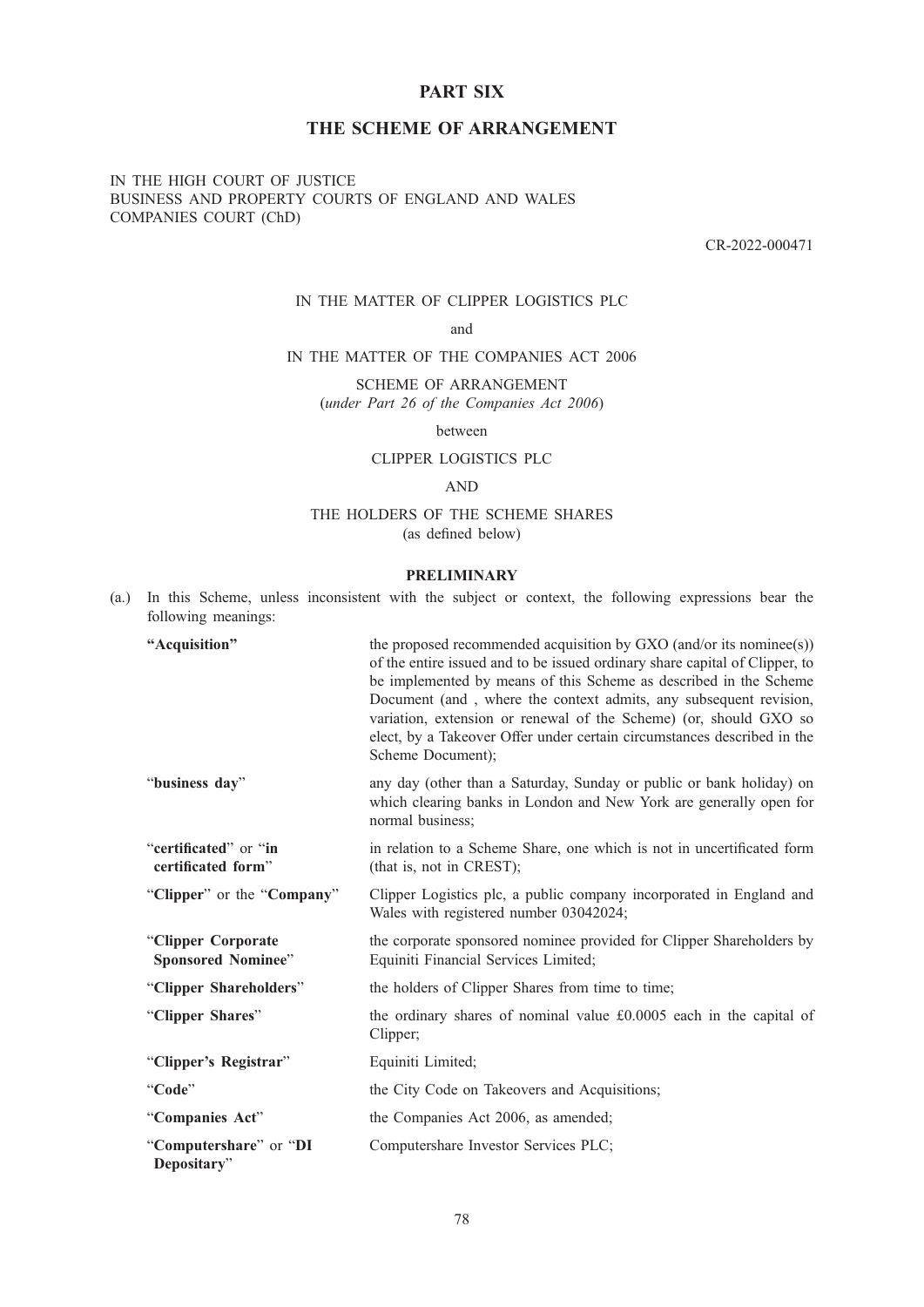# PART SIX

## THE SCHEME OF ARRANGEMENT

IN THE HIGH COURT OF JUSTICE
BUSINESS AND PROPERTY COURTS OF ENGLAND AND WALES
COMPANIES COURT (ChD)

CR-2022-000471

IN THE MATTER OF CLIPPER LOGISTICS PLC

and

IN THE MATTER OF THE COMPANIES ACT 2006

SCHEME OF ARRANGEMENT
(*under Part 26 of the Companies Act 2006*)

between

CLIPPER LOGISTICS PLC

AND

THE HOLDERS OF THE SCHEME SHARES
(as defined below)

### PRELIMINARY

(a.) In this Scheme, unless inconsistent with the subject or context, the following expressions bear the following meanings:

| | |
|---|---|
| **"Acquisition"** | the proposed recommended acquisition by GXO (and/or its nominee(s)) of the entire issued and to be issued ordinary share capital of Clipper, to be implemented by means of this Scheme as described in the Scheme Document (and , where the context admits, any subsequent revision, variation, extension or renewal of the Scheme) (or, should GXO so elect, by a Takeover Offer under certain circumstances described in the Scheme Document); |
| "**business day**" | any day (other than a Saturday, Sunday or public or bank holiday) on which clearing banks in London and New York are generally open for normal business; |
| "**certificated**" or "**in certificated form**" | in relation to a Scheme Share, one which is not in uncertificated form (that is, not in CREST); |
| "**Clipper**" or the "**Company**" | Clipper Logistics plc, a public company incorporated in England and Wales with registered number 03042024; |
| "**Clipper Corporate Sponsored Nominee**" | the corporate sponsored nominee provided for Clipper Shareholders by Equiniti Financial Services Limited; |
| "**Clipper Shareholders**" | the holders of Clipper Shares from time to time; |
| "**Clipper Shares**" | the ordinary shares of nominal value £0.0005 each in the capital of Clipper; |
| "**Clipper's Registrar**" | Equiniti Limited; |
| "**Code**" | the City Code on Takeovers and Acquisitions; |
| "**Companies Act**" | the Companies Act 2006, as amended; |
| "**Computershare**" or "**DI Depositary**" | Computershare Investor Services PLC; |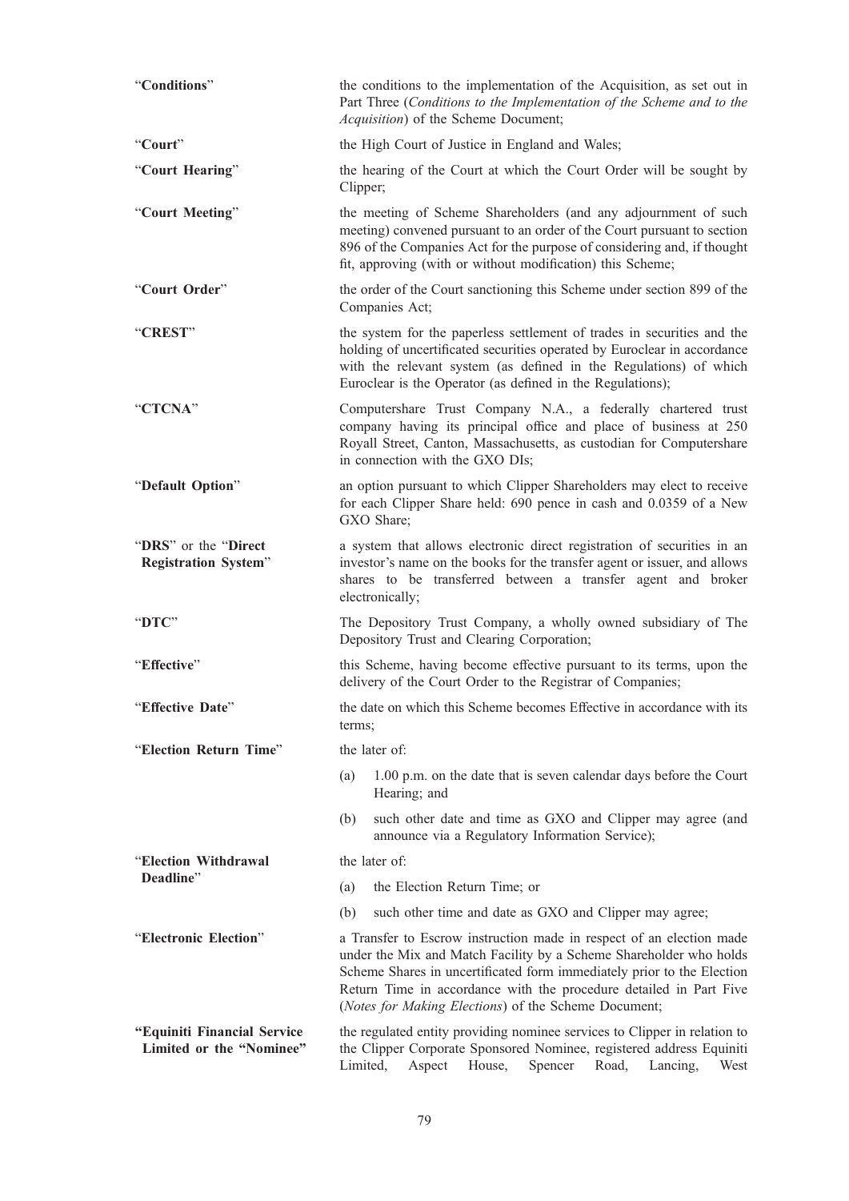| | |
|---|---|
| "**Conditions**" | the conditions to the implementation of the Acquisition, as set out in Part Three (*Conditions to the Implementation of the Scheme and to the Acquisition*) of the Scheme Document; |
| "**Court**" | the High Court of Justice in England and Wales; |
| "**Court Hearing**" | the hearing of the Court at which the Court Order will be sought by Clipper; |
| "**Court Meeting**" | the meeting of Scheme Shareholders (and any adjournment of such meeting) convened pursuant to an order of the Court pursuant to section 896 of the Companies Act for the purpose of considering and, if thought fit, approving (with or without modification) this Scheme; |
| "**Court Order**" | the order of the Court sanctioning this Scheme under section 899 of the Companies Act; |
| "**CREST**" | the system for the paperless settlement of trades in securities and the holding of uncertificated securities operated by Euroclear in accordance with the relevant system (as defined in the Regulations) of which Euroclear is the Operator (as defined in the Regulations); |
| "**CTCNA**" | Computershare Trust Company N.A., a federally chartered trust company having its principal office and place of business at 250 Royall Street, Canton, Massachusetts, as custodian for Computershare in connection with the GXO DIs; |
| "**Default Option**" | an option pursuant to which Clipper Shareholders may elect to receive for each Clipper Share held: 690 pence in cash and 0.0359 of a New GXO Share; |
| "**DRS**" or the "**Direct Registration System**" | a system that allows electronic direct registration of securities in an investor's name on the books for the transfer agent or issuer, and allows shares to be transferred between a transfer agent and broker electronically; |
| "**DTC**" | The Depository Trust Company, a wholly owned subsidiary of The Depository Trust and Clearing Corporation; |
| "**Effective**" | this Scheme, having become effective pursuant to its terms, upon the delivery of the Court Order to the Registrar of Companies; |
| "**Effective Date**" | the date on which this Scheme becomes Effective in accordance with its terms; |
| "**Election Return Time**" | the later of:<br>(a) 1.00 p.m. on the date that is seven calendar days before the Court Hearing; and<br>(b) such other date and time as GXO and Clipper may agree (and announce via a Regulatory Information Service); |
| "**Election Withdrawal Deadline**" | the later of:<br>(a) the Election Return Time; or<br>(b) such other time and date as GXO and Clipper may agree; |
| "**Electronic Election**" | a Transfer to Escrow instruction made in respect of an election made under the Mix and Match Facility by a Scheme Shareholder who holds Scheme Shares in uncertificated form immediately prior to the Election Return Time in accordance with the procedure detailed in Part Five (*Notes for Making Elections*) of the Scheme Document; |
| **"Equiniti Financial Service Limited or the "Nominee"** | the regulated entity providing nominee services to Clipper in relation to the Clipper Corporate Sponsored Nominee, registered address Equiniti Limited, Aspect House, Spencer Road, Lancing, West |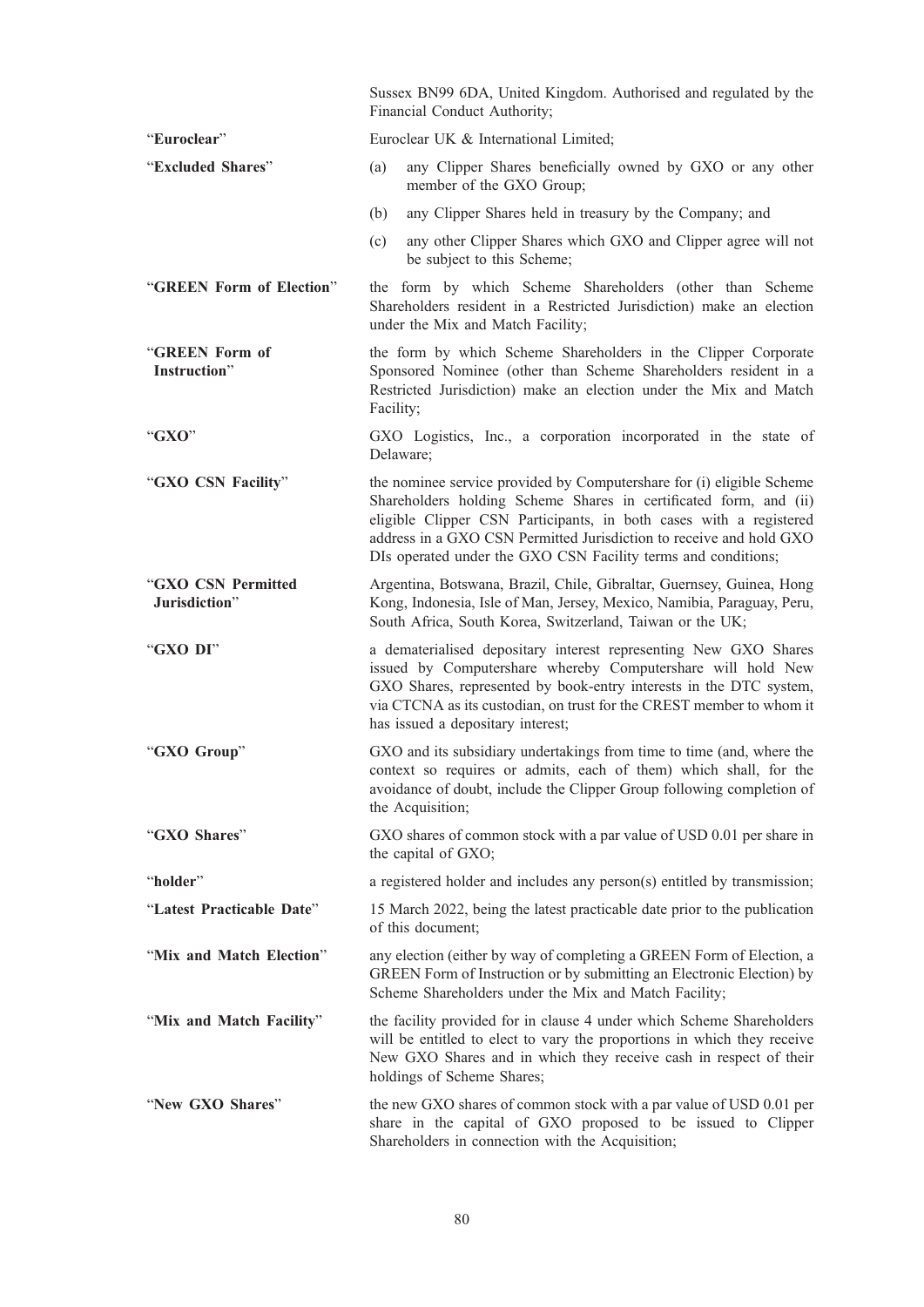Sussex BN99 6DA, United Kingdom. Authorised and regulated by the Financial Conduct Authority;

| | |
|---|---|
| "**Euroclear**" | Euroclear UK & International Limited; |
| "**Excluded Shares**" | (a) any Clipper Shares beneficially owned by GXO or any other member of the GXO Group; (b) any Clipper Shares held in treasury by the Company; and (c) any other Clipper Shares which GXO and Clipper agree will not be subject to this Scheme; |
| "**GREEN Form of Election**" | the form by which Scheme Shareholders (other than Scheme Shareholders resident in a Restricted Jurisdiction) make an election under the Mix and Match Facility; |
| "**GREEN Form of Instruction**" | the form by which Scheme Shareholders in the Clipper Corporate Sponsored Nominee (other than Scheme Shareholders resident in a Restricted Jurisdiction) make an election under the Mix and Match Facility; |
| "**GXO**" | GXO Logistics, Inc., a corporation incorporated in the state of Delaware; |
| "**GXO CSN Facility**" | the nominee service provided by Computershare for (i) eligible Scheme Shareholders holding Scheme Shares in certificated form, and (ii) eligible Clipper CSN Participants, in both cases with a registered address in a GXO CSN Permitted Jurisdiction to receive and hold GXO DIs operated under the GXO CSN Facility terms and conditions; |
| "**GXO CSN Permitted Jurisdiction**" | Argentina, Botswana, Brazil, Chile, Gibraltar, Guernsey, Guinea, Hong Kong, Indonesia, Isle of Man, Jersey, Mexico, Namibia, Paraguay, Peru, South Africa, South Korea, Switzerland, Taiwan or the UK; |
| "**GXO DI**" | a dematerialised depositary interest representing New GXO Shares issued by Computershare whereby Computershare will hold New GXO Shares, represented by book-entry interests in the DTC system, via CTCNA as its custodian, on trust for the CREST member to whom it has issued a depositary interest; |
| "**GXO Group**" | GXO and its subsidiary undertakings from time to time (and, where the context so requires or admits, each of them) which shall, for the avoidance of doubt, include the Clipper Group following completion of the Acquisition; |
| "**GXO Shares**" | GXO shares of common stock with a par value of USD 0.01 per share in the capital of GXO; |
| "**holder**" | a registered holder and includes any person(s) entitled by transmission; |
| "**Latest Practicable Date**" | 15 March 2022, being the latest practicable date prior to the publication of this document; |
| "**Mix and Match Election**" | any election (either by way of completing a GREEN Form of Election, a GREEN Form of Instruction or by submitting an Electronic Election) by Scheme Shareholders under the Mix and Match Facility; |
| "**Mix and Match Facility**" | the facility provided for in clause 4 under which Scheme Shareholders will be entitled to elect to vary the proportions in which they receive New GXO Shares and in which they receive cash in respect of their holdings of Scheme Shares; |
| "**New GXO Shares**" | the new GXO shares of common stock with a par value of USD 0.01 per share in the capital of GXO proposed to be issued to Clipper Shareholders in connection with the Acquisition; |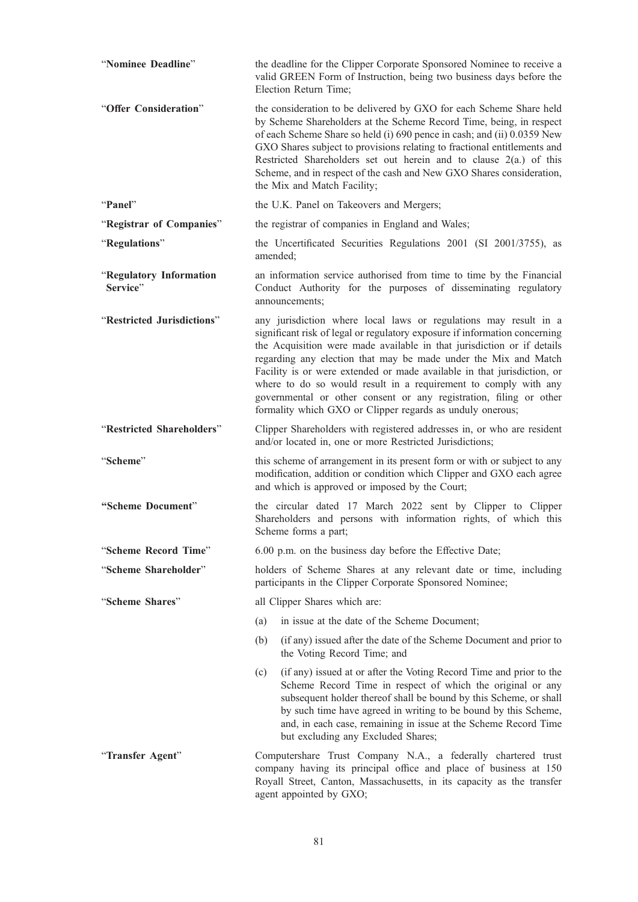**"Nominee Deadline"** the deadline for the Clipper Corporate Sponsored Nominee to receive a valid GREEN Form of Instruction, being two business days before the Election Return Time;

**"Offer Consideration"** the consideration to be delivered by GXO for each Scheme Share held by Scheme Shareholders at the Scheme Record Time, being, in respect of each Scheme Share so held (i) 690 pence in cash; and (ii) 0.0359 New GXO Shares subject to provisions relating to fractional entitlements and Restricted Shareholders set out herein and to clause 2(a.) of this Scheme, and in respect of the cash and New GXO Shares consideration, the Mix and Match Facility;

**"Panel"** the U.K. Panel on Takeovers and Mergers;

**"Registrar of Companies"** the registrar of companies in England and Wales;

**"Regulations"** the Uncertificated Securities Regulations 2001 (SI 2001/3755), as amended;

**"Regulatory Information Service"** an information service authorised from time to time by the Financial Conduct Authority for the purposes of disseminating regulatory announcements;

**"Restricted Jurisdictions"** any jurisdiction where local laws or regulations may result in a significant risk of legal or regulatory exposure if information concerning the Acquisition were made available in that jurisdiction or if details regarding any election that may be made under the Mix and Match Facility is or were extended or made available in that jurisdiction, or where to do so would result in a requirement to comply with any governmental or other consent or any registration, filing or other formality which GXO or Clipper regards as unduly onerous;

**"Restricted Shareholders"** Clipper Shareholders with registered addresses in, or who are resident and/or located in, one or more Restricted Jurisdictions;

**"Scheme"** this scheme of arrangement in its present form or with or subject to any modification, addition or condition which Clipper and GXO each agree and which is approved or imposed by the Court;

**"Scheme Document"** the circular dated 17 March 2022 sent by Clipper to Clipper Shareholders and persons with information rights, of which this Scheme forms a part;

**"Scheme Record Time"** 6.00 p.m. on the business day before the Effective Date;

**"Scheme Shareholder"** holders of Scheme Shares at any relevant date or time, including participants in the Clipper Corporate Sponsored Nominee;

**"Scheme Shares"** all Clipper Shares which are:

(a) in issue at the date of the Scheme Document;

(b) (if any) issued after the date of the Scheme Document and prior to the Voting Record Time; and

(c) (if any) issued at or after the Voting Record Time and prior to the Scheme Record Time in respect of which the original or any subsequent holder thereof shall be bound by this Scheme, or shall by such time have agreed in writing to be bound by this Scheme, and, in each case, remaining in issue at the Scheme Record Time but excluding any Excluded Shares;

**"Transfer Agent"** Computershare Trust Company N.A., a federally chartered trust company having its principal office and place of business at 150 Royall Street, Canton, Massachusetts, in its capacity as the transfer agent appointed by GXO;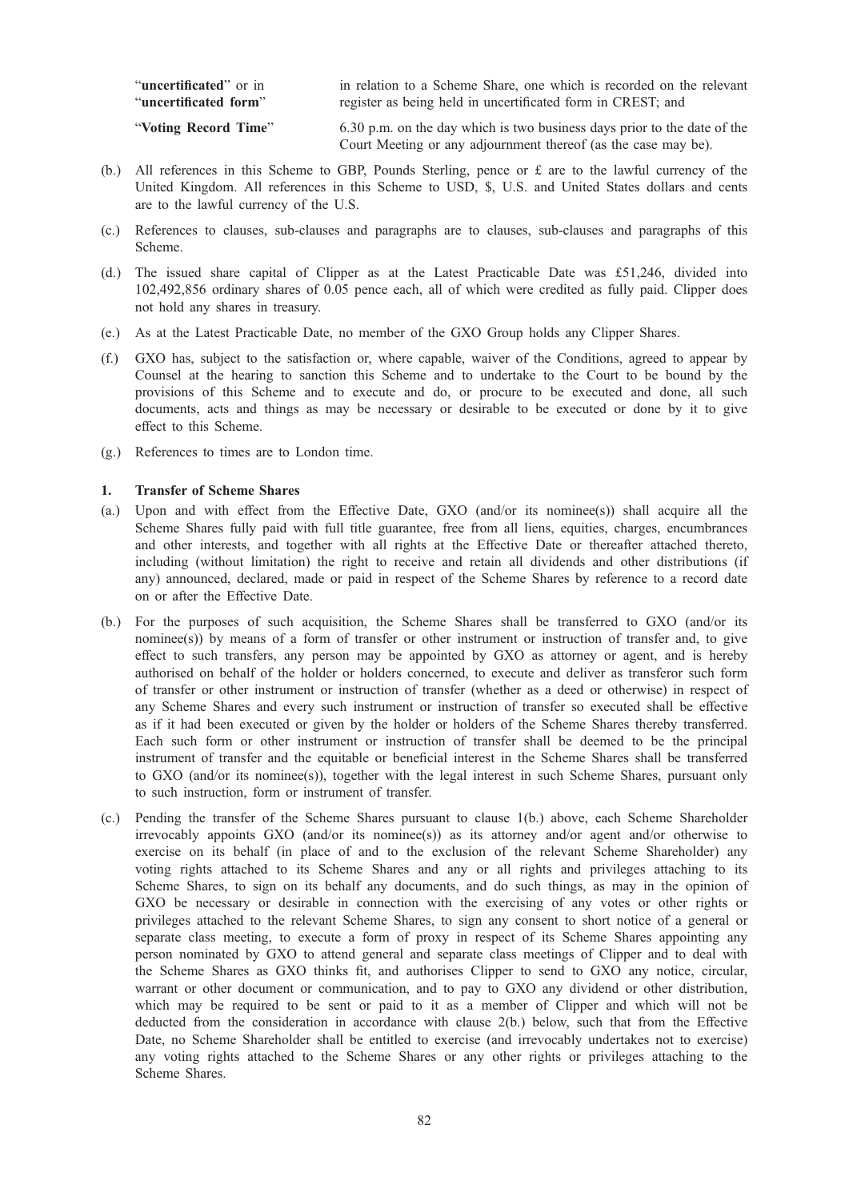| | |
|---|---|
| "**uncertificated**" or in "**uncertificated form**" | in relation to a Scheme Share, one which is recorded on the relevant register as being held in uncertificated form in CREST; and |
| "**Voting Record Time**" | 6.30 p.m. on the day which is two business days prior to the date of the Court Meeting or any adjournment thereof (as the case may be). |

(b.) All references in this Scheme to GBP, Pounds Sterling, pence or £ are to the lawful currency of the United Kingdom. All references in this Scheme to USD, $, U.S. and United States dollars and cents are to the lawful currency of the U.S.

(c.) References to clauses, sub-clauses and paragraphs are to clauses, sub-clauses and paragraphs of this Scheme.

(d.) The issued share capital of Clipper as at the Latest Practicable Date was £51,246, divided into 102,492,856 ordinary shares of 0.05 pence each, all of which were credited as fully paid. Clipper does not hold any shares in treasury.

(e.) As at the Latest Practicable Date, no member of the GXO Group holds any Clipper Shares.

(f.) GXO has, subject to the satisfaction or, where capable, waiver of the Conditions, agreed to appear by Counsel at the hearing to sanction this Scheme and to undertake to the Court to be bound by the provisions of this Scheme and to execute and do, or procure to be executed and done, all such documents, acts and things as may be necessary or desirable to be executed or done by it to give effect to this Scheme.

(g.) References to times are to London time.

## 1. Transfer of Scheme Shares

(a.) Upon and with effect from the Effective Date, GXO (and/or its nominee(s)) shall acquire all the Scheme Shares fully paid with full title guarantee, free from all liens, equities, charges, encumbrances and other interests, and together with all rights at the Effective Date or thereafter attached thereto, including (without limitation) the right to receive and retain all dividends and other distributions (if any) announced, declared, made or paid in respect of the Scheme Shares by reference to a record date on or after the Effective Date.

(b.) For the purposes of such acquisition, the Scheme Shares shall be transferred to GXO (and/or its nominee(s)) by means of a form of transfer or other instrument or instruction of transfer and, to give effect to such transfers, any person may be appointed by GXO as attorney or agent, and is hereby authorised on behalf of the holder or holders concerned, to execute and deliver as transferor such form of transfer or other instrument or instruction of transfer (whether as a deed or otherwise) in respect of any Scheme Shares and every such instrument or instruction of transfer so executed shall be effective as if it had been executed or given by the holder or holders of the Scheme Shares thereby transferred. Each such form or other instrument or instruction of transfer shall be deemed to be the principal instrument of transfer and the equitable or beneficial interest in the Scheme Shares shall be transferred to GXO (and/or its nominee(s)), together with the legal interest in such Scheme Shares, pursuant only to such instruction, form or instrument of transfer.

(c.) Pending the transfer of the Scheme Shares pursuant to clause 1(b.) above, each Scheme Shareholder irrevocably appoints GXO (and/or its nominee(s)) as its attorney and/or agent and/or otherwise to exercise on its behalf (in place of and to the exclusion of the relevant Scheme Shareholder) any voting rights attached to its Scheme Shares and any or all rights and privileges attaching to its Scheme Shares, to sign on its behalf any documents, and do such things, as may in the opinion of GXO be necessary or desirable in connection with the exercising of any votes or other rights or privileges attached to the relevant Scheme Shares, to sign any consent to short notice of a general or separate class meeting, to execute a form of proxy in respect of its Scheme Shares appointing any person nominated by GXO to attend general and separate class meetings of Clipper and to deal with the Scheme Shares as GXO thinks fit, and authorises Clipper to send to GXO any notice, circular, warrant or other document or communication, and to pay to GXO any dividend or other distribution, which may be required to be sent or paid to it as a member of Clipper and which will not be deducted from the consideration in accordance with clause 2(b.) below, such that from the Effective Date, no Scheme Shareholder shall be entitled to exercise (and irrevocably undertakes not to exercise) any voting rights attached to the Scheme Shares or any other rights or privileges attaching to the Scheme Shares.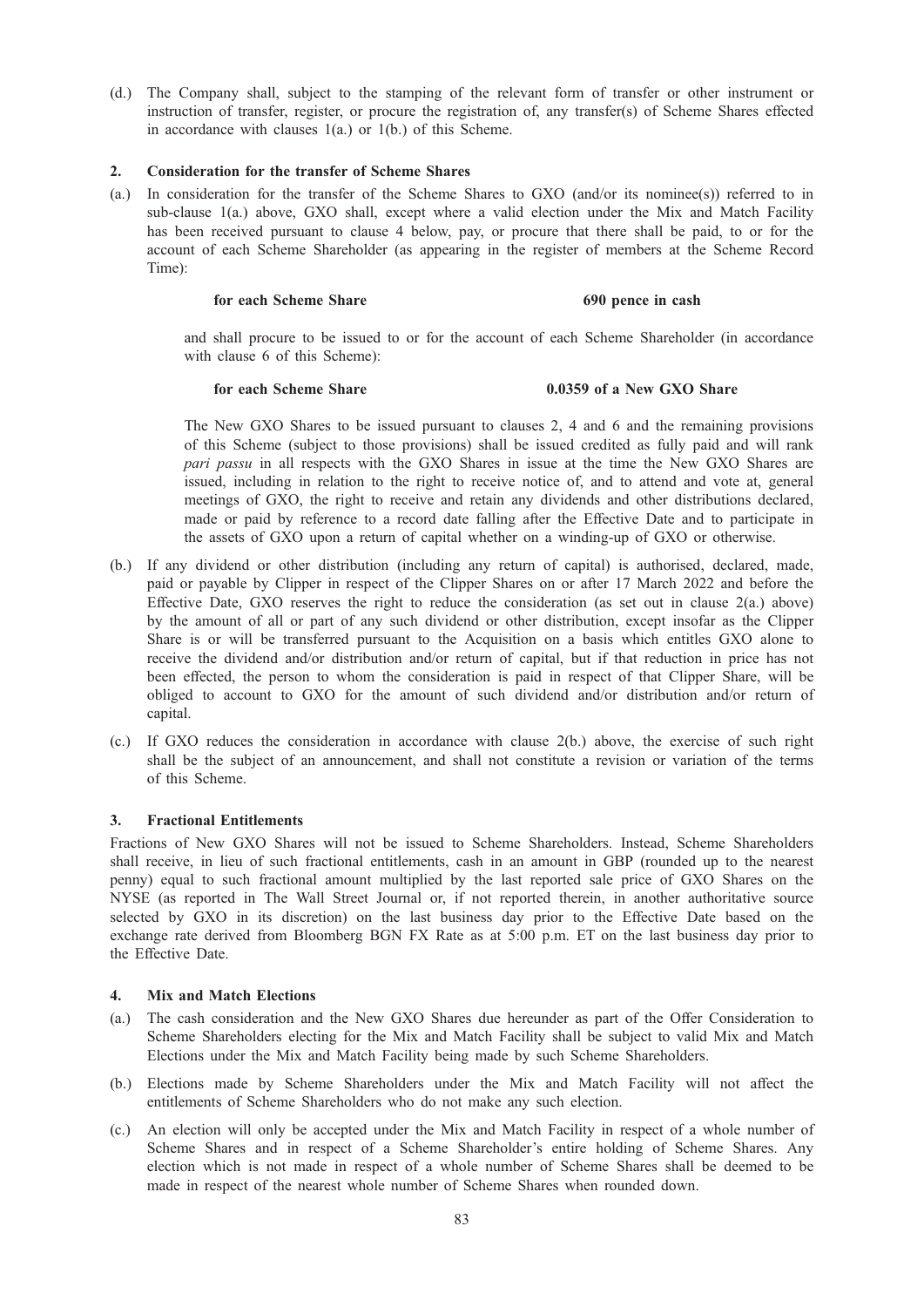(d.) The Company shall, subject to the stamping of the relevant form of transfer or other instrument or instruction of transfer, register, or procure the registration of, any transfer(s) of Scheme Shares effected in accordance with clauses 1(a.) or 1(b.) of this Scheme.

**2. Consideration for the transfer of Scheme Shares**

(a.) In consideration for the transfer of the Scheme Shares to GXO (and/or its nominee(s)) referred to in sub-clause 1(a.) above, GXO shall, except where a valid election under the Mix and Match Facility has been received pursuant to clause 4 below, pay, or procure that there shall be paid, to or for the account of each Scheme Shareholder (as appearing in the register of members at the Scheme Record Time):

**for each Scheme Share** **690 pence in cash**

and shall procure to be issued to or for the account of each Scheme Shareholder (in accordance with clause 6 of this Scheme):

**for each Scheme Share** **0.0359 of a New GXO Share**

The New GXO Shares to be issued pursuant to clauses 2, 4 and 6 and the remaining provisions of this Scheme (subject to those provisions) shall be issued credited as fully paid and will rank *pari passu* in all respects with the GXO Shares in issue at the time the New GXO Shares are issued, including in relation to the right to receive notice of, and to attend and vote at, general meetings of GXO, the right to receive and retain any dividends and other distributions declared, made or paid by reference to a record date falling after the Effective Date and to participate in the assets of GXO upon a return of capital whether on a winding-up of GXO or otherwise.

(b.) If any dividend or other distribution (including any return of capital) is authorised, declared, made, paid or payable by Clipper in respect of the Clipper Shares on or after 17 March 2022 and before the Effective Date, GXO reserves the right to reduce the consideration (as set out in clause 2(a.) above) by the amount of all or part of any such dividend or other distribution, except insofar as the Clipper Share is or will be transferred pursuant to the Acquisition on a basis which entitles GXO alone to receive the dividend and/or distribution and/or return of capital, but if that reduction in price has not been effected, the person to whom the consideration is paid in respect of that Clipper Share, will be obliged to account to GXO for the amount of such dividend and/or distribution and/or return of capital.

(c.) If GXO reduces the consideration in accordance with clause 2(b.) above, the exercise of such right shall be the subject of an announcement, and shall not constitute a revision or variation of the terms of this Scheme.

**3. Fractional Entitlements**

Fractions of New GXO Shares will not be issued to Scheme Shareholders. Instead, Scheme Shareholders shall receive, in lieu of such fractional entitlements, cash in an amount in GBP (rounded up to the nearest penny) equal to such fractional amount multiplied by the last reported sale price of GXO Shares on the NYSE (as reported in The Wall Street Journal or, if not reported therein, in another authoritative source selected by GXO in its discretion) on the last business day prior to the Effective Date based on the exchange rate derived from Bloomberg BGN FX Rate as at 5:00 p.m. ET on the last business day prior to the Effective Date.

**4. Mix and Match Elections**

(a.) The cash consideration and the New GXO Shares due hereunder as part of the Offer Consideration to Scheme Shareholders electing for the Mix and Match Facility shall be subject to valid Mix and Match Elections under the Mix and Match Facility being made by such Scheme Shareholders.

(b.) Elections made by Scheme Shareholders under the Mix and Match Facility will not affect the entitlements of Scheme Shareholders who do not make any such election.

(c.) An election will only be accepted under the Mix and Match Facility in respect of a whole number of Scheme Shares and in respect of a Scheme Shareholder's entire holding of Scheme Shares. Any election which is not made in respect of a whole number of Scheme Shares shall be deemed to be made in respect of the nearest whole number of Scheme Shares when rounded down.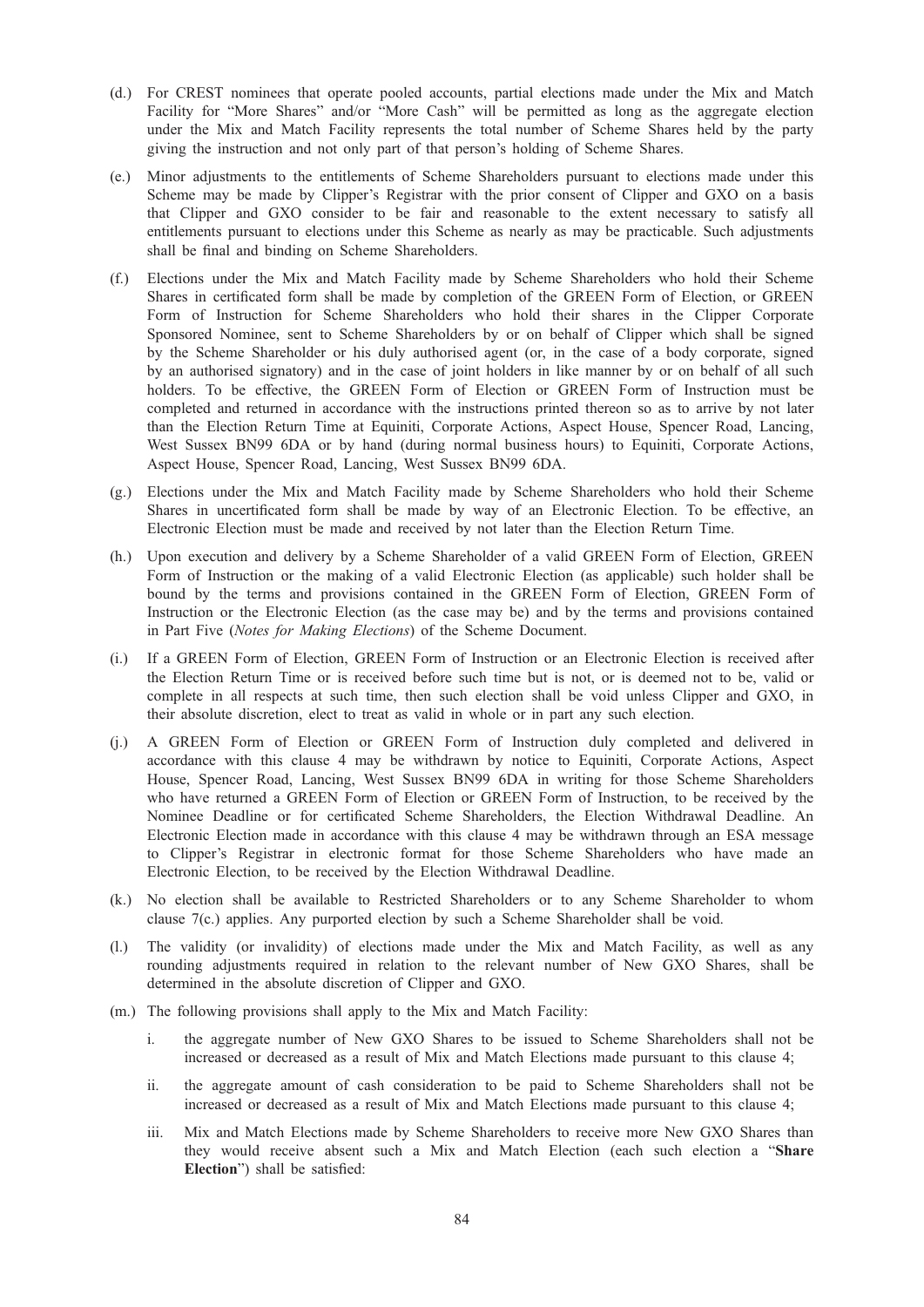(d.) For CREST nominees that operate pooled accounts, partial elections made under the Mix and Match Facility for "More Shares" and/or "More Cash" will be permitted as long as the aggregate election under the Mix and Match Facility represents the total number of Scheme Shares held by the party giving the instruction and not only part of that person's holding of Scheme Shares.

(e.) Minor adjustments to the entitlements of Scheme Shareholders pursuant to elections made under this Scheme may be made by Clipper's Registrar with the prior consent of Clipper and GXO on a basis that Clipper and GXO consider to be fair and reasonable to the extent necessary to satisfy all entitlements pursuant to elections under this Scheme as nearly as may be practicable. Such adjustments shall be final and binding on Scheme Shareholders.

(f.) Elections under the Mix and Match Facility made by Scheme Shareholders who hold their Scheme Shares in certificated form shall be made by completion of the GREEN Form of Election, or GREEN Form of Instruction for Scheme Shareholders who hold their shares in the Clipper Corporate Sponsored Nominee, sent to Scheme Shareholders by or on behalf of Clipper which shall be signed by the Scheme Shareholder or his duly authorised agent (or, in the case of a body corporate, signed by an authorised signatory) and in the case of joint holders in like manner by or on behalf of all such holders. To be effective, the GREEN Form of Election or GREEN Form of Instruction must be completed and returned in accordance with the instructions printed thereon so as to arrive by not later than the Election Return Time at Equiniti, Corporate Actions, Aspect House, Spencer Road, Lancing, West Sussex BN99 6DA or by hand (during normal business hours) to Equiniti, Corporate Actions, Aspect House, Spencer Road, Lancing, West Sussex BN99 6DA.

(g.) Elections under the Mix and Match Facility made by Scheme Shareholders who hold their Scheme Shares in uncertificated form shall be made by way of an Electronic Election. To be effective, an Electronic Election must be made and received by not later than the Election Return Time.

(h.) Upon execution and delivery by a Scheme Shareholder of a valid GREEN Form of Election, GREEN Form of Instruction or the making of a valid Electronic Election (as applicable) such holder shall be bound by the terms and provisions contained in the GREEN Form of Election, GREEN Form of Instruction or the Electronic Election (as the case may be) and by the terms and provisions contained in Part Five (*Notes for Making Elections*) of the Scheme Document.

(i.) If a GREEN Form of Election, GREEN Form of Instruction or an Electronic Election is received after the Election Return Time or is received before such time but is not, or is deemed not to be, valid or complete in all respects at such time, then such election shall be void unless Clipper and GXO, in their absolute discretion, elect to treat as valid in whole or in part any such election.

(j.) A GREEN Form of Election or GREEN Form of Instruction duly completed and delivered in accordance with this clause 4 may be withdrawn by notice to Equiniti, Corporate Actions, Aspect House, Spencer Road, Lancing, West Sussex BN99 6DA in writing for those Scheme Shareholders who have returned a GREEN Form of Election or GREEN Form of Instruction, to be received by the Nominee Deadline or for certificated Scheme Shareholders, the Election Withdrawal Deadline. An Electronic Election made in accordance with this clause 4 may be withdrawn through an ESA message to Clipper's Registrar in electronic format for those Scheme Shareholders who have made an Electronic Election, to be received by the Election Withdrawal Deadline.

(k.) No election shall be available to Restricted Shareholders or to any Scheme Shareholder to whom clause 7(c.) applies. Any purported election by such a Scheme Shareholder shall be void.

(l.) The validity (or invalidity) of elections made under the Mix and Match Facility, as well as any rounding adjustments required in relation to the relevant number of New GXO Shares, shall be determined in the absolute discretion of Clipper and GXO.

(m.) The following provisions shall apply to the Mix and Match Facility:

   i. the aggregate number of New GXO Shares to be issued to Scheme Shareholders shall not be increased or decreased as a result of Mix and Match Elections made pursuant to this clause 4;

   ii. the aggregate amount of cash consideration to be paid to Scheme Shareholders shall not be increased or decreased as a result of Mix and Match Elections made pursuant to this clause 4;

   iii. Mix and Match Elections made by Scheme Shareholders to receive more New GXO Shares than they would receive absent such a Mix and Match Election (each such election a "**Share Election**") shall be satisfied: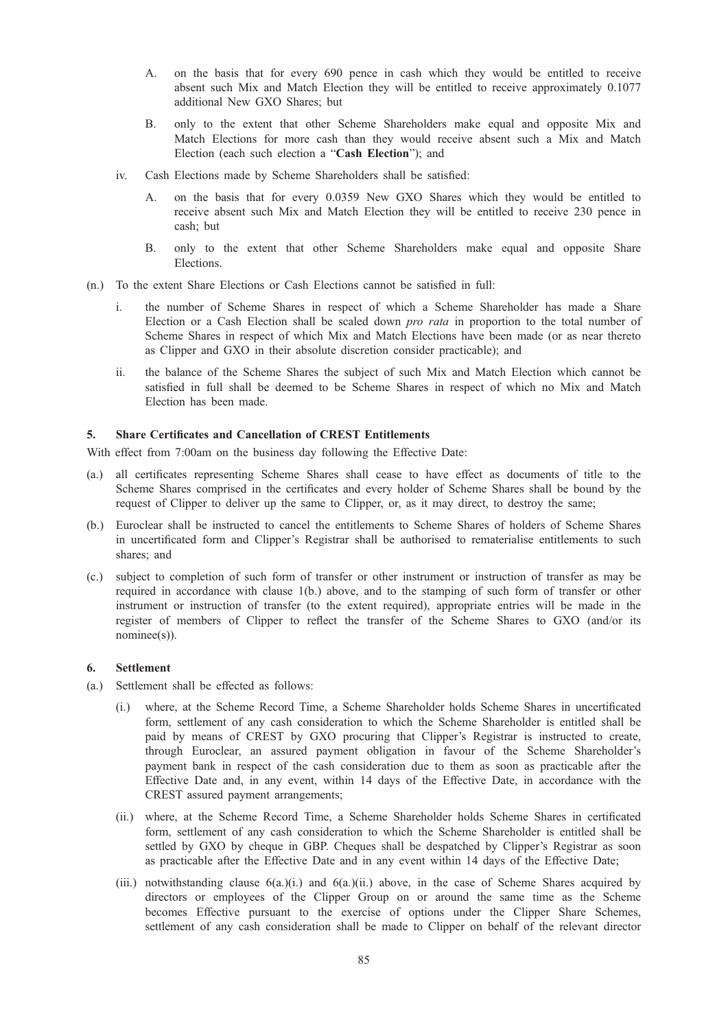A. on the basis that for every 690 pence in cash which they would be entitled to receive absent such Mix and Match Election they will be entitled to receive approximately 0.1077 additional New GXO Shares; but

B. only to the extent that other Scheme Shareholders make equal and opposite Mix and Match Elections for more cash than they would receive absent such a Mix and Match Election (each such election a "**Cash Election**"); and

iv. Cash Elections made by Scheme Shareholders shall be satisfied:

A. on the basis that for every 0.0359 New GXO Shares which they would be entitled to receive absent such Mix and Match Election they will be entitled to receive 230 pence in cash; but

B. only to the extent that other Scheme Shareholders make equal and opposite Share Elections.

(n.) To the extent Share Elections or Cash Elections cannot be satisfied in full:

i. the number of Scheme Shares in respect of which a Scheme Shareholder has made a Share Election or a Cash Election shall be scaled down *pro rata* in proportion to the total number of Scheme Shares in respect of which Mix and Match Elections have been made (or as near thereto as Clipper and GXO in their absolute discretion consider practicable); and

ii. the balance of the Scheme Shares the subject of such Mix and Match Election which cannot be satisfied in full shall be deemed to be Scheme Shares in respect of which no Mix and Match Election has been made.

**5. Share Certificates and Cancellation of CREST Entitlements**

With effect from 7:00am on the business day following the Effective Date:

(a.) all certificates representing Scheme Shares shall cease to have effect as documents of title to the Scheme Shares comprised in the certificates and every holder of Scheme Shares shall be bound by the request of Clipper to deliver up the same to Clipper, or, as it may direct, to destroy the same;

(b.) Euroclear shall be instructed to cancel the entitlements to Scheme Shares of holders of Scheme Shares in uncertificated form and Clipper's Registrar shall be authorised to rematerialise entitlements to such shares; and

(c.) subject to completion of such form of transfer or other instrument or instruction of transfer as may be required in accordance with clause 1(b.) above, and to the stamping of such form of transfer or other instrument or instruction of transfer (to the extent required), appropriate entries will be made in the register of members of Clipper to reflect the transfer of the Scheme Shares to GXO (and/or its nominee(s)).

**6. Settlement**

(a.) Settlement shall be effected as follows:

(i.) where, at the Scheme Record Time, a Scheme Shareholder holds Scheme Shares in uncertificated form, settlement of any cash consideration to which the Scheme Shareholder is entitled shall be paid by means of CREST by GXO procuring that Clipper's Registrar is instructed to create, through Euroclear, an assured payment obligation in favour of the Scheme Shareholder's payment bank in respect of the cash consideration due to them as soon as practicable after the Effective Date and, in any event, within 14 days of the Effective Date, in accordance with the CREST assured payment arrangements;

(ii.) where, at the Scheme Record Time, a Scheme Shareholder holds Scheme Shares in certificated form, settlement of any cash consideration to which the Scheme Shareholder is entitled shall be settled by GXO by cheque in GBP. Cheques shall be despatched by Clipper's Registrar as soon as practicable after the Effective Date and in any event within 14 days of the Effective Date;

(iii.) notwithstanding clause 6(a.)(i.) and 6(a.)(ii.) above, in the case of Scheme Shares acquired by directors or employees of the Clipper Group on or around the same time as the Scheme becomes Effective pursuant to the exercise of options under the Clipper Share Schemes, settlement of any cash consideration shall be made to Clipper on behalf of the relevant director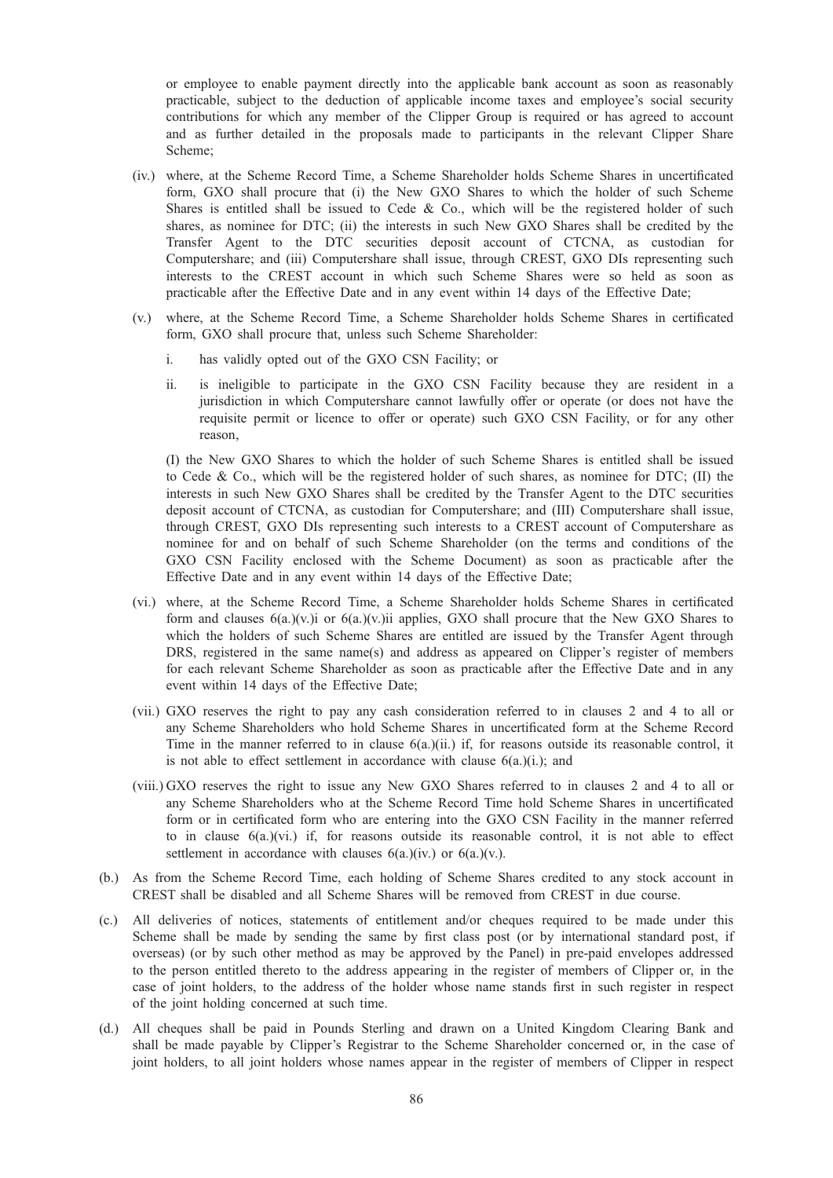or employee to enable payment directly into the applicable bank account as soon as reasonably practicable, subject to the deduction of applicable income taxes and employee's social security contributions for which any member of the Clipper Group is required or has agreed to account and as further detailed in the proposals made to participants in the relevant Clipper Share Scheme;

(iv.) where, at the Scheme Record Time, a Scheme Shareholder holds Scheme Shares in uncertificated form, GXO shall procure that (i) the New GXO Shares to which the holder of such Scheme Shares is entitled shall be issued to Cede & Co., which will be the registered holder of such shares, as nominee for DTC; (ii) the interests in such New GXO Shares shall be credited by the Transfer Agent to the DTC securities deposit account of CTCNA, as custodian for Computershare; and (iii) Computershare shall issue, through CREST, GXO DIs representing such interests to the CREST account in which such Scheme Shares were so held as soon as practicable after the Effective Date and in any event within 14 days of the Effective Date;

(v.) where, at the Scheme Record Time, a Scheme Shareholder holds Scheme Shares in certificated form, GXO shall procure that, unless such Scheme Shareholder:

i. has validly opted out of the GXO CSN Facility; or

ii. is ineligible to participate in the GXO CSN Facility because they are resident in a jurisdiction in which Computershare cannot lawfully offer or operate (or does not have the requisite permit or licence to offer or operate) such GXO CSN Facility, or for any other reason,

(I) the New GXO Shares to which the holder of such Scheme Shares is entitled shall be issued to Cede & Co., which will be the registered holder of such shares, as nominee for DTC; (II) the interests in such New GXO Shares shall be credited by the Transfer Agent to the DTC securities deposit account of CTCNA, as custodian for Computershare; and (III) Computershare shall issue, through CREST, GXO DIs representing such interests to a CREST account of Computershare as nominee for and on behalf of such Scheme Shareholder (on the terms and conditions of the GXO CSN Facility enclosed with the Scheme Document) as soon as practicable after the Effective Date and in any event within 14 days of the Effective Date;

(vi.) where, at the Scheme Record Time, a Scheme Shareholder holds Scheme Shares in certificated form and clauses 6(a.)(v.)i or 6(a.)(v.)ii applies, GXO shall procure that the New GXO Shares to which the holders of such Scheme Shares are entitled are issued by the Transfer Agent through DRS, registered in the same name(s) and address as appeared on Clipper's register of members for each relevant Scheme Shareholder as soon as practicable after the Effective Date and in any event within 14 days of the Effective Date;

(vii.) GXO reserves the right to pay any cash consideration referred to in clauses 2 and 4 to all or any Scheme Shareholders who hold Scheme Shares in uncertificated form at the Scheme Record Time in the manner referred to in clause 6(a.)(ii.) if, for reasons outside its reasonable control, it is not able to effect settlement in accordance with clause 6(a.)(i.); and

(viii.) GXO reserves the right to issue any New GXO Shares referred to in clauses 2 and 4 to all or any Scheme Shareholders who at the Scheme Record Time hold Scheme Shares in uncertificated form or in certificated form who are entering into the GXO CSN Facility in the manner referred to in clause 6(a.)(vi.) if, for reasons outside its reasonable control, it is not able to effect settlement in accordance with clauses 6(a.)(iv.) or 6(a.)(v.).

(b.) As from the Scheme Record Time, each holding of Scheme Shares credited to any stock account in CREST shall be disabled and all Scheme Shares will be removed from CREST in due course.

(c.) All deliveries of notices, statements of entitlement and/or cheques required to be made under this Scheme shall be made by sending the same by first class post (or by international standard post, if overseas) (or by such other method as may be approved by the Panel) in pre-paid envelopes addressed to the person entitled thereto to the address appearing in the register of members of Clipper or, in the case of joint holders, to the address of the holder whose name stands first in such register in respect of the joint holding concerned at such time.

(d.) All cheques shall be paid in Pounds Sterling and drawn on a United Kingdom Clearing Bank and shall be made payable by Clipper's Registrar to the Scheme Shareholder concerned or, in the case of joint holders, to all joint holders whose names appear in the register of members of Clipper in respect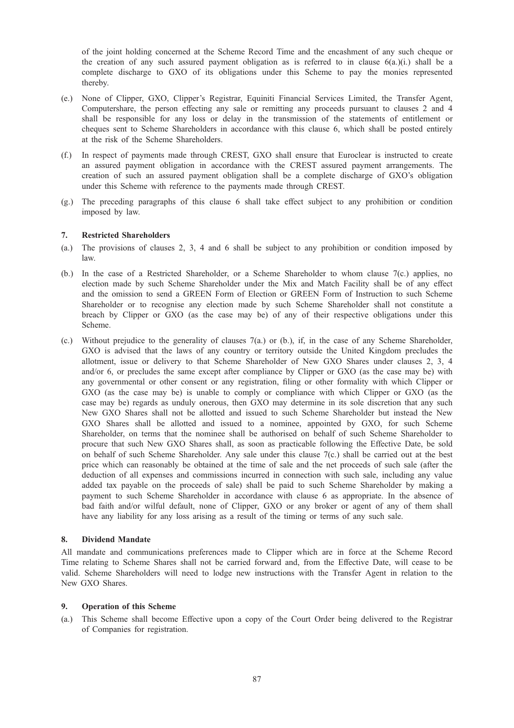of the joint holding concerned at the Scheme Record Time and the encashment of any such cheque or the creation of any such assured payment obligation as is referred to in clause 6(a.)(i.) shall be a complete discharge to GXO of its obligations under this Scheme to pay the monies represented thereby.

(e.) None of Clipper, GXO, Clipper's Registrar, Equiniti Financial Services Limited, the Transfer Agent, Computershare, the person effecting any sale or remitting any proceeds pursuant to clauses 2 and 4 shall be responsible for any loss or delay in the transmission of the statements of entitlement or cheques sent to Scheme Shareholders in accordance with this clause 6, which shall be posted entirely at the risk of the Scheme Shareholders.

(f.) In respect of payments made through CREST, GXO shall ensure that Euroclear is instructed to create an assured payment obligation in accordance with the CREST assured payment arrangements. The creation of such an assured payment obligation shall be a complete discharge of GXO's obligation under this Scheme with reference to the payments made through CREST.

(g.) The preceding paragraphs of this clause 6 shall take effect subject to any prohibition or condition imposed by law.

**7. Restricted Shareholders**

(a.) The provisions of clauses 2, 3, 4 and 6 shall be subject to any prohibition or condition imposed by law.

(b.) In the case of a Restricted Shareholder, or a Scheme Shareholder to whom clause 7(c.) applies, no election made by such Scheme Shareholder under the Mix and Match Facility shall be of any effect and the omission to send a GREEN Form of Election or GREEN Form of Instruction to such Scheme Shareholder or to recognise any election made by such Scheme Shareholder shall not constitute a breach by Clipper or GXO (as the case may be) of any of their respective obligations under this Scheme.

(c.) Without prejudice to the generality of clauses 7(a.) or (b.), if, in the case of any Scheme Shareholder, GXO is advised that the laws of any country or territory outside the United Kingdom precludes the allotment, issue or delivery to that Scheme Shareholder of New GXO Shares under clauses 2, 3, 4 and/or 6, or precludes the same except after compliance by Clipper or GXO (as the case may be) with any governmental or other consent or any registration, filing or other formality with which Clipper or GXO (as the case may be) is unable to comply or compliance with which Clipper or GXO (as the case may be) regards as unduly onerous, then GXO may determine in its sole discretion that any such New GXO Shares shall not be allotted and issued to such Scheme Shareholder but instead the New GXO Shares shall be allotted and issued to a nominee, appointed by GXO, for such Scheme Shareholder, on terms that the nominee shall be authorised on behalf of such Scheme Shareholder to procure that such New GXO Shares shall, as soon as practicable following the Effective Date, be sold on behalf of such Scheme Shareholder. Any sale under this clause 7(c.) shall be carried out at the best price which can reasonably be obtained at the time of sale and the net proceeds of such sale (after the deduction of all expenses and commissions incurred in connection with such sale, including any value added tax payable on the proceeds of sale) shall be paid to such Scheme Shareholder by making a payment to such Scheme Shareholder in accordance with clause 6 as appropriate. In the absence of bad faith and/or wilful default, none of Clipper, GXO or any broker or agent of any of them shall have any liability for any loss arising as a result of the timing or terms of any such sale.

**8. Dividend Mandate**

All mandate and communications preferences made to Clipper which are in force at the Scheme Record Time relating to Scheme Shares shall not be carried forward and, from the Effective Date, will cease to be valid. Scheme Shareholders will need to lodge new instructions with the Transfer Agent in relation to the New GXO Shares.

**9. Operation of this Scheme**

(a.) This Scheme shall become Effective upon a copy of the Court Order being delivered to the Registrar of Companies for registration.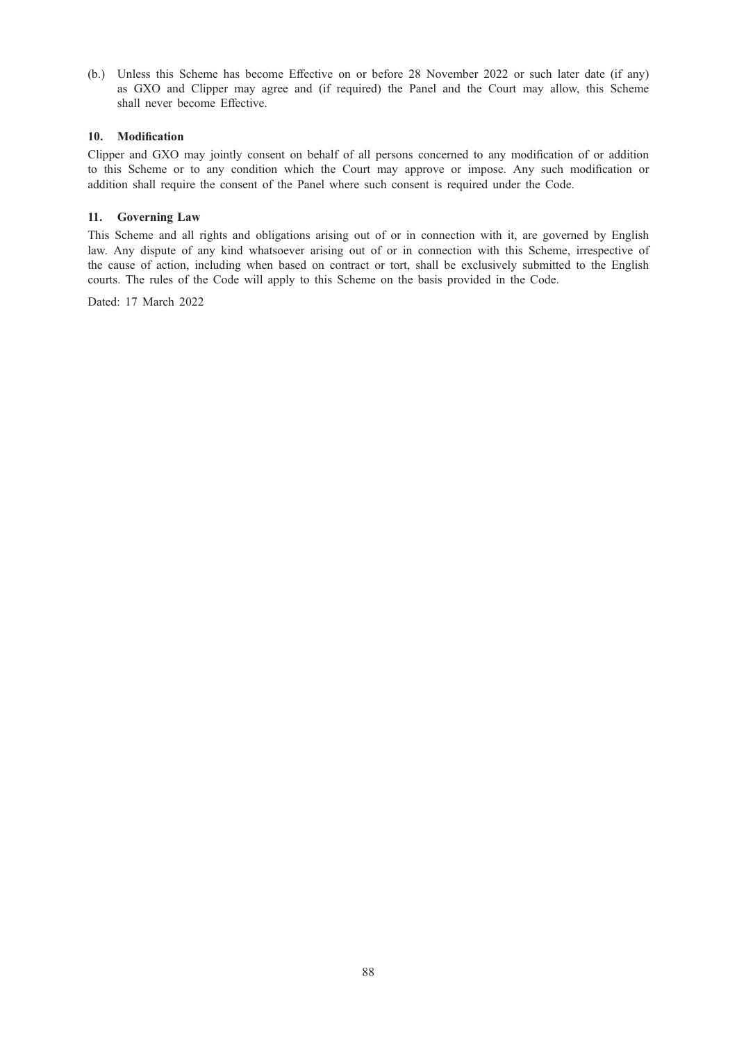(b.) Unless this Scheme has become Effective on or before 28 November 2022 or such later date (if any) as GXO and Clipper may agree and (if required) the Panel and the Court may allow, this Scheme shall never become Effective.

### 10. Modification

Clipper and GXO may jointly consent on behalf of all persons concerned to any modification of or addition to this Scheme or to any condition which the Court may approve or impose. Any such modification or addition shall require the consent of the Panel where such consent is required under the Code.

### 11. Governing Law

This Scheme and all rights and obligations arising out of or in connection with it, are governed by English law. Any dispute of any kind whatsoever arising out of or in connection with this Scheme, irrespective of the cause of action, including when based on contract or tort, shall be exclusively submitted to the English courts. The rules of the Code will apply to this Scheme on the basis provided in the Code.

Dated: 17 March 2022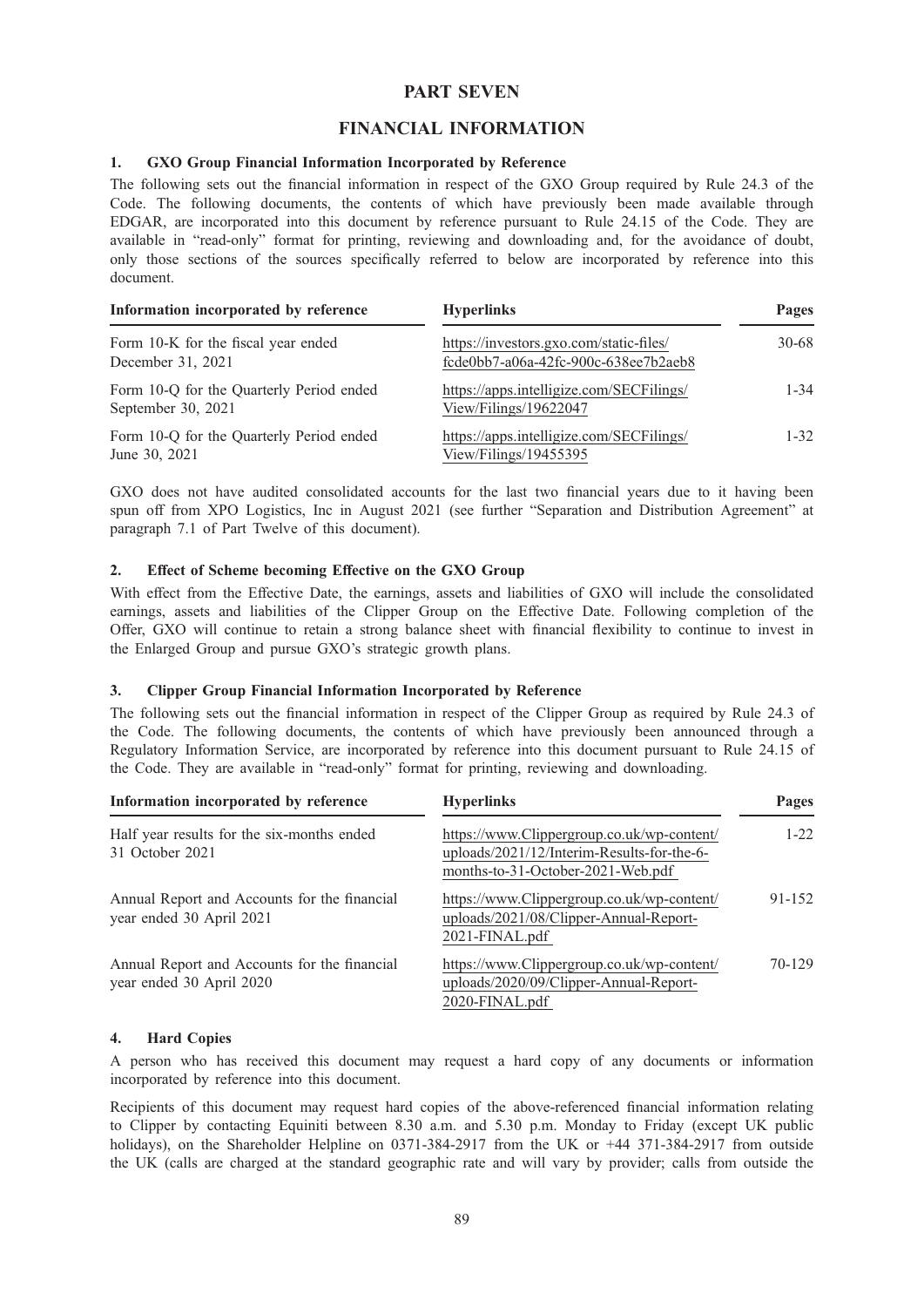# PART SEVEN

## FINANCIAL INFORMATION

### 1. GXO Group Financial Information Incorporated by Reference

The following sets out the financial information in respect of the GXO Group required by Rule 24.3 of the Code. The following documents, the contents of which have previously been made available through EDGAR, are incorporated into this document by reference pursuant to Rule 24.15 of the Code. They are available in "read-only" format for printing, reviewing and downloading and, for the avoidance of doubt, only those sections of the sources specifically referred to below are incorporated by reference into this document.

| Information incorporated by reference | Hyperlinks | Pages |
|---|---|---|
| Form 10-K for the fiscal year ended December 31, 2021 | https://investors.gxo.com/static-files/fcde0bb7-a06a-42fc-900c-638ee7b2aeb8 | 30-68 |
| Form 10-Q for the Quarterly Period ended September 30, 2021 | https://apps.intelligize.com/SECFilings/View/Filings/19622047 | 1-34 |
| Form 10-Q for the Quarterly Period ended June 30, 2021 | https://apps.intelligize.com/SECFilings/View/Filings/19455395 | 1-32 |

GXO does not have audited consolidated accounts for the last two financial years due to it having been spun off from XPO Logistics, Inc in August 2021 (see further "Separation and Distribution Agreement" at paragraph 7.1 of Part Twelve of this document).

### 2. Effect of Scheme becoming Effective on the GXO Group

With effect from the Effective Date, the earnings, assets and liabilities of GXO will include the consolidated earnings, assets and liabilities of the Clipper Group on the Effective Date. Following completion of the Offer, GXO will continue to retain a strong balance sheet with financial flexibility to continue to invest in the Enlarged Group and pursue GXO's strategic growth plans.

### 3. Clipper Group Financial Information Incorporated by Reference

The following sets out the financial information in respect of the Clipper Group as required by Rule 24.3 of the Code. The following documents, the contents of which have previously been announced through a Regulatory Information Service, are incorporated by reference into this document pursuant to Rule 24.15 of the Code. They are available in "read-only" format for printing, reviewing and downloading.

| Information incorporated by reference | Hyperlinks | Pages |
|---|---|---|
| Half year results for the six-months ended 31 October 2021 | https://www.Clippergroup.co.uk/wp-content/uploads/2021/12/Interim-Results-for-the-6-months-to-31-October-2021-Web.pdf | 1-22 |
| Annual Report and Accounts for the financial year ended 30 April 2021 | https://www.Clippergroup.co.uk/wp-content/uploads/2021/08/Clipper-Annual-Report-2021-FINAL.pdf | 91-152 |
| Annual Report and Accounts for the financial year ended 30 April 2020 | https://www.Clippergroup.co.uk/wp-content/uploads/2020/09/Clipper-Annual-Report-2020-FINAL.pdf | 70-129 |

### 4. Hard Copies

A person who has received this document may request a hard copy of any documents or information incorporated by reference into this document.

Recipients of this document may request hard copies of the above-referenced financial information relating to Clipper by contacting Equiniti between 8.30 a.m. and 5.30 p.m. Monday to Friday (except UK public holidays), on the Shareholder Helpline on 0371-384-2917 from the UK or +44 371-384-2917 from outside the UK (calls are charged at the standard geographic rate and will vary by provider; calls from outside the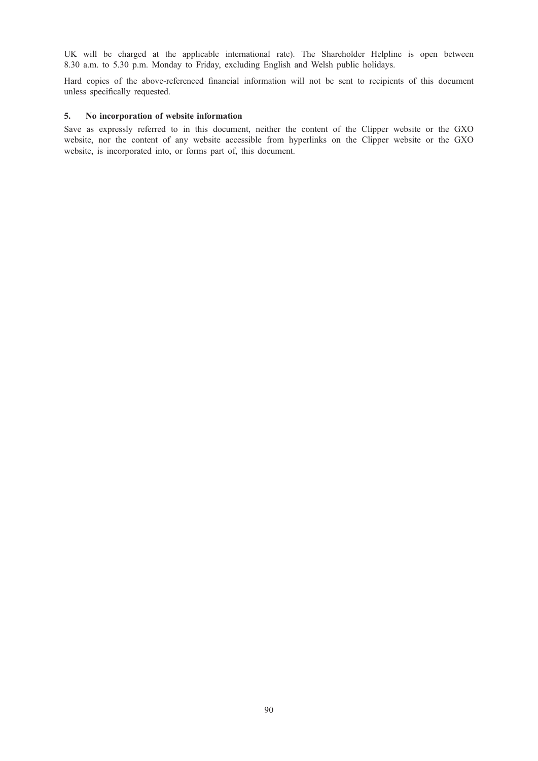UK will be charged at the applicable international rate). The Shareholder Helpline is open between 8.30 a.m. to 5.30 p.m. Monday to Friday, excluding English and Welsh public holidays.

Hard copies of the above-referenced financial information will not be sent to recipients of this document unless specifically requested.

**5. No incorporation of website information**

Save as expressly referred to in this document, neither the content of the Clipper website or the GXO website, nor the content of any website accessible from hyperlinks on the Clipper website or the GXO website, is incorporated into, or forms part of, this document.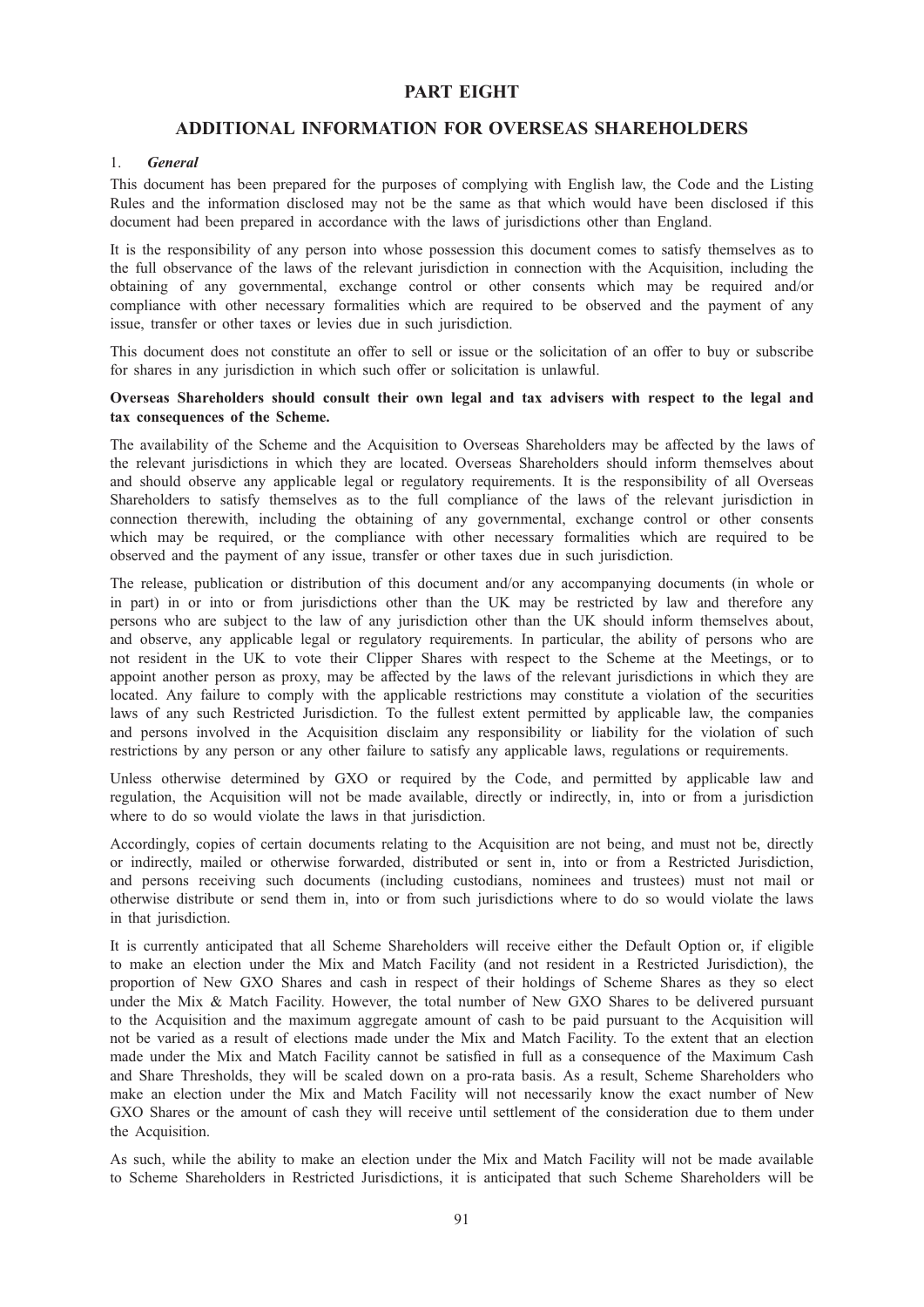# PART EIGHT

## ADDITIONAL INFORMATION FOR OVERSEAS SHAREHOLDERS

### 1. *General*

This document has been prepared for the purposes of complying with English law, the Code and the Listing Rules and the information disclosed may not be the same as that which would have been disclosed if this document had been prepared in accordance with the laws of jurisdictions other than England.

It is the responsibility of any person into whose possession this document comes to satisfy themselves as to the full observance of the laws of the relevant jurisdiction in connection with the Acquisition, including the obtaining of any governmental, exchange control or other consents which may be required and/or compliance with other necessary formalities which are required to be observed and the payment of any issue, transfer or other taxes or levies due in such jurisdiction.

This document does not constitute an offer to sell or issue or the solicitation of an offer to buy or subscribe for shares in any jurisdiction in which such offer or solicitation is unlawful.

**Overseas Shareholders should consult their own legal and tax advisers with respect to the legal and tax consequences of the Scheme.**

The availability of the Scheme and the Acquisition to Overseas Shareholders may be affected by the laws of the relevant jurisdictions in which they are located. Overseas Shareholders should inform themselves about and should observe any applicable legal or regulatory requirements. It is the responsibility of all Overseas Shareholders to satisfy themselves as to the full compliance of the laws of the relevant jurisdiction in connection therewith, including the obtaining of any governmental, exchange control or other consents which may be required, or the compliance with other necessary formalities which are required to be observed and the payment of any issue, transfer or other taxes due in such jurisdiction.

The release, publication or distribution of this document and/or any accompanying documents (in whole or in part) in or into or from jurisdictions other than the UK may be restricted by law and therefore any persons who are subject to the law of any jurisdiction other than the UK should inform themselves about, and observe, any applicable legal or regulatory requirements. In particular, the ability of persons who are not resident in the UK to vote their Clipper Shares with respect to the Scheme at the Meetings, or to appoint another person as proxy, may be affected by the laws of the relevant jurisdictions in which they are located. Any failure to comply with the applicable restrictions may constitute a violation of the securities laws of any such Restricted Jurisdiction. To the fullest extent permitted by applicable law, the companies and persons involved in the Acquisition disclaim any responsibility or liability for the violation of such restrictions by any person or any other failure to satisfy any applicable laws, regulations or requirements.

Unless otherwise determined by GXO or required by the Code, and permitted by applicable law and regulation, the Acquisition will not be made available, directly or indirectly, in, into or from a jurisdiction where to do so would violate the laws in that jurisdiction.

Accordingly, copies of certain documents relating to the Acquisition are not being, and must not be, directly or indirectly, mailed or otherwise forwarded, distributed or sent in, into or from a Restricted Jurisdiction, and persons receiving such documents (including custodians, nominees and trustees) must not mail or otherwise distribute or send them in, into or from such jurisdictions where to do so would violate the laws in that jurisdiction.

It is currently anticipated that all Scheme Shareholders will receive either the Default Option or, if eligible to make an election under the Mix and Match Facility (and not resident in a Restricted Jurisdiction), the proportion of New GXO Shares and cash in respect of their holdings of Scheme Shares as they so elect under the Mix & Match Facility. However, the total number of New GXO Shares to be delivered pursuant to the Acquisition and the maximum aggregate amount of cash to be paid pursuant to the Acquisition will not be varied as a result of elections made under the Mix and Match Facility. To the extent that an election made under the Mix and Match Facility cannot be satisfied in full as a consequence of the Maximum Cash and Share Thresholds, they will be scaled down on a pro-rata basis. As a result, Scheme Shareholders who make an election under the Mix and Match Facility will not necessarily know the exact number of New GXO Shares or the amount of cash they will receive until settlement of the consideration due to them under the Acquisition.

As such, while the ability to make an election under the Mix and Match Facility will not be made available to Scheme Shareholders in Restricted Jurisdictions, it is anticipated that such Scheme Shareholders will be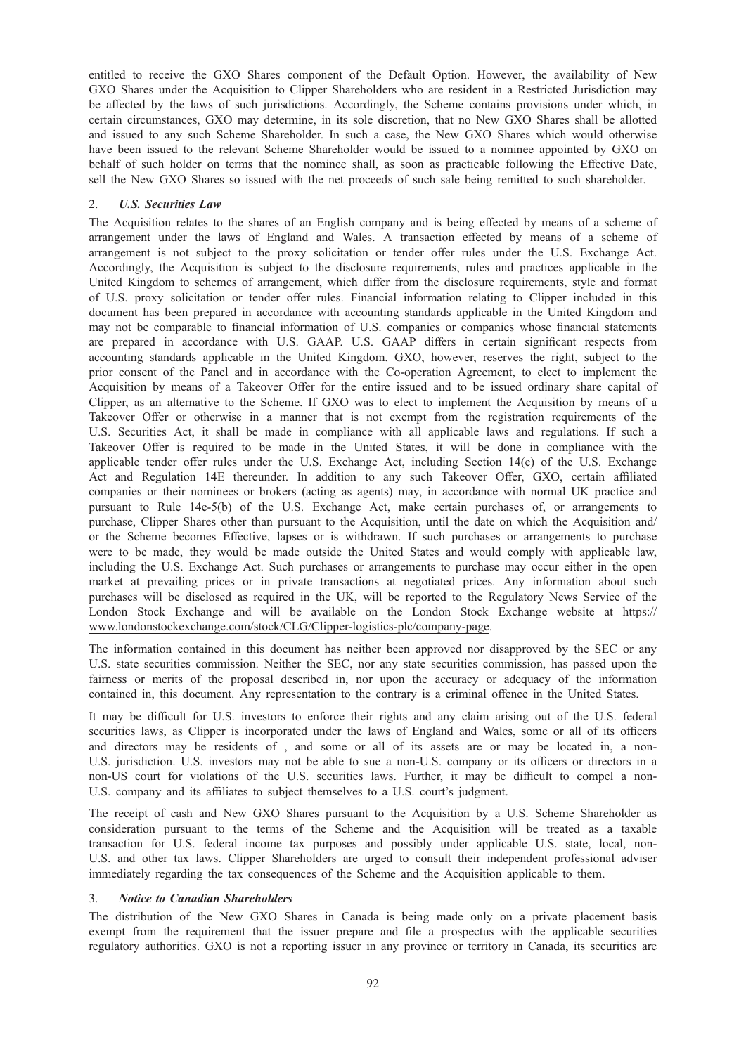entitled to receive the GXO Shares component of the Default Option. However, the availability of New GXO Shares under the Acquisition to Clipper Shareholders who are resident in a Restricted Jurisdiction may be affected by the laws of such jurisdictions. Accordingly, the Scheme contains provisions under which, in certain circumstances, GXO may determine, in its sole discretion, that no New GXO Shares shall be allotted and issued to any such Scheme Shareholder. In such a case, the New GXO Shares which would otherwise have been issued to the relevant Scheme Shareholder would be issued to a nominee appointed by GXO on behalf of such holder on terms that the nominee shall, as soon as practicable following the Effective Date, sell the New GXO Shares so issued with the net proceeds of such sale being remitted to such shareholder.

### 2. *U.S. Securities Law*

The Acquisition relates to the shares of an English company and is being effected by means of a scheme of arrangement under the laws of England and Wales. A transaction effected by means of a scheme of arrangement is not subject to the proxy solicitation or tender offer rules under the U.S. Exchange Act. Accordingly, the Acquisition is subject to the disclosure requirements, rules and practices applicable in the United Kingdom to schemes of arrangement, which differ from the disclosure requirements, style and format of U.S. proxy solicitation or tender offer rules. Financial information relating to Clipper included in this document has been prepared in accordance with accounting standards applicable in the United Kingdom and may not be comparable to financial information of U.S. companies or companies whose financial statements are prepared in accordance with U.S. GAAP. U.S. GAAP differs in certain significant respects from accounting standards applicable in the United Kingdom. GXO, however, reserves the right, subject to the prior consent of the Panel and in accordance with the Co-operation Agreement, to elect to implement the Acquisition by means of a Takeover Offer for the entire issued and to be issued ordinary share capital of Clipper, as an alternative to the Scheme. If GXO was to elect to implement the Acquisition by means of a Takeover Offer or otherwise in a manner that is not exempt from the registration requirements of the U.S. Securities Act, it shall be made in compliance with all applicable laws and regulations. If such a Takeover Offer is required to be made in the United States, it will be done in compliance with the applicable tender offer rules under the U.S. Exchange Act, including Section 14(e) of the U.S. Exchange Act and Regulation 14E thereunder. In addition to any such Takeover Offer, GXO, certain affiliated companies or their nominees or brokers (acting as agents) may, in accordance with normal UK practice and pursuant to Rule 14e-5(b) of the U.S. Exchange Act, make certain purchases of, or arrangements to purchase, Clipper Shares other than pursuant to the Acquisition, until the date on which the Acquisition and/or the Scheme becomes Effective, lapses or is withdrawn. If such purchases or arrangements to purchase were to be made, they would be made outside the United States and would comply with applicable law, including the U.S. Exchange Act. Such purchases or arrangements to purchase may occur either in the open market at prevailing prices or in private transactions at negotiated prices. Any information about such purchases will be disclosed as required in the UK, will be reported to the Regulatory News Service of the London Stock Exchange and will be available on the London Stock Exchange website at https://www.londonstockexchange.com/stock/CLG/Clipper-logistics-plc/company-page.

The information contained in this document has neither been approved nor disapproved by the SEC or any U.S. state securities commission. Neither the SEC, nor any state securities commission, has passed upon the fairness or merits of the proposal described in, nor upon the accuracy or adequacy of the information contained in, this document. Any representation to the contrary is a criminal offence in the United States.

It may be difficult for U.S. investors to enforce their rights and any claim arising out of the U.S. federal securities laws, as Clipper is incorporated under the laws of England and Wales, some or all of its officers and directors may be residents of , and some or all of its assets are or may be located in, a non-U.S. jurisdiction. U.S. investors may not be able to sue a non-U.S. company or its officers or directors in a non-US court for violations of the U.S. securities laws. Further, it may be difficult to compel a non-U.S. company and its affiliates to subject themselves to a U.S. court's judgment.

The receipt of cash and New GXO Shares pursuant to the Acquisition by a U.S. Scheme Shareholder as consideration pursuant to the terms of the Scheme and the Acquisition will be treated as a taxable transaction for U.S. federal income tax purposes and possibly under applicable U.S. state, local, non-U.S. and other tax laws. Clipper Shareholders are urged to consult their independent professional adviser immediately regarding the tax consequences of the Scheme and the Acquisition applicable to them.

### 3. *Notice to Canadian Shareholders*

The distribution of the New GXO Shares in Canada is being made only on a private placement basis exempt from the requirement that the issuer prepare and file a prospectus with the applicable securities regulatory authorities. GXO is not a reporting issuer in any province or territory in Canada, its securities are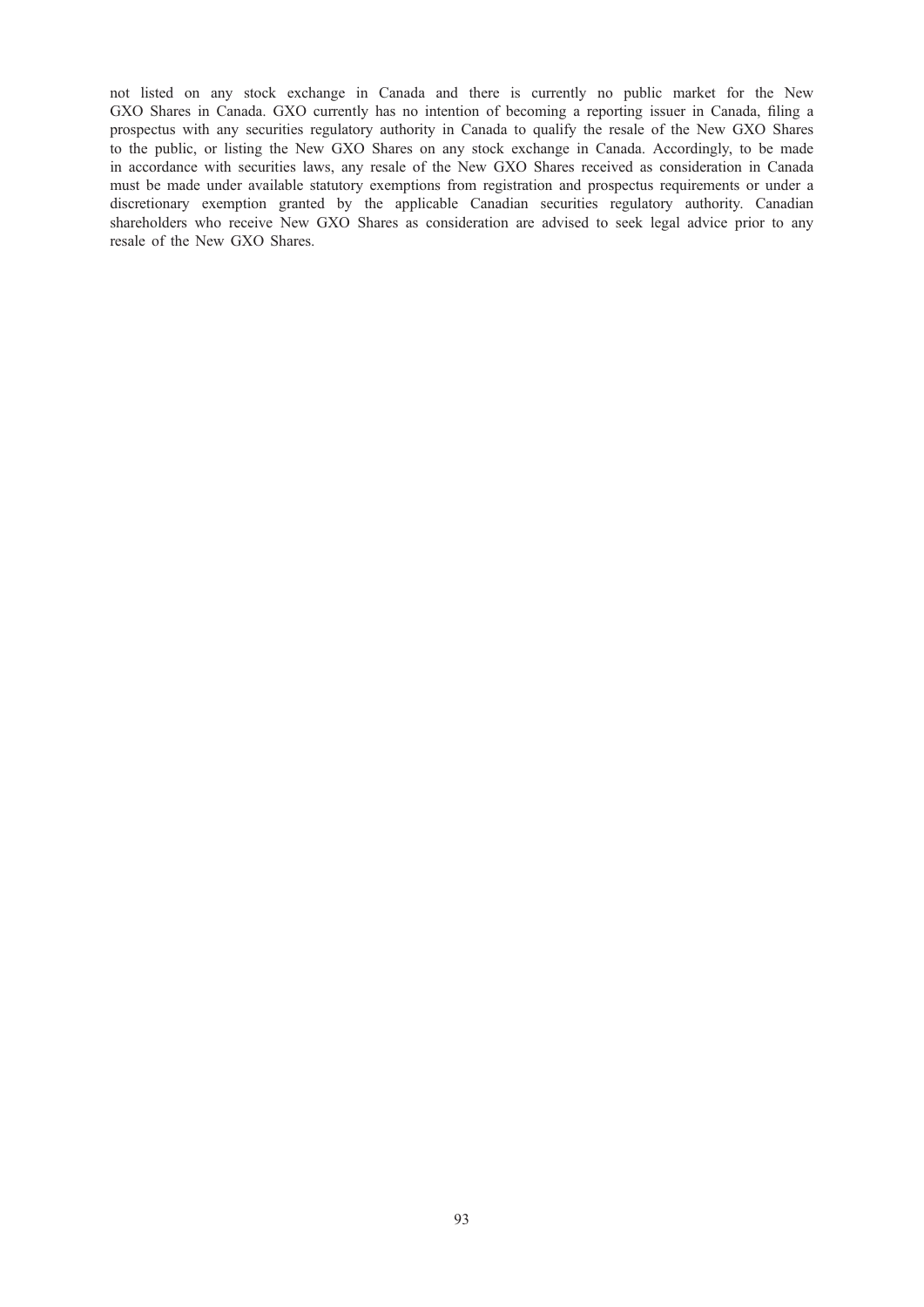not listed on any stock exchange in Canada and there is currently no public market for the New GXO Shares in Canada. GXO currently has no intention of becoming a reporting issuer in Canada, filing a prospectus with any securities regulatory authority in Canada to qualify the resale of the New GXO Shares to the public, or listing the New GXO Shares on any stock exchange in Canada. Accordingly, to be made in accordance with securities laws, any resale of the New GXO Shares received as consideration in Canada must be made under available statutory exemptions from registration and prospectus requirements or under a discretionary exemption granted by the applicable Canadian securities regulatory authority. Canadian shareholders who receive New GXO Shares as consideration are advised to seek legal advice prior to any resale of the New GXO Shares.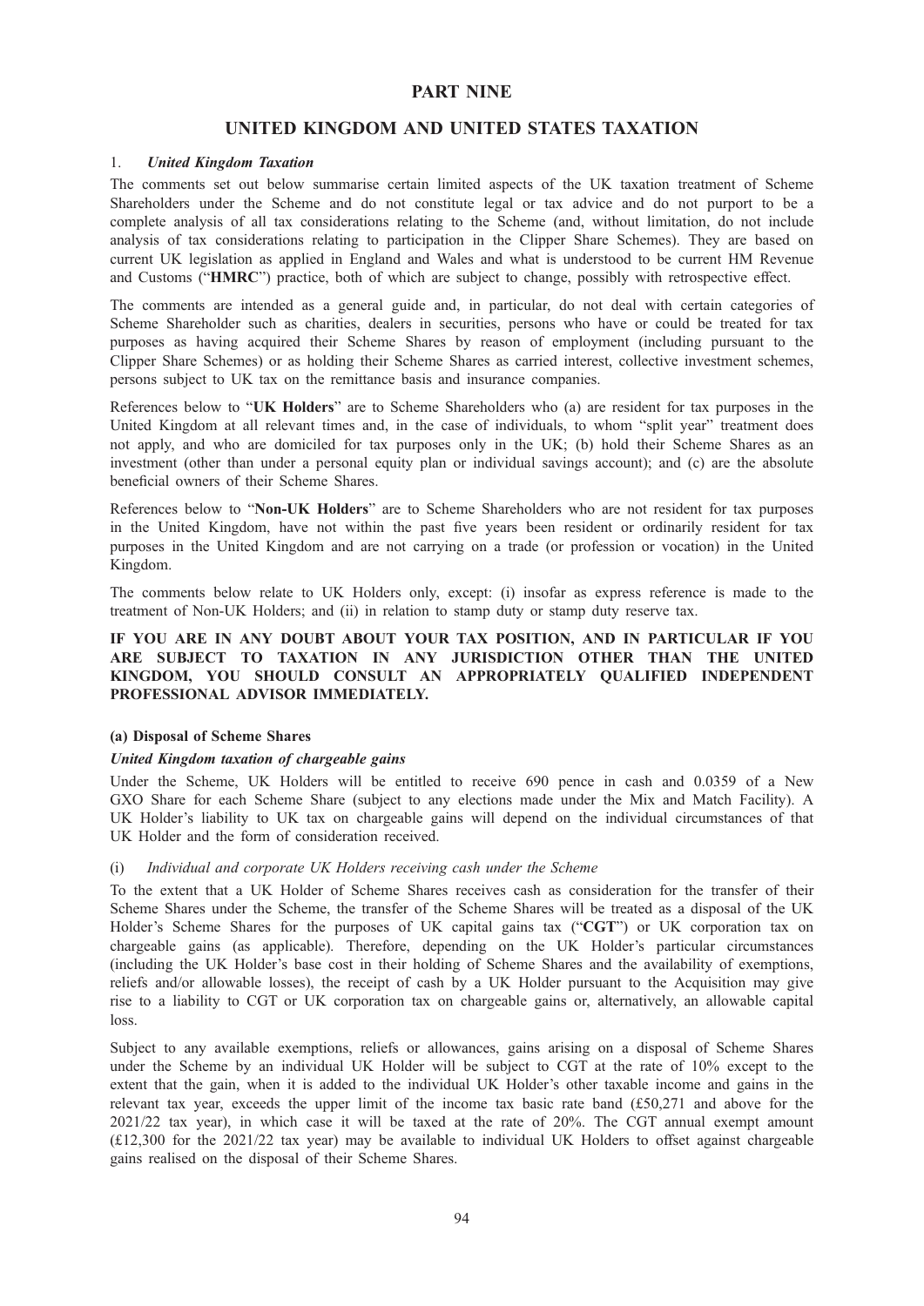# PART NINE

## UNITED KINGDOM AND UNITED STATES TAXATION

### 1. *United Kingdom Taxation*

The comments set out below summarise certain limited aspects of the UK taxation treatment of Scheme Shareholders under the Scheme and do not constitute legal or tax advice and do not purport to be a complete analysis of all tax considerations relating to the Scheme (and, without limitation, do not include analysis of tax considerations relating to participation in the Clipper Share Schemes). They are based on current UK legislation as applied in England and Wales and what is understood to be current HM Revenue and Customs ("**HMRC**") practice, both of which are subject to change, possibly with retrospective effect.

The comments are intended as a general guide and, in particular, do not deal with certain categories of Scheme Shareholder such as charities, dealers in securities, persons who have or could be treated for tax purposes as having acquired their Scheme Shares by reason of employment (including pursuant to the Clipper Share Schemes) or as holding their Scheme Shares as carried interest, collective investment schemes, persons subject to UK tax on the remittance basis and insurance companies.

References below to "**UK Holders**" are to Scheme Shareholders who (a) are resident for tax purposes in the United Kingdom at all relevant times and, in the case of individuals, to whom "split year" treatment does not apply, and who are domiciled for tax purposes only in the UK; (b) hold their Scheme Shares as an investment (other than under a personal equity plan or individual savings account); and (c) are the absolute beneficial owners of their Scheme Shares.

References below to "**Non-UK Holders**" are to Scheme Shareholders who are not resident for tax purposes in the United Kingdom, have not within the past five years been resident or ordinarily resident for tax purposes in the United Kingdom and are not carrying on a trade (or profession or vocation) in the United Kingdom.

The comments below relate to UK Holders only, except: (i) insofar as express reference is made to the treatment of Non-UK Holders; and (ii) in relation to stamp duty or stamp duty reserve tax.

**IF YOU ARE IN ANY DOUBT ABOUT YOUR TAX POSITION, AND IN PARTICULAR IF YOU ARE SUBJECT TO TAXATION IN ANY JURISDICTION OTHER THAN THE UNITED KINGDOM, YOU SHOULD CONSULT AN APPROPRIATELY QUALIFIED INDEPENDENT PROFESSIONAL ADVISOR IMMEDIATELY.**

#### (a) Disposal of Scheme Shares

***United Kingdom taxation of chargeable gains***

Under the Scheme, UK Holders will be entitled to receive 690 pence in cash and 0.0359 of a New GXO Share for each Scheme Share (subject to any elections made under the Mix and Match Facility). A UK Holder's liability to UK tax on chargeable gains will depend on the individual circumstances of that UK Holder and the form of consideration received.

(i) *Individual and corporate UK Holders receiving cash under the Scheme*

To the extent that a UK Holder of Scheme Shares receives cash as consideration for the transfer of their Scheme Shares under the Scheme, the transfer of the Scheme Shares will be treated as a disposal of the UK Holder's Scheme Shares for the purposes of UK capital gains tax ("**CGT**") or UK corporation tax on chargeable gains (as applicable). Therefore, depending on the UK Holder's particular circumstances (including the UK Holder's base cost in their holding of Scheme Shares and the availability of exemptions, reliefs and/or allowable losses), the receipt of cash by a UK Holder pursuant to the Acquisition may give rise to a liability to CGT or UK corporation tax on chargeable gains or, alternatively, an allowable capital loss.

Subject to any available exemptions, reliefs or allowances, gains arising on a disposal of Scheme Shares under the Scheme by an individual UK Holder will be subject to CGT at the rate of 10% except to the extent that the gain, when it is added to the individual UK Holder's other taxable income and gains in the relevant tax year, exceeds the upper limit of the income tax basic rate band (£50,271 and above for the 2021/22 tax year), in which case it will be taxed at the rate of 20%. The CGT annual exempt amount (£12,300 for the 2021/22 tax year) may be available to individual UK Holders to offset against chargeable gains realised on the disposal of their Scheme Shares.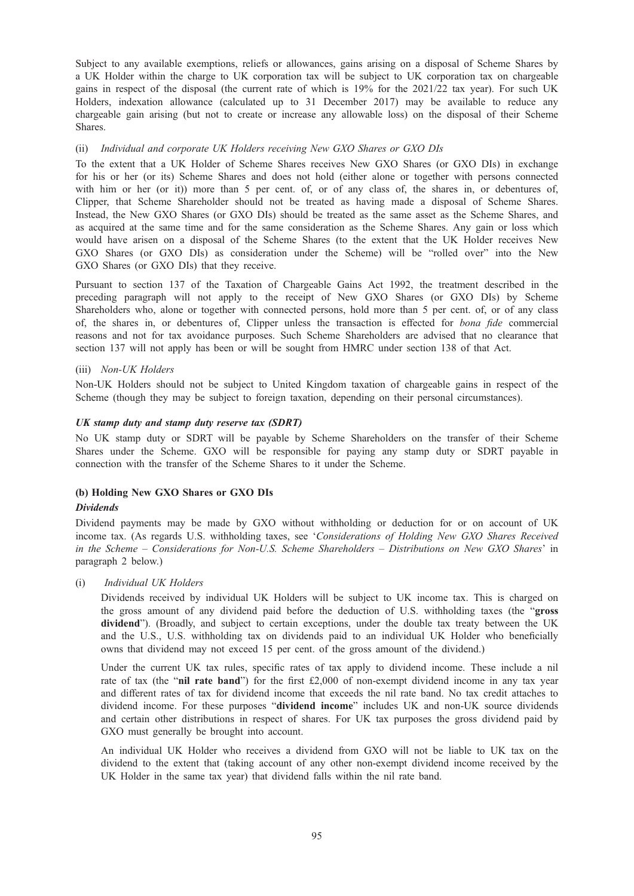Subject to any available exemptions, reliefs or allowances, gains arising on a disposal of Scheme Shares by a UK Holder within the charge to UK corporation tax will be subject to UK corporation tax on chargeable gains in respect of the disposal (the current rate of which is 19% for the 2021/22 tax year). For such UK Holders, indexation allowance (calculated up to 31 December 2017) may be available to reduce any chargeable gain arising (but not to create or increase any allowable loss) on the disposal of their Scheme Shares.

(ii) *Individual and corporate UK Holders receiving New GXO Shares or GXO DIs*

To the extent that a UK Holder of Scheme Shares receives New GXO Shares (or GXO DIs) in exchange for his or her (or its) Scheme Shares and does not hold (either alone or together with persons connected with him or her (or it)) more than 5 per cent. of, or of any class of, the shares in, or debentures of, Clipper, that Scheme Shareholder should not be treated as having made a disposal of Scheme Shares. Instead, the New GXO Shares (or GXO DIs) should be treated as the same asset as the Scheme Shares, and as acquired at the same time and for the same consideration as the Scheme Shares. Any gain or loss which would have arisen on a disposal of the Scheme Shares (to the extent that the UK Holder receives New GXO Shares (or GXO DIs) as consideration under the Scheme) will be "rolled over" into the New GXO Shares (or GXO DIs) that they receive.

Pursuant to section 137 of the Taxation of Chargeable Gains Act 1992, the treatment described in the preceding paragraph will not apply to the receipt of New GXO Shares (or GXO DIs) by Scheme Shareholders who, alone or together with connected persons, hold more than 5 per cent. of, or of any class of, the shares in, or debentures of, Clipper unless the transaction is effected for *bona fide* commercial reasons and not for tax avoidance purposes. Such Scheme Shareholders are advised that no clearance that section 137 will not apply has been or will be sought from HMRC under section 138 of that Act.

(iii) *Non-UK Holders*

Non-UK Holders should not be subject to United Kingdom taxation of chargeable gains in respect of the Scheme (though they may be subject to foreign taxation, depending on their personal circumstances).

***UK stamp duty and stamp duty reserve tax (SDRT)***

No UK stamp duty or SDRT will be payable by Scheme Shareholders on the transfer of their Scheme Shares under the Scheme. GXO will be responsible for paying any stamp duty or SDRT payable in connection with the transfer of the Scheme Shares to it under the Scheme.

**(b) Holding New GXO Shares or GXO DIs**

***Dividends***

Dividend payments may be made by GXO without withholding or deduction for or on account of UK income tax. (As regards U.S. withholding taxes, see '*Considerations of Holding New GXO Shares Received in the Scheme – Considerations for Non-U.S. Scheme Shareholders – Distributions on New GXO Shares*' in paragraph 2 below.)

(i) *Individual UK Holders*

Dividends received by individual UK Holders will be subject to UK income tax. This is charged on the gross amount of any dividend paid before the deduction of U.S. withholding taxes (the "**gross dividend**"). (Broadly, and subject to certain exceptions, under the double tax treaty between the UK and the U.S., U.S. withholding tax on dividends paid to an individual UK Holder who beneficially owns that dividend may not exceed 15 per cent. of the gross amount of the dividend.)

Under the current UK tax rules, specific rates of tax apply to dividend income. These include a nil rate of tax (the "**nil rate band**") for the first £2,000 of non-exempt dividend income in any tax year and different rates of tax for dividend income that exceeds the nil rate band. No tax credit attaches to dividend income. For these purposes "**dividend income**" includes UK and non-UK source dividends and certain other distributions in respect of shares. For UK tax purposes the gross dividend paid by GXO must generally be brought into account.

An individual UK Holder who receives a dividend from GXO will not be liable to UK tax on the dividend to the extent that (taking account of any other non-exempt dividend income received by the UK Holder in the same tax year) that dividend falls within the nil rate band.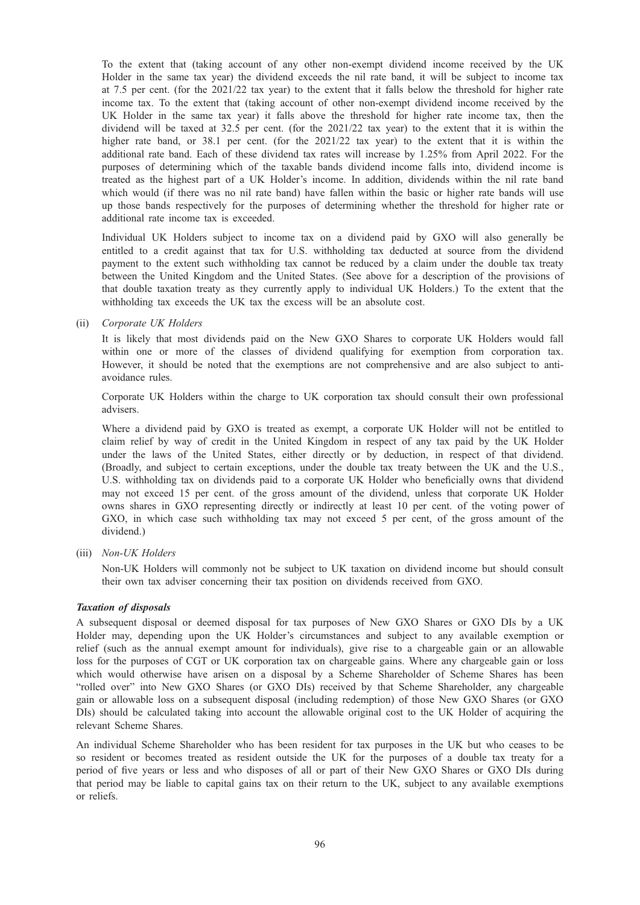To the extent that (taking account of any other non-exempt dividend income received by the UK Holder in the same tax year) the dividend exceeds the nil rate band, it will be subject to income tax at 7.5 per cent. (for the 2021/22 tax year) to the extent that it falls below the threshold for higher rate income tax. To the extent that (taking account of other non-exempt dividend income received by the UK Holder in the same tax year) it falls above the threshold for higher rate income tax, then the dividend will be taxed at 32.5 per cent. (for the 2021/22 tax year) to the extent that it is within the higher rate band, or 38.1 per cent. (for the 2021/22 tax year) to the extent that it is within the additional rate band. Each of these dividend tax rates will increase by 1.25% from April 2022. For the purposes of determining which of the taxable bands dividend income falls into, dividend income is treated as the highest part of a UK Holder's income. In addition, dividends within the nil rate band which would (if there was no nil rate band) have fallen within the basic or higher rate bands will use up those bands respectively for the purposes of determining whether the threshold for higher rate or additional rate income tax is exceeded.

Individual UK Holders subject to income tax on a dividend paid by GXO will also generally be entitled to a credit against that tax for U.S. withholding tax deducted at source from the dividend payment to the extent such withholding tax cannot be reduced by a claim under the double tax treaty between the United Kingdom and the United States. (See above for a description of the provisions of that double taxation treaty as they currently apply to individual UK Holders.) To the extent that the withholding tax exceeds the UK tax the excess will be an absolute cost.

(ii) *Corporate UK Holders*

It is likely that most dividends paid on the New GXO Shares to corporate UK Holders would fall within one or more of the classes of dividend qualifying for exemption from corporation tax. However, it should be noted that the exemptions are not comprehensive and are also subject to anti-avoidance rules.

Corporate UK Holders within the charge to UK corporation tax should consult their own professional advisers.

Where a dividend paid by GXO is treated as exempt, a corporate UK Holder will not be entitled to claim relief by way of credit in the United Kingdom in respect of any tax paid by the UK Holder under the laws of the United States, either directly or by deduction, in respect of that dividend. (Broadly, and subject to certain exceptions, under the double tax treaty between the UK and the U.S., U.S. withholding tax on dividends paid to a corporate UK Holder who beneficially owns that dividend may not exceed 15 per cent. of the gross amount of the dividend, unless that corporate UK Holder owns shares in GXO representing directly or indirectly at least 10 per cent. of the voting power of GXO, in which case such withholding tax may not exceed 5 per cent, of the gross amount of the dividend.)

(iii) *Non-UK Holders*

Non-UK Holders will commonly not be subject to UK taxation on dividend income but should consult their own tax adviser concerning their tax position on dividends received from GXO.

***Taxation of disposals***

A subsequent disposal or deemed disposal for tax purposes of New GXO Shares or GXO DIs by a UK Holder may, depending upon the UK Holder's circumstances and subject to any available exemption or relief (such as the annual exempt amount for individuals), give rise to a chargeable gain or an allowable loss for the purposes of CGT or UK corporation tax on chargeable gains. Where any chargeable gain or loss which would otherwise have arisen on a disposal by a Scheme Shareholder of Scheme Shares has been "rolled over" into New GXO Shares (or GXO DIs) received by that Scheme Shareholder, any chargeable gain or allowable loss on a subsequent disposal (including redemption) of those New GXO Shares (or GXO DIs) should be calculated taking into account the allowable original cost to the UK Holder of acquiring the relevant Scheme Shares.

An individual Scheme Shareholder who has been resident for tax purposes in the UK but who ceases to be so resident or becomes treated as resident outside the UK for the purposes of a double tax treaty for a period of five years or less and who disposes of all or part of their New GXO Shares or GXO DIs during that period may be liable to capital gains tax on their return to the UK, subject to any available exemptions or reliefs.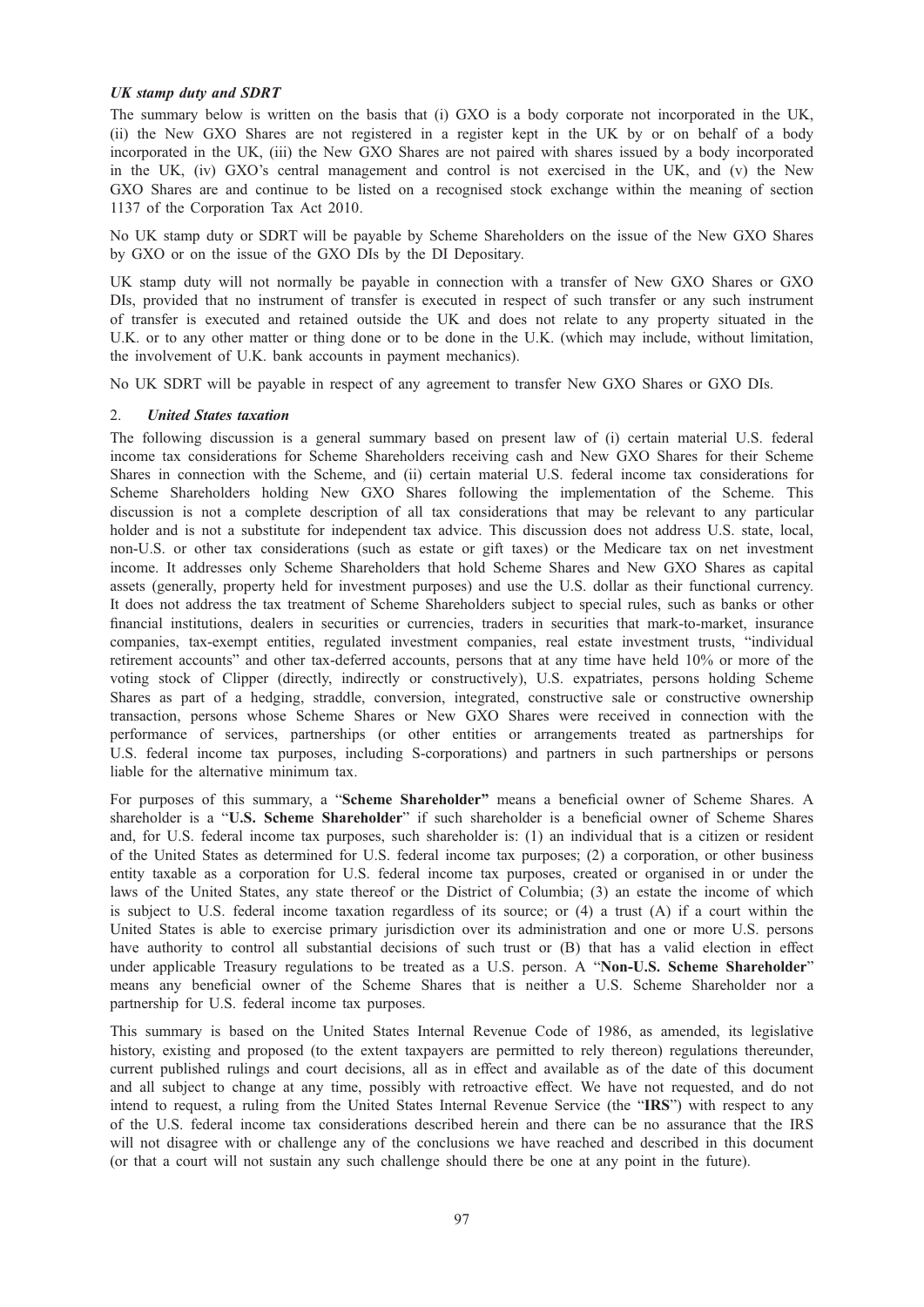### *UK stamp duty and SDRT*

The summary below is written on the basis that (i) GXO is a body corporate not incorporated in the UK, (ii) the New GXO Shares are not registered in a register kept in the UK by or on behalf of a body incorporated in the UK, (iii) the New GXO Shares are not paired with shares issued by a body incorporated in the UK, (iv) GXO's central management and control is not exercised in the UK, and (v) the New GXO Shares are and continue to be listed on a recognised stock exchange within the meaning of section 1137 of the Corporation Tax Act 2010.

No UK stamp duty or SDRT will be payable by Scheme Shareholders on the issue of the New GXO Shares by GXO or on the issue of the GXO DIs by the DI Depositary.

UK stamp duty will not normally be payable in connection with a transfer of New GXO Shares or GXO DIs, provided that no instrument of transfer is executed in respect of such transfer or any such instrument of transfer is executed and retained outside the UK and does not relate to any property situated in the U.K. or to any other matter or thing done or to be done in the U.K. (which may include, without limitation, the involvement of U.K. bank accounts in payment mechanics).

No UK SDRT will be payable in respect of any agreement to transfer New GXO Shares or GXO DIs.

### 2. *United States taxation*

The following discussion is a general summary based on present law of (i) certain material U.S. federal income tax considerations for Scheme Shareholders receiving cash and New GXO Shares for their Scheme Shares in connection with the Scheme, and (ii) certain material U.S. federal income tax considerations for Scheme Shareholders holding New GXO Shares following the implementation of the Scheme. This discussion is not a complete description of all tax considerations that may be relevant to any particular holder and is not a substitute for independent tax advice. This discussion does not address U.S. state, local, non-U.S. or other tax considerations (such as estate or gift taxes) or the Medicare tax on net investment income. It addresses only Scheme Shareholders that hold Scheme Shares and New GXO Shares as capital assets (generally, property held for investment purposes) and use the U.S. dollar as their functional currency. It does not address the tax treatment of Scheme Shareholders subject to special rules, such as banks or other financial institutions, dealers in securities or currencies, traders in securities that mark-to-market, insurance companies, tax-exempt entities, regulated investment companies, real estate investment trusts, "individual retirement accounts" and other tax-deferred accounts, persons that at any time have held 10% or more of the voting stock of Clipper (directly, indirectly or constructively), U.S. expatriates, persons holding Scheme Shares as part of a hedging, straddle, conversion, integrated, constructive sale or constructive ownership transaction, persons whose Scheme Shares or New GXO Shares were received in connection with the performance of services, partnerships (or other entities or arrangements treated as partnerships for U.S. federal income tax purposes, including S-corporations) and partners in such partnerships or persons liable for the alternative minimum tax.

For purposes of this summary, a "**Scheme Shareholder"** means a beneficial owner of Scheme Shares. A shareholder is a "**U.S. Scheme Shareholder**" if such shareholder is a beneficial owner of Scheme Shares and, for U.S. federal income tax purposes, such shareholder is: (1) an individual that is a citizen or resident of the United States as determined for U.S. federal income tax purposes; (2) a corporation, or other business entity taxable as a corporation for U.S. federal income tax purposes, created or organised in or under the laws of the United States, any state thereof or the District of Columbia; (3) an estate the income of which is subject to U.S. federal income taxation regardless of its source; or (4) a trust (A) if a court within the United States is able to exercise primary jurisdiction over its administration and one or more U.S. persons have authority to control all substantial decisions of such trust or (B) that has a valid election in effect under applicable Treasury regulations to be treated as a U.S. person. A "**Non-U.S. Scheme Shareholder**" means any beneficial owner of the Scheme Shares that is neither a U.S. Scheme Shareholder nor a partnership for U.S. federal income tax purposes.

This summary is based on the United States Internal Revenue Code of 1986, as amended, its legislative history, existing and proposed (to the extent taxpayers are permitted to rely thereon) regulations thereunder, current published rulings and court decisions, all as in effect and available as of the date of this document and all subject to change at any time, possibly with retroactive effect. We have not requested, and do not intend to request, a ruling from the United States Internal Revenue Service (the "**IRS**") with respect to any of the U.S. federal income tax considerations described herein and there can be no assurance that the IRS will not disagree with or challenge any of the conclusions we have reached and described in this document (or that a court will not sustain any such challenge should there be one at any point in the future).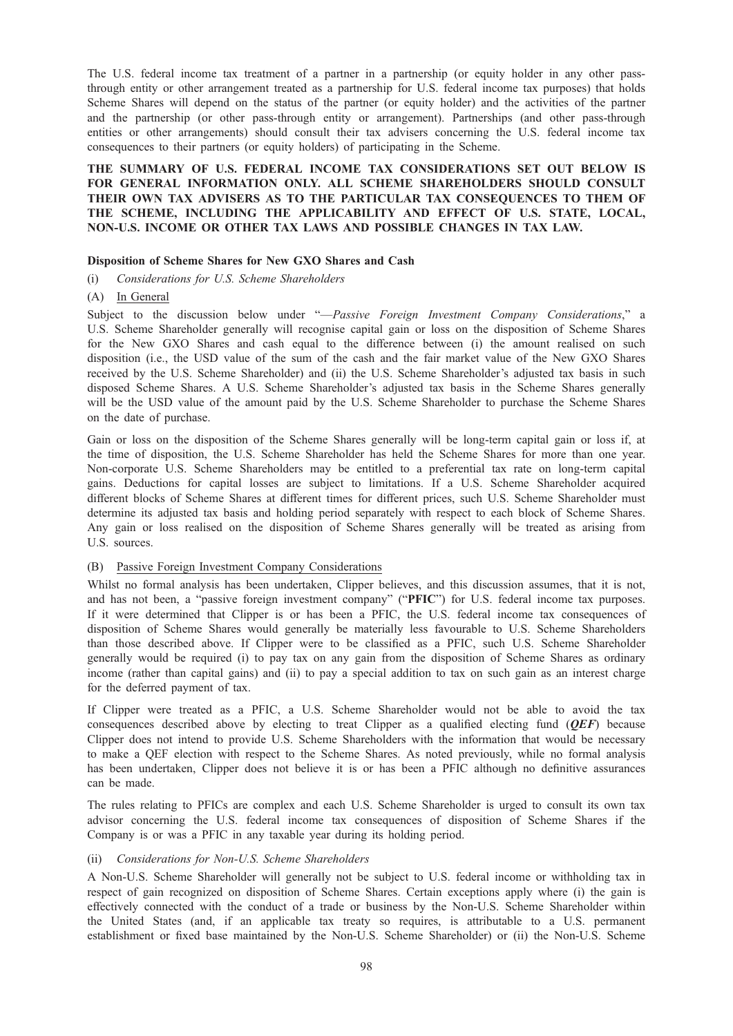The U.S. federal income tax treatment of a partner in a partnership (or equity holder in any other pass-through entity or other arrangement treated as a partnership for U.S. federal income tax purposes) that holds Scheme Shares will depend on the status of the partner (or equity holder) and the activities of the partner and the partnership (or other pass-through entity or arrangement). Partnerships (and other pass-through entities or other arrangements) should consult their tax advisers concerning the U.S. federal income tax consequences to their partners (or equity holders) of participating in the Scheme.

**THE SUMMARY OF U.S. FEDERAL INCOME TAX CONSIDERATIONS SET OUT BELOW IS FOR GENERAL INFORMATION ONLY. ALL SCHEME SHAREHOLDERS SHOULD CONSULT THEIR OWN TAX ADVISERS AS TO THE PARTICULAR TAX CONSEQUENCES TO THEM OF THE SCHEME, INCLUDING THE APPLICABILITY AND EFFECT OF U.S. STATE, LOCAL, NON-U.S. INCOME OR OTHER TAX LAWS AND POSSIBLE CHANGES IN TAX LAW.**

**Disposition of Scheme Shares for New GXO Shares and Cash**

(i) *Considerations for U.S. Scheme Shareholders*

(A) In General

Subject to the discussion below under "—*Passive Foreign Investment Company Considerations*," a U.S. Scheme Shareholder generally will recognise capital gain or loss on the disposition of Scheme Shares for the New GXO Shares and cash equal to the difference between (i) the amount realised on such disposition (i.e., the USD value of the sum of the cash and the fair market value of the New GXO Shares received by the U.S. Scheme Shareholder) and (ii) the U.S. Scheme Shareholder's adjusted tax basis in such disposed Scheme Shares. A U.S. Scheme Shareholder's adjusted tax basis in the Scheme Shares generally will be the USD value of the amount paid by the U.S. Scheme Shareholder to purchase the Scheme Shares on the date of purchase.

Gain or loss on the disposition of the Scheme Shares generally will be long-term capital gain or loss if, at the time of disposition, the U.S. Scheme Shareholder has held the Scheme Shares for more than one year. Non-corporate U.S. Scheme Shareholders may be entitled to a preferential tax rate on long-term capital gains. Deductions for capital losses are subject to limitations. If a U.S. Scheme Shareholder acquired different blocks of Scheme Shares at different times for different prices, such U.S. Scheme Shareholder must determine its adjusted tax basis and holding period separately with respect to each block of Scheme Shares. Any gain or loss realised on the disposition of Scheme Shares generally will be treated as arising from U.S. sources.

(B) Passive Foreign Investment Company Considerations

Whilst no formal analysis has been undertaken, Clipper believes, and this discussion assumes, that it is not, and has not been, a "passive foreign investment company" ("**PFIC**") for U.S. federal income tax purposes. If it were determined that Clipper is or has been a PFIC, the U.S. federal income tax consequences of disposition of Scheme Shares would generally be materially less favourable to U.S. Scheme Shareholders than those described above. If Clipper were to be classified as a PFIC, such U.S. Scheme Shareholder generally would be required (i) to pay tax on any gain from the disposition of Scheme Shares as ordinary income (rather than capital gains) and (ii) to pay a special addition to tax on such gain as an interest charge for the deferred payment of tax.

If Clipper were treated as a PFIC, a U.S. Scheme Shareholder would not be able to avoid the tax consequences described above by electing to treat Clipper as a qualified electing fund (***QEF***) because Clipper does not intend to provide U.S. Scheme Shareholders with the information that would be necessary to make a QEF election with respect to the Scheme Shares. As noted previously, while no formal analysis has been undertaken, Clipper does not believe it is or has been a PFIC although no definitive assurances can be made.

The rules relating to PFICs are complex and each U.S. Scheme Shareholder is urged to consult its own tax advisor concerning the U.S. federal income tax consequences of disposition of Scheme Shares if the Company is or was a PFIC in any taxable year during its holding period.

(ii) *Considerations for Non-U.S. Scheme Shareholders*

A Non-U.S. Scheme Shareholder will generally not be subject to U.S. federal income or withholding tax in respect of gain recognized on disposition of Scheme Shares. Certain exceptions apply where (i) the gain is effectively connected with the conduct of a trade or business by the Non-U.S. Scheme Shareholder within the United States (and, if an applicable tax treaty so requires, is attributable to a U.S. permanent establishment or fixed base maintained by the Non-U.S. Scheme Shareholder) or (ii) the Non-U.S. Scheme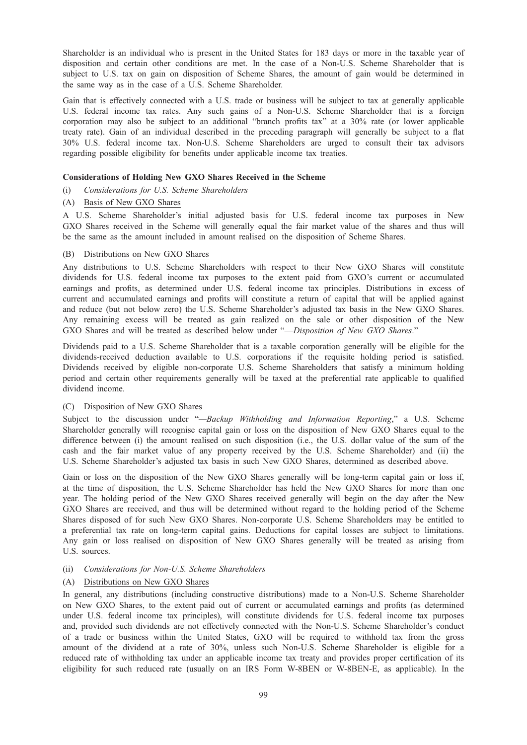Shareholder is an individual who is present in the United States for 183 days or more in the taxable year of disposition and certain other conditions are met. In the case of a Non-U.S. Scheme Shareholder that is subject to U.S. tax on gain on disposition of Scheme Shares, the amount of gain would be determined in the same way as in the case of a U.S. Scheme Shareholder.

Gain that is effectively connected with a U.S. trade or business will be subject to tax at generally applicable U.S. federal income tax rates. Any such gains of a Non-U.S. Scheme Shareholder that is a foreign corporation may also be subject to an additional "branch profits tax" at a 30% rate (or lower applicable treaty rate). Gain of an individual described in the preceding paragraph will generally be subject to a flat 30% U.S. federal income tax. Non-U.S. Scheme Shareholders are urged to consult their tax advisors regarding possible eligibility for benefits under applicable income tax treaties.

**Considerations of Holding New GXO Shares Received in the Scheme**

(i) *Considerations for U.S. Scheme Shareholders*

(A) Basis of New GXO Shares

A U.S. Scheme Shareholder's initial adjusted basis for U.S. federal income tax purposes in New GXO Shares received in the Scheme will generally equal the fair market value of the shares and thus will be the same as the amount included in amount realised on the disposition of Scheme Shares.

(B) Distributions on New GXO Shares

Any distributions to U.S. Scheme Shareholders with respect to their New GXO Shares will constitute dividends for U.S. federal income tax purposes to the extent paid from GXO's current or accumulated earnings and profits, as determined under U.S. federal income tax principles. Distributions in excess of current and accumulated earnings and profits will constitute a return of capital that will be applied against and reduce (but not below zero) the U.S. Scheme Shareholder's adjusted tax basis in the New GXO Shares. Any remaining excess will be treated as gain realized on the sale or other disposition of the New GXO Shares and will be treated as described below under "—*Disposition of New GXO Shares*."

Dividends paid to a U.S. Scheme Shareholder that is a taxable corporation generally will be eligible for the dividends-received deduction available to U.S. corporations if the requisite holding period is satisfied. Dividends received by eligible non-corporate U.S. Scheme Shareholders that satisfy a minimum holding period and certain other requirements generally will be taxed at the preferential rate applicable to qualified dividend income.

(C) Disposition of New GXO Shares

Subject to the discussion under "*—Backup Withholding and Information Reporting*," a U.S. Scheme Shareholder generally will recognise capital gain or loss on the disposition of New GXO Shares equal to the difference between (i) the amount realised on such disposition (i.e., the U.S. dollar value of the sum of the cash and the fair market value of any property received by the U.S. Scheme Shareholder) and (ii) the U.S. Scheme Shareholder's adjusted tax basis in such New GXO Shares, determined as described above.

Gain or loss on the disposition of the New GXO Shares generally will be long-term capital gain or loss if, at the time of disposition, the U.S. Scheme Shareholder has held the New GXO Shares for more than one year. The holding period of the New GXO Shares received generally will begin on the day after the New GXO Shares are received, and thus will be determined without regard to the holding period of the Scheme Shares disposed of for such New GXO Shares. Non-corporate U.S. Scheme Shareholders may be entitled to a preferential tax rate on long-term capital gains. Deductions for capital losses are subject to limitations. Any gain or loss realised on disposition of New GXO Shares generally will be treated as arising from U.S. sources.

(ii) *Considerations for Non-U.S. Scheme Shareholders*

(A) Distributions on New GXO Shares

In general, any distributions (including constructive distributions) made to a Non-U.S. Scheme Shareholder on New GXO Shares, to the extent paid out of current or accumulated earnings and profits (as determined under U.S. federal income tax principles), will constitute dividends for U.S. federal income tax purposes and, provided such dividends are not effectively connected with the Non-U.S. Scheme Shareholder's conduct of a trade or business within the United States, GXO will be required to withhold tax from the gross amount of the dividend at a rate of 30%, unless such Non-U.S. Scheme Shareholder is eligible for a reduced rate of withholding tax under an applicable income tax treaty and provides proper certification of its eligibility for such reduced rate (usually on an IRS Form W-8BEN or W-8BEN-E, as applicable). In the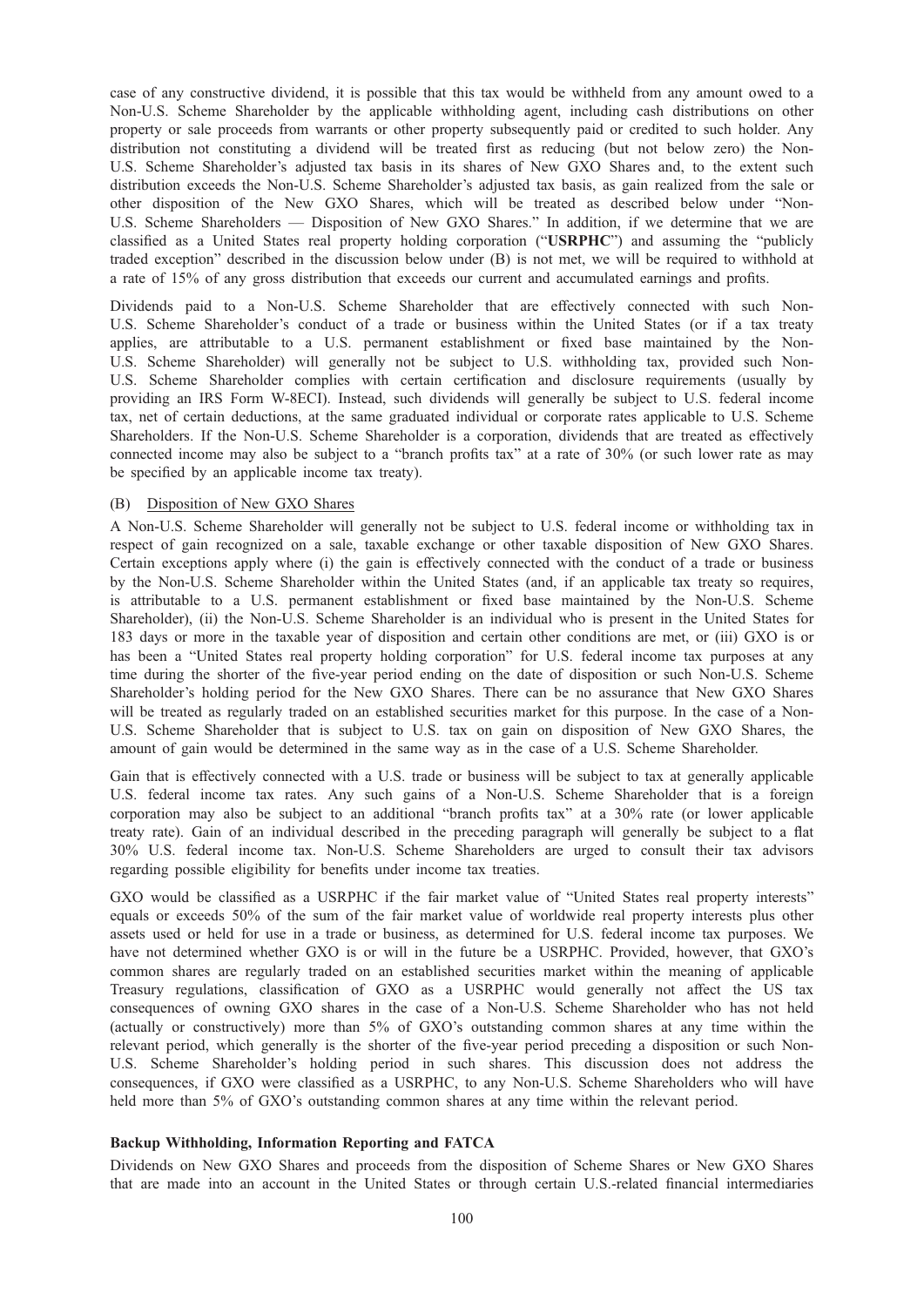case of any constructive dividend, it is possible that this tax would be withheld from any amount owed to a Non-U.S. Scheme Shareholder by the applicable withholding agent, including cash distributions on other property or sale proceeds from warrants or other property subsequently paid or credited to such holder. Any distribution not constituting a dividend will be treated first as reducing (but not below zero) the Non-U.S. Scheme Shareholder's adjusted tax basis in its shares of New GXO Shares and, to the extent such distribution exceeds the Non-U.S. Scheme Shareholder's adjusted tax basis, as gain realized from the sale or other disposition of the New GXO Shares, which will be treated as described below under "Non-U.S. Scheme Shareholders — Disposition of New GXO Shares." In addition, if we determine that we are classified as a United States real property holding corporation ("**USRPHC**") and assuming the "publicly traded exception" described in the discussion below under (B) is not met, we will be required to withhold at a rate of 15% of any gross distribution that exceeds our current and accumulated earnings and profits.

Dividends paid to a Non-U.S. Scheme Shareholder that are effectively connected with such Non-U.S. Scheme Shareholder's conduct of a trade or business within the United States (or if a tax treaty applies, are attributable to a U.S. permanent establishment or fixed base maintained by the Non-U.S. Scheme Shareholder) will generally not be subject to U.S. withholding tax, provided such Non-U.S. Scheme Shareholder complies with certain certification and disclosure requirements (usually by providing an IRS Form W-8ECI). Instead, such dividends will generally be subject to U.S. federal income tax, net of certain deductions, at the same graduated individual or corporate rates applicable to U.S. Scheme Shareholders. If the Non-U.S. Scheme Shareholder is a corporation, dividends that are treated as effectively connected income may also be subject to a "branch profits tax" at a rate of 30% (or such lower rate as may be specified by an applicable income tax treaty).

(B) Disposition of New GXO Shares

A Non-U.S. Scheme Shareholder will generally not be subject to U.S. federal income or withholding tax in respect of gain recognized on a sale, taxable exchange or other taxable disposition of New GXO Shares. Certain exceptions apply where (i) the gain is effectively connected with the conduct of a trade or business by the Non-U.S. Scheme Shareholder within the United States (and, if an applicable tax treaty so requires, is attributable to a U.S. permanent establishment or fixed base maintained by the Non-U.S. Scheme Shareholder), (ii) the Non-U.S. Scheme Shareholder is an individual who is present in the United States for 183 days or more in the taxable year of disposition and certain other conditions are met, or (iii) GXO is or has been a "United States real property holding corporation" for U.S. federal income tax purposes at any time during the shorter of the five-year period ending on the date of disposition or such Non-U.S. Scheme Shareholder's holding period for the New GXO Shares. There can be no assurance that New GXO Shares will be treated as regularly traded on an established securities market for this purpose. In the case of a Non-U.S. Scheme Shareholder that is subject to U.S. tax on gain on disposition of New GXO Shares, the amount of gain would be determined in the same way as in the case of a U.S. Scheme Shareholder.

Gain that is effectively connected with a U.S. trade or business will be subject to tax at generally applicable U.S. federal income tax rates. Any such gains of a Non-U.S. Scheme Shareholder that is a foreign corporation may also be subject to an additional "branch profits tax" at a 30% rate (or lower applicable treaty rate). Gain of an individual described in the preceding paragraph will generally be subject to a flat 30% U.S. federal income tax. Non-U.S. Scheme Shareholders are urged to consult their tax advisors regarding possible eligibility for benefits under income tax treaties.

GXO would be classified as a USRPHC if the fair market value of "United States real property interests" equals or exceeds 50% of the sum of the fair market value of worldwide real property interests plus other assets used or held for use in a trade or business, as determined for U.S. federal income tax purposes. We have not determined whether GXO is or will in the future be a USRPHC. Provided, however, that GXO's common shares are regularly traded on an established securities market within the meaning of applicable Treasury regulations, classification of GXO as a USRPHC would generally not affect the US tax consequences of owning GXO shares in the case of a Non-U.S. Scheme Shareholder who has not held (actually or constructively) more than 5% of GXO's outstanding common shares at any time within the relevant period, which generally is the shorter of the five-year period preceding a disposition or such Non-U.S. Scheme Shareholder's holding period in such shares. This discussion does not address the consequences, if GXO were classified as a USRPHC, to any Non-U.S. Scheme Shareholders who will have held more than 5% of GXO's outstanding common shares at any time within the relevant period.

**Backup Withholding, Information Reporting and FATCA**

Dividends on New GXO Shares and proceeds from the disposition of Scheme Shares or New GXO Shares that are made into an account in the United States or through certain U.S.-related financial intermediaries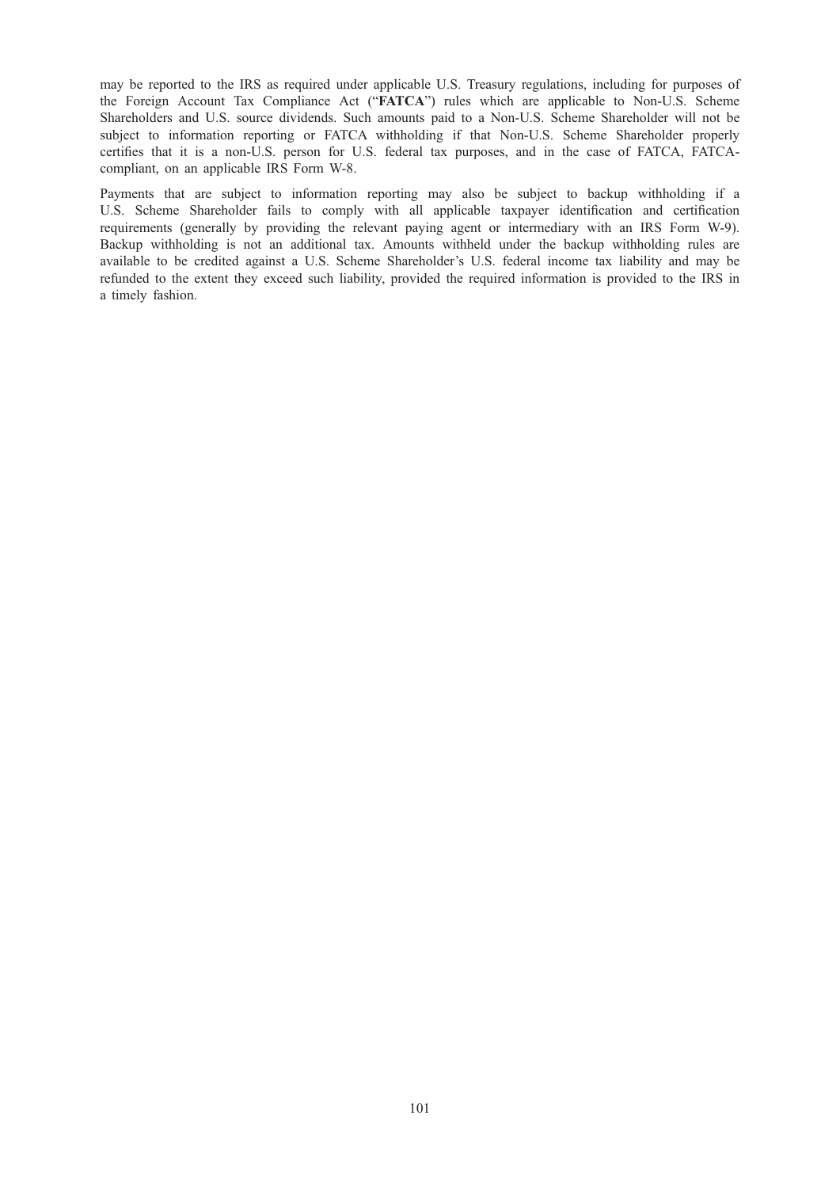may be reported to the IRS as required under applicable U.S. Treasury regulations, including for purposes of the Foreign Account Tax Compliance Act ("**FATCA**") rules which are applicable to Non-U.S. Scheme Shareholders and U.S. source dividends. Such amounts paid to a Non-U.S. Scheme Shareholder will not be subject to information reporting or FATCA withholding if that Non-U.S. Scheme Shareholder properly certifies that it is a non-U.S. person for U.S. federal tax purposes, and in the case of FATCA, FATCA-compliant, on an applicable IRS Form W-8.

Payments that are subject to information reporting may also be subject to backup withholding if a U.S. Scheme Shareholder fails to comply with all applicable taxpayer identification and certification requirements (generally by providing the relevant paying agent or intermediary with an IRS Form W-9). Backup withholding is not an additional tax. Amounts withheld under the backup withholding rules are available to be credited against a U.S. Scheme Shareholder's U.S. federal income tax liability and may be refunded to the extent they exceed such liability, provided the required information is provided to the IRS in a timely fashion.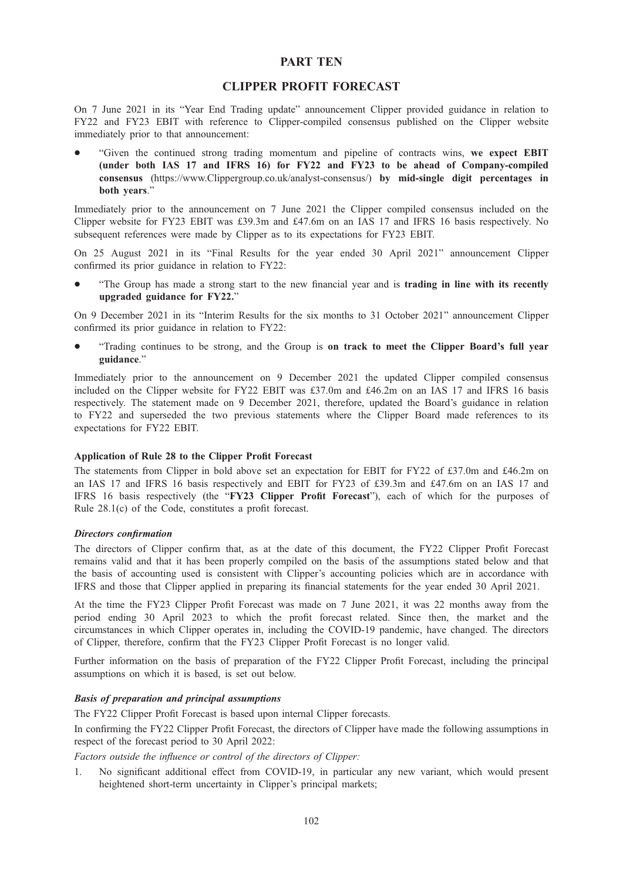# PART TEN

## CLIPPER PROFIT FORECAST

On 7 June 2021 in its "Year End Trading update" announcement Clipper provided guidance in relation to FY22 and FY23 EBIT with reference to Clipper-compiled consensus published on the Clipper website immediately prior to that announcement:

- "Given the continued strong trading momentum and pipeline of contracts wins, **we expect EBIT (under both IAS 17 and IFRS 16) for FY22 and FY23 to be ahead of Company-compiled consensus** (https://www.Clippergroup.co.uk/analyst-consensus/) **by mid-single digit percentages in both years**."

Immediately prior to the announcement on 7 June 2021 the Clipper compiled consensus included on the Clipper website for FY23 EBIT was £39.3m and £47.6m on an IAS 17 and IFRS 16 basis respectively. No subsequent references were made by Clipper as to its expectations for FY23 EBIT.

On 25 August 2021 in its "Final Results for the year ended 30 April 2021" announcement Clipper confirmed its prior guidance in relation to FY22:

- "The Group has made a strong start to the new financial year and is **trading in line with its recently upgraded guidance for FY22.**"

On 9 December 2021 in its "Interim Results for the six months to 31 October 2021" announcement Clipper confirmed its prior guidance in relation to FY22:

- "Trading continues to be strong, and the Group is **on track to meet the Clipper Board's full year guidance**."

Immediately prior to the announcement on 9 December 2021 the updated Clipper compiled consensus included on the Clipper website for FY22 EBIT was £37.0m and £46.2m on an IAS 17 and IFRS 16 basis respectively. The statement made on 9 December 2021, therefore, updated the Board's guidance in relation to FY22 and superseded the two previous statements where the Clipper Board made references to its expectations for FY22 EBIT.

### Application of Rule 28 to the Clipper Profit Forecast

The statements from Clipper in bold above set an expectation for EBIT for FY22 of £37.0m and £46.2m on an IAS 17 and IFRS 16 basis respectively and EBIT for FY23 of £39.3m and £47.6m on an IAS 17 and IFRS 16 basis respectively (the "**FY23 Clipper Profit Forecast**"), each of which for the purposes of Rule 28.1(c) of the Code, constitutes a profit forecast.

#### *Directors confirmation*

The directors of Clipper confirm that, as at the date of this document, the FY22 Clipper Profit Forecast remains valid and that it has been properly compiled on the basis of the assumptions stated below and that the basis of accounting used is consistent with Clipper's accounting policies which are in accordance with IFRS and those that Clipper applied in preparing its financial statements for the year ended 30 April 2021.

At the time the FY23 Clipper Profit Forecast was made on 7 June 2021, it was 22 months away from the period ending 30 April 2023 to which the profit forecast related. Since then, the market and the circumstances in which Clipper operates in, including the COVID-19 pandemic, have changed. The directors of Clipper, therefore, confirm that the FY23 Clipper Profit Forecast is no longer valid.

Further information on the basis of preparation of the FY22 Clipper Profit Forecast, including the principal assumptions on which it is based, is set out below.

#### *Basis of preparation and principal assumptions*

The FY22 Clipper Profit Forecast is based upon internal Clipper forecasts.

In confirming the FY22 Clipper Profit Forecast, the directors of Clipper have made the following assumptions in respect of the forecast period to 30 April 2022:

*Factors outside the influence or control of the directors of Clipper:*

1. No significant additional effect from COVID-19, in particular any new variant, which would present heightened short-term uncertainty in Clipper's principal markets;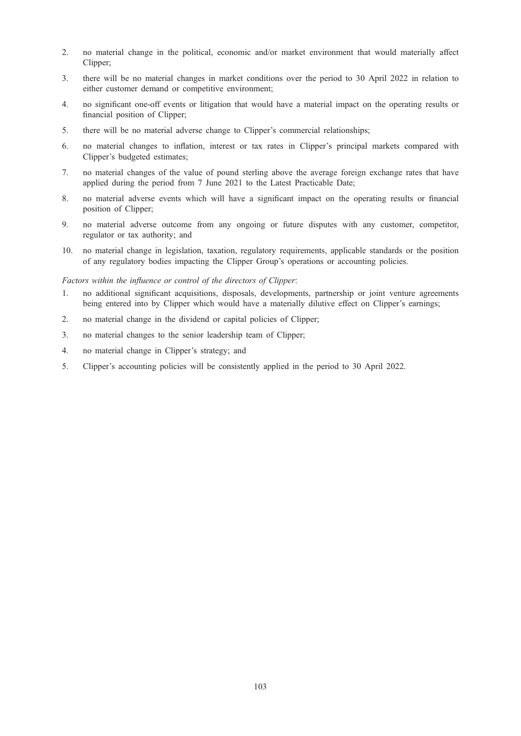2. no material change in the political, economic and/or market environment that would materially affect Clipper;
3. there will be no material changes in market conditions over the period to 30 April 2022 in relation to either customer demand or competitive environment;
4. no significant one-off events or litigation that would have a material impact on the operating results or financial position of Clipper;
5. there will be no material adverse change to Clipper's commercial relationships;
6. no material changes to inflation, interest or tax rates in Clipper's principal markets compared with Clipper's budgeted estimates;
7. no material changes of the value of pound sterling above the average foreign exchange rates that have applied during the period from 7 June 2021 to the Latest Practicable Date;
8. no material adverse events which will have a significant impact on the operating results or financial position of Clipper;
9. no material adverse outcome from any ongoing or future disputes with any customer, competitor, regulator or tax authority; and
10. no material change in legislation, taxation, regulatory requirements, applicable standards or the position of any regulatory bodies impacting the Clipper Group's operations or accounting policies.

*Factors within the influence or control of the directors of Clipper*:

1. no additional significant acquisitions, disposals, developments, partnership or joint venture agreements being entered into by Clipper which would have a materially dilutive effect on Clipper's earnings;
2. no material change in the dividend or capital policies of Clipper;
3. no material changes to the senior leadership team of Clipper;
4. no material change in Clipper's strategy; and
5. Clipper's accounting policies will be consistently applied in the period to 30 April 2022.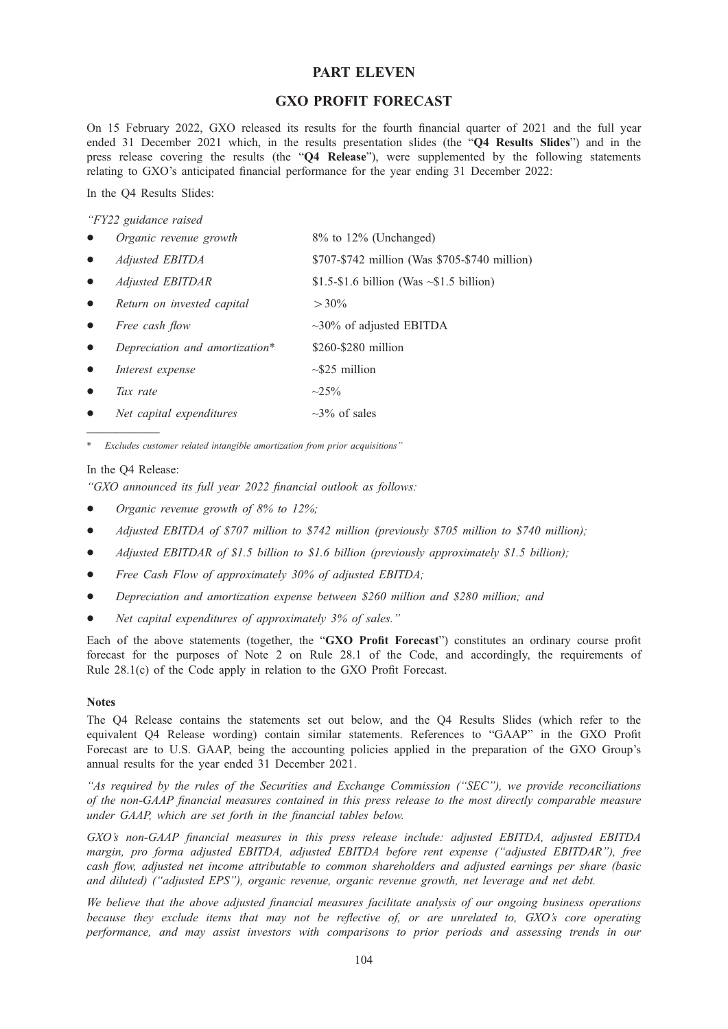# PART ELEVEN

## GXO PROFIT FORECAST

On 15 February 2022, GXO released its results for the fourth financial quarter of 2021 and the full year ended 31 December 2021 which, in the results presentation slides (the "**Q4 Results Slides**") and in the press release covering the results (the "**Q4 Release**"), were supplemented by the following statements relating to GXO's anticipated financial performance for the year ending 31 December 2022:

In the Q4 Results Slides:

*"FY22 guidance raised*

| | |
|---|---|
| • *Organic revenue growth* | 8% to 12% (Unchanged) |
| • *Adjusted EBITDA* | \$707-\$742 million (Was \$705-\$740 million) |
| • *Adjusted EBITDAR* | \$1.5-\$1.6 billion (Was ~\$1.5 billion) |
| • *Return on invested capital* | >30% |
| • *Free cash flow* | ~30% of adjusted EBITDA |
| • *Depreciation and amortization\** | \$260-\$280 million |
| • *Interest expense* | ~\$25 million |
| • *Tax rate* | ~25% |
| • *Net capital expenditures* | ~3% of sales |

\* *Excludes customer related intangible amortization from prior acquisitions"*

In the Q4 Release:

*"GXO announced its full year 2022 financial outlook as follows:*

- *Organic revenue growth of 8% to 12%;*
- *Adjusted EBITDA of \$707 million to \$742 million (previously \$705 million to \$740 million);*
- *Adjusted EBITDAR of \$1.5 billion to \$1.6 billion (previously approximately \$1.5 billion);*
- *Free Cash Flow of approximately 30% of adjusted EBITDA;*
- *Depreciation and amortization expense between \$260 million and \$280 million; and*
- *Net capital expenditures of approximately 3% of sales."*

Each of the above statements (together, the "**GXO Profit Forecast**") constitutes an ordinary course profit forecast for the purposes of Note 2 on Rule 28.1 of the Code, and accordingly, the requirements of Rule 28.1(c) of the Code apply in relation to the GXO Profit Forecast.

**Notes**

The Q4 Release contains the statements set out below, and the Q4 Results Slides (which refer to the equivalent Q4 Release wording) contain similar statements. References to "GAAP" in the GXO Profit Forecast are to U.S. GAAP, being the accounting policies applied in the preparation of the GXO Group's annual results for the year ended 31 December 2021.

*"As required by the rules of the Securities and Exchange Commission ("SEC"), we provide reconciliations of the non-GAAP financial measures contained in this press release to the most directly comparable measure under GAAP, which are set forth in the financial tables below.*

*GXO's non-GAAP financial measures in this press release include: adjusted EBITDA, adjusted EBITDA margin, pro forma adjusted EBITDA, adjusted EBITDA before rent expense ("adjusted EBITDAR"), free cash flow, adjusted net income attributable to common shareholders and adjusted earnings per share (basic and diluted) ("adjusted EPS"), organic revenue, organic revenue growth, net leverage and net debt.*

*We believe that the above adjusted financial measures facilitate analysis of our ongoing business operations because they exclude items that may not be reflective of, or are unrelated to, GXO's core operating performance, and may assist investors with comparisons to prior periods and assessing trends in our*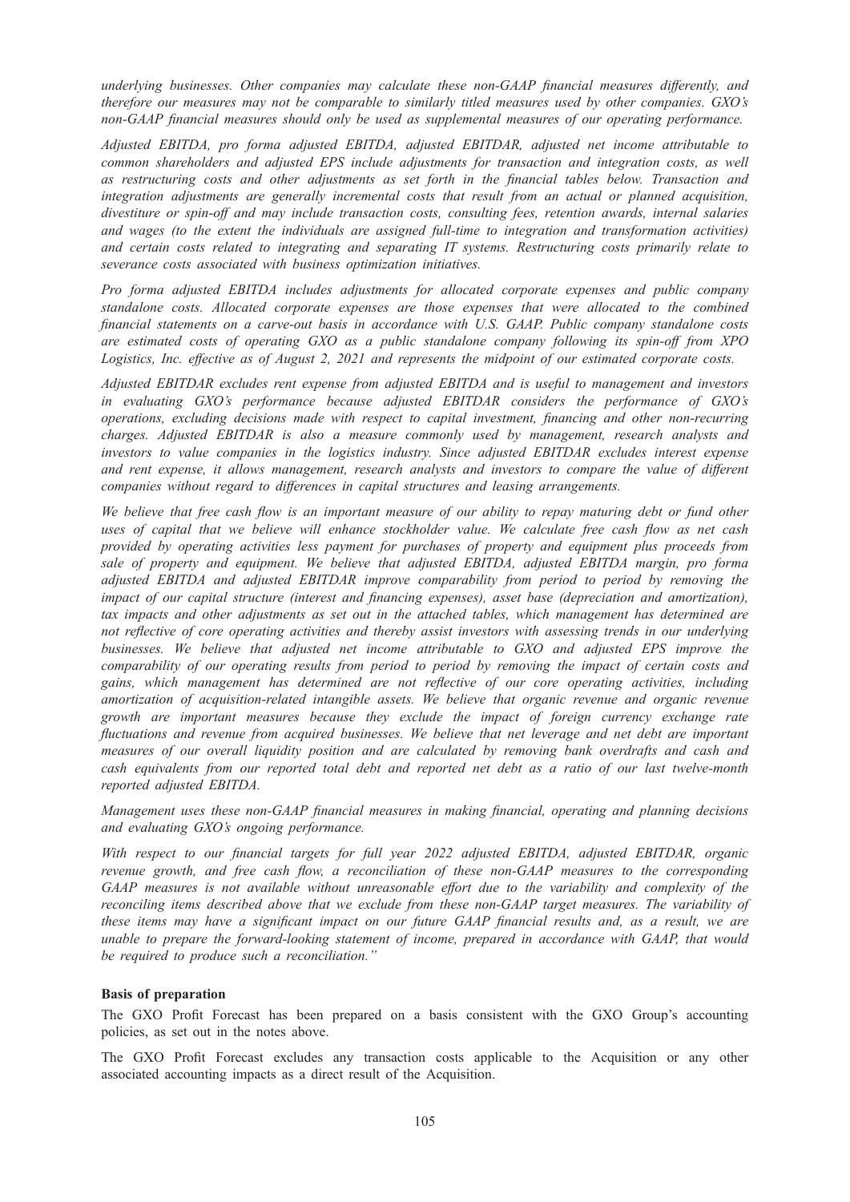*underlying businesses. Other companies may calculate these non-GAAP financial measures differently, and therefore our measures may not be comparable to similarly titled measures used by other companies. GXO's non-GAAP financial measures should only be used as supplemental measures of our operating performance.*

*Adjusted EBITDA, pro forma adjusted EBITDA, adjusted EBITDAR, adjusted net income attributable to common shareholders and adjusted EPS include adjustments for transaction and integration costs, as well as restructuring costs and other adjustments as set forth in the financial tables below. Transaction and integration adjustments are generally incremental costs that result from an actual or planned acquisition, divestiture or spin-off and may include transaction costs, consulting fees, retention awards, internal salaries and wages (to the extent the individuals are assigned full-time to integration and transformation activities) and certain costs related to integrating and separating IT systems. Restructuring costs primarily relate to severance costs associated with business optimization initiatives.*

*Pro forma adjusted EBITDA includes adjustments for allocated corporate expenses and public company standalone costs. Allocated corporate expenses are those expenses that were allocated to the combined financial statements on a carve-out basis in accordance with U.S. GAAP. Public company standalone costs are estimated costs of operating GXO as a public standalone company following its spin-off from XPO Logistics, Inc. effective as of August 2, 2021 and represents the midpoint of our estimated corporate costs.*

*Adjusted EBITDAR excludes rent expense from adjusted EBITDA and is useful to management and investors in evaluating GXO's performance because adjusted EBITDAR considers the performance of GXO's operations, excluding decisions made with respect to capital investment, financing and other non-recurring charges. Adjusted EBITDAR is also a measure commonly used by management, research analysts and investors to value companies in the logistics industry. Since adjusted EBITDAR excludes interest expense and rent expense, it allows management, research analysts and investors to compare the value of different companies without regard to differences in capital structures and leasing arrangements.*

*We believe that free cash flow is an important measure of our ability to repay maturing debt or fund other uses of capital that we believe will enhance stockholder value. We calculate free cash flow as net cash provided by operating activities less payment for purchases of property and equipment plus proceeds from sale of property and equipment. We believe that adjusted EBITDA, adjusted EBITDA margin, pro forma adjusted EBITDA and adjusted EBITDAR improve comparability from period to period by removing the impact of our capital structure (interest and financing expenses), asset base (depreciation and amortization), tax impacts and other adjustments as set out in the attached tables, which management has determined are not reflective of core operating activities and thereby assist investors with assessing trends in our underlying businesses. We believe that adjusted net income attributable to GXO and adjusted EPS improve the comparability of our operating results from period to period by removing the impact of certain costs and gains, which management has determined are not reflective of our core operating activities, including amortization of acquisition-related intangible assets. We believe that organic revenue and organic revenue growth are important measures because they exclude the impact of foreign currency exchange rate fluctuations and revenue from acquired businesses. We believe that net leverage and net debt are important measures of our overall liquidity position and are calculated by removing bank overdrafts and cash and cash equivalents from our reported total debt and reported net debt as a ratio of our last twelve-month reported adjusted EBITDA.*

*Management uses these non-GAAP financial measures in making financial, operating and planning decisions and evaluating GXO's ongoing performance.*

*With respect to our financial targets for full year 2022 adjusted EBITDA, adjusted EBITDAR, organic revenue growth, and free cash flow, a reconciliation of these non-GAAP measures to the corresponding GAAP measures is not available without unreasonable effort due to the variability and complexity of the reconciling items described above that we exclude from these non-GAAP target measures. The variability of these items may have a significant impact on our future GAAP financial results and, as a result, we are unable to prepare the forward-looking statement of income, prepared in accordance with GAAP, that would be required to produce such a reconciliation."*

**Basis of preparation**

The GXO Profit Forecast has been prepared on a basis consistent with the GXO Group's accounting policies, as set out in the notes above.

The GXO Profit Forecast excludes any transaction costs applicable to the Acquisition or any other associated accounting impacts as a direct result of the Acquisition.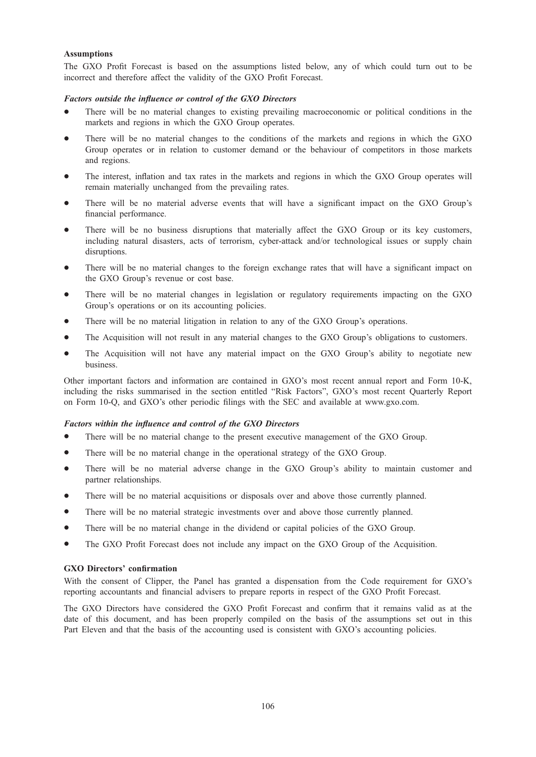**Assumptions**

The GXO Profit Forecast is based on the assumptions listed below, any of which could turn out to be incorrect and therefore affect the validity of the GXO Profit Forecast.

***Factors outside the influence or control of the GXO Directors***

- There will be no material changes to existing prevailing macroeconomic or political conditions in the markets and regions in which the GXO Group operates.
- There will be no material changes to the conditions of the markets and regions in which the GXO Group operates or in relation to customer demand or the behaviour of competitors in those markets and regions.
- The interest, inflation and tax rates in the markets and regions in which the GXO Group operates will remain materially unchanged from the prevailing rates.
- There will be no material adverse events that will have a significant impact on the GXO Group's financial performance.
- There will be no business disruptions that materially affect the GXO Group or its key customers, including natural disasters, acts of terrorism, cyber-attack and/or technological issues or supply chain disruptions.
- There will be no material changes to the foreign exchange rates that will have a significant impact on the GXO Group's revenue or cost base.
- There will be no material changes in legislation or regulatory requirements impacting on the GXO Group's operations or on its accounting policies.
- There will be no material litigation in relation to any of the GXO Group's operations.
- The Acquisition will not result in any material changes to the GXO Group's obligations to customers.
- The Acquisition will not have any material impact on the GXO Group's ability to negotiate new business.

Other important factors and information are contained in GXO's most recent annual report and Form 10-K, including the risks summarised in the section entitled "Risk Factors", GXO's most recent Quarterly Report on Form 10-Q, and GXO's other periodic filings with the SEC and available at www.gxo.com.

***Factors within the influence and control of the GXO Directors***

- There will be no material change to the present executive management of the GXO Group.
- There will be no material change in the operational strategy of the GXO Group.
- There will be no material adverse change in the GXO Group's ability to maintain customer and partner relationships.
- There will be no material acquisitions or disposals over and above those currently planned.
- There will be no material strategic investments over and above those currently planned.
- There will be no material change in the dividend or capital policies of the GXO Group.
- The GXO Profit Forecast does not include any impact on the GXO Group of the Acquisition.

**GXO Directors' confirmation**

With the consent of Clipper, the Panel has granted a dispensation from the Code requirement for GXO's reporting accountants and financial advisers to prepare reports in respect of the GXO Profit Forecast.

The GXO Directors have considered the GXO Profit Forecast and confirm that it remains valid as at the date of this document, and has been properly compiled on the basis of the assumptions set out in this Part Eleven and that the basis of the accounting used is consistent with GXO's accounting policies.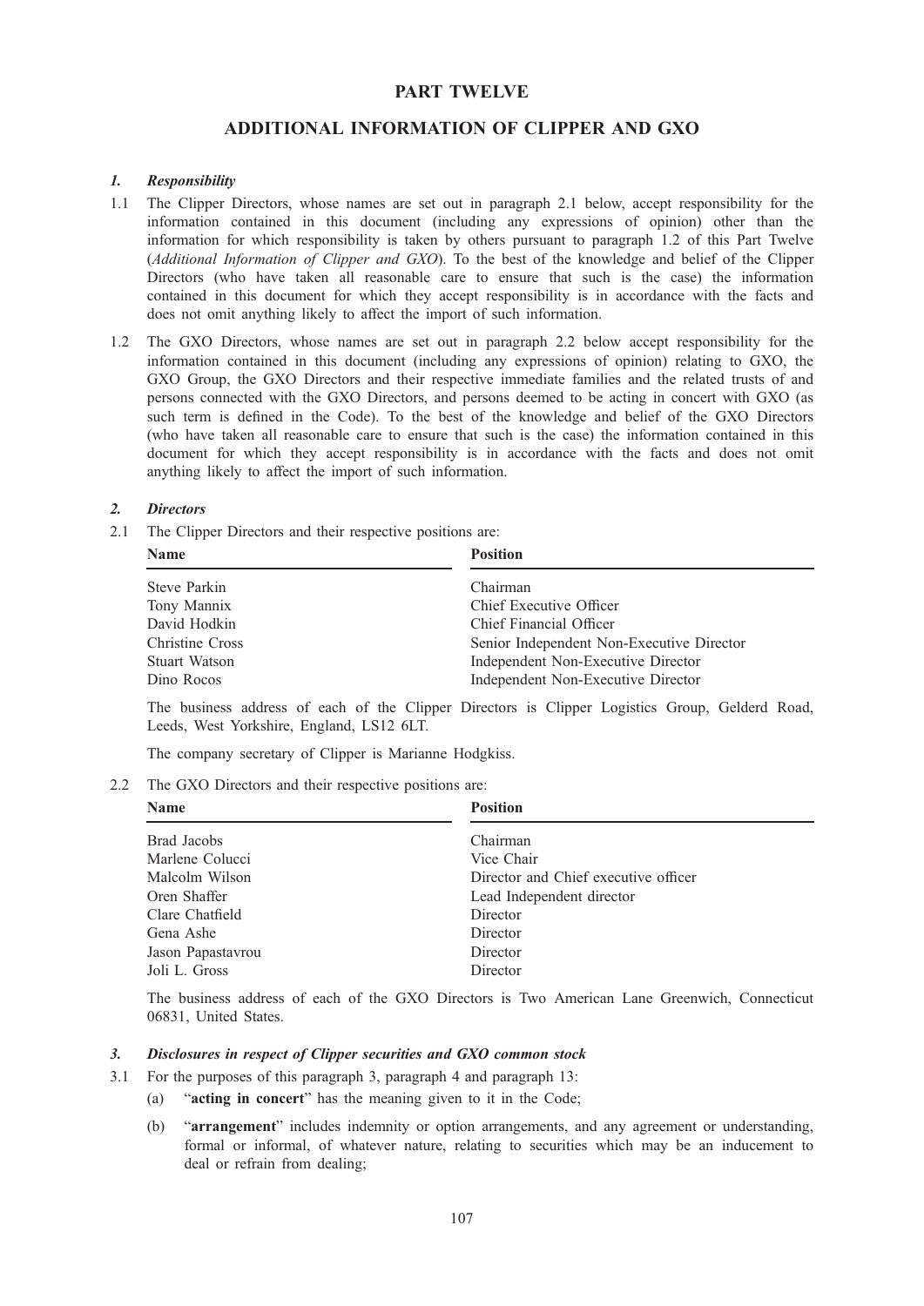# PART TWELVE

## ADDITIONAL INFORMATION OF CLIPPER AND GXO

### *1. Responsibility*

1.1 The Clipper Directors, whose names are set out in paragraph 2.1 below, accept responsibility for the information contained in this document (including any expressions of opinion) other than the information for which responsibility is taken by others pursuant to paragraph 1.2 of this Part Twelve (*Additional Information of Clipper and GXO*). To the best of the knowledge and belief of the Clipper Directors (who have taken all reasonable care to ensure that such is the case) the information contained in this document for which they accept responsibility is in accordance with the facts and does not omit anything likely to affect the import of such information.

1.2 The GXO Directors, whose names are set out in paragraph 2.2 below accept responsibility for the information contained in this document (including any expressions of opinion) relating to GXO, the GXO Group, the GXO Directors and their respective immediate families and the related trusts of and persons connected with the GXO Directors, and persons deemed to be acting in concert with GXO (as such term is defined in the Code). To the best of the knowledge and belief of the GXO Directors (who have taken all reasonable care to ensure that such is the case) the information contained in this document for which they accept responsibility is in accordance with the facts and does not omit anything likely to affect the import of such information.

### *2. Directors*

2.1 The Clipper Directors and their respective positions are:

| Name | Position |
|---|---|
| Steve Parkin | Chairman |
| Tony Mannix | Chief Executive Officer |
| David Hodkin | Chief Financial Officer |
| Christine Cross | Senior Independent Non-Executive Director |
| Stuart Watson | Independent Non-Executive Director |
| Dino Rocos | Independent Non-Executive Director |

The business address of each of the Clipper Directors is Clipper Logistics Group, Gelderd Road, Leeds, West Yorkshire, England, LS12 6LT.

The company secretary of Clipper is Marianne Hodgkiss.

2.2 The GXO Directors and their respective positions are:

| Name | Position |
|---|---|
| Brad Jacobs | Chairman |
| Marlene Colucci | Vice Chair |
| Malcolm Wilson | Director and Chief executive officer |
| Oren Shaffer | Lead Independent director |
| Clare Chatfield | Director |
| Gena Ashe | Director |
| Jason Papastavrou | Director |
| Joli L. Gross | Director |

The business address of each of the GXO Directors is Two American Lane Greenwich, Connecticut 06831, United States.

### *3. Disclosures in respect of Clipper securities and GXO common stock*

3.1 For the purposes of this paragraph 3, paragraph 4 and paragraph 13:

(a) "**acting in concert**" has the meaning given to it in the Code;

(b) "**arrangement**" includes indemnity or option arrangements, and any agreement or understanding, formal or informal, of whatever nature, relating to securities which may be an inducement to deal or refrain from dealing;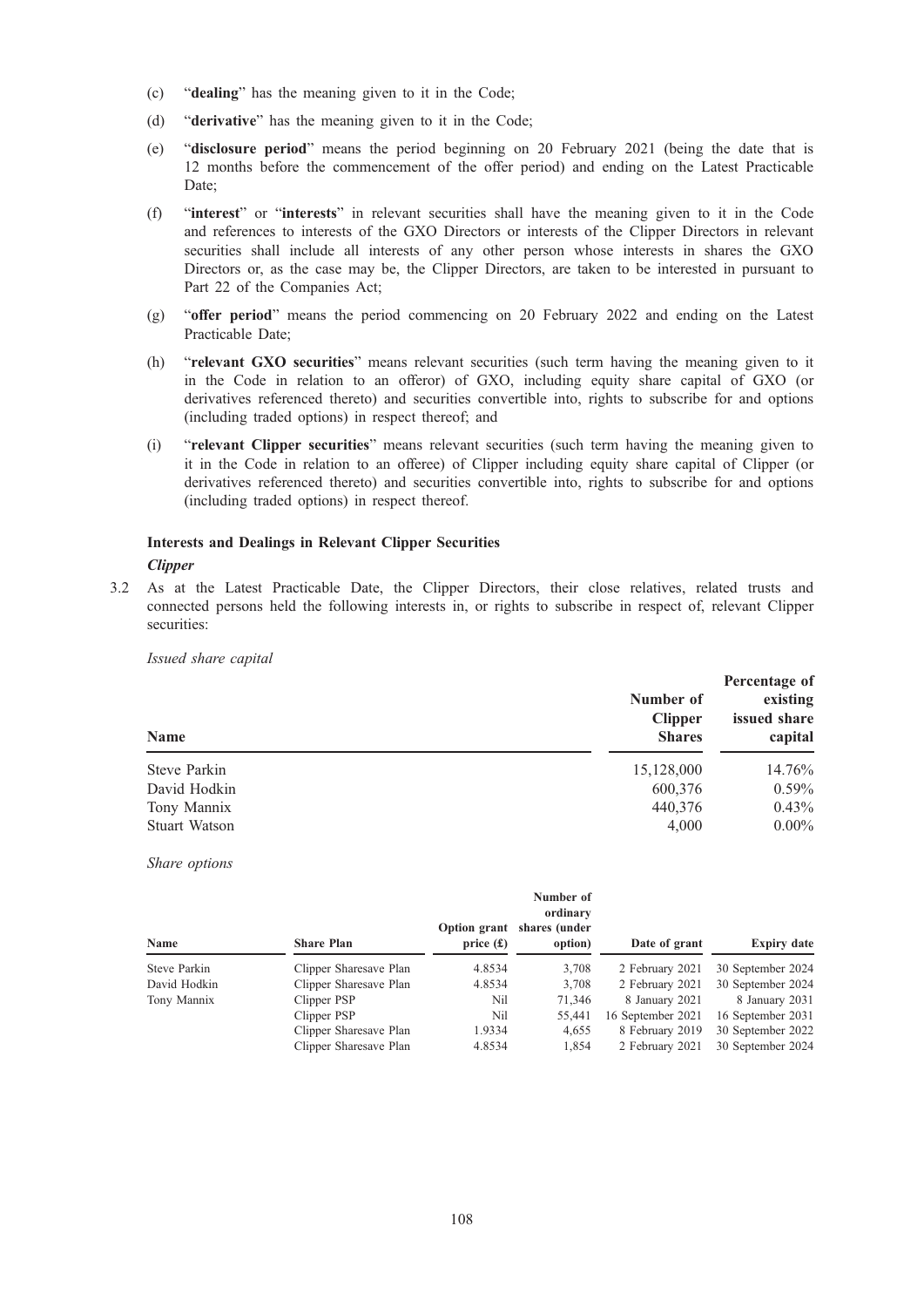(c) "**dealing**" has the meaning given to it in the Code;

(d) "**derivative**" has the meaning given to it in the Code;

(e) "**disclosure period**" means the period beginning on 20 February 2021 (being the date that is 12 months before the commencement of the offer period) and ending on the Latest Practicable Date;

(f) "**interest**" or "**interests**" in relevant securities shall have the meaning given to it in the Code and references to interests of the GXO Directors or interests of the Clipper Directors in relevant securities shall include all interests of any other person whose interests in shares the GXO Directors or, as the case may be, the Clipper Directors, are taken to be interested in pursuant to Part 22 of the Companies Act;

(g) "**offer period**" means the period commencing on 20 February 2022 and ending on the Latest Practicable Date;

(h) "**relevant GXO securities**" means relevant securities (such term having the meaning given to it in the Code in relation to an offeror) of GXO, including equity share capital of GXO (or derivatives referenced thereto) and securities convertible into, rights to subscribe for and options (including traded options) in respect thereof; and

(i) "**relevant Clipper securities**" means relevant securities (such term having the meaning given to it in the Code in relation to an offeree) of Clipper including equity share capital of Clipper (or derivatives referenced thereto) and securities convertible into, rights to subscribe for and options (including traded options) in respect thereof.

**Interests and Dealings in Relevant Clipper Securities**

***Clipper***

3.2 As at the Latest Practicable Date, the Clipper Directors, their close relatives, related trusts and connected persons held the following interests in, or rights to subscribe in respect of, relevant Clipper securities:

*Issued share capital*

| Name | Number of Clipper Shares | Percentage of existing issued share capital |
|---|---|---|
| Steve Parkin | 15,128,000 | 14.76% |
| David Hodkin | 600,376 | 0.59% |
| Tony Mannix | 440,376 | 0.43% |
| Stuart Watson | 4,000 | 0.00% |

*Share options*

| Name | Share Plan | Option grant price (£) | Number of ordinary shares (under option) | Date of grant | Expiry date |
|---|---|---|---|---|---|
| Steve Parkin | Clipper Sharesave Plan | 4.8534 | 3,708 | 2 February 2021 | 30 September 2024 |
| David Hodkin | Clipper Sharesave Plan | 4.8534 | 3,708 | 2 February 2021 | 30 September 2024 |
| Tony Mannix | Clipper PSP | Nil | 71,346 | 8 January 2021 | 8 January 2031 |
| | Clipper PSP | Nil | 55,441 | 16 September 2021 | 16 September 2031 |
| | Clipper Sharesave Plan | 1.9334 | 4,655 | 8 February 2019 | 30 September 2022 |
| | Clipper Sharesave Plan | 4.8534 | 1,854 | 2 February 2021 | 30 September 2024 |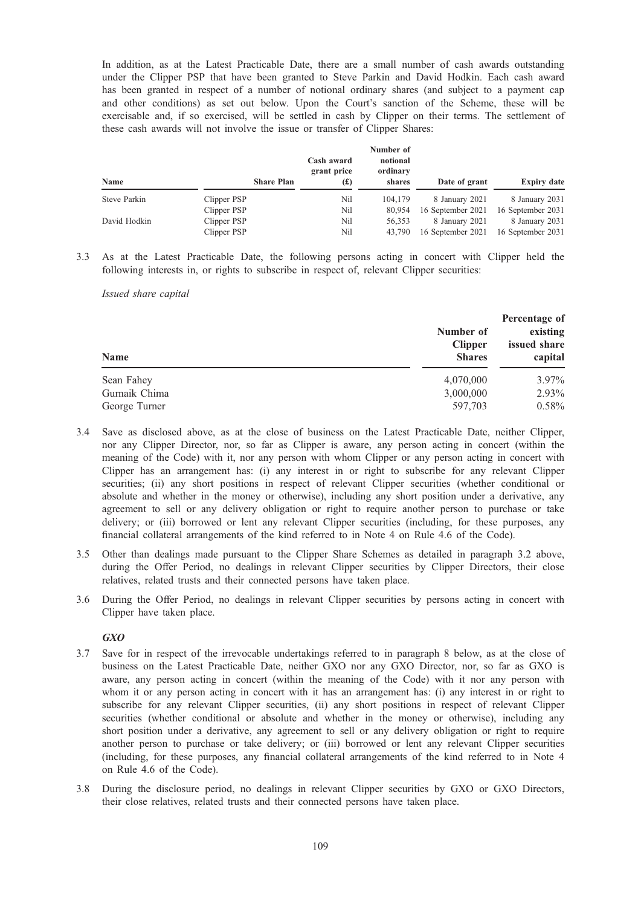In addition, as at the Latest Practicable Date, there are a small number of cash awards outstanding under the Clipper PSP that have been granted to Steve Parkin and David Hodkin. Each cash award has been granted in respect of a number of notional ordinary shares (and subject to a payment cap and other conditions) as set out below. Upon the Court's sanction of the Scheme, these will be exercisable and, if so exercised, will be settled in cash by Clipper on their terms. The settlement of these cash awards will not involve the issue or transfer of Clipper Shares:

| Name | Share Plan | Cash award grant price (£) | Number of notional ordinary shares | Date of grant | Expiry date |
|---|---|---|---|---|---|
| Steve Parkin | Clipper PSP | Nil | 104,179 | 8 January 2021 | 8 January 2031 |
| | Clipper PSP | Nil | 80,954 | 16 September 2021 | 16 September 2031 |
| David Hodkin | Clipper PSP | Nil | 56,353 | 8 January 2021 | 8 January 2031 |
| | Clipper PSP | Nil | 43,790 | 16 September 2021 | 16 September 2031 |

3.3 As at the Latest Practicable Date, the following persons acting in concert with Clipper held the following interests in, or rights to subscribe in respect of, relevant Clipper securities:

*Issued share capital*

| Name | Number of Clipper Shares | Percentage of existing issued share capital |
|---|---|---|
| Sean Fahey | 4,070,000 | 3.97% |
| Gurnaik Chima | 3,000,000 | 2.93% |
| George Turner | 597,703 | 0.58% |

3.4 Save as disclosed above, as at the close of business on the Latest Practicable Date, neither Clipper, nor any Clipper Director, nor, so far as Clipper is aware, any person acting in concert (within the meaning of the Code) with it, nor any person with whom Clipper or any person acting in concert with Clipper has an arrangement has: (i) any interest in or right to subscribe for any relevant Clipper securities; (ii) any short positions in respect of relevant Clipper securities (whether conditional or absolute and whether in the money or otherwise), including any short position under a derivative, any agreement to sell or any delivery obligation or right to require another person to purchase or take delivery; or (iii) borrowed or lent any relevant Clipper securities (including, for these purposes, any financial collateral arrangements of the kind referred to in Note 4 on Rule 4.6 of the Code).

3.5 Other than dealings made pursuant to the Clipper Share Schemes as detailed in paragraph 3.2 above, during the Offer Period, no dealings in relevant Clipper securities by Clipper Directors, their close relatives, related trusts and their connected persons have taken place.

3.6 During the Offer Period, no dealings in relevant Clipper securities by persons acting in concert with Clipper have taken place.

***GXO***

3.7 Save for in respect of the irrevocable undertakings referred to in paragraph 8 below, as at the close of business on the Latest Practicable Date, neither GXO nor any GXO Director, nor, so far as GXO is aware, any person acting in concert (within the meaning of the Code) with it nor any person with whom it or any person acting in concert with it has an arrangement has: (i) any interest in or right to subscribe for any relevant Clipper securities, (ii) any short positions in respect of relevant Clipper securities (whether conditional or absolute and whether in the money or otherwise), including any short position under a derivative, any agreement to sell or any delivery obligation or right to require another person to purchase or take delivery; or (iii) borrowed or lent any relevant Clipper securities (including, for these purposes, any financial collateral arrangements of the kind referred to in Note 4 on Rule 4.6 of the Code).

3.8 During the disclosure period, no dealings in relevant Clipper securities by GXO or GXO Directors, their close relatives, related trusts and their connected persons have taken place.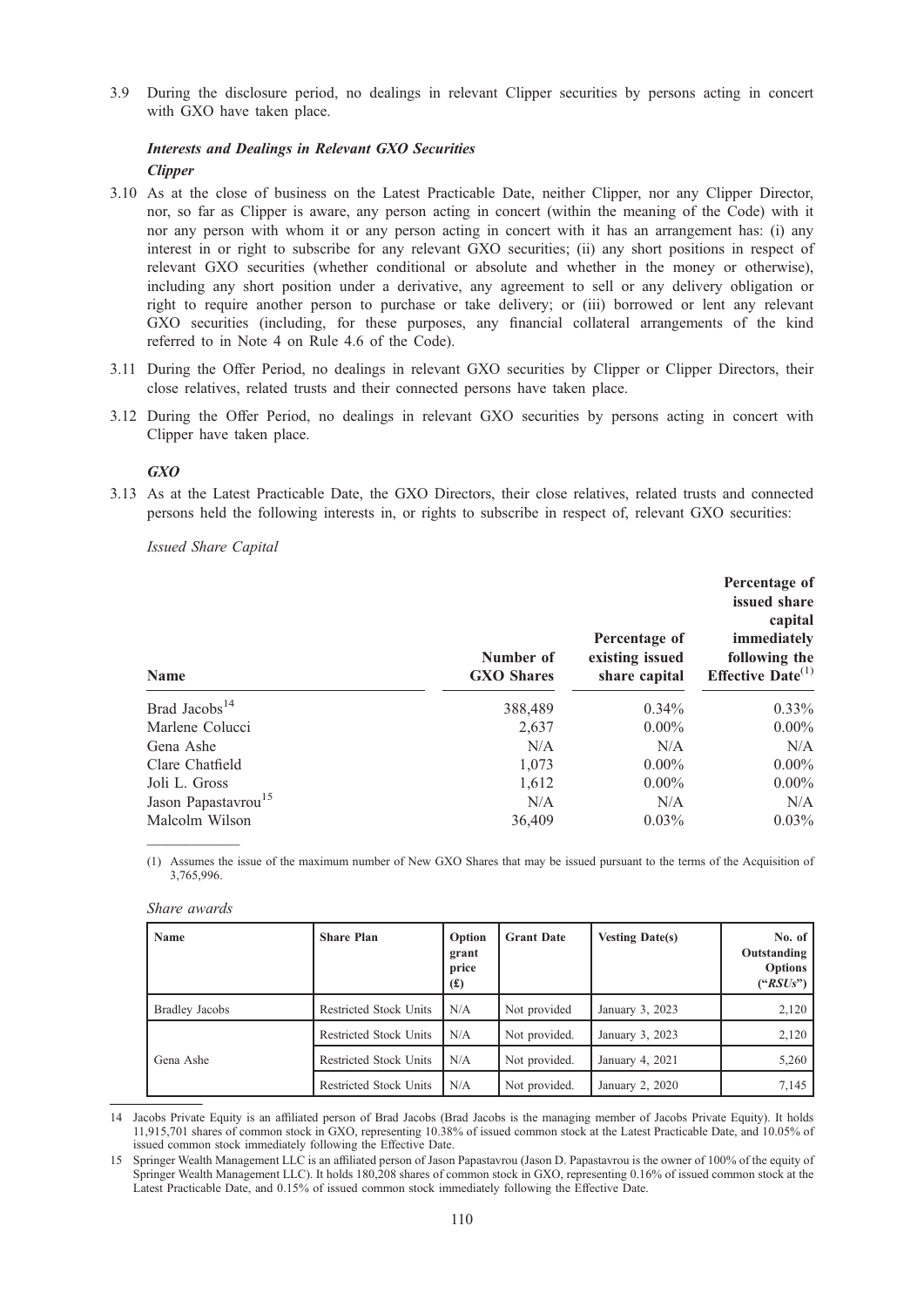3.9 During the disclosure period, no dealings in relevant Clipper securities by persons acting in concert with GXO have taken place.

***Interests and Dealings in Relevant GXO Securities***

***Clipper***

3.10 As at the close of business on the Latest Practicable Date, neither Clipper, nor any Clipper Director, nor, so far as Clipper is aware, any person acting in concert (within the meaning of the Code) with it nor any person with whom it or any person acting in concert with it has an arrangement has: (i) any interest in or right to subscribe for any relevant GXO securities; (ii) any short positions in respect of relevant GXO securities (whether conditional or absolute and whether in the money or otherwise), including any short position under a derivative, any agreement to sell or any delivery obligation or right to require another person to purchase or take delivery; or (iii) borrowed or lent any relevant GXO securities (including, for these purposes, any financial collateral arrangements of the kind referred to in Note 4 on Rule 4.6 of the Code).

3.11 During the Offer Period, no dealings in relevant GXO securities by Clipper or Clipper Directors, their close relatives, related trusts and their connected persons have taken place.

3.12 During the Offer Period, no dealings in relevant GXO securities by persons acting in concert with Clipper have taken place.

***GXO***

3.13 As at the Latest Practicable Date, the GXO Directors, their close relatives, related trusts and connected persons held the following interests in, or rights to subscribe in respect of, relevant GXO securities:

*Issued Share Capital*

| Name | Number of GXO Shares | Percentage of existing issued share capital | Percentage of issued share capital immediately following the Effective Date[(1)] |
|---|---|---|---|
| Brad Jacobs[14] | 388,489 | 0.34% | 0.33% |
| Marlene Colucci | 2,637 | 0.00% | 0.00% |
| Gena Ashe | N/A | N/A | N/A |
| Clare Chatfield | 1,073 | 0.00% | 0.00% |
| Joli L. Gross | 1,612 | 0.00% | 0.00% |
| Jason Papastavrou[15] | N/A | N/A | N/A |
| Malcolm Wilson | 36,409 | 0.03% | 0.03% |

(1) Assumes the issue of the maximum number of New GXO Shares that may be issued pursuant to the terms of the Acquisition of 3,765,996.

*Share awards*

| Name | Share Plan | Option grant price (£) | Grant Date | Vesting Date(s) | No. of Outstanding Options ("*RSUs*") |
|---|---|---|---|---|---|
| Bradley Jacobs | Restricted Stock Units | N/A | Not provided | January 3, 2023 | 2,120 |
| Gena Ashe | Restricted Stock Units | N/A | Not provided. | January 3, 2023 | 2,120 |
| | Restricted Stock Units | N/A | Not provided. | January 4, 2021 | 5,260 |
| | Restricted Stock Units | N/A | Not provided. | January 2, 2020 | 7,145 |

14 Jacobs Private Equity is an affiliated person of Brad Jacobs (Brad Jacobs is the managing member of Jacobs Private Equity). It holds 11,915,701 shares of common stock in GXO, representing 10.38% of issued common stock at the Latest Practicable Date, and 10.05% of issued common stock immediately following the Effective Date.

15 Springer Wealth Management LLC is an affiliated person of Jason Papastavrou (Jason D. Papastavrou is the owner of 100% of the equity of Springer Wealth Management LLC). It holds 180,208 shares of common stock in GXO, representing 0.16% of issued common stock at the Latest Practicable Date, and 0.15% of issued common stock immediately following the Effective Date.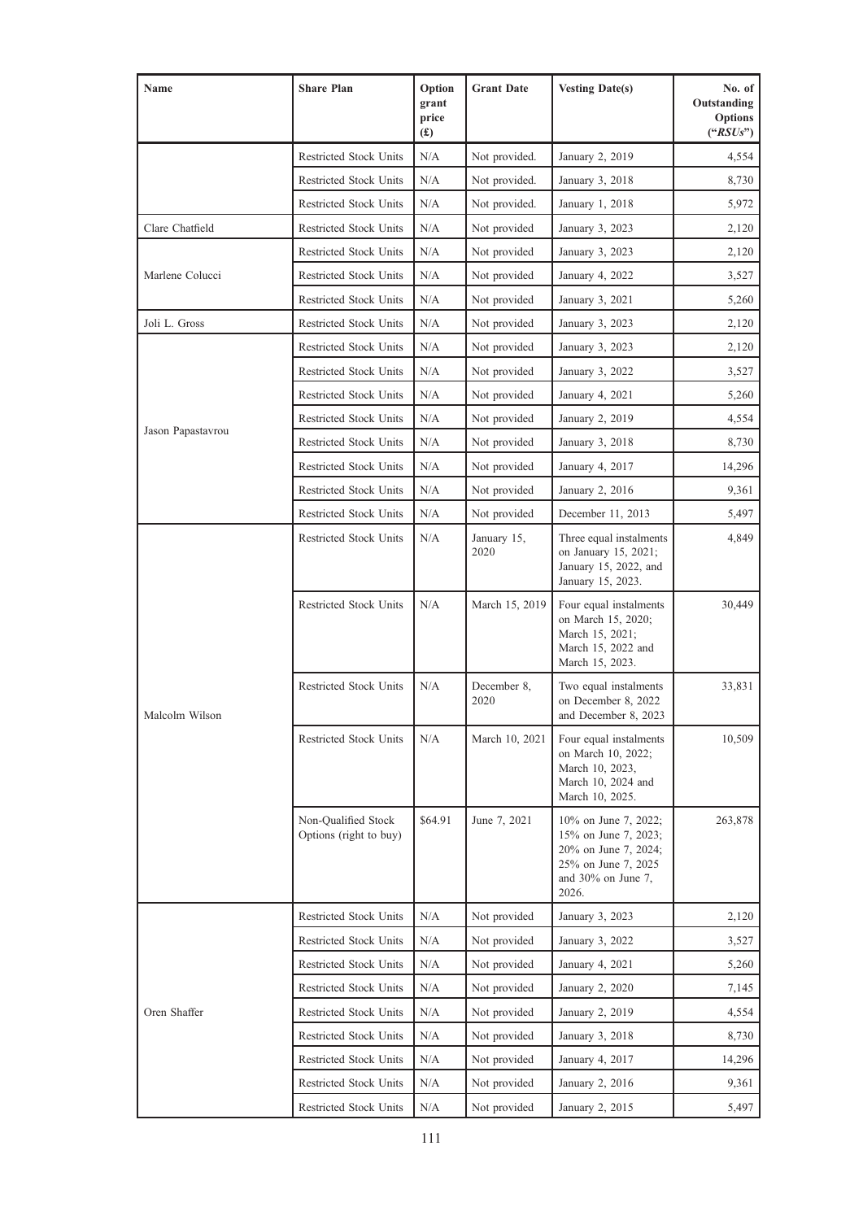| Name | Share Plan | Option grant price (£) | Grant Date | Vesting Date(s) | No. of Outstanding Options ("*RSUs*") |
|---|---|---|---|---|---|
| | Restricted Stock Units | N/A | Not provided. | January 2, 2019 | 4,554 |
| | Restricted Stock Units | N/A | Not provided. | January 3, 2018 | 8,730 |
| | Restricted Stock Units | N/A | Not provided. | January 1, 2018 | 5,972 |
| Clare Chatfield | Restricted Stock Units | N/A | Not provided | January 3, 2023 | 2,120 |
| Marlene Colucci | Restricted Stock Units | N/A | Not provided | January 3, 2023 | 2,120 |
| | Restricted Stock Units | N/A | Not provided | January 4, 2022 | 3,527 |
| | Restricted Stock Units | N/A | Not provided | January 3, 2021 | 5,260 |
| Joli L. Gross | Restricted Stock Units | N/A | Not provided | January 3, 2023 | 2,120 |
| Jason Papastavrou | Restricted Stock Units | N/A | Not provided | January 3, 2023 | 2,120 |
| | Restricted Stock Units | N/A | Not provided | January 3, 2022 | 3,527 |
| | Restricted Stock Units | N/A | Not provided | January 4, 2021 | 5,260 |
| | Restricted Stock Units | N/A | Not provided | January 2, 2019 | 4,554 |
| | Restricted Stock Units | N/A | Not provided | January 3, 2018 | 8,730 |
| | Restricted Stock Units | N/A | Not provided | January 4, 2017 | 14,296 |
| | Restricted Stock Units | N/A | Not provided | January 2, 2016 | 9,361 |
| | Restricted Stock Units | N/A | Not provided | December 11, 2013 | 5,497 |
| Malcolm Wilson | Restricted Stock Units | N/A | January 15, 2020 | Three equal instalments on January 15, 2021; January 15, 2022, and January 15, 2023. | 4,849 |
| | Restricted Stock Units | N/A | March 15, 2019 | Four equal instalments on March 15, 2020; March 15, 2021; March 15, 2022 and March 15, 2023. | 30,449 |
| | Restricted Stock Units | N/A | December 8, 2020 | Two equal instalments on December 8, 2022 and December 8, 2023 | 33,831 |
| | Restricted Stock Units | N/A | March 10, 2021 | Four equal instalments on March 10, 2022; March 10, 2023, March 10, 2024 and March 10, 2025. | 10,509 |
| | Non-Qualified Stock Options (right to buy) | $64.91 | June 7, 2021 | 10% on June 7, 2022; 15% on June 7, 2023; 20% on June 7, 2024; 25% on June 7, 2025 and 30% on June 7, 2026. | 263,878 |
| Oren Shaffer | Restricted Stock Units | N/A | Not provided | January 3, 2023 | 2,120 |
| | Restricted Stock Units | N/A | Not provided | January 3, 2022 | 3,527 |
| | Restricted Stock Units | N/A | Not provided | January 4, 2021 | 5,260 |
| | Restricted Stock Units | N/A | Not provided | January 2, 2020 | 7,145 |
| | Restricted Stock Units | N/A | Not provided | January 2, 2019 | 4,554 |
| | Restricted Stock Units | N/A | Not provided | January 3, 2018 | 8,730 |
| | Restricted Stock Units | N/A | Not provided | January 4, 2017 | 14,296 |
| | Restricted Stock Units | N/A | Not provided | January 2, 2016 | 9,361 |
| | Restricted Stock Units | N/A | Not provided | January 2, 2015 | 5,497 |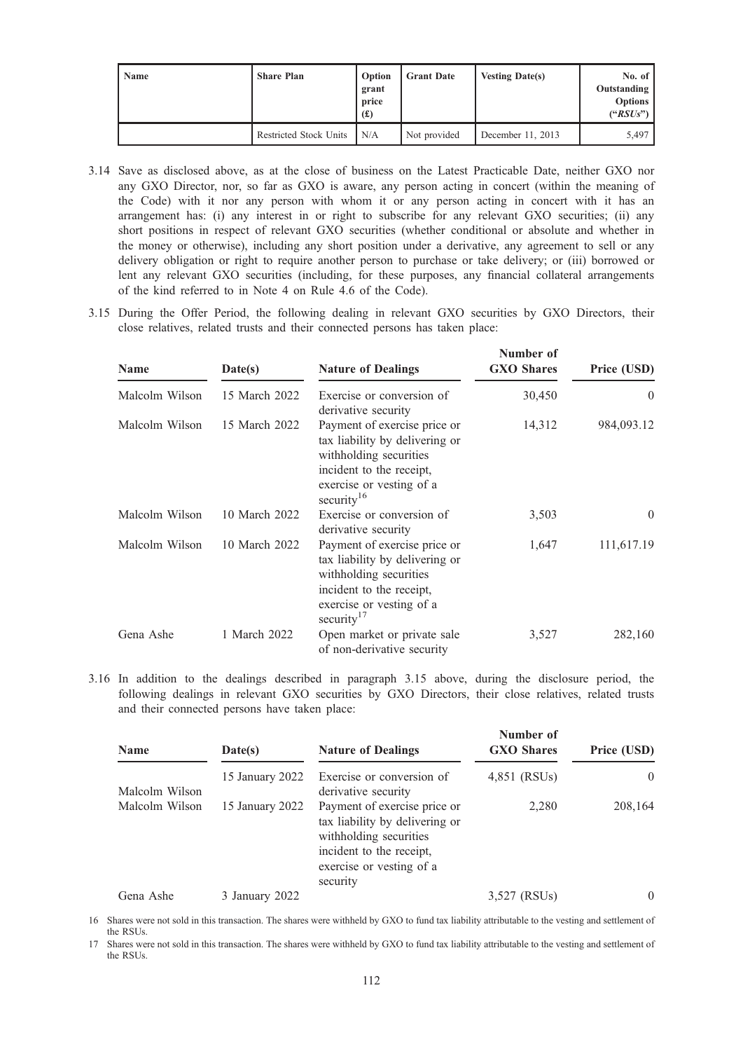| Name | Share Plan | Option grant price (£) | Grant Date | Vesting Date(s) | No. of Outstanding Options ("*RSUs*") |
|---|---|---|---|---|---|
| | Restricted Stock Units | N/A | Not provided | December 11, 2013 | 5,497 |

3.14 Save as disclosed above, as at the close of business on the Latest Practicable Date, neither GXO nor any GXO Director, nor, so far as GXO is aware, any person acting in concert (within the meaning of the Code) with it nor any person with whom it or any person acting in concert with it has an arrangement has: (i) any interest in or right to subscribe for any relevant GXO securities; (ii) any short positions in respect of relevant GXO securities (whether conditional or absolute and whether in the money or otherwise), including any short position under a derivative, any agreement to sell or any delivery obligation or right to require another person to purchase or take delivery; or (iii) borrowed or lent any relevant GXO securities (including, for these purposes, any financial collateral arrangements of the kind referred to in Note 4 on Rule 4.6 of the Code).

3.15 During the Offer Period, the following dealing in relevant GXO securities by GXO Directors, their close relatives, related trusts and their connected persons has taken place:

| Name | Date(s) | Nature of Dealings | Number of GXO Shares | Price (USD) |
|---|---|---|---|---|
| Malcolm Wilson | 15 March 2022 | Exercise or conversion of derivative security | 30,450 | 0 |
| Malcolm Wilson | 15 March 2022 | Payment of exercise price or tax liability by delivering or withholding securities incident to the receipt, exercise or vesting of a security[16] | 14,312 | 984,093.12 |
| Malcolm Wilson | 10 March 2022 | Exercise or conversion of derivative security | 3,503 | 0 |
| Malcolm Wilson | 10 March 2022 | Payment of exercise price or tax liability by delivering or withholding securities incident to the receipt, exercise or vesting of a security[17] | 1,647 | 111,617.19 |
| Gena Ashe | 1 March 2022 | Open market or private sale of non-derivative security | 3,527 | 282,160 |

3.16 In addition to the dealings described in paragraph 3.15 above, during the disclosure period, the following dealings in relevant GXO securities by GXO Directors, their close relatives, related trusts and their connected persons have taken place:

| Name | Date(s) | Nature of Dealings | Number of GXO Shares | Price (USD) |
|---|---|---|---|---|
| Malcolm Wilson | 15 January 2022 | Exercise or conversion of derivative security | 4,851 (RSUs) | 0 |
| Malcolm Wilson | 15 January 2022 | Payment of exercise price or tax liability by delivering or withholding securities incident to the receipt, exercise or vesting of a security | 2,280 | 208,164 |
| Gena Ashe | 3 January 2022 | | 3,527 (RSUs) | 0 |

16 Shares were not sold in this transaction. The shares were withheld by GXO to fund tax liability attributable to the vesting and settlement of the RSUs.

17 Shares were not sold in this transaction. The shares were withheld by GXO to fund tax liability attributable to the vesting and settlement of the RSUs.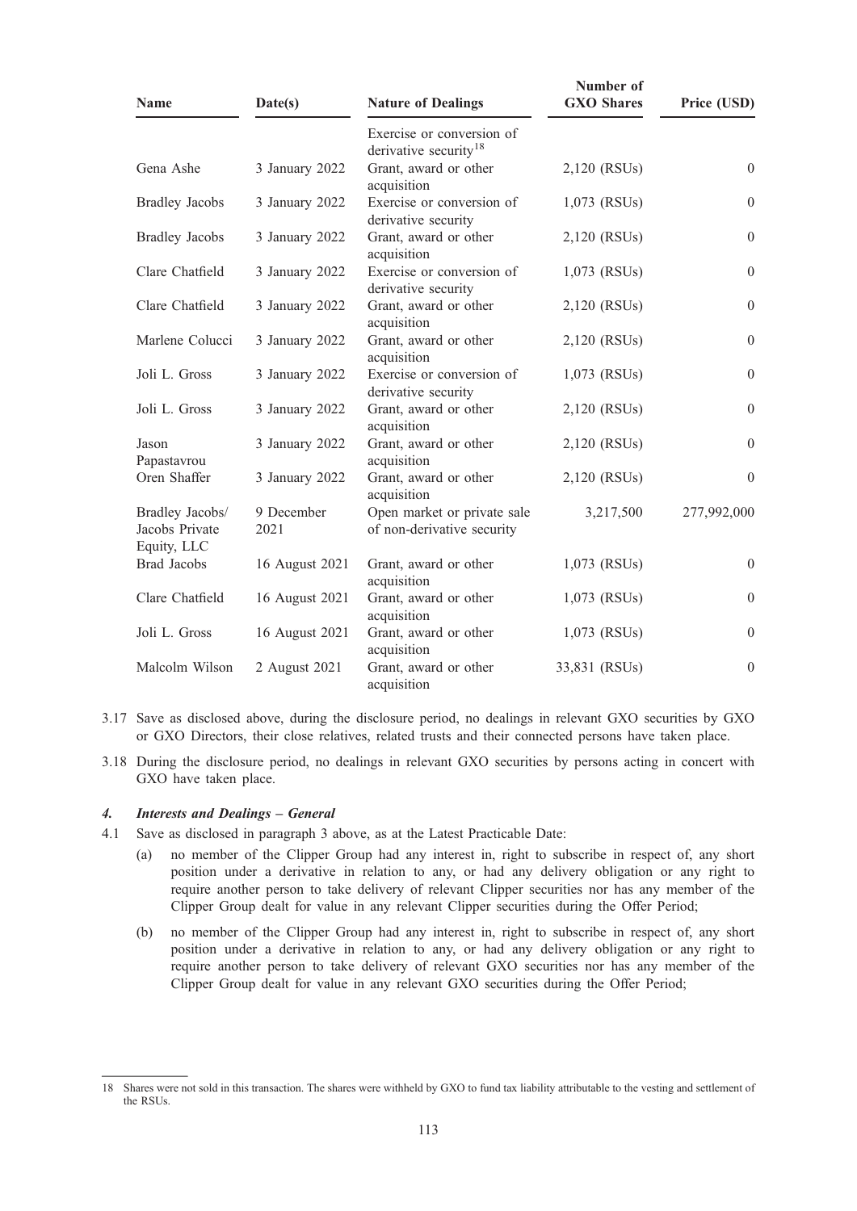| Name | Date(s) | Nature of Dealings | Number of GXO Shares | Price (USD) |
|---|---|---|---|---|
| | | Exercise or conversion of derivative security[18] | | |
| Gena Ashe | 3 January 2022 | Grant, award or other acquisition | 2,120 (RSUs) | 0 |
| Bradley Jacobs | 3 January 2022 | Exercise or conversion of derivative security | 1,073 (RSUs) | 0 |
| Bradley Jacobs | 3 January 2022 | Grant, award or other acquisition | 2,120 (RSUs) | 0 |
| Clare Chatfield | 3 January 2022 | Exercise or conversion of derivative security | 1,073 (RSUs) | 0 |
| Clare Chatfield | 3 January 2022 | Grant, award or other acquisition | 2,120 (RSUs) | 0 |
| Marlene Colucci | 3 January 2022 | Grant, award or other acquisition | 2,120 (RSUs) | 0 |
| Joli L. Gross | 3 January 2022 | Exercise or conversion of derivative security | 1,073 (RSUs) | 0 |
| Joli L. Gross | 3 January 2022 | Grant, award or other acquisition | 2,120 (RSUs) | 0 |
| Jason Papastavrou | 3 January 2022 | Grant, award or other acquisition | 2,120 (RSUs) | 0 |
| Oren Shaffer | 3 January 2022 | Grant, award or other acquisition | 2,120 (RSUs) | 0 |
| Bradley Jacobs/ Jacobs Private Equity, LLC | 9 December 2021 | Open market or private sale of non-derivative security | 3,217,500 | 277,992,000 |
| Brad Jacobs | 16 August 2021 | Grant, award or other acquisition | 1,073 (RSUs) | 0 |
| Clare Chatfield | 16 August 2021 | Grant, award or other acquisition | 1,073 (RSUs) | 0 |
| Joli L. Gross | 16 August 2021 | Grant, award or other acquisition | 1,073 (RSUs) | 0 |
| Malcolm Wilson | 2 August 2021 | Grant, award or other acquisition | 33,831 (RSUs) | 0 |

3.17 Save as disclosed above, during the disclosure period, no dealings in relevant GXO securities by GXO or GXO Directors, their close relatives, related trusts and their connected persons have taken place.

3.18 During the disclosure period, no dealings in relevant GXO securities by persons acting in concert with GXO have taken place.

### *4. Interests and Dealings – General*

4.1 Save as disclosed in paragraph 3 above, as at the Latest Practicable Date:

(a) no member of the Clipper Group had any interest in, right to subscribe in respect of, any short position under a derivative in relation to any, or had any delivery obligation or any right to require another person to take delivery of relevant Clipper securities nor has any member of the Clipper Group dealt for value in any relevant Clipper securities during the Offer Period;

(b) no member of the Clipper Group had any interest in, right to subscribe in respect of, any short position under a derivative in relation to any, or had any delivery obligation or any right to require another person to take delivery of relevant GXO securities nor has any member of the Clipper Group dealt for value in any relevant GXO securities during the Offer Period;

---

18 Shares were not sold in this transaction. The shares were withheld by GXO to fund tax liability attributable to the vesting and settlement of the RSUs.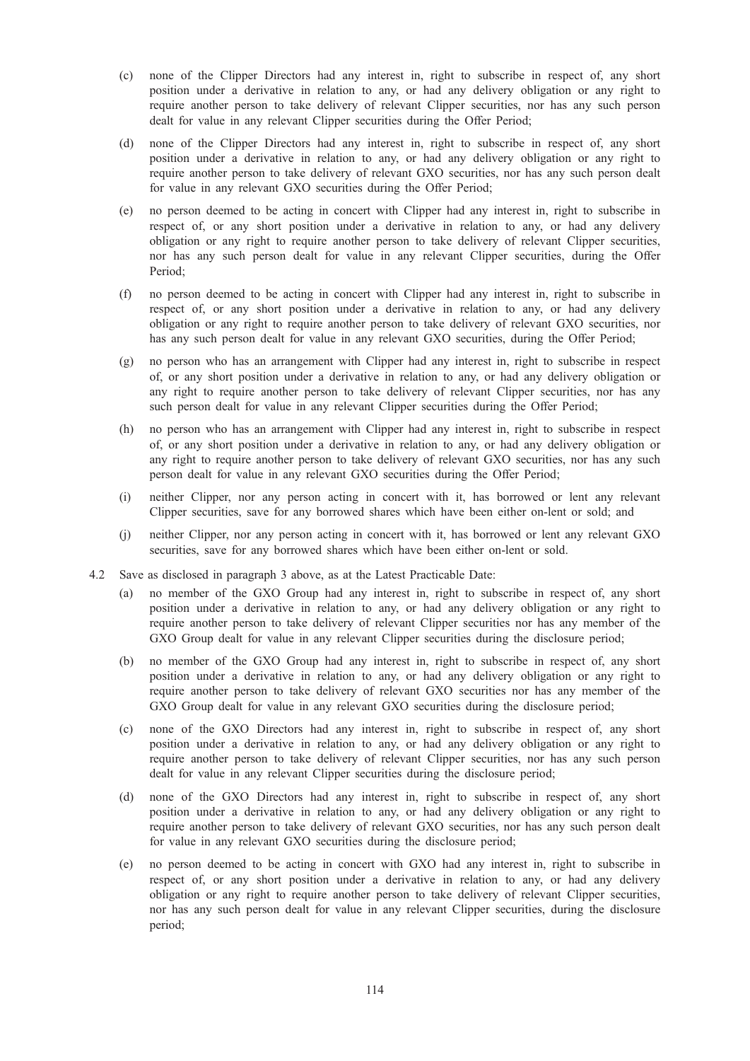(c) none of the Clipper Directors had any interest in, right to subscribe in respect of, any short position under a derivative in relation to any, or had any delivery obligation or any right to require another person to take delivery of relevant Clipper securities, nor has any such person dealt for value in any relevant Clipper securities during the Offer Period;

(d) none of the Clipper Directors had any interest in, right to subscribe in respect of, any short position under a derivative in relation to any, or had any delivery obligation or any right to require another person to take delivery of relevant GXO securities, nor has any such person dealt for value in any relevant GXO securities during the Offer Period;

(e) no person deemed to be acting in concert with Clipper had any interest in, right to subscribe in respect of, or any short position under a derivative in relation to any, or had any delivery obligation or any right to require another person to take delivery of relevant Clipper securities, nor has any such person dealt for value in any relevant Clipper securities, during the Offer Period;

(f) no person deemed to be acting in concert with Clipper had any interest in, right to subscribe in respect of, or any short position under a derivative in relation to any, or had any delivery obligation or any right to require another person to take delivery of relevant GXO securities, nor has any such person dealt for value in any relevant GXO securities, during the Offer Period;

(g) no person who has an arrangement with Clipper had any interest in, right to subscribe in respect of, or any short position under a derivative in relation to any, or had any delivery obligation or any right to require another person to take delivery of relevant Clipper securities, nor has any such person dealt for value in any relevant Clipper securities during the Offer Period;

(h) no person who has an arrangement with Clipper had any interest in, right to subscribe in respect of, or any short position under a derivative in relation to any, or had any delivery obligation or any right to require another person to take delivery of relevant GXO securities, nor has any such person dealt for value in any relevant GXO securities during the Offer Period;

(i) neither Clipper, nor any person acting in concert with it, has borrowed or lent any relevant Clipper securities, save for any borrowed shares which have been either on-lent or sold; and

(j) neither Clipper, nor any person acting in concert with it, has borrowed or lent any relevant GXO securities, save for any borrowed shares which have been either on-lent or sold.

4.2 Save as disclosed in paragraph 3 above, as at the Latest Practicable Date:

(a) no member of the GXO Group had any interest in, right to subscribe in respect of, any short position under a derivative in relation to any, or had any delivery obligation or any right to require another person to take delivery of relevant Clipper securities nor has any member of the GXO Group dealt for value in any relevant Clipper securities during the disclosure period;

(b) no member of the GXO Group had any interest in, right to subscribe in respect of, any short position under a derivative in relation to any, or had any delivery obligation or any right to require another person to take delivery of relevant GXO securities nor has any member of the GXO Group dealt for value in any relevant GXO securities during the disclosure period;

(c) none of the GXO Directors had any interest in, right to subscribe in respect of, any short position under a derivative in relation to any, or had any delivery obligation or any right to require another person to take delivery of relevant Clipper securities, nor has any such person dealt for value in any relevant Clipper securities during the disclosure period;

(d) none of the GXO Directors had any interest in, right to subscribe in respect of, any short position under a derivative in relation to any, or had any delivery obligation or any right to require another person to take delivery of relevant GXO securities, nor has any such person dealt for value in any relevant GXO securities during the disclosure period;

(e) no person deemed to be acting in concert with GXO had any interest in, right to subscribe in respect of, or any short position under a derivative in relation to any, or had any delivery obligation or any right to require another person to take delivery of relevant Clipper securities, nor has any such person dealt for value in any relevant Clipper securities, during the disclosure period;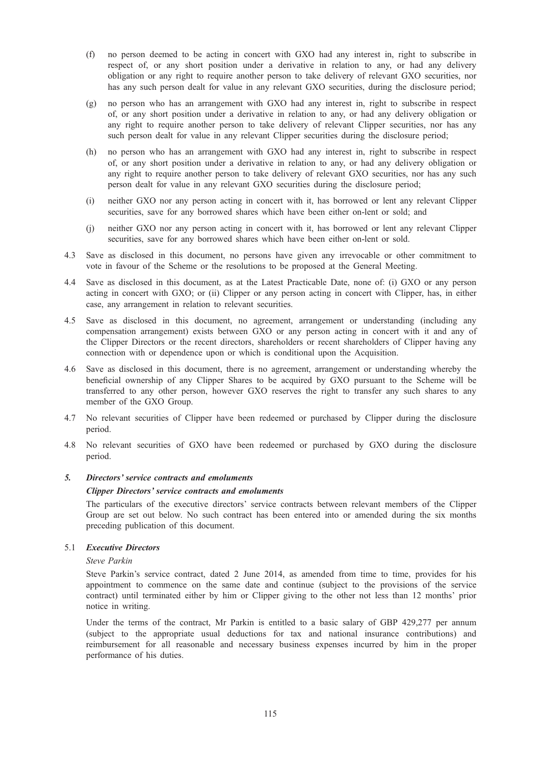(f) no person deemed to be acting in concert with GXO had any interest in, right to subscribe in respect of, or any short position under a derivative in relation to any, or had any delivery obligation or any right to require another person to take delivery of relevant GXO securities, nor has any such person dealt for value in any relevant GXO securities, during the disclosure period;

(g) no person who has an arrangement with GXO had any interest in, right to subscribe in respect of, or any short position under a derivative in relation to any, or had any delivery obligation or any right to require another person to take delivery of relevant Clipper securities, nor has any such person dealt for value in any relevant Clipper securities during the disclosure period;

(h) no person who has an arrangement with GXO had any interest in, right to subscribe in respect of, or any short position under a derivative in relation to any, or had any delivery obligation or any right to require another person to take delivery of relevant GXO securities, nor has any such person dealt for value in any relevant GXO securities during the disclosure period;

(i) neither GXO nor any person acting in concert with it, has borrowed or lent any relevant Clipper securities, save for any borrowed shares which have been either on-lent or sold; and

(j) neither GXO nor any person acting in concert with it, has borrowed or lent any relevant Clipper securities, save for any borrowed shares which have been either on-lent or sold.

4.3 Save as disclosed in this document, no persons have given any irrevocable or other commitment to vote in favour of the Scheme or the resolutions to be proposed at the General Meeting.

4.4 Save as disclosed in this document, as at the Latest Practicable Date, none of: (i) GXO or any person acting in concert with GXO; or (ii) Clipper or any person acting in concert with Clipper, has, in either case, any arrangement in relation to relevant securities.

4.5 Save as disclosed in this document, no agreement, arrangement or understanding (including any compensation arrangement) exists between GXO or any person acting in concert with it and any of the Clipper Directors or the recent directors, shareholders or recent shareholders of Clipper having any connection with or dependence upon or which is conditional upon the Acquisition.

4.6 Save as disclosed in this document, there is no agreement, arrangement or understanding whereby the beneficial ownership of any Clipper Shares to be acquired by GXO pursuant to the Scheme will be transferred to any other person, however GXO reserves the right to transfer any such shares to any member of the GXO Group.

4.7 No relevant securities of Clipper have been redeemed or purchased by Clipper during the disclosure period.

4.8 No relevant securities of GXO have been redeemed or purchased by GXO during the disclosure period.

### *5. Directors' service contracts and emoluments*

#### *Clipper Directors' service contracts and emoluments*

The particulars of the executive directors' service contracts between relevant members of the Clipper Group are set out below. No such contract has been entered into or amended during the six months preceding publication of this document.

#### 5.1 *Executive Directors*

*Steve Parkin*

Steve Parkin's service contract, dated 2 June 2014, as amended from time to time, provides for his appointment to commence on the same date and continue (subject to the provisions of the service contract) until terminated either by him or Clipper giving to the other not less than 12 months' prior notice in writing.

Under the terms of the contract, Mr Parkin is entitled to a basic salary of GBP 429,277 per annum (subject to the appropriate usual deductions for tax and national insurance contributions) and reimbursement for all reasonable and necessary business expenses incurred by him in the proper performance of his duties.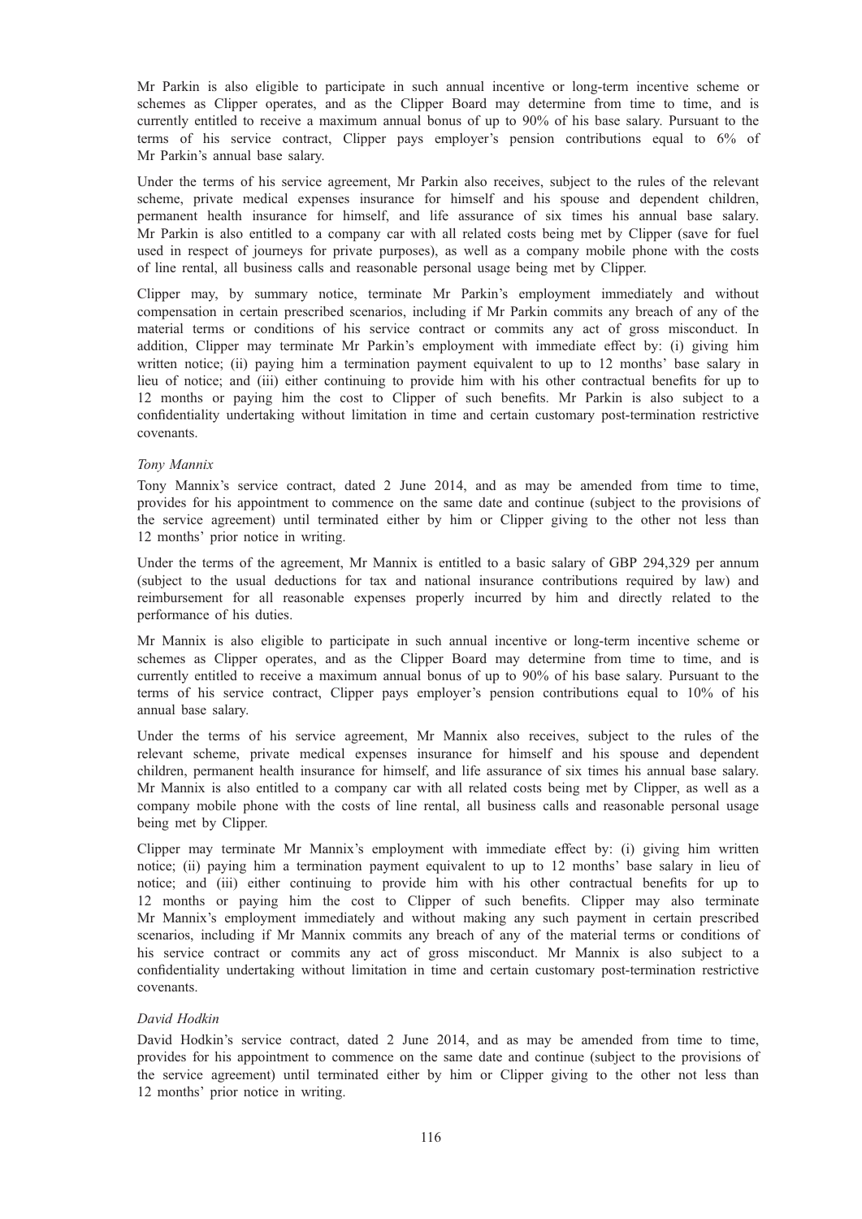Mr Parkin is also eligible to participate in such annual incentive or long-term incentive scheme or schemes as Clipper operates, and as the Clipper Board may determine from time to time, and is currently entitled to receive a maximum annual bonus of up to 90% of his base salary. Pursuant to the terms of his service contract, Clipper pays employer's pension contributions equal to 6% of Mr Parkin's annual base salary.

Under the terms of his service agreement, Mr Parkin also receives, subject to the rules of the relevant scheme, private medical expenses insurance for himself and his spouse and dependent children, permanent health insurance for himself, and life assurance of six times his annual base salary. Mr Parkin is also entitled to a company car with all related costs being met by Clipper (save for fuel used in respect of journeys for private purposes), as well as a company mobile phone with the costs of line rental, all business calls and reasonable personal usage being met by Clipper.

Clipper may, by summary notice, terminate Mr Parkin's employment immediately and without compensation in certain prescribed scenarios, including if Mr Parkin commits any breach of any of the material terms or conditions of his service contract or commits any act of gross misconduct. In addition, Clipper may terminate Mr Parkin's employment with immediate effect by: (i) giving him written notice; (ii) paying him a termination payment equivalent to up to 12 months' base salary in lieu of notice; and (iii) either continuing to provide him with his other contractual benefits for up to 12 months or paying him the cost to Clipper of such benefits. Mr Parkin is also subject to a confidentiality undertaking without limitation in time and certain customary post-termination restrictive covenants.

*Tony Mannix*

Tony Mannix's service contract, dated 2 June 2014, and as may be amended from time to time, provides for his appointment to commence on the same date and continue (subject to the provisions of the service agreement) until terminated either by him or Clipper giving to the other not less than 12 months' prior notice in writing.

Under the terms of the agreement, Mr Mannix is entitled to a basic salary of GBP 294,329 per annum (subject to the usual deductions for tax and national insurance contributions required by law) and reimbursement for all reasonable expenses properly incurred by him and directly related to the performance of his duties.

Mr Mannix is also eligible to participate in such annual incentive or long-term incentive scheme or schemes as Clipper operates, and as the Clipper Board may determine from time to time, and is currently entitled to receive a maximum annual bonus of up to 90% of his base salary. Pursuant to the terms of his service contract, Clipper pays employer's pension contributions equal to 10% of his annual base salary.

Under the terms of his service agreement, Mr Mannix also receives, subject to the rules of the relevant scheme, private medical expenses insurance for himself and his spouse and dependent children, permanent health insurance for himself, and life assurance of six times his annual base salary. Mr Mannix is also entitled to a company car with all related costs being met by Clipper, as well as a company mobile phone with the costs of line rental, all business calls and reasonable personal usage being met by Clipper.

Clipper may terminate Mr Mannix's employment with immediate effect by: (i) giving him written notice; (ii) paying him a termination payment equivalent to up to 12 months' base salary in lieu of notice; and (iii) either continuing to provide him with his other contractual benefits for up to 12 months or paying him the cost to Clipper of such benefits. Clipper may also terminate Mr Mannix's employment immediately and without making any such payment in certain prescribed scenarios, including if Mr Mannix commits any breach of any of the material terms or conditions of his service contract or commits any act of gross misconduct. Mr Mannix is also subject to a confidentiality undertaking without limitation in time and certain customary post-termination restrictive covenants.

*David Hodkin*

David Hodkin's service contract, dated 2 June 2014, and as may be amended from time to time, provides for his appointment to commence on the same date and continue (subject to the provisions of the service agreement) until terminated either by him or Clipper giving to the other not less than 12 months' prior notice in writing.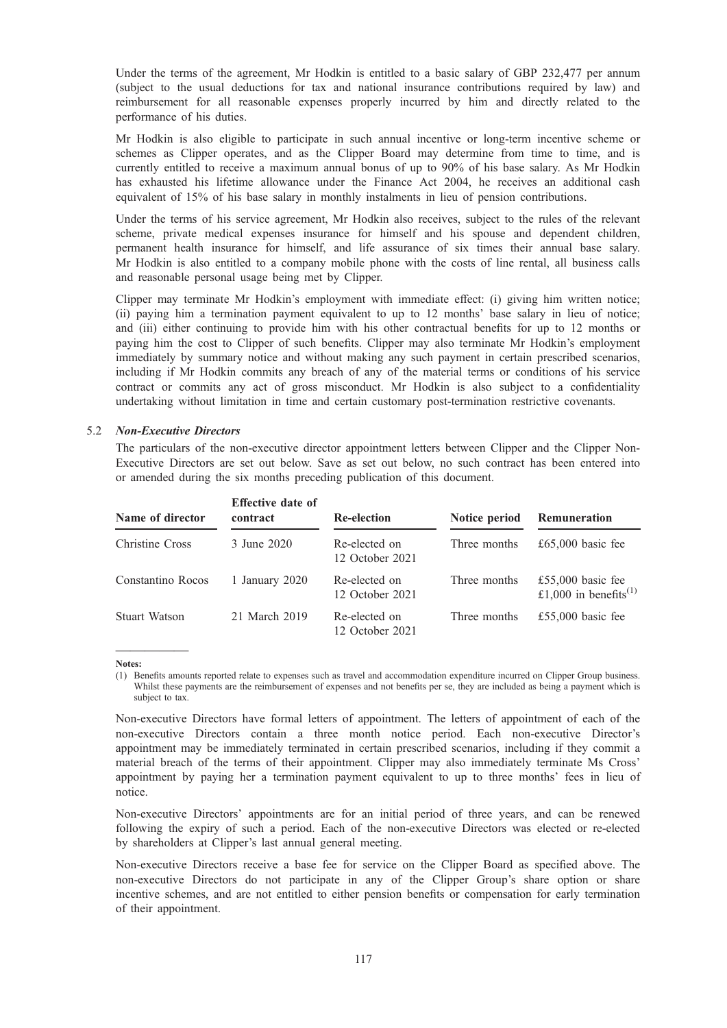Under the terms of the agreement, Mr Hodkin is entitled to a basic salary of GBP 232,477 per annum (subject to the usual deductions for tax and national insurance contributions required by law) and reimbursement for all reasonable expenses properly incurred by him and directly related to the performance of his duties.

Mr Hodkin is also eligible to participate in such annual incentive or long-term incentive scheme or schemes as Clipper operates, and as the Clipper Board may determine from time to time, and is currently entitled to receive a maximum annual bonus of up to 90% of his base salary. As Mr Hodkin has exhausted his lifetime allowance under the Finance Act 2004, he receives an additional cash equivalent of 15% of his base salary in monthly instalments in lieu of pension contributions.

Under the terms of his service agreement, Mr Hodkin also receives, subject to the rules of the relevant scheme, private medical expenses insurance for himself and his spouse and dependent children, permanent health insurance for himself, and life assurance of six times their annual base salary. Mr Hodkin is also entitled to a company mobile phone with the costs of line rental, all business calls and reasonable personal usage being met by Clipper.

Clipper may terminate Mr Hodkin's employment with immediate effect: (i) giving him written notice; (ii) paying him a termination payment equivalent to up to 12 months' base salary in lieu of notice; and (iii) either continuing to provide him with his other contractual benefits for up to 12 months or paying him the cost to Clipper of such benefits. Clipper may also terminate Mr Hodkin's employment immediately by summary notice and without making any such payment in certain prescribed scenarios, including if Mr Hodkin commits any breach of any of the material terms or conditions of his service contract or commits any act of gross misconduct. Mr Hodkin is also subject to a confidentiality undertaking without limitation in time and certain customary post-termination restrictive covenants.

5.2 ***Non-Executive Directors***

The particulars of the non-executive director appointment letters between Clipper and the Clipper Non-Executive Directors are set out below. Save as set out below, no such contract has been entered into or amended during the six months preceding publication of this document.

| Name of director | Effective date of contract | Re-election | Notice period | Remuneration |
|---|---|---|---|---|
| Christine Cross | 3 June 2020 | Re-elected on 12 October 2021 | Three months | £65,000 basic fee |
| Constantino Rocos | 1 January 2020 | Re-elected on 12 October 2021 | Three months | £55,000 basic fee £1,000 in benefits(1) |
| Stuart Watson | 21 March 2019 | Re-elected on 12 October 2021 | Three months | £55,000 basic fee |

**Notes:**

(1) Benefits amounts reported relate to expenses such as travel and accommodation expenditure incurred on Clipper Group business. Whilst these payments are the reimbursement of expenses and not benefits per se, they are included as being a payment which is subject to tax.

Non-executive Directors have formal letters of appointment. The letters of appointment of each of the non-executive Directors contain a three month notice period. Each non-executive Director's appointment may be immediately terminated in certain prescribed scenarios, including if they commit a material breach of the terms of their appointment. Clipper may also immediately terminate Ms Cross' appointment by paying her a termination payment equivalent to up to three months' fees in lieu of notice.

Non-executive Directors' appointments are for an initial period of three years, and can be renewed following the expiry of such a period. Each of the non-executive Directors was elected or re-elected by shareholders at Clipper's last annual general meeting.

Non-executive Directors receive a base fee for service on the Clipper Board as specified above. The non-executive Directors do not participate in any of the Clipper Group's share option or share incentive schemes, and are not entitled to either pension benefits or compensation for early termination of their appointment.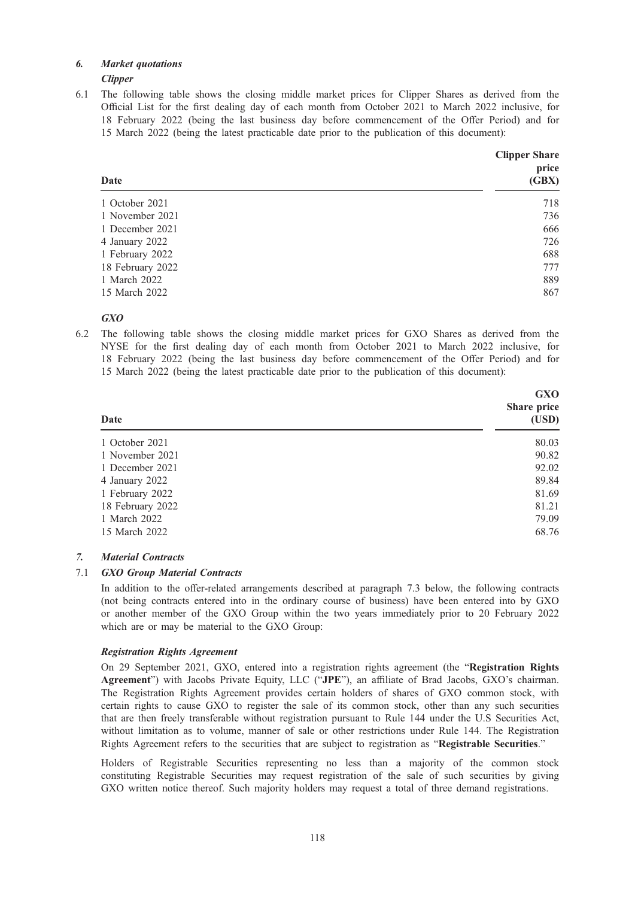### *6. Market quotations*

***Clipper***

6.1 The following table shows the closing middle market prices for Clipper Shares as derived from the Official List for the first dealing day of each month from October 2021 to March 2022 inclusive, for 18 February 2022 (being the last business day before commencement of the Offer Period) and for 15 March 2022 (being the latest practicable date prior to the publication of this document):

| Date | Clipper Share price (GBX) |
|---|---|
| 1 October 2021 | 718 |
| 1 November 2021 | 736 |
| 1 December 2021 | 666 |
| 4 January 2022 | 726 |
| 1 February 2022 | 688 |
| 18 February 2022 | 777 |
| 1 March 2022 | 889 |
| 15 March 2022 | 867 |

***GXO***

6.2 The following table shows the closing middle market prices for GXO Shares as derived from the NYSE for the first dealing day of each month from October 2021 to March 2022 inclusive, for 18 February 2022 (being the last business day before commencement of the Offer Period) and for 15 March 2022 (being the latest practicable date prior to the publication of this document):

| Date | GXO Share price (USD) |
|---|---|
| 1 October 2021 | 80.03 |
| 1 November 2021 | 90.82 |
| 1 December 2021 | 92.02 |
| 4 January 2022 | 89.84 |
| 1 February 2022 | 81.69 |
| 18 February 2022 | 81.21 |
| 1 March 2022 | 79.09 |
| 15 March 2022 | 68.76 |

### *7. Material Contracts*

#### 7.1 *GXO Group Material Contracts*

In addition to the offer-related arrangements described at paragraph 7.3 below, the following contracts (not being contracts entered into in the ordinary course of business) have been entered into by GXO or another member of the GXO Group within the two years immediately prior to 20 February 2022 which are or may be material to the GXO Group:

***Registration Rights Agreement***

On 29 September 2021, GXO, entered into a registration rights agreement (the "**Registration Rights Agreement**") with Jacobs Private Equity, LLC ("**JPE**"), an affiliate of Brad Jacobs, GXO's chairman. The Registration Rights Agreement provides certain holders of shares of GXO common stock, with certain rights to cause GXO to register the sale of its common stock, other than any such securities that are then freely transferable without registration pursuant to Rule 144 under the U.S Securities Act, without limitation as to volume, manner of sale or other restrictions under Rule 144. The Registration Rights Agreement refers to the securities that are subject to registration as "**Registrable Securities**."

Holders of Registrable Securities representing no less than a majority of the common stock constituting Registrable Securities may request registration of the sale of such securities by giving GXO written notice thereof. Such majority holders may request a total of three demand registrations.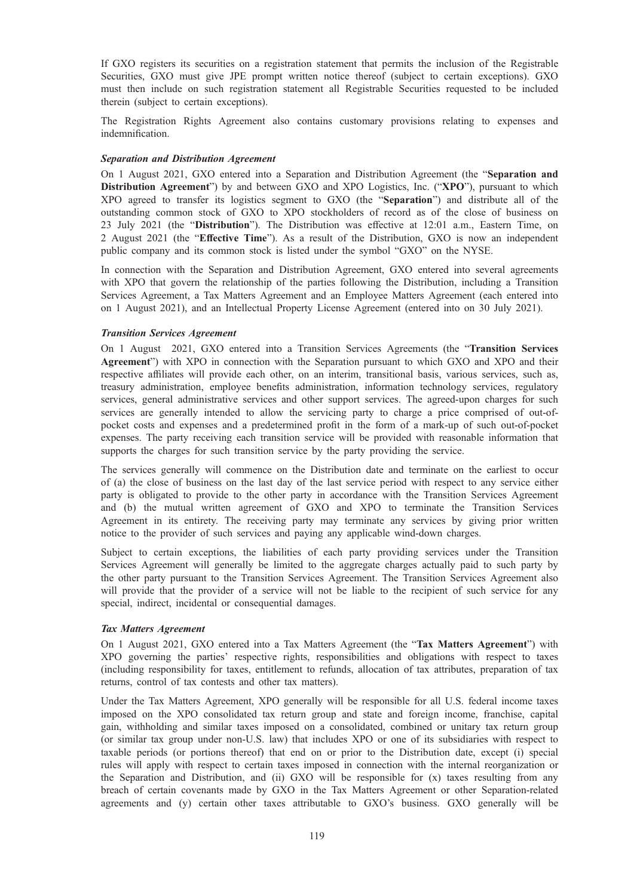If GXO registers its securities on a registration statement that permits the inclusion of the Registrable Securities, GXO must give JPE prompt written notice thereof (subject to certain exceptions). GXO must then include on such registration statement all Registrable Securities requested to be included therein (subject to certain exceptions).

The Registration Rights Agreement also contains customary provisions relating to expenses and indemnification.

***Separation and Distribution Agreement***

On 1 August 2021, GXO entered into a Separation and Distribution Agreement (the "**Separation and Distribution Agreement**") by and between GXO and XPO Logistics, Inc. ("**XPO**"), pursuant to which XPO agreed to transfer its logistics segment to GXO (the "**Separation**") and distribute all of the outstanding common stock of GXO to XPO stockholders of record as of the close of business on 23 July 2021 (the "**Distribution**"). The Distribution was effective at 12:01 a.m., Eastern Time, on 2 August 2021 (the "**Effective Time**"). As a result of the Distribution, GXO is now an independent public company and its common stock is listed under the symbol "GXO" on the NYSE.

In connection with the Separation and Distribution Agreement, GXO entered into several agreements with XPO that govern the relationship of the parties following the Distribution, including a Transition Services Agreement, a Tax Matters Agreement and an Employee Matters Agreement (each entered into on 1 August 2021), and an Intellectual Property License Agreement (entered into on 30 July 2021).

***Transition Services Agreement***

On 1 August 2021, GXO entered into a Transition Services Agreements (the "**Transition Services Agreement**") with XPO in connection with the Separation pursuant to which GXO and XPO and their respective affiliates will provide each other, on an interim, transitional basis, various services, such as, treasury administration, employee benefits administration, information technology services, regulatory services, general administrative services and other support services. The agreed-upon charges for such services are generally intended to allow the servicing party to charge a price comprised of out-of-pocket costs and expenses and a predetermined profit in the form of a mark-up of such out-of-pocket expenses. The party receiving each transition service will be provided with reasonable information that supports the charges for such transition service by the party providing the service.

The services generally will commence on the Distribution date and terminate on the earliest to occur of (a) the close of business on the last day of the last service period with respect to any service either party is obligated to provide to the other party in accordance with the Transition Services Agreement and (b) the mutual written agreement of GXO and XPO to terminate the Transition Services Agreement in its entirety. The receiving party may terminate any services by giving prior written notice to the provider of such services and paying any applicable wind-down charges.

Subject to certain exceptions, the liabilities of each party providing services under the Transition Services Agreement will generally be limited to the aggregate charges actually paid to such party by the other party pursuant to the Transition Services Agreement. The Transition Services Agreement also will provide that the provider of a service will not be liable to the recipient of such service for any special, indirect, incidental or consequential damages.

***Tax Matters Agreement***

On 1 August 2021, GXO entered into a Tax Matters Agreement (the "**Tax Matters Agreement**") with XPO governing the parties' respective rights, responsibilities and obligations with respect to taxes (including responsibility for taxes, entitlement to refunds, allocation of tax attributes, preparation of tax returns, control of tax contests and other tax matters).

Under the Tax Matters Agreement, XPO generally will be responsible for all U.S. federal income taxes imposed on the XPO consolidated tax return group and state and foreign income, franchise, capital gain, withholding and similar taxes imposed on a consolidated, combined or unitary tax return group (or similar tax group under non-U.S. law) that includes XPO or one of its subsidiaries with respect to taxable periods (or portions thereof) that end on or prior to the Distribution date, except (i) special rules will apply with respect to certain taxes imposed in connection with the internal reorganization or the Separation and Distribution, and (ii) GXO will be responsible for (x) taxes resulting from any breach of certain covenants made by GXO in the Tax Matters Agreement or other Separation-related agreements and (y) certain other taxes attributable to GXO's business. GXO generally will be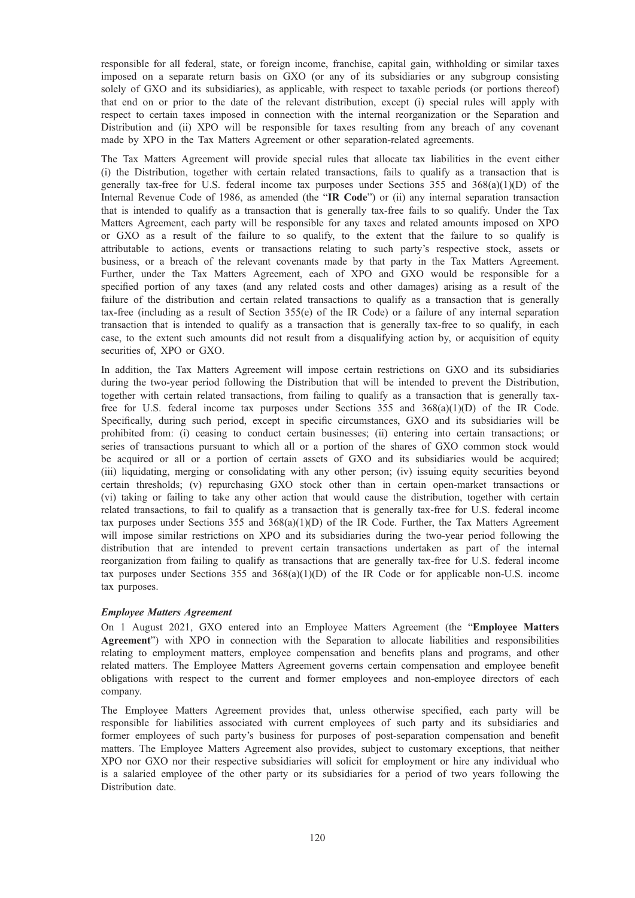responsible for all federal, state, or foreign income, franchise, capital gain, withholding or similar taxes imposed on a separate return basis on GXO (or any of its subsidiaries or any subgroup consisting solely of GXO and its subsidiaries), as applicable, with respect to taxable periods (or portions thereof) that end on or prior to the date of the relevant distribution, except (i) special rules will apply with respect to certain taxes imposed in connection with the internal reorganization or the Separation and Distribution and (ii) XPO will be responsible for taxes resulting from any breach of any covenant made by XPO in the Tax Matters Agreement or other separation-related agreements.

The Tax Matters Agreement will provide special rules that allocate tax liabilities in the event either (i) the Distribution, together with certain related transactions, fails to qualify as a transaction that is generally tax-free for U.S. federal income tax purposes under Sections 355 and 368(a)(1)(D) of the Internal Revenue Code of 1986, as amended (the "**IR Code**") or (ii) any internal separation transaction that is intended to qualify as a transaction that is generally tax-free fails to so qualify. Under the Tax Matters Agreement, each party will be responsible for any taxes and related amounts imposed on XPO or GXO as a result of the failure to so qualify, to the extent that the failure to so qualify is attributable to actions, events or transactions relating to such party's respective stock, assets or business, or a breach of the relevant covenants made by that party in the Tax Matters Agreement. Further, under the Tax Matters Agreement, each of XPO and GXO would be responsible for a specified portion of any taxes (and any related costs and other damages) arising as a result of the failure of the distribution and certain related transactions to qualify as a transaction that is generally tax-free (including as a result of Section 355(e) of the IR Code) or a failure of any internal separation transaction that is intended to qualify as a transaction that is generally tax-free to so qualify, in each case, to the extent such amounts did not result from a disqualifying action by, or acquisition of equity securities of, XPO or GXO.

In addition, the Tax Matters Agreement will impose certain restrictions on GXO and its subsidiaries during the two-year period following the Distribution that will be intended to prevent the Distribution, together with certain related transactions, from failing to qualify as a transaction that is generally tax-free for U.S. federal income tax purposes under Sections 355 and 368(a)(1)(D) of the IR Code. Specifically, during such period, except in specific circumstances, GXO and its subsidiaries will be prohibited from: (i) ceasing to conduct certain businesses; (ii) entering into certain transactions; or series of transactions pursuant to which all or a portion of the shares of GXO common stock would be acquired or all or a portion of certain assets of GXO and its subsidiaries would be acquired; (iii) liquidating, merging or consolidating with any other person; (iv) issuing equity securities beyond certain thresholds; (v) repurchasing GXO stock other than in certain open-market transactions or (vi) taking or failing to take any other action that would cause the distribution, together with certain related transactions, to fail to qualify as a transaction that is generally tax-free for U.S. federal income tax purposes under Sections 355 and 368(a)(1)(D) of the IR Code. Further, the Tax Matters Agreement will impose similar restrictions on XPO and its subsidiaries during the two-year period following the distribution that are intended to prevent certain transactions undertaken as part of the internal reorganization from failing to qualify as transactions that are generally tax-free for U.S. federal income tax purposes under Sections 355 and 368(a)(1)(D) of the IR Code or for applicable non-U.S. income tax purposes.

***Employee Matters Agreement***

On 1 August 2021, GXO entered into an Employee Matters Agreement (the "**Employee Matters Agreement**") with XPO in connection with the Separation to allocate liabilities and responsibilities relating to employment matters, employee compensation and benefits plans and programs, and other related matters. The Employee Matters Agreement governs certain compensation and employee benefit obligations with respect to the current and former employees and non-employee directors of each company.

The Employee Matters Agreement provides that, unless otherwise specified, each party will be responsible for liabilities associated with current employees of such party and its subsidiaries and former employees of such party's business for purposes of post-separation compensation and benefit matters. The Employee Matters Agreement also provides, subject to customary exceptions, that neither XPO nor GXO nor their respective subsidiaries will solicit for employment or hire any individual who is a salaried employee of the other party or its subsidiaries for a period of two years following the Distribution date.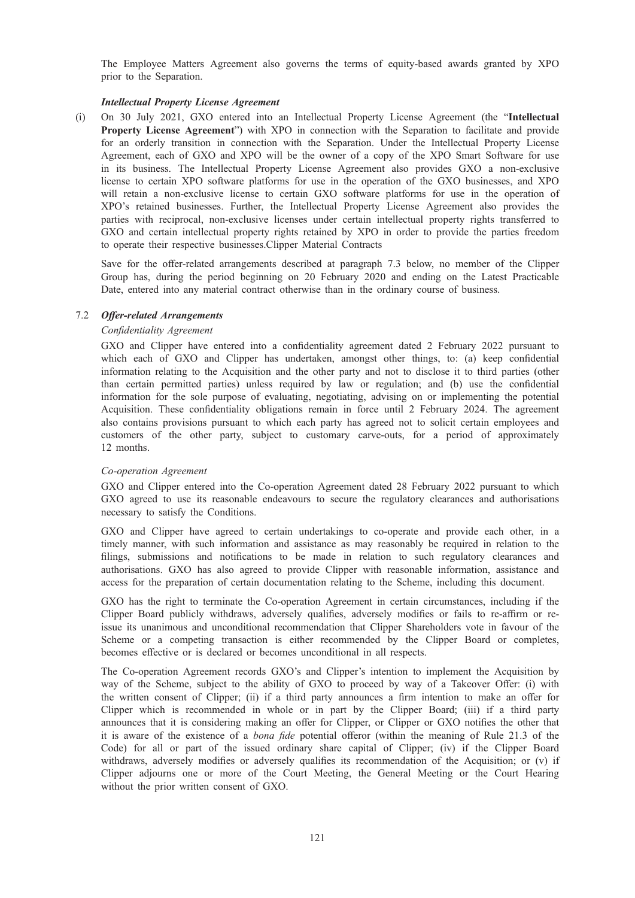The Employee Matters Agreement also governs the terms of equity-based awards granted by XPO prior to the Separation.

***Intellectual Property License Agreement***

(i) On 30 July 2021, GXO entered into an Intellectual Property License Agreement (the "**Intellectual Property License Agreement**") with XPO in connection with the Separation to facilitate and provide for an orderly transition in connection with the Separation. Under the Intellectual Property License Agreement, each of GXO and XPO will be the owner of a copy of the XPO Smart Software for use in its business. The Intellectual Property License Agreement also provides GXO a non-exclusive license to certain XPO software platforms for use in the operation of the GXO businesses, and XPO will retain a non-exclusive license to certain GXO software platforms for use in the operation of XPO's retained businesses. Further, the Intellectual Property License Agreement also provides the parties with reciprocal, non-exclusive licenses under certain intellectual property rights transferred to GXO and certain intellectual property rights retained by XPO in order to provide the parties freedom to operate their respective businesses.Clipper Material Contracts

Save for the offer-related arrangements described at paragraph 7.3 below, no member of the Clipper Group has, during the period beginning on 20 February 2020 and ending on the Latest Practicable Date, entered into any material contract otherwise than in the ordinary course of business.

7.2 ***Offer-related Arrangements***

*Confidentiality Agreement*

GXO and Clipper have entered into a confidentiality agreement dated 2 February 2022 pursuant to which each of GXO and Clipper has undertaken, amongst other things, to: (a) keep confidential information relating to the Acquisition and the other party and not to disclose it to third parties (other than certain permitted parties) unless required by law or regulation; and (b) use the confidential information for the sole purpose of evaluating, negotiating, advising on or implementing the potential Acquisition. These confidentiality obligations remain in force until 2 February 2024. The agreement also contains provisions pursuant to which each party has agreed not to solicit certain employees and customers of the other party, subject to customary carve-outs, for a period of approximately 12 months.

*Co-operation Agreement*

GXO and Clipper entered into the Co-operation Agreement dated 28 February 2022 pursuant to which GXO agreed to use its reasonable endeavours to secure the regulatory clearances and authorisations necessary to satisfy the Conditions.

GXO and Clipper have agreed to certain undertakings to co-operate and provide each other, in a timely manner, with such information and assistance as may reasonably be required in relation to the filings, submissions and notifications to be made in relation to such regulatory clearances and authorisations. GXO has also agreed to provide Clipper with reasonable information, assistance and access for the preparation of certain documentation relating to the Scheme, including this document.

GXO has the right to terminate the Co-operation Agreement in certain circumstances, including if the Clipper Board publicly withdraws, adversely qualifies, adversely modifies or fails to re-affirm or re-issue its unanimous and unconditional recommendation that Clipper Shareholders vote in favour of the Scheme or a competing transaction is either recommended by the Clipper Board or completes, becomes effective or is declared or becomes unconditional in all respects.

The Co-operation Agreement records GXO's and Clipper's intention to implement the Acquisition by way of the Scheme, subject to the ability of GXO to proceed by way of a Takeover Offer: (i) with the written consent of Clipper; (ii) if a third party announces a firm intention to make an offer for Clipper which is recommended in whole or in part by the Clipper Board; (iii) if a third party announces that it is considering making an offer for Clipper, or Clipper or GXO notifies the other that it is aware of the existence of a *bona fide* potential offeror (within the meaning of Rule 21.3 of the Code) for all or part of the issued ordinary share capital of Clipper; (iv) if the Clipper Board withdraws, adversely modifies or adversely qualifies its recommendation of the Acquisition; or (v) if Clipper adjourns one or more of the Court Meeting, the General Meeting or the Court Hearing without the prior written consent of GXO.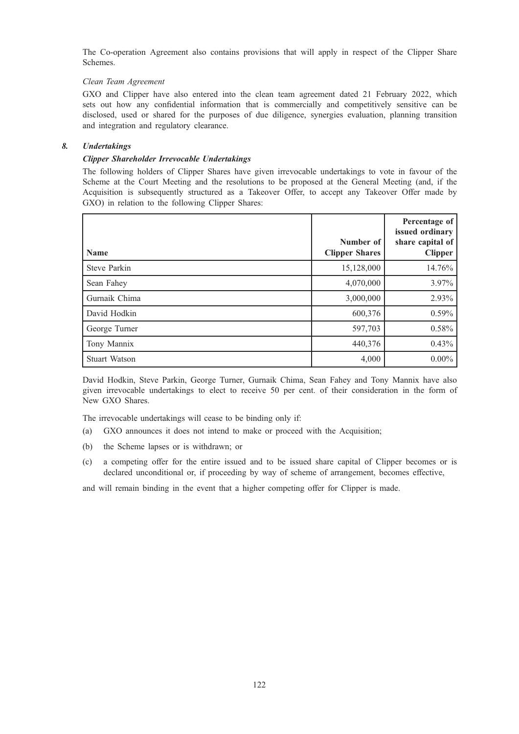The Co-operation Agreement also contains provisions that will apply in respect of the Clipper Share Schemes.

*Clean Team Agreement*

GXO and Clipper have also entered into the clean team agreement dated 21 February 2022, which sets out how any confidential information that is commercially and competitively sensitive can be disclosed, used or shared for the purposes of due diligence, synergies evaluation, planning transition and integration and regulatory clearance.

### *8. Undertakings*

***Clipper Shareholder Irrevocable Undertakings***

The following holders of Clipper Shares have given irrevocable undertakings to vote in favour of the Scheme at the Court Meeting and the resolutions to be proposed at the General Meeting (and, if the Acquisition is subsequently structured as a Takeover Offer, to accept any Takeover Offer made by GXO) in relation to the following Clipper Shares:

| Name | Number of Clipper Shares | Percentage of issued ordinary share capital of Clipper |
|---|---|---|
| Steve Parkin | 15,128,000 | 14.76% |
| Sean Fahey | 4,070,000 | 3.97% |
| Gurnaik Chima | 3,000,000 | 2.93% |
| David Hodkin | 600,376 | 0.59% |
| George Turner | 597,703 | 0.58% |
| Tony Mannix | 440,376 | 0.43% |
| Stuart Watson | 4,000 | 0.00% |

David Hodkin, Steve Parkin, George Turner, Gurnaik Chima, Sean Fahey and Tony Mannix have also given irrevocable undertakings to elect to receive 50 per cent. of their consideration in the form of New GXO Shares.

The irrevocable undertakings will cease to be binding only if:

(a) GXO announces it does not intend to make or proceed with the Acquisition;

(b) the Scheme lapses or is withdrawn; or

(c) a competing offer for the entire issued and to be issued share capital of Clipper becomes or is declared unconditional or, if proceeding by way of scheme of arrangement, becomes effective,

and will remain binding in the event that a higher competing offer for Clipper is made.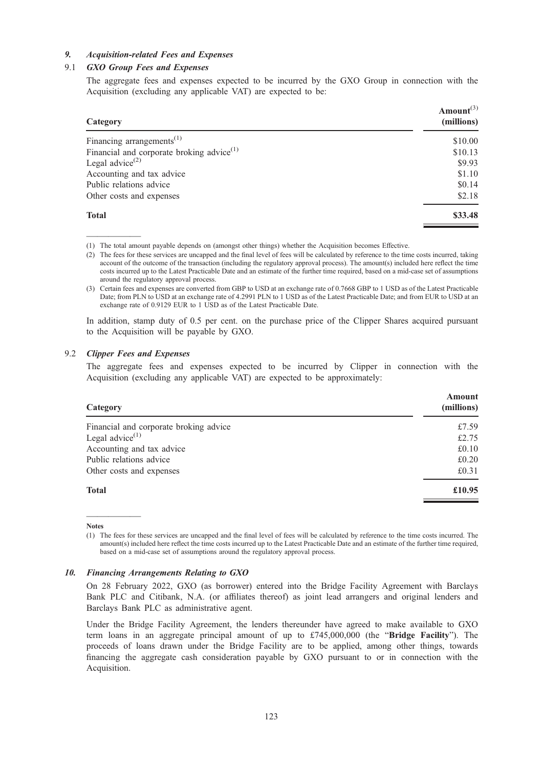### *9. Acquisition-related Fees and Expenses*

#### 9.1 *GXO Group Fees and Expenses*

The aggregate fees and expenses expected to be incurred by the GXO Group in connection with the Acquisition (excluding any applicable VAT) are expected to be:

| Category | Amount[3] (millions) |
|---|---|
| Financing arrangements[1] | \$10.00 |
| Financial and corporate broking advice[1] | \$10.13 |
| Legal advice[2] | \$9.93 |
| Accounting and tax advice | \$1.10 |
| Public relations advice | \$0.14 |
| Other costs and expenses | \$2.18 |
| **Total** | **\$33.48** |

(1) The total amount payable depends on (amongst other things) whether the Acquisition becomes Effective.

(2) The fees for these services are uncapped and the final level of fees will be calculated by reference to the time costs incurred, taking account of the outcome of the transaction (including the regulatory approval process). The amount(s) included here reflect the time costs incurred up to the Latest Practicable Date and an estimate of the further time required, based on a mid-case set of assumptions around the regulatory approval process.

(3) Certain fees and expenses are converted from GBP to USD at an exchange rate of 0.7668 GBP to 1 USD as of the Latest Practicable Date; from PLN to USD at an exchange rate of 4.2991 PLN to 1 USD as of the Latest Practicable Date; and from EUR to USD at an exchange rate of 0.9129 EUR to 1 USD as of the Latest Practicable Date.

In addition, stamp duty of 0.5 per cent. on the purchase price of the Clipper Shares acquired pursuant to the Acquisition will be payable by GXO.

#### 9.2 *Clipper Fees and Expenses*

The aggregate fees and expenses expected to be incurred by Clipper in connection with the Acquisition (excluding any applicable VAT) are expected to be approximately:

| Category | Amount (millions) |
|---|---|
| Financial and corporate broking advice | £7.59 |
| Legal advice[1] | £2.75 |
| Accounting and tax advice | £0.10 |
| Public relations advice | £0.20 |
| Other costs and expenses | £0.31 |
| **Total** | **£10.95** |

**Notes**

(1) The fees for these services are uncapped and the final level of fees will be calculated by reference to the time costs incurred. The amount(s) included here reflect the time costs incurred up to the Latest Practicable Date and an estimate of the further time required, based on a mid-case set of assumptions around the regulatory approval process.

### *10. Financing Arrangements Relating to GXO*

On 28 February 2022, GXO (as borrower) entered into the Bridge Facility Agreement with Barclays Bank PLC and Citibank, N.A. (or affiliates thereof) as joint lead arrangers and original lenders and Barclays Bank PLC as administrative agent.

Under the Bridge Facility Agreement, the lenders thereunder have agreed to make available to GXO term loans in an aggregate principal amount of up to £745,000,000 (the "**Bridge Facility**"). The proceeds of loans drawn under the Bridge Facility are to be applied, among other things, towards financing the aggregate cash consideration payable by GXO pursuant to or in connection with the Acquisition.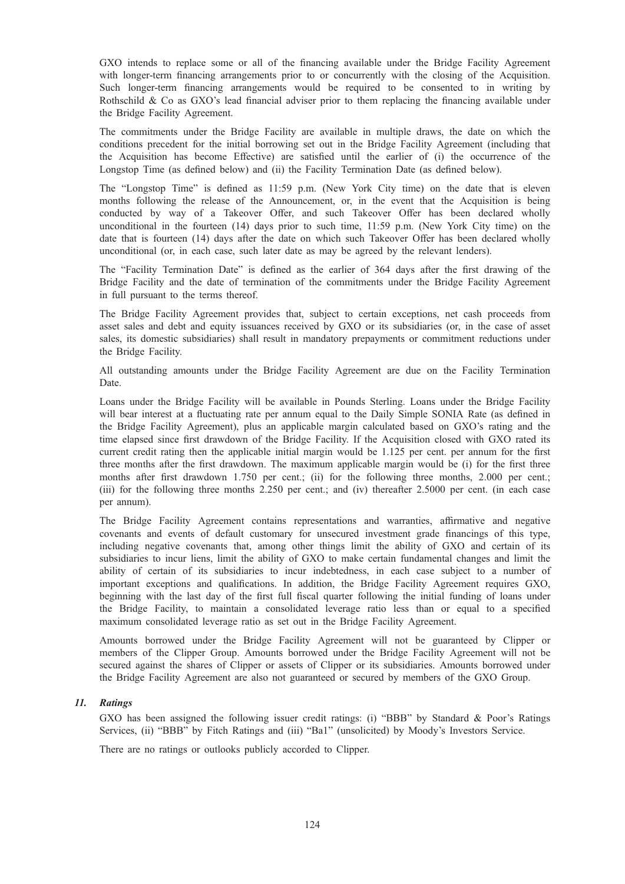GXO intends to replace some or all of the financing available under the Bridge Facility Agreement with longer-term financing arrangements prior to or concurrently with the closing of the Acquisition. Such longer-term financing arrangements would be required to be consented to in writing by Rothschild & Co as GXO's lead financial adviser prior to them replacing the financing available under the Bridge Facility Agreement.

The commitments under the Bridge Facility are available in multiple draws, the date on which the conditions precedent for the initial borrowing set out in the Bridge Facility Agreement (including that the Acquisition has become Effective) are satisfied until the earlier of (i) the occurrence of the Longstop Time (as defined below) and (ii) the Facility Termination Date (as defined below).

The "Longstop Time" is defined as 11:59 p.m. (New York City time) on the date that is eleven months following the release of the Announcement, or, in the event that the Acquisition is being conducted by way of a Takeover Offer, and such Takeover Offer has been declared wholly unconditional in the fourteen (14) days prior to such time, 11:59 p.m. (New York City time) on the date that is fourteen (14) days after the date on which such Takeover Offer has been declared wholly unconditional (or, in each case, such later date as may be agreed by the relevant lenders).

The "Facility Termination Date" is defined as the earlier of 364 days after the first drawing of the Bridge Facility and the date of termination of the commitments under the Bridge Facility Agreement in full pursuant to the terms thereof.

The Bridge Facility Agreement provides that, subject to certain exceptions, net cash proceeds from asset sales and debt and equity issuances received by GXO or its subsidiaries (or, in the case of asset sales, its domestic subsidiaries) shall result in mandatory prepayments or commitment reductions under the Bridge Facility.

All outstanding amounts under the Bridge Facility Agreement are due on the Facility Termination Date.

Loans under the Bridge Facility will be available in Pounds Sterling. Loans under the Bridge Facility will bear interest at a fluctuating rate per annum equal to the Daily Simple SONIA Rate (as defined in the Bridge Facility Agreement), plus an applicable margin calculated based on GXO's rating and the time elapsed since first drawdown of the Bridge Facility. If the Acquisition closed with GXO rated its current credit rating then the applicable initial margin would be 1.125 per cent. per annum for the first three months after the first drawdown. The maximum applicable margin would be (i) for the first three months after first drawdown 1.750 per cent.; (ii) for the following three months, 2.000 per cent.; (iii) for the following three months 2.250 per cent.; and (iv) thereafter 2.5000 per cent. (in each case per annum).

The Bridge Facility Agreement contains representations and warranties, affirmative and negative covenants and events of default customary for unsecured investment grade financings of this type, including negative covenants that, among other things limit the ability of GXO and certain of its subsidiaries to incur liens, limit the ability of GXO to make certain fundamental changes and limit the ability of certain of its subsidiaries to incur indebtedness, in each case subject to a number of important exceptions and qualifications. In addition, the Bridge Facility Agreement requires GXO, beginning with the last day of the first full fiscal quarter following the initial funding of loans under the Bridge Facility, to maintain a consolidated leverage ratio less than or equal to a specified maximum consolidated leverage ratio as set out in the Bridge Facility Agreement.

Amounts borrowed under the Bridge Facility Agreement will not be guaranteed by Clipper or members of the Clipper Group. Amounts borrowed under the Bridge Facility Agreement will not be secured against the shares of Clipper or assets of Clipper or its subsidiaries. Amounts borrowed under the Bridge Facility Agreement are also not guaranteed or secured by members of the GXO Group.

### *11. Ratings*

GXO has been assigned the following issuer credit ratings: (i) "BBB" by Standard & Poor's Ratings Services, (ii) "BBB" by Fitch Ratings and (iii) "Ba1" (unsolicited) by Moody's Investors Service.

There are no ratings or outlooks publicly accorded to Clipper.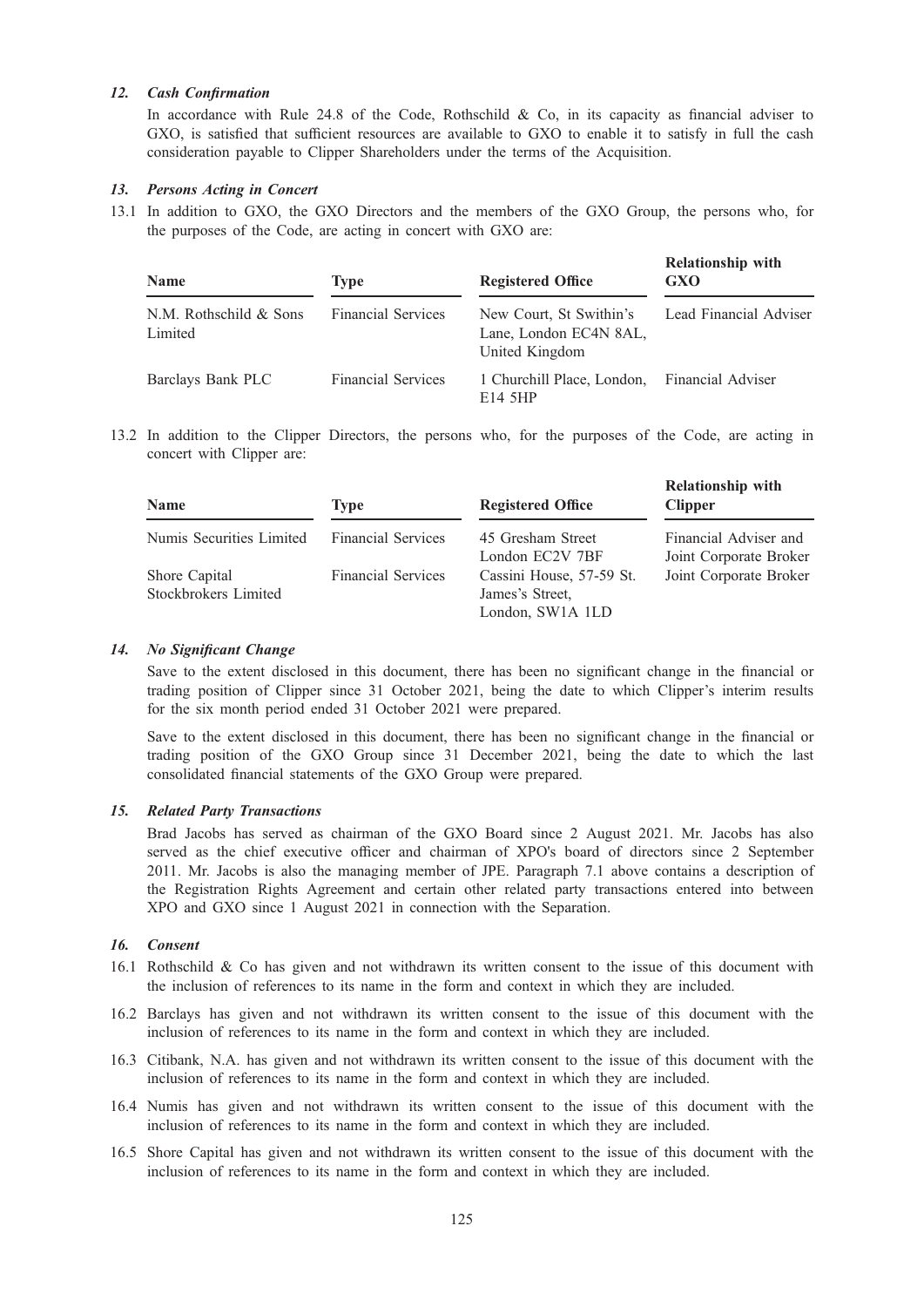### *12. Cash Confirmation*

In accordance with Rule 24.8 of the Code, Rothschild & Co, in its capacity as financial adviser to GXO, is satisfied that sufficient resources are available to GXO to enable it to satisfy in full the cash consideration payable to Clipper Shareholders under the terms of the Acquisition.

### *13. Persons Acting in Concert*

13.1 In addition to GXO, the GXO Directors and the members of the GXO Group, the persons who, for the purposes of the Code, are acting in concert with GXO are:

| Name | Type | Registered Office | Relationship with GXO |
|---|---|---|---|
| N.M. Rothschild & Sons Limited | Financial Services | New Court, St Swithin's Lane, London EC4N 8AL, United Kingdom | Lead Financial Adviser |
| Barclays Bank PLC | Financial Services | 1 Churchill Place, London, E14 5HP | Financial Adviser |

13.2 In addition to the Clipper Directors, the persons who, for the purposes of the Code, are acting in concert with Clipper are:

| Name | Type | Registered Office | Relationship with Clipper |
|---|---|---|---|
| Numis Securities Limited | Financial Services | 45 Gresham Street London EC2V 7BF | Financial Adviser and Joint Corporate Broker |
| Shore Capital Stockbrokers Limited | Financial Services | Cassini House, 57-59 St. James's Street, London, SW1A 1LD | Joint Corporate Broker |

### *14. No Significant Change*

Save to the extent disclosed in this document, there has been no significant change in the financial or trading position of Clipper since 31 October 2021, being the date to which Clipper's interim results for the six month period ended 31 October 2021 were prepared.

Save to the extent disclosed in this document, there has been no significant change in the financial or trading position of the GXO Group since 31 December 2021, being the date to which the last consolidated financial statements of the GXO Group were prepared.

### *15. Related Party Transactions*

Brad Jacobs has served as chairman of the GXO Board since 2 August 2021. Mr. Jacobs has also served as the chief executive officer and chairman of XPO's board of directors since 2 September 2011. Mr. Jacobs is also the managing member of JPE. Paragraph 7.1 above contains a description of the Registration Rights Agreement and certain other related party transactions entered into between XPO and GXO since 1 August 2021 in connection with the Separation.

### *16. Consent*

16.1 Rothschild & Co has given and not withdrawn its written consent to the issue of this document with the inclusion of references to its name in the form and context in which they are included.

16.2 Barclays has given and not withdrawn its written consent to the issue of this document with the inclusion of references to its name in the form and context in which they are included.

16.3 Citibank, N.A. has given and not withdrawn its written consent to the issue of this document with the inclusion of references to its name in the form and context in which they are included.

16.4 Numis has given and not withdrawn its written consent to the issue of this document with the inclusion of references to its name in the form and context in which they are included.

16.5 Shore Capital has given and not withdrawn its written consent to the issue of this document with the inclusion of references to its name in the form and context in which they are included.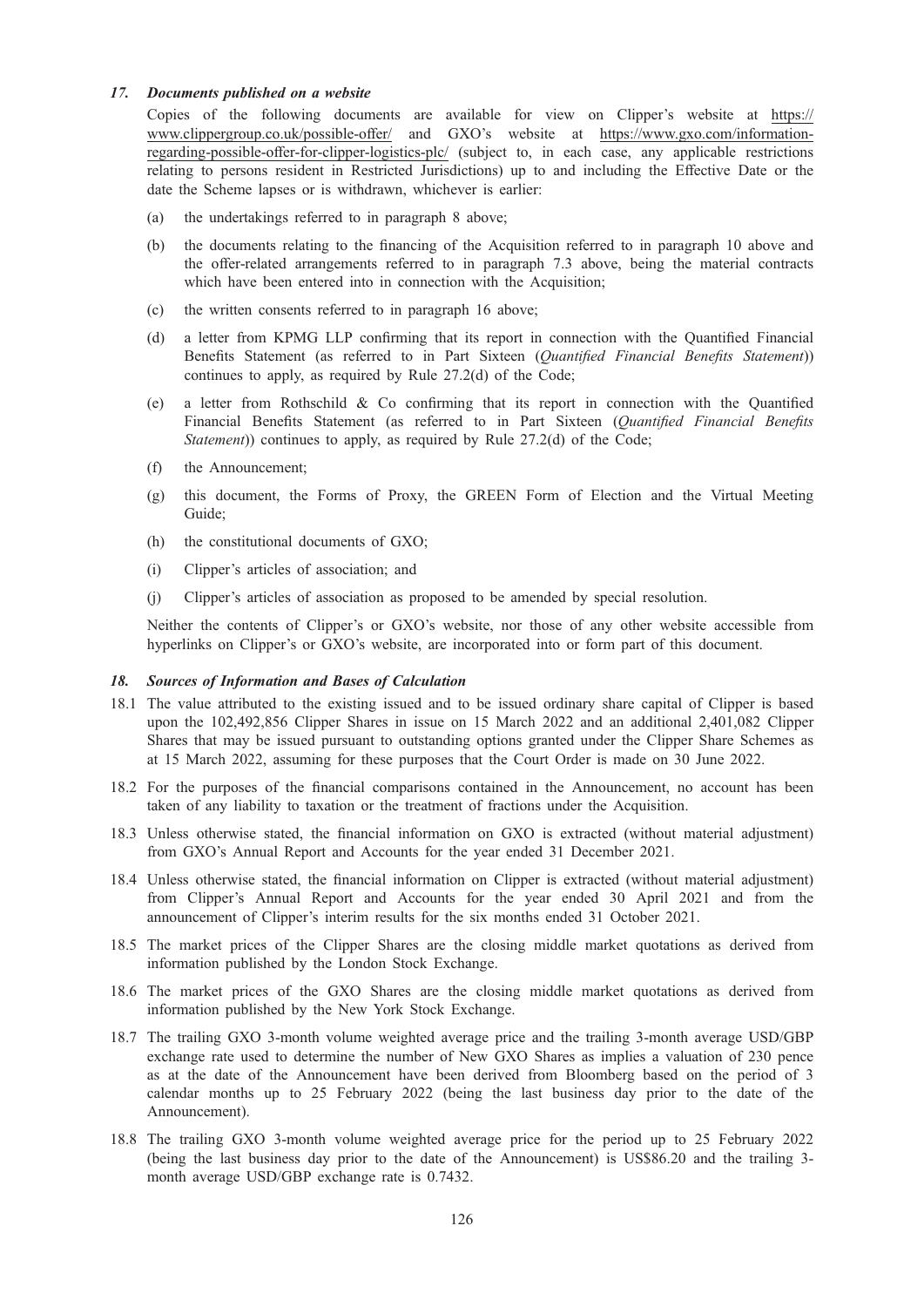### *17. Documents published on a website*

Copies of the following documents are available for view on Clipper's website at https://www.clippergroup.co.uk/possible-offer/ and GXO's website at https://www.gxo.com/information-regarding-possible-offer-for-clipper-logistics-plc/ (subject to, in each case, any applicable restrictions relating to persons resident in Restricted Jurisdictions) up to and including the Effective Date or the date the Scheme lapses or is withdrawn, whichever is earlier:

(a) the undertakings referred to in paragraph 8 above;

(b) the documents relating to the financing of the Acquisition referred to in paragraph 10 above and the offer-related arrangements referred to in paragraph 7.3 above, being the material contracts which have been entered into in connection with the Acquisition;

(c) the written consents referred to in paragraph 16 above;

(d) a letter from KPMG LLP confirming that its report in connection with the Quantified Financial Benefits Statement (as referred to in Part Sixteen (*Quantified Financial Benefits Statement*)) continues to apply, as required by Rule 27.2(d) of the Code;

(e) a letter from Rothschild & Co confirming that its report in connection with the Quantified Financial Benefits Statement (as referred to in Part Sixteen (*Quantified Financial Benefits Statement*)) continues to apply, as required by Rule 27.2(d) of the Code;

(f) the Announcement;

(g) this document, the Forms of Proxy, the GREEN Form of Election and the Virtual Meeting Guide;

(h) the constitutional documents of GXO;

(i) Clipper's articles of association; and

(j) Clipper's articles of association as proposed to be amended by special resolution.

Neither the contents of Clipper's or GXO's website, nor those of any other website accessible from hyperlinks on Clipper's or GXO's website, are incorporated into or form part of this document.

### *18. Sources of Information and Bases of Calculation*

18.1 The value attributed to the existing issued and to be issued ordinary share capital of Clipper is based upon the 102,492,856 Clipper Shares in issue on 15 March 2022 and an additional 2,401,082 Clipper Shares that may be issued pursuant to outstanding options granted under the Clipper Share Schemes as at 15 March 2022, assuming for these purposes that the Court Order is made on 30 June 2022.

18.2 For the purposes of the financial comparisons contained in the Announcement, no account has been taken of any liability to taxation or the treatment of fractions under the Acquisition.

18.3 Unless otherwise stated, the financial information on GXO is extracted (without material adjustment) from GXO's Annual Report and Accounts for the year ended 31 December 2021.

18.4 Unless otherwise stated, the financial information on Clipper is extracted (without material adjustment) from Clipper's Annual Report and Accounts for the year ended 30 April 2021 and from the announcement of Clipper's interim results for the six months ended 31 October 2021.

18.5 The market prices of the Clipper Shares are the closing middle market quotations as derived from information published by the London Stock Exchange.

18.6 The market prices of the GXO Shares are the closing middle market quotations as derived from information published by the New York Stock Exchange.

18.7 The trailing GXO 3-month volume weighted average price and the trailing 3-month average USD/GBP exchange rate used to determine the number of New GXO Shares as implies a valuation of 230 pence as at the date of the Announcement have been derived from Bloomberg based on the period of 3 calendar months up to 25 February 2022 (being the last business day prior to the date of the Announcement).

18.8 The trailing GXO 3-month volume weighted average price for the period up to 25 February 2022 (being the last business day prior to the date of the Announcement) is US$86.20 and the trailing 3-month average USD/GBP exchange rate is 0.7432.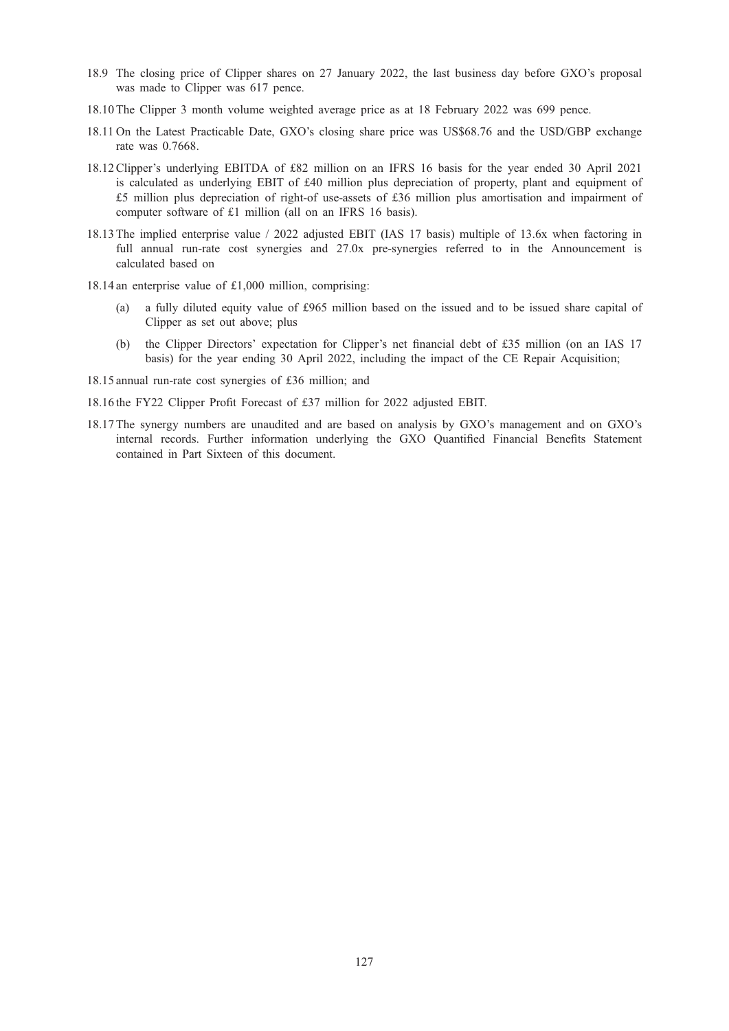18.9 The closing price of Clipper shares on 27 January 2022, the last business day before GXO's proposal was made to Clipper was 617 pence.

18.10 The Clipper 3 month volume weighted average price as at 18 February 2022 was 699 pence.

18.11 On the Latest Practicable Date, GXO's closing share price was US$68.76 and the USD/GBP exchange rate was 0.7668.

18.12 Clipper's underlying EBITDA of £82 million on an IFRS 16 basis for the year ended 30 April 2021 is calculated as underlying EBIT of £40 million plus depreciation of property, plant and equipment of £5 million plus depreciation of right-of use-assets of £36 million plus amortisation and impairment of computer software of £1 million (all on an IFRS 16 basis).

18.13 The implied enterprise value / 2022 adjusted EBIT (IAS 17 basis) multiple of 13.6x when factoring in full annual run-rate cost synergies and 27.0x pre-synergies referred to in the Announcement is calculated based on

18.14 an enterprise value of £1,000 million, comprising:

(a) a fully diluted equity value of £965 million based on the issued and to be issued share capital of Clipper as set out above; plus

(b) the Clipper Directors' expectation for Clipper's net financial debt of £35 million (on an IAS 17 basis) for the year ending 30 April 2022, including the impact of the CE Repair Acquisition;

18.15 annual run-rate cost synergies of £36 million; and

18.16 the FY22 Clipper Profit Forecast of £37 million for 2022 adjusted EBIT.

18.17 The synergy numbers are unaudited and are based on analysis by GXO's management and on GXO's internal records. Further information underlying the GXO Quantified Financial Benefits Statement contained in Part Sixteen of this document.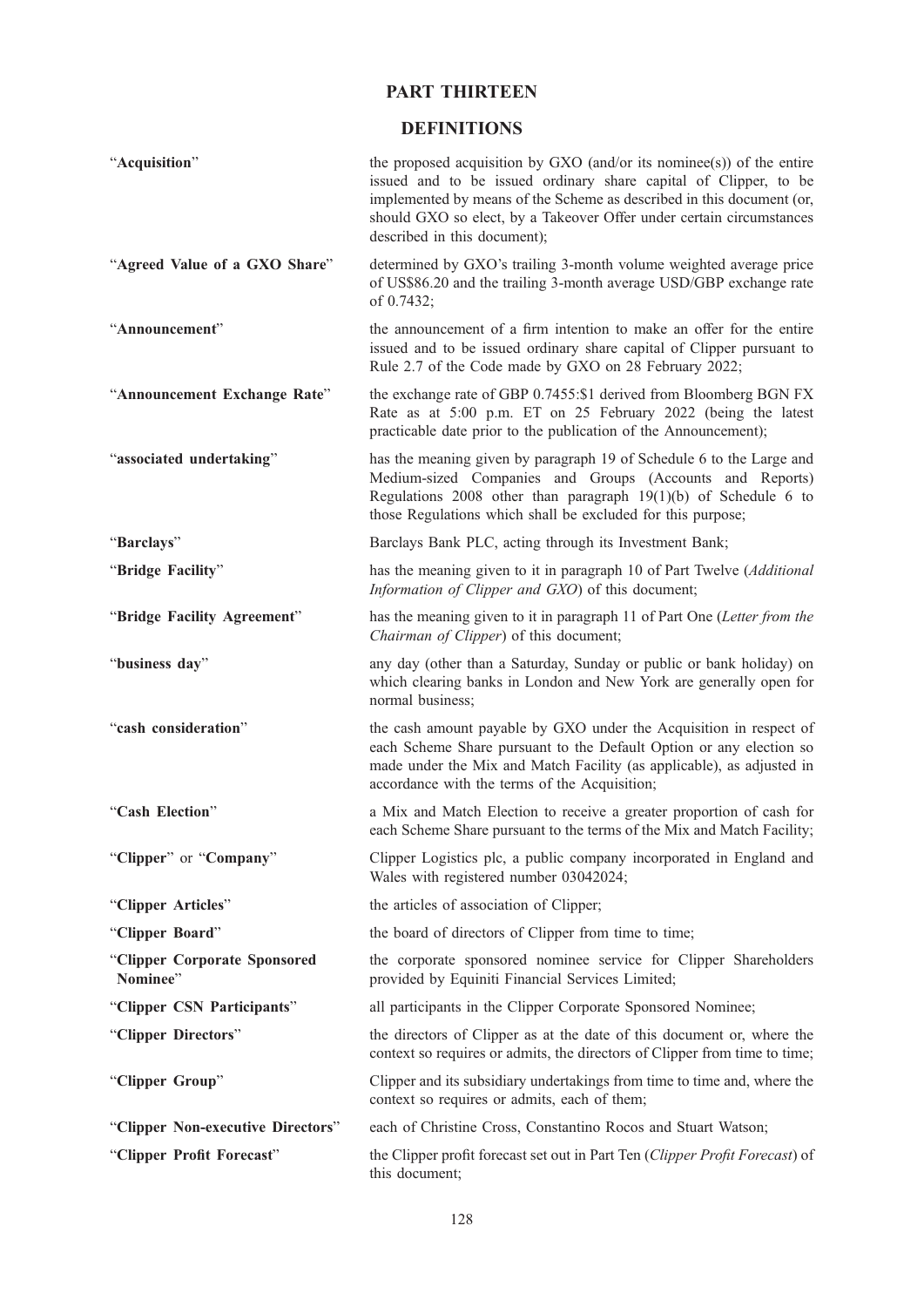# PART THIRTEEN

## DEFINITIONS

| | |
|---|---|
| "**Acquisition**" | the proposed acquisition by GXO (and/or its nominee(s)) of the entire issued and to be issued ordinary share capital of Clipper, to be implemented by means of the Scheme as described in this document (or, should GXO so elect, by a Takeover Offer under certain circumstances described in this document); |
| "**Agreed Value of a GXO Share**" | determined by GXO's trailing 3-month volume weighted average price of US$86.20 and the trailing 3-month average USD/GBP exchange rate of 0.7432; |
| "**Announcement**" | the announcement of a firm intention to make an offer for the entire issued and to be issued ordinary share capital of Clipper pursuant to Rule 2.7 of the Code made by GXO on 28 February 2022; |
| "**Announcement Exchange Rate**" | the exchange rate of GBP 0.7455:$1 derived from Bloomberg BGN FX Rate as at 5:00 p.m. ET on 25 February 2022 (being the latest practicable date prior to the publication of the Announcement); |
| "**associated undertaking**" | has the meaning given by paragraph 19 of Schedule 6 to the Large and Medium-sized Companies and Groups (Accounts and Reports) Regulations 2008 other than paragraph 19(1)(b) of Schedule 6 to those Regulations which shall be excluded for this purpose; |
| "**Barclays**" | Barclays Bank PLC, acting through its Investment Bank; |
| "**Bridge Facility**" | has the meaning given to it in paragraph 10 of Part Twelve (*Additional Information of Clipper and GXO*) of this document; |
| "**Bridge Facility Agreement**" | has the meaning given to it in paragraph 11 of Part One (*Letter from the Chairman of Clipper*) of this document; |
| "**business day**" | any day (other than a Saturday, Sunday or public or bank holiday) on which clearing banks in London and New York are generally open for normal business; |
| "**cash consideration**" | the cash amount payable by GXO under the Acquisition in respect of each Scheme Share pursuant to the Default Option or any election so made under the Mix and Match Facility (as applicable), as adjusted in accordance with the terms of the Acquisition; |
| "**Cash Election**" | a Mix and Match Election to receive a greater proportion of cash for each Scheme Share pursuant to the terms of the Mix and Match Facility; |
| "**Clipper**" or "**Company**" | Clipper Logistics plc, a public company incorporated in England and Wales with registered number 03042024; |
| "**Clipper Articles**" | the articles of association of Clipper; |
| "**Clipper Board**" | the board of directors of Clipper from time to time; |
| "**Clipper Corporate Sponsored Nominee**" | the corporate sponsored nominee service for Clipper Shareholders provided by Equiniti Financial Services Limited; |
| "**Clipper CSN Participants**" | all participants in the Clipper Corporate Sponsored Nominee; |
| "**Clipper Directors**" | the directors of Clipper as at the date of this document or, where the context so requires or admits, the directors of Clipper from time to time; |
| "**Clipper Group**" | Clipper and its subsidiary undertakings from time to time and, where the context so requires or admits, each of them; |
| "**Clipper Non-executive Directors**" | each of Christine Cross, Constantino Rocos and Stuart Watson; |
| "**Clipper Profit Forecast**" | the Clipper profit forecast set out in Part Ten (*Clipper Profit Forecast*) of this document; |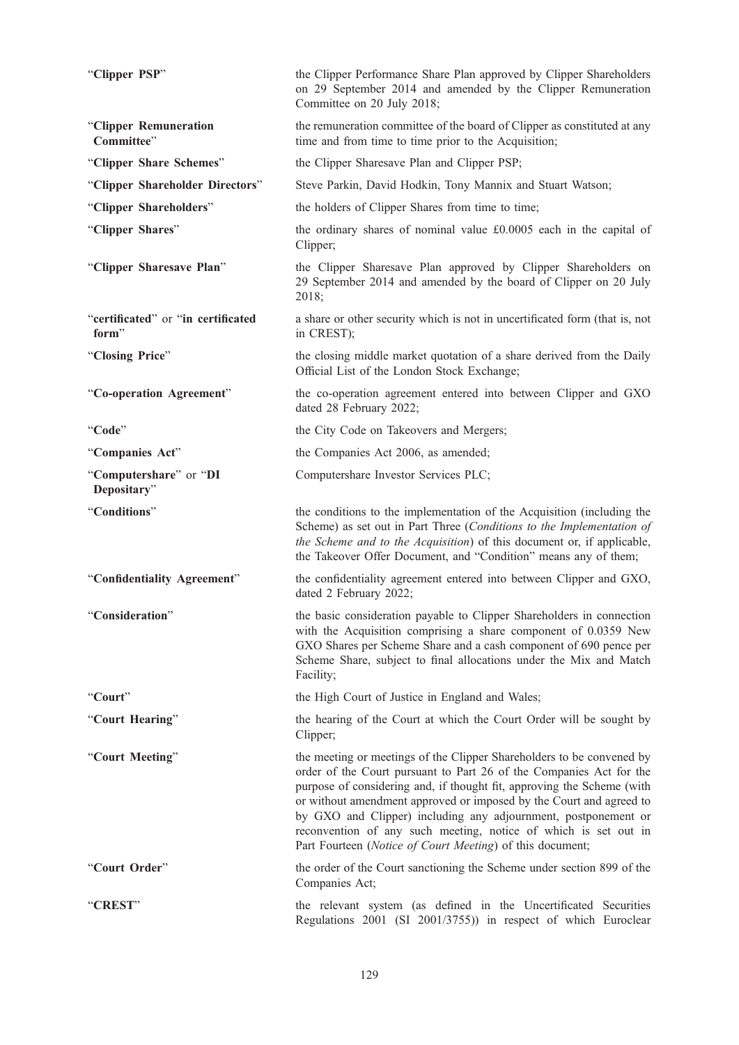| | |
|---|---|
| "**Clipper PSP**" | the Clipper Performance Share Plan approved by Clipper Shareholders on 29 September 2014 and amended by the Clipper Remuneration Committee on 20 July 2018; |
| "**Clipper Remuneration Committee**" | the remuneration committee of the board of Clipper as constituted at any time and from time to time prior to the Acquisition; |
| "**Clipper Share Schemes**" | the Clipper Sharesave Plan and Clipper PSP; |
| "**Clipper Shareholder Directors**" | Steve Parkin, David Hodkin, Tony Mannix and Stuart Watson; |
| "**Clipper Shareholders**" | the holders of Clipper Shares from time to time; |
| "**Clipper Shares**" | the ordinary shares of nominal value £0.0005 each in the capital of Clipper; |
| "**Clipper Sharesave Plan**" | the Clipper Sharesave Plan approved by Clipper Shareholders on 29 September 2014 and amended by the board of Clipper on 20 July 2018; |
| "**certificated**" or "**in certificated form**" | a share or other security which is not in uncertificated form (that is, not in CREST); |
| "**Closing Price**" | the closing middle market quotation of a share derived from the Daily Official List of the London Stock Exchange; |
| "**Co-operation Agreement**" | the co-operation agreement entered into between Clipper and GXO dated 28 February 2022; |
| "**Code**" | the City Code on Takeovers and Mergers; |
| "**Companies Act**" | the Companies Act 2006, as amended; |
| "**Computershare**" or "**DI Depositary**" | Computershare Investor Services PLC; |
| "**Conditions**" | the conditions to the implementation of the Acquisition (including the Scheme) as set out in Part Three (*Conditions to the Implementation of the Scheme and to the Acquisition*) of this document or, if applicable, the Takeover Offer Document, and "Condition" means any of them; |
| "**Confidentiality Agreement**" | the confidentiality agreement entered into between Clipper and GXO, dated 2 February 2022; |
| "**Consideration**" | the basic consideration payable to Clipper Shareholders in connection with the Acquisition comprising a share component of 0.0359 New GXO Shares per Scheme Share and a cash component of 690 pence per Scheme Share, subject to final allocations under the Mix and Match Facility; |
| "**Court**" | the High Court of Justice in England and Wales; |
| "**Court Hearing**" | the hearing of the Court at which the Court Order will be sought by Clipper; |
| "**Court Meeting**" | the meeting or meetings of the Clipper Shareholders to be convened by order of the Court pursuant to Part 26 of the Companies Act for the purpose of considering and, if thought fit, approving the Scheme (with or without amendment approved or imposed by the Court and agreed to by GXO and Clipper) including any adjournment, postponement or reconvention of any such meeting, notice of which is set out in Part Fourteen (*Notice of Court Meeting*) of this document; |
| "**Court Order**" | the order of the Court sanctioning the Scheme under section 899 of the Companies Act; |
| "**CREST**" | the relevant system (as defined in the Uncertificated Securities Regulations 2001 (SI 2001/3755)) in respect of which Euroclear |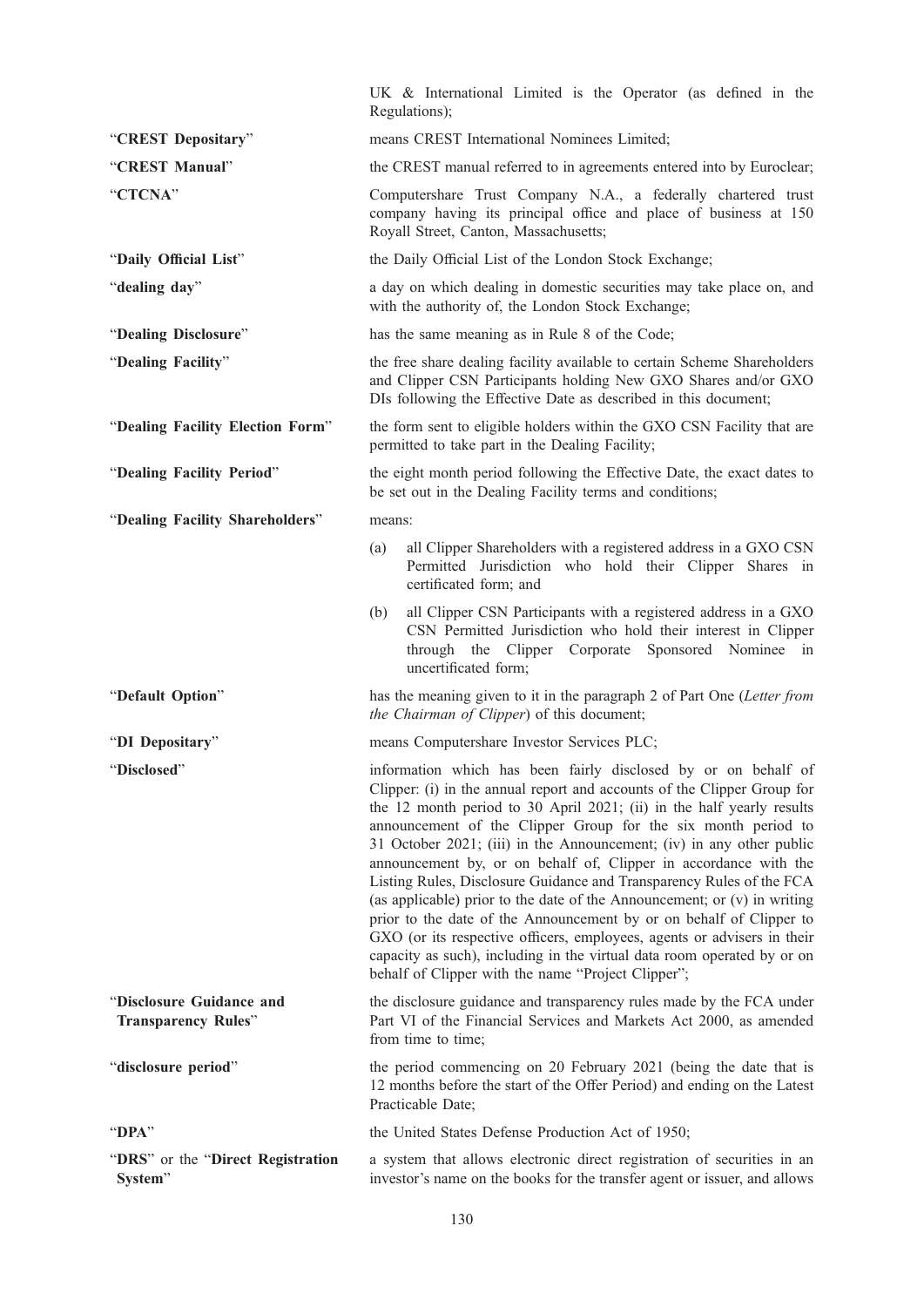UK & International Limited is the Operator (as defined in the Regulations);

**"CREST Depositary"** means CREST International Nominees Limited;

**"CREST Manual"** the CREST manual referred to in agreements entered into by Euroclear;

**"CTCNA"** Computershare Trust Company N.A., a federally chartered trust company having its principal office and place of business at 150 Royall Street, Canton, Massachusetts;

**"Daily Official List"** the Daily Official List of the London Stock Exchange;

**"dealing day"** a day on which dealing in domestic securities may take place on, and with the authority of, the London Stock Exchange;

**"Dealing Disclosure"** has the same meaning as in Rule 8 of the Code;

**"Dealing Facility"** the free share dealing facility available to certain Scheme Shareholders and Clipper CSN Participants holding New GXO Shares and/or GXO DIs following the Effective Date as described in this document;

**"Dealing Facility Election Form"** the form sent to eligible holders within the GXO CSN Facility that are permitted to take part in the Dealing Facility;

**"Dealing Facility Period"** the eight month period following the Effective Date, the exact dates to be set out in the Dealing Facility terms and conditions;

**"Dealing Facility Shareholders"** means:

(a) all Clipper Shareholders with a registered address in a GXO CSN Permitted Jurisdiction who hold their Clipper Shares in certificated form; and

(b) all Clipper CSN Participants with a registered address in a GXO CSN Permitted Jurisdiction who hold their interest in Clipper through the Clipper Corporate Sponsored Nominee in uncertificated form;

**"Default Option"** has the meaning given to it in the paragraph 2 of Part One (*Letter from the Chairman of Clipper*) of this document;

**"DI Depositary"** means Computershare Investor Services PLC;

**"Disclosed"** information which has been fairly disclosed by or on behalf of Clipper: (i) in the annual report and accounts of the Clipper Group for the 12 month period to 30 April 2021; (ii) in the half yearly results announcement of the Clipper Group for the six month period to 31 October 2021; (iii) in the Announcement; (iv) in any other public announcement by, or on behalf of, Clipper in accordance with the Listing Rules, Disclosure Guidance and Transparency Rules of the FCA (as applicable) prior to the date of the Announcement; or (v) in writing prior to the date of the Announcement by or on behalf of Clipper to GXO (or its respective officers, employees, agents or advisers in their capacity as such), including in the virtual data room operated by or on behalf of Clipper with the name "Project Clipper";

**"Disclosure Guidance and Transparency Rules"** the disclosure guidance and transparency rules made by the FCA under Part VI of the Financial Services and Markets Act 2000, as amended from time to time;

**"disclosure period"** the period commencing on 20 February 2021 (being the date that is 12 months before the start of the Offer Period) and ending on the Latest Practicable Date;

**"DPA"** the United States Defense Production Act of 1950;

**"DRS"** or the **"Direct Registration System"** a system that allows electronic direct registration of securities in an investor's name on the books for the transfer agent or issuer, and allows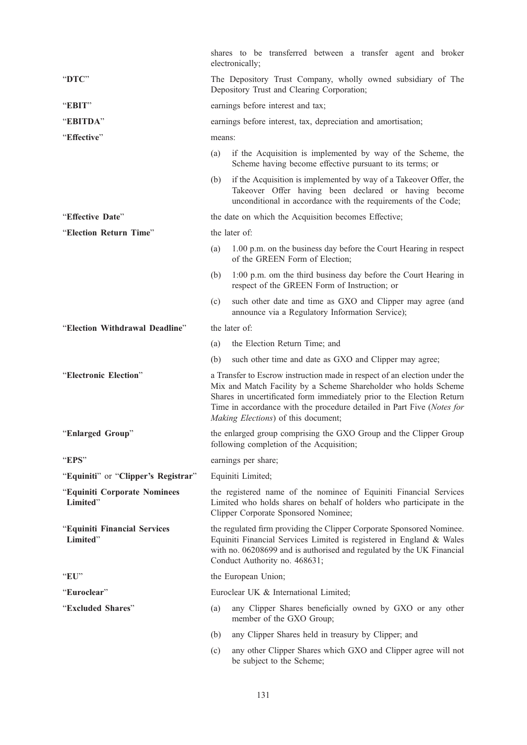shares to be transferred between a transfer agent and broker electronically;

| | |
|---|---|
| "**DTC**" | The Depository Trust Company, wholly owned subsidiary of The Depository Trust and Clearing Corporation; |
| "**EBIT**" | earnings before interest and tax; |
| "**EBITDA**" | earnings before interest, tax, depreciation and amortisation; |
| "**Effective**" | means: (a) if the Acquisition is implemented by way of the Scheme, the Scheme having become effective pursuant to its terms; or (b) if the Acquisition is implemented by way of a Takeover Offer, the Takeover Offer having been declared or having become unconditional in accordance with the requirements of the Code; |
| "**Effective Date**" | the date on which the Acquisition becomes Effective; |
| "**Election Return Time**" | the later of: (a) 1.00 p.m. on the business day before the Court Hearing in respect of the GREEN Form of Election; (b) 1:00 p.m. om the third business day before the Court Hearing in respect of the GREEN Form of Instruction; or (c) such other date and time as GXO and Clipper may agree (and announce via a Regulatory Information Service); |
| "**Election Withdrawal Deadline**" | the later of: (a) the Election Return Time; and (b) such other time and date as GXO and Clipper may agree; |
| "**Electronic Election**" | a Transfer to Escrow instruction made in respect of an election under the Mix and Match Facility by a Scheme Shareholder who holds Scheme Shares in uncertificated form immediately prior to the Election Return Time in accordance with the procedure detailed in Part Five (*Notes for Making Elections*) of this document; |
| "**Enlarged Group**" | the enlarged group comprising the GXO Group and the Clipper Group following completion of the Acquisition; |
| "**EPS**" | earnings per share; |
| "**Equiniti**" or "**Clipper's Registrar**" | Equiniti Limited; |
| "**Equiniti Corporate Nominees Limited**" | the registered name of the nominee of Equiniti Financial Services Limited who holds shares on behalf of holders who participate in the Clipper Corporate Sponsored Nominee; |
| "**Equiniti Financial Services Limited**" | the regulated firm providing the Clipper Corporate Sponsored Nominee. Equiniti Financial Services Limited is registered in England & Wales with no. 06208699 and is authorised and regulated by the UK Financial Conduct Authority no. 468631; |
| "**EU**" | the European Union; |
| "**Euroclear**" | Euroclear UK & International Limited; |
| "**Excluded Shares**" | (a) any Clipper Shares beneficially owned by GXO or any other member of the GXO Group; (b) any Clipper Shares held in treasury by Clipper; and (c) any other Clipper Shares which GXO and Clipper agree will not be subject to the Scheme; |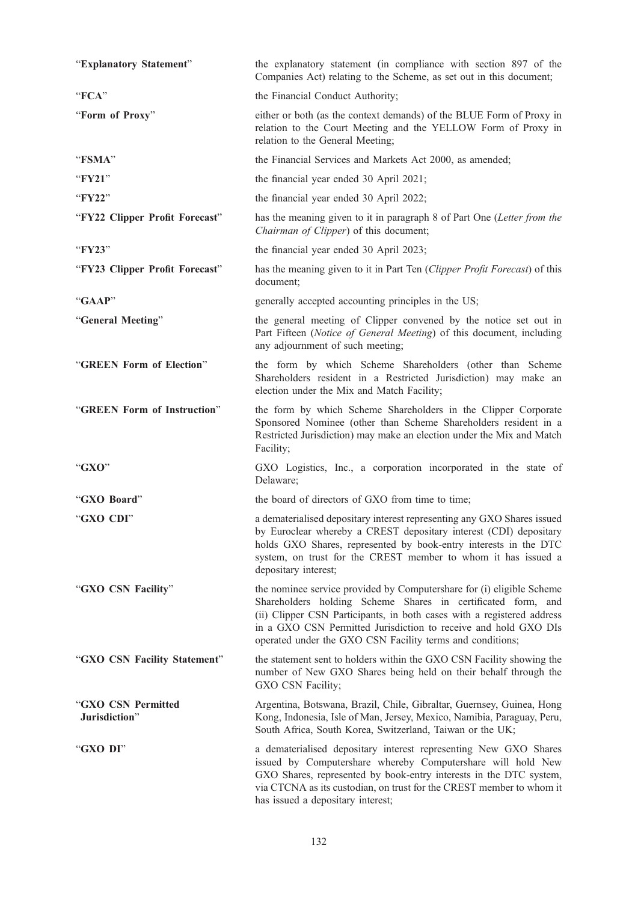| | |
|---|---|
| "**Explanatory Statement**" | the explanatory statement (in compliance with section 897 of the Companies Act) relating to the Scheme, as set out in this document; |
| "**FCA**" | the Financial Conduct Authority; |
| "**Form of Proxy**" | either or both (as the context demands) of the BLUE Form of Proxy in relation to the Court Meeting and the YELLOW Form of Proxy in relation to the General Meeting; |
| "**FSMA**" | the Financial Services and Markets Act 2000, as amended; |
| "**FY21**" | the financial year ended 30 April 2021; |
| "**FY22**" | the financial year ended 30 April 2022; |
| "**FY22 Clipper Profit Forecast**" | has the meaning given to it in paragraph 8 of Part One (*Letter from the Chairman of Clipper*) of this document; |
| "**FY23**" | the financial year ended 30 April 2023; |
| "**FY23 Clipper Profit Forecast**" | has the meaning given to it in Part Ten (*Clipper Profit Forecast*) of this document; |
| "**GAAP**" | generally accepted accounting principles in the US; |
| "**General Meeting**" | the general meeting of Clipper convened by the notice set out in Part Fifteen (*Notice of General Meeting*) of this document, including any adjournment of such meeting; |
| "**GREEN Form of Election**" | the form by which Scheme Shareholders (other than Scheme Shareholders resident in a Restricted Jurisdiction) may make an election under the Mix and Match Facility; |
| "**GREEN Form of Instruction**" | the form by which Scheme Shareholders in the Clipper Corporate Sponsored Nominee (other than Scheme Shareholders resident in a Restricted Jurisdiction) may make an election under the Mix and Match Facility; |
| "**GXO**" | GXO Logistics, Inc., a corporation incorporated in the state of Delaware; |
| "**GXO Board**" | the board of directors of GXO from time to time; |
| "**GXO CDI**" | a dematerialised depositary interest representing any GXO Shares issued by Euroclear whereby a CREST depositary interest (CDI) depositary holds GXO Shares, represented by book-entry interests in the DTC system, on trust for the CREST member to whom it has issued a depositary interest; |
| "**GXO CSN Facility**" | the nominee service provided by Computershare for (i) eligible Scheme Shareholders holding Scheme Shares in certificated form, and (ii) Clipper CSN Participants, in both cases with a registered address in a GXO CSN Permitted Jurisdiction to receive and hold GXO DIs operated under the GXO CSN Facility terms and conditions; |
| "**GXO CSN Facility Statement**" | the statement sent to holders within the GXO CSN Facility showing the number of New GXO Shares being held on their behalf through the GXO CSN Facility; |
| "**GXO CSN Permitted Jurisdiction**" | Argentina, Botswana, Brazil, Chile, Gibraltar, Guernsey, Guinea, Hong Kong, Indonesia, Isle of Man, Jersey, Mexico, Namibia, Paraguay, Peru, South Africa, South Korea, Switzerland, Taiwan or the UK; |
| "**GXO DI**" | a dematerialised depositary interest representing New GXO Shares issued by Computershare whereby Computershare will hold New GXO Shares, represented by book-entry interests in the DTC system, via CTCNA as its custodian, on trust for the CREST member to whom it has issued a depositary interest; |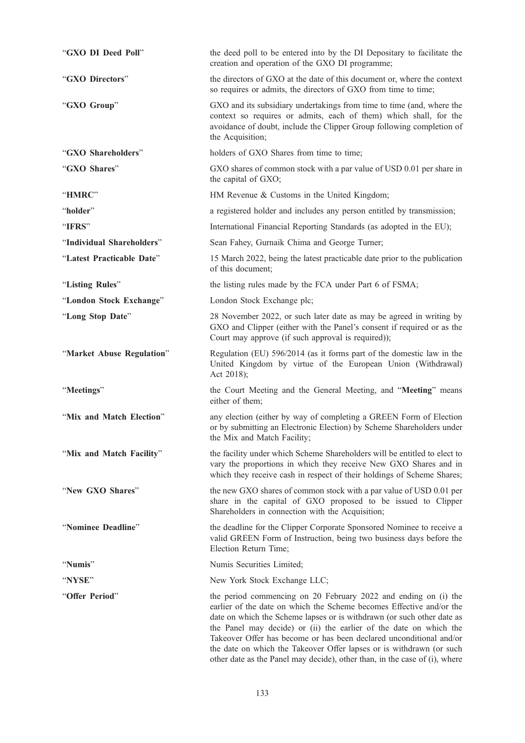| | |
|---|---|
| "**GXO DI Deed Poll**" | the deed poll to be entered into by the DI Depositary to facilitate the creation and operation of the GXO DI programme; |
| "**GXO Directors**" | the directors of GXO at the date of this document or, where the context so requires or admits, the directors of GXO from time to time; |
| "**GXO Group**" | GXO and its subsidiary undertakings from time to time (and, where the context so requires or admits, each of them) which shall, for the avoidance of doubt, include the Clipper Group following completion of the Acquisition; |
| "**GXO Shareholders**" | holders of GXO Shares from time to time; |
| "**GXO Shares**" | GXO shares of common stock with a par value of USD 0.01 per share in the capital of GXO; |
| "**HMRC**" | HM Revenue & Customs in the United Kingdom; |
| "**holder**" | a registered holder and includes any person entitled by transmission; |
| "**IFRS**" | International Financial Reporting Standards (as adopted in the EU); |
| "**Individual Shareholders**" | Sean Fahey, Gurnaik Chima and George Turner; |
| "**Latest Practicable Date**" | 15 March 2022, being the latest practicable date prior to the publication of this document; |
| "**Listing Rules**" | the listing rules made by the FCA under Part 6 of FSMA; |
| "**London Stock Exchange**" | London Stock Exchange plc; |
| "**Long Stop Date**" | 28 November 2022, or such later date as may be agreed in writing by GXO and Clipper (either with the Panel's consent if required or as the Court may approve (if such approval is required)); |
| "**Market Abuse Regulation**" | Regulation (EU) 596/2014 (as it forms part of the domestic law in the United Kingdom by virtue of the European Union (Withdrawal) Act 2018); |
| "**Meetings**" | the Court Meeting and the General Meeting, and "**Meeting**" means either of them; |
| "**Mix and Match Election**" | any election (either by way of completing a GREEN Form of Election or by submitting an Electronic Election) by Scheme Shareholders under the Mix and Match Facility; |
| "**Mix and Match Facility**" | the facility under which Scheme Shareholders will be entitled to elect to vary the proportions in which they receive New GXO Shares and in which they receive cash in respect of their holdings of Scheme Shares; |
| "**New GXO Shares**" | the new GXO shares of common stock with a par value of USD 0.01 per share in the capital of GXO proposed to be issued to Clipper Shareholders in connection with the Acquisition; |
| "**Nominee Deadline**" | the deadline for the Clipper Corporate Sponsored Nominee to receive a valid GREEN Form of Instruction, being two business days before the Election Return Time; |
| "**Numis**" | Numis Securities Limited; |
| "**NYSE**" | New York Stock Exchange LLC; |
| "**Offer Period**" | the period commencing on 20 February 2022 and ending on (i) the earlier of the date on which the Scheme becomes Effective and/or the date on which the Scheme lapses or is withdrawn (or such other date as the Panel may decide) or (ii) the earlier of the date on which the Takeover Offer has become or has been declared unconditional and/or the date on which the Takeover Offer lapses or is withdrawn (or such other date as the Panel may decide), other than, in the case of (i), where |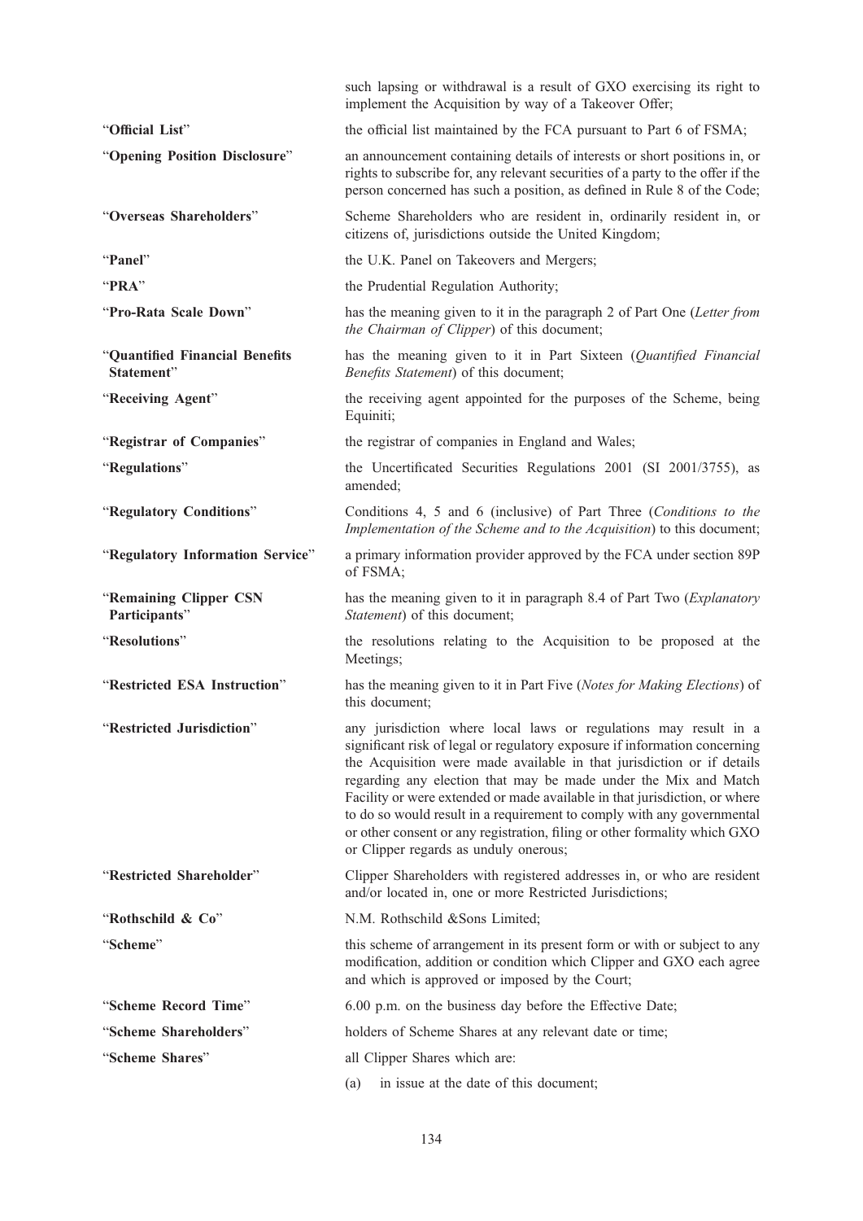| | |
|---|---|
| | such lapsing or withdrawal is a result of GXO exercising its right to implement the Acquisition by way of a Takeover Offer; |
| "**Official List**" | the official list maintained by the FCA pursuant to Part 6 of FSMA; |
| "**Opening Position Disclosure**" | an announcement containing details of interests or short positions in, or rights to subscribe for, any relevant securities of a party to the offer if the person concerned has such a position, as defined in Rule 8 of the Code; |
| "**Overseas Shareholders**" | Scheme Shareholders who are resident in, ordinarily resident in, or citizens of, jurisdictions outside the United Kingdom; |
| "**Panel**" | the U.K. Panel on Takeovers and Mergers; |
| "**PRA**" | the Prudential Regulation Authority; |
| "**Pro-Rata Scale Down**" | has the meaning given to it in the paragraph 2 of Part One (*Letter from the Chairman of Clipper*) of this document; |
| "**Quantified Financial Benefits Statement**" | has the meaning given to it in Part Sixteen (*Quantified Financial Benefits Statement*) of this document; |
| "**Receiving Agent**" | the receiving agent appointed for the purposes of the Scheme, being Equiniti; |
| "**Registrar of Companies**" | the registrar of companies in England and Wales; |
| "**Regulations**" | the Uncertificated Securities Regulations 2001 (SI 2001/3755), as amended; |
| "**Regulatory Conditions**" | Conditions 4, 5 and 6 (inclusive) of Part Three (*Conditions to the Implementation of the Scheme and to the Acquisition*) to this document; |
| "**Regulatory Information Service**" | a primary information provider approved by the FCA under section 89P of FSMA; |
| "**Remaining Clipper CSN Participants**" | has the meaning given to it in paragraph 8.4 of Part Two (*Explanatory Statement*) of this document; |
| "**Resolutions**" | the resolutions relating to the Acquisition to be proposed at the Meetings; |
| "**Restricted ESA Instruction**" | has the meaning given to it in Part Five (*Notes for Making Elections*) of this document; |
| "**Restricted Jurisdiction**" | any jurisdiction where local laws or regulations may result in a significant risk of legal or regulatory exposure if information concerning the Acquisition were made available in that jurisdiction or if details regarding any election that may be made under the Mix and Match Facility or were extended or made available in that jurisdiction, or where to do so would result in a requirement to comply with any governmental or other consent or any registration, filing or other formality which GXO or Clipper regards as unduly onerous; |
| "**Restricted Shareholder**" | Clipper Shareholders with registered addresses in, or who are resident and/or located in, one or more Restricted Jurisdictions; |
| "**Rothschild & Co**" | N.M. Rothschild &Sons Limited; |
| "**Scheme**" | this scheme of arrangement in its present form or with or subject to any modification, addition or condition which Clipper and GXO each agree and which is approved or imposed by the Court; |
| "**Scheme Record Time**" | 6.00 p.m. on the business day before the Effective Date; |
| "**Scheme Shareholders**" | holders of Scheme Shares at any relevant date or time; |
| "**Scheme Shares**" | all Clipper Shares which are: (a) in issue at the date of this document; |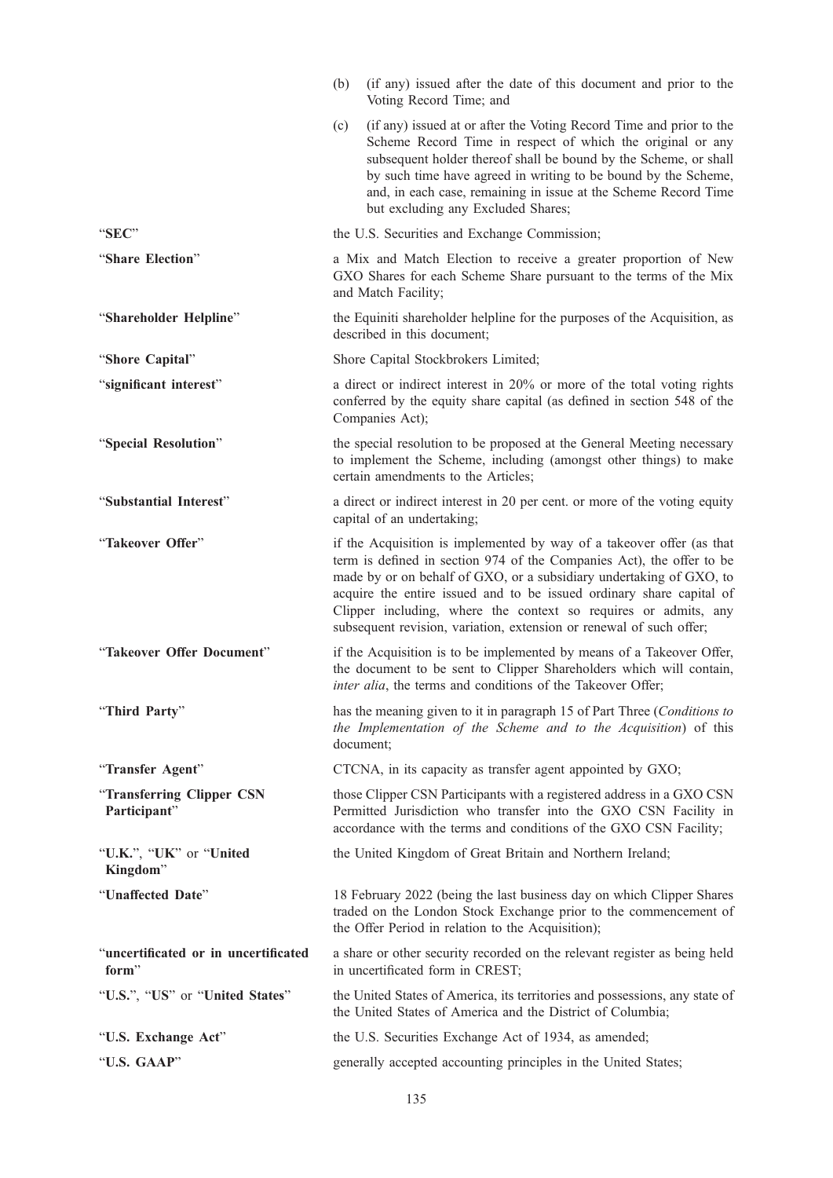(b) (if any) issued after the date of this document and prior to the Voting Record Time; and

(c) (if any) issued at or after the Voting Record Time and prior to the Scheme Record Time in respect of which the original or any subsequent holder thereof shall be bound by the Scheme, or shall by such time have agreed in writing to be bound by the Scheme, and, in each case, remaining in issue at the Scheme Record Time but excluding any Excluded Shares;

| | |
|---|---|
| "**SEC**" | the U.S. Securities and Exchange Commission; |
| "**Share Election**" | a Mix and Match Election to receive a greater proportion of New GXO Shares for each Scheme Share pursuant to the terms of the Mix and Match Facility; |
| "**Shareholder Helpline**" | the Equiniti shareholder helpline for the purposes of the Acquisition, as described in this document; |
| "**Shore Capital**" | Shore Capital Stockbrokers Limited; |
| "**significant interest**" | a direct or indirect interest in 20% or more of the total voting rights conferred by the equity share capital (as defined in section 548 of the Companies Act); |
| "**Special Resolution**" | the special resolution to be proposed at the General Meeting necessary to implement the Scheme, including (amongst other things) to make certain amendments to the Articles; |
| "**Substantial Interest**" | a direct or indirect interest in 20 per cent. or more of the voting equity capital of an undertaking; |
| "**Takeover Offer**" | if the Acquisition is implemented by way of a takeover offer (as that term is defined in section 974 of the Companies Act), the offer to be made by or on behalf of GXO, or a subsidiary undertaking of GXO, to acquire the entire issued and to be issued ordinary share capital of Clipper including, where the context so requires or admits, any subsequent revision, variation, extension or renewal of such offer; |
| "**Takeover Offer Document**" | if the Acquisition is to be implemented by means of a Takeover Offer, the document to be sent to Clipper Shareholders which will contain, *inter alia*, the terms and conditions of the Takeover Offer; |
| "**Third Party**" | has the meaning given to it in paragraph 15 of Part Three (*Conditions to the Implementation of the Scheme and to the Acquisition*) of this document; |
| "**Transfer Agent**" | CTCNA, in its capacity as transfer agent appointed by GXO; |
| "**Transferring Clipper CSN Participant**" | those Clipper CSN Participants with a registered address in a GXO CSN Permitted Jurisdiction who transfer into the GXO CSN Facility in accordance with the terms and conditions of the GXO CSN Facility; |
| "**U.K.**", "**UK**" or "**United Kingdom**" | the United Kingdom of Great Britain and Northern Ireland; |
| "**Unaffected Date**" | 18 February 2022 (being the last business day on which Clipper Shares traded on the London Stock Exchange prior to the commencement of the Offer Period in relation to the Acquisition); |
| "**uncertificated or in uncertificated form**" | a share or other security recorded on the relevant register as being held in uncertificated form in CREST; |
| "**U.S.**", "**US**" or "**United States**" | the United States of America, its territories and possessions, any state of the United States of America and the District of Columbia; |
| "**U.S. Exchange Act**" | the U.S. Securities Exchange Act of 1934, as amended; |
| "**U.S. GAAP**" | generally accepted accounting principles in the United States; |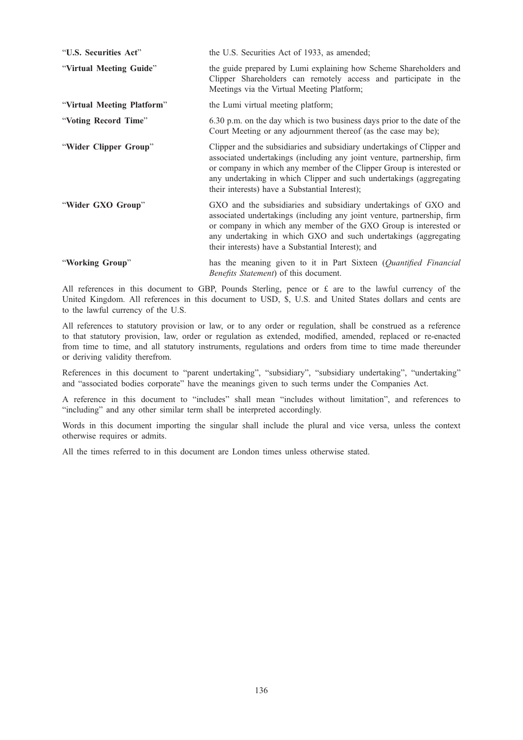| | |
|---|---|
| "**U.S. Securities Act**" | the U.S. Securities Act of 1933, as amended; |
| "**Virtual Meeting Guide**" | the guide prepared by Lumi explaining how Scheme Shareholders and Clipper Shareholders can remotely access and participate in the Meetings via the Virtual Meeting Platform; |
| "**Virtual Meeting Platform**" | the Lumi virtual meeting platform; |
| "**Voting Record Time**" | 6.30 p.m. on the day which is two business days prior to the date of the Court Meeting or any adjournment thereof (as the case may be); |
| "**Wider Clipper Group**" | Clipper and the subsidiaries and subsidiary undertakings of Clipper and associated undertakings (including any joint venture, partnership, firm or company in which any member of the Clipper Group is interested or any undertaking in which Clipper and such undertakings (aggregating their interests) have a Substantial Interest); |
| "**Wider GXO Group**" | GXO and the subsidiaries and subsidiary undertakings of GXO and associated undertakings (including any joint venture, partnership, firm or company in which any member of the GXO Group is interested or any undertaking in which GXO and such undertakings (aggregating their interests) have a Substantial Interest); and |
| "**Working Group**" | has the meaning given to it in Part Sixteen (*Quantified Financial Benefits Statement*) of this document. |

All references in this document to GBP, Pounds Sterling, pence or £ are to the lawful currency of the United Kingdom. All references in this document to USD, $, U.S. and United States dollars and cents are to the lawful currency of the U.S.

All references to statutory provision or law, or to any order or regulation, shall be construed as a reference to that statutory provision, law, order or regulation as extended, modified, amended, replaced or re-enacted from time to time, and all statutory instruments, regulations and orders from time to time made thereunder or deriving validity therefrom.

References in this document to "parent undertaking", "subsidiary", "subsidiary undertaking", "undertaking" and "associated bodies corporate" have the meanings given to such terms under the Companies Act.

A reference in this document to "includes" shall mean "includes without limitation", and references to "including" and any other similar term shall be interpreted accordingly.

Words in this document importing the singular shall include the plural and vice versa, unless the context otherwise requires or admits.

All the times referred to in this document are London times unless otherwise stated.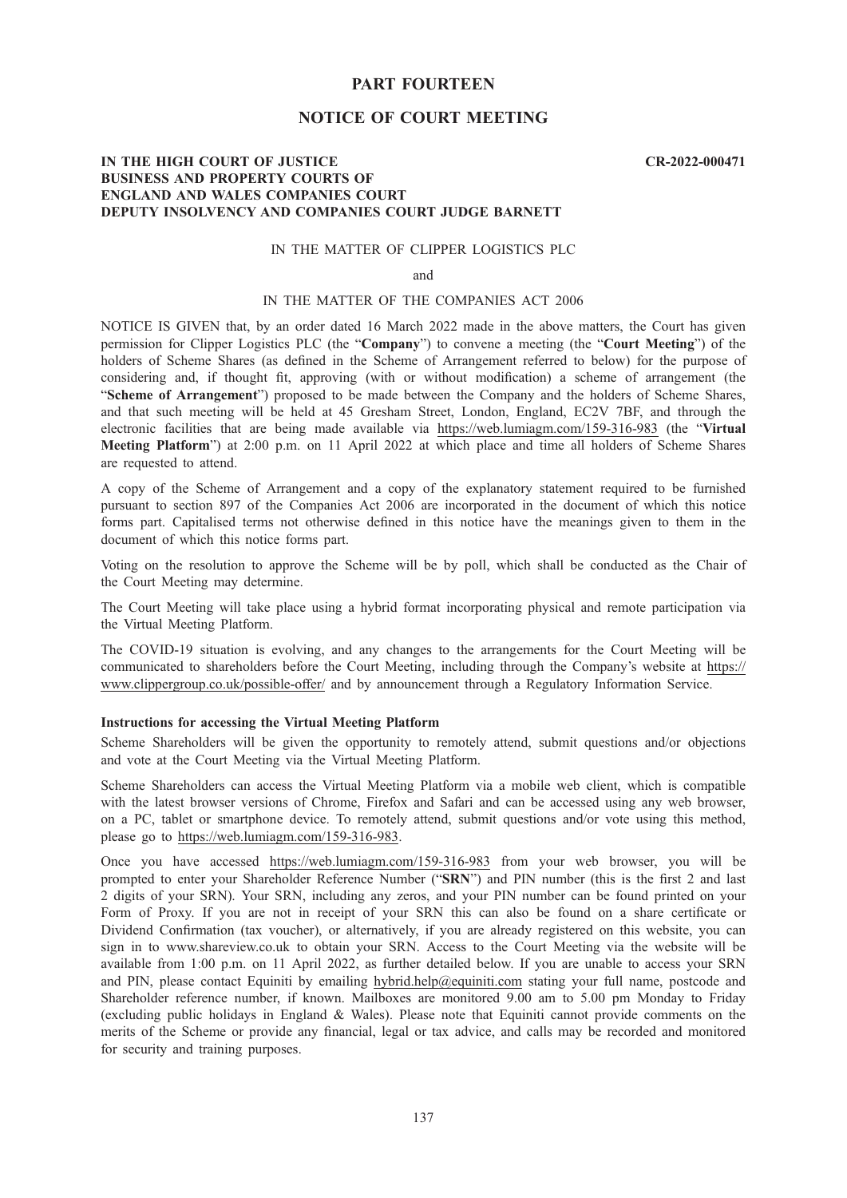# PART FOURTEEN

## NOTICE OF COURT MEETING

**IN THE HIGH COURT OF JUSTICE** **CR-2022-000471**
**BUSINESS AND PROPERTY COURTS OF**
**ENGLAND AND WALES COMPANIES COURT**
**DEPUTY INSOLVENCY AND COMPANIES COURT JUDGE BARNETT**

IN THE MATTER OF CLIPPER LOGISTICS PLC

and

IN THE MATTER OF THE COMPANIES ACT 2006

NOTICE IS GIVEN that, by an order dated 16 March 2022 made in the above matters, the Court has given permission for Clipper Logistics PLC (the "**Company**") to convene a meeting (the "**Court Meeting**") of the holders of Scheme Shares (as defined in the Scheme of Arrangement referred to below) for the purpose of considering and, if thought fit, approving (with or without modification) a scheme of arrangement (the "**Scheme of Arrangement**") proposed to be made between the Company and the holders of Scheme Shares, and that such meeting will be held at 45 Gresham Street, London, England, EC2V 7BF, and through the electronic facilities that are being made available via https://web.lumiagm.com/159-316-983 (the "**Virtual Meeting Platform**") at 2:00 p.m. on 11 April 2022 at which place and time all holders of Scheme Shares are requested to attend.

A copy of the Scheme of Arrangement and a copy of the explanatory statement required to be furnished pursuant to section 897 of the Companies Act 2006 are incorporated in the document of which this notice forms part. Capitalised terms not otherwise defined in this notice have the meanings given to them in the document of which this notice forms part.

Voting on the resolution to approve the Scheme will be by poll, which shall be conducted as the Chair of the Court Meeting may determine.

The Court Meeting will take place using a hybrid format incorporating physical and remote participation via the Virtual Meeting Platform.

The COVID-19 situation is evolving, and any changes to the arrangements for the Court Meeting will be communicated to shareholders before the Court Meeting, including through the Company's website at https://www.clippergroup.co.uk/possible-offer/ and by announcement through a Regulatory Information Service.

**Instructions for accessing the Virtual Meeting Platform**

Scheme Shareholders will be given the opportunity to remotely attend, submit questions and/or objections and vote at the Court Meeting via the Virtual Meeting Platform.

Scheme Shareholders can access the Virtual Meeting Platform via a mobile web client, which is compatible with the latest browser versions of Chrome, Firefox and Safari and can be accessed using any web browser, on a PC, tablet or smartphone device. To remotely attend, submit questions and/or vote using this method, please go to https://web.lumiagm.com/159-316-983.

Once you have accessed https://web.lumiagm.com/159-316-983 from your web browser, you will be prompted to enter your Shareholder Reference Number ("**SRN**") and PIN number (this is the first 2 and last 2 digits of your SRN). Your SRN, including any zeros, and your PIN number can be found printed on your Form of Proxy. If you are not in receipt of your SRN this can also be found on a share certificate or Dividend Confirmation (tax voucher), or alternatively, if you are already registered on this website, you can sign in to www.shareview.co.uk to obtain your SRN. Access to the Court Meeting via the website will be available from 1:00 p.m. on 11 April 2022, as further detailed below. If you are unable to access your SRN and PIN, please contact Equiniti by emailing hybrid.help@equiniti.com stating your full name, postcode and Shareholder reference number, if known. Mailboxes are monitored 9.00 am to 5.00 pm Monday to Friday (excluding public holidays in England & Wales). Please note that Equiniti cannot provide comments on the merits of the Scheme or provide any financial, legal or tax advice, and calls may be recorded and monitored for security and training purposes.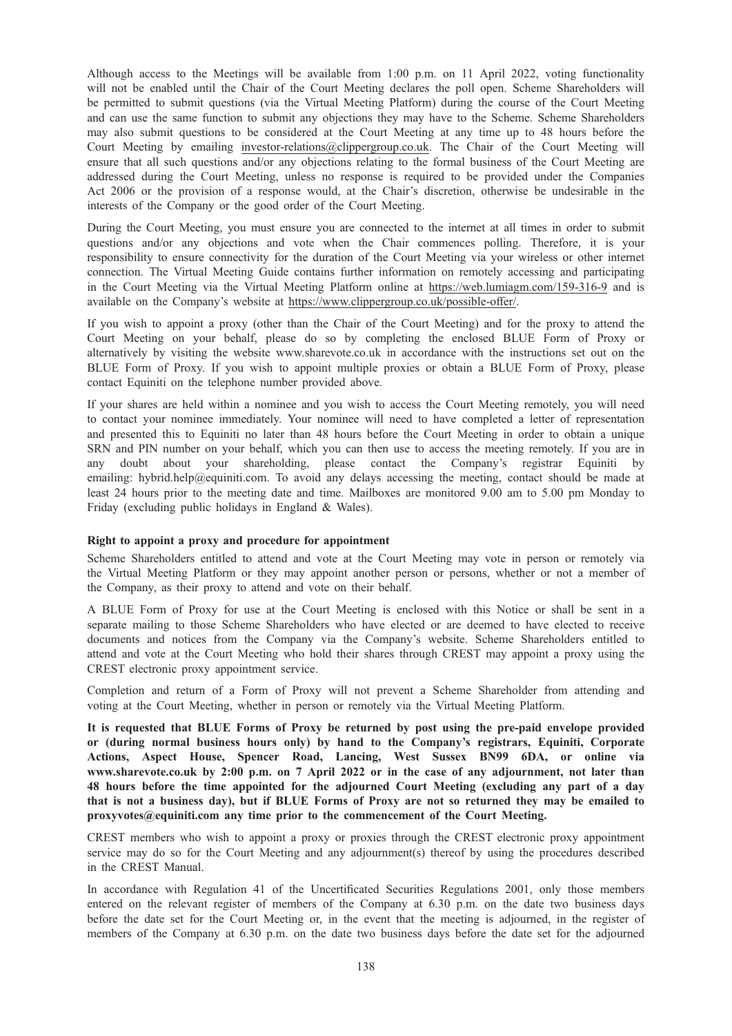Although access to the Meetings will be available from 1:00 p.m. on 11 April 2022, voting functionality will not be enabled until the Chair of the Court Meeting declares the poll open. Scheme Shareholders will be permitted to submit questions (via the Virtual Meeting Platform) during the course of the Court Meeting and can use the same function to submit any objections they may have to the Scheme. Scheme Shareholders may also submit questions to be considered at the Court Meeting at any time up to 48 hours before the Court Meeting by emailing investor-relations@clippergroup.co.uk. The Chair of the Court Meeting will ensure that all such questions and/or any objections relating to the formal business of the Court Meeting are addressed during the Court Meeting, unless no response is required to be provided under the Companies Act 2006 or the provision of a response would, at the Chair's discretion, otherwise be undesirable in the interests of the Company or the good order of the Court Meeting.

During the Court Meeting, you must ensure you are connected to the internet at all times in order to submit questions and/or any objections and vote when the Chair commences polling. Therefore, it is your responsibility to ensure connectivity for the duration of the Court Meeting via your wireless or other internet connection. The Virtual Meeting Guide contains further information on remotely accessing and participating in the Court Meeting via the Virtual Meeting Platform online at https://web.lumiagm.com/159-316-9 and is available on the Company's website at https://www.clippergroup.co.uk/possible-offer/.

If you wish to appoint a proxy (other than the Chair of the Court Meeting) and for the proxy to attend the Court Meeting on your behalf, please do so by completing the enclosed BLUE Form of Proxy or alternatively by visiting the website www.sharevote.co.uk in accordance with the instructions set out on the BLUE Form of Proxy. If you wish to appoint multiple proxies or obtain a BLUE Form of Proxy, please contact Equiniti on the telephone number provided above.

If your shares are held within a nominee and you wish to access the Court Meeting remotely, you will need to contact your nominee immediately. Your nominee will need to have completed a letter of representation and presented this to Equiniti no later than 48 hours before the Court Meeting in order to obtain a unique SRN and PIN number on your behalf, which you can then use to access the meeting remotely. If you are in any doubt about your shareholding, please contact the Company's registrar Equiniti by emailing: hybrid.help@equiniti.com. To avoid any delays accessing the meeting, contact should be made at least 24 hours prior to the meeting date and time. Mailboxes are monitored 9.00 am to 5.00 pm Monday to Friday (excluding public holidays in England & Wales).

**Right to appoint a proxy and procedure for appointment**

Scheme Shareholders entitled to attend and vote at the Court Meeting may vote in person or remotely via the Virtual Meeting Platform or they may appoint another person or persons, whether or not a member of the Company, as their proxy to attend and vote on their behalf.

A BLUE Form of Proxy for use at the Court Meeting is enclosed with this Notice or shall be sent in a separate mailing to those Scheme Shareholders who have elected or are deemed to have elected to receive documents and notices from the Company via the Company's website. Scheme Shareholders entitled to attend and vote at the Court Meeting who hold their shares through CREST may appoint a proxy using the CREST electronic proxy appointment service.

Completion and return of a Form of Proxy will not prevent a Scheme Shareholder from attending and voting at the Court Meeting, whether in person or remotely via the Virtual Meeting Platform.

**It is requested that BLUE Forms of Proxy be returned by post using the pre-paid envelope provided or (during normal business hours only) by hand to the Company's registrars, Equiniti, Corporate Actions, Aspect House, Spencer Road, Lancing, West Sussex BN99 6DA, or online via www.sharevote.co.uk by 2:00 p.m. on 7 April 2022 or in the case of any adjournment, not later than 48 hours before the time appointed for the adjourned Court Meeting (excluding any part of a day that is not a business day), but if BLUE Forms of Proxy are not so returned they may be emailed to proxyvotes@equiniti.com any time prior to the commencement of the Court Meeting.**

CREST members who wish to appoint a proxy or proxies through the CREST electronic proxy appointment service may do so for the Court Meeting and any adjournment(s) thereof by using the procedures described in the CREST Manual.

In accordance with Regulation 41 of the Uncertificated Securities Regulations 2001, only those members entered on the relevant register of members of the Company at 6.30 p.m. on the date two business days before the date set for the Court Meeting or, in the event that the meeting is adjourned, in the register of members of the Company at 6.30 p.m. on the date two business days before the date set for the adjourned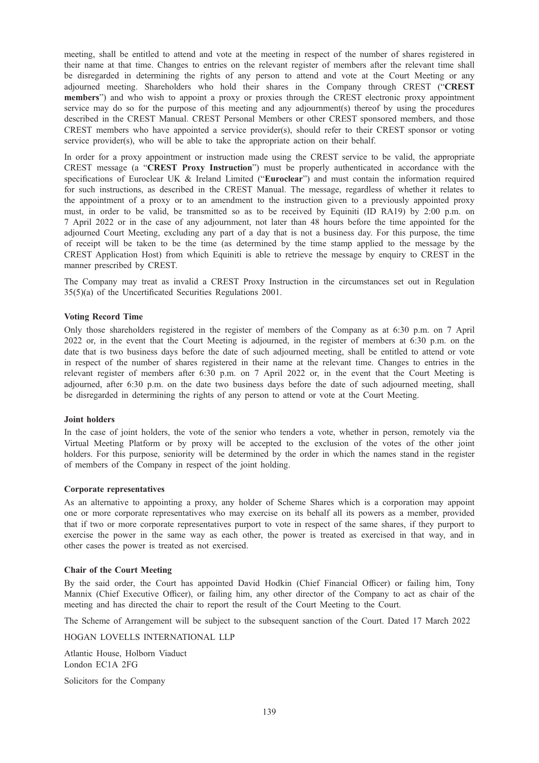meeting, shall be entitled to attend and vote at the meeting in respect of the number of shares registered in their name at that time. Changes to entries on the relevant register of members after the relevant time shall be disregarded in determining the rights of any person to attend and vote at the Court Meeting or any adjourned meeting. Shareholders who hold their shares in the Company through CREST ("**CREST members**") and who wish to appoint a proxy or proxies through the CREST electronic proxy appointment service may do so for the purpose of this meeting and any adjournment(s) thereof by using the procedures described in the CREST Manual. CREST Personal Members or other CREST sponsored members, and those CREST members who have appointed a service provider(s), should refer to their CREST sponsor or voting service provider(s), who will be able to take the appropriate action on their behalf.

In order for a proxy appointment or instruction made using the CREST service to be valid, the appropriate CREST message (a "**CREST Proxy Instruction**") must be properly authenticated in accordance with the specifications of Euroclear UK & Ireland Limited ("**Euroclear**") and must contain the information required for such instructions, as described in the CREST Manual. The message, regardless of whether it relates to the appointment of a proxy or to an amendment to the instruction given to a previously appointed proxy must, in order to be valid, be transmitted so as to be received by Equiniti (ID RA19) by 2:00 p.m. on 7 April 2022 or in the case of any adjournment, not later than 48 hours before the time appointed for the adjourned Court Meeting, excluding any part of a day that is not a business day. For this purpose, the time of receipt will be taken to be the time (as determined by the time stamp applied to the message by the CREST Application Host) from which Equiniti is able to retrieve the message by enquiry to CREST in the manner prescribed by CREST.

The Company may treat as invalid a CREST Proxy Instruction in the circumstances set out in Regulation 35(5)(a) of the Uncertificated Securities Regulations 2001.

**Voting Record Time**

Only those shareholders registered in the register of members of the Company as at 6:30 p.m. on 7 April 2022 or, in the event that the Court Meeting is adjourned, in the register of members at 6:30 p.m. on the date that is two business days before the date of such adjourned meeting, shall be entitled to attend or vote in respect of the number of shares registered in their name at the relevant time. Changes to entries in the relevant register of members after 6:30 p.m. on 7 April 2022 or, in the event that the Court Meeting is adjourned, after 6:30 p.m. on the date two business days before the date of such adjourned meeting, shall be disregarded in determining the rights of any person to attend or vote at the Court Meeting.

**Joint holders**

In the case of joint holders, the vote of the senior who tenders a vote, whether in person, remotely via the Virtual Meeting Platform or by proxy will be accepted to the exclusion of the votes of the other joint holders. For this purpose, seniority will be determined by the order in which the names stand in the register of members of the Company in respect of the joint holding.

**Corporate representatives**

As an alternative to appointing a proxy, any holder of Scheme Shares which is a corporation may appoint one or more corporate representatives who may exercise on its behalf all its powers as a member, provided that if two or more corporate representatives purport to vote in respect of the same shares, if they purport to exercise the power in the same way as each other, the power is treated as exercised in that way, and in other cases the power is treated as not exercised.

**Chair of the Court Meeting**

By the said order, the Court has appointed David Hodkin (Chief Financial Officer) or failing him, Tony Mannix (Chief Executive Officer), or failing him, any other director of the Company to act as chair of the meeting and has directed the chair to report the result of the Court Meeting to the Court.

The Scheme of Arrangement will be subject to the subsequent sanction of the Court. Dated 17 March 2022

HOGAN LOVELLS INTERNATIONAL LLP

Atlantic House, Holborn Viaduct
London EC1A 2FG

Solicitors for the Company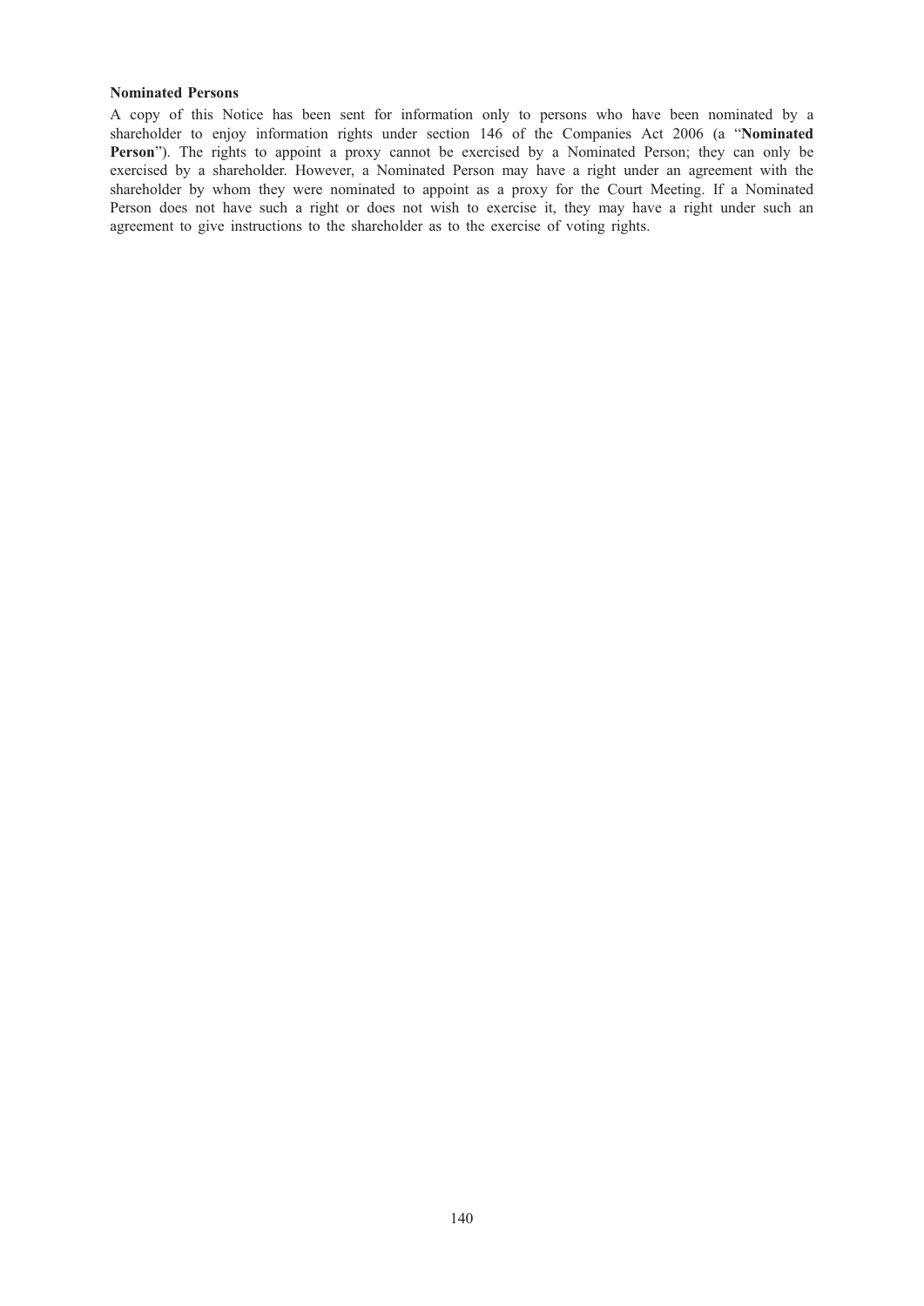**Nominated Persons**

A copy of this Notice has been sent for information only to persons who have been nominated by a shareholder to enjoy information rights under section 146 of the Companies Act 2006 (a "**Nominated Person**"). The rights to appoint a proxy cannot be exercised by a Nominated Person; they can only be exercised by a shareholder. However, a Nominated Person may have a right under an agreement with the shareholder by whom they were nominated to appoint as a proxy for the Court Meeting. If a Nominated Person does not have such a right or does not wish to exercise it, they may have a right under such an agreement to give instructions to the shareholder as to the exercise of voting rights.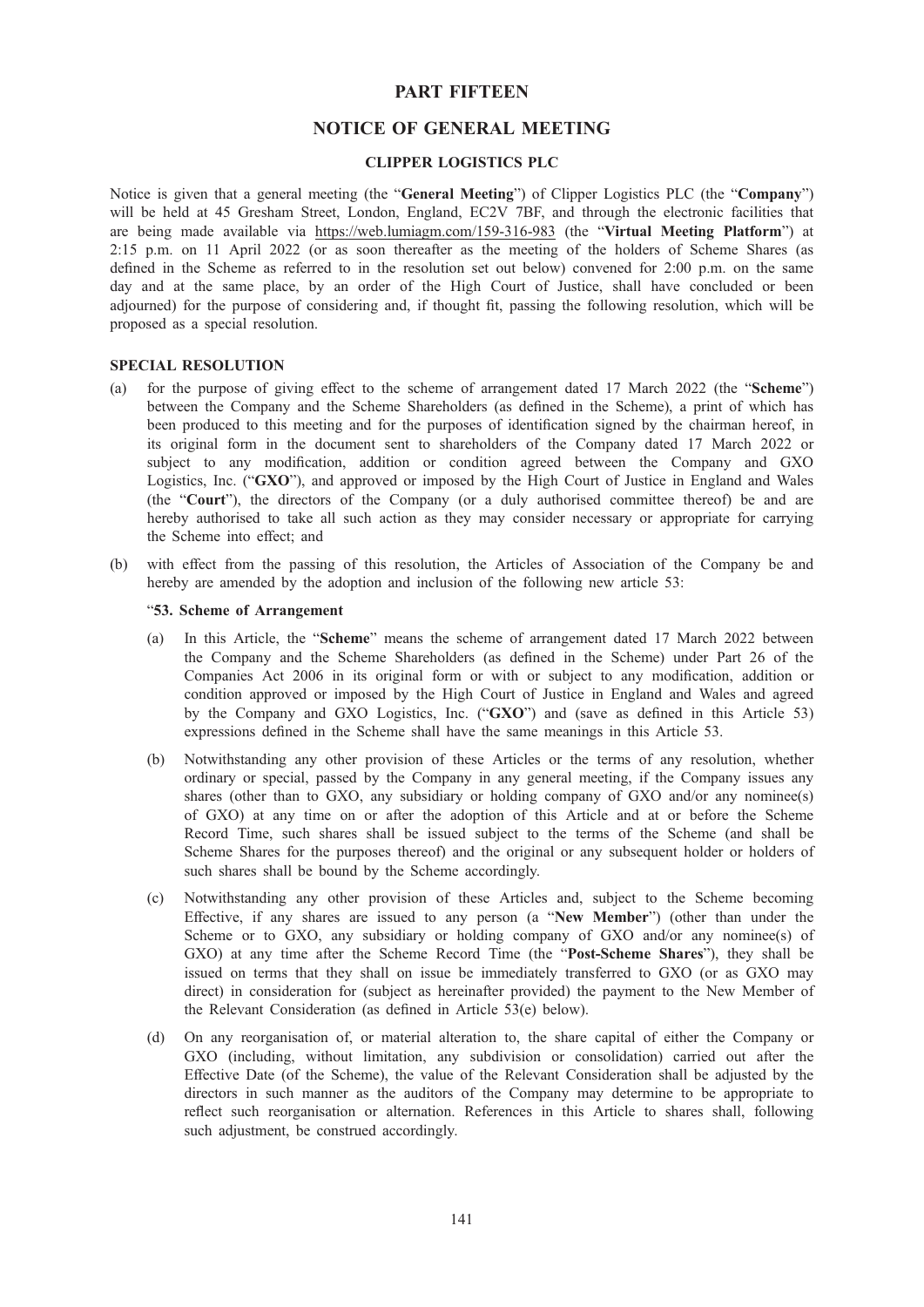# PART FIFTEEN

## NOTICE OF GENERAL MEETING

### CLIPPER LOGISTICS PLC

Notice is given that a general meeting (the "**General Meeting**") of Clipper Logistics PLC (the "**Company**") will be held at 45 Gresham Street, London, England, EC2V 7BF, and through the electronic facilities that are being made available via https://web.lumiagm.com/159-316-983 (the "**Virtual Meeting Platform**") at 2:15 p.m. on 11 April 2022 (or as soon thereafter as the meeting of the holders of Scheme Shares (as defined in the Scheme as referred to in the resolution set out below) convened for 2:00 p.m. on the same day and at the same place, by an order of the High Court of Justice, shall have concluded or been adjourned) for the purpose of considering and, if thought fit, passing the following resolution, which will be proposed as a special resolution.

**SPECIAL RESOLUTION**

(a) for the purpose of giving effect to the scheme of arrangement dated 17 March 2022 (the "**Scheme**") between the Company and the Scheme Shareholders (as defined in the Scheme), a print of which has been produced to this meeting and for the purposes of identification signed by the chairman hereof, in its original form in the document sent to shareholders of the Company dated 17 March 2022 or subject to any modification, addition or condition agreed between the Company and GXO Logistics, Inc. ("**GXO**"), and approved or imposed by the High Court of Justice in England and Wales (the "**Court**"), the directors of the Company (or a duly authorised committee thereof) be and are hereby authorised to take all such action as they may consider necessary or appropriate for carrying the Scheme into effect; and

(b) with effect from the passing of this resolution, the Articles of Association of the Company be and hereby are amended by the adoption and inclusion of the following new article 53:

"**53. Scheme of Arrangement**

(a) In this Article, the "**Scheme**" means the scheme of arrangement dated 17 March 2022 between the Company and the Scheme Shareholders (as defined in the Scheme) under Part 26 of the Companies Act 2006 in its original form or with or subject to any modification, addition or condition approved or imposed by the High Court of Justice in England and Wales and agreed by the Company and GXO Logistics, Inc. ("**GXO**") and (save as defined in this Article 53) expressions defined in the Scheme shall have the same meanings in this Article 53.

(b) Notwithstanding any other provision of these Articles or the terms of any resolution, whether ordinary or special, passed by the Company in any general meeting, if the Company issues any shares (other than to GXO, any subsidiary or holding company of GXO and/or any nominee(s) of GXO) at any time on or after the adoption of this Article and at or before the Scheme Record Time, such shares shall be issued subject to the terms of the Scheme (and shall be Scheme Shares for the purposes thereof) and the original or any subsequent holder or holders of such shares shall be bound by the Scheme accordingly.

(c) Notwithstanding any other provision of these Articles and, subject to the Scheme becoming Effective, if any shares are issued to any person (a "**New Member**") (other than under the Scheme or to GXO, any subsidiary or holding company of GXO and/or any nominee(s) of GXO) at any time after the Scheme Record Time (the "**Post-Scheme Shares**"), they shall be issued on terms that they shall on issue be immediately transferred to GXO (or as GXO may direct) in consideration for (subject as hereinafter provided) the payment to the New Member of the Relevant Consideration (as defined in Article 53(e) below).

(d) On any reorganisation of, or material alteration to, the share capital of either the Company or GXO (including, without limitation, any subdivision or consolidation) carried out after the Effective Date (of the Scheme), the value of the Relevant Consideration shall be adjusted by the directors in such manner as the auditors of the Company may determine to be appropriate to reflect such reorganisation or alternation. References in this Article to shares shall, following such adjustment, be construed accordingly.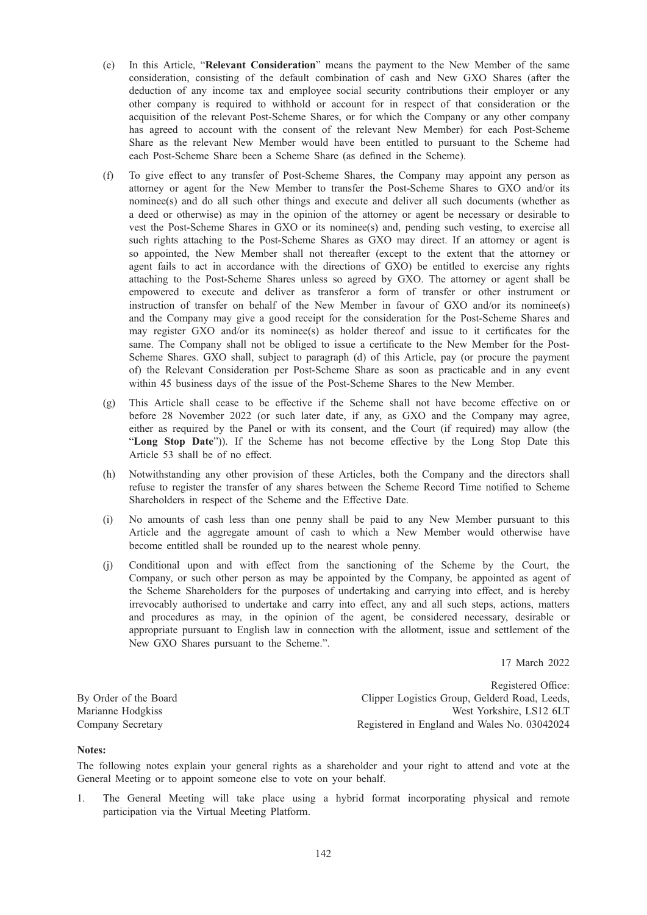(e) In this Article, "**Relevant Consideration**" means the payment to the New Member of the same consideration, consisting of the default combination of cash and New GXO Shares (after the deduction of any income tax and employee social security contributions their employer or any other company is required to withhold or account for in respect of that consideration or the acquisition of the relevant Post-Scheme Shares, or for which the Company or any other company has agreed to account with the consent of the relevant New Member) for each Post-Scheme Share as the relevant New Member would have been entitled to pursuant to the Scheme had each Post-Scheme Share been a Scheme Share (as defined in the Scheme).

(f) To give effect to any transfer of Post-Scheme Shares, the Company may appoint any person as attorney or agent for the New Member to transfer the Post-Scheme Shares to GXO and/or its nominee(s) and do all such other things and execute and deliver all such documents (whether as a deed or otherwise) as may in the opinion of the attorney or agent be necessary or desirable to vest the Post-Scheme Shares in GXO or its nominee(s) and, pending such vesting, to exercise all such rights attaching to the Post-Scheme Shares as GXO may direct. If an attorney or agent is so appointed, the New Member shall not thereafter (except to the extent that the attorney or agent fails to act in accordance with the directions of GXO) be entitled to exercise any rights attaching to the Post-Scheme Shares unless so agreed by GXO. The attorney or agent shall be empowered to execute and deliver as transferor a form of transfer or other instrument or instruction of transfer on behalf of the New Member in favour of GXO and/or its nominee(s) and the Company may give a good receipt for the consideration for the Post-Scheme Shares and may register GXO and/or its nominee(s) as holder thereof and issue to it certificates for the same. The Company shall not be obliged to issue a certificate to the New Member for the Post-Scheme Shares. GXO shall, subject to paragraph (d) of this Article, pay (or procure the payment of) the Relevant Consideration per Post-Scheme Share as soon as practicable and in any event within 45 business days of the issue of the Post-Scheme Shares to the New Member.

(g) This Article shall cease to be effective if the Scheme shall not have become effective on or before 28 November 2022 (or such later date, if any, as GXO and the Company may agree, either as required by the Panel or with its consent, and the Court (if required) may allow (the "**Long Stop Date**")). If the Scheme has not become effective by the Long Stop Date this Article 53 shall be of no effect.

(h) Notwithstanding any other provision of these Articles, both the Company and the directors shall refuse to register the transfer of any shares between the Scheme Record Time notified to Scheme Shareholders in respect of the Scheme and the Effective Date.

(i) No amounts of cash less than one penny shall be paid to any New Member pursuant to this Article and the aggregate amount of cash to which a New Member would otherwise have become entitled shall be rounded up to the nearest whole penny.

(j) Conditional upon and with effect from the sanctioning of the Scheme by the Court, the Company, or such other person as may be appointed by the Company, be appointed as agent of the Scheme Shareholders for the purposes of undertaking and carrying into effect, and is hereby irrevocably authorised to undertake and carry into effect, any and all such steps, actions, matters and procedures as may, in the opinion of the agent, be considered necessary, desirable or appropriate pursuant to English law in connection with the allotment, issue and settlement of the New GXO Shares pursuant to the Scheme.".

17 March 2022

By Order of the Board
Marianne Hodgkiss
Company Secretary

Registered Office:
Clipper Logistics Group, Gelderd Road, Leeds,
West Yorkshire, LS12 6LT
Registered in England and Wales No. 03042024

**Notes:**

The following notes explain your general rights as a shareholder and your right to attend and vote at the General Meeting or to appoint someone else to vote on your behalf.

1. The General Meeting will take place using a hybrid format incorporating physical and remote participation via the Virtual Meeting Platform.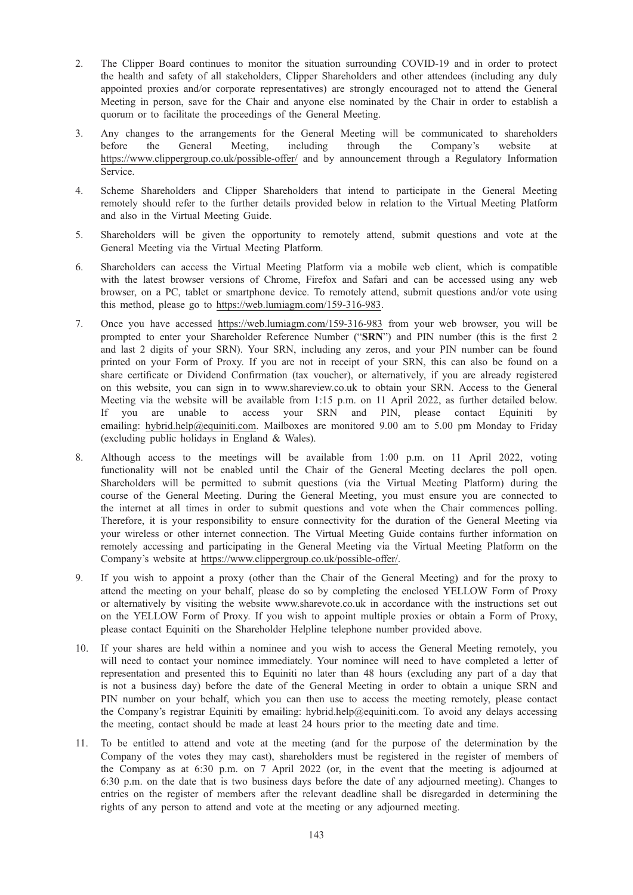2. The Clipper Board continues to monitor the situation surrounding COVID-19 and in order to protect the health and safety of all stakeholders, Clipper Shareholders and other attendees (including any duly appointed proxies and/or corporate representatives) are strongly encouraged not to attend the General Meeting in person, save for the Chair and anyone else nominated by the Chair in order to establish a quorum or to facilitate the proceedings of the General Meeting.

3. Any changes to the arrangements for the General Meeting will be communicated to shareholders before the General Meeting, including through the Company's website at https://www.clippergroup.co.uk/possible-offer/ and by announcement through a Regulatory Information Service.

4. Scheme Shareholders and Clipper Shareholders that intend to participate in the General Meeting remotely should refer to the further details provided below in relation to the Virtual Meeting Platform and also in the Virtual Meeting Guide.

5. Shareholders will be given the opportunity to remotely attend, submit questions and vote at the General Meeting via the Virtual Meeting Platform.

6. Shareholders can access the Virtual Meeting Platform via a mobile web client, which is compatible with the latest browser versions of Chrome, Firefox and Safari and can be accessed using any web browser, on a PC, tablet or smartphone device. To remotely attend, submit questions and/or vote using this method, please go to https://web.lumiagm.com/159-316-983.

7. Once you have accessed https://web.lumiagm.com/159-316-983 from your web browser, you will be prompted to enter your Shareholder Reference Number ("**SRN**") and PIN number (this is the first 2 and last 2 digits of your SRN). Your SRN, including any zeros, and your PIN number can be found printed on your Form of Proxy. If you are not in receipt of your SRN, this can also be found on a share certificate or Dividend Confirmation (tax voucher), or alternatively, if you are already registered on this website, you can sign in to www.shareview.co.uk to obtain your SRN. Access to the General Meeting via the website will be available from 1:15 p.m. on 11 April 2022, as further detailed below. If you are unable to access your SRN and PIN, please contact Equiniti by emailing: hybrid.help@equiniti.com. Mailboxes are monitored 9.00 am to 5.00 pm Monday to Friday (excluding public holidays in England & Wales).

8. Although access to the meetings will be available from 1:00 p.m. on 11 April 2022, voting functionality will not be enabled until the Chair of the General Meeting declares the poll open. Shareholders will be permitted to submit questions (via the Virtual Meeting Platform) during the course of the General Meeting. During the General Meeting, you must ensure you are connected to the internet at all times in order to submit questions and vote when the Chair commences polling. Therefore, it is your responsibility to ensure connectivity for the duration of the General Meeting via your wireless or other internet connection. The Virtual Meeting Guide contains further information on remotely accessing and participating in the General Meeting via the Virtual Meeting Platform on the Company's website at https://www.clippergroup.co.uk/possible-offer/.

9. If you wish to appoint a proxy (other than the Chair of the General Meeting) and for the proxy to attend the meeting on your behalf, please do so by completing the enclosed YELLOW Form of Proxy or alternatively by visiting the website www.sharevote.co.uk in accordance with the instructions set out on the YELLOW Form of Proxy. If you wish to appoint multiple proxies or obtain a Form of Proxy, please contact Equiniti on the Shareholder Helpline telephone number provided above.

10. If your shares are held within a nominee and you wish to access the General Meeting remotely, you will need to contact your nominee immediately. Your nominee will need to have completed a letter of representation and presented this to Equiniti no later than 48 hours (excluding any part of a day that is not a business day) before the date of the General Meeting in order to obtain a unique SRN and PIN number on your behalf, which you can then use to access the meeting remotely, please contact the Company's registrar Equiniti by emailing: hybrid.help@equiniti.com. To avoid any delays accessing the meeting, contact should be made at least 24 hours prior to the meeting date and time.

11. To be entitled to attend and vote at the meeting (and for the purpose of the determination by the Company of the votes they may cast), shareholders must be registered in the register of members of the Company as at 6:30 p.m. on 7 April 2022 (or, in the event that the meeting is adjourned at 6:30 p.m. on the date that is two business days before the date of any adjourned meeting). Changes to entries on the register of members after the relevant deadline shall be disregarded in determining the rights of any person to attend and vote at the meeting or any adjourned meeting.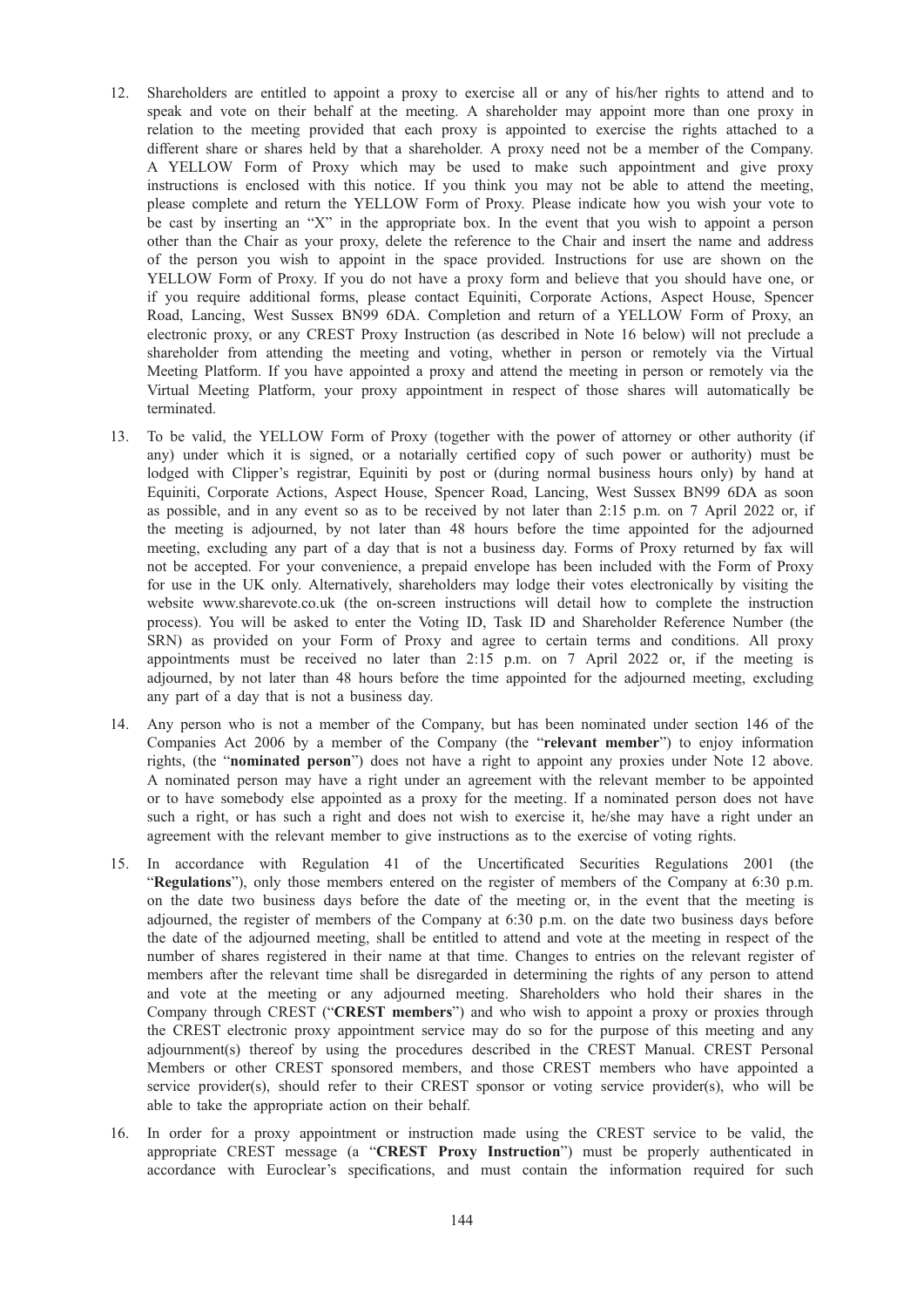12. Shareholders are entitled to appoint a proxy to exercise all or any of his/her rights to attend and to speak and vote on their behalf at the meeting. A shareholder may appoint more than one proxy in relation to the meeting provided that each proxy is appointed to exercise the rights attached to a different share or shares held by that a shareholder. A proxy need not be a member of the Company. A YELLOW Form of Proxy which may be used to make such appointment and give proxy instructions is enclosed with this notice. If you think you may not be able to attend the meeting, please complete and return the YELLOW Form of Proxy. Please indicate how you wish your vote to be cast by inserting an "X" in the appropriate box. In the event that you wish to appoint a person other than the Chair as your proxy, delete the reference to the Chair and insert the name and address of the person you wish to appoint in the space provided. Instructions for use are shown on the YELLOW Form of Proxy. If you do not have a proxy form and believe that you should have one, or if you require additional forms, please contact Equiniti, Corporate Actions, Aspect House, Spencer Road, Lancing, West Sussex BN99 6DA. Completion and return of a YELLOW Form of Proxy, an electronic proxy, or any CREST Proxy Instruction (as described in Note 16 below) will not preclude a shareholder from attending the meeting and voting, whether in person or remotely via the Virtual Meeting Platform. If you have appointed a proxy and attend the meeting in person or remotely via the Virtual Meeting Platform, your proxy appointment in respect of those shares will automatically be terminated.

13. To be valid, the YELLOW Form of Proxy (together with the power of attorney or other authority (if any) under which it is signed, or a notarially certified copy of such power or authority) must be lodged with Clipper's registrar, Equiniti by post or (during normal business hours only) by hand at Equiniti, Corporate Actions, Aspect House, Spencer Road, Lancing, West Sussex BN99 6DA as soon as possible, and in any event so as to be received by not later than 2:15 p.m. on 7 April 2022 or, if the meeting is adjourned, by not later than 48 hours before the time appointed for the adjourned meeting, excluding any part of a day that is not a business day. Forms of Proxy returned by fax will not be accepted. For your convenience, a prepaid envelope has been included with the Form of Proxy for use in the UK only. Alternatively, shareholders may lodge their votes electronically by visiting the website www.sharevote.co.uk (the on-screen instructions will detail how to complete the instruction process). You will be asked to enter the Voting ID, Task ID and Shareholder Reference Number (the SRN) as provided on your Form of Proxy and agree to certain terms and conditions. All proxy appointments must be received no later than 2:15 p.m. on 7 April 2022 or, if the meeting is adjourned, by not later than 48 hours before the time appointed for the adjourned meeting, excluding any part of a day that is not a business day.

14. Any person who is not a member of the Company, but has been nominated under section 146 of the Companies Act 2006 by a member of the Company (the "**relevant member**") to enjoy information rights, (the "**nominated person**") does not have a right to appoint any proxies under Note 12 above. A nominated person may have a right under an agreement with the relevant member to be appointed or to have somebody else appointed as a proxy for the meeting. If a nominated person does not have such a right, or has such a right and does not wish to exercise it, he/she may have a right under an agreement with the relevant member to give instructions as to the exercise of voting rights.

15. In accordance with Regulation 41 of the Uncertificated Securities Regulations 2001 (the "**Regulations**"), only those members entered on the register of members of the Company at 6:30 p.m. on the date two business days before the date of the meeting or, in the event that the meeting is adjourned, the register of members of the Company at 6:30 p.m. on the date two business days before the date of the adjourned meeting, shall be entitled to attend and vote at the meeting in respect of the number of shares registered in their name at that time. Changes to entries on the relevant register of members after the relevant time shall be disregarded in determining the rights of any person to attend and vote at the meeting or any adjourned meeting. Shareholders who hold their shares in the Company through CREST ("**CREST members**") and who wish to appoint a proxy or proxies through the CREST electronic proxy appointment service may do so for the purpose of this meeting and any adjournment(s) thereof by using the procedures described in the CREST Manual. CREST Personal Members or other CREST sponsored members, and those CREST members who have appointed a service provider(s), should refer to their CREST sponsor or voting service provider(s), who will be able to take the appropriate action on their behalf.

16. In order for a proxy appointment or instruction made using the CREST service to be valid, the appropriate CREST message (a "**CREST Proxy Instruction**") must be properly authenticated in accordance with Euroclear's specifications, and must contain the information required for such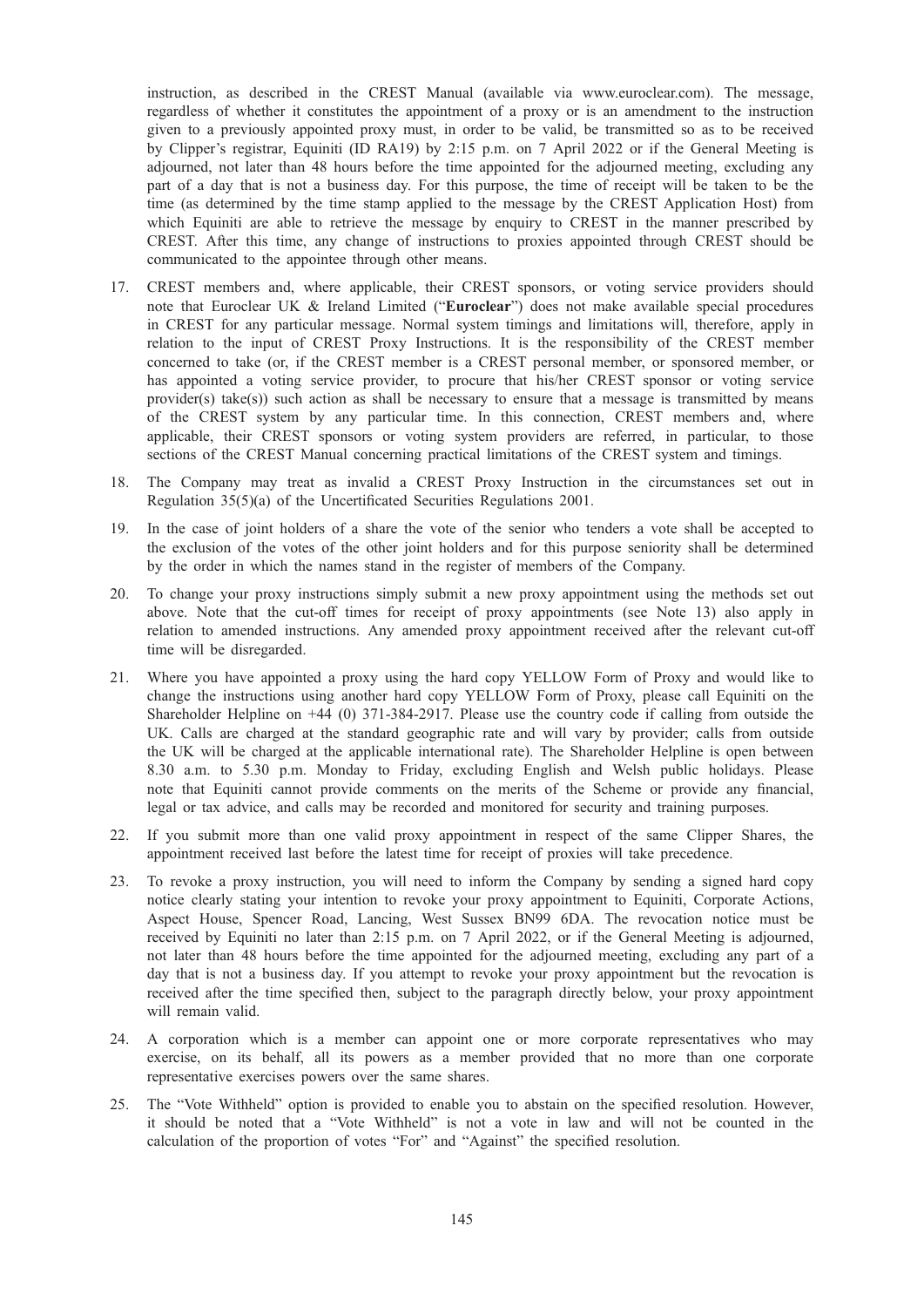instruction, as described in the CREST Manual (available via www.euroclear.com). The message, regardless of whether it constitutes the appointment of a proxy or is an amendment to the instruction given to a previously appointed proxy must, in order to be valid, be transmitted so as to be received by Clipper's registrar, Equiniti (ID RA19) by 2:15 p.m. on 7 April 2022 or if the General Meeting is adjourned, not later than 48 hours before the time appointed for the adjourned meeting, excluding any part of a day that is not a business day. For this purpose, the time of receipt will be taken to be the time (as determined by the time stamp applied to the message by the CREST Application Host) from which Equiniti are able to retrieve the message by enquiry to CREST in the manner prescribed by CREST. After this time, any change of instructions to proxies appointed through CREST should be communicated to the appointee through other means.

17. CREST members and, where applicable, their CREST sponsors, or voting service providers should note that Euroclear UK & Ireland Limited ("**Euroclear**") does not make available special procedures in CREST for any particular message. Normal system timings and limitations will, therefore, apply in relation to the input of CREST Proxy Instructions. It is the responsibility of the CREST member concerned to take (or, if the CREST member is a CREST personal member, or sponsored member, or has appointed a voting service provider, to procure that his/her CREST sponsor or voting service provider(s) take(s)) such action as shall be necessary to ensure that a message is transmitted by means of the CREST system by any particular time. In this connection, CREST members and, where applicable, their CREST sponsors or voting system providers are referred, in particular, to those sections of the CREST Manual concerning practical limitations of the CREST system and timings.

18. The Company may treat as invalid a CREST Proxy Instruction in the circumstances set out in Regulation 35(5)(a) of the Uncertificated Securities Regulations 2001.

19. In the case of joint holders of a share the vote of the senior who tenders a vote shall be accepted to the exclusion of the votes of the other joint holders and for this purpose seniority shall be determined by the order in which the names stand in the register of members of the Company.

20. To change your proxy instructions simply submit a new proxy appointment using the methods set out above. Note that the cut-off times for receipt of proxy appointments (see Note 13) also apply in relation to amended instructions. Any amended proxy appointment received after the relevant cut-off time will be disregarded.

21. Where you have appointed a proxy using the hard copy YELLOW Form of Proxy and would like to change the instructions using another hard copy YELLOW Form of Proxy, please call Equiniti on the Shareholder Helpline on +44 (0) 371-384-2917. Please use the country code if calling from outside the UK. Calls are charged at the standard geographic rate and will vary by provider; calls from outside the UK will be charged at the applicable international rate). The Shareholder Helpline is open between 8.30 a.m. to 5.30 p.m. Monday to Friday, excluding English and Welsh public holidays. Please note that Equiniti cannot provide comments on the merits of the Scheme or provide any financial, legal or tax advice, and calls may be recorded and monitored for security and training purposes.

22. If you submit more than one valid proxy appointment in respect of the same Clipper Shares, the appointment received last before the latest time for receipt of proxies will take precedence.

23. To revoke a proxy instruction, you will need to inform the Company by sending a signed hard copy notice clearly stating your intention to revoke your proxy appointment to Equiniti, Corporate Actions, Aspect House, Spencer Road, Lancing, West Sussex BN99 6DA. The revocation notice must be received by Equiniti no later than 2:15 p.m. on 7 April 2022, or if the General Meeting is adjourned, not later than 48 hours before the time appointed for the adjourned meeting, excluding any part of a day that is not a business day. If you attempt to revoke your proxy appointment but the revocation is received after the time specified then, subject to the paragraph directly below, your proxy appointment will remain valid.

24. A corporation which is a member can appoint one or more corporate representatives who may exercise, on its behalf, all its powers as a member provided that no more than one corporate representative exercises powers over the same shares.

25. The "Vote Withheld" option is provided to enable you to abstain on the specified resolution. However, it should be noted that a "Vote Withheld" is not a vote in law and will not be counted in the calculation of the proportion of votes "For" and "Against" the specified resolution.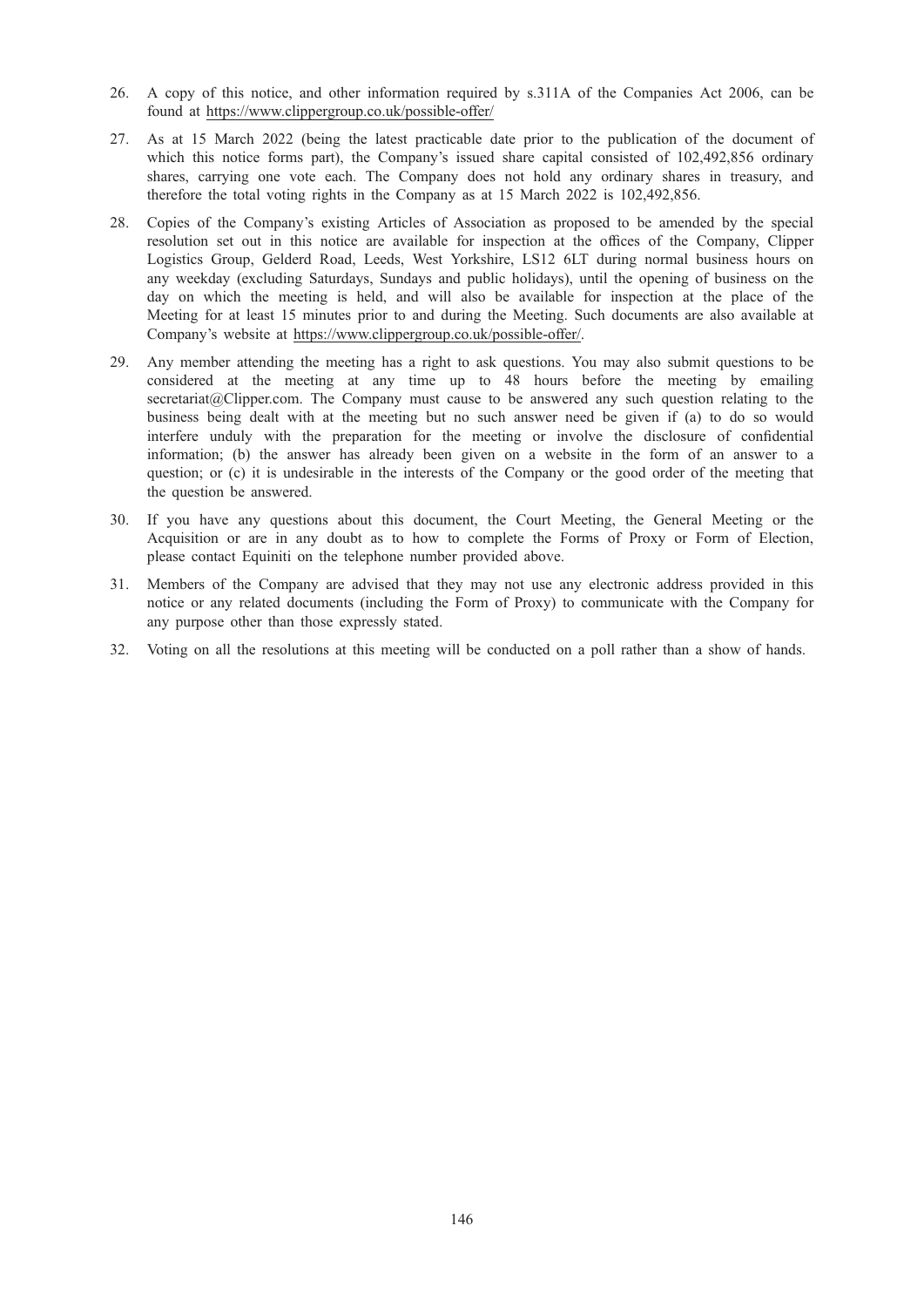26. A copy of this notice, and other information required by s.311A of the Companies Act 2006, can be found at https://www.clippergroup.co.uk/possible-offer/

27. As at 15 March 2022 (being the latest practicable date prior to the publication of the document of which this notice forms part), the Company's issued share capital consisted of 102,492,856 ordinary shares, carrying one vote each. The Company does not hold any ordinary shares in treasury, and therefore the total voting rights in the Company as at 15 March 2022 is 102,492,856.

28. Copies of the Company's existing Articles of Association as proposed to be amended by the special resolution set out in this notice are available for inspection at the offices of the Company, Clipper Logistics Group, Gelderd Road, Leeds, West Yorkshire, LS12 6LT during normal business hours on any weekday (excluding Saturdays, Sundays and public holidays), until the opening of business on the day on which the meeting is held, and will also be available for inspection at the place of the Meeting for at least 15 minutes prior to and during the Meeting. Such documents are also available at Company's website at https://www.clippergroup.co.uk/possible-offer/.

29. Any member attending the meeting has a right to ask questions. You may also submit questions to be considered at the meeting at any time up to 48 hours before the meeting by emailing secretariat@Clipper.com. The Company must cause to be answered any such question relating to the business being dealt with at the meeting but no such answer need be given if (a) to do so would interfere unduly with the preparation for the meeting or involve the disclosure of confidential information; (b) the answer has already been given on a website in the form of an answer to a question; or (c) it is undesirable in the interests of the Company or the good order of the meeting that the question be answered.

30. If you have any questions about this document, the Court Meeting, the General Meeting or the Acquisition or are in any doubt as to how to complete the Forms of Proxy or Form of Election, please contact Equiniti on the telephone number provided above.

31. Members of the Company are advised that they may not use any electronic address provided in this notice or any related documents (including the Form of Proxy) to communicate with the Company for any purpose other than those expressly stated.

32. Voting on all the resolutions at this meeting will be conducted on a poll rather than a show of hands.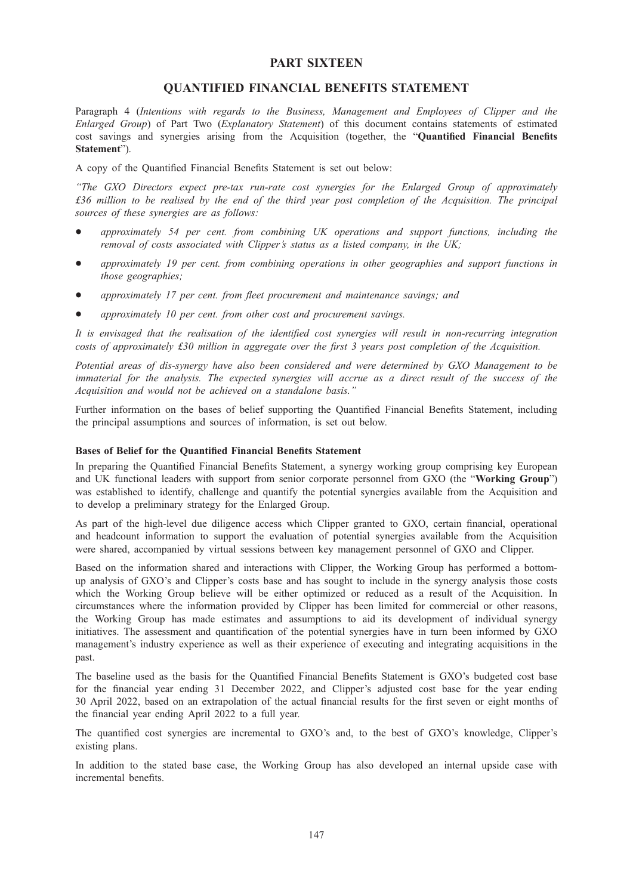# PART SIXTEEN

## QUANTIFIED FINANCIAL BENEFITS STATEMENT

Paragraph 4 (*Intentions with regards to the Business, Management and Employees of Clipper and the Enlarged Group*) of Part Two (*Explanatory Statement*) of this document contains statements of estimated cost savings and synergies arising from the Acquisition (together, the "**Quantified Financial Benefits Statement**").

A copy of the Quantified Financial Benefits Statement is set out below:

*"The GXO Directors expect pre-tax run-rate cost synergies for the Enlarged Group of approximately £36 million to be realised by the end of the third year post completion of the Acquisition. The principal sources of these synergies are as follows:*

- *approximately 54 per cent. from combining UK operations and support functions, including the removal of costs associated with Clipper's status as a listed company, in the UK;*
- *approximately 19 per cent. from combining operations in other geographies and support functions in those geographies;*
- *approximately 17 per cent. from fleet procurement and maintenance savings; and*
- *approximately 10 per cent. from other cost and procurement savings.*

*It is envisaged that the realisation of the identified cost synergies will result in non-recurring integration costs of approximately £30 million in aggregate over the first 3 years post completion of the Acquisition.*

*Potential areas of dis-synergy have also been considered and were determined by GXO Management to be immaterial for the analysis. The expected synergies will accrue as a direct result of the success of the Acquisition and would not be achieved on a standalone basis."*

Further information on the bases of belief supporting the Quantified Financial Benefits Statement, including the principal assumptions and sources of information, is set out below.

**Bases of Belief for the Quantified Financial Benefits Statement**

In preparing the Quantified Financial Benefits Statement, a synergy working group comprising key European and UK functional leaders with support from senior corporate personnel from GXO (the "**Working Group**") was established to identify, challenge and quantify the potential synergies available from the Acquisition and to develop a preliminary strategy for the Enlarged Group.

As part of the high-level due diligence access which Clipper granted to GXO, certain financial, operational and headcount information to support the evaluation of potential synergies available from the Acquisition were shared, accompanied by virtual sessions between key management personnel of GXO and Clipper.

Based on the information shared and interactions with Clipper, the Working Group has performed a bottom-up analysis of GXO's and Clipper's costs base and has sought to include in the synergy analysis those costs which the Working Group believe will be either optimized or reduced as a result of the Acquisition. In circumstances where the information provided by Clipper has been limited for commercial or other reasons, the Working Group has made estimates and assumptions to aid its development of individual synergy initiatives. The assessment and quantification of the potential synergies have in turn been informed by GXO management's industry experience as well as their experience of executing and integrating acquisitions in the past.

The baseline used as the basis for the Quantified Financial Benefits Statement is GXO's budgeted cost base for the financial year ending 31 December 2022, and Clipper's adjusted cost base for the year ending 30 April 2022, based on an extrapolation of the actual financial results for the first seven or eight months of the financial year ending April 2022 to a full year.

The quantified cost synergies are incremental to GXO's and, to the best of GXO's knowledge, Clipper's existing plans.

In addition to the stated base case, the Working Group has also developed an internal upside case with incremental benefits.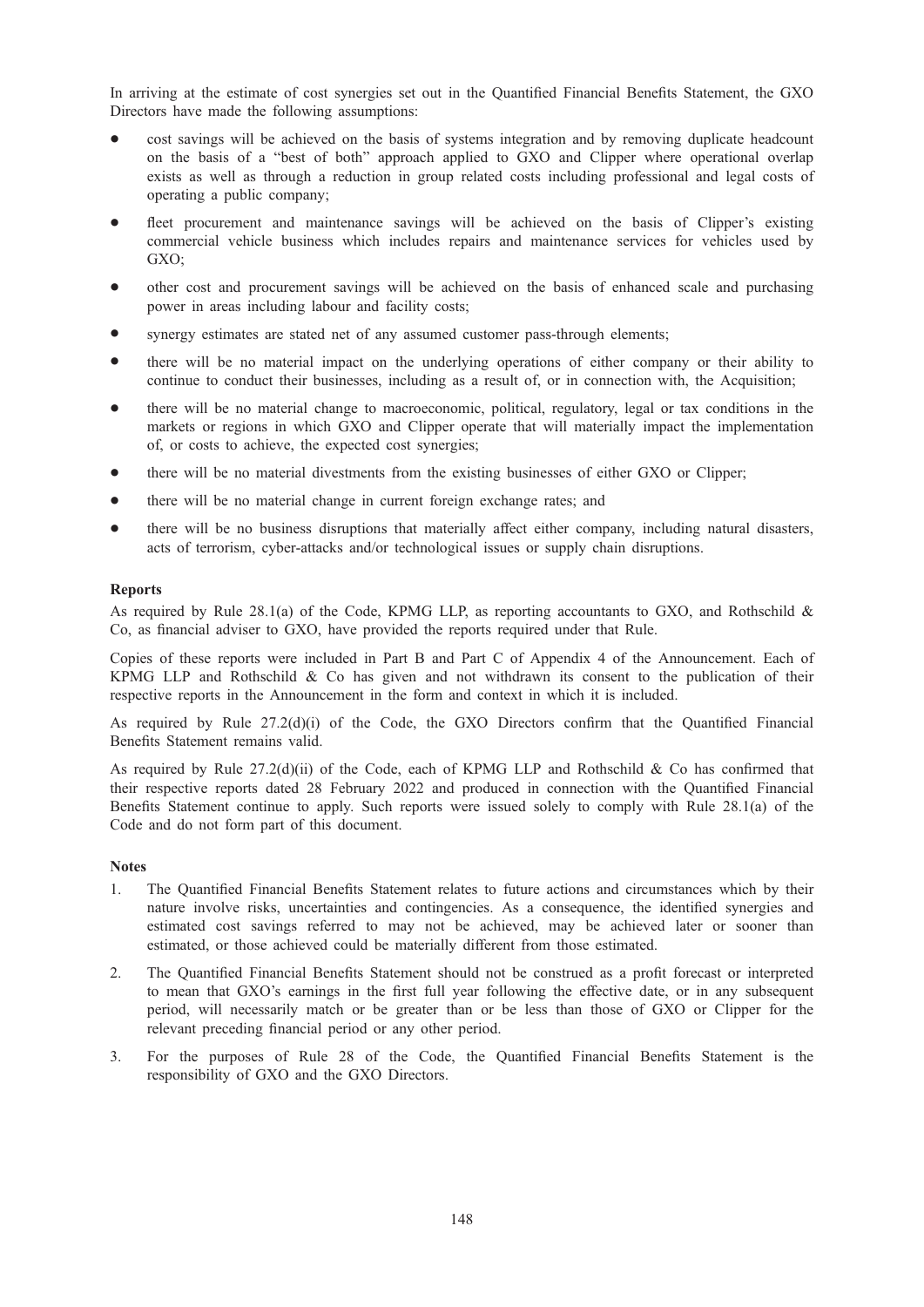In arriving at the estimate of cost synergies set out in the Quantified Financial Benefits Statement, the GXO Directors have made the following assumptions:

- cost savings will be achieved on the basis of systems integration and by removing duplicate headcount on the basis of a "best of both" approach applied to GXO and Clipper where operational overlap exists as well as through a reduction in group related costs including professional and legal costs of operating a public company;
- fleet procurement and maintenance savings will be achieved on the basis of Clipper's existing commercial vehicle business which includes repairs and maintenance services for vehicles used by GXO;
- other cost and procurement savings will be achieved on the basis of enhanced scale and purchasing power in areas including labour and facility costs;
- synergy estimates are stated net of any assumed customer pass-through elements;
- there will be no material impact on the underlying operations of either company or their ability to continue to conduct their businesses, including as a result of, or in connection with, the Acquisition;
- there will be no material change to macroeconomic, political, regulatory, legal or tax conditions in the markets or regions in which GXO and Clipper operate that will materially impact the implementation of, or costs to achieve, the expected cost synergies;
- there will be no material divestments from the existing businesses of either GXO or Clipper;
- there will be no material change in current foreign exchange rates; and
- there will be no business disruptions that materially affect either company, including natural disasters, acts of terrorism, cyber-attacks and/or technological issues or supply chain disruptions.

**Reports**

As required by Rule 28.1(a) of the Code, KPMG LLP, as reporting accountants to GXO, and Rothschild & Co, as financial adviser to GXO, have provided the reports required under that Rule.

Copies of these reports were included in Part B and Part C of Appendix 4 of the Announcement. Each of KPMG LLP and Rothschild & Co has given and not withdrawn its consent to the publication of their respective reports in the Announcement in the form and context in which it is included.

As required by Rule 27.2(d)(i) of the Code, the GXO Directors confirm that the Quantified Financial Benefits Statement remains valid.

As required by Rule 27.2(d)(ii) of the Code, each of KPMG LLP and Rothschild & Co has confirmed that their respective reports dated 28 February 2022 and produced in connection with the Quantified Financial Benefits Statement continue to apply. Such reports were issued solely to comply with Rule 28.1(a) of the Code and do not form part of this document.

**Notes**

1. The Quantified Financial Benefits Statement relates to future actions and circumstances which by their nature involve risks, uncertainties and contingencies. As a consequence, the identified synergies and estimated cost savings referred to may not be achieved, may be achieved later or sooner than estimated, or those achieved could be materially different from those estimated.
2. The Quantified Financial Benefits Statement should not be construed as a profit forecast or interpreted to mean that GXO's earnings in the first full year following the effective date, or in any subsequent period, will necessarily match or be greater than or be less than those of GXO or Clipper for the relevant preceding financial period or any other period.
3. For the purposes of Rule 28 of the Code, the Quantified Financial Benefits Statement is the responsibility of GXO and the GXO Directors.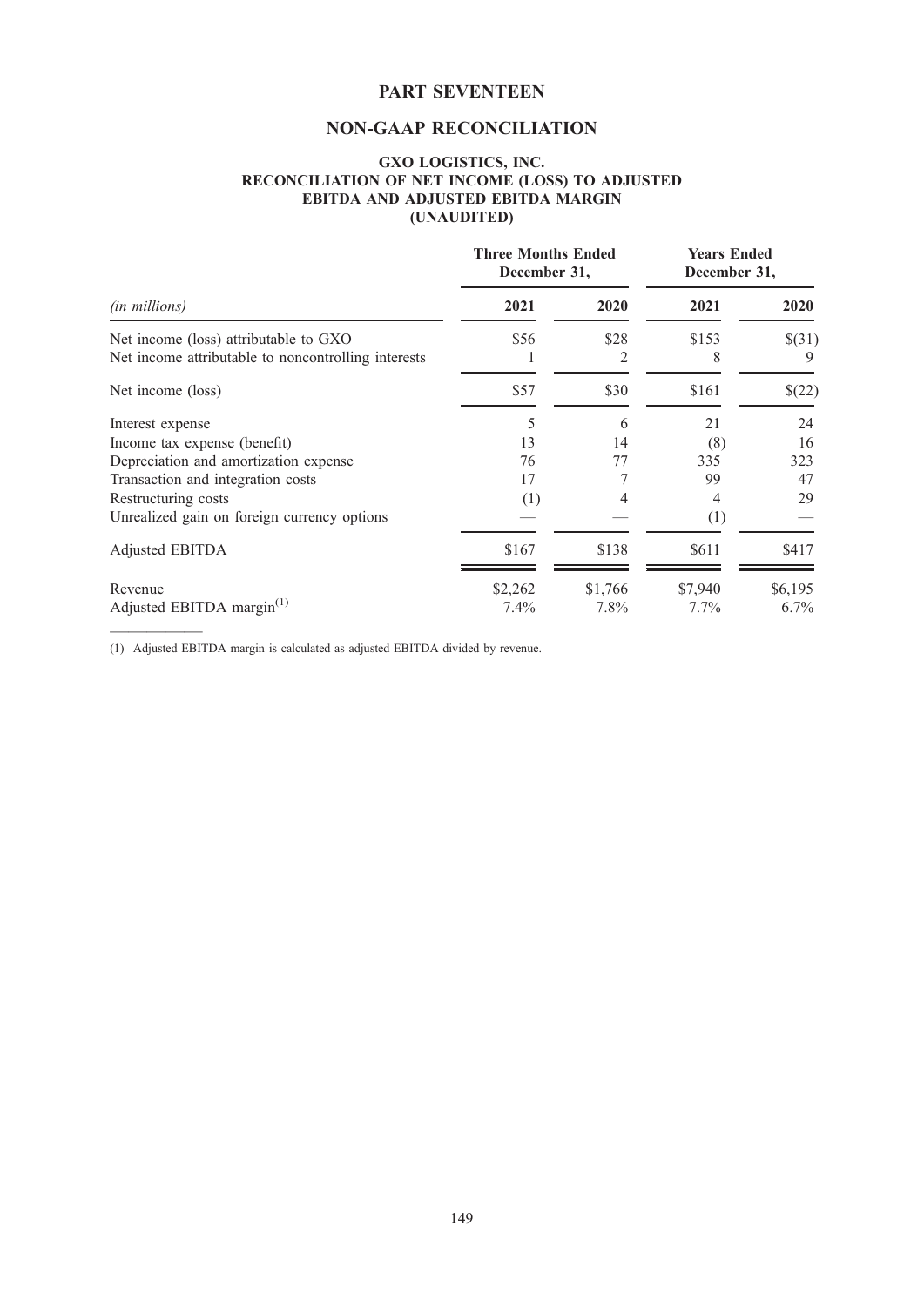# PART SEVENTEEN

## NON-GAAP RECONCILIATION

### GXO LOGISTICS, INC.
### RECONCILIATION OF NET INCOME (LOSS) TO ADJUSTED EBITDA AND ADJUSTED EBITDA MARGIN
### (UNAUDITED)

| | Three Months Ended December 31, | | Years Ended December 31, | |
|---|---|---|---|---|
| *(in millions)* | 2021 | 2020 | 2021 | 2020 |
| Net income (loss) attributable to GXO | $56 | $28 | $153 | $(31) |
| Net income attributable to noncontrolling interests | 1 | 2 | 8 | 9 |
| Net income (loss) | $57 | $30 | $161 | $(22) |
| Interest expense | 5 | 6 | 21 | 24 |
| Income tax expense (benefit) | 13 | 14 | (8) | 16 |
| Depreciation and amortization expense | 76 | 77 | 335 | 323 |
| Transaction and integration costs | 17 | 7 | 99 | 47 |
| Restructuring costs | (1) | 4 | 4 | 29 |
| Unrealized gain on foreign currency options | — | — | (1) | — |
| Adjusted EBITDA | $167 | $138 | $611 | $417 |
| Revenue | $2,262 | $1,766 | $7,940 | $6,195 |
| Adjusted EBITDA margin[(1)] | 7.4% | 7.8% | 7.7% | 6.7% |

(1) Adjusted EBITDA margin is calculated as adjusted EBITDA divided by revenue.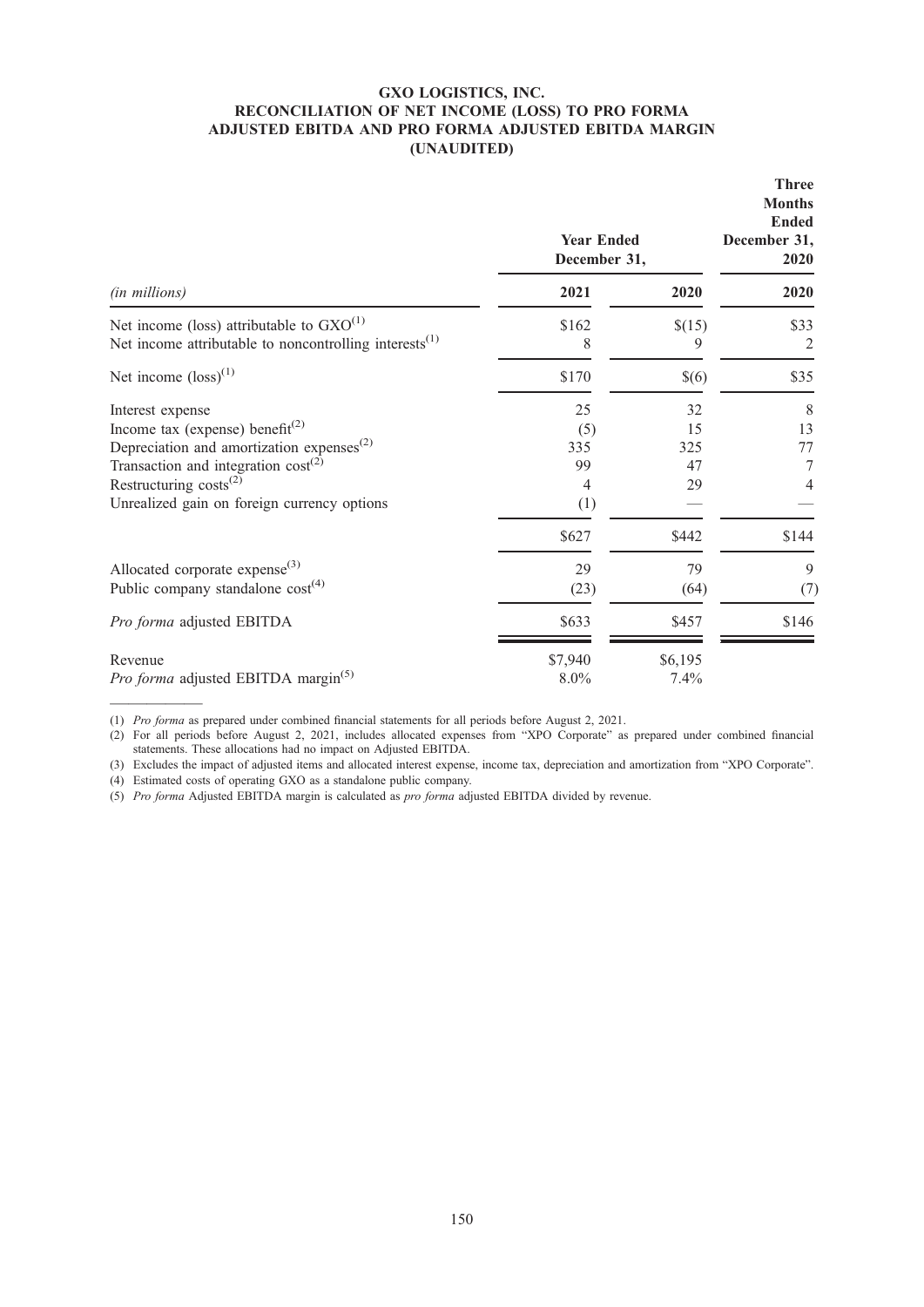## GXO LOGISTICS, INC.
## RECONCILIATION OF NET INCOME (LOSS) TO PRO FORMA ADJUSTED EBITDA AND PRO FORMA ADJUSTED EBITDA MARGIN
## (UNAUDITED)

| *(in millions)* | Year Ended December 31, | | Three Months Ended December 31, 2020 |
|---|---|---|---|
| | 2021 | 2020 | 2020 |
| Net income (loss) attributable to GXO[1] | $162 | $(15) | $33 |
| Net income attributable to noncontrolling interests[1] | 8 | 9 | 2 |
| Net income (loss)[1] | $170 | $(6) | $35 |
| Interest expense | 25 | 32 | 8 |
| Income tax (expense) benefit[2] | (5) | 15 | 13 |
| Depreciation and amortization expenses[2] | 335 | 325 | 77 |
| Transaction and integration cost[2] | 99 | 47 | 7 |
| Restructuring costs[2] | 4 | 29 | 4 |
| Unrealized gain on foreign currency options | (1) | — | — |
| | $627 | $442 | $144 |
| Allocated corporate expense[3] | 29 | 79 | 9 |
| Public company standalone cost[4] | (23) | (64) | (7) |
| *Pro forma* adjusted EBITDA | $633 | $457 | $146 |
| Revenue | $7,940 | $6,195 | |
| *Pro forma* adjusted EBITDA margin[5] | 8.0% | 7.4% | |

(1) *Pro forma* as prepared under combined financial statements for all periods before August 2, 2021.

(2) For all periods before August 2, 2021, includes allocated expenses from "XPO Corporate" as prepared under combined financial statements. These allocations had no impact on Adjusted EBITDA.

(3) Excludes the impact of adjusted items and allocated interest expense, income tax, depreciation and amortization from "XPO Corporate".

(4) Estimated costs of operating GXO as a standalone public company.

(5) *Pro forma* Adjusted EBITDA margin is calculated as *pro forma* adjusted EBITDA divided by revenue.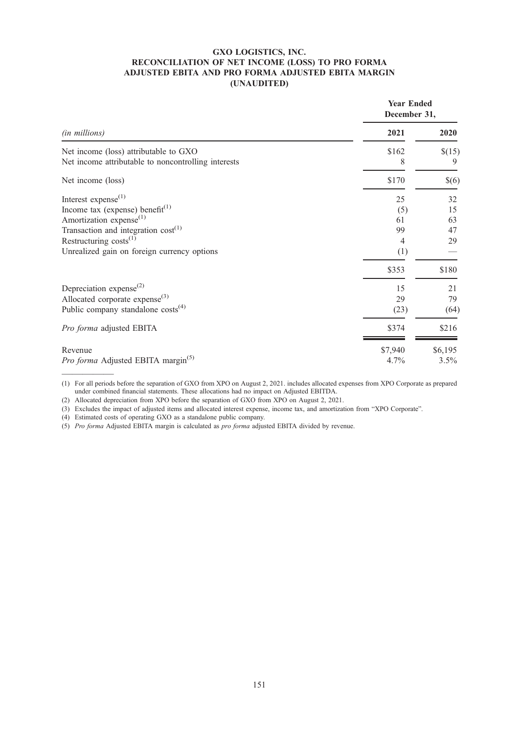# GXO LOGISTICS, INC.
## RECONCILIATION OF NET INCOME (LOSS) TO PRO FORMA ADJUSTED EBITA AND PRO FORMA ADJUSTED EBITA MARGIN
## (UNAUDITED)

| *(in millions)* | Year Ended December 31, 2021 | Year Ended December 31, 2020 |
|---|---|---|
| Net income (loss) attributable to GXO | $162 | $(15) |
| Net income attributable to noncontrolling interests | 8 | 9 |
| Net income (loss) | $170 | $(6) |
| Interest expense[1] | 25 | 32 |
| Income tax (expense) benefit[1] | (5) | 15 |
| Amortization expense[1] | 61 | 63 |
| Transaction and integration cost[1] | 99 | 47 |
| Restructuring costs[1] | 4 | 29 |
| Unrealized gain on foreign currency options | (1) | — |
| | $353 | $180 |
| Depreciation expense[2] | 15 | 21 |
| Allocated corporate expense[3] | 29 | 79 |
| Public company standalone costs[4] | (23) | (64) |
| *Pro forma* adjusted EBITA | $374 | $216 |
| Revenue | $7,940 | $6,195 |
| *Pro forma* Adjusted EBITA margin[5] | 4.7% | 3.5% |

(1) For all periods before the separation of GXO from XPO on August 2, 2021. includes allocated expenses from XPO Corporate as prepared under combined financial statements. These allocations had no impact on Adjusted EBITDA.

(2) Allocated depreciation from XPO before the separation of GXO from XPO on August 2, 2021.

(3) Excludes the impact of adjusted items and allocated interest expense, income tax, and amortization from "XPO Corporate".

(4) Estimated costs of operating GXO as a standalone public company.

(5) *Pro forma* Adjusted EBITA margin is calculated as *pro forma* adjusted EBITA divided by revenue.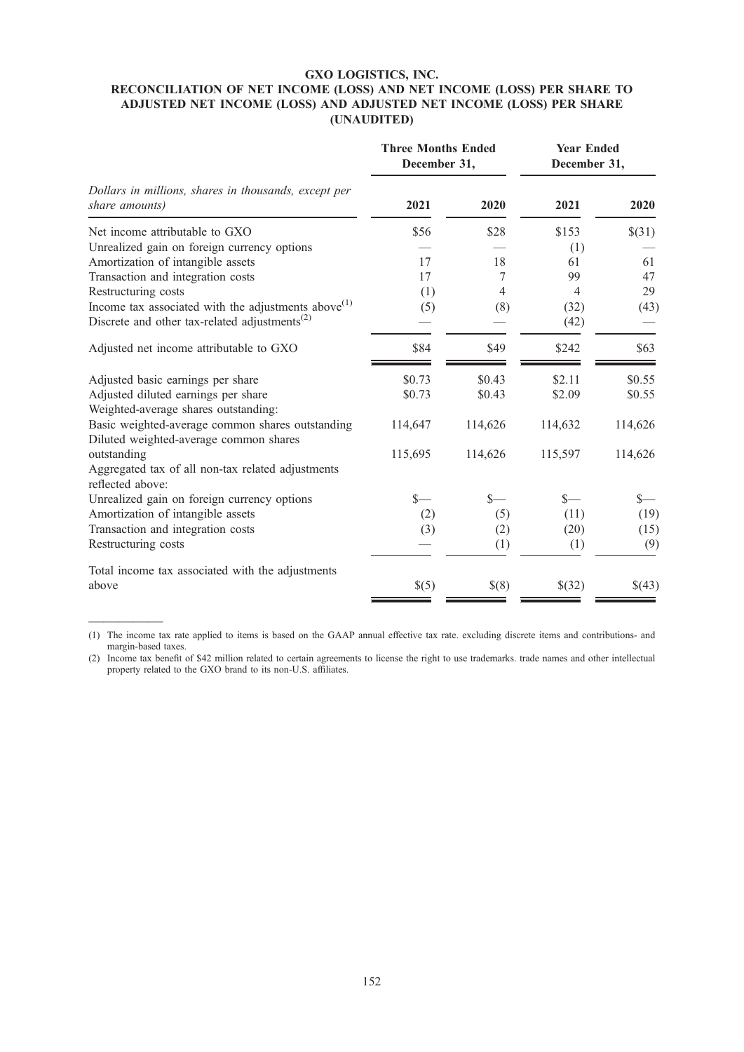**GXO LOGISTICS, INC.**
**RECONCILIATION OF NET INCOME (LOSS) AND NET INCOME (LOSS) PER SHARE TO ADJUSTED NET INCOME (LOSS) AND ADJUSTED NET INCOME (LOSS) PER SHARE (UNAUDITED)**

| | Three Months Ended December 31, | | Year Ended December 31, | |
|---|---|---|---|---|
| *Dollars in millions, shares in thousands, except per share amounts)* | 2021 | 2020 | 2021 | 2020 |
| Net income attributable to GXO | $56 | $28 | $153 | $(31) |
| Unrealized gain on foreign currency options | — | — | (1) | — |
| Amortization of intangible assets | 17 | 18 | 61 | 61 |
| Transaction and integration costs | 17 | 7 | 99 | 47 |
| Restructuring costs | (1) | 4 | 4 | 29 |
| Income tax associated with the adjustments above[(1)] | (5) | (8) | (32) | (43) |
| Discrete and other tax-related adjustments[(2)] | — | — | (42) | — |
| Adjusted net income attributable to GXO | $84 | $49 | $242 | $63 |
| Adjusted basic earnings per share | $0.73 | $0.43 | $2.11 | $0.55 |
| Adjusted diluted earnings per share | $0.73 | $0.43 | $2.09 | $0.55 |
| Weighted-average shares outstanding: | | | | |
| Basic weighted-average common shares outstanding | 114,647 | 114,626 | 114,632 | 114,626 |
| Diluted weighted-average common shares outstanding | 115,695 | 114,626 | 115,597 | 114,626 |
| Aggregated tax of all non-tax related adjustments reflected above: | | | | |
| Unrealized gain on foreign currency options | $— | $— | $— | $— |
| Amortization of intangible assets | (2) | (5) | (11) | (19) |
| Transaction and integration costs | (3) | (2) | (20) | (15) |
| Restructuring costs | — | (1) | (1) | (9) |
| Total income tax associated with the adjustments above | $(5) | $(8) | $(32) | $(43) |

(1) The income tax rate applied to items is based on the GAAP annual effective tax rate. excluding discrete items and contributions- and margin-based taxes.

(2) Income tax benefit of $42 million related to certain agreements to license the right to use trademarks. trade names and other intellectual property related to the GXO brand to its non-U.S. affiliates.